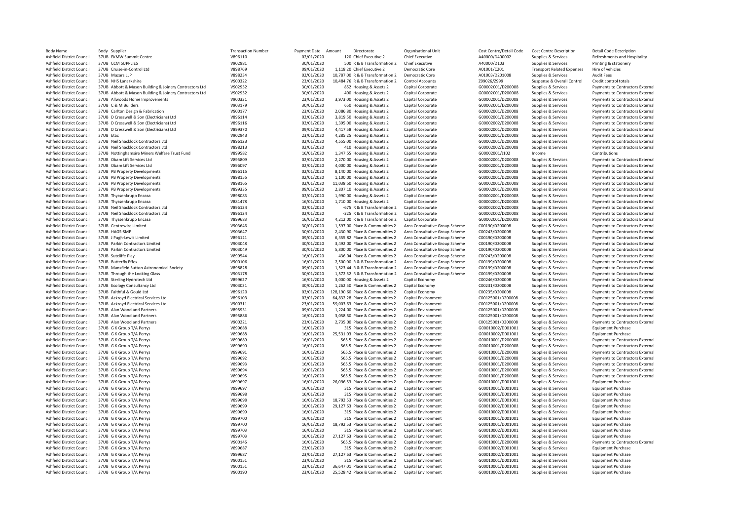| Body Name | Body | Supplier | Transaction Number | Payment Date | Amount | Directorate | Organisational Unit | Cost Centre/Detail Code | Cost Centre Description | Detail Code Description |
|---|---|---|---|---|---|---|---|---|---|---|
| Ashfield District Council | 37UB | EKMW Summit Centre | V896110 | 02/01/2020 | 120 | Chief Executive 2 | Chief Executive | A40000/D400002 | Supplies & Services | Refreshments and Hospitality |
| Ashfield District Council | 37UB | CCM SUPPLIES | V902981 | 30/01/2020 | 500 | R & B Transformation 2 | Chief Executive | A40000/D103 | Supplies & Services | Printing & stationery |
| Ashfield District Council | 37UB | Cruise-in-Control Ltd | V898769 | 09/01/2020 | 1,118.20 | Chief Executive 2 | Democratic Core | A01001/C201 | Transport Related Expenses | Hire of vehicles |
| Ashfield District Council | 37UB | Mazars LLP | V898234 | 02/01/2020 | 10,787.00 | R & B Transformation 2 | Democratic Core | A01003/D201008 | Supplies & Services | Audit Fees |
| Ashfield District Council | 37UB | NHS Lanarkshire | V900322 | 23/01/2020 | 10,484.76 | R & B Transformation 2 | Control Accounts | Z99026/Z999 | Suspense & Overall Control | Credit control totals |
| Ashfield District Council | 37UB | Abbott & Mason Building & Joinery Contractors Ltd | V902952 | 30/01/2020 | 852 | Housing & Assets 2 | Capital Corporate | G00002001/D200008 | Supplies & Services | Payments to Contractors External |
| Ashfield District Council | 37UB | Abbott & Mason Building & Joinery Contractors Ltd | V902952 | 30/01/2020 | 400 | Housing & Assets 2 | Capital Corporate | G00002001/D200008 | Supplies & Services | Payments to Contractors External |
| Ashfield District Council | 37UB | Allwoods Home Improvements | V900331 | 23/01/2020 | 3,973.00 | Housing & Assets 2 | Capital Corporate | G00002001/D200008 | Supplies & Services | Payments to Contractors External |
| Ashfield District Council | 37UB | C & M Builders | V903179 | 30/01/2020 | 650 | Housing & Assets 2 | Capital Corporate | G00002001/D200008 | Supplies & Services | Payments to Contractors External |
| Ashfield District Council | 37UB | Carlton Design & Fabrication | V900177 | 23/01/2020 | 2,086.80 | Housing & Assets 2 | Capital Corporate | G00002001/D200008 | Supplies & Services | Payments to Contractors External |
| Ashfield District Council | 37UB | D Cresswell & Son (Electricians) Ltd | V896114 | 02/01/2020 | 3,819.50 | Housing & Assets 2 | Capital Corporate | G00002001/D200008 | Supplies & Services | Payments to Contractors External |
| Ashfield District Council | 37UB | D Cresswell & Son (Electricians) Ltd | V896116 | 02/01/2020 | 1,395.00 | Housing & Assets 2 | Capital Corporate | G00002002/D200008 | Supplies & Services | Payments to Contractors External |
| Ashfield District Council | 37UB | D Cresswell & Son (Electricians) Ltd | V899370 | 09/01/2020 | 4,417.58 | Housing & Assets 2 | Capital Corporate | G00002001/D200008 | Supplies & Services | Payments to Contractors External |
| Ashfield District Council | 37UB | Etac | V902943 | 23/01/2020 | 4,285.25 | Housing & Assets 2 | Capital Corporate | G00002001/D200008 | Supplies & Services | Payments to Contractors External |
| Ashfield District Council | 37UB | Neil Shacklock Contractors Ltd | V896123 | 02/01/2020 | 4,555.00 | Housing & Assets 2 | Capital Corporate | G00002001/D200008 | Supplies & Services | Payments to Contractors External |
| Ashfield District Council | 37UB | Neil Shacklock Contractors Ltd | V898213 | 02/01/2020 | 410 | Housing & Assets 2 | Capital Corporate | G00002002/D200008 | Supplies & Services | Payments to Contractors External |
| Ashfield District Council | 37UB | Nottinghamsire Miners Welfare Trust Fund | V899582 | 16/01/2020 | 1,347.55 | Housing & Assets 2 | Capital Corporate | G00002001/J102 | Income | Contributions |
| Ashfield District Council | 37UB | Obam Lift Services Ltd | V895809 | 02/01/2020 | 2,270.00 | Housing & Assets 2 | Capital Corporate | G00002001/D200008 | Supplies & Services | Payments to Contractors External |
| Ashfield District Council | 37UB | Obam Lift Services Ltd | V896097 | 02/01/2020 | 4,000.00 | Housing & Assets 2 | Capital Corporate | G00002001/D200008 | Supplies & Services | Payments to Contractors External |
| Ashfield District Council | 37UB | PB Property Developments | V896115 | 02/01/2020 | 8,140.00 | Housing & Assets 2 | Capital Corporate | G00002001/D200008 | Supplies & Services | Payments to Contractors External |
| Ashfield District Council | 37UB | PB Property Developments | V898155 | 02/01/2020 | 1,100.00 | Housing & Assets 2 | Capital Corporate | G00002001/D200008 | Supplies & Services | Payments to Contractors External |
| Ashfield District Council | 37UB | PB Property Developments | V898165 | 02/01/2020 | 11,038.50 | Housing & Assets 2 | Capital Corporate | G00002001/D200008 | Supplies & Services | Payments to Contractors External |
| Ashfield District Council | 37UB | PB Property Developments | V899335 | 09/01/2020 | 2,807.10 | Housing & Assets 2 | Capital Corporate | G00002001/D200008 | Supplies & Services | Payments to Contractors External |
| Ashfield District Council | 37UB | Thyssenkrupp Encasa | V898083 | 02/01/2020 | 1,990.00 | Housing & Assets 2 | Capital Corporate | G00002001/D200008 | Supplies & Services | Payments to Contractors External |
| Ashfield District Council | 37UB | Thyssenkrupp Encasa | V881478 | 16/01/2020 | 1,710.00 | Housing & Assets 2 | Capital Corporate | G00002001/D200008 | Supplies & Services | Payments to Contractors External |
| Ashfield District Council | 37UB | Neil Shacklock Contractors Ltd | V896124 | 02/01/2020 | -675 | R & B Transformation 2 | Capital Corporate | G00002002/D200008 | Supplies & Services | Payments to Contractors External |
| Ashfield District Council | 37UB | Neil Shacklock Contractors Ltd | V896124 | 02/01/2020 | -225 | R & B Transformation 2 | Capital Corporate | G00002002/D200008 | Supplies & Services | Payments to Contractors External |
| Ashfield District Council | 37UB | Thyssenkrupp Encasa | V899683 | 16/01/2020 | 4,212.00 | R & B Transformation 2 | Capital Corporate | G00002001/D200008 | Supplies & Services | Payments to Contractors External |
| Ashfield District Council | 37UB | Centrewire Limited | V903646 | 30/01/2020 | 1,597.00 | Place & Communities 2 | Area Consultative Group Scheme | C00190/D200008 | Supplies & Services | Payments to Contractors External |
| Ashfield District Council | 37UB | HAGS-SMP | V903647 | 30/01/2020 | 2,430.90 | Place & Communities 2 | Area Consultative Group Scheme | C00243/D200008 | Supplies & Services | Payments to Contractors External |
| Ashfield District Council | 37UB | J Pugh-Lewis Limited | V896121 | 09/01/2020 | 6,355.82 | Place & Communities 2 | Area Consultative Group Scheme | C00190/D200008 | Supplies & Services | Payments to Contractors External |
| Ashfield District Council | 37UB | Parkin Contractors Limited | V903048 | 30/01/2020 | 3,492.00 | Place & Communities 2 | Area Consultative Group Scheme | C00190/D200008 | Supplies & Services | Payments to Contractors External |
| Ashfield District Council | 37UB | Parkin Contractors Limited | V903049 | 30/01/2020 | 5,800.00 | Place & Communities 2 | Area Consultative Group Scheme | C00190/D200008 | Supplies & Services | Payments to Contractors External |
| Ashfield District Council | 37UB | Sutcliffe Play | V899544 | 16/01/2020 | 436.04 | Place & Communities 2 | Area Consultative Group Scheme | C00243/D200008 | Supplies & Services | Payments to Contractors External |
| Ashfield District Council | 37UB | Butterfly Effex | V900106 | 16/01/2020 | 2,500.00 | R & B Transformation 2 | Area Consultative Group Scheme | C00199/D200008 | Supplies & Services | Payments to Contractors External |
| Ashfield District Council | 37UB | Mansfield Sutton Astronomical Society | V898828 | 09/01/2020 | 1,523.44 | R & B Transformation 2 | Area Consultative Group Scheme | C00199/D200008 | Supplies & Services | Payments to Contractors External |
| Ashfield District Council | 37UB | Through the Looking Glass | V903178 | 30/01/2020 | 1,572.52 | R & B Transformation 2 | Area Consultative Group Scheme | C00199/D200008 | Supplies & Services | Payments to Contractors External |
| Ashfield District Council | 37UB | Sterling Hydrotech Ltd | V899627 | 16/01/2020 | 3,000.00 | Housing & Assets 2 | Capital Economy | C00246/D200008 | Supplies & Services | Payments to Contractors External |
| Ashfield District Council | 37UB | Ecology Consultancy Ltd | V903031 | 30/01/2020 | 1,262.50 | Place & Communities 2 | Capital Economy | C00231/D200008 | Supplies & Services | Payments to Contractors External |
| Ashfield District Council | 37UB | Faithful & Gould Ltd | V896120 | 02/01/2020 | 128,190.60 | Place & Communities 2 | Capital Economy | C00235/D200008 | Supplies & Services | Payments to Contractors External |
| Ashfield District Council | 37UB | Ackroyd Electrical Services Ltd | V896103 | 02/01/2020 | 64,832.28 | Place & Communities 2 | Capital Environment | C00125001/D200008 | Supplies & Services | Payments to Contractors External |
| Ashfield District Council | 37UB | Ackroyd Electrical Services Ltd | V900311 | 23/01/2020 | 59,003.63 | Place & Communities 2 | Capital Environment | C00125001/D200008 | Supplies & Services | Payments to Contractors External |
| Ashfield District Council | 37UB | Alan Wood and Partners | V895931 | 09/01/2020 | 1,224.00 | Place & Communities 2 | Capital Environment | C00125001/D200008 | Supplies & Services | Payments to Contractors External |
| Ashfield District Council | 37UB | Alan Wood and Partners | V895886 | 16/01/2020 | 3,058.50 | Place & Communities 2 | Capital Environment | C00125001/D200008 | Supplies & Services | Payments to Contractors External |
| Ashfield District Council | 37UB | Alan Wood and Partners | V900221 | 23/01/2020 | 2,735.00 | Place & Communities 2 | Capital Environment | C00125001/D200008 | Supplies & Services | Payments to Contractors External |
| Ashfield District Council | 37UB | G K Group T/A Perrys | V899688 | 16/01/2020 | 315 | Place & Communities 2 | Capital Environment | G00010002/D001001 | Supplies & Services | Equipment Purchase |
| Ashfield District Council | 37UB | G K Group T/A Perrys | V899688 | 16/01/2020 | 25,531.03 | Place & Communities 2 | Capital Environment | G00010002/D001001 | Supplies & Services | Equipment Purchase |
| Ashfield District Council | 37UB | G K Group T/A Perrys | V899689 | 16/01/2020 | 565.5 | Place & Communities 2 | Capital Environment | G00010001/D200008 | Supplies & Services | Payments to Contractors External |
| Ashfield District Council | 37UB | G K Group T/A Perrys | V899690 | 16/01/2020 | 565.5 | Place & Communities 2 | Capital Environment | G00010001/D200008 | Supplies & Services | Payments to Contractors External |
| Ashfield District Council | 37UB | G K Group T/A Perrys | V899691 | 16/01/2020 | 565.5 | Place & Communities 2 | Capital Environment | G00010001/D200008 | Supplies & Services | Payments to Contractors External |
| Ashfield District Council | 37UB | G K Group T/A Perrys | V899692 | 16/01/2020 | 565.5 | Place & Communities 2 | Capital Environment | G00010001/D200008 | Supplies & Services | Payments to Contractors External |
| Ashfield District Council | 37UB | G K Group T/A Perrys | V899693 | 16/01/2020 | 565.5 | Place & Communities 2 | Capital Environment | G00010001/D200008 | Supplies & Services | Payments to Contractors External |
| Ashfield District Council | 37UB | G K Group T/A Perrys | V899694 | 16/01/2020 | 565.5 | Place & Communities 2 | Capital Environment | G00010001/D200008 | Supplies & Services | Payments to Contractors External |
| Ashfield District Council | 37UB | G K Group T/A Perrys | V899695 | 16/01/2020 | 565.5 | Place & Communities 2 | Capital Environment | G00010001/D200008 | Supplies & Services | Payments to Contractors External |
| Ashfield District Council | 37UB | G K Group T/A Perrys | V899697 | 16/01/2020 | 26,096.53 | Place & Communities 2 | Capital Environment | G00010001/D001001 | Supplies & Services | Equipment Purchase |
| Ashfield District Council | 37UB | G K Group T/A Perrys | V899697 | 16/01/2020 | 315 | Place & Communities 2 | Capital Environment | G00010001/D001001 | Supplies & Services | Equipment Purchase |
| Ashfield District Council | 37UB | G K Group T/A Perrys | V899698 | 16/01/2020 | 315 | Place & Communities 2 | Capital Environment | G00010001/D001001 | Supplies & Services | Equipment Purchase |
| Ashfield District Council | 37UB | G K Group T/A Perrys | V899698 | 16/01/2020 | 18,792.53 | Place & Communities 2 | Capital Environment | G00010001/D001001 | Supplies & Services | Equipment Purchase |
| Ashfield District Council | 37UB | G K Group T/A Perrys | V899699 | 16/01/2020 | 29,127.63 | Place & Communities 2 | Capital Environment | G00010002/D001001 | Supplies & Services | Equipment Purchase |
| Ashfield District Council | 37UB | G K Group T/A Perrys | V899699 | 16/01/2020 | 315 | Place & Communities 2 | Capital Environment | G00010002/D001001 | Supplies & Services | Equipment Purchase |
| Ashfield District Council | 37UB | G K Group T/A Perrys | V899700 | 16/01/2020 | 315 | Place & Communities 2 | Capital Environment | G00010001/D001001 | Supplies & Services | Equipment Purchase |
| Ashfield District Council | 37UB | G K Group T/A Perrys | V899700 | 16/01/2020 | 18,792.53 | Place & Communities 2 | Capital Environment | G00010001/D001001 | Supplies & Services | Equipment Purchase |
| Ashfield District Council | 37UB | G K Group T/A Perrys | V899703 | 16/01/2020 | 315 | Place & Communities 2 | Capital Environment | G00010002/D001001 | Supplies & Services | Equipment Purchase |
| Ashfield District Council | 37UB | G K Group T/A Perrys | V899703 | 16/01/2020 | 27,127.63 | Place & Communities 2 | Capital Environment | G00010002/D001001 | Supplies & Services | Equipment Purchase |
| Ashfield District Council | 37UB | G K Group T/A Perrys | V900146 | 16/01/2020 | 565.5 | Place & Communities 2 | Capital Environment | G00010001/D200008 | Supplies & Services | Payments to Contractors External |
| Ashfield District Council | 37UB | G K Group T/A Perrys | V899687 | 23/01/2020 | 315 | Place & Communities 2 | Capital Environment | G00010002/D001001 | Supplies & Services | Equipment Purchase |
| Ashfield District Council | 37UB | G K Group T/A Perrys | V899687 | 23/01/2020 | 27,127.63 | Place & Communities 2 | Capital Environment | G00010002/D001001 | Supplies & Services | Equipment Purchase |
| Ashfield District Council | 37UB | G K Group T/A Perrys | V900151 | 23/01/2020 | 315 | Place & Communities 2 | Capital Environment | G00010001/D001001 | Supplies & Services | Equipment Purchase |
| Ashfield District Council | 37UB | G K Group T/A Perrys | V900151 | 23/01/2020 | 36,647.01 | Place & Communities 2 | Capital Environment | G00010001/D001001 | Supplies & Services | Equipment Purchase |
| Ashfield District Council | 37UB | G K Group T/A Perrys | V900190 | 23/01/2020 | 25,528.42 | Place & Communities 2 | Capital Environment | G00010002/D001001 | Supplies & Services | Equipment Purchase |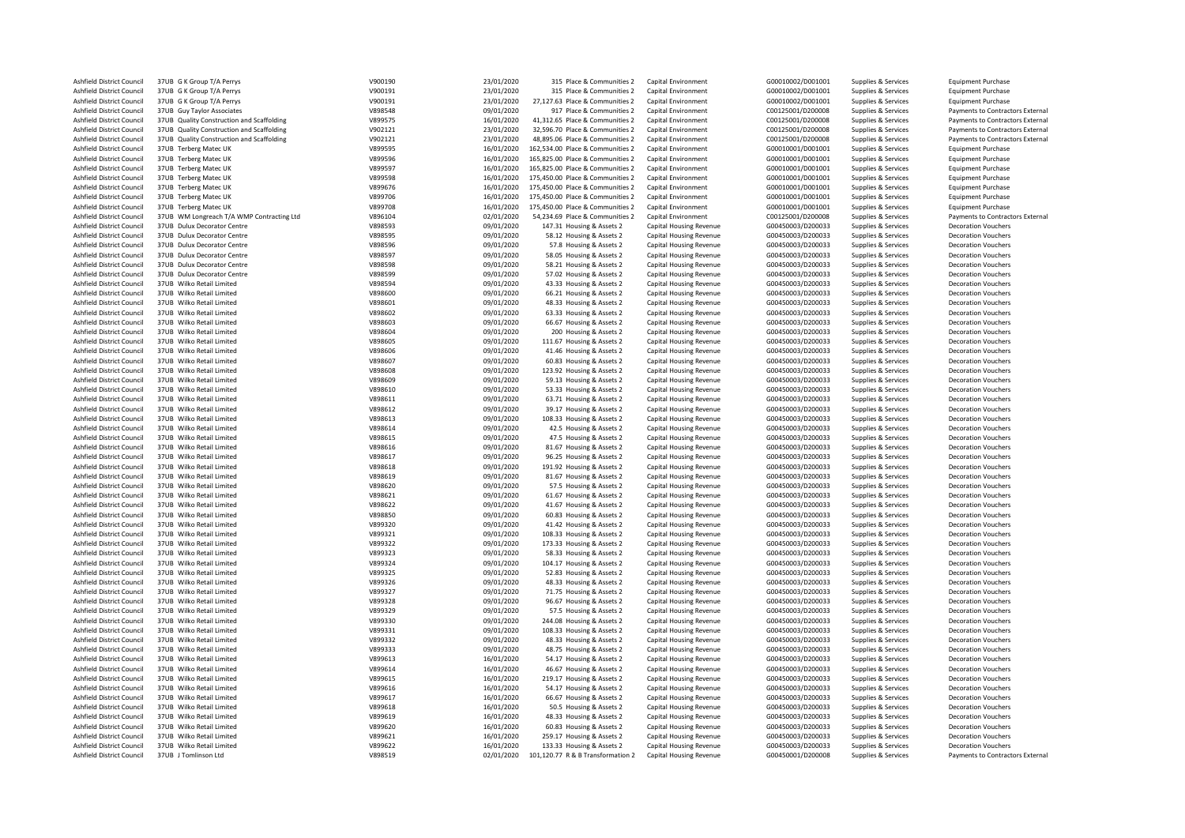| | | | | | | | | | | |
|---|---|---|---|---|---|---|---|---|---|---|
| Ashfield District Council | 37UB | G K Group T/A Perrys | V900190 | 23/01/2020 | 315 | Place & Communities 2 | Capital Environment | G00010002/D001001 | Supplies & Services | Equipment Purchase |
| Ashfield District Council | 37UB | G K Group T/A Perrys | V900191 | 23/01/2020 | 315 | Place & Communities 2 | Capital Environment | G00010002/D001001 | Supplies & Services | Equipment Purchase |
| Ashfield District Council | 37UB | G K Group T/A Perrys | V900191 | 23/01/2020 | 27,127.63 | Place & Communities 2 | Capital Environment | G00010002/D001001 | Supplies & Services | Equipment Purchase |
| Ashfield District Council | 37UB | Guy Taylor Associates | V898548 | 09/01/2020 | 917 | Place & Communities 2 | Capital Environment | C00125001/D200008 | Supplies & Services | Payments to Contractors External |
| Ashfield District Council | 37UB | Quality Construction and Scaffolding | V899575 | 16/01/2020 | 41,312.65 | Place & Communities 2 | Capital Environment | C00125001/D200008 | Supplies & Services | Payments to Contractors External |
| Ashfield District Council | 37UB | Quality Construction and Scaffolding | V902121 | 23/01/2020 | 32,596.70 | Place & Communities 2 | Capital Environment | C00125001/D200008 | Supplies & Services | Payments to Contractors External |
| Ashfield District Council | 37UB | Quality Construction and Scaffolding | V902121 | 23/01/2020 | 48,895.06 | Place & Communities 2 | Capital Environment | C00125001/D200008 | Supplies & Services | Payments to Contractors External |
| Ashfield District Council | 37UB | Terberg Matec UK | V899595 | 16/01/2020 | 162,534.00 | Place & Communities 2 | Capital Environment | G00010001/D001001 | Supplies & Services | Equipment Purchase |
| Ashfield District Council | 37UB | Terberg Matec UK | V899596 | 16/01/2020 | 165,825.00 | Place & Communities 2 | Capital Environment | G00010001/D001001 | Supplies & Services | Equipment Purchase |
| Ashfield District Council | 37UB | Terberg Matec UK | V899597 | 16/01/2020 | 165,825.00 | Place & Communities 2 | Capital Environment | G00010001/D001001 | Supplies & Services | Equipment Purchase |
| Ashfield District Council | 37UB | Terberg Matec UK | V899598 | 16/01/2020 | 175,450.00 | Place & Communities 2 | Capital Environment | G00010001/D001001 | Supplies & Services | Equipment Purchase |
| Ashfield District Council | 37UB | Terberg Matec UK | V899676 | 16/01/2020 | 175,450.00 | Place & Communities 2 | Capital Environment | G00010001/D001001 | Supplies & Services | Equipment Purchase |
| Ashfield District Council | 37UB | Terberg Matec UK | V899706 | 16/01/2020 | 175,450.00 | Place & Communities 2 | Capital Environment | G00010001/D001001 | Supplies & Services | Equipment Purchase |
| Ashfield District Council | 37UB | Terberg Matec UK | V899708 | 16/01/2020 | 175,450.00 | Place & Communities 2 | Capital Environment | G00010001/D001001 | Supplies & Services | Equipment Purchase |
| Ashfield District Council | 37UB | WM Longreach T/A WMP Contracting Ltd | V896104 | 02/01/2020 | 54,234.69 | Place & Communities 2 | Capital Environment | C00125001/D200008 | Supplies & Services | Payments to Contractors External |
| Ashfield District Council | 37UB | Dulux Decorator Centre | V898593 | 09/01/2020 | 147.31 | Housing & Assets 2 | Capital Housing Revenue | G00450003/D200033 | Supplies & Services | Decoration Vouchers |
| Ashfield District Council | 37UB | Dulux Decorator Centre | V898595 | 09/01/2020 | 58.12 | Housing & Assets 2 | Capital Housing Revenue | G00450003/D200033 | Supplies & Services | Decoration Vouchers |
| Ashfield District Council | 37UB | Dulux Decorator Centre | V898596 | 09/01/2020 | 57.8 | Housing & Assets 2 | Capital Housing Revenue | G00450003/D200033 | Supplies & Services | Decoration Vouchers |
| Ashfield District Council | 37UB | Dulux Decorator Centre | V898597 | 09/01/2020 | 58.05 | Housing & Assets 2 | Capital Housing Revenue | G00450003/D200033 | Supplies & Services | Decoration Vouchers |
| Ashfield District Council | 37UB | Dulux Decorator Centre | V898598 | 09/01/2020 | 58.21 | Housing & Assets 2 | Capital Housing Revenue | G00450003/D200033 | Supplies & Services | Decoration Vouchers |
| Ashfield District Council | 37UB | Dulux Decorator Centre | V898599 | 09/01/2020 | 57.02 | Housing & Assets 2 | Capital Housing Revenue | G00450003/D200033 | Supplies & Services | Decoration Vouchers |
| Ashfield District Council | 37UB | Wilko Retail Limited | V898594 | 09/01/2020 | 43.33 | Housing & Assets 2 | Capital Housing Revenue | G00450003/D200033 | Supplies & Services | Decoration Vouchers |
| Ashfield District Council | 37UB | Wilko Retail Limited | V898600 | 09/01/2020 | 66.21 | Housing & Assets 2 | Capital Housing Revenue | G00450003/D200033 | Supplies & Services | Decoration Vouchers |
| Ashfield District Council | 37UB | Wilko Retail Limited | V898601 | 09/01/2020 | 48.33 | Housing & Assets 2 | Capital Housing Revenue | G00450003/D200033 | Supplies & Services | Decoration Vouchers |
| Ashfield District Council | 37UB | Wilko Retail Limited | V898602 | 09/01/2020 | 63.33 | Housing & Assets 2 | Capital Housing Revenue | G00450003/D200033 | Supplies & Services | Decoration Vouchers |
| Ashfield District Council | 37UB | Wilko Retail Limited | V898603 | 09/01/2020 | 66.67 | Housing & Assets 2 | Capital Housing Revenue | G00450003/D200033 | Supplies & Services | Decoration Vouchers |
| Ashfield District Council | 37UB | Wilko Retail Limited | V898604 | 09/01/2020 | 200 | Housing & Assets 2 | Capital Housing Revenue | G00450003/D200033 | Supplies & Services | Decoration Vouchers |
| Ashfield District Council | 37UB | Wilko Retail Limited | V898605 | 09/01/2020 | 111.67 | Housing & Assets 2 | Capital Housing Revenue | G00450003/D200033 | Supplies & Services | Decoration Vouchers |
| Ashfield District Council | 37UB | Wilko Retail Limited | V898606 | 09/01/2020 | 41.46 | Housing & Assets 2 | Capital Housing Revenue | G00450003/D200033 | Supplies & Services | Decoration Vouchers |
| Ashfield District Council | 37UB | Wilko Retail Limited | V898607 | 09/01/2020 | 60.83 | Housing & Assets 2 | Capital Housing Revenue | G00450003/D200033 | Supplies & Services | Decoration Vouchers |
| Ashfield District Council | 37UB | Wilko Retail Limited | V898608 | 09/01/2020 | 123.92 | Housing & Assets 2 | Capital Housing Revenue | G00450003/D200033 | Supplies & Services | Decoration Vouchers |
| Ashfield District Council | 37UB | Wilko Retail Limited | V898609 | 09/01/2020 | 59.13 | Housing & Assets 2 | Capital Housing Revenue | G00450003/D200033 | Supplies & Services | Decoration Vouchers |
| Ashfield District Council | 37UB | Wilko Retail Limited | V898610 | 09/01/2020 | 53.33 | Housing & Assets 2 | Capital Housing Revenue | G00450003/D200033 | Supplies & Services | Decoration Vouchers |
| Ashfield District Council | 37UB | Wilko Retail Limited | V898611 | 09/01/2020 | 63.71 | Housing & Assets 2 | Capital Housing Revenue | G00450003/D200033 | Supplies & Services | Decoration Vouchers |
| Ashfield District Council | 37UB | Wilko Retail Limited | V898612 | 09/01/2020 | 39.17 | Housing & Assets 2 | Capital Housing Revenue | G00450003/D200033 | Supplies & Services | Decoration Vouchers |
| Ashfield District Council | 37UB | Wilko Retail Limited | V898613 | 09/01/2020 | 108.33 | Housing & Assets 2 | Capital Housing Revenue | G00450003/D200033 | Supplies & Services | Decoration Vouchers |
| Ashfield District Council | 37UB | Wilko Retail Limited | V898614 | 09/01/2020 | 42.5 | Housing & Assets 2 | Capital Housing Revenue | G00450003/D200033 | Supplies & Services | Decoration Vouchers |
| Ashfield District Council | 37UB | Wilko Retail Limited | V898615 | 09/01/2020 | 47.5 | Housing & Assets 2 | Capital Housing Revenue | G00450003/D200033 | Supplies & Services | Decoration Vouchers |
| Ashfield District Council | 37UB | Wilko Retail Limited | V898616 | 09/01/2020 | 81.67 | Housing & Assets 2 | Capital Housing Revenue | G00450003/D200033 | Supplies & Services | Decoration Vouchers |
| Ashfield District Council | 37UB | Wilko Retail Limited | V898617 | 09/01/2020 | 96.25 | Housing & Assets 2 | Capital Housing Revenue | G00450003/D200033 | Supplies & Services | Decoration Vouchers |
| Ashfield District Council | 37UB | Wilko Retail Limited | V898618 | 09/01/2020 | 191.92 | Housing & Assets 2 | Capital Housing Revenue | G00450003/D200033 | Supplies & Services | Decoration Vouchers |
| Ashfield District Council | 37UB | Wilko Retail Limited | V898619 | 09/01/2020 | 81.67 | Housing & Assets 2 | Capital Housing Revenue | G00450003/D200033 | Supplies & Services | Decoration Vouchers |
| Ashfield District Council | 37UB | Wilko Retail Limited | V898620 | 09/01/2020 | 57.5 | Housing & Assets 2 | Capital Housing Revenue | G00450003/D200033 | Supplies & Services | Decoration Vouchers |
| Ashfield District Council | 37UB | Wilko Retail Limited | V898621 | 09/01/2020 | 61.67 | Housing & Assets 2 | Capital Housing Revenue | G00450003/D200033 | Supplies & Services | Decoration Vouchers |
| Ashfield District Council | 37UB | Wilko Retail Limited | V898622 | 09/01/2020 | 41.67 | Housing & Assets 2 | Capital Housing Revenue | G00450003/D200033 | Supplies & Services | Decoration Vouchers |
| Ashfield District Council | 37UB | Wilko Retail Limited | V898850 | 09/01/2020 | 60.83 | Housing & Assets 2 | Capital Housing Revenue | G00450003/D200033 | Supplies & Services | Decoration Vouchers |
| Ashfield District Council | 37UB | Wilko Retail Limited | V899320 | 09/01/2020 | 41.42 | Housing & Assets 2 | Capital Housing Revenue | G00450003/D200033 | Supplies & Services | Decoration Vouchers |
| Ashfield District Council | 37UB | Wilko Retail Limited | V899321 | 09/01/2020 | 108.33 | Housing & Assets 2 | Capital Housing Revenue | G00450003/D200033 | Supplies & Services | Decoration Vouchers |
| Ashfield District Council | 37UB | Wilko Retail Limited | V899322 | 09/01/2020 | 173.33 | Housing & Assets 2 | Capital Housing Revenue | G00450003/D200033 | Supplies & Services | Decoration Vouchers |
| Ashfield District Council | 37UB | Wilko Retail Limited | V899323 | 09/01/2020 | 58.33 | Housing & Assets 2 | Capital Housing Revenue | G00450003/D200033 | Supplies & Services | Decoration Vouchers |
| Ashfield District Council | 37UB | Wilko Retail Limited | V899324 | 09/01/2020 | 104.17 | Housing & Assets 2 | Capital Housing Revenue | G00450003/D200033 | Supplies & Services | Decoration Vouchers |
| Ashfield District Council | 37UB | Wilko Retail Limited | V899325 | 09/01/2020 | 52.83 | Housing & Assets 2 | Capital Housing Revenue | G00450003/D200033 | Supplies & Services | Decoration Vouchers |
| Ashfield District Council | 37UB | Wilko Retail Limited | V899326 | 09/01/2020 | 48.33 | Housing & Assets 2 | Capital Housing Revenue | G00450003/D200033 | Supplies & Services | Decoration Vouchers |
| Ashfield District Council | 37UB | Wilko Retail Limited | V899327 | 09/01/2020 | 71.75 | Housing & Assets 2 | Capital Housing Revenue | G00450003/D200033 | Supplies & Services | Decoration Vouchers |
| Ashfield District Council | 37UB | Wilko Retail Limited | V899328 | 09/01/2020 | 96.67 | Housing & Assets 2 | Capital Housing Revenue | G00450003/D200033 | Supplies & Services | Decoration Vouchers |
| Ashfield District Council | 37UB | Wilko Retail Limited | V899329 | 09/01/2020 | 57.5 | Housing & Assets 2 | Capital Housing Revenue | G00450003/D200033 | Supplies & Services | Decoration Vouchers |
| Ashfield District Council | 37UB | Wilko Retail Limited | V899330 | 09/01/2020 | 244.08 | Housing & Assets 2 | Capital Housing Revenue | G00450003/D200033 | Supplies & Services | Decoration Vouchers |
| Ashfield District Council | 37UB | Wilko Retail Limited | V899331 | 09/01/2020 | 108.33 | Housing & Assets 2 | Capital Housing Revenue | G00450003/D200033 | Supplies & Services | Decoration Vouchers |
| Ashfield District Council | 37UB | Wilko Retail Limited | V899332 | 09/01/2020 | 48.33 | Housing & Assets 2 | Capital Housing Revenue | G00450003/D200033 | Supplies & Services | Decoration Vouchers |
| Ashfield District Council | 37UB | Wilko Retail Limited | V899333 | 09/01/2020 | 48.75 | Housing & Assets 2 | Capital Housing Revenue | G00450003/D200033 | Supplies & Services | Decoration Vouchers |
| Ashfield District Council | 37UB | Wilko Retail Limited | V899613 | 16/01/2020 | 54.17 | Housing & Assets 2 | Capital Housing Revenue | G00450003/D200033 | Supplies & Services | Decoration Vouchers |
| Ashfield District Council | 37UB | Wilko Retail Limited | V899614 | 16/01/2020 | 46.67 | Housing & Assets 2 | Capital Housing Revenue | G00450003/D200033 | Supplies & Services | Decoration Vouchers |
| Ashfield District Council | 37UB | Wilko Retail Limited | V899615 | 16/01/2020 | 219.17 | Housing & Assets 2 | Capital Housing Revenue | G00450003/D200033 | Supplies & Services | Decoration Vouchers |
| Ashfield District Council | 37UB | Wilko Retail Limited | V899616 | 16/01/2020 | 54.17 | Housing & Assets 2 | Capital Housing Revenue | G00450003/D200033 | Supplies & Services | Decoration Vouchers |
| Ashfield District Council | 37UB | Wilko Retail Limited | V899617 | 16/01/2020 | 66.67 | Housing & Assets 2 | Capital Housing Revenue | G00450003/D200033 | Supplies & Services | Decoration Vouchers |
| Ashfield District Council | 37UB | Wilko Retail Limited | V899618 | 16/01/2020 | 50.5 | Housing & Assets 2 | Capital Housing Revenue | G00450003/D200033 | Supplies & Services | Decoration Vouchers |
| Ashfield District Council | 37UB | Wilko Retail Limited | V899619 | 16/01/2020 | 48.33 | Housing & Assets 2 | Capital Housing Revenue | G00450003/D200033 | Supplies & Services | Decoration Vouchers |
| Ashfield District Council | 37UB | Wilko Retail Limited | V899620 | 16/01/2020 | 60.83 | Housing & Assets 2 | Capital Housing Revenue | G00450003/D200033 | Supplies & Services | Decoration Vouchers |
| Ashfield District Council | 37UB | Wilko Retail Limited | V899621 | 16/01/2020 | 259.17 | Housing & Assets 2 | Capital Housing Revenue | G00450003/D200033 | Supplies & Services | Decoration Vouchers |
| Ashfield District Council | 37UB | Wilko Retail Limited | V899622 | 16/01/2020 | 133.33 | Housing & Assets 2 | Capital Housing Revenue | G00450003/D200033 | Supplies & Services | Decoration Vouchers |
| Ashfield District Council | 37UB | J Tomlinson Ltd | V898519 | 02/01/2020 | 101,120.77 | R & B Transformation 2 | Capital Housing Revenue | G00450001/D200008 | Supplies & Services | Payments to Contractors External |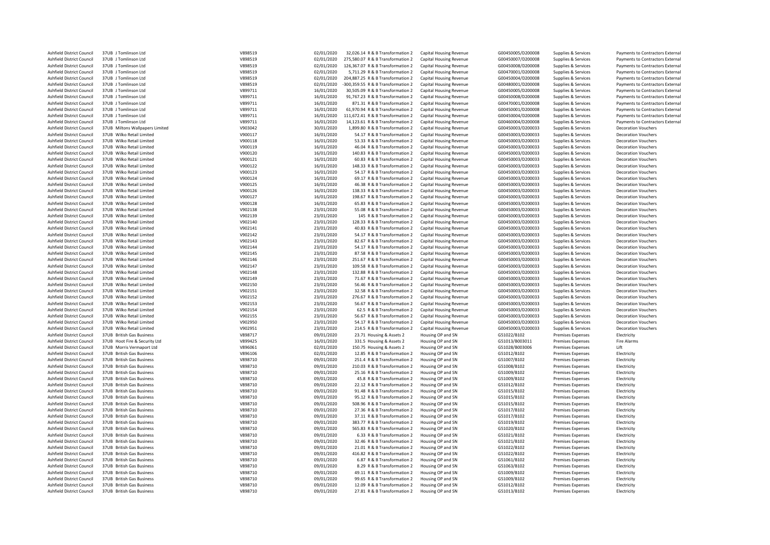| | | | | | | | | | |
|---|---|---|---|---|---|---|---|---|---|
| Ashfield District Council | 37UB J Tomlinson Ltd | V898519 | 02/01/2020 | 32,026.14 R & B Transformation 2 | Capital Housing Revenue | G00450005/D200008 | Supplies & Services | Payments to Contractors External |
| Ashfield District Council | 37UB J Tomlinson Ltd | V898519 | 02/01/2020 | 275,580.07 R & B Transformation 2 | Capital Housing Revenue | G00450007/D200008 | Supplies & Services | Payments to Contractors External |
| Ashfield District Council | 37UB J Tomlinson Ltd | V898519 | 02/01/2020 | 126,367.07 R & B Transformation 2 | Capital Housing Revenue | G00450008/D200008 | Supplies & Services | Payments to Contractors External |
| Ashfield District Council | 37UB J Tomlinson Ltd | V898519 | 02/01/2020 | 5,711.29 R & B Transformation 2 | Capital Housing Revenue | G00470001/D200008 | Supplies & Services | Payments to Contractors External |
| Ashfield District Council | 37UB J Tomlinson Ltd | V898519 | 02/01/2020 | 204,887.25 R & B Transformation 2 | Capital Housing Revenue | G00450004/D200008 | Supplies & Services | Payments to Contractors External |
| Ashfield District Council | 37UB J Tomlinson Ltd | V898519 | 02/01/2020 | -300,359.55 R & B Transformation 2 | Capital Housing Revenue | G00480001/D200008 | Supplies & Services | Payments to Contractors External |
| Ashfield District Council | 37UB J Tomlinson Ltd | V899711 | 16/01/2020 | 30,505.09 R & B Transformation 2 | Capital Housing Revenue | G00450005/D200008 | Supplies & Services | Payments to Contractors External |
| Ashfield District Council | 37UB J Tomlinson Ltd | V899711 | 16/01/2020 | 91,767.23 R & B Transformation 2 | Capital Housing Revenue | G00450008/D200008 | Supplies & Services | Payments to Contractors External |
| Ashfield District Council | 37UB J Tomlinson Ltd | V899711 | 16/01/2020 | 871.31 R & B Transformation 2 | Capital Housing Revenue | G00470001/D200008 | Supplies & Services | Payments to Contractors External |
| Ashfield District Council | 37UB J Tomlinson Ltd | V899711 | 16/01/2020 | 61,970.94 R & B Transformation 2 | Capital Housing Revenue | G00450001/D200008 | Supplies & Services | Payments to Contractors External |
| Ashfield District Council | 37UB J Tomlinson Ltd | V899711 | 16/01/2020 | 111,672.41 R & B Transformation 2 | Capital Housing Revenue | G00450004/D200008 | Supplies & Services | Payments to Contractors External |
| Ashfield District Council | 37UB J Tomlinson Ltd | V899711 | 16/01/2020 | 14,123.61 R & B Transformation 2 | Capital Housing Revenue | G00460004/D200008 | Supplies & Services | Payments to Contractors External |
| Ashfield District Council | 37UB Miltons Wallpapers Limited | V903042 | 30/01/2020 | 1,899.80 R & B Transformation 2 | Capital Housing Revenue | G00450003/D200033 | Supplies & Services | Decoration Vouchers |
| Ashfield District Council | 37UB Wilko Retail Limited | V900117 | 16/01/2020 | 54.17 R & B Transformation 2 | Capital Housing Revenue | G00450003/D200033 | Supplies & Services | Decoration Vouchers |
| Ashfield District Council | 37UB Wilko Retail Limited | V900118 | 16/01/2020 | 53.33 R & B Transformation 2 | Capital Housing Revenue | G00450003/D200033 | Supplies & Services | Decoration Vouchers |
| Ashfield District Council | 37UB Wilko Retail Limited | V900119 | 16/01/2020 | 46.04 R & B Transformation 2 | Capital Housing Revenue | G00450003/D200033 | Supplies & Services | Decoration Vouchers |
| Ashfield District Council | 37UB Wilko Retail Limited | V900120 | 16/01/2020 | 140.83 R & B Transformation 2 | Capital Housing Revenue | G00450003/D200033 | Supplies & Services | Decoration Vouchers |
| Ashfield District Council | 37UB Wilko Retail Limited | V900121 | 16/01/2020 | 60.83 R & B Transformation 2 | Capital Housing Revenue | G00450003/D200033 | Supplies & Services | Decoration Vouchers |
| Ashfield District Council | 37UB Wilko Retail Limited | V900122 | 16/01/2020 | 148.33 R & B Transformation 2 | Capital Housing Revenue | G00450003/D200033 | Supplies & Services | Decoration Vouchers |
| Ashfield District Council | 37UB Wilko Retail Limited | V900123 | 16/01/2020 | 54.17 R & B Transformation 2 | Capital Housing Revenue | G00450003/D200033 | Supplies & Services | Decoration Vouchers |
| Ashfield District Council | 37UB Wilko Retail Limited | V900124 | 16/01/2020 | 69.17 R & B Transformation 2 | Capital Housing Revenue | G00450003/D200033 | Supplies & Services | Decoration Vouchers |
| Ashfield District Council | 37UB Wilko Retail Limited | V900125 | 16/01/2020 | 46.38 R & B Transformation 2 | Capital Housing Revenue | G00450003/D200033 | Supplies & Services | Decoration Vouchers |
| Ashfield District Council | 37UB Wilko Retail Limited | V900126 | 16/01/2020 | 138.33 R & B Transformation 2 | Capital Housing Revenue | G00450003/D200033 | Supplies & Services | Decoration Vouchers |
| Ashfield District Council | 37UB Wilko Retail Limited | V900127 | 16/01/2020 | 198.67 R & B Transformation 2 | Capital Housing Revenue | G00450003/D200033 | Supplies & Services | Decoration Vouchers |
| Ashfield District Council | 37UB Wilko Retail Limited | V900128 | 16/01/2020 | 65.83 R & B Transformation 2 | Capital Housing Revenue | G00450003/D200033 | Supplies & Services | Decoration Vouchers |
| Ashfield District Council | 37UB Wilko Retail Limited | V902138 | 23/01/2020 | 55.08 R & B Transformation 2 | Capital Housing Revenue | G00450003/D200033 | Supplies & Services | Decoration Vouchers |
| Ashfield District Council | 37UB Wilko Retail Limited | V902139 | 23/01/2020 | 145 R & B Transformation 2 | Capital Housing Revenue | G00450003/D200033 | Supplies & Services | Decoration Vouchers |
| Ashfield District Council | 37UB Wilko Retail Limited | V902140 | 23/01/2020 | 128.33 R & B Transformation 2 | Capital Housing Revenue | G00450003/D200033 | Supplies & Services | Decoration Vouchers |
| Ashfield District Council | 37UB Wilko Retail Limited | V902141 | 23/01/2020 | 40.83 R & B Transformation 2 | Capital Housing Revenue | G00450003/D200033 | Supplies & Services | Decoration Vouchers |
| Ashfield District Council | 37UB Wilko Retail Limited | V902142 | 23/01/2020 | 54.17 R & B Transformation 2 | Capital Housing Revenue | G00450003/D200033 | Supplies & Services | Decoration Vouchers |
| Ashfield District Council | 37UB Wilko Retail Limited | V902143 | 23/01/2020 | 82.67 R & B Transformation 2 | Capital Housing Revenue | G00450003/D200033 | Supplies & Services | Decoration Vouchers |
| Ashfield District Council | 37UB Wilko Retail Limited | V902144 | 23/01/2020 | 54.17 R & B Transformation 2 | Capital Housing Revenue | G00450003/D200033 | Supplies & Services | Decoration Vouchers |
| Ashfield District Council | 37UB Wilko Retail Limited | V902145 | 23/01/2020 | 87.58 R & B Transformation 2 | Capital Housing Revenue | G00450003/D200033 | Supplies & Services | Decoration Vouchers |
| Ashfield District Council | 37UB Wilko Retail Limited | V902146 | 23/01/2020 | 251.67 R & B Transformation 2 | Capital Housing Revenue | G00450003/D200033 | Supplies & Services | Decoration Vouchers |
| Ashfield District Council | 37UB Wilko Retail Limited | V902147 | 23/01/2020 | 109.58 R & B Transformation 2 | Capital Housing Revenue | G00450003/D200033 | Supplies & Services | Decoration Vouchers |
| Ashfield District Council | 37UB Wilko Retail Limited | V902148 | 23/01/2020 | 132.88 R & B Transformation 2 | Capital Housing Revenue | G00450003/D200033 | Supplies & Services | Decoration Vouchers |
| Ashfield District Council | 37UB Wilko Retail Limited | V902149 | 23/01/2020 | 71.67 R & B Transformation 2 | Capital Housing Revenue | G00450003/D200033 | Supplies & Services | Decoration Vouchers |
| Ashfield District Council | 37UB Wilko Retail Limited | V902150 | 23/01/2020 | 56.46 R & B Transformation 2 | Capital Housing Revenue | G00450003/D200033 | Supplies & Services | Decoration Vouchers |
| Ashfield District Council | 37UB Wilko Retail Limited | V902151 | 23/01/2020 | 32.58 R & B Transformation 2 | Capital Housing Revenue | G00450003/D200033 | Supplies & Services | Decoration Vouchers |
| Ashfield District Council | 37UB Wilko Retail Limited | V902152 | 23/01/2020 | 276.67 R & B Transformation 2 | Capital Housing Revenue | G00450003/D200033 | Supplies & Services | Decoration Vouchers |
| Ashfield District Council | 37UB Wilko Retail Limited | V902153 | 23/01/2020 | 56.67 R & B Transformation 2 | Capital Housing Revenue | G00450003/D200033 | Supplies & Services | Decoration Vouchers |
| Ashfield District Council | 37UB Wilko Retail Limited | V902154 | 23/01/2020 | 62.5 R & B Transformation 2 | Capital Housing Revenue | G00450003/D200033 | Supplies & Services | Decoration Vouchers |
| Ashfield District Council | 37UB Wilko Retail Limited | V902155 | 23/01/2020 | 56.67 R & B Transformation 2 | Capital Housing Revenue | G00450003/D200033 | Supplies & Services | Decoration Vouchers |
| Ashfield District Council | 37UB Wilko Retail Limited | V902950 | 23/01/2020 | 54.17 R & B Transformation 2 | Capital Housing Revenue | G00450003/D200033 | Supplies & Services | Decoration Vouchers |
| Ashfield District Council | 37UB Wilko Retail Limited | V902951 | 23/01/2020 | 214.5 R & B Transformation 2 | Capital Housing Revenue | G00450003/D200033 | Supplies & Services | Decoration Vouchers |
| Ashfield District Council | 37UB British Gas Business | V898717 | 09/01/2020 | 23.71 Housing & Assets 2 | Housing OP and SN | G51022/B102 | Premises Expenses | Electricity |
| Ashfield District Council | 37UB Hoot Fire & Security Ltd | V899425 | 16/01/2020 | 331.5 Housing & Assets 2 | Housing OP and SN | G51013/B003011 | Premises Expenses | Fire Alarms |
| Ashfield District Council | 37UB Morris Vermaport Ltd | V896061 | 02/01/2020 | 150.75 Housing & Assets 2 | Housing OP and SN | G51028/B003006 | Premises Expenses | Lift |
| Ashfield District Council | 37UB British Gas Business | V896106 | 02/01/2020 | 12.85 R & B Transformation 2 | Housing OP and SN | G51012/B102 | Premises Expenses | Electricity |
| Ashfield District Council | 37UB British Gas Business | V898710 | 09/01/2020 | 251.4 R & B Transformation 2 | Housing OP and SN | G51007/B102 | Premises Expenses | Electricity |
| Ashfield District Council | 37UB British Gas Business | V898710 | 09/01/2020 | 210.03 R & B Transformation 2 | Housing OP and SN | G51008/B102 | Premises Expenses | Electricity |
| Ashfield District Council | 37UB British Gas Business | V898710 | 09/01/2020 | 25.16 R & B Transformation 2 | Housing OP and SN | G51009/B102 | Premises Expenses | Electricity |
| Ashfield District Council | 37UB British Gas Business | V898710 | 09/01/2020 | 45.8 R & B Transformation 2 | Housing OP and SN | G51009/B102 | Premises Expenses | Electricity |
| Ashfield District Council | 37UB British Gas Business | V898710 | 09/01/2020 | 22.12 R & B Transformation 2 | Housing OP and SN | G51012/B102 | Premises Expenses | Electricity |
| Ashfield District Council | 37UB British Gas Business | V898710 | 09/01/2020 | 91.48 R & B Transformation 2 | Housing OP and SN | G51015/B102 | Premises Expenses | Electricity |
| Ashfield District Council | 37UB British Gas Business | V898710 | 09/01/2020 | 95.12 R & B Transformation 2 | Housing OP and SN | G51015/B102 | Premises Expenses | Electricity |
| Ashfield District Council | 37UB British Gas Business | V898710 | 09/01/2020 | 508.96 R & B Transformation 2 | Housing OP and SN | G51015/B102 | Premises Expenses | Electricity |
| Ashfield District Council | 37UB British Gas Business | V898710 | 09/01/2020 | 27.36 R & B Transformation 2 | Housing OP and SN | G51017/B102 | Premises Expenses | Electricity |
| Ashfield District Council | 37UB British Gas Business | V898710 | 09/01/2020 | 37.11 R & B Transformation 2 | Housing OP and SN | G51017/B102 | Premises Expenses | Electricity |
| Ashfield District Council | 37UB British Gas Business | V898710 | 09/01/2020 | 383.77 R & B Transformation 2 | Housing OP and SN | G51019/B102 | Premises Expenses | Electricity |
| Ashfield District Council | 37UB British Gas Business | V898710 | 09/01/2020 | 565.83 R & B Transformation 2 | Housing OP and SN | G51020/B102 | Premises Expenses | Electricity |
| Ashfield District Council | 37UB British Gas Business | V898710 | 09/01/2020 | 6.33 R & B Transformation 2 | Housing OP and SN | G51021/B102 | Premises Expenses | Electricity |
| Ashfield District Council | 37UB British Gas Business | V898710 | 09/01/2020 | 32.46 R & B Transformation 2 | Housing OP and SN | G51021/B102 | Premises Expenses | Electricity |
| Ashfield District Council | 37UB British Gas Business | V898710 | 09/01/2020 | 21.01 R & B Transformation 2 | Housing OP and SN | G51022/B102 | Premises Expenses | Electricity |
| Ashfield District Council | 37UB British Gas Business | V898710 | 09/01/2020 | 416.82 R & B Transformation 2 | Housing OP and SN | G51022/B102 | Premises Expenses | Electricity |
| Ashfield District Council | 37UB British Gas Business | V898710 | 09/01/2020 | 6.87 R & B Transformation 2 | Housing OP and SN | G51061/B102 | Premises Expenses | Electricity |
| Ashfield District Council | 37UB British Gas Business | V898710 | 09/01/2020 | 8.29 R & B Transformation 2 | Housing OP and SN | G51063/B102 | Premises Expenses | Electricity |
| Ashfield District Council | 37UB British Gas Business | V898710 | 09/01/2020 | 49.11 R & B Transformation 2 | Housing OP and SN | G51009/B102 | Premises Expenses | Electricity |
| Ashfield District Council | 37UB British Gas Business | V898710 | 09/01/2020 | 99.65 R & B Transformation 2 | Housing OP and SN | G51009/B102 | Premises Expenses | Electricity |
| Ashfield District Council | 37UB British Gas Business | V898710 | 09/01/2020 | 12.09 R & B Transformation 2 | Housing OP and SN | G51012/B102 | Premises Expenses | Electricity |
| Ashfield District Council | 37UB British Gas Business | V898710 | 09/01/2020 | 27.81 R & B Transformation 2 | Housing OP and SN | G51013/B102 | Premises Expenses | Electricity |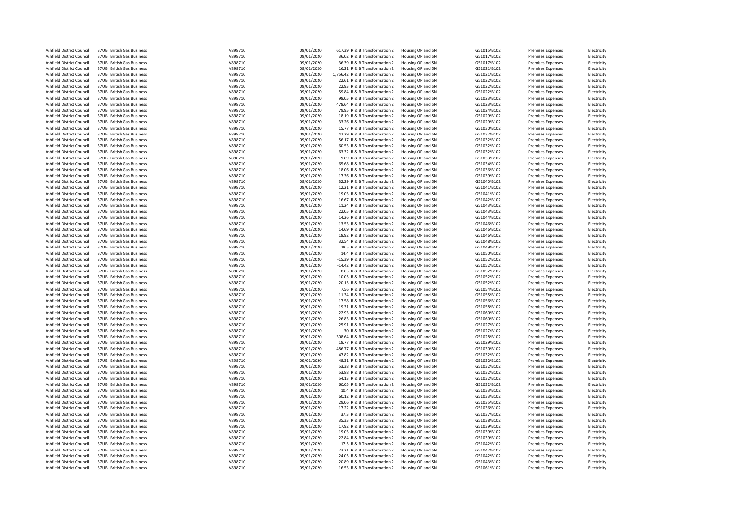| | | | | | | | | | |
|---|---|---|---|---|---|---|---|---|---|
| Ashfield District Council | 37UB British Gas Business | V898710 | 09/01/2020 | 617.39 | R & B Transformation 2 | Housing OP and SN | G51015/B102 | Premises Expenses | Electricity |
| Ashfield District Council | 37UB British Gas Business | V898710 | 09/01/2020 | 36.02 | R & B Transformation 2 | Housing OP and SN | G51017/B102 | Premises Expenses | Electricity |
| Ashfield District Council | 37UB British Gas Business | V898710 | 09/01/2020 | 36.39 | R & B Transformation 2 | Housing OP and SN | G51017/B102 | Premises Expenses | Electricity |
| Ashfield District Council | 37UB British Gas Business | V898710 | 09/01/2020 | 16.21 | R & B Transformation 2 | Housing OP and SN | G51021/B102 | Premises Expenses | Electricity |
| Ashfield District Council | 37UB British Gas Business | V898710 | 09/01/2020 | 1,756.42 | R & B Transformation 2 | Housing OP and SN | G51021/B102 | Premises Expenses | Electricity |
| Ashfield District Council | 37UB British Gas Business | V898710 | 09/01/2020 | 22.61 | R & B Transformation 2 | Housing OP and SN | G51022/B102 | Premises Expenses | Electricity |
| Ashfield District Council | 37UB British Gas Business | V898710 | 09/01/2020 | 22.93 | R & B Transformation 2 | Housing OP and SN | G51022/B102 | Premises Expenses | Electricity |
| Ashfield District Council | 37UB British Gas Business | V898710 | 09/01/2020 | 59.84 | R & B Transformation 2 | Housing OP and SN | G51022/B102 | Premises Expenses | Electricity |
| Ashfield District Council | 37UB British Gas Business | V898710 | 09/01/2020 | 98.05 | R & B Transformation 2 | Housing OP and SN | G51023/B102 | Premises Expenses | Electricity |
| Ashfield District Council | 37UB British Gas Business | V898710 | 09/01/2020 | 478.64 | R & B Transformation 2 | Housing OP and SN | G51023/B102 | Premises Expenses | Electricity |
| Ashfield District Council | 37UB British Gas Business | V898710 | 09/01/2020 | 79.95 | R & B Transformation 2 | Housing OP and SN | G51024/B102 | Premises Expenses | Electricity |
| Ashfield District Council | 37UB British Gas Business | V898710 | 09/01/2020 | 18.19 | R & B Transformation 2 | Housing OP and SN | G51029/B102 | Premises Expenses | Electricity |
| Ashfield District Council | 37UB British Gas Business | V898710 | 09/01/2020 | 33.26 | R & B Transformation 2 | Housing OP and SN | G51029/B102 | Premises Expenses | Electricity |
| Ashfield District Council | 37UB British Gas Business | V898710 | 09/01/2020 | 15.77 | R & B Transformation 2 | Housing OP and SN | G51030/B102 | Premises Expenses | Electricity |
| Ashfield District Council | 37UB British Gas Business | V898710 | 09/01/2020 | 42.29 | R & B Transformation 2 | Housing OP and SN | G51032/B102 | Premises Expenses | Electricity |
| Ashfield District Council | 37UB British Gas Business | V898710 | 09/01/2020 | 56.17 | R & B Transformation 2 | Housing OP and SN | G51032/B102 | Premises Expenses | Electricity |
| Ashfield District Council | 37UB British Gas Business | V898710 | 09/01/2020 | 60.53 | R & B Transformation 2 | Housing OP and SN | G51032/B102 | Premises Expenses | Electricity |
| Ashfield District Council | 37UB British Gas Business | V898710 | 09/01/2020 | 63.32 | R & B Transformation 2 | Housing OP and SN | G51032/B102 | Premises Expenses | Electricity |
| Ashfield District Council | 37UB British Gas Business | V898710 | 09/01/2020 | 9.89 | R & B Transformation 2 | Housing OP and SN | G51033/B102 | Premises Expenses | Electricity |
| Ashfield District Council | 37UB British Gas Business | V898710 | 09/01/2020 | 65.68 | R & B Transformation 2 | Housing OP and SN | G51034/B102 | Premises Expenses | Electricity |
| Ashfield District Council | 37UB British Gas Business | V898710 | 09/01/2020 | 18.06 | R & B Transformation 2 | Housing OP and SN | G51036/B102 | Premises Expenses | Electricity |
| Ashfield District Council | 37UB British Gas Business | V898710 | 09/01/2020 | 17.36 | R & B Transformation 2 | Housing OP and SN | G51039/B102 | Premises Expenses | Electricity |
| Ashfield District Council | 37UB British Gas Business | V898710 | 09/01/2020 | 32.29 | R & B Transformation 2 | Housing OP and SN | G51040/B102 | Premises Expenses | Electricity |
| Ashfield District Council | 37UB British Gas Business | V898710 | 09/01/2020 | 12.21 | R & B Transformation 2 | Housing OP and SN | G51041/B102 | Premises Expenses | Electricity |
| Ashfield District Council | 37UB British Gas Business | V898710 | 09/01/2020 | 19.03 | R & B Transformation 2 | Housing OP and SN | G51041/B102 | Premises Expenses | Electricity |
| Ashfield District Council | 37UB British Gas Business | V898710 | 09/01/2020 | 16.67 | R & B Transformation 2 | Housing OP and SN | G51042/B102 | Premises Expenses | Electricity |
| Ashfield District Council | 37UB British Gas Business | V898710 | 09/01/2020 | 11.24 | R & B Transformation 2 | Housing OP and SN | G51043/B102 | Premises Expenses | Electricity |
| Ashfield District Council | 37UB British Gas Business | V898710 | 09/01/2020 | 22.05 | R & B Transformation 2 | Housing OP and SN | G51043/B102 | Premises Expenses | Electricity |
| Ashfield District Council | 37UB British Gas Business | V898710 | 09/01/2020 | 14.26 | R & B Transformation 2 | Housing OP and SN | G51044/B102 | Premises Expenses | Electricity |
| Ashfield District Council | 37UB British Gas Business | V898710 | 09/01/2020 | 13.53 | R & B Transformation 2 | Housing OP and SN | G51046/B102 | Premises Expenses | Electricity |
| Ashfield District Council | 37UB British Gas Business | V898710 | 09/01/2020 | 14.69 | R & B Transformation 2 | Housing OP and SN | G51046/B102 | Premises Expenses | Electricity |
| Ashfield District Council | 37UB British Gas Business | V898710 | 09/01/2020 | 18.92 | R & B Transformation 2 | Housing OP and SN | G51046/B102 | Premises Expenses | Electricity |
| Ashfield District Council | 37UB British Gas Business | V898710 | 09/01/2020 | 32.54 | R & B Transformation 2 | Housing OP and SN | G51048/B102 | Premises Expenses | Electricity |
| Ashfield District Council | 37UB British Gas Business | V898710 | 09/01/2020 | 28.5 | R & B Transformation 2 | Housing OP and SN | G51049/B102 | Premises Expenses | Electricity |
| Ashfield District Council | 37UB British Gas Business | V898710 | 09/01/2020 | 14.4 | R & B Transformation 2 | Housing OP and SN | G51050/B102 | Premises Expenses | Electricity |
| Ashfield District Council | 37UB British Gas Business | V898710 | 09/01/2020 | -15.39 | R & B Transformation 2 | Housing OP and SN | G51052/B102 | Premises Expenses | Electricity |
| Ashfield District Council | 37UB British Gas Business | V898710 | 09/01/2020 | -14.42 | R & B Transformation 2 | Housing OP and SN | G51052/B102 | Premises Expenses | Electricity |
| Ashfield District Council | 37UB British Gas Business | V898710 | 09/01/2020 | 8.85 | R & B Transformation 2 | Housing OP and SN | G51052/B102 | Premises Expenses | Electricity |
| Ashfield District Council | 37UB British Gas Business | V898710 | 09/01/2020 | 10.05 | R & B Transformation 2 | Housing OP and SN | G51052/B102 | Premises Expenses | Electricity |
| Ashfield District Council | 37UB British Gas Business | V898710 | 09/01/2020 | 20.15 | R & B Transformation 2 | Housing OP and SN | G51052/B102 | Premises Expenses | Electricity |
| Ashfield District Council | 37UB British Gas Business | V898710 | 09/01/2020 | 7.56 | R & B Transformation 2 | Housing OP and SN | G51054/B102 | Premises Expenses | Electricity |
| Ashfield District Council | 37UB British Gas Business | V898710 | 09/01/2020 | 11.34 | R & B Transformation 2 | Housing OP and SN | G51055/B102 | Premises Expenses | Electricity |
| Ashfield District Council | 37UB British Gas Business | V898710 | 09/01/2020 | 17.58 | R & B Transformation 2 | Housing OP and SN | G51056/B102 | Premises Expenses | Electricity |
| Ashfield District Council | 37UB British Gas Business | V898710 | 09/01/2020 | 19.31 | R & B Transformation 2 | Housing OP and SN | G51058/B102 | Premises Expenses | Electricity |
| Ashfield District Council | 37UB British Gas Business | V898710 | 09/01/2020 | 22.93 | R & B Transformation 2 | Housing OP and SN | G51060/B102 | Premises Expenses | Electricity |
| Ashfield District Council | 37UB British Gas Business | V898710 | 09/01/2020 | 26.83 | R & B Transformation 2 | Housing OP and SN | G51060/B102 | Premises Expenses | Electricity |
| Ashfield District Council | 37UB British Gas Business | V898710 | 09/01/2020 | 25.91 | R & B Transformation 2 | Housing OP and SN | G51027/B102 | Premises Expenses | Electricity |
| Ashfield District Council | 37UB British Gas Business | V898710 | 09/01/2020 | 30 | R & B Transformation 2 | Housing OP and SN | G51027/B102 | Premises Expenses | Electricity |
| Ashfield District Council | 37UB British Gas Business | V898710 | 09/01/2020 | 308.64 | R & B Transformation 2 | Housing OP and SN | G51028/B102 | Premises Expenses | Electricity |
| Ashfield District Council | 37UB British Gas Business | V898710 | 09/01/2020 | 18.77 | R & B Transformation 2 | Housing OP and SN | G51029/B102 | Premises Expenses | Electricity |
| Ashfield District Council | 37UB British Gas Business | V898710 | 09/01/2020 | 486.77 | R & B Transformation 2 | Housing OP and SN | G51030/B102 | Premises Expenses | Electricity |
| Ashfield District Council | 37UB British Gas Business | V898710 | 09/01/2020 | 47.82 | R & B Transformation 2 | Housing OP and SN | G51032/B102 | Premises Expenses | Electricity |
| Ashfield District Council | 37UB British Gas Business | V898710 | 09/01/2020 | 48.31 | R & B Transformation 2 | Housing OP and SN | G51032/B102 | Premises Expenses | Electricity |
| Ashfield District Council | 37UB British Gas Business | V898710 | 09/01/2020 | 53.38 | R & B Transformation 2 | Housing OP and SN | G51032/B102 | Premises Expenses | Electricity |
| Ashfield District Council | 37UB British Gas Business | V898710 | 09/01/2020 | 53.88 | R & B Transformation 2 | Housing OP and SN | G51032/B102 | Premises Expenses | Electricity |
| Ashfield District Council | 37UB British Gas Business | V898710 | 09/01/2020 | 54.13 | R & B Transformation 2 | Housing OP and SN | G51032/B102 | Premises Expenses | Electricity |
| Ashfield District Council | 37UB British Gas Business | V898710 | 09/01/2020 | 60.05 | R & B Transformation 2 | Housing OP and SN | G51032/B102 | Premises Expenses | Electricity |
| Ashfield District Council | 37UB British Gas Business | V898710 | 09/01/2020 | 10.4 | R & B Transformation 2 | Housing OP and SN | G51033/B102 | Premises Expenses | Electricity |
| Ashfield District Council | 37UB British Gas Business | V898710 | 09/01/2020 | 60.12 | R & B Transformation 2 | Housing OP and SN | G51033/B102 | Premises Expenses | Electricity |
| Ashfield District Council | 37UB British Gas Business | V898710 | 09/01/2020 | 29.06 | R & B Transformation 2 | Housing OP and SN | G51035/B102 | Premises Expenses | Electricity |
| Ashfield District Council | 37UB British Gas Business | V898710 | 09/01/2020 | 17.22 | R & B Transformation 2 | Housing OP and SN | G51036/B102 | Premises Expenses | Electricity |
| Ashfield District Council | 37UB British Gas Business | V898710 | 09/01/2020 | 37.3 | R & B Transformation 2 | Housing OP and SN | G51037/B102 | Premises Expenses | Electricity |
| Ashfield District Council | 37UB British Gas Business | V898710 | 09/01/2020 | 35.33 | R & B Transformation 2 | Housing OP and SN | G51038/B102 | Premises Expenses | Electricity |
| Ashfield District Council | 37UB British Gas Business | V898710 | 09/01/2020 | 17.92 | R & B Transformation 2 | Housing OP and SN | G51039/B102 | Premises Expenses | Electricity |
| Ashfield District Council | 37UB British Gas Business | V898710 | 09/01/2020 | 19.03 | R & B Transformation 2 | Housing OP and SN | G51039/B102 | Premises Expenses | Electricity |
| Ashfield District Council | 37UB British Gas Business | V898710 | 09/01/2020 | 22.84 | R & B Transformation 2 | Housing OP and SN | G51039/B102 | Premises Expenses | Electricity |
| Ashfield District Council | 37UB British Gas Business | V898710 | 09/01/2020 | 17.5 | R & B Transformation 2 | Housing OP and SN | G51042/B102 | Premises Expenses | Electricity |
| Ashfield District Council | 37UB British Gas Business | V898710 | 09/01/2020 | 23.21 | R & B Transformation 2 | Housing OP and SN | G51042/B102 | Premises Expenses | Electricity |
| Ashfield District Council | 37UB British Gas Business | V898710 | 09/01/2020 | 24.05 | R & B Transformation 2 | Housing OP and SN | G51042/B102 | Premises Expenses | Electricity |
| Ashfield District Council | 37UB British Gas Business | V898710 | 09/01/2020 | 20.89 | R & B Transformation 2 | Housing OP and SN | G51043/B102 | Premises Expenses | Electricity |
| Ashfield District Council | 37UB British Gas Business | V898710 | 09/01/2020 | 16.53 | R & B Transformation 2 | Housing OP and SN | G51061/B102 | Premises Expenses | Electricity |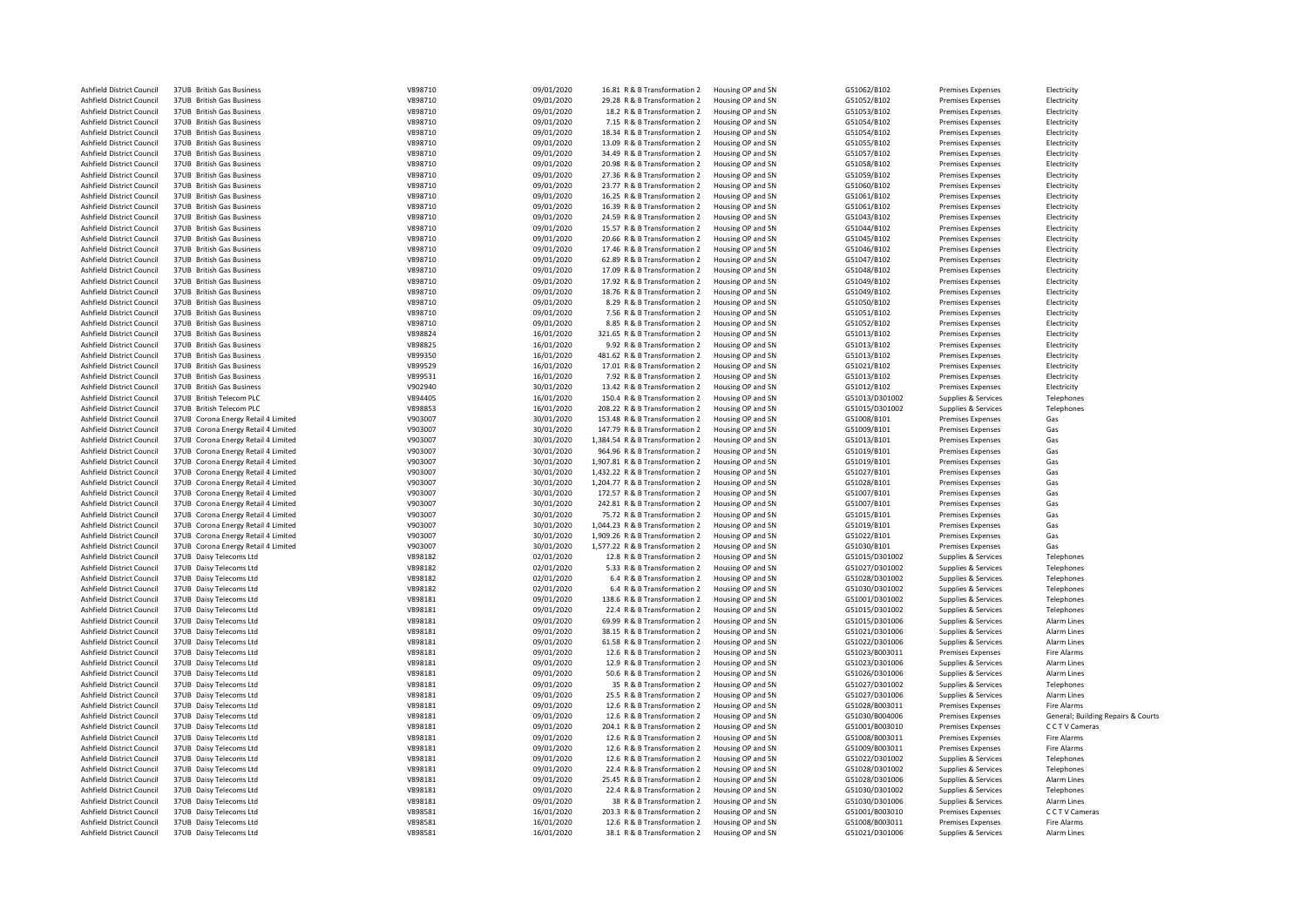| | | | | | | | | | |
|---|---|---|---|---|---|---|---|---|---|
| Ashfield District Council | 37UB British Gas Business | V898710 | 09/01/2020 | 16.81 R & B Transformation 2 | Housing OP and SN | G51062/B102 | Premises Expenses | Electricity |
| Ashfield District Council | 37UB British Gas Business | V898710 | 09/01/2020 | 29.28 R & B Transformation 2 | Housing OP and SN | G51052/B102 | Premises Expenses | Electricity |
| Ashfield District Council | 37UB British Gas Business | V898710 | 09/01/2020 | 18.2 R & B Transformation 2 | Housing OP and SN | G51053/B102 | Premises Expenses | Electricity |
| Ashfield District Council | 37UB British Gas Business | V898710 | 09/01/2020 | 7.15 R & B Transformation 2 | Housing OP and SN | G51054/B102 | Premises Expenses | Electricity |
| Ashfield District Council | 37UB British Gas Business | V898710 | 09/01/2020 | 18.34 R & B Transformation 2 | Housing OP and SN | G51054/B102 | Premises Expenses | Electricity |
| Ashfield District Council | 37UB British Gas Business | V898710 | 09/01/2020 | 13.09 R & B Transformation 2 | Housing OP and SN | G51055/B102 | Premises Expenses | Electricity |
| Ashfield District Council | 37UB British Gas Business | V898710 | 09/01/2020 | 34.49 R & B Transformation 2 | Housing OP and SN | G51057/B102 | Premises Expenses | Electricity |
| Ashfield District Council | 37UB British Gas Business | V898710 | 09/01/2020 | 20.98 R & B Transformation 2 | Housing OP and SN | G51058/B102 | Premises Expenses | Electricity |
| Ashfield District Council | 37UB British Gas Business | V898710 | 09/01/2020 | 27.36 R & B Transformation 2 | Housing OP and SN | G51059/B102 | Premises Expenses | Electricity |
| Ashfield District Council | 37UB British Gas Business | V898710 | 09/01/2020 | 23.77 R & B Transformation 2 | Housing OP and SN | G51060/B102 | Premises Expenses | Electricity |
| Ashfield District Council | 37UB British Gas Business | V898710 | 09/01/2020 | 16.25 R & B Transformation 2 | Housing OP and SN | G51061/B102 | Premises Expenses | Electricity |
| Ashfield District Council | 37UB British Gas Business | V898710 | 09/01/2020 | 16.39 R & B Transformation 2 | Housing OP and SN | G51061/B102 | Premises Expenses | Electricity |
| Ashfield District Council | 37UB British Gas Business | V898710 | 09/01/2020 | 24.59 R & B Transformation 2 | Housing OP and SN | G51043/B102 | Premises Expenses | Electricity |
| Ashfield District Council | 37UB British Gas Business | V898710 | 09/01/2020 | 15.57 R & B Transformation 2 | Housing OP and SN | G51044/B102 | Premises Expenses | Electricity |
| Ashfield District Council | 37UB British Gas Business | V898710 | 09/01/2020 | 20.66 R & B Transformation 2 | Housing OP and SN | G51045/B102 | Premises Expenses | Electricity |
| Ashfield District Council | 37UB British Gas Business | V898710 | 09/01/2020 | 17.46 R & B Transformation 2 | Housing OP and SN | G51046/B102 | Premises Expenses | Electricity |
| Ashfield District Council | 37UB British Gas Business | V898710 | 09/01/2020 | 62.89 R & B Transformation 2 | Housing OP and SN | G51047/B102 | Premises Expenses | Electricity |
| Ashfield District Council | 37UB British Gas Business | V898710 | 09/01/2020 | 17.09 R & B Transformation 2 | Housing OP and SN | G51048/B102 | Premises Expenses | Electricity |
| Ashfield District Council | 37UB British Gas Business | V898710 | 09/01/2020 | 17.92 R & B Transformation 2 | Housing OP and SN | G51049/B102 | Premises Expenses | Electricity |
| Ashfield District Council | 37UB British Gas Business | V898710 | 09/01/2020 | 18.76 R & B Transformation 2 | Housing OP and SN | G51049/B102 | Premises Expenses | Electricity |
| Ashfield District Council | 37UB British Gas Business | V898710 | 09/01/2020 | 8.29 R & B Transformation 2 | Housing OP and SN | G51050/B102 | Premises Expenses | Electricity |
| Ashfield District Council | 37UB British Gas Business | V898710 | 09/01/2020 | 7.56 R & B Transformation 2 | Housing OP and SN | G51051/B102 | Premises Expenses | Electricity |
| Ashfield District Council | 37UB British Gas Business | V898710 | 09/01/2020 | 8.85 R & B Transformation 2 | Housing OP and SN | G51052/B102 | Premises Expenses | Electricity |
| Ashfield District Council | 37UB British Gas Business | V898824 | 16/01/2020 | 321.65 R & B Transformation 2 | Housing OP and SN | G51013/B102 | Premises Expenses | Electricity |
| Ashfield District Council | 37UB British Gas Business | V898825 | 16/01/2020 | 9.92 R & B Transformation 2 | Housing OP and SN | G51013/B102 | Premises Expenses | Electricity |
| Ashfield District Council | 37UB British Gas Business | V899350 | 16/01/2020 | 481.62 R & B Transformation 2 | Housing OP and SN | G51013/B102 | Premises Expenses | Electricity |
| Ashfield District Council | 37UB British Gas Business | V899529 | 16/01/2020 | 17.01 R & B Transformation 2 | Housing OP and SN | G51021/B102 | Premises Expenses | Electricity |
| Ashfield District Council | 37UB British Gas Business | V899531 | 16/01/2020 | 7.92 R & B Transformation 2 | Housing OP and SN | G51013/B102 | Premises Expenses | Electricity |
| Ashfield District Council | 37UB British Gas Business | V902940 | 30/01/2020 | 13.42 R & B Transformation 2 | Housing OP and SN | G51012/B102 | Premises Expenses | Electricity |
| Ashfield District Council | 37UB British Telecom PLC | V894405 | 16/01/2020 | 150.4 R & B Transformation 2 | Housing OP and SN | G51013/D301002 | Supplies & Services | Telephones |
| Ashfield District Council | 37UB British Telecom PLC | V898853 | 16/01/2020 | 208.22 R & B Transformation 2 | Housing OP and SN | G51015/D301002 | Supplies & Services | Telephones |
| Ashfield District Council | 37UB Corona Energy Retail 4 Limited | V903007 | 30/01/2020 | 153.48 R & B Transformation 2 | Housing OP and SN | G51008/B101 | Premises Expenses | Gas |
| Ashfield District Council | 37UB Corona Energy Retail 4 Limited | V903007 | 30/01/2020 | 147.79 R & B Transformation 2 | Housing OP and SN | G51009/B101 | Premises Expenses | Gas |
| Ashfield District Council | 37UB Corona Energy Retail 4 Limited | V903007 | 30/01/2020 | 1,384.54 R & B Transformation 2 | Housing OP and SN | G51013/B101 | Premises Expenses | Gas |
| Ashfield District Council | 37UB Corona Energy Retail 4 Limited | V903007 | 30/01/2020 | 964.96 R & B Transformation 2 | Housing OP and SN | G51019/B101 | Premises Expenses | Gas |
| Ashfield District Council | 37UB Corona Energy Retail 4 Limited | V903007 | 30/01/2020 | 1,907.81 R & B Transformation 2 | Housing OP and SN | G51019/B101 | Premises Expenses | Gas |
| Ashfield District Council | 37UB Corona Energy Retail 4 Limited | V903007 | 30/01/2020 | 1,432.22 R & B Transformation 2 | Housing OP and SN | G51027/B101 | Premises Expenses | Gas |
| Ashfield District Council | 37UB Corona Energy Retail 4 Limited | V903007 | 30/01/2020 | 1,204.77 R & B Transformation 2 | Housing OP and SN | G51028/B101 | Premises Expenses | Gas |
| Ashfield District Council | 37UB Corona Energy Retail 4 Limited | V903007 | 30/01/2020 | 172.57 R & B Transformation 2 | Housing OP and SN | G51007/B101 | Premises Expenses | Gas |
| Ashfield District Council | 37UB Corona Energy Retail 4 Limited | V903007 | 30/01/2020 | 242.81 R & B Transformation 2 | Housing OP and SN | G51007/B101 | Premises Expenses | Gas |
| Ashfield District Council | 37UB Corona Energy Retail 4 Limited | V903007 | 30/01/2020 | 75.72 R & B Transformation 2 | Housing OP and SN | G51015/B101 | Premises Expenses | Gas |
| Ashfield District Council | 37UB Corona Energy Retail 4 Limited | V903007 | 30/01/2020 | 1,044.23 R & B Transformation 2 | Housing OP and SN | G51019/B101 | Premises Expenses | Gas |
| Ashfield District Council | 37UB Corona Energy Retail 4 Limited | V903007 | 30/01/2020 | 1,909.26 R & B Transformation 2 | Housing OP and SN | G51022/B101 | Premises Expenses | Gas |
| Ashfield District Council | 37UB Corona Energy Retail 4 Limited | V903007 | 30/01/2020 | 1,577.22 R & B Transformation 2 | Housing OP and SN | G51030/B101 | Premises Expenses | Gas |
| Ashfield District Council | 37UB Daisy Telecoms Ltd | V898182 | 02/01/2020 | 12.8 R & B Transformation 2 | Housing OP and SN | G51015/D301002 | Supplies & Services | Telephones |
| Ashfield District Council | 37UB Daisy Telecoms Ltd | V898182 | 02/01/2020 | 5.33 R & B Transformation 2 | Housing OP and SN | G51027/D301002 | Supplies & Services | Telephones |
| Ashfield District Council | 37UB Daisy Telecoms Ltd | V898182 | 02/01/2020 | 6.4 R & B Transformation 2 | Housing OP and SN | G51028/D301002 | Supplies & Services | Telephones |
| Ashfield District Council | 37UB Daisy Telecoms Ltd | V898182 | 02/01/2020 | 6.4 R & B Transformation 2 | Housing OP and SN | G51030/D301002 | Supplies & Services | Telephones |
| Ashfield District Council | 37UB Daisy Telecoms Ltd | V898181 | 09/01/2020 | 138.6 R & B Transformation 2 | Housing OP and SN | G51001/D301002 | Supplies & Services | Telephones |
| Ashfield District Council | 37UB Daisy Telecoms Ltd | V898181 | 09/01/2020 | 22.4 R & B Transformation 2 | Housing OP and SN | G51015/D301002 | Supplies & Services | Telephones |
| Ashfield District Council | 37UB Daisy Telecoms Ltd | V898181 | 09/01/2020 | 69.99 R & B Transformation 2 | Housing OP and SN | G51015/D301006 | Supplies & Services | Alarm Lines |
| Ashfield District Council | 37UB Daisy Telecoms Ltd | V898181 | 09/01/2020 | 38.15 R & B Transformation 2 | Housing OP and SN | G51021/D301006 | Supplies & Services | Alarm Lines |
| Ashfield District Council | 37UB Daisy Telecoms Ltd | V898181 | 09/01/2020 | 61.58 R & B Transformation 2 | Housing OP and SN | G51022/D301006 | Supplies & Services | Alarm Lines |
| Ashfield District Council | 37UB Daisy Telecoms Ltd | V898181 | 09/01/2020 | 12.6 R & B Transformation 2 | Housing OP and SN | G51023/B003011 | Premises Expenses | Fire Alarms |
| Ashfield District Council | 37UB Daisy Telecoms Ltd | V898181 | 09/01/2020 | 12.9 R & B Transformation 2 | Housing OP and SN | G51023/D301006 | Supplies & Services | Alarm Lines |
| Ashfield District Council | 37UB Daisy Telecoms Ltd | V898181 | 09/01/2020 | 50.6 R & B Transformation 2 | Housing OP and SN | G51026/D301006 | Supplies & Services | Alarm Lines |
| Ashfield District Council | 37UB Daisy Telecoms Ltd | V898181 | 09/01/2020 | 35 R & B Transformation 2 | Housing OP and SN | G51027/D301002 | Supplies & Services | Telephones |
| Ashfield District Council | 37UB Daisy Telecoms Ltd | V898181 | 09/01/2020 | 25.5 R & B Transformation 2 | Housing OP and SN | G51027/D301006 | Supplies & Services | Alarm Lines |
| Ashfield District Council | 37UB Daisy Telecoms Ltd | V898181 | 09/01/2020 | 12.6 R & B Transformation 2 | Housing OP and SN | G51028/B003011 | Premises Expenses | Fire Alarms |
| Ashfield District Council | 37UB Daisy Telecoms Ltd | V898181 | 09/01/2020 | 12.6 R & B Transformation 2 | Housing OP and SN | G51030/B004006 | Premises Expenses | General; Building Repairs & Courts |
| Ashfield District Council | 37UB Daisy Telecoms Ltd | V898181 | 09/01/2020 | 204.1 R & B Transformation 2 | Housing OP and SN | G51001/B003010 | Premises Expenses | C C T V Cameras |
| Ashfield District Council | 37UB Daisy Telecoms Ltd | V898181 | 09/01/2020 | 12.6 R & B Transformation 2 | Housing OP and SN | G51008/B003011 | Premises Expenses | Fire Alarms |
| Ashfield District Council | 37UB Daisy Telecoms Ltd | V898181 | 09/01/2020 | 12.6 R & B Transformation 2 | Housing OP and SN | G51009/B003011 | Premises Expenses | Fire Alarms |
| Ashfield District Council | 37UB Daisy Telecoms Ltd | V898181 | 09/01/2020 | 12.6 R & B Transformation 2 | Housing OP and SN | G51022/D301002 | Supplies & Services | Telephones |
| Ashfield District Council | 37UB Daisy Telecoms Ltd | V898181 | 09/01/2020 | 22.4 R & B Transformation 2 | Housing OP and SN | G51028/D301002 | Supplies & Services | Telephones |
| Ashfield District Council | 37UB Daisy Telecoms Ltd | V898181 | 09/01/2020 | 25.45 R & B Transformation 2 | Housing OP and SN | G51028/D301006 | Supplies & Services | Alarm Lines |
| Ashfield District Council | 37UB Daisy Telecoms Ltd | V898181 | 09/01/2020 | 22.4 R & B Transformation 2 | Housing OP and SN | G51030/D301002 | Supplies & Services | Telephones |
| Ashfield District Council | 37UB Daisy Telecoms Ltd | V898181 | 09/01/2020 | 38 R & B Transformation 2 | Housing OP and SN | G51030/D301006 | Supplies & Services | Alarm Lines |
| Ashfield District Council | 37UB Daisy Telecoms Ltd | V898581 | 16/01/2020 | 203.3 R & B Transformation 2 | Housing OP and SN | G51001/B003010 | Premises Expenses | C C T V Cameras |
| Ashfield District Council | 37UB Daisy Telecoms Ltd | V898581 | 16/01/2020 | 12.6 R & B Transformation 2 | Housing OP and SN | G51008/B003011 | Premises Expenses | Fire Alarms |
| Ashfield District Council | 37UB Daisy Telecoms Ltd | V898581 | 16/01/2020 | 38.1 R & B Transformation 2 | Housing OP and SN | G51021/D301006 | Supplies & Services | Alarm Lines |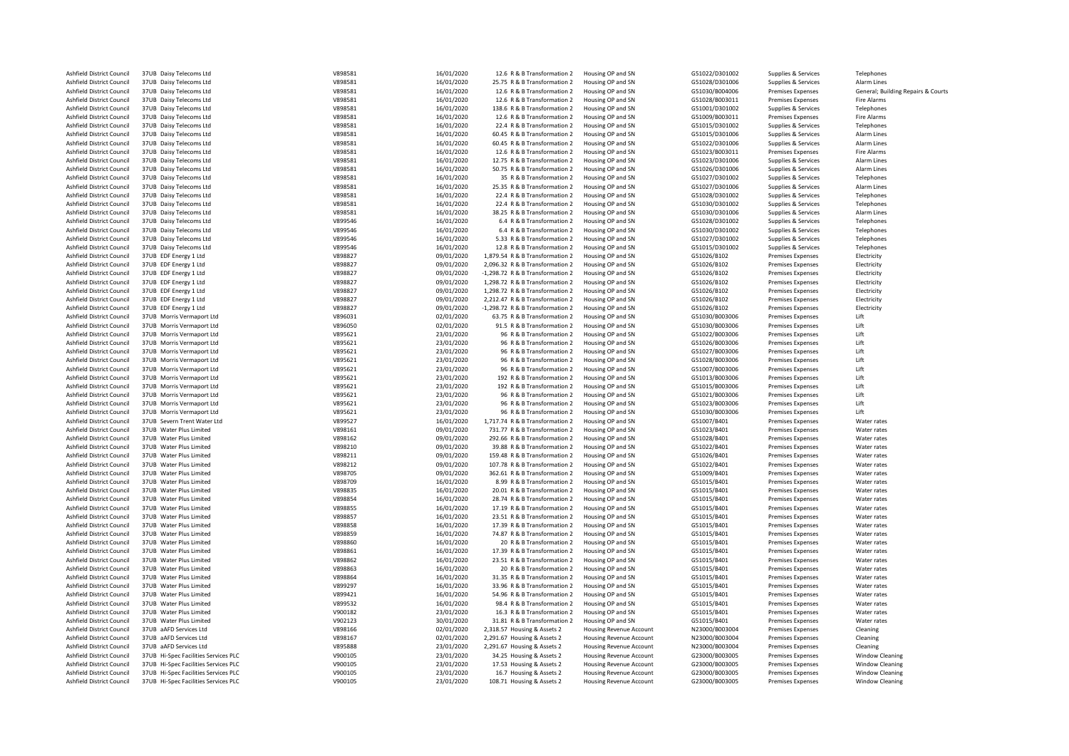| | | | | | | | | | |
|---|---|---|---|---|---|---|---|---|---|
| Ashfield District Council | 37UB Daisy Telecoms Ltd | V898581 | 16/01/2020 | 12.6 R & B Transformation 2 | Housing OP and SN | G51022/D301002 | Supplies & Services | Telephones |
| Ashfield District Council | 37UB Daisy Telecoms Ltd | V898581 | 16/01/2020 | 25.75 R & B Transformation 2 | Housing OP and SN | G51028/D301006 | Supplies & Services | Alarm Lines |
| Ashfield District Council | 37UB Daisy Telecoms Ltd | V898581 | 16/01/2020 | 12.6 R & B Transformation 2 | Housing OP and SN | G51030/B004006 | Premises Expenses | General; Building Repairs & Courts |
| Ashfield District Council | 37UB Daisy Telecoms Ltd | V898581 | 16/01/2020 | 12.6 R & B Transformation 2 | Housing OP and SN | G51028/B003011 | Premises Expenses | Fire Alarms |
| Ashfield District Council | 37UB Daisy Telecoms Ltd | V898581 | 16/01/2020 | 138.6 R & B Transformation 2 | Housing OP and SN | G51001/D301002 | Supplies & Services | Telephones |
| Ashfield District Council | 37UB Daisy Telecoms Ltd | V898581 | 16/01/2020 | 12.6 R & B Transformation 2 | Housing OP and SN | G51009/B003011 | Premises Expenses | Fire Alarms |
| Ashfield District Council | 37UB Daisy Telecoms Ltd | V898581 | 16/01/2020 | 22.4 R & B Transformation 2 | Housing OP and SN | G51015/D301002 | Supplies & Services | Telephones |
| Ashfield District Council | 37UB Daisy Telecoms Ltd | V898581 | 16/01/2020 | 60.45 R & B Transformation 2 | Housing OP and SN | G51015/D301006 | Supplies & Services | Alarm Lines |
| Ashfield District Council | 37UB Daisy Telecoms Ltd | V898581 | 16/01/2020 | 60.45 R & B Transformation 2 | Housing OP and SN | G51022/D301006 | Supplies & Services | Alarm Lines |
| Ashfield District Council | 37UB Daisy Telecoms Ltd | V898581 | 16/01/2020 | 12.6 R & B Transformation 2 | Housing OP and SN | G51023/B003011 | Premises Expenses | Fire Alarms |
| Ashfield District Council | 37UB Daisy Telecoms Ltd | V898581 | 16/01/2020 | 12.75 R & B Transformation 2 | Housing OP and SN | G51023/D301006 | Supplies & Services | Alarm Lines |
| Ashfield District Council | 37UB Daisy Telecoms Ltd | V898581 | 16/01/2020 | 50.75 R & B Transformation 2 | Housing OP and SN | G51026/D301006 | Supplies & Services | Alarm Lines |
| Ashfield District Council | 37UB Daisy Telecoms Ltd | V898581 | 16/01/2020 | 35 R & B Transformation 2 | Housing OP and SN | G51027/D301002 | Supplies & Services | Telephones |
| Ashfield District Council | 37UB Daisy Telecoms Ltd | V898581 | 16/01/2020 | 25.35 R & B Transformation 2 | Housing OP and SN | G51027/D301006 | Supplies & Services | Alarm Lines |
| Ashfield District Council | 37UB Daisy Telecoms Ltd | V898581 | 16/01/2020 | 22.4 R & B Transformation 2 | Housing OP and SN | G51028/D301002 | Supplies & Services | Telephones |
| Ashfield District Council | 37UB Daisy Telecoms Ltd | V898581 | 16/01/2020 | 22.4 R & B Transformation 2 | Housing OP and SN | G51030/D301002 | Supplies & Services | Telephones |
| Ashfield District Council | 37UB Daisy Telecoms Ltd | V898581 | 16/01/2020 | 38.25 R & B Transformation 2 | Housing OP and SN | G51030/D301006 | Supplies & Services | Alarm Lines |
| Ashfield District Council | 37UB Daisy Telecoms Ltd | V899546 | 16/01/2020 | 6.4 R & B Transformation 2 | Housing OP and SN | G51028/D301002 | Supplies & Services | Telephones |
| Ashfield District Council | 37UB Daisy Telecoms Ltd | V899546 | 16/01/2020 | 6.4 R & B Transformation 2 | Housing OP and SN | G51030/D301002 | Supplies & Services | Telephones |
| Ashfield District Council | 37UB Daisy Telecoms Ltd | V899546 | 16/01/2020 | 5.33 R & B Transformation 2 | Housing OP and SN | G51027/D301002 | Supplies & Services | Telephones |
| Ashfield District Council | 37UB Daisy Telecoms Ltd | V899546 | 16/01/2020 | 12.8 R & B Transformation 2 | Housing OP and SN | G51015/D301002 | Supplies & Services | Telephones |
| Ashfield District Council | 37UB EDF Energy 1 Ltd | V898827 | 09/01/2020 | 1,879.54 R & B Transformation 2 | Housing OP and SN | G51026/B102 | Premises Expenses | Electricity |
| Ashfield District Council | 37UB EDF Energy 1 Ltd | V898827 | 09/01/2020 | 2,096.32 R & B Transformation 2 | Housing OP and SN | G51026/B102 | Premises Expenses | Electricity |
| Ashfield District Council | 37UB EDF Energy 1 Ltd | V898827 | 09/01/2020 | -1,298.72 R & B Transformation 2 | Housing OP and SN | G51026/B102 | Premises Expenses | Electricity |
| Ashfield District Council | 37UB EDF Energy 1 Ltd | V898827 | 09/01/2020 | 1,298.72 R & B Transformation 2 | Housing OP and SN | G51026/B102 | Premises Expenses | Electricity |
| Ashfield District Council | 37UB EDF Energy 1 Ltd | V898827 | 09/01/2020 | 1,298.72 R & B Transformation 2 | Housing OP and SN | G51026/B102 | Premises Expenses | Electricity |
| Ashfield District Council | 37UB EDF Energy 1 Ltd | V898827 | 09/01/2020 | 2,212.47 R & B Transformation 2 | Housing OP and SN | G51026/B102 | Premises Expenses | Electricity |
| Ashfield District Council | 37UB EDF Energy 1 Ltd | V898827 | 09/01/2020 | -1,298.72 R & B Transformation 2 | Housing OP and SN | G51026/B102 | Premises Expenses | Electricity |
| Ashfield District Council | 37UB Morris Vermaport Ltd | V896031 | 02/01/2020 | 63.75 R & B Transformation 2 | Housing OP and SN | G51030/B003006 | Premises Expenses | Lift |
| Ashfield District Council | 37UB Morris Vermaport Ltd | V896050 | 02/01/2020 | 91.5 R & B Transformation 2 | Housing OP and SN | G51030/B003006 | Premises Expenses | Lift |
| Ashfield District Council | 37UB Morris Vermaport Ltd | V895621 | 23/01/2020 | 96 R & B Transformation 2 | Housing OP and SN | G51022/B003006 | Premises Expenses | Lift |
| Ashfield District Council | 37UB Morris Vermaport Ltd | V895621 | 23/01/2020 | 96 R & B Transformation 2 | Housing OP and SN | G51026/B003006 | Premises Expenses | Lift |
| Ashfield District Council | 37UB Morris Vermaport Ltd | V895621 | 23/01/2020 | 96 R & B Transformation 2 | Housing OP and SN | G51027/B003006 | Premises Expenses | Lift |
| Ashfield District Council | 37UB Morris Vermaport Ltd | V895621 | 23/01/2020 | 96 R & B Transformation 2 | Housing OP and SN | G51028/B003006 | Premises Expenses | Lift |
| Ashfield District Council | 37UB Morris Vermaport Ltd | V895621 | 23/01/2020 | 96 R & B Transformation 2 | Housing OP and SN | G51007/B003006 | Premises Expenses | Lift |
| Ashfield District Council | 37UB Morris Vermaport Ltd | V895621 | 23/01/2020 | 192 R & B Transformation 2 | Housing OP and SN | G51013/B003006 | Premises Expenses | Lift |
| Ashfield District Council | 37UB Morris Vermaport Ltd | V895621 | 23/01/2020 | 192 R & B Transformation 2 | Housing OP and SN | G51015/B003006 | Premises Expenses | Lift |
| Ashfield District Council | 37UB Morris Vermaport Ltd | V895621 | 23/01/2020 | 96 R & B Transformation 2 | Housing OP and SN | G51021/B003006 | Premises Expenses | Lift |
| Ashfield District Council | 37UB Morris Vermaport Ltd | V895621 | 23/01/2020 | 96 R & B Transformation 2 | Housing OP and SN | G51023/B003006 | Premises Expenses | Lift |
| Ashfield District Council | 37UB Morris Vermaport Ltd | V895621 | 23/01/2020 | 96 R & B Transformation 2 | Housing OP and SN | G51030/B003006 | Premises Expenses | Lift |
| Ashfield District Council | 37UB Severn Trent Water Ltd | V899527 | 16/01/2020 | 1,717.74 R & B Transformation 2 | Housing OP and SN | G51007/B401 | Premises Expenses | Water rates |
| Ashfield District Council | 37UB Water Plus Limited | V898161 | 09/01/2020 | 731.77 R & B Transformation 2 | Housing OP and SN | G51023/B401 | Premises Expenses | Water rates |
| Ashfield District Council | 37UB Water Plus Limited | V898162 | 09/01/2020 | 292.66 R & B Transformation 2 | Housing OP and SN | G51028/B401 | Premises Expenses | Water rates |
| Ashfield District Council | 37UB Water Plus Limited | V898210 | 09/01/2020 | 39.88 R & B Transformation 2 | Housing OP and SN | G51022/B401 | Premises Expenses | Water rates |
| Ashfield District Council | 37UB Water Plus Limited | V898211 | 09/01/2020 | 159.48 R & B Transformation 2 | Housing OP and SN | G51026/B401 | Premises Expenses | Water rates |
| Ashfield District Council | 37UB Water Plus Limited | V898212 | 09/01/2020 | 107.78 R & B Transformation 2 | Housing OP and SN | G51022/B401 | Premises Expenses | Water rates |
| Ashfield District Council | 37UB Water Plus Limited | V898705 | 09/01/2020 | 362.61 R & B Transformation 2 | Housing OP and SN | G51009/B401 | Premises Expenses | Water rates |
| Ashfield District Council | 37UB Water Plus Limited | V898709 | 16/01/2020 | 8.99 R & B Transformation 2 | Housing OP and SN | G51015/B401 | Premises Expenses | Water rates |
| Ashfield District Council | 37UB Water Plus Limited | V898835 | 16/01/2020 | 20.01 R & B Transformation 2 | Housing OP and SN | G51015/B401 | Premises Expenses | Water rates |
| Ashfield District Council | 37UB Water Plus Limited | V898854 | 16/01/2020 | 28.74 R & B Transformation 2 | Housing OP and SN | G51015/B401 | Premises Expenses | Water rates |
| Ashfield District Council | 37UB Water Plus Limited | V898855 | 16/01/2020 | 17.19 R & B Transformation 2 | Housing OP and SN | G51015/B401 | Premises Expenses | Water rates |
| Ashfield District Council | 37UB Water Plus Limited | V898857 | 16/01/2020 | 23.51 R & B Transformation 2 | Housing OP and SN | G51015/B401 | Premises Expenses | Water rates |
| Ashfield District Council | 37UB Water Plus Limited | V898858 | 16/01/2020 | 17.39 R & B Transformation 2 | Housing OP and SN | G51015/B401 | Premises Expenses | Water rates |
| Ashfield District Council | 37UB Water Plus Limited | V898859 | 16/01/2020 | 74.87 R & B Transformation 2 | Housing OP and SN | G51015/B401 | Premises Expenses | Water rates |
| Ashfield District Council | 37UB Water Plus Limited | V898860 | 16/01/2020 | 20 R & B Transformation 2 | Housing OP and SN | G51015/B401 | Premises Expenses | Water rates |
| Ashfield District Council | 37UB Water Plus Limited | V898861 | 16/01/2020 | 17.39 R & B Transformation 2 | Housing OP and SN | G51015/B401 | Premises Expenses | Water rates |
| Ashfield District Council | 37UB Water Plus Limited | V898862 | 16/01/2020 | 23.51 R & B Transformation 2 | Housing OP and SN | G51015/B401 | Premises Expenses | Water rates |
| Ashfield District Council | 37UB Water Plus Limited | V898863 | 16/01/2020 | 20 R & B Transformation 2 | Housing OP and SN | G51015/B401 | Premises Expenses | Water rates |
| Ashfield District Council | 37UB Water Plus Limited | V898864 | 16/01/2020 | 31.35 R & B Transformation 2 | Housing OP and SN | G51015/B401 | Premises Expenses | Water rates |
| Ashfield District Council | 37UB Water Plus Limited | V899297 | 16/01/2020 | 33.96 R & B Transformation 2 | Housing OP and SN | G51015/B401 | Premises Expenses | Water rates |
| Ashfield District Council | 37UB Water Plus Limited | V899421 | 16/01/2020 | 54.96 R & B Transformation 2 | Housing OP and SN | G51015/B401 | Premises Expenses | Water rates |
| Ashfield District Council | 37UB Water Plus Limited | V899532 | 16/01/2020 | 98.4 R & B Transformation 2 | Housing OP and SN | G51015/B401 | Premises Expenses | Water rates |
| Ashfield District Council | 37UB Water Plus Limited | V900182 | 23/01/2020 | 16.3 R & B Transformation 2 | Housing OP and SN | G51015/B401 | Premises Expenses | Water rates |
| Ashfield District Council | 37UB Water Plus Limited | V902123 | 30/01/2020 | 31.81 R & B Transformation 2 | Housing OP and SN | G51015/B401 | Premises Expenses | Water rates |
| Ashfield District Council | 37UB aAFD Services Ltd | V898166 | 02/01/2020 | 2,318.57 Housing & Assets 2 | Housing Revenue Account | N23000/B003004 | Premises Expenses | Cleaning |
| Ashfield District Council | 37UB aAFD Services Ltd | V898167 | 02/01/2020 | 2,291.67 Housing & Assets 2 | Housing Revenue Account | N23000/B003004 | Premises Expenses | Cleaning |
| Ashfield District Council | 37UB aAFD Services Ltd | V895888 | 23/01/2020 | 2,291.67 Housing & Assets 2 | Housing Revenue Account | N23000/B003004 | Premises Expenses | Cleaning |
| Ashfield District Council | 37UB Hi-Spec Facilities Services PLC | V900105 | 23/01/2020 | 34.25 Housing & Assets 2 | Housing Revenue Account | G23000/B003005 | Premises Expenses | Window Cleaning |
| Ashfield District Council | 37UB Hi-Spec Facilities Services PLC | V900105 | 23/01/2020 | 17.53 Housing & Assets 2 | Housing Revenue Account | G23000/B003005 | Premises Expenses | Window Cleaning |
| Ashfield District Council | 37UB Hi-Spec Facilities Services PLC | V900105 | 23/01/2020 | 16.7 Housing & Assets 2 | Housing Revenue Account | G23000/B003005 | Premises Expenses | Window Cleaning |
| Ashfield District Council | 37UB Hi-Spec Facilities Services PLC | V900105 | 23/01/2020 | 108.71 Housing & Assets 2 | Housing Revenue Account | G23000/B003005 | Premises Expenses | Window Cleaning |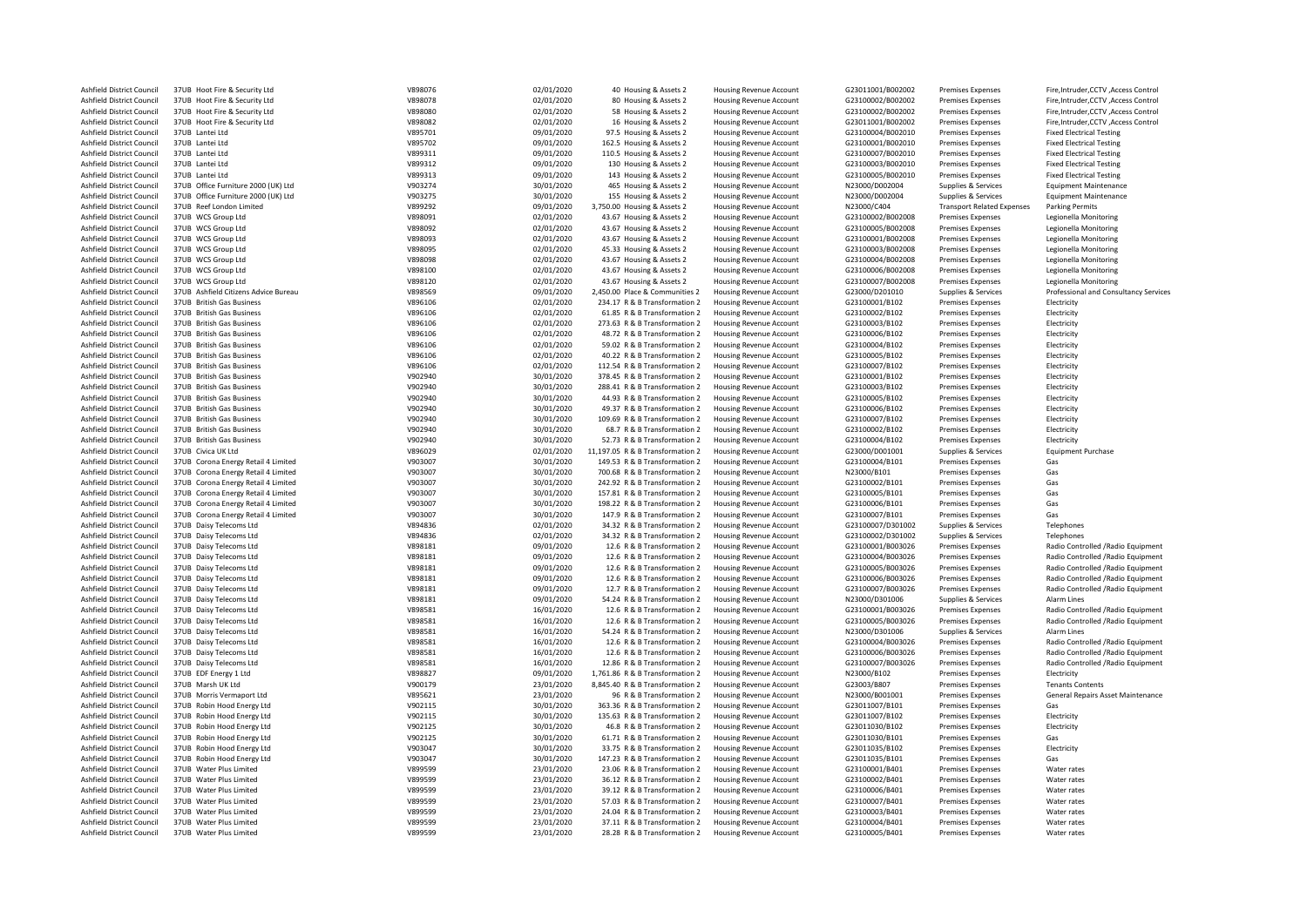| | | | | | | | | | | |
|---|---|---|---|---|---|---|---|---|---|---|
| Ashfield District Council | 37UB | Hoot Fire & Security Ltd | V898076 | 02/01/2020 | 40 | Housing & Assets 2 | Housing Revenue Account | G23011001/B002002 | Premises Expenses | Fire,Intruder,CCTV ,Access Control |
| Ashfield District Council | 37UB | Hoot Fire & Security Ltd | V898078 | 02/01/2020 | 80 | Housing & Assets 2 | Housing Revenue Account | G23100002/B002002 | Premises Expenses | Fire,Intruder,CCTV ,Access Control |
| Ashfield District Council | 37UB | Hoot Fire & Security Ltd | V898080 | 02/01/2020 | 58 | Housing & Assets 2 | Housing Revenue Account | G23100002/B002002 | Premises Expenses | Fire,Intruder,CCTV ,Access Control |
| Ashfield District Council | 37UB | Hoot Fire & Security Ltd | V898082 | 02/01/2020 | 16 | Housing & Assets 2 | Housing Revenue Account | G23011001/B002002 | Premises Expenses | Fire,Intruder,CCTV ,Access Control |
| Ashfield District Council | 37UB | Lantei Ltd | V895701 | 09/01/2020 | 97.5 | Housing & Assets 2 | Housing Revenue Account | G23100004/B002010 | Premises Expenses | Fixed Electrical Testing |
| Ashfield District Council | 37UB | Lantei Ltd | V895702 | 09/01/2020 | 162.5 | Housing & Assets 2 | Housing Revenue Account | G23100001/B002010 | Premises Expenses | Fixed Electrical Testing |
| Ashfield District Council | 37UB | Lantei Ltd | V899311 | 09/01/2020 | 110.5 | Housing & Assets 2 | Housing Revenue Account | G23100007/B002010 | Premises Expenses | Fixed Electrical Testing |
| Ashfield District Council | 37UB | Lantei Ltd | V899312 | 09/01/2020 | 130 | Housing & Assets 2 | Housing Revenue Account | G23100003/B002010 | Premises Expenses | Fixed Electrical Testing |
| Ashfield District Council | 37UB | Lantei Ltd | V899313 | 09/01/2020 | 143 | Housing & Assets 2 | Housing Revenue Account | G23100005/B002010 | Premises Expenses | Fixed Electrical Testing |
| Ashfield District Council | 37UB | Office Furniture 2000 (UK) Ltd | V903274 | 30/01/2020 | 465 | Housing & Assets 2 | Housing Revenue Account | N23000/D002004 | Supplies & Services | Equipment Maintenance |
| Ashfield District Council | 37UB | Office Furniture 2000 (UK) Ltd | V903275 | 30/01/2020 | 155 | Housing & Assets 2 | Housing Revenue Account | N23000/D002004 | Supplies & Services | Equipment Maintenance |
| Ashfield District Council | 37UB | Reef London Limited | V899292 | 09/01/2020 | 3,750.00 | Housing & Assets 2 | Housing Revenue Account | N23000/C404 | Transport Related Expenses | Parking Permits |
| Ashfield District Council | 37UB | WCS Group Ltd | V898091 | 02/01/2020 | 43.67 | Housing & Assets 2 | Housing Revenue Account | G23100002/B002008 | Premises Expenses | Legionella Monitoring |
| Ashfield District Council | 37UB | WCS Group Ltd | V898092 | 02/01/2020 | 43.67 | Housing & Assets 2 | Housing Revenue Account | G23100005/B002008 | Premises Expenses | Legionella Monitoring |
| Ashfield District Council | 37UB | WCS Group Ltd | V898093 | 02/01/2020 | 43.67 | Housing & Assets 2 | Housing Revenue Account | G23100001/B002008 | Premises Expenses | Legionella Monitoring |
| Ashfield District Council | 37UB | WCS Group Ltd | V898095 | 02/01/2020 | 45.33 | Housing & Assets 2 | Housing Revenue Account | G23100003/B002008 | Premises Expenses | Legionella Monitoring |
| Ashfield District Council | 37UB | WCS Group Ltd | V898098 | 02/01/2020 | 43.67 | Housing & Assets 2 | Housing Revenue Account | G23100004/B002008 | Premises Expenses | Legionella Monitoring |
| Ashfield District Council | 37UB | WCS Group Ltd | V898100 | 02/01/2020 | 43.67 | Housing & Assets 2 | Housing Revenue Account | G23100006/B002008 | Premises Expenses | Legionella Monitoring |
| Ashfield District Council | 37UB | WCS Group Ltd | V898120 | 02/01/2020 | 43.67 | Housing & Assets 2 | Housing Revenue Account | G23100007/B002008 | Premises Expenses | Legionella Monitoring |
| Ashfield District Council | 37UB | Ashfield Citizens Advice Bureau | V898569 | 09/01/2020 | 2,450.00 | Place & Communities 2 | Housing Revenue Account | G23000/D201010 | Supplies & Services | Professional and Consultancy Services |
| Ashfield District Council | 37UB | British Gas Business | V896106 | 02/01/2020 | 234.17 | R & B Transformation 2 | Housing Revenue Account | G23100001/B102 | Premises Expenses | Electricity |
| Ashfield District Council | 37UB | British Gas Business | V896106 | 02/01/2020 | 61.85 | R & B Transformation 2 | Housing Revenue Account | G23100002/B102 | Premises Expenses | Electricity |
| Ashfield District Council | 37UB | British Gas Business | V896106 | 02/01/2020 | 273.63 | R & B Transformation 2 | Housing Revenue Account | G23100003/B102 | Premises Expenses | Electricity |
| Ashfield District Council | 37UB | British Gas Business | V896106 | 02/01/2020 | 48.72 | R & B Transformation 2 | Housing Revenue Account | G23100006/B102 | Premises Expenses | Electricity |
| Ashfield District Council | 37UB | British Gas Business | V896106 | 02/01/2020 | 59.02 | R & B Transformation 2 | Housing Revenue Account | G23100004/B102 | Premises Expenses | Electricity |
| Ashfield District Council | 37UB | British Gas Business | V896106 | 02/01/2020 | 40.22 | R & B Transformation 2 | Housing Revenue Account | G23100005/B102 | Premises Expenses | Electricity |
| Ashfield District Council | 37UB | British Gas Business | V896106 | 02/01/2020 | 112.54 | R & B Transformation 2 | Housing Revenue Account | G23100007/B102 | Premises Expenses | Electricity |
| Ashfield District Council | 37UB | British Gas Business | V902940 | 30/01/2020 | 378.45 | R & B Transformation 2 | Housing Revenue Account | G23100001/B102 | Premises Expenses | Electricity |
| Ashfield District Council | 37UB | British Gas Business | V902940 | 30/01/2020 | 288.41 | R & B Transformation 2 | Housing Revenue Account | G23100003/B102 | Premises Expenses | Electricity |
| Ashfield District Council | 37UB | British Gas Business | V902940 | 30/01/2020 | 44.93 | R & B Transformation 2 | Housing Revenue Account | G23100005/B102 | Premises Expenses | Electricity |
| Ashfield District Council | 37UB | British Gas Business | V902940 | 30/01/2020 | 49.37 | R & B Transformation 2 | Housing Revenue Account | G23100006/B102 | Premises Expenses | Electricity |
| Ashfield District Council | 37UB | British Gas Business | V902940 | 30/01/2020 | 109.69 | R & B Transformation 2 | Housing Revenue Account | G23100007/B102 | Premises Expenses | Electricity |
| Ashfield District Council | 37UB | British Gas Business | V902940 | 30/01/2020 | 68.7 | R & B Transformation 2 | Housing Revenue Account | G23100002/B102 | Premises Expenses | Electricity |
| Ashfield District Council | 37UB | British Gas Business | V902940 | 30/01/2020 | 52.73 | R & B Transformation 2 | Housing Revenue Account | G23100004/B102 | Premises Expenses | Electricity |
| Ashfield District Council | 37UB | Civica UK Ltd | V896029 | 02/01/2020 | 11,197.05 | R & B Transformation 2 | Housing Revenue Account | G23000/D001001 | Supplies & Services | Equipment Purchase |
| Ashfield District Council | 37UB | Corona Energy Retail 4 Limited | V903007 | 30/01/2020 | 149.53 | R & B Transformation 2 | Housing Revenue Account | G23100004/B101 | Premises Expenses | Gas |
| Ashfield District Council | 37UB | Corona Energy Retail 4 Limited | V903007 | 30/01/2020 | 700.68 | R & B Transformation 2 | Housing Revenue Account | N23000/B101 | Premises Expenses | Gas |
| Ashfield District Council | 37UB | Corona Energy Retail 4 Limited | V903007 | 30/01/2020 | 242.92 | R & B Transformation 2 | Housing Revenue Account | G23100002/B101 | Premises Expenses | Gas |
| Ashfield District Council | 37UB | Corona Energy Retail 4 Limited | V903007 | 30/01/2020 | 157.81 | R & B Transformation 2 | Housing Revenue Account | G23100005/B101 | Premises Expenses | Gas |
| Ashfield District Council | 37UB | Corona Energy Retail 4 Limited | V903007 | 30/01/2020 | 198.22 | R & B Transformation 2 | Housing Revenue Account | G23100006/B101 | Premises Expenses | Gas |
| Ashfield District Council | 37UB | Corona Energy Retail 4 Limited | V903007 | 30/01/2020 | 147.9 | R & B Transformation 2 | Housing Revenue Account | G23100007/B101 | Premises Expenses | Gas |
| Ashfield District Council | 37UB | Daisy Telecoms Ltd | V894836 | 02/01/2020 | 34.32 | R & B Transformation 2 | Housing Revenue Account | G23100007/D301002 | Supplies & Services | Telephones |
| Ashfield District Council | 37UB | Daisy Telecoms Ltd | V894836 | 02/01/2020 | 34.32 | R & B Transformation 2 | Housing Revenue Account | G23100002/D301002 | Supplies & Services | Telephones |
| Ashfield District Council | 37UB | Daisy Telecoms Ltd | V898181 | 09/01/2020 | 12.6 | R & B Transformation 2 | Housing Revenue Account | G23100001/B003026 | Premises Expenses | Radio Controlled /Radio Equipment |
| Ashfield District Council | 37UB | Daisy Telecoms Ltd | V898181 | 09/01/2020 | 12.6 | R & B Transformation 2 | Housing Revenue Account | G23100004/B003026 | Premises Expenses | Radio Controlled /Radio Equipment |
| Ashfield District Council | 37UB | Daisy Telecoms Ltd | V898181 | 09/01/2020 | 12.6 | R & B Transformation 2 | Housing Revenue Account | G23100005/B003026 | Premises Expenses | Radio Controlled /Radio Equipment |
| Ashfield District Council | 37UB | Daisy Telecoms Ltd | V898181 | 09/01/2020 | 12.6 | R & B Transformation 2 | Housing Revenue Account | G23100006/B003026 | Premises Expenses | Radio Controlled /Radio Equipment |
| Ashfield District Council | 37UB | Daisy Telecoms Ltd | V898181 | 09/01/2020 | 12.7 | R & B Transformation 2 | Housing Revenue Account | G23100007/B003026 | Premises Expenses | Radio Controlled /Radio Equipment |
| Ashfield District Council | 37UB | Daisy Telecoms Ltd | V898181 | 09/01/2020 | 54.24 | R & B Transformation 2 | Housing Revenue Account | N23000/D301006 | Supplies & Services | Alarm Lines |
| Ashfield District Council | 37UB | Daisy Telecoms Ltd | V898581 | 16/01/2020 | 12.6 | R & B Transformation 2 | Housing Revenue Account | G23100001/B003026 | Premises Expenses | Radio Controlled /Radio Equipment |
| Ashfield District Council | 37UB | Daisy Telecoms Ltd | V898581 | 16/01/2020 | 12.6 | R & B Transformation 2 | Housing Revenue Account | G23100005/B003026 | Premises Expenses | Radio Controlled /Radio Equipment |
| Ashfield District Council | 37UB | Daisy Telecoms Ltd | V898581 | 16/01/2020 | 54.24 | R & B Transformation 2 | Housing Revenue Account | N23000/D301006 | Supplies & Services | Alarm Lines |
| Ashfield District Council | 37UB | Daisy Telecoms Ltd | V898581 | 16/01/2020 | 12.6 | R & B Transformation 2 | Housing Revenue Account | G23100004/B003026 | Premises Expenses | Radio Controlled /Radio Equipment |
| Ashfield District Council | 37UB | Daisy Telecoms Ltd | V898581 | 16/01/2020 | 12.6 | R & B Transformation 2 | Housing Revenue Account | G23100006/B003026 | Premises Expenses | Radio Controlled /Radio Equipment |
| Ashfield District Council | 37UB | Daisy Telecoms Ltd | V898581 | 16/01/2020 | 12.86 | R & B Transformation 2 | Housing Revenue Account | G23100007/B003026 | Premises Expenses | Radio Controlled /Radio Equipment |
| Ashfield District Council | 37UB | EDF Energy 1 Ltd | V898827 | 09/01/2020 | 1,761.86 | R & B Transformation 2 | Housing Revenue Account | N23000/B102 | Premises Expenses | Electricity |
| Ashfield District Council | 37UB | Marsh UK Ltd | V900179 | 23/01/2020 | 8,845.40 | R & B Transformation 2 | Housing Revenue Account | G23003/B807 | Premises Expenses | Tenants Contents |
| Ashfield District Council | 37UB | Morris Vermaport Ltd | V895621 | 23/01/2020 | 96 | R & B Transformation 2 | Housing Revenue Account | N23000/B001001 | Premises Expenses | General Repairs Asset Maintenance |
| Ashfield District Council | 37UB | Robin Hood Energy Ltd | V902115 | 30/01/2020 | 363.36 | R & B Transformation 2 | Housing Revenue Account | G23011007/B101 | Premises Expenses | Gas |
| Ashfield District Council | 37UB | Robin Hood Energy Ltd | V902115 | 30/01/2020 | 135.63 | R & B Transformation 2 | Housing Revenue Account | G23011007/B102 | Premises Expenses | Electricity |
| Ashfield District Council | 37UB | Robin Hood Energy Ltd | V902125 | 30/01/2020 | 46.8 | R & B Transformation 2 | Housing Revenue Account | G23011030/B102 | Premises Expenses | Electricity |
| Ashfield District Council | 37UB | Robin Hood Energy Ltd | V902125 | 30/01/2020 | 61.71 | R & B Transformation 2 | Housing Revenue Account | G23011030/B101 | Premises Expenses | Gas |
| Ashfield District Council | 37UB | Robin Hood Energy Ltd | V903047 | 30/01/2020 | 33.75 | R & B Transformation 2 | Housing Revenue Account | G23011035/B102 | Premises Expenses | Electricity |
| Ashfield District Council | 37UB | Robin Hood Energy Ltd | V903047 | 30/01/2020 | 147.23 | R & B Transformation 2 | Housing Revenue Account | G23011035/B101 | Premises Expenses | Gas |
| Ashfield District Council | 37UB | Water Plus Limited | V899599 | 23/01/2020 | 23.06 | R & B Transformation 2 | Housing Revenue Account | G23100001/B401 | Premises Expenses | Water rates |
| Ashfield District Council | 37UB | Water Plus Limited | V899599 | 23/01/2020 | 36.12 | R & B Transformation 2 | Housing Revenue Account | G23100002/B401 | Premises Expenses | Water rates |
| Ashfield District Council | 37UB | Water Plus Limited | V899599 | 23/01/2020 | 39.12 | R & B Transformation 2 | Housing Revenue Account | G23100006/B401 | Premises Expenses | Water rates |
| Ashfield District Council | 37UB | Water Plus Limited | V899599 | 23/01/2020 | 57.03 | R & B Transformation 2 | Housing Revenue Account | G23100007/B401 | Premises Expenses | Water rates |
| Ashfield District Council | 37UB | Water Plus Limited | V899599 | 23/01/2020 | 24.04 | R & B Transformation 2 | Housing Revenue Account | G23100003/B401 | Premises Expenses | Water rates |
| Ashfield District Council | 37UB | Water Plus Limited | V899599 | 23/01/2020 | 37.11 | R & B Transformation 2 | Housing Revenue Account | G23100004/B401 | Premises Expenses | Water rates |
| Ashfield District Council | 37UB | Water Plus Limited | V899599 | 23/01/2020 | 28.28 | R & B Transformation 2 | Housing Revenue Account | G23100005/B401 | Premises Expenses | Water rates |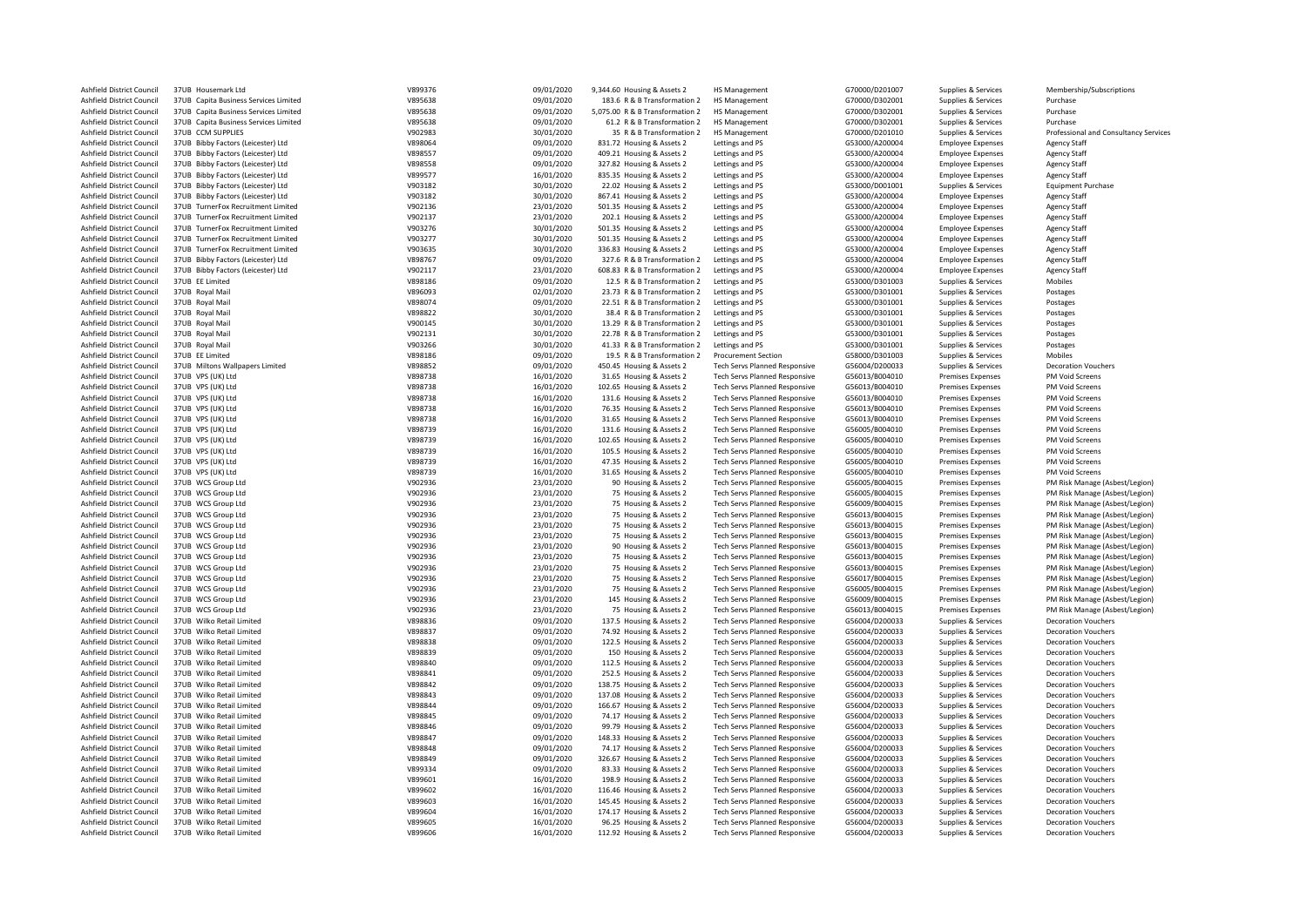| | | | | | | | | | |
|---|---|---|---|---|---|---|---|---|---|
| Ashfield District Council | 37UB | Housemark Ltd | V899376 | 09/01/2020 | 9,344.60 | Housing & Assets 2 | HS Management | G70000/D201007 | Supplies & Services | Membership/Subscriptions |
| Ashfield District Council | 37UB | Capita Business Services Limited | V895638 | 09/01/2020 | 183.6 | R & B Transformation 2 | HS Management | G70000/D302001 | Supplies & Services | Purchase |
| Ashfield District Council | 37UB | Capita Business Services Limited | V895638 | 09/01/2020 | 5,075.00 | R & B Transformation 2 | HS Management | G70000/D302001 | Supplies & Services | Purchase |
| Ashfield District Council | 37UB | Capita Business Services Limited | V895638 | 09/01/2020 | 61.2 | R & B Transformation 2 | HS Management | G70000/D302001 | Supplies & Services | Purchase |
| Ashfield District Council | 37UB | CCM SUPPLIES | V902983 | 30/01/2020 | 35 | R & B Transformation 2 | HS Management | G70000/D201010 | Supplies & Services | Professional and Consultancy Services |
| Ashfield District Council | 37UB | Bibby Factors (Leicester) Ltd | V898064 | 09/01/2020 | 831.72 | Housing & Assets 2 | Lettings and PS | G53000/A200004 | Employee Expenses | Agency Staff |
| Ashfield District Council | 37UB | Bibby Factors (Leicester) Ltd | V898557 | 09/01/2020 | 409.21 | Housing & Assets 2 | Lettings and PS | G53000/A200004 | Employee Expenses | Agency Staff |
| Ashfield District Council | 37UB | Bibby Factors (Leicester) Ltd | V898558 | 09/01/2020 | 327.82 | Housing & Assets 2 | Lettings and PS | G53000/A200004 | Employee Expenses | Agency Staff |
| Ashfield District Council | 37UB | Bibby Factors (Leicester) Ltd | V899577 | 16/01/2020 | 835.35 | Housing & Assets 2 | Lettings and PS | G53000/A200004 | Employee Expenses | Agency Staff |
| Ashfield District Council | 37UB | Bibby Factors (Leicester) Ltd | V903182 | 30/01/2020 | 22.02 | Housing & Assets 2 | Lettings and PS | G53000/D001001 | Supplies & Services | Equipment Purchase |
| Ashfield District Council | 37UB | Bibby Factors (Leicester) Ltd | V903182 | 30/01/2020 | 867.41 | Housing & Assets 2 | Lettings and PS | G53000/A200004 | Employee Expenses | Agency Staff |
| Ashfield District Council | 37UB | TurnerFox Recruitment Limited | V902136 | 23/01/2020 | 501.35 | Housing & Assets 2 | Lettings and PS | G53000/A200004 | Employee Expenses | Agency Staff |
| Ashfield District Council | 37UB | TurnerFox Recruitment Limited | V902137 | 23/01/2020 | 202.1 | Housing & Assets 2 | Lettings and PS | G53000/A200004 | Employee Expenses | Agency Staff |
| Ashfield District Council | 37UB | TurnerFox Recruitment Limited | V903276 | 30/01/2020 | 501.35 | Housing & Assets 2 | Lettings and PS | G53000/A200004 | Employee Expenses | Agency Staff |
| Ashfield District Council | 37UB | TurnerFox Recruitment Limited | V903277 | 30/01/2020 | 501.35 | Housing & Assets 2 | Lettings and PS | G53000/A200004 | Employee Expenses | Agency Staff |
| Ashfield District Council | 37UB | TurnerFox Recruitment Limited | V903635 | 30/01/2020 | 336.83 | Housing & Assets 2 | Lettings and PS | G53000/A200004 | Employee Expenses | Agency Staff |
| Ashfield District Council | 37UB | Bibby Factors (Leicester) Ltd | V898767 | 09/01/2020 | 327.6 | R & B Transformation 2 | Lettings and PS | G53000/A200004 | Employee Expenses | Agency Staff |
| Ashfield District Council | 37UB | Bibby Factors (Leicester) Ltd | V902117 | 23/01/2020 | 608.83 | R & B Transformation 2 | Lettings and PS | G53000/A200004 | Employee Expenses | Agency Staff |
| Ashfield District Council | 37UB | EE Limited | V898186 | 09/01/2020 | 12.5 | R & B Transformation 2 | Lettings and PS | G53000/D301003 | Supplies & Services | Mobiles |
| Ashfield District Council | 37UB | Royal Mail | V896093 | 02/01/2020 | 23.73 | R & B Transformation 2 | Lettings and PS | G53000/D301001 | Supplies & Services | Postages |
| Ashfield District Council | 37UB | Royal Mail | V898074 | 09/01/2020 | 22.51 | R & B Transformation 2 | Lettings and PS | G53000/D301001 | Supplies & Services | Postages |
| Ashfield District Council | 37UB | Royal Mail | V898822 | 30/01/2020 | 38.4 | R & B Transformation 2 | Lettings and PS | G53000/D301001 | Supplies & Services | Postages |
| Ashfield District Council | 37UB | Royal Mail | V900145 | 30/01/2020 | 13.29 | R & B Transformation 2 | Lettings and PS | G53000/D301001 | Supplies & Services | Postages |
| Ashfield District Council | 37UB | Royal Mail | V902131 | 30/01/2020 | 22.78 | R & B Transformation 2 | Lettings and PS | G53000/D301001 | Supplies & Services | Postages |
| Ashfield District Council | 37UB | Royal Mail | V903266 | 30/01/2020 | 41.33 | R & B Transformation 2 | Lettings and PS | G53000/D301001 | Supplies & Services | Postages |
| Ashfield District Council | 37UB | EE Limited | V898186 | 09/01/2020 | 19.5 | R & B Transformation 2 | Procurement Section | G58000/D301003 | Supplies & Services | Mobiles |
| Ashfield District Council | 37UB | Miltons Wallpapers Limited | V898852 | 09/01/2020 | 450.45 | Housing & Assets 2 | Tech Servs Planned Responsive | G56004/D200033 | Supplies & Services | Decoration Vouchers |
| Ashfield District Council | 37UB | VPS (UK) Ltd | V898738 | 16/01/2020 | 31.65 | Housing & Assets 2 | Tech Servs Planned Responsive | G56013/B004010 | Premises Expenses | PM Void Screens |
| Ashfield District Council | 37UB | VPS (UK) Ltd | V898738 | 16/01/2020 | 102.65 | Housing & Assets 2 | Tech Servs Planned Responsive | G56013/B004010 | Premises Expenses | PM Void Screens |
| Ashfield District Council | 37UB | VPS (UK) Ltd | V898738 | 16/01/2020 | 131.6 | Housing & Assets 2 | Tech Servs Planned Responsive | G56013/B004010 | Premises Expenses | PM Void Screens |
| Ashfield District Council | 37UB | VPS (UK) Ltd | V898738 | 16/01/2020 | 76.35 | Housing & Assets 2 | Tech Servs Planned Responsive | G56013/B004010 | Premises Expenses | PM Void Screens |
| Ashfield District Council | 37UB | VPS (UK) Ltd | V898738 | 16/01/2020 | 31.65 | Housing & Assets 2 | Tech Servs Planned Responsive | G56013/B004010 | Premises Expenses | PM Void Screens |
| Ashfield District Council | 37UB | VPS (UK) Ltd | V898739 | 16/01/2020 | 131.6 | Housing & Assets 2 | Tech Servs Planned Responsive | G56005/B004010 | Premises Expenses | PM Void Screens |
| Ashfield District Council | 37UB | VPS (UK) Ltd | V898739 | 16/01/2020 | 102.65 | Housing & Assets 2 | Tech Servs Planned Responsive | G56005/B004010 | Premises Expenses | PM Void Screens |
| Ashfield District Council | 37UB | VPS (UK) Ltd | V898739 | 16/01/2020 | 105.5 | Housing & Assets 2 | Tech Servs Planned Responsive | G56005/B004010 | Premises Expenses | PM Void Screens |
| Ashfield District Council | 37UB | VPS (UK) Ltd | V898739 | 16/01/2020 | 47.35 | Housing & Assets 2 | Tech Servs Planned Responsive | G56005/B004010 | Premises Expenses | PM Void Screens |
| Ashfield District Council | 37UB | VPS (UK) Ltd | V898739 | 16/01/2020 | 31.65 | Housing & Assets 2 | Tech Servs Planned Responsive | G56005/B004010 | Premises Expenses | PM Void Screens |
| Ashfield District Council | 37UB | WCS Group Ltd | V902936 | 23/01/2020 | 90 | Housing & Assets 2 | Tech Servs Planned Responsive | G56005/B004015 | Premises Expenses | PM Risk Manage (Asbest/Legion) |
| Ashfield District Council | 37UB | WCS Group Ltd | V902936 | 23/01/2020 | 75 | Housing & Assets 2 | Tech Servs Planned Responsive | G56005/B004015 | Premises Expenses | PM Risk Manage (Asbest/Legion) |
| Ashfield District Council | 37UB | WCS Group Ltd | V902936 | 23/01/2020 | 75 | Housing & Assets 2 | Tech Servs Planned Responsive | G56009/B004015 | Premises Expenses | PM Risk Manage (Asbest/Legion) |
| Ashfield District Council | 37UB | WCS Group Ltd | V902936 | 23/01/2020 | 75 | Housing & Assets 2 | Tech Servs Planned Responsive | G56013/B004015 | Premises Expenses | PM Risk Manage (Asbest/Legion) |
| Ashfield District Council | 37UB | WCS Group Ltd | V902936 | 23/01/2020 | 75 | Housing & Assets 2 | Tech Servs Planned Responsive | G56013/B004015 | Premises Expenses | PM Risk Manage (Asbest/Legion) |
| Ashfield District Council | 37UB | WCS Group Ltd | V902936 | 23/01/2020 | 75 | Housing & Assets 2 | Tech Servs Planned Responsive | G56013/B004015 | Premises Expenses | PM Risk Manage (Asbest/Legion) |
| Ashfield District Council | 37UB | WCS Group Ltd | V902936 | 23/01/2020 | 90 | Housing & Assets 2 | Tech Servs Planned Responsive | G56013/B004015 | Premises Expenses | PM Risk Manage (Asbest/Legion) |
| Ashfield District Council | 37UB | WCS Group Ltd | V902936 | 23/01/2020 | 75 | Housing & Assets 2 | Tech Servs Planned Responsive | G56013/B004015 | Premises Expenses | PM Risk Manage (Asbest/Legion) |
| Ashfield District Council | 37UB | WCS Group Ltd | V902936 | 23/01/2020 | 75 | Housing & Assets 2 | Tech Servs Planned Responsive | G56013/B004015 | Premises Expenses | PM Risk Manage (Asbest/Legion) |
| Ashfield District Council | 37UB | WCS Group Ltd | V902936 | 23/01/2020 | 75 | Housing & Assets 2 | Tech Servs Planned Responsive | G56017/B004015 | Premises Expenses | PM Risk Manage (Asbest/Legion) |
| Ashfield District Council | 37UB | WCS Group Ltd | V902936 | 23/01/2020 | 75 | Housing & Assets 2 | Tech Servs Planned Responsive | G56005/B004015 | Premises Expenses | PM Risk Manage (Asbest/Legion) |
| Ashfield District Council | 37UB | WCS Group Ltd | V902936 | 23/01/2020 | 145 | Housing & Assets 2 | Tech Servs Planned Responsive | G56009/B004015 | Premises Expenses | PM Risk Manage (Asbest/Legion) |
| Ashfield District Council | 37UB | WCS Group Ltd | V902936 | 23/01/2020 | 75 | Housing & Assets 2 | Tech Servs Planned Responsive | G56013/B004015 | Premises Expenses | PM Risk Manage (Asbest/Legion) |
| Ashfield District Council | 37UB | Wilko Retail Limited | V898836 | 09/01/2020 | 137.5 | Housing & Assets 2 | Tech Servs Planned Responsive | G56004/D200033 | Supplies & Services | Decoration Vouchers |
| Ashfield District Council | 37UB | Wilko Retail Limited | V898837 | 09/01/2020 | 74.92 | Housing & Assets 2 | Tech Servs Planned Responsive | G56004/D200033 | Supplies & Services | Decoration Vouchers |
| Ashfield District Council | 37UB | Wilko Retail Limited | V898838 | 09/01/2020 | 122.5 | Housing & Assets 2 | Tech Servs Planned Responsive | G56004/D200033 | Supplies & Services | Decoration Vouchers |
| Ashfield District Council | 37UB | Wilko Retail Limited | V898839 | 09/01/2020 | 150 | Housing & Assets 2 | Tech Servs Planned Responsive | G56004/D200033 | Supplies & Services | Decoration Vouchers |
| Ashfield District Council | 37UB | Wilko Retail Limited | V898840 | 09/01/2020 | 112.5 | Housing & Assets 2 | Tech Servs Planned Responsive | G56004/D200033 | Supplies & Services | Decoration Vouchers |
| Ashfield District Council | 37UB | Wilko Retail Limited | V898841 | 09/01/2020 | 252.5 | Housing & Assets 2 | Tech Servs Planned Responsive | G56004/D200033 | Supplies & Services | Decoration Vouchers |
| Ashfield District Council | 37UB | Wilko Retail Limited | V898842 | 09/01/2020 | 138.75 | Housing & Assets 2 | Tech Servs Planned Responsive | G56004/D200033 | Supplies & Services | Decoration Vouchers |
| Ashfield District Council | 37UB | Wilko Retail Limited | V898843 | 09/01/2020 | 137.08 | Housing & Assets 2 | Tech Servs Planned Responsive | G56004/D200033 | Supplies & Services | Decoration Vouchers |
| Ashfield District Council | 37UB | Wilko Retail Limited | V898844 | 09/01/2020 | 166.67 | Housing & Assets 2 | Tech Servs Planned Responsive | G56004/D200033 | Supplies & Services | Decoration Vouchers |
| Ashfield District Council | 37UB | Wilko Retail Limited | V898845 | 09/01/2020 | 74.17 | Housing & Assets 2 | Tech Servs Planned Responsive | G56004/D200033 | Supplies & Services | Decoration Vouchers |
| Ashfield District Council | 37UB | Wilko Retail Limited | V898846 | 09/01/2020 | 99.79 | Housing & Assets 2 | Tech Servs Planned Responsive | G56004/D200033 | Supplies & Services | Decoration Vouchers |
| Ashfield District Council | 37UB | Wilko Retail Limited | V898847 | 09/01/2020 | 148.33 | Housing & Assets 2 | Tech Servs Planned Responsive | G56004/D200033 | Supplies & Services | Decoration Vouchers |
| Ashfield District Council | 37UB | Wilko Retail Limited | V898848 | 09/01/2020 | 74.17 | Housing & Assets 2 | Tech Servs Planned Responsive | G56004/D200033 | Supplies & Services | Decoration Vouchers |
| Ashfield District Council | 37UB | Wilko Retail Limited | V898849 | 09/01/2020 | 326.67 | Housing & Assets 2 | Tech Servs Planned Responsive | G56004/D200033 | Supplies & Services | Decoration Vouchers |
| Ashfield District Council | 37UB | Wilko Retail Limited | V899334 | 09/01/2020 | 83.33 | Housing & Assets 2 | Tech Servs Planned Responsive | G56004/D200033 | Supplies & Services | Decoration Vouchers |
| Ashfield District Council | 37UB | Wilko Retail Limited | V899601 | 16/01/2020 | 198.9 | Housing & Assets 2 | Tech Servs Planned Responsive | G56004/D200033 | Supplies & Services | Decoration Vouchers |
| Ashfield District Council | 37UB | Wilko Retail Limited | V899602 | 16/01/2020 | 116.46 | Housing & Assets 2 | Tech Servs Planned Responsive | G56004/D200033 | Supplies & Services | Decoration Vouchers |
| Ashfield District Council | 37UB | Wilko Retail Limited | V899603 | 16/01/2020 | 145.45 | Housing & Assets 2 | Tech Servs Planned Responsive | G56004/D200033 | Supplies & Services | Decoration Vouchers |
| Ashfield District Council | 37UB | Wilko Retail Limited | V899604 | 16/01/2020 | 174.17 | Housing & Assets 2 | Tech Servs Planned Responsive | G56004/D200033 | Supplies & Services | Decoration Vouchers |
| Ashfield District Council | 37UB | Wilko Retail Limited | V899605 | 16/01/2020 | 96.25 | Housing & Assets 2 | Tech Servs Planned Responsive | G56004/D200033 | Supplies & Services | Decoration Vouchers |
| Ashfield District Council | 37UB | Wilko Retail Limited | V899606 | 16/01/2020 | 112.92 | Housing & Assets 2 | Tech Servs Planned Responsive | G56004/D200033 | Supplies & Services | Decoration Vouchers |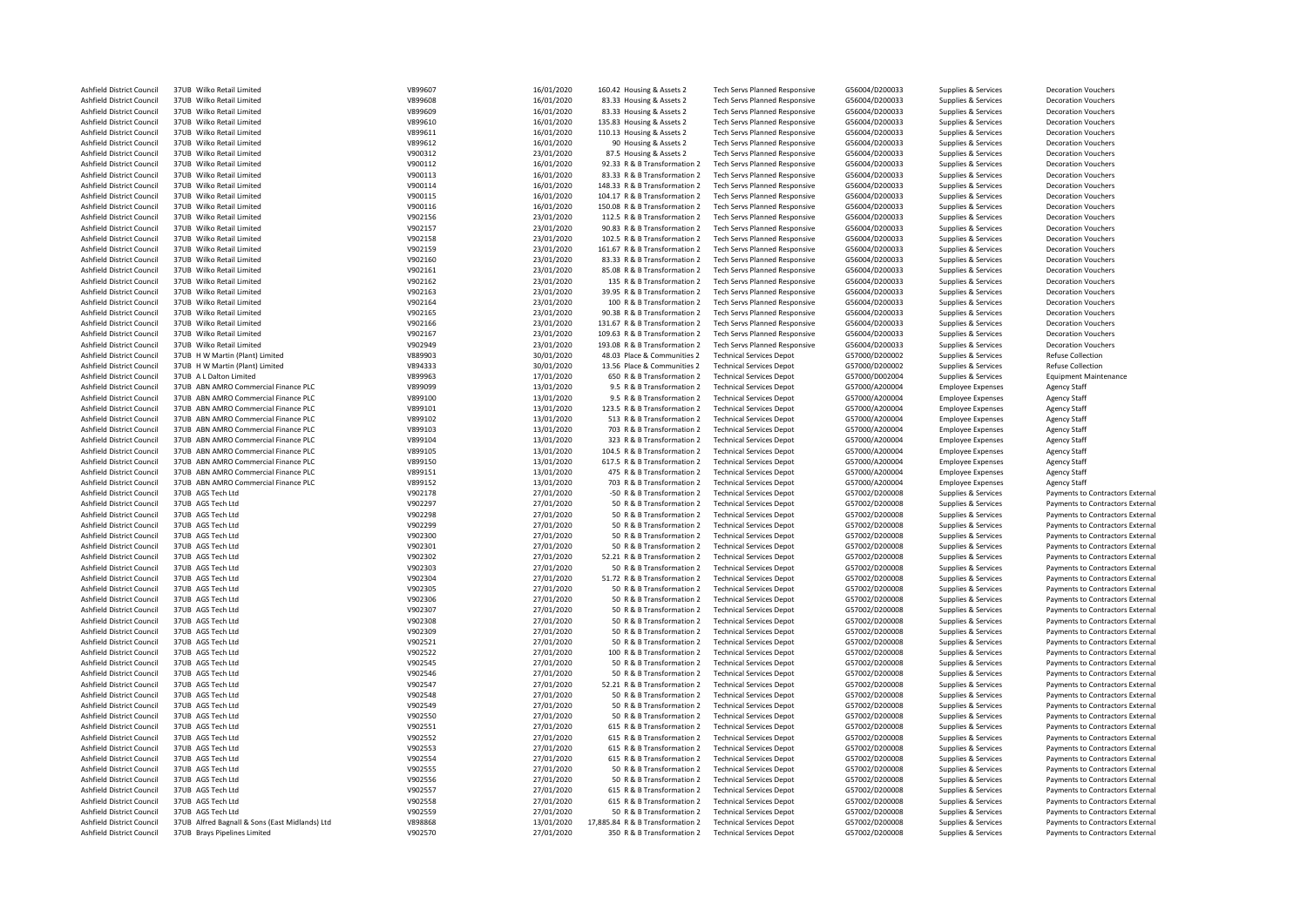| | | | | | | | | | |
|---|---|---|---|---|---|---|---|---|---|
| Ashfield District Council | 37UB Wilko Retail Limited | V899607 | 16/01/2020 | 160.42 | Housing & Assets 2 | Tech Servs Planned Responsive | G56004/D200033 | Supplies & Services | Decoration Vouchers |
| Ashfield District Council | 37UB Wilko Retail Limited | V899608 | 16/01/2020 | 83.33 | Housing & Assets 2 | Tech Servs Planned Responsive | G56004/D200033 | Supplies & Services | Decoration Vouchers |
| Ashfield District Council | 37UB Wilko Retail Limited | V899609 | 16/01/2020 | 83.33 | Housing & Assets 2 | Tech Servs Planned Responsive | G56004/D200033 | Supplies & Services | Decoration Vouchers |
| Ashfield District Council | 37UB Wilko Retail Limited | V899610 | 16/01/2020 | 135.83 | Housing & Assets 2 | Tech Servs Planned Responsive | G56004/D200033 | Supplies & Services | Decoration Vouchers |
| Ashfield District Council | 37UB Wilko Retail Limited | V899611 | 16/01/2020 | 110.13 | Housing & Assets 2 | Tech Servs Planned Responsive | G56004/D200033 | Supplies & Services | Decoration Vouchers |
| Ashfield District Council | 37UB Wilko Retail Limited | V899612 | 16/01/2020 | 90 | Housing & Assets 2 | Tech Servs Planned Responsive | G56004/D200033 | Supplies & Services | Decoration Vouchers |
| Ashfield District Council | 37UB Wilko Retail Limited | V900312 | 23/01/2020 | 87.5 | Housing & Assets 2 | Tech Servs Planned Responsive | G56004/D200033 | Supplies & Services | Decoration Vouchers |
| Ashfield District Council | 37UB Wilko Retail Limited | V900112 | 16/01/2020 | 92.33 | R & B Transformation 2 | Tech Servs Planned Responsive | G56004/D200033 | Supplies & Services | Decoration Vouchers |
| Ashfield District Council | 37UB Wilko Retail Limited | V900113 | 16/01/2020 | 83.33 | R & B Transformation 2 | Tech Servs Planned Responsive | G56004/D200033 | Supplies & Services | Decoration Vouchers |
| Ashfield District Council | 37UB Wilko Retail Limited | V900114 | 16/01/2020 | 148.33 | R & B Transformation 2 | Tech Servs Planned Responsive | G56004/D200033 | Supplies & Services | Decoration Vouchers |
| Ashfield District Council | 37UB Wilko Retail Limited | V900115 | 16/01/2020 | 104.17 | R & B Transformation 2 | Tech Servs Planned Responsive | G56004/D200033 | Supplies & Services | Decoration Vouchers |
| Ashfield District Council | 37UB Wilko Retail Limited | V900116 | 16/01/2020 | 150.08 | R & B Transformation 2 | Tech Servs Planned Responsive | G56004/D200033 | Supplies & Services | Decoration Vouchers |
| Ashfield District Council | 37UB Wilko Retail Limited | V902156 | 23/01/2020 | 112.5 | R & B Transformation 2 | Tech Servs Planned Responsive | G56004/D200033 | Supplies & Services | Decoration Vouchers |
| Ashfield District Council | 37UB Wilko Retail Limited | V902157 | 23/01/2020 | 90.83 | R & B Transformation 2 | Tech Servs Planned Responsive | G56004/D200033 | Supplies & Services | Decoration Vouchers |
| Ashfield District Council | 37UB Wilko Retail Limited | V902158 | 23/01/2020 | 102.5 | R & B Transformation 2 | Tech Servs Planned Responsive | G56004/D200033 | Supplies & Services | Decoration Vouchers |
| Ashfield District Council | 37UB Wilko Retail Limited | V902159 | 23/01/2020 | 161.67 | R & B Transformation 2 | Tech Servs Planned Responsive | G56004/D200033 | Supplies & Services | Decoration Vouchers |
| Ashfield District Council | 37UB Wilko Retail Limited | V902160 | 23/01/2020 | 83.33 | R & B Transformation 2 | Tech Servs Planned Responsive | G56004/D200033 | Supplies & Services | Decoration Vouchers |
| Ashfield District Council | 37UB Wilko Retail Limited | V902161 | 23/01/2020 | 85.08 | R & B Transformation 2 | Tech Servs Planned Responsive | G56004/D200033 | Supplies & Services | Decoration Vouchers |
| Ashfield District Council | 37UB Wilko Retail Limited | V902162 | 23/01/2020 | 135 | R & B Transformation 2 | Tech Servs Planned Responsive | G56004/D200033 | Supplies & Services | Decoration Vouchers |
| Ashfield District Council | 37UB Wilko Retail Limited | V902163 | 23/01/2020 | 39.95 | R & B Transformation 2 | Tech Servs Planned Responsive | G56004/D200033 | Supplies & Services | Decoration Vouchers |
| Ashfield District Council | 37UB Wilko Retail Limited | V902164 | 23/01/2020 | 100 | R & B Transformation 2 | Tech Servs Planned Responsive | G56004/D200033 | Supplies & Services | Decoration Vouchers |
| Ashfield District Council | 37UB Wilko Retail Limited | V902165 | 23/01/2020 | 90.38 | R & B Transformation 2 | Tech Servs Planned Responsive | G56004/D200033 | Supplies & Services | Decoration Vouchers |
| Ashfield District Council | 37UB Wilko Retail Limited | V902166 | 23/01/2020 | 131.67 | R & B Transformation 2 | Tech Servs Planned Responsive | G56004/D200033 | Supplies & Services | Decoration Vouchers |
| Ashfield District Council | 37UB Wilko Retail Limited | V902167 | 23/01/2020 | 109.63 | R & B Transformation 2 | Tech Servs Planned Responsive | G56004/D200033 | Supplies & Services | Decoration Vouchers |
| Ashfield District Council | 37UB Wilko Retail Limited | V902949 | 23/01/2020 | 193.08 | R & B Transformation 2 | Tech Servs Planned Responsive | G56004/D200033 | Supplies & Services | Decoration Vouchers |
| Ashfield District Council | 37UB H W Martin (Plant) Limited | V889903 | 30/01/2020 | 48.03 | Place & Communities 2 | Technical Services Depot | G57000/D200002 | Supplies & Services | Refuse Collection |
| Ashfield District Council | 37UB H W Martin (Plant) Limited | V894333 | 30/01/2020 | 13.56 | Place & Communities 2 | Technical Services Depot | G57000/D200002 | Supplies & Services | Refuse Collection |
| Ashfield District Council | 37UB A L Dalton Limited | V899963 | 17/01/2020 | 650 | R & B Transformation 2 | Technical Services Depot | G57000/D002004 | Supplies & Services | Equipment Maintenance |
| Ashfield District Council | 37UB ABN AMRO Commercial Finance PLC | V899099 | 13/01/2020 | 9.5 | R & B Transformation 2 | Technical Services Depot | G57000/A200004 | Employee Expenses | Agency Staff |
| Ashfield District Council | 37UB ABN AMRO Commercial Finance PLC | V899100 | 13/01/2020 | 9.5 | R & B Transformation 2 | Technical Services Depot | G57000/A200004 | Employee Expenses | Agency Staff |
| Ashfield District Council | 37UB ABN AMRO Commercial Finance PLC | V899101 | 13/01/2020 | 123.5 | R & B Transformation 2 | Technical Services Depot | G57000/A200004 | Employee Expenses | Agency Staff |
| Ashfield District Council | 37UB ABN AMRO Commercial Finance PLC | V899102 | 13/01/2020 | 513 | R & B Transformation 2 | Technical Services Depot | G57000/A200004 | Employee Expenses | Agency Staff |
| Ashfield District Council | 37UB ABN AMRO Commercial Finance PLC | V899103 | 13/01/2020 | 703 | R & B Transformation 2 | Technical Services Depot | G57000/A200004 | Employee Expenses | Agency Staff |
| Ashfield District Council | 37UB ABN AMRO Commercial Finance PLC | V899104 | 13/01/2020 | 323 | R & B Transformation 2 | Technical Services Depot | G57000/A200004 | Employee Expenses | Agency Staff |
| Ashfield District Council | 37UB ABN AMRO Commercial Finance PLC | V899105 | 13/01/2020 | 104.5 | R & B Transformation 2 | Technical Services Depot | G57000/A200004 | Employee Expenses | Agency Staff |
| Ashfield District Council | 37UB ABN AMRO Commercial Finance PLC | V899150 | 13/01/2020 | 617.5 | R & B Transformation 2 | Technical Services Depot | G57000/A200004 | Employee Expenses | Agency Staff |
| Ashfield District Council | 37UB ABN AMRO Commercial Finance PLC | V899151 | 13/01/2020 | 475 | R & B Transformation 2 | Technical Services Depot | G57000/A200004 | Employee Expenses | Agency Staff |
| Ashfield District Council | 37UB ABN AMRO Commercial Finance PLC | V899152 | 13/01/2020 | 703 | R & B Transformation 2 | Technical Services Depot | G57000/A200004 | Employee Expenses | Agency Staff |
| Ashfield District Council | 37UB AGS Tech Ltd | V902178 | 27/01/2020 | -50 | R & B Transformation 2 | Technical Services Depot | G57002/D200008 | Supplies & Services | Payments to Contractors External |
| Ashfield District Council | 37UB AGS Tech Ltd | V902297 | 27/01/2020 | 50 | R & B Transformation 2 | Technical Services Depot | G57002/D200008 | Supplies & Services | Payments to Contractors External |
| Ashfield District Council | 37UB AGS Tech Ltd | V902298 | 27/01/2020 | 50 | R & B Transformation 2 | Technical Services Depot | G57002/D200008 | Supplies & Services | Payments to Contractors External |
| Ashfield District Council | 37UB AGS Tech Ltd | V902299 | 27/01/2020 | 50 | R & B Transformation 2 | Technical Services Depot | G57002/D200008 | Supplies & Services | Payments to Contractors External |
| Ashfield District Council | 37UB AGS Tech Ltd | V902300 | 27/01/2020 | 50 | R & B Transformation 2 | Technical Services Depot | G57002/D200008 | Supplies & Services | Payments to Contractors External |
| Ashfield District Council | 37UB AGS Tech Ltd | V902301 | 27/01/2020 | 50 | R & B Transformation 2 | Technical Services Depot | G57002/D200008 | Supplies & Services | Payments to Contractors External |
| Ashfield District Council | 37UB AGS Tech Ltd | V902302 | 27/01/2020 | 52.21 | R & B Transformation 2 | Technical Services Depot | G57002/D200008 | Supplies & Services | Payments to Contractors External |
| Ashfield District Council | 37UB AGS Tech Ltd | V902303 | 27/01/2020 | 50 | R & B Transformation 2 | Technical Services Depot | G57002/D200008 | Supplies & Services | Payments to Contractors External |
| Ashfield District Council | 37UB AGS Tech Ltd | V902304 | 27/01/2020 | 51.72 | R & B Transformation 2 | Technical Services Depot | G57002/D200008 | Supplies & Services | Payments to Contractors External |
| Ashfield District Council | 37UB AGS Tech Ltd | V902305 | 27/01/2020 | 50 | R & B Transformation 2 | Technical Services Depot | G57002/D200008 | Supplies & Services | Payments to Contractors External |
| Ashfield District Council | 37UB AGS Tech Ltd | V902306 | 27/01/2020 | 50 | R & B Transformation 2 | Technical Services Depot | G57002/D200008 | Supplies & Services | Payments to Contractors External |
| Ashfield District Council | 37UB AGS Tech Ltd | V902307 | 27/01/2020 | 50 | R & B Transformation 2 | Technical Services Depot | G57002/D200008 | Supplies & Services | Payments to Contractors External |
| Ashfield District Council | 37UB AGS Tech Ltd | V902308 | 27/01/2020 | 50 | R & B Transformation 2 | Technical Services Depot | G57002/D200008 | Supplies & Services | Payments to Contractors External |
| Ashfield District Council | 37UB AGS Tech Ltd | V902309 | 27/01/2020 | 50 | R & B Transformation 2 | Technical Services Depot | G57002/D200008 | Supplies & Services | Payments to Contractors External |
| Ashfield District Council | 37UB AGS Tech Ltd | V902521 | 27/01/2020 | 50 | R & B Transformation 2 | Technical Services Depot | G57002/D200008 | Supplies & Services | Payments to Contractors External |
| Ashfield District Council | 37UB AGS Tech Ltd | V902522 | 27/01/2020 | 100 | R & B Transformation 2 | Technical Services Depot | G57002/D200008 | Supplies & Services | Payments to Contractors External |
| Ashfield District Council | 37UB AGS Tech Ltd | V902545 | 27/01/2020 | 50 | R & B Transformation 2 | Technical Services Depot | G57002/D200008 | Supplies & Services | Payments to Contractors External |
| Ashfield District Council | 37UB AGS Tech Ltd | V902546 | 27/01/2020 | 50 | R & B Transformation 2 | Technical Services Depot | G57002/D200008 | Supplies & Services | Payments to Contractors External |
| Ashfield District Council | 37UB AGS Tech Ltd | V902547 | 27/01/2020 | 52.21 | R & B Transformation 2 | Technical Services Depot | G57002/D200008 | Supplies & Services | Payments to Contractors External |
| Ashfield District Council | 37UB AGS Tech Ltd | V902548 | 27/01/2020 | 50 | R & B Transformation 2 | Technical Services Depot | G57002/D200008 | Supplies & Services | Payments to Contractors External |
| Ashfield District Council | 37UB AGS Tech Ltd | V902549 | 27/01/2020 | 50 | R & B Transformation 2 | Technical Services Depot | G57002/D200008 | Supplies & Services | Payments to Contractors External |
| Ashfield District Council | 37UB AGS Tech Ltd | V902550 | 27/01/2020 | 50 | R & B Transformation 2 | Technical Services Depot | G57002/D200008 | Supplies & Services | Payments to Contractors External |
| Ashfield District Council | 37UB AGS Tech Ltd | V902551 | 27/01/2020 | 615 | R & B Transformation 2 | Technical Services Depot | G57002/D200008 | Supplies & Services | Payments to Contractors External |
| Ashfield District Council | 37UB AGS Tech Ltd | V902552 | 27/01/2020 | 615 | R & B Transformation 2 | Technical Services Depot | G57002/D200008 | Supplies & Services | Payments to Contractors External |
| Ashfield District Council | 37UB AGS Tech Ltd | V902553 | 27/01/2020 | 615 | R & B Transformation 2 | Technical Services Depot | G57002/D200008 | Supplies & Services | Payments to Contractors External |
| Ashfield District Council | 37UB AGS Tech Ltd | V902554 | 27/01/2020 | 615 | R & B Transformation 2 | Technical Services Depot | G57002/D200008 | Supplies & Services | Payments to Contractors External |
| Ashfield District Council | 37UB AGS Tech Ltd | V902555 | 27/01/2020 | 50 | R & B Transformation 2 | Technical Services Depot | G57002/D200008 | Supplies & Services | Payments to Contractors External |
| Ashfield District Council | 37UB AGS Tech Ltd | V902556 | 27/01/2020 | 50 | R & B Transformation 2 | Technical Services Depot | G57002/D200008 | Supplies & Services | Payments to Contractors External |
| Ashfield District Council | 37UB AGS Tech Ltd | V902557 | 27/01/2020 | 615 | R & B Transformation 2 | Technical Services Depot | G57002/D200008 | Supplies & Services | Payments to Contractors External |
| Ashfield District Council | 37UB AGS Tech Ltd | V902558 | 27/01/2020 | 615 | R & B Transformation 2 | Technical Services Depot | G57002/D200008 | Supplies & Services | Payments to Contractors External |
| Ashfield District Council | 37UB AGS Tech Ltd | V902559 | 27/01/2020 | 50 | R & B Transformation 2 | Technical Services Depot | G57002/D200008 | Supplies & Services | Payments to Contractors External |
| Ashfield District Council | 37UB Alfred Bagnall & Sons (East Midlands) Ltd | V898868 | 13/01/2020 | 17,885.84 | R & B Transformation 2 | Technical Services Depot | G57002/D200008 | Supplies & Services | Payments to Contractors External |
| Ashfield District Council | 37UB Brays Pipelines Limited | V902570 | 27/01/2020 | 350 | R & B Transformation 2 | Technical Services Depot | G57002/D200008 | Supplies & Services | Payments to Contractors External |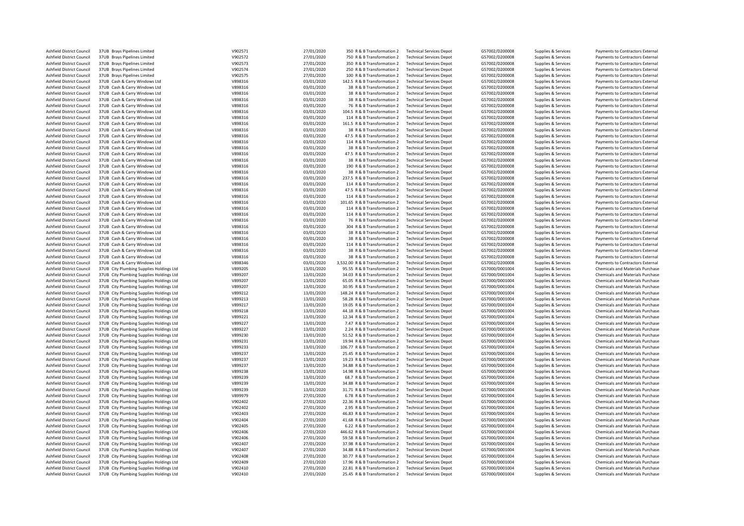| | | | | | | | | | |
|---|---|---|---|---|---|---|---|---|---|
| Ashfield District Council | 37UB Brays Pipelines Limited | V902571 | 27/01/2020 | 350 R & B Transformation 2 | Technical Services Depot | G57002/D200008 | Supplies & Services | Payments to Contractors External |
| Ashfield District Council | 37UB Brays Pipelines Limited | V902572 | 27/01/2020 | 750 R & B Transformation 2 | Technical Services Depot | G57002/D200008 | Supplies & Services | Payments to Contractors External |
| Ashfield District Council | 37UB Brays Pipelines Limited | V902573 | 27/01/2020 | 350 R & B Transformation 2 | Technical Services Depot | G57002/D200008 | Supplies & Services | Payments to Contractors External |
| Ashfield District Council | 37UB Brays Pipelines Limited | V902574 | 27/01/2020 | 250 R & B Transformation 2 | Technical Services Depot | G57002/D200008 | Supplies & Services | Payments to Contractors External |
| Ashfield District Council | 37UB Brays Pipelines Limited | V902575 | 27/01/2020 | 100 R & B Transformation 2 | Technical Services Depot | G57002/D200008 | Supplies & Services | Payments to Contractors External |
| Ashfield District Council | 37UB Cash & Carry Windows Ltd | V898316 | 03/01/2020 | 142.5 R & B Transformation 2 | Technical Services Depot | G57002/D200008 | Supplies & Services | Payments to Contractors External |
| Ashfield District Council | 37UB Cash & Carry Windows Ltd | V898316 | 03/01/2020 | 38 R & B Transformation 2 | Technical Services Depot | G57002/D200008 | Supplies & Services | Payments to Contractors External |
| Ashfield District Council | 37UB Cash & Carry Windows Ltd | V898316 | 03/01/2020 | 38 R & B Transformation 2 | Technical Services Depot | G57002/D200008 | Supplies & Services | Payments to Contractors External |
| Ashfield District Council | 37UB Cash & Carry Windows Ltd | V898316 | 03/01/2020 | 38 R & B Transformation 2 | Technical Services Depot | G57002/D200008 | Supplies & Services | Payments to Contractors External |
| Ashfield District Council | 37UB Cash & Carry Windows Ltd | V898316 | 03/01/2020 | 76 R & B Transformation 2 | Technical Services Depot | G57002/D200008 | Supplies & Services | Payments to Contractors External |
| Ashfield District Council | 37UB Cash & Carry Windows Ltd | V898316 | 03/01/2020 | 104.5 R & B Transformation 2 | Technical Services Depot | G57002/D200008 | Supplies & Services | Payments to Contractors External |
| Ashfield District Council | 37UB Cash & Carry Windows Ltd | V898316 | 03/01/2020 | 114 R & B Transformation 2 | Technical Services Depot | G57002/D200008 | Supplies & Services | Payments to Contractors External |
| Ashfield District Council | 37UB Cash & Carry Windows Ltd | V898316 | 03/01/2020 | 161.5 R & B Transformation 2 | Technical Services Depot | G57002/D200008 | Supplies & Services | Payments to Contractors External |
| Ashfield District Council | 37UB Cash & Carry Windows Ltd | V898316 | 03/01/2020 | 38 R & B Transformation 2 | Technical Services Depot | G57002/D200008 | Supplies & Services | Payments to Contractors External |
| Ashfield District Council | 37UB Cash & Carry Windows Ltd | V898316 | 03/01/2020 | 47.5 R & B Transformation 2 | Technical Services Depot | G57002/D200008 | Supplies & Services | Payments to Contractors External |
| Ashfield District Council | 37UB Cash & Carry Windows Ltd | V898316 | 03/01/2020 | 114 R & B Transformation 2 | Technical Services Depot | G57002/D200008 | Supplies & Services | Payments to Contractors External |
| Ashfield District Council | 37UB Cash & Carry Windows Ltd | V898316 | 03/01/2020 | 38 R & B Transformation 2 | Technical Services Depot | G57002/D200008 | Supplies & Services | Payments to Contractors External |
| Ashfield District Council | 37UB Cash & Carry Windows Ltd | V898316 | 03/01/2020 | 47.5 R & B Transformation 2 | Technical Services Depot | G57002/D200008 | Supplies & Services | Payments to Contractors External |
| Ashfield District Council | 37UB Cash & Carry Windows Ltd | V898316 | 03/01/2020 | 38 R & B Transformation 2 | Technical Services Depot | G57002/D200008 | Supplies & Services | Payments to Contractors External |
| Ashfield District Council | 37UB Cash & Carry Windows Ltd | V898316 | 03/01/2020 | 190 R & B Transformation 2 | Technical Services Depot | G57002/D200008 | Supplies & Services | Payments to Contractors External |
| Ashfield District Council | 37UB Cash & Carry Windows Ltd | V898316 | 03/01/2020 | 38 R & B Transformation 2 | Technical Services Depot | G57002/D200008 | Supplies & Services | Payments to Contractors External |
| Ashfield District Council | 37UB Cash & Carry Windows Ltd | V898316 | 03/01/2020 | 237.5 R & B Transformation 2 | Technical Services Depot | G57002/D200008 | Supplies & Services | Payments to Contractors External |
| Ashfield District Council | 37UB Cash & Carry Windows Ltd | V898316 | 03/01/2020 | 114 R & B Transformation 2 | Technical Services Depot | G57002/D200008 | Supplies & Services | Payments to Contractors External |
| Ashfield District Council | 37UB Cash & Carry Windows Ltd | V898316 | 03/01/2020 | 47.5 R & B Transformation 2 | Technical Services Depot | G57002/D200008 | Supplies & Services | Payments to Contractors External |
| Ashfield District Council | 37UB Cash & Carry Windows Ltd | V898316 | 03/01/2020 | 114 R & B Transformation 2 | Technical Services Depot | G57002/D200008 | Supplies & Services | Payments to Contractors External |
| Ashfield District Council | 37UB Cash & Carry Windows Ltd | V898316 | 03/01/2020 | 101.65 R & B Transformation 2 | Technical Services Depot | G57002/D200008 | Supplies & Services | Payments to Contractors External |
| Ashfield District Council | 37UB Cash & Carry Windows Ltd | V898316 | 03/01/2020 | 114 R & B Transformation 2 | Technical Services Depot | G57002/D200008 | Supplies & Services | Payments to Contractors External |
| Ashfield District Council | 37UB Cash & Carry Windows Ltd | V898316 | 03/01/2020 | 114 R & B Transformation 2 | Technical Services Depot | G57002/D200008 | Supplies & Services | Payments to Contractors External |
| Ashfield District Council | 37UB Cash & Carry Windows Ltd | V898316 | 03/01/2020 | 76 R & B Transformation 2 | Technical Services Depot | G57002/D200008 | Supplies & Services | Payments to Contractors External |
| Ashfield District Council | 37UB Cash & Carry Windows Ltd | V898316 | 03/01/2020 | 304 R & B Transformation 2 | Technical Services Depot | G57002/D200008 | Supplies & Services | Payments to Contractors External |
| Ashfield District Council | 37UB Cash & Carry Windows Ltd | V898316 | 03/01/2020 | 38 R & B Transformation 2 | Technical Services Depot | G57002/D200008 | Supplies & Services | Payments to Contractors External |
| Ashfield District Council | 37UB Cash & Carry Windows Ltd | V898316 | 03/01/2020 | 38 R & B Transformation 2 | Technical Services Depot | G57002/D200008 | Supplies & Services | Payments to Contractors External |
| Ashfield District Council | 37UB Cash & Carry Windows Ltd | V898316 | 03/01/2020 | 114 R & B Transformation 2 | Technical Services Depot | G57002/D200008 | Supplies & Services | Payments to Contractors External |
| Ashfield District Council | 37UB Cash & Carry Windows Ltd | V898316 | 03/01/2020 | 38 R & B Transformation 2 | Technical Services Depot | G57002/D200008 | Supplies & Services | Payments to Contractors External |
| Ashfield District Council | 37UB Cash & Carry Windows Ltd | V898316 | 03/01/2020 | 38 R & B Transformation 2 | Technical Services Depot | G57002/D200008 | Supplies & Services | Payments to Contractors External |
| Ashfield District Council | 37UB Cash & Carry Windows Ltd | V898346 | 03/01/2020 | 3,532.00 R & B Transformation 2 | Technical Services Depot | G57002/D200008 | Supplies & Services | Payments to Contractors External |
| Ashfield District Council | 37UB City Plumbing Supplies Holdings Ltd | V899205 | 13/01/2020 | 95.55 R & B Transformation 2 | Technical Services Depot | G57000/D001004 | Supplies & Services | Chemicals and Materials Purchase |
| Ashfield District Council | 37UB City Plumbing Supplies Holdings Ltd | V899207 | 13/01/2020 | 34.03 R & B Transformation 2 | Technical Services Depot | G57000/D001004 | Supplies & Services | Chemicals and Materials Purchase |
| Ashfield District Council | 37UB City Plumbing Supplies Holdings Ltd | V899207 | 13/01/2020 | 65.05 R & B Transformation 2 | Technical Services Depot | G57000/D001004 | Supplies & Services | Chemicals and Materials Purchase |
| Ashfield District Council | 37UB City Plumbing Supplies Holdings Ltd | V899207 | 13/01/2020 | 30.95 R & B Transformation 2 | Technical Services Depot | G57000/D001004 | Supplies & Services | Chemicals and Materials Purchase |
| Ashfield District Council | 37UB City Plumbing Supplies Holdings Ltd | V899212 | 13/01/2020 | 148.24 R & B Transformation 2 | Technical Services Depot | G57000/D001004 | Supplies & Services | Chemicals and Materials Purchase |
| Ashfield District Council | 37UB City Plumbing Supplies Holdings Ltd | V899213 | 13/01/2020 | 58.28 R & B Transformation 2 | Technical Services Depot | G57000/D001004 | Supplies & Services | Chemicals and Materials Purchase |
| Ashfield District Council | 37UB City Plumbing Supplies Holdings Ltd | V899217 | 13/01/2020 | 19.05 R & B Transformation 2 | Technical Services Depot | G57000/D001004 | Supplies & Services | Chemicals and Materials Purchase |
| Ashfield District Council | 37UB City Plumbing Supplies Holdings Ltd | V899218 | 13/01/2020 | 44.18 R & B Transformation 2 | Technical Services Depot | G57000/D001004 | Supplies & Services | Chemicals and Materials Purchase |
| Ashfield District Council | 37UB City Plumbing Supplies Holdings Ltd | V899221 | 13/01/2020 | 12.34 R & B Transformation 2 | Technical Services Depot | G57000/D001004 | Supplies & Services | Chemicals and Materials Purchase |
| Ashfield District Council | 37UB City Plumbing Supplies Holdings Ltd | V899227 | 13/01/2020 | 7.47 R & B Transformation 2 | Technical Services Depot | G57000/D001004 | Supplies & Services | Chemicals and Materials Purchase |
| Ashfield District Council | 37UB City Plumbing Supplies Holdings Ltd | V899227 | 13/01/2020 | 2.24 R & B Transformation 2 | Technical Services Depot | G57000/D001004 | Supplies & Services | Chemicals and Materials Purchase |
| Ashfield District Council | 37UB City Plumbing Supplies Holdings Ltd | V899230 | 13/01/2020 | 51.52 R & B Transformation 2 | Technical Services Depot | G57000/D001004 | Supplies & Services | Chemicals and Materials Purchase |
| Ashfield District Council | 37UB City Plumbing Supplies Holdings Ltd | V899231 | 13/01/2020 | 19.94 R & B Transformation 2 | Technical Services Depot | G57000/D001004 | Supplies & Services | Chemicals and Materials Purchase |
| Ashfield District Council | 37UB City Plumbing Supplies Holdings Ltd | V899233 | 13/01/2020 | 106.77 R & B Transformation 2 | Technical Services Depot | G57000/D001004 | Supplies & Services | Chemicals and Materials Purchase |
| Ashfield District Council | 37UB City Plumbing Supplies Holdings Ltd | V899237 | 13/01/2020 | 25.45 R & B Transformation 2 | Technical Services Depot | G57000/D001004 | Supplies & Services | Chemicals and Materials Purchase |
| Ashfield District Council | 37UB City Plumbing Supplies Holdings Ltd | V899237 | 13/01/2020 | 19.23 R & B Transformation 2 | Technical Services Depot | G57000/D001004 | Supplies & Services | Chemicals and Materials Purchase |
| Ashfield District Council | 37UB City Plumbing Supplies Holdings Ltd | V899237 | 13/01/2020 | 34.88 R & B Transformation 2 | Technical Services Depot | G57000/D001004 | Supplies & Services | Chemicals and Materials Purchase |
| Ashfield District Council | 37UB City Plumbing Supplies Holdings Ltd | V899238 | 13/01/2020 | 14.98 R & B Transformation 2 | Technical Services Depot | G57000/D001004 | Supplies & Services | Chemicals and Materials Purchase |
| Ashfield District Council | 37UB City Plumbing Supplies Holdings Ltd | V899239 | 13/01/2020 | 68.7 R & B Transformation 2 | Technical Services Depot | G57000/D001004 | Supplies & Services | Chemicals and Materials Purchase |
| Ashfield District Council | 37UB City Plumbing Supplies Holdings Ltd | V899239 | 13/01/2020 | 34.88 R & B Transformation 2 | Technical Services Depot | G57000/D001004 | Supplies & Services | Chemicals and Materials Purchase |
| Ashfield District Council | 37UB City Plumbing Supplies Holdings Ltd | V899239 | 13/01/2020 | 31.71 R & B Transformation 2 | Technical Services Depot | G57000/D001004 | Supplies & Services | Chemicals and Materials Purchase |
| Ashfield District Council | 37UB City Plumbing Supplies Holdings Ltd | V899979 | 27/01/2020 | 6.78 R & B Transformation 2 | Technical Services Depot | G57000/D001004 | Supplies & Services | Chemicals and Materials Purchase |
| Ashfield District Council | 37UB City Plumbing Supplies Holdings Ltd | V902402 | 27/01/2020 | 22.36 R & B Transformation 2 | Technical Services Depot | G57000/D001004 | Supplies & Services | Chemicals and Materials Purchase |
| Ashfield District Council | 37UB City Plumbing Supplies Holdings Ltd | V902402 | 27/01/2020 | 2.95 R & B Transformation 2 | Technical Services Depot | G57000/D001004 | Supplies & Services | Chemicals and Materials Purchase |
| Ashfield District Council | 37UB City Plumbing Supplies Holdings Ltd | V902403 | 27/01/2020 | 46.83 R & B Transformation 2 | Technical Services Depot | G57000/D001004 | Supplies & Services | Chemicals and Materials Purchase |
| Ashfield District Council | 37UB City Plumbing Supplies Holdings Ltd | V902404 | 27/01/2020 | 41.68 R & B Transformation 2 | Technical Services Depot | G57000/D001004 | Supplies & Services | Chemicals and Materials Purchase |
| Ashfield District Council | 37UB City Plumbing Supplies Holdings Ltd | V902405 | 27/01/2020 | 6.22 R & B Transformation 2 | Technical Services Depot | G57000/D001004 | Supplies & Services | Chemicals and Materials Purchase |
| Ashfield District Council | 37UB City Plumbing Supplies Holdings Ltd | V902406 | 27/01/2020 | 446.62 R & B Transformation 2 | Technical Services Depot | G57000/D001004 | Supplies & Services | Chemicals and Materials Purchase |
| Ashfield District Council | 37UB City Plumbing Supplies Holdings Ltd | V902406 | 27/01/2020 | 59.58 R & B Transformation 2 | Technical Services Depot | G57000/D001004 | Supplies & Services | Chemicals and Materials Purchase |
| Ashfield District Council | 37UB City Plumbing Supplies Holdings Ltd | V902407 | 27/01/2020 | 37.98 R & B Transformation 2 | Technical Services Depot | G57000/D001004 | Supplies & Services | Chemicals and Materials Purchase |
| Ashfield District Council | 37UB City Plumbing Supplies Holdings Ltd | V902407 | 27/01/2020 | 34.88 R & B Transformation 2 | Technical Services Depot | G57000/D001004 | Supplies & Services | Chemicals and Materials Purchase |
| Ashfield District Council | 37UB City Plumbing Supplies Holdings Ltd | V902408 | 27/01/2020 | 30.77 R & B Transformation 2 | Technical Services Depot | G57000/D001004 | Supplies & Services | Chemicals and Materials Purchase |
| Ashfield District Council | 37UB City Plumbing Supplies Holdings Ltd | V902409 | 27/01/2020 | 17.96 R & B Transformation 2 | Technical Services Depot | G57000/D001004 | Supplies & Services | Chemicals and Materials Purchase |
| Ashfield District Council | 37UB City Plumbing Supplies Holdings Ltd | V902410 | 27/01/2020 | 22.81 R & B Transformation 2 | Technical Services Depot | G57000/D001004 | Supplies & Services | Chemicals and Materials Purchase |
| Ashfield District Council | 37UB City Plumbing Supplies Holdings Ltd | V902410 | 27/01/2020 | 25.45 R & B Transformation 2 | Technical Services Depot | G57000/D001004 | Supplies & Services | Chemicals and Materials Purchase |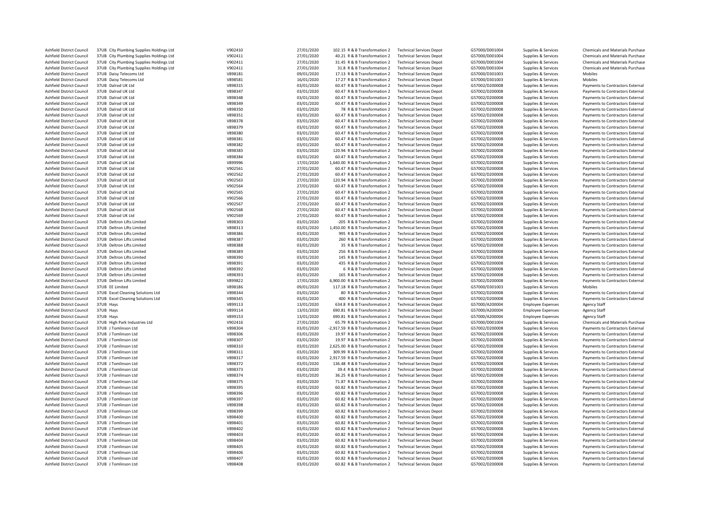| | | | | | | | | | | |
|---|---|---|---|---|---|---|---|---|---|---|
| Ashfield District Council | 37UB City Plumbing Supplies Holdings Ltd | V902410 | 27/01/2020 | 102.15 | R & B Transformation 2 | Technical Services Depot | G57000/D001004 | Supplies & Services | Chemicals and Materials Purchase |
| Ashfield District Council | 37UB City Plumbing Supplies Holdings Ltd | V902411 | 27/01/2020 | 40.21 | R & B Transformation 2 | Technical Services Depot | G57000/D001004 | Supplies & Services | Chemicals and Materials Purchase |
| Ashfield District Council | 37UB City Plumbing Supplies Holdings Ltd | V902411 | 27/01/2020 | 31.45 | R & B Transformation 2 | Technical Services Depot | G57000/D001004 | Supplies & Services | Chemicals and Materials Purchase |
| Ashfield District Council | 37UB City Plumbing Supplies Holdings Ltd | V902411 | 27/01/2020 | 31.8 | R & B Transformation 2 | Technical Services Depot | G57000/D001004 | Supplies & Services | Chemicals and Materials Purchase |
| Ashfield District Council | 37UB Daisy Telecoms Ltd | V898181 | 09/01/2020 | 17.13 | R & B Transformation 2 | Technical Services Depot | G57000/D301003 | Supplies & Services | Mobiles |
| Ashfield District Council | 37UB Daisy Telecoms Ltd | V898581 | 16/01/2020 | 17.27 | R & B Transformation 2 | Technical Services Depot | G57000/D301003 | Supplies & Services | Mobiles |
| Ashfield District Council | 37UB Dalrod UK Ltd | V898315 | 03/01/2020 | 60.47 | R & B Transformation 2 | Technical Services Depot | G57002/D200008 | Supplies & Services | Payments to Contractors External |
| Ashfield District Council | 37UB Dalrod UK Ltd | V898347 | 03/01/2020 | 60.47 | R & B Transformation 2 | Technical Services Depot | G57002/D200008 | Supplies & Services | Payments to Contractors External |
| Ashfield District Council | 37UB Dalrod UK Ltd | V898348 | 03/01/2020 | 60.47 | R & B Transformation 2 | Technical Services Depot | G57002/D200008 | Supplies & Services | Payments to Contractors External |
| Ashfield District Council | 37UB Dalrod UK Ltd | V898349 | 03/01/2020 | 60.47 | R & B Transformation 2 | Technical Services Depot | G57002/D200008 | Supplies & Services | Payments to Contractors External |
| Ashfield District Council | 37UB Dalrod UK Ltd | V898350 | 03/01/2020 | 78 | R & B Transformation 2 | Technical Services Depot | G57002/D200008 | Supplies & Services | Payments to Contractors External |
| Ashfield District Council | 37UB Dalrod UK Ltd | V898351 | 03/01/2020 | 60.47 | R & B Transformation 2 | Technical Services Depot | G57002/D200008 | Supplies & Services | Payments to Contractors External |
| Ashfield District Council | 37UB Dalrod UK Ltd | V898378 | 03/01/2020 | 60.47 | R & B Transformation 2 | Technical Services Depot | G57002/D200008 | Supplies & Services | Payments to Contractors External |
| Ashfield District Council | 37UB Dalrod UK Ltd | V898379 | 03/01/2020 | 60.47 | R & B Transformation 2 | Technical Services Depot | G57002/D200008 | Supplies & Services | Payments to Contractors External |
| Ashfield District Council | 37UB Dalrod UK Ltd | V898380 | 03/01/2020 | 60.47 | R & B Transformation 2 | Technical Services Depot | G57002/D200008 | Supplies & Services | Payments to Contractors External |
| Ashfield District Council | 37UB Dalrod UK Ltd | V898381 | 03/01/2020 | 60.47 | R & B Transformation 2 | Technical Services Depot | G57002/D200008 | Supplies & Services | Payments to Contractors External |
| Ashfield District Council | 37UB Dalrod UK Ltd | V898382 | 03/01/2020 | 60.47 | R & B Transformation 2 | Technical Services Depot | G57002/D200008 | Supplies & Services | Payments to Contractors External |
| Ashfield District Council | 37UB Dalrod UK Ltd | V898383 | 03/01/2020 | 120.94 | R & B Transformation 2 | Technical Services Depot | G57002/D200008 | Supplies & Services | Payments to Contractors External |
| Ashfield District Council | 37UB Dalrod UK Ltd | V898384 | 03/01/2020 | 60.47 | R & B Transformation 2 | Technical Services Depot | G57002/D200008 | Supplies & Services | Payments to Contractors External |
| Ashfield District Council | 37UB Dalrod UK Ltd | V899996 | 17/01/2020 | 1,640.00 | R & B Transformation 2 | Technical Services Depot | G57002/D200008 | Supplies & Services | Payments to Contractors External |
| Ashfield District Council | 37UB Dalrod UK Ltd | V902561 | 27/01/2020 | 60.47 | R & B Transformation 2 | Technical Services Depot | G57002/D200008 | Supplies & Services | Payments to Contractors External |
| Ashfield District Council | 37UB Dalrod UK Ltd | V902562 | 27/01/2020 | 60.47 | R & B Transformation 2 | Technical Services Depot | G57002/D200008 | Supplies & Services | Payments to Contractors External |
| Ashfield District Council | 37UB Dalrod UK Ltd | V902563 | 27/01/2020 | 120.94 | R & B Transformation 2 | Technical Services Depot | G57002/D200008 | Supplies & Services | Payments to Contractors External |
| Ashfield District Council | 37UB Dalrod UK Ltd | V902564 | 27/01/2020 | 60.47 | R & B Transformation 2 | Technical Services Depot | G57002/D200008 | Supplies & Services | Payments to Contractors External |
| Ashfield District Council | 37UB Dalrod UK Ltd | V902565 | 27/01/2020 | 60.47 | R & B Transformation 2 | Technical Services Depot | G57002/D200008 | Supplies & Services | Payments to Contractors External |
| Ashfield District Council | 37UB Dalrod UK Ltd | V902566 | 27/01/2020 | 60.47 | R & B Transformation 2 | Technical Services Depot | G57002/D200008 | Supplies & Services | Payments to Contractors External |
| Ashfield District Council | 37UB Dalrod UK Ltd | V902567 | 27/01/2020 | 60.47 | R & B Transformation 2 | Technical Services Depot | G57002/D200008 | Supplies & Services | Payments to Contractors External |
| Ashfield District Council | 37UB Dalrod UK Ltd | V902568 | 27/01/2020 | 60.47 | R & B Transformation 2 | Technical Services Depot | G57002/D200008 | Supplies & Services | Payments to Contractors External |
| Ashfield District Council | 37UB Dalrod UK Ltd | V902569 | 27/01/2020 | 60.47 | R & B Transformation 2 | Technical Services Depot | G57002/D200008 | Supplies & Services | Payments to Contractors External |
| Ashfield District Council | 37UB Deltron Lifts Limited | V898303 | 03/01/2020 | -205 | R & B Transformation 2 | Technical Services Depot | G57002/D200008 | Supplies & Services | Payments to Contractors External |
| Ashfield District Council | 37UB Deltron Lifts Limited | V898313 | 03/01/2020 | 1,450.00 | R & B Transformation 2 | Technical Services Depot | G57002/D200008 | Supplies & Services | Payments to Contractors External |
| Ashfield District Council | 37UB Deltron Lifts Limited | V898386 | 03/01/2020 | 995 | R & B Transformation 2 | Technical Services Depot | G57002/D200008 | Supplies & Services | Payments to Contractors External |
| Ashfield District Council | 37UB Deltron Lifts Limited | V898387 | 03/01/2020 | 260 | R & B Transformation 2 | Technical Services Depot | G57002/D200008 | Supplies & Services | Payments to Contractors External |
| Ashfield District Council | 37UB Deltron Lifts Limited | V898388 | 03/01/2020 | 35 | R & B Transformation 2 | Technical Services Depot | G57002/D200008 | Supplies & Services | Payments to Contractors External |
| Ashfield District Council | 37UB Deltron Lifts Limited | V898389 | 03/01/2020 | 256 | R & B Transformation 2 | Technical Services Depot | G57002/D200008 | Supplies & Services | Payments to Contractors External |
| Ashfield District Council | 37UB Deltron Lifts Limited | V898390 | 03/01/2020 | 145 | R & B Transformation 2 | Technical Services Depot | G57002/D200008 | Supplies & Services | Payments to Contractors External |
| Ashfield District Council | 37UB Deltron Lifts Limited | V898391 | 03/01/2020 | 435 | R & B Transformation 2 | Technical Services Depot | G57002/D200008 | Supplies & Services | Payments to Contractors External |
| Ashfield District Council | 37UB Deltron Lifts Limited | V898392 | 03/01/2020 | 6 | R & B Transformation 2 | Technical Services Depot | G57002/D200008 | Supplies & Services | Payments to Contractors External |
| Ashfield District Council | 37UB Deltron Lifts Limited | V898393 | 03/01/2020 | 165 | R & B Transformation 2 | Technical Services Depot | G57002/D200008 | Supplies & Services | Payments to Contractors External |
| Ashfield District Council | 37UB Deltron Lifts Limited | V899822 | 17/01/2020 | 6,900.00 | R & B Transformation 2 | Technical Services Depot | G57002/D200008 | Supplies & Services | Payments to Contractors External |
| Ashfield District Council | 37UB EE Limited | V898186 | 09/01/2020 | 117.18 | R & B Transformation 2 | Technical Services Depot | G57000/D301003 | Supplies & Services | Mobiles |
| Ashfield District Council | 37UB Excel Cleaning Solutions Ltd | V898344 | 03/01/2020 | 80 | R & B Transformation 2 | Technical Services Depot | G57002/D200008 | Supplies & Services | Payments to Contractors External |
| Ashfield District Council | 37UB Excel Cleaning Solutions Ltd | V898345 | 03/01/2020 | 400 | R & B Transformation 2 | Technical Services Depot | G57002/D200008 | Supplies & Services | Payments to Contractors External |
| Ashfield District Council | 37UB Hays | V899113 | 13/01/2020 | 634.8 | R & B Transformation 2 | Technical Services Depot | G57000/A200004 | Employee Expenses | Agency Staff |
| Ashfield District Council | 37UB Hays | V899114 | 13/01/2020 | 690.81 | R & B Transformation 2 | Technical Services Depot | G57000/A200004 | Employee Expenses | Agency Staff |
| Ashfield District Council | 37UB Hays | V899153 | 13/01/2020 | 690.81 | R & B Transformation 2 | Technical Services Depot | G57000/A200004 | Employee Expenses | Agency Staff |
| Ashfield District Council | 37UB High Park Industries Ltd | V902416 | 27/01/2020 | 65.79 | R & B Transformation 2 | Technical Services Depot | G57000/D001004 | Supplies & Services | Chemicals and Materials Purchase |
| Ashfield District Council | 37UB J Tomlinson Ltd | V898304 | 03/01/2020 | -2,917.59 | R & B Transformation 2 | Technical Services Depot | G57002/D200008 | Supplies & Services | Payments to Contractors External |
| Ashfield District Council | 37UB J Tomlinson Ltd | V898306 | 03/01/2020 | 19.97 | R & B Transformation 2 | Technical Services Depot | G57002/D200008 | Supplies & Services | Payments to Contractors External |
| Ashfield District Council | 37UB J Tomlinson Ltd | V898307 | 03/01/2020 | 19.97 | R & B Transformation 2 | Technical Services Depot | G57002/D200008 | Supplies & Services | Payments to Contractors External |
| Ashfield District Council | 37UB J Tomlinson Ltd | V898310 | 03/01/2020 | 2,625.00 | R & B Transformation 2 | Technical Services Depot | G57002/D200008 | Supplies & Services | Payments to Contractors External |
| Ashfield District Council | 37UB J Tomlinson Ltd | V898311 | 03/01/2020 | 309.99 | R & B Transformation 2 | Technical Services Depot | G57002/D200008 | Supplies & Services | Payments to Contractors External |
| Ashfield District Council | 37UB J Tomlinson Ltd | V898317 | 03/01/2020 | 2,917.59 | R & B Transformation 2 | Technical Services Depot | G57002/D200008 | Supplies & Services | Payments to Contractors External |
| Ashfield District Council | 37UB J Tomlinson Ltd | V898372 | 03/01/2020 | 136.48 | R & B Transformation 2 | Technical Services Depot | G57002/D200008 | Supplies & Services | Payments to Contractors External |
| Ashfield District Council | 37UB J Tomlinson Ltd | V898373 | 03/01/2020 | 39.4 | R & B Transformation 2 | Technical Services Depot | G57002/D200008 | Supplies & Services | Payments to Contractors External |
| Ashfield District Council | 37UB J Tomlinson Ltd | V898374 | 03/01/2020 | 36.25 | R & B Transformation 2 | Technical Services Depot | G57002/D200008 | Supplies & Services | Payments to Contractors External |
| Ashfield District Council | 37UB J Tomlinson Ltd | V898375 | 03/01/2020 | 71.87 | R & B Transformation 2 | Technical Services Depot | G57002/D200008 | Supplies & Services | Payments to Contractors External |
| Ashfield District Council | 37UB J Tomlinson Ltd | V898395 | 03/01/2020 | 60.82 | R & B Transformation 2 | Technical Services Depot | G57002/D200008 | Supplies & Services | Payments to Contractors External |
| Ashfield District Council | 37UB J Tomlinson Ltd | V898396 | 03/01/2020 | 60.82 | R & B Transformation 2 | Technical Services Depot | G57002/D200008 | Supplies & Services | Payments to Contractors External |
| Ashfield District Council | 37UB J Tomlinson Ltd | V898397 | 03/01/2020 | 60.82 | R & B Transformation 2 | Technical Services Depot | G57002/D200008 | Supplies & Services | Payments to Contractors External |
| Ashfield District Council | 37UB J Tomlinson Ltd | V898398 | 03/01/2020 | 60.82 | R & B Transformation 2 | Technical Services Depot | G57002/D200008 | Supplies & Services | Payments to Contractors External |
| Ashfield District Council | 37UB J Tomlinson Ltd | V898399 | 03/01/2020 | 60.82 | R & B Transformation 2 | Technical Services Depot | G57002/D200008 | Supplies & Services | Payments to Contractors External |
| Ashfield District Council | 37UB J Tomlinson Ltd | V898400 | 03/01/2020 | 60.82 | R & B Transformation 2 | Technical Services Depot | G57002/D200008 | Supplies & Services | Payments to Contractors External |
| Ashfield District Council | 37UB J Tomlinson Ltd | V898401 | 03/01/2020 | 60.82 | R & B Transformation 2 | Technical Services Depot | G57002/D200008 | Supplies & Services | Payments to Contractors External |
| Ashfield District Council | 37UB J Tomlinson Ltd | V898402 | 03/01/2020 | 60.82 | R & B Transformation 2 | Technical Services Depot | G57002/D200008 | Supplies & Services | Payments to Contractors External |
| Ashfield District Council | 37UB J Tomlinson Ltd | V898403 | 03/01/2020 | 60.82 | R & B Transformation 2 | Technical Services Depot | G57002/D200008 | Supplies & Services | Payments to Contractors External |
| Ashfield District Council | 37UB J Tomlinson Ltd | V898404 | 03/01/2020 | 60.82 | R & B Transformation 2 | Technical Services Depot | G57002/D200008 | Supplies & Services | Payments to Contractors External |
| Ashfield District Council | 37UB J Tomlinson Ltd | V898405 | 03/01/2020 | 60.82 | R & B Transformation 2 | Technical Services Depot | G57002/D200008 | Supplies & Services | Payments to Contractors External |
| Ashfield District Council | 37UB J Tomlinson Ltd | V898406 | 03/01/2020 | 60.82 | R & B Transformation 2 | Technical Services Depot | G57002/D200008 | Supplies & Services | Payments to Contractors External |
| Ashfield District Council | 37UB J Tomlinson Ltd | V898407 | 03/01/2020 | 60.82 | R & B Transformation 2 | Technical Services Depot | G57002/D200008 | Supplies & Services | Payments to Contractors External |
| Ashfield District Council | 37UB J Tomlinson Ltd | V898408 | 03/01/2020 | 60.82 | R & B Transformation 2 | Technical Services Depot | G57002/D200008 | Supplies & Services | Payments to Contractors External |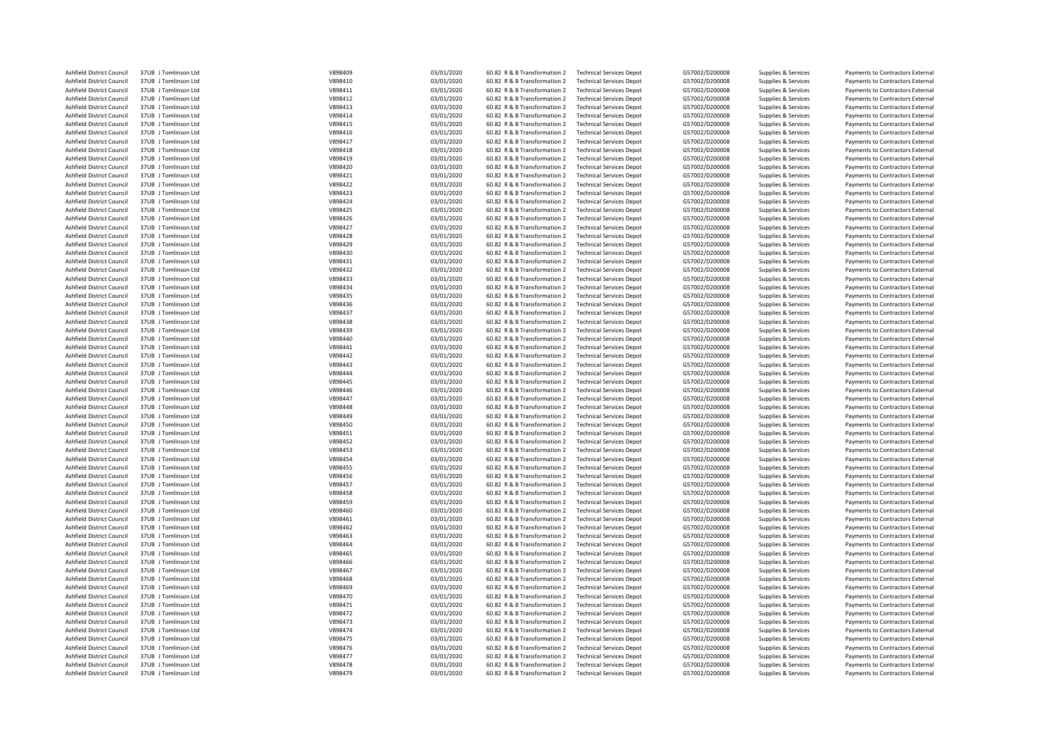| | | | | | | | | | |
|---|---|---|---|---|---|---|---|---|---|
| Ashfield District Council | 37UB J Tomlinson Ltd | V898409 | 03/01/2020 | 60.82 R & B Transformation 2 | Technical Services Depot | G57002/D200008 | Supplies & Services | Payments to Contractors External |
| Ashfield District Council | 37UB J Tomlinson Ltd | V898410 | 03/01/2020 | 60.82 R & B Transformation 2 | Technical Services Depot | G57002/D200008 | Supplies & Services | Payments to Contractors External |
| Ashfield District Council | 37UB J Tomlinson Ltd | V898411 | 03/01/2020 | 60.82 R & B Transformation 2 | Technical Services Depot | G57002/D200008 | Supplies & Services | Payments to Contractors External |
| Ashfield District Council | 37UB J Tomlinson Ltd | V898412 | 03/01/2020 | 60.82 R & B Transformation 2 | Technical Services Depot | G57002/D200008 | Supplies & Services | Payments to Contractors External |
| Ashfield District Council | 37UB J Tomlinson Ltd | V898413 | 03/01/2020 | 60.82 R & B Transformation 2 | Technical Services Depot | G57002/D200008 | Supplies & Services | Payments to Contractors External |
| Ashfield District Council | 37UB J Tomlinson Ltd | V898414 | 03/01/2020 | 60.82 R & B Transformation 2 | Technical Services Depot | G57002/D200008 | Supplies & Services | Payments to Contractors External |
| Ashfield District Council | 37UB J Tomlinson Ltd | V898415 | 03/01/2020 | 60.82 R & B Transformation 2 | Technical Services Depot | G57002/D200008 | Supplies & Services | Payments to Contractors External |
| Ashfield District Council | 37UB J Tomlinson Ltd | V898416 | 03/01/2020 | 60.82 R & B Transformation 2 | Technical Services Depot | G57002/D200008 | Supplies & Services | Payments to Contractors External |
| Ashfield District Council | 37UB J Tomlinson Ltd | V898417 | 03/01/2020 | 60.82 R & B Transformation 2 | Technical Services Depot | G57002/D200008 | Supplies & Services | Payments to Contractors External |
| Ashfield District Council | 37UB J Tomlinson Ltd | V898418 | 03/01/2020 | 60.82 R & B Transformation 2 | Technical Services Depot | G57002/D200008 | Supplies & Services | Payments to Contractors External |
| Ashfield District Council | 37UB J Tomlinson Ltd | V898419 | 03/01/2020 | 60.82 R & B Transformation 2 | Technical Services Depot | G57002/D200008 | Supplies & Services | Payments to Contractors External |
| Ashfield District Council | 37UB J Tomlinson Ltd | V898420 | 03/01/2020 | 60.82 R & B Transformation 2 | Technical Services Depot | G57002/D200008 | Supplies & Services | Payments to Contractors External |
| Ashfield District Council | 37UB J Tomlinson Ltd | V898421 | 03/01/2020 | 60.82 R & B Transformation 2 | Technical Services Depot | G57002/D200008 | Supplies & Services | Payments to Contractors External |
| Ashfield District Council | 37UB J Tomlinson Ltd | V898422 | 03/01/2020 | 60.82 R & B Transformation 2 | Technical Services Depot | G57002/D200008 | Supplies & Services | Payments to Contractors External |
| Ashfield District Council | 37UB J Tomlinson Ltd | V898423 | 03/01/2020 | 60.82 R & B Transformation 2 | Technical Services Depot | G57002/D200008 | Supplies & Services | Payments to Contractors External |
| Ashfield District Council | 37UB J Tomlinson Ltd | V898424 | 03/01/2020 | 60.82 R & B Transformation 2 | Technical Services Depot | G57002/D200008 | Supplies & Services | Payments to Contractors External |
| Ashfield District Council | 37UB J Tomlinson Ltd | V898425 | 03/01/2020 | 60.82 R & B Transformation 2 | Technical Services Depot | G57002/D200008 | Supplies & Services | Payments to Contractors External |
| Ashfield District Council | 37UB J Tomlinson Ltd | V898426 | 03/01/2020 | 60.82 R & B Transformation 2 | Technical Services Depot | G57002/D200008 | Supplies & Services | Payments to Contractors External |
| Ashfield District Council | 37UB J Tomlinson Ltd | V898427 | 03/01/2020 | 60.82 R & B Transformation 2 | Technical Services Depot | G57002/D200008 | Supplies & Services | Payments to Contractors External |
| Ashfield District Council | 37UB J Tomlinson Ltd | V898428 | 03/01/2020 | 60.82 R & B Transformation 2 | Technical Services Depot | G57002/D200008 | Supplies & Services | Payments to Contractors External |
| Ashfield District Council | 37UB J Tomlinson Ltd | V898429 | 03/01/2020 | 60.82 R & B Transformation 2 | Technical Services Depot | G57002/D200008 | Supplies & Services | Payments to Contractors External |
| Ashfield District Council | 37UB J Tomlinson Ltd | V898430 | 03/01/2020 | 60.82 R & B Transformation 2 | Technical Services Depot | G57002/D200008 | Supplies & Services | Payments to Contractors External |
| Ashfield District Council | 37UB J Tomlinson Ltd | V898431 | 03/01/2020 | 60.82 R & B Transformation 2 | Technical Services Depot | G57002/D200008 | Supplies & Services | Payments to Contractors External |
| Ashfield District Council | 37UB J Tomlinson Ltd | V898432 | 03/01/2020 | 60.82 R & B Transformation 2 | Technical Services Depot | G57002/D200008 | Supplies & Services | Payments to Contractors External |
| Ashfield District Council | 37UB J Tomlinson Ltd | V898433 | 03/01/2020 | 60.82 R & B Transformation 2 | Technical Services Depot | G57002/D200008 | Supplies & Services | Payments to Contractors External |
| Ashfield District Council | 37UB J Tomlinson Ltd | V898434 | 03/01/2020 | 60.82 R & B Transformation 2 | Technical Services Depot | G57002/D200008 | Supplies & Services | Payments to Contractors External |
| Ashfield District Council | 37UB J Tomlinson Ltd | V898435 | 03/01/2020 | 60.82 R & B Transformation 2 | Technical Services Depot | G57002/D200008 | Supplies & Services | Payments to Contractors External |
| Ashfield District Council | 37UB J Tomlinson Ltd | V898436 | 03/01/2020 | 60.82 R & B Transformation 2 | Technical Services Depot | G57002/D200008 | Supplies & Services | Payments to Contractors External |
| Ashfield District Council | 37UB J Tomlinson Ltd | V898437 | 03/01/2020 | 60.82 R & B Transformation 2 | Technical Services Depot | G57002/D200008 | Supplies & Services | Payments to Contractors External |
| Ashfield District Council | 37UB J Tomlinson Ltd | V898438 | 03/01/2020 | 60.82 R & B Transformation 2 | Technical Services Depot | G57002/D200008 | Supplies & Services | Payments to Contractors External |
| Ashfield District Council | 37UB J Tomlinson Ltd | V898439 | 03/01/2020 | 60.82 R & B Transformation 2 | Technical Services Depot | G57002/D200008 | Supplies & Services | Payments to Contractors External |
| Ashfield District Council | 37UB J Tomlinson Ltd | V898440 | 03/01/2020 | 60.82 R & B Transformation 2 | Technical Services Depot | G57002/D200008 | Supplies & Services | Payments to Contractors External |
| Ashfield District Council | 37UB J Tomlinson Ltd | V898441 | 03/01/2020 | 60.82 R & B Transformation 2 | Technical Services Depot | G57002/D200008 | Supplies & Services | Payments to Contractors External |
| Ashfield District Council | 37UB J Tomlinson Ltd | V898442 | 03/01/2020 | 60.82 R & B Transformation 2 | Technical Services Depot | G57002/D200008 | Supplies & Services | Payments to Contractors External |
| Ashfield District Council | 37UB J Tomlinson Ltd | V898443 | 03/01/2020 | 60.82 R & B Transformation 2 | Technical Services Depot | G57002/D200008 | Supplies & Services | Payments to Contractors External |
| Ashfield District Council | 37UB J Tomlinson Ltd | V898444 | 03/01/2020 | 60.82 R & B Transformation 2 | Technical Services Depot | G57002/D200008 | Supplies & Services | Payments to Contractors External |
| Ashfield District Council | 37UB J Tomlinson Ltd | V898445 | 03/01/2020 | 60.82 R & B Transformation 2 | Technical Services Depot | G57002/D200008 | Supplies & Services | Payments to Contractors External |
| Ashfield District Council | 37UB J Tomlinson Ltd | V898446 | 03/01/2020 | 60.82 R & B Transformation 2 | Technical Services Depot | G57002/D200008 | Supplies & Services | Payments to Contractors External |
| Ashfield District Council | 37UB J Tomlinson Ltd | V898447 | 03/01/2020 | 60.82 R & B Transformation 2 | Technical Services Depot | G57002/D200008 | Supplies & Services | Payments to Contractors External |
| Ashfield District Council | 37UB J Tomlinson Ltd | V898448 | 03/01/2020 | 60.82 R & B Transformation 2 | Technical Services Depot | G57002/D200008 | Supplies & Services | Payments to Contractors External |
| Ashfield District Council | 37UB J Tomlinson Ltd | V898449 | 03/01/2020 | 60.82 R & B Transformation 2 | Technical Services Depot | G57002/D200008 | Supplies & Services | Payments to Contractors External |
| Ashfield District Council | 37UB J Tomlinson Ltd | V898450 | 03/01/2020 | 60.82 R & B Transformation 2 | Technical Services Depot | G57002/D200008 | Supplies & Services | Payments to Contractors External |
| Ashfield District Council | 37UB J Tomlinson Ltd | V898451 | 03/01/2020 | 60.82 R & B Transformation 2 | Technical Services Depot | G57002/D200008 | Supplies & Services | Payments to Contractors External |
| Ashfield District Council | 37UB J Tomlinson Ltd | V898452 | 03/01/2020 | 60.82 R & B Transformation 2 | Technical Services Depot | G57002/D200008 | Supplies & Services | Payments to Contractors External |
| Ashfield District Council | 37UB J Tomlinson Ltd | V898453 | 03/01/2020 | 60.82 R & B Transformation 2 | Technical Services Depot | G57002/D200008 | Supplies & Services | Payments to Contractors External |
| Ashfield District Council | 37UB J Tomlinson Ltd | V898454 | 03/01/2020 | 60.82 R & B Transformation 2 | Technical Services Depot | G57002/D200008 | Supplies & Services | Payments to Contractors External |
| Ashfield District Council | 37UB J Tomlinson Ltd | V898455 | 03/01/2020 | 60.82 R & B Transformation 2 | Technical Services Depot | G57002/D200008 | Supplies & Services | Payments to Contractors External |
| Ashfield District Council | 37UB J Tomlinson Ltd | V898456 | 03/01/2020 | 60.82 R & B Transformation 2 | Technical Services Depot | G57002/D200008 | Supplies & Services | Payments to Contractors External |
| Ashfield District Council | 37UB J Tomlinson Ltd | V898457 | 03/01/2020 | 60.82 R & B Transformation 2 | Technical Services Depot | G57002/D200008 | Supplies & Services | Payments to Contractors External |
| Ashfield District Council | 37UB J Tomlinson Ltd | V898458 | 03/01/2020 | 60.82 R & B Transformation 2 | Technical Services Depot | G57002/D200008 | Supplies & Services | Payments to Contractors External |
| Ashfield District Council | 37UB J Tomlinson Ltd | V898459 | 03/01/2020 | 60.82 R & B Transformation 2 | Technical Services Depot | G57002/D200008 | Supplies & Services | Payments to Contractors External |
| Ashfield District Council | 37UB J Tomlinson Ltd | V898460 | 03/01/2020 | 60.82 R & B Transformation 2 | Technical Services Depot | G57002/D200008 | Supplies & Services | Payments to Contractors External |
| Ashfield District Council | 37UB J Tomlinson Ltd | V898461 | 03/01/2020 | 60.82 R & B Transformation 2 | Technical Services Depot | G57002/D200008 | Supplies & Services | Payments to Contractors External |
| Ashfield District Council | 37UB J Tomlinson Ltd | V898462 | 03/01/2020 | 60.82 R & B Transformation 2 | Technical Services Depot | G57002/D200008 | Supplies & Services | Payments to Contractors External |
| Ashfield District Council | 37UB J Tomlinson Ltd | V898463 | 03/01/2020 | 60.82 R & B Transformation 2 | Technical Services Depot | G57002/D200008 | Supplies & Services | Payments to Contractors External |
| Ashfield District Council | 37UB J Tomlinson Ltd | V898464 | 03/01/2020 | 60.82 R & B Transformation 2 | Technical Services Depot | G57002/D200008 | Supplies & Services | Payments to Contractors External |
| Ashfield District Council | 37UB J Tomlinson Ltd | V898465 | 03/01/2020 | 60.82 R & B Transformation 2 | Technical Services Depot | G57002/D200008 | Supplies & Services | Payments to Contractors External |
| Ashfield District Council | 37UB J Tomlinson Ltd | V898466 | 03/01/2020 | 60.82 R & B Transformation 2 | Technical Services Depot | G57002/D200008 | Supplies & Services | Payments to Contractors External |
| Ashfield District Council | 37UB J Tomlinson Ltd | V898467 | 03/01/2020 | 60.82 R & B Transformation 2 | Technical Services Depot | G57002/D200008 | Supplies & Services | Payments to Contractors External |
| Ashfield District Council | 37UB J Tomlinson Ltd | V898468 | 03/01/2020 | 60.82 R & B Transformation 2 | Technical Services Depot | G57002/D200008 | Supplies & Services | Payments to Contractors External |
| Ashfield District Council | 37UB J Tomlinson Ltd | V898469 | 03/01/2020 | 60.82 R & B Transformation 2 | Technical Services Depot | G57002/D200008 | Supplies & Services | Payments to Contractors External |
| Ashfield District Council | 37UB J Tomlinson Ltd | V898470 | 03/01/2020 | 60.82 R & B Transformation 2 | Technical Services Depot | G57002/D200008 | Supplies & Services | Payments to Contractors External |
| Ashfield District Council | 37UB J Tomlinson Ltd | V898471 | 03/01/2020 | 60.82 R & B Transformation 2 | Technical Services Depot | G57002/D200008 | Supplies & Services | Payments to Contractors External |
| Ashfield District Council | 37UB J Tomlinson Ltd | V898472 | 03/01/2020 | 60.82 R & B Transformation 2 | Technical Services Depot | G57002/D200008 | Supplies & Services | Payments to Contractors External |
| Ashfield District Council | 37UB J Tomlinson Ltd | V898473 | 03/01/2020 | 60.82 R & B Transformation 2 | Technical Services Depot | G57002/D200008 | Supplies & Services | Payments to Contractors External |
| Ashfield District Council | 37UB J Tomlinson Ltd | V898474 | 03/01/2020 | 60.82 R & B Transformation 2 | Technical Services Depot | G57002/D200008 | Supplies & Services | Payments to Contractors External |
| Ashfield District Council | 37UB J Tomlinson Ltd | V898475 | 03/01/2020 | 60.82 R & B Transformation 2 | Technical Services Depot | G57002/D200008 | Supplies & Services | Payments to Contractors External |
| Ashfield District Council | 37UB J Tomlinson Ltd | V898476 | 03/01/2020 | 60.82 R & B Transformation 2 | Technical Services Depot | G57002/D200008 | Supplies & Services | Payments to Contractors External |
| Ashfield District Council | 37UB J Tomlinson Ltd | V898477 | 03/01/2020 | 60.82 R & B Transformation 2 | Technical Services Depot | G57002/D200008 | Supplies & Services | Payments to Contractors External |
| Ashfield District Council | 37UB J Tomlinson Ltd | V898478 | 03/01/2020 | 60.82 R & B Transformation 2 | Technical Services Depot | G57002/D200008 | Supplies & Services | Payments to Contractors External |
| Ashfield District Council | 37UB J Tomlinson Ltd | V898479 | 03/01/2020 | 60.82 R & B Transformation 2 | Technical Services Depot | G57002/D200008 | Supplies & Services | Payments to Contractors External |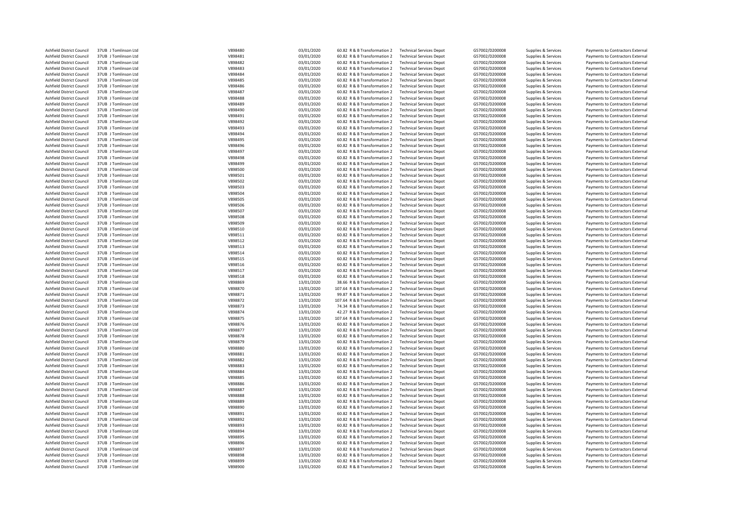| | | | | | | | | | | |
|---|---|---|---|---|---|---|---|---|---|---|
| Ashfield District Council | 37UB | J Tomlinson Ltd | V898480 | 03/01/2020 | 60.82 | R & B Transformation 2 | Technical Services Depot | G57002/D200008 | Supplies & Services | Payments to Contractors External |
| Ashfield District Council | 37UB | J Tomlinson Ltd | V898481 | 03/01/2020 | 60.82 | R & B Transformation 2 | Technical Services Depot | G57002/D200008 | Supplies & Services | Payments to Contractors External |
| Ashfield District Council | 37UB | J Tomlinson Ltd | V898482 | 03/01/2020 | 60.82 | R & B Transformation 2 | Technical Services Depot | G57002/D200008 | Supplies & Services | Payments to Contractors External |
| Ashfield District Council | 37UB | J Tomlinson Ltd | V898483 | 03/01/2020 | 60.82 | R & B Transformation 2 | Technical Services Depot | G57002/D200008 | Supplies & Services | Payments to Contractors External |
| Ashfield District Council | 37UB | J Tomlinson Ltd | V898484 | 03/01/2020 | 60.82 | R & B Transformation 2 | Technical Services Depot | G57002/D200008 | Supplies & Services | Payments to Contractors External |
| Ashfield District Council | 37UB | J Tomlinson Ltd | V898485 | 03/01/2020 | 60.82 | R & B Transformation 2 | Technical Services Depot | G57002/D200008 | Supplies & Services | Payments to Contractors External |
| Ashfield District Council | 37UB | J Tomlinson Ltd | V898486 | 03/01/2020 | 60.82 | R & B Transformation 2 | Technical Services Depot | G57002/D200008 | Supplies & Services | Payments to Contractors External |
| Ashfield District Council | 37UB | J Tomlinson Ltd | V898487 | 03/01/2020 | 60.82 | R & B Transformation 2 | Technical Services Depot | G57002/D200008 | Supplies & Services | Payments to Contractors External |
| Ashfield District Council | 37UB | J Tomlinson Ltd | V898488 | 03/01/2020 | 60.82 | R & B Transformation 2 | Technical Services Depot | G57002/D200008 | Supplies & Services | Payments to Contractors External |
| Ashfield District Council | 37UB | J Tomlinson Ltd | V898489 | 03/01/2020 | 60.82 | R & B Transformation 2 | Technical Services Depot | G57002/D200008 | Supplies & Services | Payments to Contractors External |
| Ashfield District Council | 37UB | J Tomlinson Ltd | V898490 | 03/01/2020 | 60.82 | R & B Transformation 2 | Technical Services Depot | G57002/D200008 | Supplies & Services | Payments to Contractors External |
| Ashfield District Council | 37UB | J Tomlinson Ltd | V898491 | 03/01/2020 | 60.82 | R & B Transformation 2 | Technical Services Depot | G57002/D200008 | Supplies & Services | Payments to Contractors External |
| Ashfield District Council | 37UB | J Tomlinson Ltd | V898492 | 03/01/2020 | 60.82 | R & B Transformation 2 | Technical Services Depot | G57002/D200008 | Supplies & Services | Payments to Contractors External |
| Ashfield District Council | 37UB | J Tomlinson Ltd | V898493 | 03/01/2020 | 60.82 | R & B Transformation 2 | Technical Services Depot | G57002/D200008 | Supplies & Services | Payments to Contractors External |
| Ashfield District Council | 37UB | J Tomlinson Ltd | V898494 | 03/01/2020 | 60.82 | R & B Transformation 2 | Technical Services Depot | G57002/D200008 | Supplies & Services | Payments to Contractors External |
| Ashfield District Council | 37UB | J Tomlinson Ltd | V898495 | 03/01/2020 | 60.82 | R & B Transformation 2 | Technical Services Depot | G57002/D200008 | Supplies & Services | Payments to Contractors External |
| Ashfield District Council | 37UB | J Tomlinson Ltd | V898496 | 03/01/2020 | 60.82 | R & B Transformation 2 | Technical Services Depot | G57002/D200008 | Supplies & Services | Payments to Contractors External |
| Ashfield District Council | 37UB | J Tomlinson Ltd | V898497 | 03/01/2020 | 60.82 | R & B Transformation 2 | Technical Services Depot | G57002/D200008 | Supplies & Services | Payments to Contractors External |
| Ashfield District Council | 37UB | J Tomlinson Ltd | V898498 | 03/01/2020 | 60.82 | R & B Transformation 2 | Technical Services Depot | G57002/D200008 | Supplies & Services | Payments to Contractors External |
| Ashfield District Council | 37UB | J Tomlinson Ltd | V898499 | 03/01/2020 | 60.82 | R & B Transformation 2 | Technical Services Depot | G57002/D200008 | Supplies & Services | Payments to Contractors External |
| Ashfield District Council | 37UB | J Tomlinson Ltd | V898500 | 03/01/2020 | 60.82 | R & B Transformation 2 | Technical Services Depot | G57002/D200008 | Supplies & Services | Payments to Contractors External |
| Ashfield District Council | 37UB | J Tomlinson Ltd | V898501 | 03/01/2020 | 60.82 | R & B Transformation 2 | Technical Services Depot | G57002/D200008 | Supplies & Services | Payments to Contractors External |
| Ashfield District Council | 37UB | J Tomlinson Ltd | V898502 | 03/01/2020 | 60.82 | R & B Transformation 2 | Technical Services Depot | G57002/D200008 | Supplies & Services | Payments to Contractors External |
| Ashfield District Council | 37UB | J Tomlinson Ltd | V898503 | 03/01/2020 | 60.82 | R & B Transformation 2 | Technical Services Depot | G57002/D200008 | Supplies & Services | Payments to Contractors External |
| Ashfield District Council | 37UB | J Tomlinson Ltd | V898504 | 03/01/2020 | 60.82 | R & B Transformation 2 | Technical Services Depot | G57002/D200008 | Supplies & Services | Payments to Contractors External |
| Ashfield District Council | 37UB | J Tomlinson Ltd | V898505 | 03/01/2020 | 60.82 | R & B Transformation 2 | Technical Services Depot | G57002/D200008 | Supplies & Services | Payments to Contractors External |
| Ashfield District Council | 37UB | J Tomlinson Ltd | V898506 | 03/01/2020 | 60.82 | R & B Transformation 2 | Technical Services Depot | G57002/D200008 | Supplies & Services | Payments to Contractors External |
| Ashfield District Council | 37UB | J Tomlinson Ltd | V898507 | 03/01/2020 | 60.82 | R & B Transformation 2 | Technical Services Depot | G57002/D200008 | Supplies & Services | Payments to Contractors External |
| Ashfield District Council | 37UB | J Tomlinson Ltd | V898508 | 03/01/2020 | 60.82 | R & B Transformation 2 | Technical Services Depot | G57002/D200008 | Supplies & Services | Payments to Contractors External |
| Ashfield District Council | 37UB | J Tomlinson Ltd | V898509 | 03/01/2020 | 60.82 | R & B Transformation 2 | Technical Services Depot | G57002/D200008 | Supplies & Services | Payments to Contractors External |
| Ashfield District Council | 37UB | J Tomlinson Ltd | V898510 | 03/01/2020 | 60.82 | R & B Transformation 2 | Technical Services Depot | G57002/D200008 | Supplies & Services | Payments to Contractors External |
| Ashfield District Council | 37UB | J Tomlinson Ltd | V898511 | 03/01/2020 | 60.82 | R & B Transformation 2 | Technical Services Depot | G57002/D200008 | Supplies & Services | Payments to Contractors External |
| Ashfield District Council | 37UB | J Tomlinson Ltd | V898512 | 03/01/2020 | 60.82 | R & B Transformation 2 | Technical Services Depot | G57002/D200008 | Supplies & Services | Payments to Contractors External |
| Ashfield District Council | 37UB | J Tomlinson Ltd | V898513 | 03/01/2020 | 60.82 | R & B Transformation 2 | Technical Services Depot | G57002/D200008 | Supplies & Services | Payments to Contractors External |
| Ashfield District Council | 37UB | J Tomlinson Ltd | V898514 | 03/01/2020 | 60.82 | R & B Transformation 2 | Technical Services Depot | G57002/D200008 | Supplies & Services | Payments to Contractors External |
| Ashfield District Council | 37UB | J Tomlinson Ltd | V898515 | 03/01/2020 | 60.82 | R & B Transformation 2 | Technical Services Depot | G57002/D200008 | Supplies & Services | Payments to Contractors External |
| Ashfield District Council | 37UB | J Tomlinson Ltd | V898516 | 03/01/2020 | 60.82 | R & B Transformation 2 | Technical Services Depot | G57002/D200008 | Supplies & Services | Payments to Contractors External |
| Ashfield District Council | 37UB | J Tomlinson Ltd | V898517 | 03/01/2020 | 60.82 | R & B Transformation 2 | Technical Services Depot | G57002/D200008 | Supplies & Services | Payments to Contractors External |
| Ashfield District Council | 37UB | J Tomlinson Ltd | V898518 | 03/01/2020 | 60.82 | R & B Transformation 2 | Technical Services Depot | G57002/D200008 | Supplies & Services | Payments to Contractors External |
| Ashfield District Council | 37UB | J Tomlinson Ltd | V898869 | 13/01/2020 | 38.66 | R & B Transformation 2 | Technical Services Depot | G57002/D200008 | Supplies & Services | Payments to Contractors External |
| Ashfield District Council | 37UB | J Tomlinson Ltd | V898870 | 13/01/2020 | 107.64 | R & B Transformation 2 | Technical Services Depot | G57002/D200008 | Supplies & Services | Payments to Contractors External |
| Ashfield District Council | 37UB | J Tomlinson Ltd | V898871 | 13/01/2020 | 99.87 | R & B Transformation 2 | Technical Services Depot | G57002/D200008 | Supplies & Services | Payments to Contractors External |
| Ashfield District Council | 37UB | J Tomlinson Ltd | V898872 | 13/01/2020 | 107.64 | R & B Transformation 2 | Technical Services Depot | G57002/D200008 | Supplies & Services | Payments to Contractors External |
| Ashfield District Council | 37UB | J Tomlinson Ltd | V898873 | 13/01/2020 | 74.34 | R & B Transformation 2 | Technical Services Depot | G57002/D200008 | Supplies & Services | Payments to Contractors External |
| Ashfield District Council | 37UB | J Tomlinson Ltd | V898874 | 13/01/2020 | 42.27 | R & B Transformation 2 | Technical Services Depot | G57002/D200008 | Supplies & Services | Payments to Contractors External |
| Ashfield District Council | 37UB | J Tomlinson Ltd | V898875 | 13/01/2020 | 107.64 | R & B Transformation 2 | Technical Services Depot | G57002/D200008 | Supplies & Services | Payments to Contractors External |
| Ashfield District Council | 37UB | J Tomlinson Ltd | V898876 | 13/01/2020 | 60.82 | R & B Transformation 2 | Technical Services Depot | G57002/D200008 | Supplies & Services | Payments to Contractors External |
| Ashfield District Council | 37UB | J Tomlinson Ltd | V898877 | 13/01/2020 | 60.82 | R & B Transformation 2 | Technical Services Depot | G57002/D200008 | Supplies & Services | Payments to Contractors External |
| Ashfield District Council | 37UB | J Tomlinson Ltd | V898878 | 13/01/2020 | 60.82 | R & B Transformation 2 | Technical Services Depot | G57002/D200008 | Supplies & Services | Payments to Contractors External |
| Ashfield District Council | 37UB | J Tomlinson Ltd | V898879 | 13/01/2020 | 60.82 | R & B Transformation 2 | Technical Services Depot | G57002/D200008 | Supplies & Services | Payments to Contractors External |
| Ashfield District Council | 37UB | J Tomlinson Ltd | V898880 | 13/01/2020 | 60.82 | R & B Transformation 2 | Technical Services Depot | G57002/D200008 | Supplies & Services | Payments to Contractors External |
| Ashfield District Council | 37UB | J Tomlinson Ltd | V898881 | 13/01/2020 | 60.82 | R & B Transformation 2 | Technical Services Depot | G57002/D200008 | Supplies & Services | Payments to Contractors External |
| Ashfield District Council | 37UB | J Tomlinson Ltd | V898882 | 13/01/2020 | 60.82 | R & B Transformation 2 | Technical Services Depot | G57002/D200008 | Supplies & Services | Payments to Contractors External |
| Ashfield District Council | 37UB | J Tomlinson Ltd | V898883 | 13/01/2020 | 60.82 | R & B Transformation 2 | Technical Services Depot | G57002/D200008 | Supplies & Services | Payments to Contractors External |
| Ashfield District Council | 37UB | J Tomlinson Ltd | V898884 | 13/01/2020 | 60.82 | R & B Transformation 2 | Technical Services Depot | G57002/D200008 | Supplies & Services | Payments to Contractors External |
| Ashfield District Council | 37UB | J Tomlinson Ltd | V898885 | 13/01/2020 | 60.82 | R & B Transformation 2 | Technical Services Depot | G57002/D200008 | Supplies & Services | Payments to Contractors External |
| Ashfield District Council | 37UB | J Tomlinson Ltd | V898886 | 13/01/2020 | 60.82 | R & B Transformation 2 | Technical Services Depot | G57002/D200008 | Supplies & Services | Payments to Contractors External |
| Ashfield District Council | 37UB | J Tomlinson Ltd | V898887 | 13/01/2020 | 60.82 | R & B Transformation 2 | Technical Services Depot | G57002/D200008 | Supplies & Services | Payments to Contractors External |
| Ashfield District Council | 37UB | J Tomlinson Ltd | V898888 | 13/01/2020 | 60.82 | R & B Transformation 2 | Technical Services Depot | G57002/D200008 | Supplies & Services | Payments to Contractors External |
| Ashfield District Council | 37UB | J Tomlinson Ltd | V898889 | 13/01/2020 | 60.82 | R & B Transformation 2 | Technical Services Depot | G57002/D200008 | Supplies & Services | Payments to Contractors External |
| Ashfield District Council | 37UB | J Tomlinson Ltd | V898890 | 13/01/2020 | 60.82 | R & B Transformation 2 | Technical Services Depot | G57002/D200008 | Supplies & Services | Payments to Contractors External |
| Ashfield District Council | 37UB | J Tomlinson Ltd | V898891 | 13/01/2020 | 60.82 | R & B Transformation 2 | Technical Services Depot | G57002/D200008 | Supplies & Services | Payments to Contractors External |
| Ashfield District Council | 37UB | J Tomlinson Ltd | V898892 | 13/01/2020 | 60.82 | R & B Transformation 2 | Technical Services Depot | G57002/D200008 | Supplies & Services | Payments to Contractors External |
| Ashfield District Council | 37UB | J Tomlinson Ltd | V898893 | 13/01/2020 | 60.82 | R & B Transformation 2 | Technical Services Depot | G57002/D200008 | Supplies & Services | Payments to Contractors External |
| Ashfield District Council | 37UB | J Tomlinson Ltd | V898894 | 13/01/2020 | 60.82 | R & B Transformation 2 | Technical Services Depot | G57002/D200008 | Supplies & Services | Payments to Contractors External |
| Ashfield District Council | 37UB | J Tomlinson Ltd | V898895 | 13/01/2020 | 60.82 | R & B Transformation 2 | Technical Services Depot | G57002/D200008 | Supplies & Services | Payments to Contractors External |
| Ashfield District Council | 37UB | J Tomlinson Ltd | V898896 | 13/01/2020 | 60.82 | R & B Transformation 2 | Technical Services Depot | G57002/D200008 | Supplies & Services | Payments to Contractors External |
| Ashfield District Council | 37UB | J Tomlinson Ltd | V898897 | 13/01/2020 | 60.82 | R & B Transformation 2 | Technical Services Depot | G57002/D200008 | Supplies & Services | Payments to Contractors External |
| Ashfield District Council | 37UB | J Tomlinson Ltd | V898898 | 13/01/2020 | 60.82 | R & B Transformation 2 | Technical Services Depot | G57002/D200008 | Supplies & Services | Payments to Contractors External |
| Ashfield District Council | 37UB | J Tomlinson Ltd | V898899 | 13/01/2020 | 60.82 | R & B Transformation 2 | Technical Services Depot | G57002/D200008 | Supplies & Services | Payments to Contractors External |
| Ashfield District Council | 37UB | J Tomlinson Ltd | V898900 | 13/01/2020 | 60.82 | R & B Transformation 2 | Technical Services Depot | G57002/D200008 | Supplies & Services | Payments to Contractors External |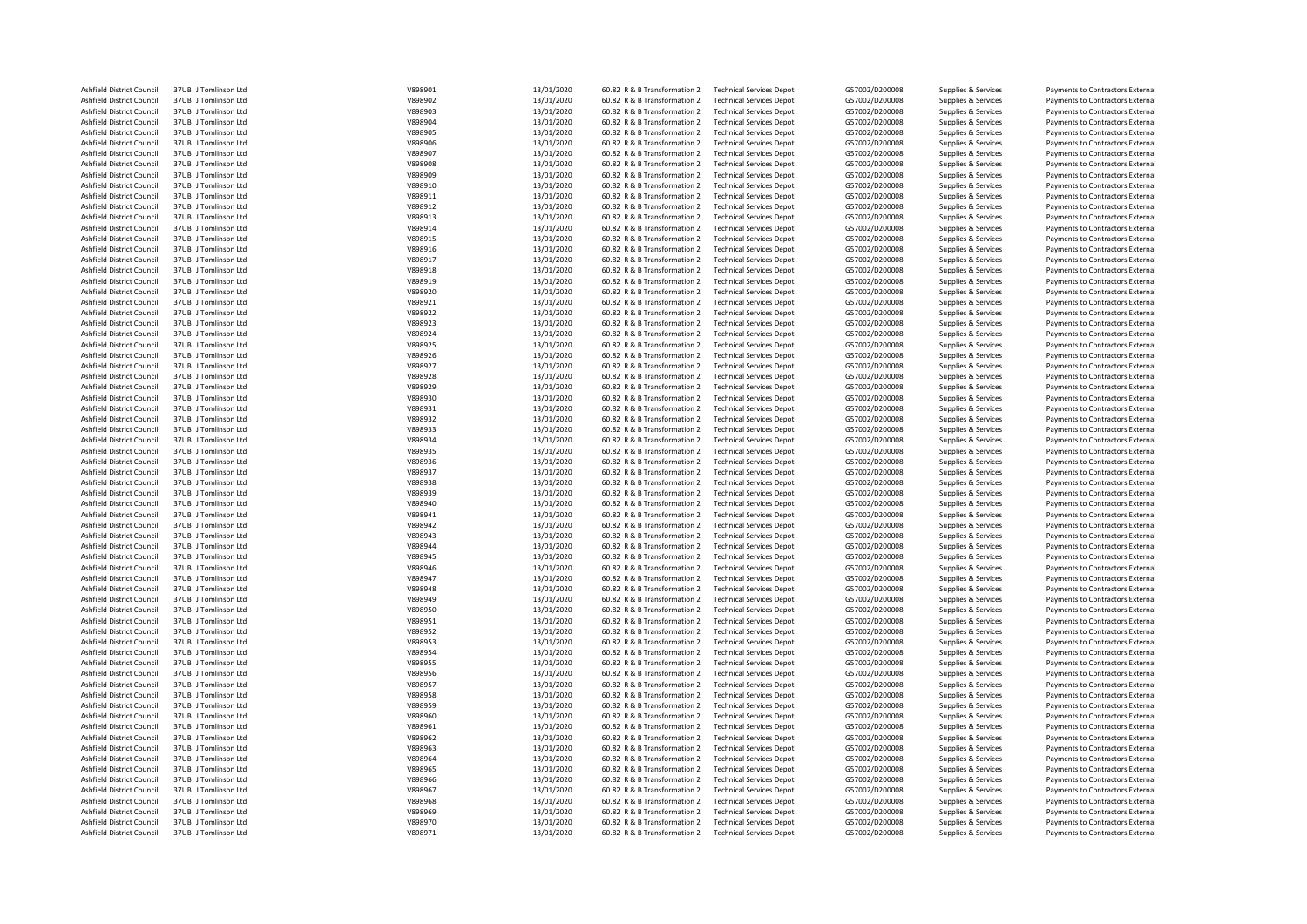| | | | | | | | | | |
|---|---|---|---|---|---|---|---|---|---|
| Ashfield District Council | 37UB J Tomlinson Ltd | V898901 | 13/01/2020 | 60.82 R & B Transformation 2 | Technical Services Depot | G57002/D200008 | Supplies & Services | Payments to Contractors External |
| Ashfield District Council | 37UB J Tomlinson Ltd | V898902 | 13/01/2020 | 60.82 R & B Transformation 2 | Technical Services Depot | G57002/D200008 | Supplies & Services | Payments to Contractors External |
| Ashfield District Council | 37UB J Tomlinson Ltd | V898903 | 13/01/2020 | 60.82 R & B Transformation 2 | Technical Services Depot | G57002/D200008 | Supplies & Services | Payments to Contractors External |
| Ashfield District Council | 37UB J Tomlinson Ltd | V898904 | 13/01/2020 | 60.82 R & B Transformation 2 | Technical Services Depot | G57002/D200008 | Supplies & Services | Payments to Contractors External |
| Ashfield District Council | 37UB J Tomlinson Ltd | V898905 | 13/01/2020 | 60.82 R & B Transformation 2 | Technical Services Depot | G57002/D200008 | Supplies & Services | Payments to Contractors External |
| Ashfield District Council | 37UB J Tomlinson Ltd | V898906 | 13/01/2020 | 60.82 R & B Transformation 2 | Technical Services Depot | G57002/D200008 | Supplies & Services | Payments to Contractors External |
| Ashfield District Council | 37UB J Tomlinson Ltd | V898907 | 13/01/2020 | 60.82 R & B Transformation 2 | Technical Services Depot | G57002/D200008 | Supplies & Services | Payments to Contractors External |
| Ashfield District Council | 37UB J Tomlinson Ltd | V898908 | 13/01/2020 | 60.82 R & B Transformation 2 | Technical Services Depot | G57002/D200008 | Supplies & Services | Payments to Contractors External |
| Ashfield District Council | 37UB J Tomlinson Ltd | V898909 | 13/01/2020 | 60.82 R & B Transformation 2 | Technical Services Depot | G57002/D200008 | Supplies & Services | Payments to Contractors External |
| Ashfield District Council | 37UB J Tomlinson Ltd | V898910 | 13/01/2020 | 60.82 R & B Transformation 2 | Technical Services Depot | G57002/D200008 | Supplies & Services | Payments to Contractors External |
| Ashfield District Council | 37UB J Tomlinson Ltd | V898911 | 13/01/2020 | 60.82 R & B Transformation 2 | Technical Services Depot | G57002/D200008 | Supplies & Services | Payments to Contractors External |
| Ashfield District Council | 37UB J Tomlinson Ltd | V898912 | 13/01/2020 | 60.82 R & B Transformation 2 | Technical Services Depot | G57002/D200008 | Supplies & Services | Payments to Contractors External |
| Ashfield District Council | 37UB J Tomlinson Ltd | V898913 | 13/01/2020 | 60.82 R & B Transformation 2 | Technical Services Depot | G57002/D200008 | Supplies & Services | Payments to Contractors External |
| Ashfield District Council | 37UB J Tomlinson Ltd | V898914 | 13/01/2020 | 60.82 R & B Transformation 2 | Technical Services Depot | G57002/D200008 | Supplies & Services | Payments to Contractors External |
| Ashfield District Council | 37UB J Tomlinson Ltd | V898915 | 13/01/2020 | 60.82 R & B Transformation 2 | Technical Services Depot | G57002/D200008 | Supplies & Services | Payments to Contractors External |
| Ashfield District Council | 37UB J Tomlinson Ltd | V898916 | 13/01/2020 | 60.82 R & B Transformation 2 | Technical Services Depot | G57002/D200008 | Supplies & Services | Payments to Contractors External |
| Ashfield District Council | 37UB J Tomlinson Ltd | V898917 | 13/01/2020 | 60.82 R & B Transformation 2 | Technical Services Depot | G57002/D200008 | Supplies & Services | Payments to Contractors External |
| Ashfield District Council | 37UB J Tomlinson Ltd | V898918 | 13/01/2020 | 60.82 R & B Transformation 2 | Technical Services Depot | G57002/D200008 | Supplies & Services | Payments to Contractors External |
| Ashfield District Council | 37UB J Tomlinson Ltd | V898919 | 13/01/2020 | 60.82 R & B Transformation 2 | Technical Services Depot | G57002/D200008 | Supplies & Services | Payments to Contractors External |
| Ashfield District Council | 37UB J Tomlinson Ltd | V898920 | 13/01/2020 | 60.82 R & B Transformation 2 | Technical Services Depot | G57002/D200008 | Supplies & Services | Payments to Contractors External |
| Ashfield District Council | 37UB J Tomlinson Ltd | V898921 | 13/01/2020 | 60.82 R & B Transformation 2 | Technical Services Depot | G57002/D200008 | Supplies & Services | Payments to Contractors External |
| Ashfield District Council | 37UB J Tomlinson Ltd | V898922 | 13/01/2020 | 60.82 R & B Transformation 2 | Technical Services Depot | G57002/D200008 | Supplies & Services | Payments to Contractors External |
| Ashfield District Council | 37UB J Tomlinson Ltd | V898923 | 13/01/2020 | 60.82 R & B Transformation 2 | Technical Services Depot | G57002/D200008 | Supplies & Services | Payments to Contractors External |
| Ashfield District Council | 37UB J Tomlinson Ltd | V898924 | 13/01/2020 | 60.82 R & B Transformation 2 | Technical Services Depot | G57002/D200008 | Supplies & Services | Payments to Contractors External |
| Ashfield District Council | 37UB J Tomlinson Ltd | V898925 | 13/01/2020 | 60.82 R & B Transformation 2 | Technical Services Depot | G57002/D200008 | Supplies & Services | Payments to Contractors External |
| Ashfield District Council | 37UB J Tomlinson Ltd | V898926 | 13/01/2020 | 60.82 R & B Transformation 2 | Technical Services Depot | G57002/D200008 | Supplies & Services | Payments to Contractors External |
| Ashfield District Council | 37UB J Tomlinson Ltd | V898927 | 13/01/2020 | 60.82 R & B Transformation 2 | Technical Services Depot | G57002/D200008 | Supplies & Services | Payments to Contractors External |
| Ashfield District Council | 37UB J Tomlinson Ltd | V898928 | 13/01/2020 | 60.82 R & B Transformation 2 | Technical Services Depot | G57002/D200008 | Supplies & Services | Payments to Contractors External |
| Ashfield District Council | 37UB J Tomlinson Ltd | V898929 | 13/01/2020 | 60.82 R & B Transformation 2 | Technical Services Depot | G57002/D200008 | Supplies & Services | Payments to Contractors External |
| Ashfield District Council | 37UB J Tomlinson Ltd | V898930 | 13/01/2020 | 60.82 R & B Transformation 2 | Technical Services Depot | G57002/D200008 | Supplies & Services | Payments to Contractors External |
| Ashfield District Council | 37UB J Tomlinson Ltd | V898931 | 13/01/2020 | 60.82 R & B Transformation 2 | Technical Services Depot | G57002/D200008 | Supplies & Services | Payments to Contractors External |
| Ashfield District Council | 37UB J Tomlinson Ltd | V898932 | 13/01/2020 | 60.82 R & B Transformation 2 | Technical Services Depot | G57002/D200008 | Supplies & Services | Payments to Contractors External |
| Ashfield District Council | 37UB J Tomlinson Ltd | V898933 | 13/01/2020 | 60.82 R & B Transformation 2 | Technical Services Depot | G57002/D200008 | Supplies & Services | Payments to Contractors External |
| Ashfield District Council | 37UB J Tomlinson Ltd | V898934 | 13/01/2020 | 60.82 R & B Transformation 2 | Technical Services Depot | G57002/D200008 | Supplies & Services | Payments to Contractors External |
| Ashfield District Council | 37UB J Tomlinson Ltd | V898935 | 13/01/2020 | 60.82 R & B Transformation 2 | Technical Services Depot | G57002/D200008 | Supplies & Services | Payments to Contractors External |
| Ashfield District Council | 37UB J Tomlinson Ltd | V898936 | 13/01/2020 | 60.82 R & B Transformation 2 | Technical Services Depot | G57002/D200008 | Supplies & Services | Payments to Contractors External |
| Ashfield District Council | 37UB J Tomlinson Ltd | V898937 | 13/01/2020 | 60.82 R & B Transformation 2 | Technical Services Depot | G57002/D200008 | Supplies & Services | Payments to Contractors External |
| Ashfield District Council | 37UB J Tomlinson Ltd | V898938 | 13/01/2020 | 60.82 R & B Transformation 2 | Technical Services Depot | G57002/D200008 | Supplies & Services | Payments to Contractors External |
| Ashfield District Council | 37UB J Tomlinson Ltd | V898939 | 13/01/2020 | 60.82 R & B Transformation 2 | Technical Services Depot | G57002/D200008 | Supplies & Services | Payments to Contractors External |
| Ashfield District Council | 37UB J Tomlinson Ltd | V898940 | 13/01/2020 | 60.82 R & B Transformation 2 | Technical Services Depot | G57002/D200008 | Supplies & Services | Payments to Contractors External |
| Ashfield District Council | 37UB J Tomlinson Ltd | V898941 | 13/01/2020 | 60.82 R & B Transformation 2 | Technical Services Depot | G57002/D200008 | Supplies & Services | Payments to Contractors External |
| Ashfield District Council | 37UB J Tomlinson Ltd | V898942 | 13/01/2020 | 60.82 R & B Transformation 2 | Technical Services Depot | G57002/D200008 | Supplies & Services | Payments to Contractors External |
| Ashfield District Council | 37UB J Tomlinson Ltd | V898943 | 13/01/2020 | 60.82 R & B Transformation 2 | Technical Services Depot | G57002/D200008 | Supplies & Services | Payments to Contractors External |
| Ashfield District Council | 37UB J Tomlinson Ltd | V898944 | 13/01/2020 | 60.82 R & B Transformation 2 | Technical Services Depot | G57002/D200008 | Supplies & Services | Payments to Contractors External |
| Ashfield District Council | 37UB J Tomlinson Ltd | V898945 | 13/01/2020 | 60.82 R & B Transformation 2 | Technical Services Depot | G57002/D200008 | Supplies & Services | Payments to Contractors External |
| Ashfield District Council | 37UB J Tomlinson Ltd | V898946 | 13/01/2020 | 60.82 R & B Transformation 2 | Technical Services Depot | G57002/D200008 | Supplies & Services | Payments to Contractors External |
| Ashfield District Council | 37UB J Tomlinson Ltd | V898947 | 13/01/2020 | 60.82 R & B Transformation 2 | Technical Services Depot | G57002/D200008 | Supplies & Services | Payments to Contractors External |
| Ashfield District Council | 37UB J Tomlinson Ltd | V898948 | 13/01/2020 | 60.82 R & B Transformation 2 | Technical Services Depot | G57002/D200008 | Supplies & Services | Payments to Contractors External |
| Ashfield District Council | 37UB J Tomlinson Ltd | V898949 | 13/01/2020 | 60.82 R & B Transformation 2 | Technical Services Depot | G57002/D200008 | Supplies & Services | Payments to Contractors External |
| Ashfield District Council | 37UB J Tomlinson Ltd | V898950 | 13/01/2020 | 60.82 R & B Transformation 2 | Technical Services Depot | G57002/D200008 | Supplies & Services | Payments to Contractors External |
| Ashfield District Council | 37UB J Tomlinson Ltd | V898951 | 13/01/2020 | 60.82 R & B Transformation 2 | Technical Services Depot | G57002/D200008 | Supplies & Services | Payments to Contractors External |
| Ashfield District Council | 37UB J Tomlinson Ltd | V898952 | 13/01/2020 | 60.82 R & B Transformation 2 | Technical Services Depot | G57002/D200008 | Supplies & Services | Payments to Contractors External |
| Ashfield District Council | 37UB J Tomlinson Ltd | V898953 | 13/01/2020 | 60.82 R & B Transformation 2 | Technical Services Depot | G57002/D200008 | Supplies & Services | Payments to Contractors External |
| Ashfield District Council | 37UB J Tomlinson Ltd | V898954 | 13/01/2020 | 60.82 R & B Transformation 2 | Technical Services Depot | G57002/D200008 | Supplies & Services | Payments to Contractors External |
| Ashfield District Council | 37UB J Tomlinson Ltd | V898955 | 13/01/2020 | 60.82 R & B Transformation 2 | Technical Services Depot | G57002/D200008 | Supplies & Services | Payments to Contractors External |
| Ashfield District Council | 37UB J Tomlinson Ltd | V898956 | 13/01/2020 | 60.82 R & B Transformation 2 | Technical Services Depot | G57002/D200008 | Supplies & Services | Payments to Contractors External |
| Ashfield District Council | 37UB J Tomlinson Ltd | V898957 | 13/01/2020 | 60.82 R & B Transformation 2 | Technical Services Depot | G57002/D200008 | Supplies & Services | Payments to Contractors External |
| Ashfield District Council | 37UB J Tomlinson Ltd | V898958 | 13/01/2020 | 60.82 R & B Transformation 2 | Technical Services Depot | G57002/D200008 | Supplies & Services | Payments to Contractors External |
| Ashfield District Council | 37UB J Tomlinson Ltd | V898959 | 13/01/2020 | 60.82 R & B Transformation 2 | Technical Services Depot | G57002/D200008 | Supplies & Services | Payments to Contractors External |
| Ashfield District Council | 37UB J Tomlinson Ltd | V898960 | 13/01/2020 | 60.82 R & B Transformation 2 | Technical Services Depot | G57002/D200008 | Supplies & Services | Payments to Contractors External |
| Ashfield District Council | 37UB J Tomlinson Ltd | V898961 | 13/01/2020 | 60.82 R & B Transformation 2 | Technical Services Depot | G57002/D200008 | Supplies & Services | Payments to Contractors External |
| Ashfield District Council | 37UB J Tomlinson Ltd | V898962 | 13/01/2020 | 60.82 R & B Transformation 2 | Technical Services Depot | G57002/D200008 | Supplies & Services | Payments to Contractors External |
| Ashfield District Council | 37UB J Tomlinson Ltd | V898963 | 13/01/2020 | 60.82 R & B Transformation 2 | Technical Services Depot | G57002/D200008 | Supplies & Services | Payments to Contractors External |
| Ashfield District Council | 37UB J Tomlinson Ltd | V898964 | 13/01/2020 | 60.82 R & B Transformation 2 | Technical Services Depot | G57002/D200008 | Supplies & Services | Payments to Contractors External |
| Ashfield District Council | 37UB J Tomlinson Ltd | V898965 | 13/01/2020 | 60.82 R & B Transformation 2 | Technical Services Depot | G57002/D200008 | Supplies & Services | Payments to Contractors External |
| Ashfield District Council | 37UB J Tomlinson Ltd | V898966 | 13/01/2020 | 60.82 R & B Transformation 2 | Technical Services Depot | G57002/D200008 | Supplies & Services | Payments to Contractors External |
| Ashfield District Council | 37UB J Tomlinson Ltd | V898967 | 13/01/2020 | 60.82 R & B Transformation 2 | Technical Services Depot | G57002/D200008 | Supplies & Services | Payments to Contractors External |
| Ashfield District Council | 37UB J Tomlinson Ltd | V898968 | 13/01/2020 | 60.82 R & B Transformation 2 | Technical Services Depot | G57002/D200008 | Supplies & Services | Payments to Contractors External |
| Ashfield District Council | 37UB J Tomlinson Ltd | V898969 | 13/01/2020 | 60.82 R & B Transformation 2 | Technical Services Depot | G57002/D200008 | Supplies & Services | Payments to Contractors External |
| Ashfield District Council | 37UB J Tomlinson Ltd | V898970 | 13/01/2020 | 60.82 R & B Transformation 2 | Technical Services Depot | G57002/D200008 | Supplies & Services | Payments to Contractors External |
| Ashfield District Council | 37UB J Tomlinson Ltd | V898971 | 13/01/2020 | 60.82 R & B Transformation 2 | Technical Services Depot | G57002/D200008 | Supplies & Services | Payments to Contractors External |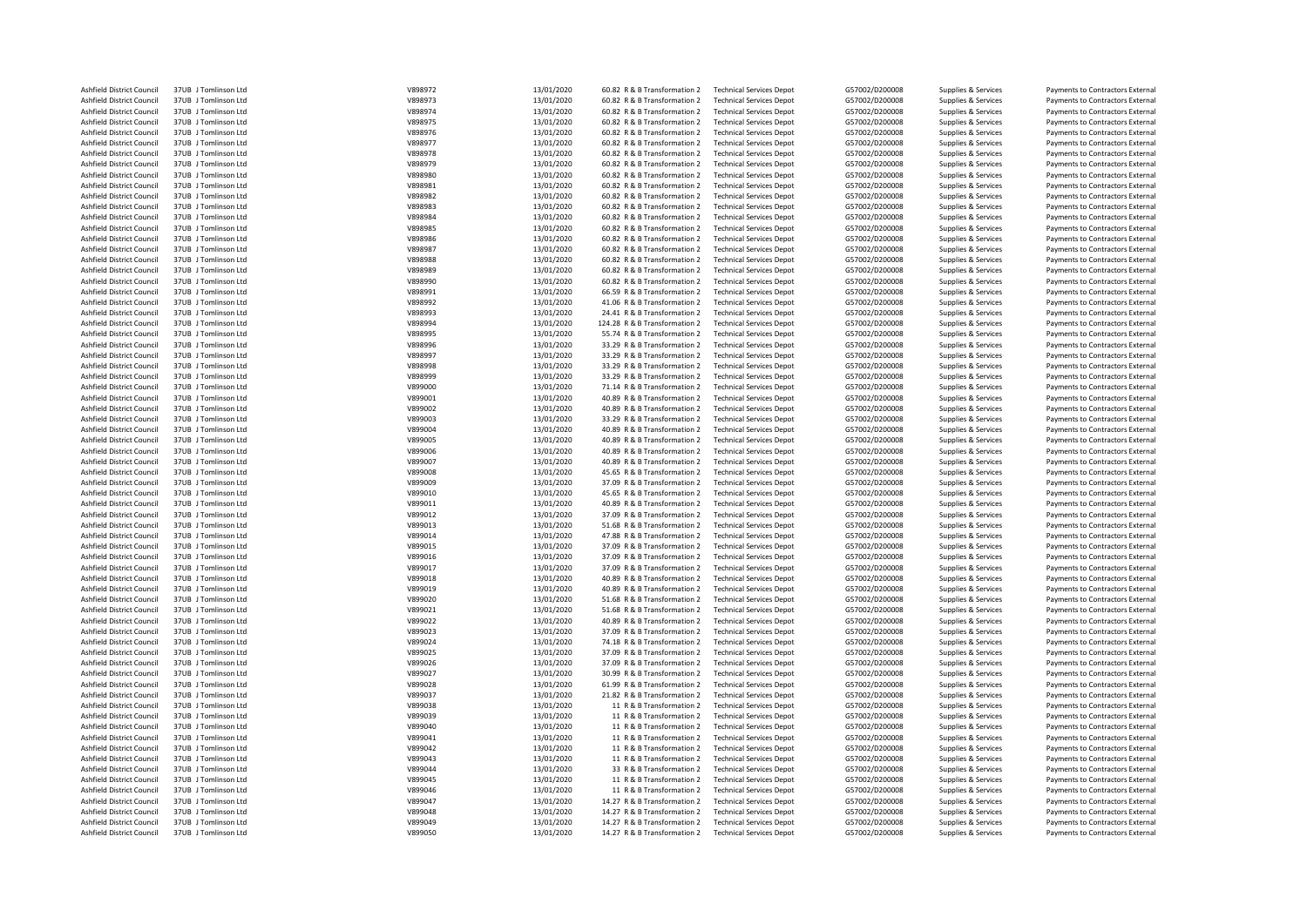| | | | | | | | | | |
|---|---|---|---|---|---|---|---|---|---|
| Ashfield District Council | 37UB J Tomlinson Ltd | V898972 | 13/01/2020 | 60.82 R & B Transformation 2 | Technical Services Depot | G57002/D200008 | Supplies & Services | Payments to Contractors External |
| Ashfield District Council | 37UB J Tomlinson Ltd | V898973 | 13/01/2020 | 60.82 R & B Transformation 2 | Technical Services Depot | G57002/D200008 | Supplies & Services | Payments to Contractors External |
| Ashfield District Council | 37UB J Tomlinson Ltd | V898974 | 13/01/2020 | 60.82 R & B Transformation 2 | Technical Services Depot | G57002/D200008 | Supplies & Services | Payments to Contractors External |
| Ashfield District Council | 37UB J Tomlinson Ltd | V898975 | 13/01/2020 | 60.82 R & B Transformation 2 | Technical Services Depot | G57002/D200008 | Supplies & Services | Payments to Contractors External |
| Ashfield District Council | 37UB J Tomlinson Ltd | V898976 | 13/01/2020 | 60.82 R & B Transformation 2 | Technical Services Depot | G57002/D200008 | Supplies & Services | Payments to Contractors External |
| Ashfield District Council | 37UB J Tomlinson Ltd | V898977 | 13/01/2020 | 60.82 R & B Transformation 2 | Technical Services Depot | G57002/D200008 | Supplies & Services | Payments to Contractors External |
| Ashfield District Council | 37UB J Tomlinson Ltd | V898978 | 13/01/2020 | 60.82 R & B Transformation 2 | Technical Services Depot | G57002/D200008 | Supplies & Services | Payments to Contractors External |
| Ashfield District Council | 37UB J Tomlinson Ltd | V898979 | 13/01/2020 | 60.82 R & B Transformation 2 | Technical Services Depot | G57002/D200008 | Supplies & Services | Payments to Contractors External |
| Ashfield District Council | 37UB J Tomlinson Ltd | V898980 | 13/01/2020 | 60.82 R & B Transformation 2 | Technical Services Depot | G57002/D200008 | Supplies & Services | Payments to Contractors External |
| Ashfield District Council | 37UB J Tomlinson Ltd | V898981 | 13/01/2020 | 60.82 R & B Transformation 2 | Technical Services Depot | G57002/D200008 | Supplies & Services | Payments to Contractors External |
| Ashfield District Council | 37UB J Tomlinson Ltd | V898982 | 13/01/2020 | 60.82 R & B Transformation 2 | Technical Services Depot | G57002/D200008 | Supplies & Services | Payments to Contractors External |
| Ashfield District Council | 37UB J Tomlinson Ltd | V898983 | 13/01/2020 | 60.82 R & B Transformation 2 | Technical Services Depot | G57002/D200008 | Supplies & Services | Payments to Contractors External |
| Ashfield District Council | 37UB J Tomlinson Ltd | V898984 | 13/01/2020 | 60.82 R & B Transformation 2 | Technical Services Depot | G57002/D200008 | Supplies & Services | Payments to Contractors External |
| Ashfield District Council | 37UB J Tomlinson Ltd | V898985 | 13/01/2020 | 60.82 R & B Transformation 2 | Technical Services Depot | G57002/D200008 | Supplies & Services | Payments to Contractors External |
| Ashfield District Council | 37UB J Tomlinson Ltd | V898986 | 13/01/2020 | 60.82 R & B Transformation 2 | Technical Services Depot | G57002/D200008 | Supplies & Services | Payments to Contractors External |
| Ashfield District Council | 37UB J Tomlinson Ltd | V898987 | 13/01/2020 | 60.82 R & B Transformation 2 | Technical Services Depot | G57002/D200008 | Supplies & Services | Payments to Contractors External |
| Ashfield District Council | 37UB J Tomlinson Ltd | V898988 | 13/01/2020 | 60.82 R & B Transformation 2 | Technical Services Depot | G57002/D200008 | Supplies & Services | Payments to Contractors External |
| Ashfield District Council | 37UB J Tomlinson Ltd | V898989 | 13/01/2020 | 60.82 R & B Transformation 2 | Technical Services Depot | G57002/D200008 | Supplies & Services | Payments to Contractors External |
| Ashfield District Council | 37UB J Tomlinson Ltd | V898990 | 13/01/2020 | 60.82 R & B Transformation 2 | Technical Services Depot | G57002/D200008 | Supplies & Services | Payments to Contractors External |
| Ashfield District Council | 37UB J Tomlinson Ltd | V898991 | 13/01/2020 | 66.59 R & B Transformation 2 | Technical Services Depot | G57002/D200008 | Supplies & Services | Payments to Contractors External |
| Ashfield District Council | 37UB J Tomlinson Ltd | V898992 | 13/01/2020 | 41.06 R & B Transformation 2 | Technical Services Depot | G57002/D200008 | Supplies & Services | Payments to Contractors External |
| Ashfield District Council | 37UB J Tomlinson Ltd | V898993 | 13/01/2020 | 24.41 R & B Transformation 2 | Technical Services Depot | G57002/D200008 | Supplies & Services | Payments to Contractors External |
| Ashfield District Council | 37UB J Tomlinson Ltd | V898994 | 13/01/2020 | 124.28 R & B Transformation 2 | Technical Services Depot | G57002/D200008 | Supplies & Services | Payments to Contractors External |
| Ashfield District Council | 37UB J Tomlinson Ltd | V898995 | 13/01/2020 | 55.74 R & B Transformation 2 | Technical Services Depot | G57002/D200008 | Supplies & Services | Payments to Contractors External |
| Ashfield District Council | 37UB J Tomlinson Ltd | V898996 | 13/01/2020 | 33.29 R & B Transformation 2 | Technical Services Depot | G57002/D200008 | Supplies & Services | Payments to Contractors External |
| Ashfield District Council | 37UB J Tomlinson Ltd | V898997 | 13/01/2020 | 33.29 R & B Transformation 2 | Technical Services Depot | G57002/D200008 | Supplies & Services | Payments to Contractors External |
| Ashfield District Council | 37UB J Tomlinson Ltd | V898998 | 13/01/2020 | 33.29 R & B Transformation 2 | Technical Services Depot | G57002/D200008 | Supplies & Services | Payments to Contractors External |
| Ashfield District Council | 37UB J Tomlinson Ltd | V898999 | 13/01/2020 | 33.29 R & B Transformation 2 | Technical Services Depot | G57002/D200008 | Supplies & Services | Payments to Contractors External |
| Ashfield District Council | 37UB J Tomlinson Ltd | V899000 | 13/01/2020 | 71.14 R & B Transformation 2 | Technical Services Depot | G57002/D200008 | Supplies & Services | Payments to Contractors External |
| Ashfield District Council | 37UB J Tomlinson Ltd | V899001 | 13/01/2020 | 40.89 R & B Transformation 2 | Technical Services Depot | G57002/D200008 | Supplies & Services | Payments to Contractors External |
| Ashfield District Council | 37UB J Tomlinson Ltd | V899002 | 13/01/2020 | 40.89 R & B Transformation 2 | Technical Services Depot | G57002/D200008 | Supplies & Services | Payments to Contractors External |
| Ashfield District Council | 37UB J Tomlinson Ltd | V899003 | 13/01/2020 | 33.29 R & B Transformation 2 | Technical Services Depot | G57002/D200008 | Supplies & Services | Payments to Contractors External |
| Ashfield District Council | 37UB J Tomlinson Ltd | V899004 | 13/01/2020 | 40.89 R & B Transformation 2 | Technical Services Depot | G57002/D200008 | Supplies & Services | Payments to Contractors External |
| Ashfield District Council | 37UB J Tomlinson Ltd | V899005 | 13/01/2020 | 40.89 R & B Transformation 2 | Technical Services Depot | G57002/D200008 | Supplies & Services | Payments to Contractors External |
| Ashfield District Council | 37UB J Tomlinson Ltd | V899006 | 13/01/2020 | 40.89 R & B Transformation 2 | Technical Services Depot | G57002/D200008 | Supplies & Services | Payments to Contractors External |
| Ashfield District Council | 37UB J Tomlinson Ltd | V899007 | 13/01/2020 | 40.89 R & B Transformation 2 | Technical Services Depot | G57002/D200008 | Supplies & Services | Payments to Contractors External |
| Ashfield District Council | 37UB J Tomlinson Ltd | V899008 | 13/01/2020 | 45.65 R & B Transformation 2 | Technical Services Depot | G57002/D200008 | Supplies & Services | Payments to Contractors External |
| Ashfield District Council | 37UB J Tomlinson Ltd | V899009 | 13/01/2020 | 37.09 R & B Transformation 2 | Technical Services Depot | G57002/D200008 | Supplies & Services | Payments to Contractors External |
| Ashfield District Council | 37UB J Tomlinson Ltd | V899010 | 13/01/2020 | 45.65 R & B Transformation 2 | Technical Services Depot | G57002/D200008 | Supplies & Services | Payments to Contractors External |
| Ashfield District Council | 37UB J Tomlinson Ltd | V899011 | 13/01/2020 | 40.89 R & B Transformation 2 | Technical Services Depot | G57002/D200008 | Supplies & Services | Payments to Contractors External |
| Ashfield District Council | 37UB J Tomlinson Ltd | V899012 | 13/01/2020 | 37.09 R & B Transformation 2 | Technical Services Depot | G57002/D200008 | Supplies & Services | Payments to Contractors External |
| Ashfield District Council | 37UB J Tomlinson Ltd | V899013 | 13/01/2020 | 51.68 R & B Transformation 2 | Technical Services Depot | G57002/D200008 | Supplies & Services | Payments to Contractors External |
| Ashfield District Council | 37UB J Tomlinson Ltd | V899014 | 13/01/2020 | 47.88 R & B Transformation 2 | Technical Services Depot | G57002/D200008 | Supplies & Services | Payments to Contractors External |
| Ashfield District Council | 37UB J Tomlinson Ltd | V899015 | 13/01/2020 | 37.09 R & B Transformation 2 | Technical Services Depot | G57002/D200008 | Supplies & Services | Payments to Contractors External |
| Ashfield District Council | 37UB J Tomlinson Ltd | V899016 | 13/01/2020 | 37.09 R & B Transformation 2 | Technical Services Depot | G57002/D200008 | Supplies & Services | Payments to Contractors External |
| Ashfield District Council | 37UB J Tomlinson Ltd | V899017 | 13/01/2020 | 37.09 R & B Transformation 2 | Technical Services Depot | G57002/D200008 | Supplies & Services | Payments to Contractors External |
| Ashfield District Council | 37UB J Tomlinson Ltd | V899018 | 13/01/2020 | 40.89 R & B Transformation 2 | Technical Services Depot | G57002/D200008 | Supplies & Services | Payments to Contractors External |
| Ashfield District Council | 37UB J Tomlinson Ltd | V899019 | 13/01/2020 | 40.89 R & B Transformation 2 | Technical Services Depot | G57002/D200008 | Supplies & Services | Payments to Contractors External |
| Ashfield District Council | 37UB J Tomlinson Ltd | V899020 | 13/01/2020 | 51.68 R & B Transformation 2 | Technical Services Depot | G57002/D200008 | Supplies & Services | Payments to Contractors External |
| Ashfield District Council | 37UB J Tomlinson Ltd | V899021 | 13/01/2020 | 51.68 R & B Transformation 2 | Technical Services Depot | G57002/D200008 | Supplies & Services | Payments to Contractors External |
| Ashfield District Council | 37UB J Tomlinson Ltd | V899022 | 13/01/2020 | 40.89 R & B Transformation 2 | Technical Services Depot | G57002/D200008 | Supplies & Services | Payments to Contractors External |
| Ashfield District Council | 37UB J Tomlinson Ltd | V899023 | 13/01/2020 | 37.09 R & B Transformation 2 | Technical Services Depot | G57002/D200008 | Supplies & Services | Payments to Contractors External |
| Ashfield District Council | 37UB J Tomlinson Ltd | V899024 | 13/01/2020 | 74.18 R & B Transformation 2 | Technical Services Depot | G57002/D200008 | Supplies & Services | Payments to Contractors External |
| Ashfield District Council | 37UB J Tomlinson Ltd | V899025 | 13/01/2020 | 37.09 R & B Transformation 2 | Technical Services Depot | G57002/D200008 | Supplies & Services | Payments to Contractors External |
| Ashfield District Council | 37UB J Tomlinson Ltd | V899026 | 13/01/2020 | 37.09 R & B Transformation 2 | Technical Services Depot | G57002/D200008 | Supplies & Services | Payments to Contractors External |
| Ashfield District Council | 37UB J Tomlinson Ltd | V899027 | 13/01/2020 | 30.99 R & B Transformation 2 | Technical Services Depot | G57002/D200008 | Supplies & Services | Payments to Contractors External |
| Ashfield District Council | 37UB J Tomlinson Ltd | V899028 | 13/01/2020 | 61.99 R & B Transformation 2 | Technical Services Depot | G57002/D200008 | Supplies & Services | Payments to Contractors External |
| Ashfield District Council | 37UB J Tomlinson Ltd | V899037 | 13/01/2020 | 21.82 R & B Transformation 2 | Technical Services Depot | G57002/D200008 | Supplies & Services | Payments to Contractors External |
| Ashfield District Council | 37UB J Tomlinson Ltd | V899038 | 13/01/2020 | 11 R & B Transformation 2 | Technical Services Depot | G57002/D200008 | Supplies & Services | Payments to Contractors External |
| Ashfield District Council | 37UB J Tomlinson Ltd | V899039 | 13/01/2020 | 11 R & B Transformation 2 | Technical Services Depot | G57002/D200008 | Supplies & Services | Payments to Contractors External |
| Ashfield District Council | 37UB J Tomlinson Ltd | V899040 | 13/01/2020 | 11 R & B Transformation 2 | Technical Services Depot | G57002/D200008 | Supplies & Services | Payments to Contractors External |
| Ashfield District Council | 37UB J Tomlinson Ltd | V899041 | 13/01/2020 | 11 R & B Transformation 2 | Technical Services Depot | G57002/D200008 | Supplies & Services | Payments to Contractors External |
| Ashfield District Council | 37UB J Tomlinson Ltd | V899042 | 13/01/2020 | 11 R & B Transformation 2 | Technical Services Depot | G57002/D200008 | Supplies & Services | Payments to Contractors External |
| Ashfield District Council | 37UB J Tomlinson Ltd | V899043 | 13/01/2020 | 11 R & B Transformation 2 | Technical Services Depot | G57002/D200008 | Supplies & Services | Payments to Contractors External |
| Ashfield District Council | 37UB J Tomlinson Ltd | V899044 | 13/01/2020 | 33 R & B Transformation 2 | Technical Services Depot | G57002/D200008 | Supplies & Services | Payments to Contractors External |
| Ashfield District Council | 37UB J Tomlinson Ltd | V899045 | 13/01/2020 | 11 R & B Transformation 2 | Technical Services Depot | G57002/D200008 | Supplies & Services | Payments to Contractors External |
| Ashfield District Council | 37UB J Tomlinson Ltd | V899046 | 13/01/2020 | 11 R & B Transformation 2 | Technical Services Depot | G57002/D200008 | Supplies & Services | Payments to Contractors External |
| Ashfield District Council | 37UB J Tomlinson Ltd | V899047 | 13/01/2020 | 14.27 R & B Transformation 2 | Technical Services Depot | G57002/D200008 | Supplies & Services | Payments to Contractors External |
| Ashfield District Council | 37UB J Tomlinson Ltd | V899048 | 13/01/2020 | 14.27 R & B Transformation 2 | Technical Services Depot | G57002/D200008 | Supplies & Services | Payments to Contractors External |
| Ashfield District Council | 37UB J Tomlinson Ltd | V899049 | 13/01/2020 | 14.27 R & B Transformation 2 | Technical Services Depot | G57002/D200008 | Supplies & Services | Payments to Contractors External |
| Ashfield District Council | 37UB J Tomlinson Ltd | V899050 | 13/01/2020 | 14.27 R & B Transformation 2 | Technical Services Depot | G57002/D200008 | Supplies & Services | Payments to Contractors External |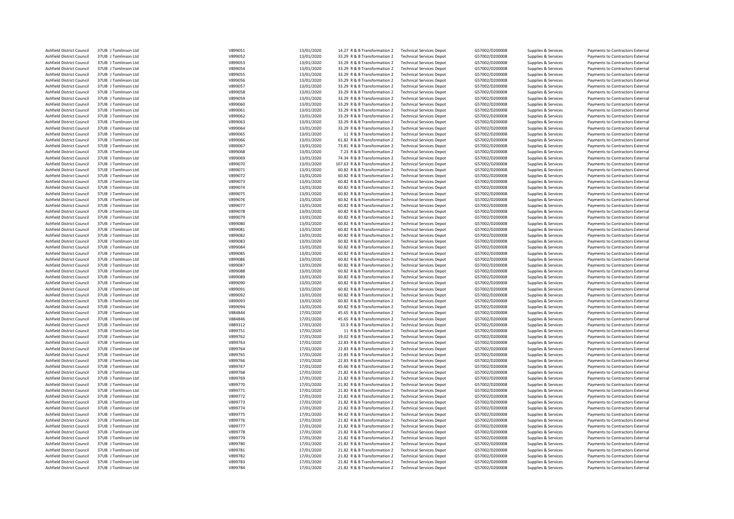| | | | | | | | | | | |
|---|---|---|---|---|---|---|---|---|---|---|
| Ashfield District Council | 37UB | J Tomlinson Ltd | V899051 | 13/01/2020 | 14.27 | R & B Transformation 2 | Technical Services Depot | G57002/D200008 | Supplies & Services | Payments to Contractors External |
| Ashfield District Council | 37UB | J Tomlinson Ltd | V899052 | 13/01/2020 | 33.29 | R & B Transformation 2 | Technical Services Depot | G57002/D200008 | Supplies & Services | Payments to Contractors External |
| Ashfield District Council | 37UB | J Tomlinson Ltd | V899053 | 13/01/2020 | 33.29 | R & B Transformation 2 | Technical Services Depot | G57002/D200008 | Supplies & Services | Payments to Contractors External |
| Ashfield District Council | 37UB | J Tomlinson Ltd | V899054 | 13/01/2020 | 33.29 | R & B Transformation 2 | Technical Services Depot | G57002/D200008 | Supplies & Services | Payments to Contractors External |
| Ashfield District Council | 37UB | J Tomlinson Ltd | V899055 | 13/01/2020 | 33.29 | R & B Transformation 2 | Technical Services Depot | G57002/D200008 | Supplies & Services | Payments to Contractors External |
| Ashfield District Council | 37UB | J Tomlinson Ltd | V899056 | 13/01/2020 | 33.29 | R & B Transformation 2 | Technical Services Depot | G57002/D200008 | Supplies & Services | Payments to Contractors External |
| Ashfield District Council | 37UB | J Tomlinson Ltd | V899057 | 13/01/2020 | 33.29 | R & B Transformation 2 | Technical Services Depot | G57002/D200008 | Supplies & Services | Payments to Contractors External |
| Ashfield District Council | 37UB | J Tomlinson Ltd | V899058 | 13/01/2020 | 33.29 | R & B Transformation 2 | Technical Services Depot | G57002/D200008 | Supplies & Services | Payments to Contractors External |
| Ashfield District Council | 37UB | J Tomlinson Ltd | V899059 | 13/01/2020 | 33.29 | R & B Transformation 2 | Technical Services Depot | G57002/D200008 | Supplies & Services | Payments to Contractors External |
| Ashfield District Council | 37UB | J Tomlinson Ltd | V899060 | 13/01/2020 | 33.29 | R & B Transformation 2 | Technical Services Depot | G57002/D200008 | Supplies & Services | Payments to Contractors External |
| Ashfield District Council | 37UB | J Tomlinson Ltd | V899061 | 13/01/2020 | 33.29 | R & B Transformation 2 | Technical Services Depot | G57002/D200008 | Supplies & Services | Payments to Contractors External |
| Ashfield District Council | 37UB | J Tomlinson Ltd | V899062 | 13/01/2020 | 33.29 | R & B Transformation 2 | Technical Services Depot | G57002/D200008 | Supplies & Services | Payments to Contractors External |
| Ashfield District Council | 37UB | J Tomlinson Ltd | V899063 | 13/01/2020 | 33.29 | R & B Transformation 2 | Technical Services Depot | G57002/D200008 | Supplies & Services | Payments to Contractors External |
| Ashfield District Council | 37UB | J Tomlinson Ltd | V899064 | 13/01/2020 | 33.29 | R & B Transformation 2 | Technical Services Depot | G57002/D200008 | Supplies & Services | Payments to Contractors External |
| Ashfield District Council | 37UB | J Tomlinson Ltd | V899065 | 13/01/2020 | 11 | R & B Transformation 2 | Technical Services Depot | G57002/D200008 | Supplies & Services | Payments to Contractors External |
| Ashfield District Council | 37UB | J Tomlinson Ltd | V899066 | 13/01/2020 | 61.82 | R & B Transformation 2 | Technical Services Depot | G57002/D200008 | Supplies & Services | Payments to Contractors External |
| Ashfield District Council | 37UB | J Tomlinson Ltd | V899067 | 13/01/2020 | 73.81 | R & B Transformation 2 | Technical Services Depot | G57002/D200008 | Supplies & Services | Payments to Contractors External |
| Ashfield District Council | 37UB | J Tomlinson Ltd | V899068 | 13/01/2020 | 7.23 | R & B Transformation 2 | Technical Services Depot | G57002/D200008 | Supplies & Services | Payments to Contractors External |
| Ashfield District Council | 37UB | J Tomlinson Ltd | V899069 | 13/01/2020 | 74.34 | R & B Transformation 2 | Technical Services Depot | G57002/D200008 | Supplies & Services | Payments to Contractors External |
| Ashfield District Council | 37UB | J Tomlinson Ltd | V899070 | 13/01/2020 | 107.63 | R & B Transformation 2 | Technical Services Depot | G57002/D200008 | Supplies & Services | Payments to Contractors External |
| Ashfield District Council | 37UB | J Tomlinson Ltd | V899071 | 13/01/2020 | 60.82 | R & B Transformation 2 | Technical Services Depot | G57002/D200008 | Supplies & Services | Payments to Contractors External |
| Ashfield District Council | 37UB | J Tomlinson Ltd | V899072 | 13/01/2020 | 60.82 | R & B Transformation 2 | Technical Services Depot | G57002/D200008 | Supplies & Services | Payments to Contractors External |
| Ashfield District Council | 37UB | J Tomlinson Ltd | V899073 | 13/01/2020 | 60.82 | R & B Transformation 2 | Technical Services Depot | G57002/D200008 | Supplies & Services | Payments to Contractors External |
| Ashfield District Council | 37UB | J Tomlinson Ltd | V899074 | 13/01/2020 | 60.82 | R & B Transformation 2 | Technical Services Depot | G57002/D200008 | Supplies & Services | Payments to Contractors External |
| Ashfield District Council | 37UB | J Tomlinson Ltd | V899075 | 13/01/2020 | 60.82 | R & B Transformation 2 | Technical Services Depot | G57002/D200008 | Supplies & Services | Payments to Contractors External |
| Ashfield District Council | 37UB | J Tomlinson Ltd | V899076 | 13/01/2020 | 60.82 | R & B Transformation 2 | Technical Services Depot | G57002/D200008 | Supplies & Services | Payments to Contractors External |
| Ashfield District Council | 37UB | J Tomlinson Ltd | V899077 | 13/01/2020 | 60.82 | R & B Transformation 2 | Technical Services Depot | G57002/D200008 | Supplies & Services | Payments to Contractors External |
| Ashfield District Council | 37UB | J Tomlinson Ltd | V899078 | 13/01/2020 | 60.82 | R & B Transformation 2 | Technical Services Depot | G57002/D200008 | Supplies & Services | Payments to Contractors External |
| Ashfield District Council | 37UB | J Tomlinson Ltd | V899079 | 13/01/2020 | 60.82 | R & B Transformation 2 | Technical Services Depot | G57002/D200008 | Supplies & Services | Payments to Contractors External |
| Ashfield District Council | 37UB | J Tomlinson Ltd | V899080 | 13/01/2020 | 60.82 | R & B Transformation 2 | Technical Services Depot | G57002/D200008 | Supplies & Services | Payments to Contractors External |
| Ashfield District Council | 37UB | J Tomlinson Ltd | V899081 | 13/01/2020 | 60.82 | R & B Transformation 2 | Technical Services Depot | G57002/D200008 | Supplies & Services | Payments to Contractors External |
| Ashfield District Council | 37UB | J Tomlinson Ltd | V899082 | 13/01/2020 | 60.82 | R & B Transformation 2 | Technical Services Depot | G57002/D200008 | Supplies & Services | Payments to Contractors External |
| Ashfield District Council | 37UB | J Tomlinson Ltd | V899083 | 13/01/2020 | 60.82 | R & B Transformation 2 | Technical Services Depot | G57002/D200008 | Supplies & Services | Payments to Contractors External |
| Ashfield District Council | 37UB | J Tomlinson Ltd | V899084 | 13/01/2020 | 60.82 | R & B Transformation 2 | Technical Services Depot | G57002/D200008 | Supplies & Services | Payments to Contractors External |
| Ashfield District Council | 37UB | J Tomlinson Ltd | V899085 | 13/01/2020 | 60.82 | R & B Transformation 2 | Technical Services Depot | G57002/D200008 | Supplies & Services | Payments to Contractors External |
| Ashfield District Council | 37UB | J Tomlinson Ltd | V899086 | 13/01/2020 | 60.82 | R & B Transformation 2 | Technical Services Depot | G57002/D200008 | Supplies & Services | Payments to Contractors External |
| Ashfield District Council | 37UB | J Tomlinson Ltd | V899087 | 13/01/2020 | 60.82 | R & B Transformation 2 | Technical Services Depot | G57002/D200008 | Supplies & Services | Payments to Contractors External |
| Ashfield District Council | 37UB | J Tomlinson Ltd | V899088 | 13/01/2020 | 60.82 | R & B Transformation 2 | Technical Services Depot | G57002/D200008 | Supplies & Services | Payments to Contractors External |
| Ashfield District Council | 37UB | J Tomlinson Ltd | V899089 | 13/01/2020 | 60.82 | R & B Transformation 2 | Technical Services Depot | G57002/D200008 | Supplies & Services | Payments to Contractors External |
| Ashfield District Council | 37UB | J Tomlinson Ltd | V899090 | 13/01/2020 | 60.82 | R & B Transformation 2 | Technical Services Depot | G57002/D200008 | Supplies & Services | Payments to Contractors External |
| Ashfield District Council | 37UB | J Tomlinson Ltd | V899091 | 13/01/2020 | 60.82 | R & B Transformation 2 | Technical Services Depot | G57002/D200008 | Supplies & Services | Payments to Contractors External |
| Ashfield District Council | 37UB | J Tomlinson Ltd | V899092 | 13/01/2020 | 60.82 | R & B Transformation 2 | Technical Services Depot | G57002/D200008 | Supplies & Services | Payments to Contractors External |
| Ashfield District Council | 37UB | J Tomlinson Ltd | V899093 | 13/01/2020 | 60.82 | R & B Transformation 2 | Technical Services Depot | G57002/D200008 | Supplies & Services | Payments to Contractors External |
| Ashfield District Council | 37UB | J Tomlinson Ltd | V899094 | 13/01/2020 | 60.82 | R & B Transformation 2 | Technical Services Depot | G57002/D200008 | Supplies & Services | Payments to Contractors External |
| Ashfield District Council | 37UB | J Tomlinson Ltd | V884844 | 17/01/2020 | 45.65 | R & B Transformation 2 | Technical Services Depot | G57002/D200008 | Supplies & Services | Payments to Contractors External |
| Ashfield District Council | 37UB | J Tomlinson Ltd | V884846 | 17/01/2020 | 45.65 | R & B Transformation 2 | Technical Services Depot | G57002/D200008 | Supplies & Services | Payments to Contractors External |
| Ashfield District Council | 37UB | J Tomlinson Ltd | V889312 | 17/01/2020 | 33.9 | R & B Transformation 2 | Technical Services Depot | G57002/D200008 | Supplies & Services | Payments to Contractors External |
| Ashfield District Council | 37UB | J Tomlinson Ltd | V899751 | 17/01/2020 | 11 | R & B Transformation 2 | Technical Services Depot | G57002/D200008 | Supplies & Services | Payments to Contractors External |
| Ashfield District Council | 37UB | J Tomlinson Ltd | V899762 | 17/01/2020 | 19.02 | R & B Transformation 2 | Technical Services Depot | G57002/D200008 | Supplies & Services | Payments to Contractors External |
| Ashfield District Council | 37UB | J Tomlinson Ltd | V899763 | 17/01/2020 | 22.83 | R & B Transformation 2 | Technical Services Depot | G57002/D200008 | Supplies & Services | Payments to Contractors External |
| Ashfield District Council | 37UB | J Tomlinson Ltd | V899764 | 17/01/2020 | 22.83 | R & B Transformation 2 | Technical Services Depot | G57002/D200008 | Supplies & Services | Payments to Contractors External |
| Ashfield District Council | 37UB | J Tomlinson Ltd | V899765 | 17/01/2020 | 22.83 | R & B Transformation 2 | Technical Services Depot | G57002/D200008 | Supplies & Services | Payments to Contractors External |
| Ashfield District Council | 37UB | J Tomlinson Ltd | V899766 | 17/01/2020 | 22.83 | R & B Transformation 2 | Technical Services Depot | G57002/D200008 | Supplies & Services | Payments to Contractors External |
| Ashfield District Council | 37UB | J Tomlinson Ltd | V899767 | 17/01/2020 | 45.66 | R & B Transformation 2 | Technical Services Depot | G57002/D200008 | Supplies & Services | Payments to Contractors External |
| Ashfield District Council | 37UB | J Tomlinson Ltd | V899768 | 17/01/2020 | 21.82 | R & B Transformation 2 | Technical Services Depot | G57002/D200008 | Supplies & Services | Payments to Contractors External |
| Ashfield District Council | 37UB | J Tomlinson Ltd | V899769 | 17/01/2020 | 21.82 | R & B Transformation 2 | Technical Services Depot | G57002/D200008 | Supplies & Services | Payments to Contractors External |
| Ashfield District Council | 37UB | J Tomlinson Ltd | V899770 | 17/01/2020 | 21.82 | R & B Transformation 2 | Technical Services Depot | G57002/D200008 | Supplies & Services | Payments to Contractors External |
| Ashfield District Council | 37UB | J Tomlinson Ltd | V899771 | 17/01/2020 | 21.82 | R & B Transformation 2 | Technical Services Depot | G57002/D200008 | Supplies & Services | Payments to Contractors External |
| Ashfield District Council | 37UB | J Tomlinson Ltd | V899772 | 17/01/2020 | 21.82 | R & B Transformation 2 | Technical Services Depot | G57002/D200008 | Supplies & Services | Payments to Contractors External |
| Ashfield District Council | 37UB | J Tomlinson Ltd | V899773 | 17/01/2020 | 21.82 | R & B Transformation 2 | Technical Services Depot | G57002/D200008 | Supplies & Services | Payments to Contractors External |
| Ashfield District Council | 37UB | J Tomlinson Ltd | V899774 | 17/01/2020 | 21.82 | R & B Transformation 2 | Technical Services Depot | G57002/D200008 | Supplies & Services | Payments to Contractors External |
| Ashfield District Council | 37UB | J Tomlinson Ltd | V899775 | 17/01/2020 | 94.42 | R & B Transformation 2 | Technical Services Depot | G57002/D200008 | Supplies & Services | Payments to Contractors External |
| Ashfield District Council | 37UB | J Tomlinson Ltd | V899776 | 17/01/2020 | 21.82 | R & B Transformation 2 | Technical Services Depot | G57002/D200008 | Supplies & Services | Payments to Contractors External |
| Ashfield District Council | 37UB | J Tomlinson Ltd | V899777 | 17/01/2020 | 21.82 | R & B Transformation 2 | Technical Services Depot | G57002/D200008 | Supplies & Services | Payments to Contractors External |
| Ashfield District Council | 37UB | J Tomlinson Ltd | V899778 | 17/01/2020 | 21.82 | R & B Transformation 2 | Technical Services Depot | G57002/D200008 | Supplies & Services | Payments to Contractors External |
| Ashfield District Council | 37UB | J Tomlinson Ltd | V899779 | 17/01/2020 | 21.82 | R & B Transformation 2 | Technical Services Depot | G57002/D200008 | Supplies & Services | Payments to Contractors External |
| Ashfield District Council | 37UB | J Tomlinson Ltd | V899780 | 17/01/2020 | 21.82 | R & B Transformation 2 | Technical Services Depot | G57002/D200008 | Supplies & Services | Payments to Contractors External |
| Ashfield District Council | 37UB | J Tomlinson Ltd | V899781 | 17/01/2020 | 21.82 | R & B Transformation 2 | Technical Services Depot | G57002/D200008 | Supplies & Services | Payments to Contractors External |
| Ashfield District Council | 37UB | J Tomlinson Ltd | V899782 | 17/01/2020 | 21.82 | R & B Transformation 2 | Technical Services Depot | G57002/D200008 | Supplies & Services | Payments to Contractors External |
| Ashfield District Council | 37UB | J Tomlinson Ltd | V899783 | 17/01/2020 | 21.82 | R & B Transformation 2 | Technical Services Depot | G57002/D200008 | Supplies & Services | Payments to Contractors External |
| Ashfield District Council | 37UB | J Tomlinson Ltd | V899784 | 17/01/2020 | 21.82 | R & B Transformation 2 | Technical Services Depot | G57002/D200008 | Supplies & Services | Payments to Contractors External |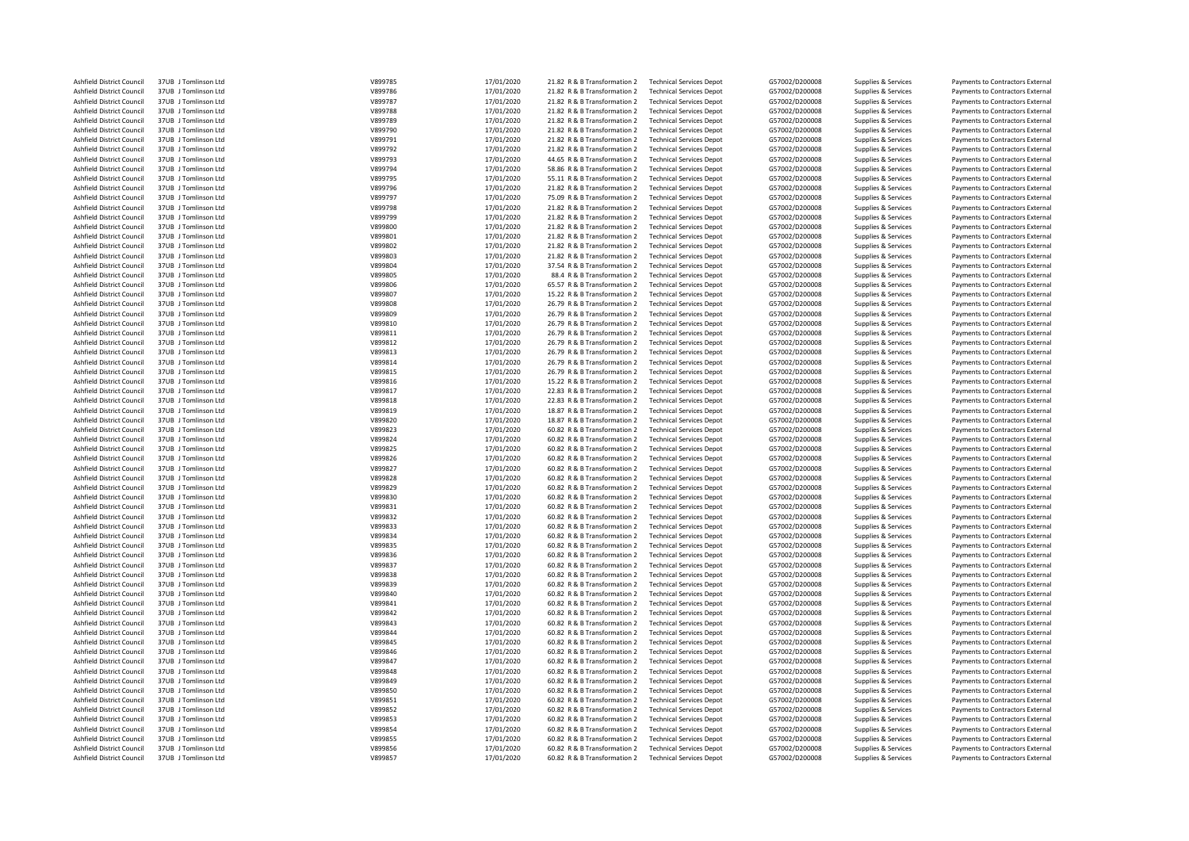| Ashfield District Council | 37UB J Tomlinson Ltd | V899785 | 17/01/2020 | 21.82 R & B Transformation 2 | Technical Services Depot | G57002/D200008 | Supplies & Services | Payments to Contractors External |
|---|---|---|---|---|---|---|---|---|
| Ashfield District Council | 37UB J Tomlinson Ltd | V899786 | 17/01/2020 | 21.82 R & B Transformation 2 | Technical Services Depot | G57002/D200008 | Supplies & Services | Payments to Contractors External |
| Ashfield District Council | 37UB J Tomlinson Ltd | V899787 | 17/01/2020 | 21.82 R & B Transformation 2 | Technical Services Depot | G57002/D200008 | Supplies & Services | Payments to Contractors External |
| Ashfield District Council | 37UB J Tomlinson Ltd | V899788 | 17/01/2020 | 21.82 R & B Transformation 2 | Technical Services Depot | G57002/D200008 | Supplies & Services | Payments to Contractors External |
| Ashfield District Council | 37UB J Tomlinson Ltd | V899789 | 17/01/2020 | 21.82 R & B Transformation 2 | Technical Services Depot | G57002/D200008 | Supplies & Services | Payments to Contractors External |
| Ashfield District Council | 37UB J Tomlinson Ltd | V899790 | 17/01/2020 | 21.82 R & B Transformation 2 | Technical Services Depot | G57002/D200008 | Supplies & Services | Payments to Contractors External |
| Ashfield District Council | 37UB J Tomlinson Ltd | V899791 | 17/01/2020 | 21.82 R & B Transformation 2 | Technical Services Depot | G57002/D200008 | Supplies & Services | Payments to Contractors External |
| Ashfield District Council | 37UB J Tomlinson Ltd | V899792 | 17/01/2020 | 21.82 R & B Transformation 2 | Technical Services Depot | G57002/D200008 | Supplies & Services | Payments to Contractors External |
| Ashfield District Council | 37UB J Tomlinson Ltd | V899793 | 17/01/2020 | 44.65 R & B Transformation 2 | Technical Services Depot | G57002/D200008 | Supplies & Services | Payments to Contractors External |
| Ashfield District Council | 37UB J Tomlinson Ltd | V899794 | 17/01/2020 | 58.86 R & B Transformation 2 | Technical Services Depot | G57002/D200008 | Supplies & Services | Payments to Contractors External |
| Ashfield District Council | 37UB J Tomlinson Ltd | V899795 | 17/01/2020 | 55.11 R & B Transformation 2 | Technical Services Depot | G57002/D200008 | Supplies & Services | Payments to Contractors External |
| Ashfield District Council | 37UB J Tomlinson Ltd | V899796 | 17/01/2020 | 21.82 R & B Transformation 2 | Technical Services Depot | G57002/D200008 | Supplies & Services | Payments to Contractors External |
| Ashfield District Council | 37UB J Tomlinson Ltd | V899797 | 17/01/2020 | 75.09 R & B Transformation 2 | Technical Services Depot | G57002/D200008 | Supplies & Services | Payments to Contractors External |
| Ashfield District Council | 37UB J Tomlinson Ltd | V899798 | 17/01/2020 | 21.82 R & B Transformation 2 | Technical Services Depot | G57002/D200008 | Supplies & Services | Payments to Contractors External |
| Ashfield District Council | 37UB J Tomlinson Ltd | V899799 | 17/01/2020 | 21.82 R & B Transformation 2 | Technical Services Depot | G57002/D200008 | Supplies & Services | Payments to Contractors External |
| Ashfield District Council | 37UB J Tomlinson Ltd | V899800 | 17/01/2020 | 21.82 R & B Transformation 2 | Technical Services Depot | G57002/D200008 | Supplies & Services | Payments to Contractors External |
| Ashfield District Council | 37UB J Tomlinson Ltd | V899801 | 17/01/2020 | 21.82 R & B Transformation 2 | Technical Services Depot | G57002/D200008 | Supplies & Services | Payments to Contractors External |
| Ashfield District Council | 37UB J Tomlinson Ltd | V899802 | 17/01/2020 | 21.82 R & B Transformation 2 | Technical Services Depot | G57002/D200008 | Supplies & Services | Payments to Contractors External |
| Ashfield District Council | 37UB J Tomlinson Ltd | V899803 | 17/01/2020 | 21.82 R & B Transformation 2 | Technical Services Depot | G57002/D200008 | Supplies & Services | Payments to Contractors External |
| Ashfield District Council | 37UB J Tomlinson Ltd | V899804 | 17/01/2020 | 37.54 R & B Transformation 2 | Technical Services Depot | G57002/D200008 | Supplies & Services | Payments to Contractors External |
| Ashfield District Council | 37UB J Tomlinson Ltd | V899805 | 17/01/2020 | 88.4 R & B Transformation 2 | Technical Services Depot | G57002/D200008 | Supplies & Services | Payments to Contractors External |
| Ashfield District Council | 37UB J Tomlinson Ltd | V899806 | 17/01/2020 | 65.57 R & B Transformation 2 | Technical Services Depot | G57002/D200008 | Supplies & Services | Payments to Contractors External |
| Ashfield District Council | 37UB J Tomlinson Ltd | V899807 | 17/01/2020 | 15.22 R & B Transformation 2 | Technical Services Depot | G57002/D200008 | Supplies & Services | Payments to Contractors External |
| Ashfield District Council | 37UB J Tomlinson Ltd | V899808 | 17/01/2020 | 26.79 R & B Transformation 2 | Technical Services Depot | G57002/D200008 | Supplies & Services | Payments to Contractors External |
| Ashfield District Council | 37UB J Tomlinson Ltd | V899809 | 17/01/2020 | 26.79 R & B Transformation 2 | Technical Services Depot | G57002/D200008 | Supplies & Services | Payments to Contractors External |
| Ashfield District Council | 37UB J Tomlinson Ltd | V899810 | 17/01/2020 | 26.79 R & B Transformation 2 | Technical Services Depot | G57002/D200008 | Supplies & Services | Payments to Contractors External |
| Ashfield District Council | 37UB J Tomlinson Ltd | V899811 | 17/01/2020 | 26.79 R & B Transformation 2 | Technical Services Depot | G57002/D200008 | Supplies & Services | Payments to Contractors External |
| Ashfield District Council | 37UB J Tomlinson Ltd | V899812 | 17/01/2020 | 26.79 R & B Transformation 2 | Technical Services Depot | G57002/D200008 | Supplies & Services | Payments to Contractors External |
| Ashfield District Council | 37UB J Tomlinson Ltd | V899813 | 17/01/2020 | 26.79 R & B Transformation 2 | Technical Services Depot | G57002/D200008 | Supplies & Services | Payments to Contractors External |
| Ashfield District Council | 37UB J Tomlinson Ltd | V899814 | 17/01/2020 | 26.79 R & B Transformation 2 | Technical Services Depot | G57002/D200008 | Supplies & Services | Payments to Contractors External |
| Ashfield District Council | 37UB J Tomlinson Ltd | V899815 | 17/01/2020 | 26.79 R & B Transformation 2 | Technical Services Depot | G57002/D200008 | Supplies & Services | Payments to Contractors External |
| Ashfield District Council | 37UB J Tomlinson Ltd | V899816 | 17/01/2020 | 15.22 R & B Transformation 2 | Technical Services Depot | G57002/D200008 | Supplies & Services | Payments to Contractors External |
| Ashfield District Council | 37UB J Tomlinson Ltd | V899817 | 17/01/2020 | 22.83 R & B Transformation 2 | Technical Services Depot | G57002/D200008 | Supplies & Services | Payments to Contractors External |
| Ashfield District Council | 37UB J Tomlinson Ltd | V899818 | 17/01/2020 | 22.83 R & B Transformation 2 | Technical Services Depot | G57002/D200008 | Supplies & Services | Payments to Contractors External |
| Ashfield District Council | 37UB J Tomlinson Ltd | V899819 | 17/01/2020 | 18.87 R & B Transformation 2 | Technical Services Depot | G57002/D200008 | Supplies & Services | Payments to Contractors External |
| Ashfield District Council | 37UB J Tomlinson Ltd | V899820 | 17/01/2020 | 18.87 R & B Transformation 2 | Technical Services Depot | G57002/D200008 | Supplies & Services | Payments to Contractors External |
| Ashfield District Council | 37UB J Tomlinson Ltd | V899823 | 17/01/2020 | 60.82 R & B Transformation 2 | Technical Services Depot | G57002/D200008 | Supplies & Services | Payments to Contractors External |
| Ashfield District Council | 37UB J Tomlinson Ltd | V899824 | 17/01/2020 | 60.82 R & B Transformation 2 | Technical Services Depot | G57002/D200008 | Supplies & Services | Payments to Contractors External |
| Ashfield District Council | 37UB J Tomlinson Ltd | V899825 | 17/01/2020 | 60.82 R & B Transformation 2 | Technical Services Depot | G57002/D200008 | Supplies & Services | Payments to Contractors External |
| Ashfield District Council | 37UB J Tomlinson Ltd | V899826 | 17/01/2020 | 60.82 R & B Transformation 2 | Technical Services Depot | G57002/D200008 | Supplies & Services | Payments to Contractors External |
| Ashfield District Council | 37UB J Tomlinson Ltd | V899827 | 17/01/2020 | 60.82 R & B Transformation 2 | Technical Services Depot | G57002/D200008 | Supplies & Services | Payments to Contractors External |
| Ashfield District Council | 37UB J Tomlinson Ltd | V899828 | 17/01/2020 | 60.82 R & B Transformation 2 | Technical Services Depot | G57002/D200008 | Supplies & Services | Payments to Contractors External |
| Ashfield District Council | 37UB J Tomlinson Ltd | V899829 | 17/01/2020 | 60.82 R & B Transformation 2 | Technical Services Depot | G57002/D200008 | Supplies & Services | Payments to Contractors External |
| Ashfield District Council | 37UB J Tomlinson Ltd | V899830 | 17/01/2020 | 60.82 R & B Transformation 2 | Technical Services Depot | G57002/D200008 | Supplies & Services | Payments to Contractors External |
| Ashfield District Council | 37UB J Tomlinson Ltd | V899831 | 17/01/2020 | 60.82 R & B Transformation 2 | Technical Services Depot | G57002/D200008 | Supplies & Services | Payments to Contractors External |
| Ashfield District Council | 37UB J Tomlinson Ltd | V899832 | 17/01/2020 | 60.82 R & B Transformation 2 | Technical Services Depot | G57002/D200008 | Supplies & Services | Payments to Contractors External |
| Ashfield District Council | 37UB J Tomlinson Ltd | V899833 | 17/01/2020 | 60.82 R & B Transformation 2 | Technical Services Depot | G57002/D200008 | Supplies & Services | Payments to Contractors External |
| Ashfield District Council | 37UB J Tomlinson Ltd | V899834 | 17/01/2020 | 60.82 R & B Transformation 2 | Technical Services Depot | G57002/D200008 | Supplies & Services | Payments to Contractors External |
| Ashfield District Council | 37UB J Tomlinson Ltd | V899835 | 17/01/2020 | 60.82 R & B Transformation 2 | Technical Services Depot | G57002/D200008 | Supplies & Services | Payments to Contractors External |
| Ashfield District Council | 37UB J Tomlinson Ltd | V899836 | 17/01/2020 | 60.82 R & B Transformation 2 | Technical Services Depot | G57002/D200008 | Supplies & Services | Payments to Contractors External |
| Ashfield District Council | 37UB J Tomlinson Ltd | V899837 | 17/01/2020 | 60.82 R & B Transformation 2 | Technical Services Depot | G57002/D200008 | Supplies & Services | Payments to Contractors External |
| Ashfield District Council | 37UB J Tomlinson Ltd | V899838 | 17/01/2020 | 60.82 R & B Transformation 2 | Technical Services Depot | G57002/D200008 | Supplies & Services | Payments to Contractors External |
| Ashfield District Council | 37UB J Tomlinson Ltd | V899839 | 17/01/2020 | 60.82 R & B Transformation 2 | Technical Services Depot | G57002/D200008 | Supplies & Services | Payments to Contractors External |
| Ashfield District Council | 37UB J Tomlinson Ltd | V899840 | 17/01/2020 | 60.82 R & B Transformation 2 | Technical Services Depot | G57002/D200008 | Supplies & Services | Payments to Contractors External |
| Ashfield District Council | 37UB J Tomlinson Ltd | V899841 | 17/01/2020 | 60.82 R & B Transformation 2 | Technical Services Depot | G57002/D200008 | Supplies & Services | Payments to Contractors External |
| Ashfield District Council | 37UB J Tomlinson Ltd | V899842 | 17/01/2020 | 60.82 R & B Transformation 2 | Technical Services Depot | G57002/D200008 | Supplies & Services | Payments to Contractors External |
| Ashfield District Council | 37UB J Tomlinson Ltd | V899843 | 17/01/2020 | 60.82 R & B Transformation 2 | Technical Services Depot | G57002/D200008 | Supplies & Services | Payments to Contractors External |
| Ashfield District Council | 37UB J Tomlinson Ltd | V899844 | 17/01/2020 | 60.82 R & B Transformation 2 | Technical Services Depot | G57002/D200008 | Supplies & Services | Payments to Contractors External |
| Ashfield District Council | 37UB J Tomlinson Ltd | V899845 | 17/01/2020 | 60.82 R & B Transformation 2 | Technical Services Depot | G57002/D200008 | Supplies & Services | Payments to Contractors External |
| Ashfield District Council | 37UB J Tomlinson Ltd | V899846 | 17/01/2020 | 60.82 R & B Transformation 2 | Technical Services Depot | G57002/D200008 | Supplies & Services | Payments to Contractors External |
| Ashfield District Council | 37UB J Tomlinson Ltd | V899847 | 17/01/2020 | 60.82 R & B Transformation 2 | Technical Services Depot | G57002/D200008 | Supplies & Services | Payments to Contractors External |
| Ashfield District Council | 37UB J Tomlinson Ltd | V899848 | 17/01/2020 | 60.82 R & B Transformation 2 | Technical Services Depot | G57002/D200008 | Supplies & Services | Payments to Contractors External |
| Ashfield District Council | 37UB J Tomlinson Ltd | V899849 | 17/01/2020 | 60.82 R & B Transformation 2 | Technical Services Depot | G57002/D200008 | Supplies & Services | Payments to Contractors External |
| Ashfield District Council | 37UB J Tomlinson Ltd | V899850 | 17/01/2020 | 60.82 R & B Transformation 2 | Technical Services Depot | G57002/D200008 | Supplies & Services | Payments to Contractors External |
| Ashfield District Council | 37UB J Tomlinson Ltd | V899851 | 17/01/2020 | 60.82 R & B Transformation 2 | Technical Services Depot | G57002/D200008 | Supplies & Services | Payments to Contractors External |
| Ashfield District Council | 37UB J Tomlinson Ltd | V899852 | 17/01/2020 | 60.82 R & B Transformation 2 | Technical Services Depot | G57002/D200008 | Supplies & Services | Payments to Contractors External |
| Ashfield District Council | 37UB J Tomlinson Ltd | V899853 | 17/01/2020 | 60.82 R & B Transformation 2 | Technical Services Depot | G57002/D200008 | Supplies & Services | Payments to Contractors External |
| Ashfield District Council | 37UB J Tomlinson Ltd | V899854 | 17/01/2020 | 60.82 R & B Transformation 2 | Technical Services Depot | G57002/D200008 | Supplies & Services | Payments to Contractors External |
| Ashfield District Council | 37UB J Tomlinson Ltd | V899855 | 17/01/2020 | 60.82 R & B Transformation 2 | Technical Services Depot | G57002/D200008 | Supplies & Services | Payments to Contractors External |
| Ashfield District Council | 37UB J Tomlinson Ltd | V899856 | 17/01/2020 | 60.82 R & B Transformation 2 | Technical Services Depot | G57002/D200008 | Supplies & Services | Payments to Contractors External |
| Ashfield District Council | 37UB J Tomlinson Ltd | V899857 | 17/01/2020 | 60.82 R & B Transformation 2 | Technical Services Depot | G57002/D200008 | Supplies & Services | Payments to Contractors External |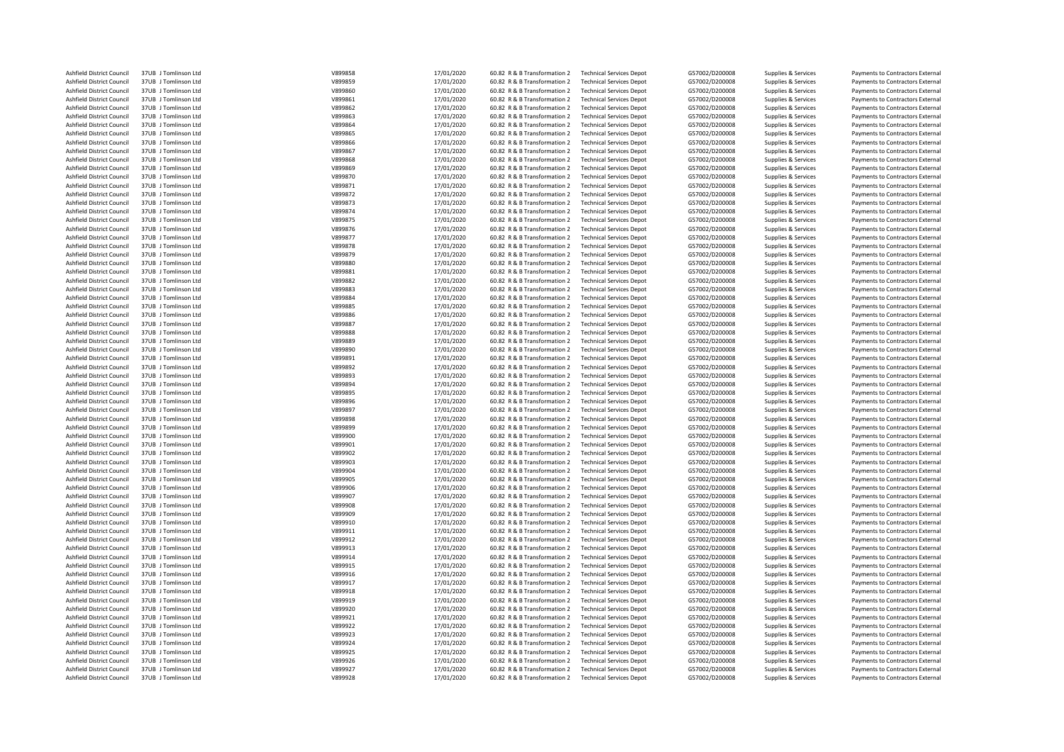| | | | | | | | | | |
|---|---|---|---|---|---|---|---|---|---|
| Ashfield District Council | 37UB J Tomlinson Ltd | V899858 | 17/01/2020 | 60.82 R & B Transformation 2 | Technical Services Depot | G57002/D200008 | Supplies & Services | Payments to Contractors External |
| Ashfield District Council | 37UB J Tomlinson Ltd | V899859 | 17/01/2020 | 60.82 R & B Transformation 2 | Technical Services Depot | G57002/D200008 | Supplies & Services | Payments to Contractors External |
| Ashfield District Council | 37UB J Tomlinson Ltd | V899860 | 17/01/2020 | 60.82 R & B Transformation 2 | Technical Services Depot | G57002/D200008 | Supplies & Services | Payments to Contractors External |
| Ashfield District Council | 37UB J Tomlinson Ltd | V899861 | 17/01/2020 | 60.82 R & B Transformation 2 | Technical Services Depot | G57002/D200008 | Supplies & Services | Payments to Contractors External |
| Ashfield District Council | 37UB J Tomlinson Ltd | V899862 | 17/01/2020 | 60.82 R & B Transformation 2 | Technical Services Depot | G57002/D200008 | Supplies & Services | Payments to Contractors External |
| Ashfield District Council | 37UB J Tomlinson Ltd | V899863 | 17/01/2020 | 60.82 R & B Transformation 2 | Technical Services Depot | G57002/D200008 | Supplies & Services | Payments to Contractors External |
| Ashfield District Council | 37UB J Tomlinson Ltd | V899864 | 17/01/2020 | 60.82 R & B Transformation 2 | Technical Services Depot | G57002/D200008 | Supplies & Services | Payments to Contractors External |
| Ashfield District Council | 37UB J Tomlinson Ltd | V899865 | 17/01/2020 | 60.82 R & B Transformation 2 | Technical Services Depot | G57002/D200008 | Supplies & Services | Payments to Contractors External |
| Ashfield District Council | 37UB J Tomlinson Ltd | V899866 | 17/01/2020 | 60.82 R & B Transformation 2 | Technical Services Depot | G57002/D200008 | Supplies & Services | Payments to Contractors External |
| Ashfield District Council | 37UB J Tomlinson Ltd | V899867 | 17/01/2020 | 60.82 R & B Transformation 2 | Technical Services Depot | G57002/D200008 | Supplies & Services | Payments to Contractors External |
| Ashfield District Council | 37UB J Tomlinson Ltd | V899868 | 17/01/2020 | 60.82 R & B Transformation 2 | Technical Services Depot | G57002/D200008 | Supplies & Services | Payments to Contractors External |
| Ashfield District Council | 37UB J Tomlinson Ltd | V899869 | 17/01/2020 | 60.82 R & B Transformation 2 | Technical Services Depot | G57002/D200008 | Supplies & Services | Payments to Contractors External |
| Ashfield District Council | 37UB J Tomlinson Ltd | V899870 | 17/01/2020 | 60.82 R & B Transformation 2 | Technical Services Depot | G57002/D200008 | Supplies & Services | Payments to Contractors External |
| Ashfield District Council | 37UB J Tomlinson Ltd | V899871 | 17/01/2020 | 60.82 R & B Transformation 2 | Technical Services Depot | G57002/D200008 | Supplies & Services | Payments to Contractors External |
| Ashfield District Council | 37UB J Tomlinson Ltd | V899872 | 17/01/2020 | 60.82 R & B Transformation 2 | Technical Services Depot | G57002/D200008 | Supplies & Services | Payments to Contractors External |
| Ashfield District Council | 37UB J Tomlinson Ltd | V899873 | 17/01/2020 | 60.82 R & B Transformation 2 | Technical Services Depot | G57002/D200008 | Supplies & Services | Payments to Contractors External |
| Ashfield District Council | 37UB J Tomlinson Ltd | V899874 | 17/01/2020 | 60.82 R & B Transformation 2 | Technical Services Depot | G57002/D200008 | Supplies & Services | Payments to Contractors External |
| Ashfield District Council | 37UB J Tomlinson Ltd | V899875 | 17/01/2020 | 60.82 R & B Transformation 2 | Technical Services Depot | G57002/D200008 | Supplies & Services | Payments to Contractors External |
| Ashfield District Council | 37UB J Tomlinson Ltd | V899876 | 17/01/2020 | 60.82 R & B Transformation 2 | Technical Services Depot | G57002/D200008 | Supplies & Services | Payments to Contractors External |
| Ashfield District Council | 37UB J Tomlinson Ltd | V899877 | 17/01/2020 | 60.82 R & B Transformation 2 | Technical Services Depot | G57002/D200008 | Supplies & Services | Payments to Contractors External |
| Ashfield District Council | 37UB J Tomlinson Ltd | V899878 | 17/01/2020 | 60.82 R & B Transformation 2 | Technical Services Depot | G57002/D200008 | Supplies & Services | Payments to Contractors External |
| Ashfield District Council | 37UB J Tomlinson Ltd | V899879 | 17/01/2020 | 60.82 R & B Transformation 2 | Technical Services Depot | G57002/D200008 | Supplies & Services | Payments to Contractors External |
| Ashfield District Council | 37UB J Tomlinson Ltd | V899880 | 17/01/2020 | 60.82 R & B Transformation 2 | Technical Services Depot | G57002/D200008 | Supplies & Services | Payments to Contractors External |
| Ashfield District Council | 37UB J Tomlinson Ltd | V899881 | 17/01/2020 | 60.82 R & B Transformation 2 | Technical Services Depot | G57002/D200008 | Supplies & Services | Payments to Contractors External |
| Ashfield District Council | 37UB J Tomlinson Ltd | V899882 | 17/01/2020 | 60.82 R & B Transformation 2 | Technical Services Depot | G57002/D200008 | Supplies & Services | Payments to Contractors External |
| Ashfield District Council | 37UB J Tomlinson Ltd | V899883 | 17/01/2020 | 60.82 R & B Transformation 2 | Technical Services Depot | G57002/D200008 | Supplies & Services | Payments to Contractors External |
| Ashfield District Council | 37UB J Tomlinson Ltd | V899884 | 17/01/2020 | 60.82 R & B Transformation 2 | Technical Services Depot | G57002/D200008 | Supplies & Services | Payments to Contractors External |
| Ashfield District Council | 37UB J Tomlinson Ltd | V899885 | 17/01/2020 | 60.82 R & B Transformation 2 | Technical Services Depot | G57002/D200008 | Supplies & Services | Payments to Contractors External |
| Ashfield District Council | 37UB J Tomlinson Ltd | V899886 | 17/01/2020 | 60.82 R & B Transformation 2 | Technical Services Depot | G57002/D200008 | Supplies & Services | Payments to Contractors External |
| Ashfield District Council | 37UB J Tomlinson Ltd | V899887 | 17/01/2020 | 60.82 R & B Transformation 2 | Technical Services Depot | G57002/D200008 | Supplies & Services | Payments to Contractors External |
| Ashfield District Council | 37UB J Tomlinson Ltd | V899888 | 17/01/2020 | 60.82 R & B Transformation 2 | Technical Services Depot | G57002/D200008 | Supplies & Services | Payments to Contractors External |
| Ashfield District Council | 37UB J Tomlinson Ltd | V899889 | 17/01/2020 | 60.82 R & B Transformation 2 | Technical Services Depot | G57002/D200008 | Supplies & Services | Payments to Contractors External |
| Ashfield District Council | 37UB J Tomlinson Ltd | V899890 | 17/01/2020 | 60.82 R & B Transformation 2 | Technical Services Depot | G57002/D200008 | Supplies & Services | Payments to Contractors External |
| Ashfield District Council | 37UB J Tomlinson Ltd | V899891 | 17/01/2020 | 60.82 R & B Transformation 2 | Technical Services Depot | G57002/D200008 | Supplies & Services | Payments to Contractors External |
| Ashfield District Council | 37UB J Tomlinson Ltd | V899892 | 17/01/2020 | 60.82 R & B Transformation 2 | Technical Services Depot | G57002/D200008 | Supplies & Services | Payments to Contractors External |
| Ashfield District Council | 37UB J Tomlinson Ltd | V899893 | 17/01/2020 | 60.82 R & B Transformation 2 | Technical Services Depot | G57002/D200008 | Supplies & Services | Payments to Contractors External |
| Ashfield District Council | 37UB J Tomlinson Ltd | V899894 | 17/01/2020 | 60.82 R & B Transformation 2 | Technical Services Depot | G57002/D200008 | Supplies & Services | Payments to Contractors External |
| Ashfield District Council | 37UB J Tomlinson Ltd | V899895 | 17/01/2020 | 60.82 R & B Transformation 2 | Technical Services Depot | G57002/D200008 | Supplies & Services | Payments to Contractors External |
| Ashfield District Council | 37UB J Tomlinson Ltd | V899896 | 17/01/2020 | 60.82 R & B Transformation 2 | Technical Services Depot | G57002/D200008 | Supplies & Services | Payments to Contractors External |
| Ashfield District Council | 37UB J Tomlinson Ltd | V899897 | 17/01/2020 | 60.82 R & B Transformation 2 | Technical Services Depot | G57002/D200008 | Supplies & Services | Payments to Contractors External |
| Ashfield District Council | 37UB J Tomlinson Ltd | V899898 | 17/01/2020 | 60.82 R & B Transformation 2 | Technical Services Depot | G57002/D200008 | Supplies & Services | Payments to Contractors External |
| Ashfield District Council | 37UB J Tomlinson Ltd | V899899 | 17/01/2020 | 60.82 R & B Transformation 2 | Technical Services Depot | G57002/D200008 | Supplies & Services | Payments to Contractors External |
| Ashfield District Council | 37UB J Tomlinson Ltd | V899900 | 17/01/2020 | 60.82 R & B Transformation 2 | Technical Services Depot | G57002/D200008 | Supplies & Services | Payments to Contractors External |
| Ashfield District Council | 37UB J Tomlinson Ltd | V899901 | 17/01/2020 | 60.82 R & B Transformation 2 | Technical Services Depot | G57002/D200008 | Supplies & Services | Payments to Contractors External |
| Ashfield District Council | 37UB J Tomlinson Ltd | V899902 | 17/01/2020 | 60.82 R & B Transformation 2 | Technical Services Depot | G57002/D200008 | Supplies & Services | Payments to Contractors External |
| Ashfield District Council | 37UB J Tomlinson Ltd | V899903 | 17/01/2020 | 60.82 R & B Transformation 2 | Technical Services Depot | G57002/D200008 | Supplies & Services | Payments to Contractors External |
| Ashfield District Council | 37UB J Tomlinson Ltd | V899904 | 17/01/2020 | 60.82 R & B Transformation 2 | Technical Services Depot | G57002/D200008 | Supplies & Services | Payments to Contractors External |
| Ashfield District Council | 37UB J Tomlinson Ltd | V899905 | 17/01/2020 | 60.82 R & B Transformation 2 | Technical Services Depot | G57002/D200008 | Supplies & Services | Payments to Contractors External |
| Ashfield District Council | 37UB J Tomlinson Ltd | V899906 | 17/01/2020 | 60.82 R & B Transformation 2 | Technical Services Depot | G57002/D200008 | Supplies & Services | Payments to Contractors External |
| Ashfield District Council | 37UB J Tomlinson Ltd | V899907 | 17/01/2020 | 60.82 R & B Transformation 2 | Technical Services Depot | G57002/D200008 | Supplies & Services | Payments to Contractors External |
| Ashfield District Council | 37UB J Tomlinson Ltd | V899908 | 17/01/2020 | 60.82 R & B Transformation 2 | Technical Services Depot | G57002/D200008 | Supplies & Services | Payments to Contractors External |
| Ashfield District Council | 37UB J Tomlinson Ltd | V899909 | 17/01/2020 | 60.82 R & B Transformation 2 | Technical Services Depot | G57002/D200008 | Supplies & Services | Payments to Contractors External |
| Ashfield District Council | 37UB J Tomlinson Ltd | V899910 | 17/01/2020 | 60.82 R & B Transformation 2 | Technical Services Depot | G57002/D200008 | Supplies & Services | Payments to Contractors External |
| Ashfield District Council | 37UB J Tomlinson Ltd | V899911 | 17/01/2020 | 60.82 R & B Transformation 2 | Technical Services Depot | G57002/D200008 | Supplies & Services | Payments to Contractors External |
| Ashfield District Council | 37UB J Tomlinson Ltd | V899912 | 17/01/2020 | 60.82 R & B Transformation 2 | Technical Services Depot | G57002/D200008 | Supplies & Services | Payments to Contractors External |
| Ashfield District Council | 37UB J Tomlinson Ltd | V899913 | 17/01/2020 | 60.82 R & B Transformation 2 | Technical Services Depot | G57002/D200008 | Supplies & Services | Payments to Contractors External |
| Ashfield District Council | 37UB J Tomlinson Ltd | V899914 | 17/01/2020 | 60.82 R & B Transformation 2 | Technical Services Depot | G57002/D200008 | Supplies & Services | Payments to Contractors External |
| Ashfield District Council | 37UB J Tomlinson Ltd | V899915 | 17/01/2020 | 60.82 R & B Transformation 2 | Technical Services Depot | G57002/D200008 | Supplies & Services | Payments to Contractors External |
| Ashfield District Council | 37UB J Tomlinson Ltd | V899916 | 17/01/2020 | 60.82 R & B Transformation 2 | Technical Services Depot | G57002/D200008 | Supplies & Services | Payments to Contractors External |
| Ashfield District Council | 37UB J Tomlinson Ltd | V899917 | 17/01/2020 | 60.82 R & B Transformation 2 | Technical Services Depot | G57002/D200008 | Supplies & Services | Payments to Contractors External |
| Ashfield District Council | 37UB J Tomlinson Ltd | V899918 | 17/01/2020 | 60.82 R & B Transformation 2 | Technical Services Depot | G57002/D200008 | Supplies & Services | Payments to Contractors External |
| Ashfield District Council | 37UB J Tomlinson Ltd | V899919 | 17/01/2020 | 60.82 R & B Transformation 2 | Technical Services Depot | G57002/D200008 | Supplies & Services | Payments to Contractors External |
| Ashfield District Council | 37UB J Tomlinson Ltd | V899920 | 17/01/2020 | 60.82 R & B Transformation 2 | Technical Services Depot | G57002/D200008 | Supplies & Services | Payments to Contractors External |
| Ashfield District Council | 37UB J Tomlinson Ltd | V899921 | 17/01/2020 | 60.82 R & B Transformation 2 | Technical Services Depot | G57002/D200008 | Supplies & Services | Payments to Contractors External |
| Ashfield District Council | 37UB J Tomlinson Ltd | V899922 | 17/01/2020 | 60.82 R & B Transformation 2 | Technical Services Depot | G57002/D200008 | Supplies & Services | Payments to Contractors External |
| Ashfield District Council | 37UB J Tomlinson Ltd | V899923 | 17/01/2020 | 60.82 R & B Transformation 2 | Technical Services Depot | G57002/D200008 | Supplies & Services | Payments to Contractors External |
| Ashfield District Council | 37UB J Tomlinson Ltd | V899924 | 17/01/2020 | 60.82 R & B Transformation 2 | Technical Services Depot | G57002/D200008 | Supplies & Services | Payments to Contractors External |
| Ashfield District Council | 37UB J Tomlinson Ltd | V899925 | 17/01/2020 | 60.82 R & B Transformation 2 | Technical Services Depot | G57002/D200008 | Supplies & Services | Payments to Contractors External |
| Ashfield District Council | 37UB J Tomlinson Ltd | V899926 | 17/01/2020 | 60.82 R & B Transformation 2 | Technical Services Depot | G57002/D200008 | Supplies & Services | Payments to Contractors External |
| Ashfield District Council | 37UB J Tomlinson Ltd | V899927 | 17/01/2020 | 60.82 R & B Transformation 2 | Technical Services Depot | G57002/D200008 | Supplies & Services | Payments to Contractors External |
| Ashfield District Council | 37UB J Tomlinson Ltd | V899928 | 17/01/2020 | 60.82 R & B Transformation 2 | Technical Services Depot | G57002/D200008 | Supplies & Services | Payments to Contractors External |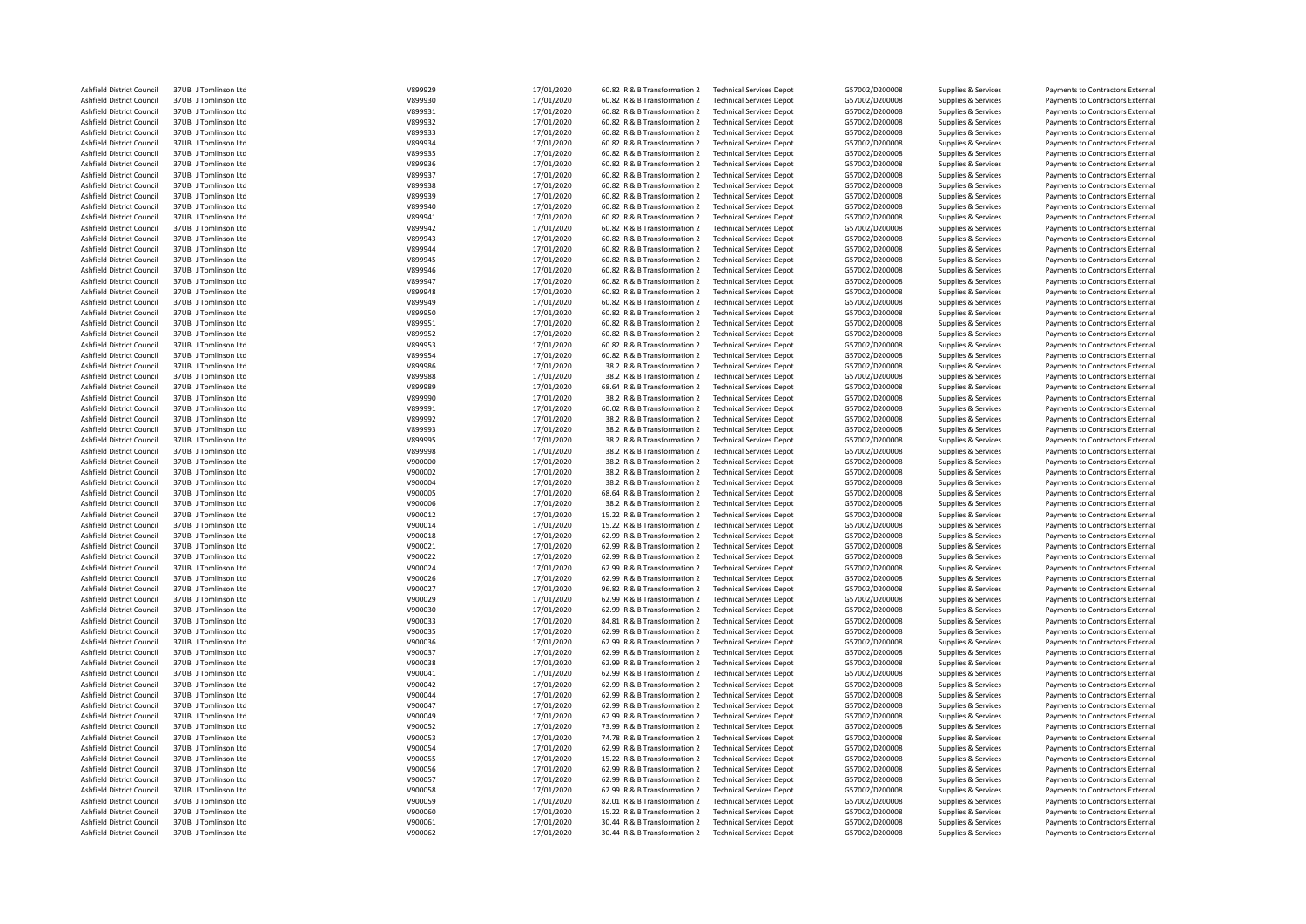| | | | | | | | | | | |
|---|---|---|---|---|---|---|---|---|---|---|
| Ashfield District Council | 37UB | J Tomlinson Ltd | V899929 | 17/01/2020 | 60.82 | R & B Transformation 2 | Technical Services Depot | G57002/D200008 | Supplies & Services | Payments to Contractors External |
| Ashfield District Council | 37UB | J Tomlinson Ltd | V899930 | 17/01/2020 | 60.82 | R & B Transformation 2 | Technical Services Depot | G57002/D200008 | Supplies & Services | Payments to Contractors External |
| Ashfield District Council | 37UB | J Tomlinson Ltd | V899931 | 17/01/2020 | 60.82 | R & B Transformation 2 | Technical Services Depot | G57002/D200008 | Supplies & Services | Payments to Contractors External |
| Ashfield District Council | 37UB | J Tomlinson Ltd | V899932 | 17/01/2020 | 60.82 | R & B Transformation 2 | Technical Services Depot | G57002/D200008 | Supplies & Services | Payments to Contractors External |
| Ashfield District Council | 37UB | J Tomlinson Ltd | V899933 | 17/01/2020 | 60.82 | R & B Transformation 2 | Technical Services Depot | G57002/D200008 | Supplies & Services | Payments to Contractors External |
| Ashfield District Council | 37UB | J Tomlinson Ltd | V899934 | 17/01/2020 | 60.82 | R & B Transformation 2 | Technical Services Depot | G57002/D200008 | Supplies & Services | Payments to Contractors External |
| Ashfield District Council | 37UB | J Tomlinson Ltd | V899935 | 17/01/2020 | 60.82 | R & B Transformation 2 | Technical Services Depot | G57002/D200008 | Supplies & Services | Payments to Contractors External |
| Ashfield District Council | 37UB | J Tomlinson Ltd | V899936 | 17/01/2020 | 60.82 | R & B Transformation 2 | Technical Services Depot | G57002/D200008 | Supplies & Services | Payments to Contractors External |
| Ashfield District Council | 37UB | J Tomlinson Ltd | V899937 | 17/01/2020 | 60.82 | R & B Transformation 2 | Technical Services Depot | G57002/D200008 | Supplies & Services | Payments to Contractors External |
| Ashfield District Council | 37UB | J Tomlinson Ltd | V899938 | 17/01/2020 | 60.82 | R & B Transformation 2 | Technical Services Depot | G57002/D200008 | Supplies & Services | Payments to Contractors External |
| Ashfield District Council | 37UB | J Tomlinson Ltd | V899939 | 17/01/2020 | 60.82 | R & B Transformation 2 | Technical Services Depot | G57002/D200008 | Supplies & Services | Payments to Contractors External |
| Ashfield District Council | 37UB | J Tomlinson Ltd | V899940 | 17/01/2020 | 60.82 | R & B Transformation 2 | Technical Services Depot | G57002/D200008 | Supplies & Services | Payments to Contractors External |
| Ashfield District Council | 37UB | J Tomlinson Ltd | V899941 | 17/01/2020 | 60.82 | R & B Transformation 2 | Technical Services Depot | G57002/D200008 | Supplies & Services | Payments to Contractors External |
| Ashfield District Council | 37UB | J Tomlinson Ltd | V899942 | 17/01/2020 | 60.82 | R & B Transformation 2 | Technical Services Depot | G57002/D200008 | Supplies & Services | Payments to Contractors External |
| Ashfield District Council | 37UB | J Tomlinson Ltd | V899943 | 17/01/2020 | 60.82 | R & B Transformation 2 | Technical Services Depot | G57002/D200008 | Supplies & Services | Payments to Contractors External |
| Ashfield District Council | 37UB | J Tomlinson Ltd | V899944 | 17/01/2020 | 60.82 | R & B Transformation 2 | Technical Services Depot | G57002/D200008 | Supplies & Services | Payments to Contractors External |
| Ashfield District Council | 37UB | J Tomlinson Ltd | V899945 | 17/01/2020 | 60.82 | R & B Transformation 2 | Technical Services Depot | G57002/D200008 | Supplies & Services | Payments to Contractors External |
| Ashfield District Council | 37UB | J Tomlinson Ltd | V899946 | 17/01/2020 | 60.82 | R & B Transformation 2 | Technical Services Depot | G57002/D200008 | Supplies & Services | Payments to Contractors External |
| Ashfield District Council | 37UB | J Tomlinson Ltd | V899947 | 17/01/2020 | 60.82 | R & B Transformation 2 | Technical Services Depot | G57002/D200008 | Supplies & Services | Payments to Contractors External |
| Ashfield District Council | 37UB | J Tomlinson Ltd | V899948 | 17/01/2020 | 60.82 | R & B Transformation 2 | Technical Services Depot | G57002/D200008 | Supplies & Services | Payments to Contractors External |
| Ashfield District Council | 37UB | J Tomlinson Ltd | V899949 | 17/01/2020 | 60.82 | R & B Transformation 2 | Technical Services Depot | G57002/D200008 | Supplies & Services | Payments to Contractors External |
| Ashfield District Council | 37UB | J Tomlinson Ltd | V899950 | 17/01/2020 | 60.82 | R & B Transformation 2 | Technical Services Depot | G57002/D200008 | Supplies & Services | Payments to Contractors External |
| Ashfield District Council | 37UB | J Tomlinson Ltd | V899951 | 17/01/2020 | 60.82 | R & B Transformation 2 | Technical Services Depot | G57002/D200008 | Supplies & Services | Payments to Contractors External |
| Ashfield District Council | 37UB | J Tomlinson Ltd | V899952 | 17/01/2020 | 60.82 | R & B Transformation 2 | Technical Services Depot | G57002/D200008 | Supplies & Services | Payments to Contractors External |
| Ashfield District Council | 37UB | J Tomlinson Ltd | V899953 | 17/01/2020 | 60.82 | R & B Transformation 2 | Technical Services Depot | G57002/D200008 | Supplies & Services | Payments to Contractors External |
| Ashfield District Council | 37UB | J Tomlinson Ltd | V899954 | 17/01/2020 | 60.82 | R & B Transformation 2 | Technical Services Depot | G57002/D200008 | Supplies & Services | Payments to Contractors External |
| Ashfield District Council | 37UB | J Tomlinson Ltd | V899986 | 17/01/2020 | 38.2 | R & B Transformation 2 | Technical Services Depot | G57002/D200008 | Supplies & Services | Payments to Contractors External |
| Ashfield District Council | 37UB | J Tomlinson Ltd | V899988 | 17/01/2020 | 38.2 | R & B Transformation 2 | Technical Services Depot | G57002/D200008 | Supplies & Services | Payments to Contractors External |
| Ashfield District Council | 37UB | J Tomlinson Ltd | V899989 | 17/01/2020 | 68.64 | R & B Transformation 2 | Technical Services Depot | G57002/D200008 | Supplies & Services | Payments to Contractors External |
| Ashfield District Council | 37UB | J Tomlinson Ltd | V899990 | 17/01/2020 | 38.2 | R & B Transformation 2 | Technical Services Depot | G57002/D200008 | Supplies & Services | Payments to Contractors External |
| Ashfield District Council | 37UB | J Tomlinson Ltd | V899991 | 17/01/2020 | 60.02 | R & B Transformation 2 | Technical Services Depot | G57002/D200008 | Supplies & Services | Payments to Contractors External |
| Ashfield District Council | 37UB | J Tomlinson Ltd | V899992 | 17/01/2020 | 38.2 | R & B Transformation 2 | Technical Services Depot | G57002/D200008 | Supplies & Services | Payments to Contractors External |
| Ashfield District Council | 37UB | J Tomlinson Ltd | V899993 | 17/01/2020 | 38.2 | R & B Transformation 2 | Technical Services Depot | G57002/D200008 | Supplies & Services | Payments to Contractors External |
| Ashfield District Council | 37UB | J Tomlinson Ltd | V899995 | 17/01/2020 | 38.2 | R & B Transformation 2 | Technical Services Depot | G57002/D200008 | Supplies & Services | Payments to Contractors External |
| Ashfield District Council | 37UB | J Tomlinson Ltd | V899998 | 17/01/2020 | 38.2 | R & B Transformation 2 | Technical Services Depot | G57002/D200008 | Supplies & Services | Payments to Contractors External |
| Ashfield District Council | 37UB | J Tomlinson Ltd | V900000 | 17/01/2020 | 38.2 | R & B Transformation 2 | Technical Services Depot | G57002/D200008 | Supplies & Services | Payments to Contractors External |
| Ashfield District Council | 37UB | J Tomlinson Ltd | V900002 | 17/01/2020 | 38.2 | R & B Transformation 2 | Technical Services Depot | G57002/D200008 | Supplies & Services | Payments to Contractors External |
| Ashfield District Council | 37UB | J Tomlinson Ltd | V900004 | 17/01/2020 | 38.2 | R & B Transformation 2 | Technical Services Depot | G57002/D200008 | Supplies & Services | Payments to Contractors External |
| Ashfield District Council | 37UB | J Tomlinson Ltd | V900005 | 17/01/2020 | 68.64 | R & B Transformation 2 | Technical Services Depot | G57002/D200008 | Supplies & Services | Payments to Contractors External |
| Ashfield District Council | 37UB | J Tomlinson Ltd | V900006 | 17/01/2020 | 38.2 | R & B Transformation 2 | Technical Services Depot | G57002/D200008 | Supplies & Services | Payments to Contractors External |
| Ashfield District Council | 37UB | J Tomlinson Ltd | V900012 | 17/01/2020 | 15.22 | R & B Transformation 2 | Technical Services Depot | G57002/D200008 | Supplies & Services | Payments to Contractors External |
| Ashfield District Council | 37UB | J Tomlinson Ltd | V900014 | 17/01/2020 | 15.22 | R & B Transformation 2 | Technical Services Depot | G57002/D200008 | Supplies & Services | Payments to Contractors External |
| Ashfield District Council | 37UB | J Tomlinson Ltd | V900018 | 17/01/2020 | 62.99 | R & B Transformation 2 | Technical Services Depot | G57002/D200008 | Supplies & Services | Payments to Contractors External |
| Ashfield District Council | 37UB | J Tomlinson Ltd | V900021 | 17/01/2020 | 62.99 | R & B Transformation 2 | Technical Services Depot | G57002/D200008 | Supplies & Services | Payments to Contractors External |
| Ashfield District Council | 37UB | J Tomlinson Ltd | V900022 | 17/01/2020 | 62.99 | R & B Transformation 2 | Technical Services Depot | G57002/D200008 | Supplies & Services | Payments to Contractors External |
| Ashfield District Council | 37UB | J Tomlinson Ltd | V900024 | 17/01/2020 | 62.99 | R & B Transformation 2 | Technical Services Depot | G57002/D200008 | Supplies & Services | Payments to Contractors External |
| Ashfield District Council | 37UB | J Tomlinson Ltd | V900026 | 17/01/2020 | 62.99 | R & B Transformation 2 | Technical Services Depot | G57002/D200008 | Supplies & Services | Payments to Contractors External |
| Ashfield District Council | 37UB | J Tomlinson Ltd | V900027 | 17/01/2020 | 96.82 | R & B Transformation 2 | Technical Services Depot | G57002/D200008 | Supplies & Services | Payments to Contractors External |
| Ashfield District Council | 37UB | J Tomlinson Ltd | V900029 | 17/01/2020 | 62.99 | R & B Transformation 2 | Technical Services Depot | G57002/D200008 | Supplies & Services | Payments to Contractors External |
| Ashfield District Council | 37UB | J Tomlinson Ltd | V900030 | 17/01/2020 | 62.99 | R & B Transformation 2 | Technical Services Depot | G57002/D200008 | Supplies & Services | Payments to Contractors External |
| Ashfield District Council | 37UB | J Tomlinson Ltd | V900033 | 17/01/2020 | 84.81 | R & B Transformation 2 | Technical Services Depot | G57002/D200008 | Supplies & Services | Payments to Contractors External |
| Ashfield District Council | 37UB | J Tomlinson Ltd | V900035 | 17/01/2020 | 62.99 | R & B Transformation 2 | Technical Services Depot | G57002/D200008 | Supplies & Services | Payments to Contractors External |
| Ashfield District Council | 37UB | J Tomlinson Ltd | V900036 | 17/01/2020 | 62.99 | R & B Transformation 2 | Technical Services Depot | G57002/D200008 | Supplies & Services | Payments to Contractors External |
| Ashfield District Council | 37UB | J Tomlinson Ltd | V900037 | 17/01/2020 | 62.99 | R & B Transformation 2 | Technical Services Depot | G57002/D200008 | Supplies & Services | Payments to Contractors External |
| Ashfield District Council | 37UB | J Tomlinson Ltd | V900038 | 17/01/2020 | 62.99 | R & B Transformation 2 | Technical Services Depot | G57002/D200008 | Supplies & Services | Payments to Contractors External |
| Ashfield District Council | 37UB | J Tomlinson Ltd | V900041 | 17/01/2020 | 62.99 | R & B Transformation 2 | Technical Services Depot | G57002/D200008 | Supplies & Services | Payments to Contractors External |
| Ashfield District Council | 37UB | J Tomlinson Ltd | V900042 | 17/01/2020 | 62.99 | R & B Transformation 2 | Technical Services Depot | G57002/D200008 | Supplies & Services | Payments to Contractors External |
| Ashfield District Council | 37UB | J Tomlinson Ltd | V900044 | 17/01/2020 | 62.99 | R & B Transformation 2 | Technical Services Depot | G57002/D200008 | Supplies & Services | Payments to Contractors External |
| Ashfield District Council | 37UB | J Tomlinson Ltd | V900047 | 17/01/2020 | 62.99 | R & B Transformation 2 | Technical Services Depot | G57002/D200008 | Supplies & Services | Payments to Contractors External |
| Ashfield District Council | 37UB | J Tomlinson Ltd | V900049 | 17/01/2020 | 62.99 | R & B Transformation 2 | Technical Services Depot | G57002/D200008 | Supplies & Services | Payments to Contractors External |
| Ashfield District Council | 37UB | J Tomlinson Ltd | V900052 | 17/01/2020 | 73.99 | R & B Transformation 2 | Technical Services Depot | G57002/D200008 | Supplies & Services | Payments to Contractors External |
| Ashfield District Council | 37UB | J Tomlinson Ltd | V900053 | 17/01/2020 | 74.78 | R & B Transformation 2 | Technical Services Depot | G57002/D200008 | Supplies & Services | Payments to Contractors External |
| Ashfield District Council | 37UB | J Tomlinson Ltd | V900054 | 17/01/2020 | 62.99 | R & B Transformation 2 | Technical Services Depot | G57002/D200008 | Supplies & Services | Payments to Contractors External |
| Ashfield District Council | 37UB | J Tomlinson Ltd | V900055 | 17/01/2020 | 15.22 | R & B Transformation 2 | Technical Services Depot | G57002/D200008 | Supplies & Services | Payments to Contractors External |
| Ashfield District Council | 37UB | J Tomlinson Ltd | V900056 | 17/01/2020 | 62.99 | R & B Transformation 2 | Technical Services Depot | G57002/D200008 | Supplies & Services | Payments to Contractors External |
| Ashfield District Council | 37UB | J Tomlinson Ltd | V900057 | 17/01/2020 | 62.99 | R & B Transformation 2 | Technical Services Depot | G57002/D200008 | Supplies & Services | Payments to Contractors External |
| Ashfield District Council | 37UB | J Tomlinson Ltd | V900058 | 17/01/2020 | 62.99 | R & B Transformation 2 | Technical Services Depot | G57002/D200008 | Supplies & Services | Payments to Contractors External |
| Ashfield District Council | 37UB | J Tomlinson Ltd | V900059 | 17/01/2020 | 82.01 | R & B Transformation 2 | Technical Services Depot | G57002/D200008 | Supplies & Services | Payments to Contractors External |
| Ashfield District Council | 37UB | J Tomlinson Ltd | V900060 | 17/01/2020 | 15.22 | R & B Transformation 2 | Technical Services Depot | G57002/D200008 | Supplies & Services | Payments to Contractors External |
| Ashfield District Council | 37UB | J Tomlinson Ltd | V900061 | 17/01/2020 | 30.44 | R & B Transformation 2 | Technical Services Depot | G57002/D200008 | Supplies & Services | Payments to Contractors External |
| Ashfield District Council | 37UB | J Tomlinson Ltd | V900062 | 17/01/2020 | 30.44 | R & B Transformation 2 | Technical Services Depot | G57002/D200008 | Supplies & Services | Payments to Contractors External |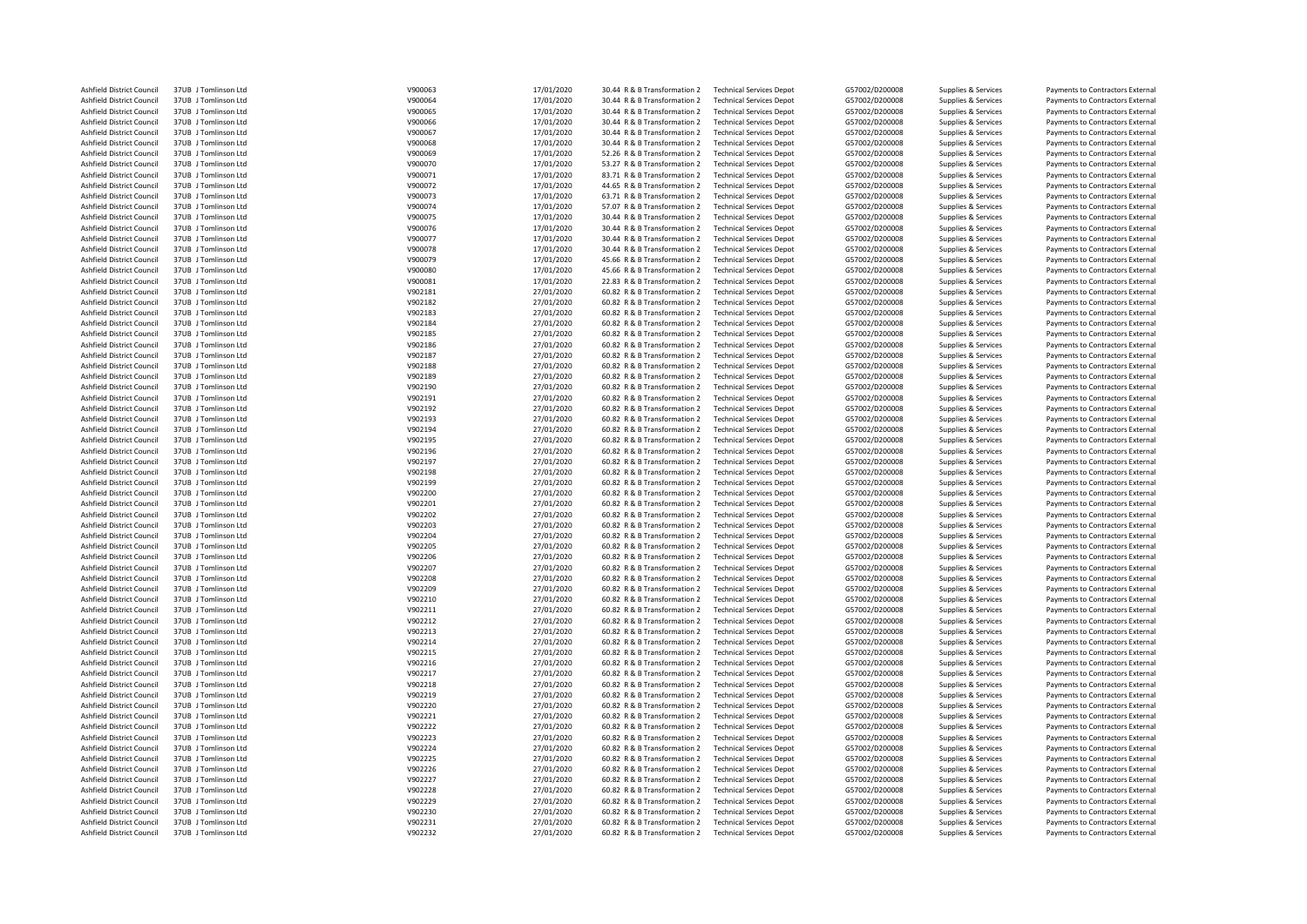| | | | | | | | | | | |
|---|---|---|---|---|---|---|---|---|---|---|
| Ashfield District Council | 37UB J Tomlinson Ltd | V900063 | 17/01/2020 | 30.44 | R & B Transformation 2 | Technical Services Depot | G57002/D200008 | Supplies & Services | Payments to Contractors External |
| Ashfield District Council | 37UB J Tomlinson Ltd | V900064 | 17/01/2020 | 30.44 | R & B Transformation 2 | Technical Services Depot | G57002/D200008 | Supplies & Services | Payments to Contractors External |
| Ashfield District Council | 37UB J Tomlinson Ltd | V900065 | 17/01/2020 | 30.44 | R & B Transformation 2 | Technical Services Depot | G57002/D200008 | Supplies & Services | Payments to Contractors External |
| Ashfield District Council | 37UB J Tomlinson Ltd | V900066 | 17/01/2020 | 30.44 | R & B Transformation 2 | Technical Services Depot | G57002/D200008 | Supplies & Services | Payments to Contractors External |
| Ashfield District Council | 37UB J Tomlinson Ltd | V900067 | 17/01/2020 | 30.44 | R & B Transformation 2 | Technical Services Depot | G57002/D200008 | Supplies & Services | Payments to Contractors External |
| Ashfield District Council | 37UB J Tomlinson Ltd | V900068 | 17/01/2020 | 30.44 | R & B Transformation 2 | Technical Services Depot | G57002/D200008 | Supplies & Services | Payments to Contractors External |
| Ashfield District Council | 37UB J Tomlinson Ltd | V900069 | 17/01/2020 | 52.26 | R & B Transformation 2 | Technical Services Depot | G57002/D200008 | Supplies & Services | Payments to Contractors External |
| Ashfield District Council | 37UB J Tomlinson Ltd | V900070 | 17/01/2020 | 53.27 | R & B Transformation 2 | Technical Services Depot | G57002/D200008 | Supplies & Services | Payments to Contractors External |
| Ashfield District Council | 37UB J Tomlinson Ltd | V900071 | 17/01/2020 | 83.71 | R & B Transformation 2 | Technical Services Depot | G57002/D200008 | Supplies & Services | Payments to Contractors External |
| Ashfield District Council | 37UB J Tomlinson Ltd | V900072 | 17/01/2020 | 44.65 | R & B Transformation 2 | Technical Services Depot | G57002/D200008 | Supplies & Services | Payments to Contractors External |
| Ashfield District Council | 37UB J Tomlinson Ltd | V900073 | 17/01/2020 | 63.71 | R & B Transformation 2 | Technical Services Depot | G57002/D200008 | Supplies & Services | Payments to Contractors External |
| Ashfield District Council | 37UB J Tomlinson Ltd | V900074 | 17/01/2020 | 57.07 | R & B Transformation 2 | Technical Services Depot | G57002/D200008 | Supplies & Services | Payments to Contractors External |
| Ashfield District Council | 37UB J Tomlinson Ltd | V900075 | 17/01/2020 | 30.44 | R & B Transformation 2 | Technical Services Depot | G57002/D200008 | Supplies & Services | Payments to Contractors External |
| Ashfield District Council | 37UB J Tomlinson Ltd | V900076 | 17/01/2020 | 30.44 | R & B Transformation 2 | Technical Services Depot | G57002/D200008 | Supplies & Services | Payments to Contractors External |
| Ashfield District Council | 37UB J Tomlinson Ltd | V900077 | 17/01/2020 | 30.44 | R & B Transformation 2 | Technical Services Depot | G57002/D200008 | Supplies & Services | Payments to Contractors External |
| Ashfield District Council | 37UB J Tomlinson Ltd | V900078 | 17/01/2020 | 30.44 | R & B Transformation 2 | Technical Services Depot | G57002/D200008 | Supplies & Services | Payments to Contractors External |
| Ashfield District Council | 37UB J Tomlinson Ltd | V900079 | 17/01/2020 | 45.66 | R & B Transformation 2 | Technical Services Depot | G57002/D200008 | Supplies & Services | Payments to Contractors External |
| Ashfield District Council | 37UB J Tomlinson Ltd | V900080 | 17/01/2020 | 45.66 | R & B Transformation 2 | Technical Services Depot | G57002/D200008 | Supplies & Services | Payments to Contractors External |
| Ashfield District Council | 37UB J Tomlinson Ltd | V900081 | 17/01/2020 | 22.83 | R & B Transformation 2 | Technical Services Depot | G57002/D200008 | Supplies & Services | Payments to Contractors External |
| Ashfield District Council | 37UB J Tomlinson Ltd | V902181 | 27/01/2020 | 60.82 | R & B Transformation 2 | Technical Services Depot | G57002/D200008 | Supplies & Services | Payments to Contractors External |
| Ashfield District Council | 37UB J Tomlinson Ltd | V902182 | 27/01/2020 | 60.82 | R & B Transformation 2 | Technical Services Depot | G57002/D200008 | Supplies & Services | Payments to Contractors External |
| Ashfield District Council | 37UB J Tomlinson Ltd | V902183 | 27/01/2020 | 60.82 | R & B Transformation 2 | Technical Services Depot | G57002/D200008 | Supplies & Services | Payments to Contractors External |
| Ashfield District Council | 37UB J Tomlinson Ltd | V902184 | 27/01/2020 | 60.82 | R & B Transformation 2 | Technical Services Depot | G57002/D200008 | Supplies & Services | Payments to Contractors External |
| Ashfield District Council | 37UB J Tomlinson Ltd | V902185 | 27/01/2020 | 60.82 | R & B Transformation 2 | Technical Services Depot | G57002/D200008 | Supplies & Services | Payments to Contractors External |
| Ashfield District Council | 37UB J Tomlinson Ltd | V902186 | 27/01/2020 | 60.82 | R & B Transformation 2 | Technical Services Depot | G57002/D200008 | Supplies & Services | Payments to Contractors External |
| Ashfield District Council | 37UB J Tomlinson Ltd | V902187 | 27/01/2020 | 60.82 | R & B Transformation 2 | Technical Services Depot | G57002/D200008 | Supplies & Services | Payments to Contractors External |
| Ashfield District Council | 37UB J Tomlinson Ltd | V902188 | 27/01/2020 | 60.82 | R & B Transformation 2 | Technical Services Depot | G57002/D200008 | Supplies & Services | Payments to Contractors External |
| Ashfield District Council | 37UB J Tomlinson Ltd | V902189 | 27/01/2020 | 60.82 | R & B Transformation 2 | Technical Services Depot | G57002/D200008 | Supplies & Services | Payments to Contractors External |
| Ashfield District Council | 37UB J Tomlinson Ltd | V902190 | 27/01/2020 | 60.82 | R & B Transformation 2 | Technical Services Depot | G57002/D200008 | Supplies & Services | Payments to Contractors External |
| Ashfield District Council | 37UB J Tomlinson Ltd | V902191 | 27/01/2020 | 60.82 | R & B Transformation 2 | Technical Services Depot | G57002/D200008 | Supplies & Services | Payments to Contractors External |
| Ashfield District Council | 37UB J Tomlinson Ltd | V902192 | 27/01/2020 | 60.82 | R & B Transformation 2 | Technical Services Depot | G57002/D200008 | Supplies & Services | Payments to Contractors External |
| Ashfield District Council | 37UB J Tomlinson Ltd | V902193 | 27/01/2020 | 60.82 | R & B Transformation 2 | Technical Services Depot | G57002/D200008 | Supplies & Services | Payments to Contractors External |
| Ashfield District Council | 37UB J Tomlinson Ltd | V902194 | 27/01/2020 | 60.82 | R & B Transformation 2 | Technical Services Depot | G57002/D200008 | Supplies & Services | Payments to Contractors External |
| Ashfield District Council | 37UB J Tomlinson Ltd | V902195 | 27/01/2020 | 60.82 | R & B Transformation 2 | Technical Services Depot | G57002/D200008 | Supplies & Services | Payments to Contractors External |
| Ashfield District Council | 37UB J Tomlinson Ltd | V902196 | 27/01/2020 | 60.82 | R & B Transformation 2 | Technical Services Depot | G57002/D200008 | Supplies & Services | Payments to Contractors External |
| Ashfield District Council | 37UB J Tomlinson Ltd | V902197 | 27/01/2020 | 60.82 | R & B Transformation 2 | Technical Services Depot | G57002/D200008 | Supplies & Services | Payments to Contractors External |
| Ashfield District Council | 37UB J Tomlinson Ltd | V902198 | 27/01/2020 | 60.82 | R & B Transformation 2 | Technical Services Depot | G57002/D200008 | Supplies & Services | Payments to Contractors External |
| Ashfield District Council | 37UB J Tomlinson Ltd | V902199 | 27/01/2020 | 60.82 | R & B Transformation 2 | Technical Services Depot | G57002/D200008 | Supplies & Services | Payments to Contractors External |
| Ashfield District Council | 37UB J Tomlinson Ltd | V902200 | 27/01/2020 | 60.82 | R & B Transformation 2 | Technical Services Depot | G57002/D200008 | Supplies & Services | Payments to Contractors External |
| Ashfield District Council | 37UB J Tomlinson Ltd | V902201 | 27/01/2020 | 60.82 | R & B Transformation 2 | Technical Services Depot | G57002/D200008 | Supplies & Services | Payments to Contractors External |
| Ashfield District Council | 37UB J Tomlinson Ltd | V902202 | 27/01/2020 | 60.82 | R & B Transformation 2 | Technical Services Depot | G57002/D200008 | Supplies & Services | Payments to Contractors External |
| Ashfield District Council | 37UB J Tomlinson Ltd | V902203 | 27/01/2020 | 60.82 | R & B Transformation 2 | Technical Services Depot | G57002/D200008 | Supplies & Services | Payments to Contractors External |
| Ashfield District Council | 37UB J Tomlinson Ltd | V902204 | 27/01/2020 | 60.82 | R & B Transformation 2 | Technical Services Depot | G57002/D200008 | Supplies & Services | Payments to Contractors External |
| Ashfield District Council | 37UB J Tomlinson Ltd | V902205 | 27/01/2020 | 60.82 | R & B Transformation 2 | Technical Services Depot | G57002/D200008 | Supplies & Services | Payments to Contractors External |
| Ashfield District Council | 37UB J Tomlinson Ltd | V902206 | 27/01/2020 | 60.82 | R & B Transformation 2 | Technical Services Depot | G57002/D200008 | Supplies & Services | Payments to Contractors External |
| Ashfield District Council | 37UB J Tomlinson Ltd | V902207 | 27/01/2020 | 60.82 | R & B Transformation 2 | Technical Services Depot | G57002/D200008 | Supplies & Services | Payments to Contractors External |
| Ashfield District Council | 37UB J Tomlinson Ltd | V902208 | 27/01/2020 | 60.82 | R & B Transformation 2 | Technical Services Depot | G57002/D200008 | Supplies & Services | Payments to Contractors External |
| Ashfield District Council | 37UB J Tomlinson Ltd | V902209 | 27/01/2020 | 60.82 | R & B Transformation 2 | Technical Services Depot | G57002/D200008 | Supplies & Services | Payments to Contractors External |
| Ashfield District Council | 37UB J Tomlinson Ltd | V902210 | 27/01/2020 | 60.82 | R & B Transformation 2 | Technical Services Depot | G57002/D200008 | Supplies & Services | Payments to Contractors External |
| Ashfield District Council | 37UB J Tomlinson Ltd | V902211 | 27/01/2020 | 60.82 | R & B Transformation 2 | Technical Services Depot | G57002/D200008 | Supplies & Services | Payments to Contractors External |
| Ashfield District Council | 37UB J Tomlinson Ltd | V902212 | 27/01/2020 | 60.82 | R & B Transformation 2 | Technical Services Depot | G57002/D200008 | Supplies & Services | Payments to Contractors External |
| Ashfield District Council | 37UB J Tomlinson Ltd | V902213 | 27/01/2020 | 60.82 | R & B Transformation 2 | Technical Services Depot | G57002/D200008 | Supplies & Services | Payments to Contractors External |
| Ashfield District Council | 37UB J Tomlinson Ltd | V902214 | 27/01/2020 | 60.82 | R & B Transformation 2 | Technical Services Depot | G57002/D200008 | Supplies & Services | Payments to Contractors External |
| Ashfield District Council | 37UB J Tomlinson Ltd | V902215 | 27/01/2020 | 60.82 | R & B Transformation 2 | Technical Services Depot | G57002/D200008 | Supplies & Services | Payments to Contractors External |
| Ashfield District Council | 37UB J Tomlinson Ltd | V902216 | 27/01/2020 | 60.82 | R & B Transformation 2 | Technical Services Depot | G57002/D200008 | Supplies & Services | Payments to Contractors External |
| Ashfield District Council | 37UB J Tomlinson Ltd | V902217 | 27/01/2020 | 60.82 | R & B Transformation 2 | Technical Services Depot | G57002/D200008 | Supplies & Services | Payments to Contractors External |
| Ashfield District Council | 37UB J Tomlinson Ltd | V902218 | 27/01/2020 | 60.82 | R & B Transformation 2 | Technical Services Depot | G57002/D200008 | Supplies & Services | Payments to Contractors External |
| Ashfield District Council | 37UB J Tomlinson Ltd | V902219 | 27/01/2020 | 60.82 | R & B Transformation 2 | Technical Services Depot | G57002/D200008 | Supplies & Services | Payments to Contractors External |
| Ashfield District Council | 37UB J Tomlinson Ltd | V902220 | 27/01/2020 | 60.82 | R & B Transformation 2 | Technical Services Depot | G57002/D200008 | Supplies & Services | Payments to Contractors External |
| Ashfield District Council | 37UB J Tomlinson Ltd | V902221 | 27/01/2020 | 60.82 | R & B Transformation 2 | Technical Services Depot | G57002/D200008 | Supplies & Services | Payments to Contractors External |
| Ashfield District Council | 37UB J Tomlinson Ltd | V902222 | 27/01/2020 | 60.82 | R & B Transformation 2 | Technical Services Depot | G57002/D200008 | Supplies & Services | Payments to Contractors External |
| Ashfield District Council | 37UB J Tomlinson Ltd | V902223 | 27/01/2020 | 60.82 | R & B Transformation 2 | Technical Services Depot | G57002/D200008 | Supplies & Services | Payments to Contractors External |
| Ashfield District Council | 37UB J Tomlinson Ltd | V902224 | 27/01/2020 | 60.82 | R & B Transformation 2 | Technical Services Depot | G57002/D200008 | Supplies & Services | Payments to Contractors External |
| Ashfield District Council | 37UB J Tomlinson Ltd | V902225 | 27/01/2020 | 60.82 | R & B Transformation 2 | Technical Services Depot | G57002/D200008 | Supplies & Services | Payments to Contractors External |
| Ashfield District Council | 37UB J Tomlinson Ltd | V902226 | 27/01/2020 | 60.82 | R & B Transformation 2 | Technical Services Depot | G57002/D200008 | Supplies & Services | Payments to Contractors External |
| Ashfield District Council | 37UB J Tomlinson Ltd | V902227 | 27/01/2020 | 60.82 | R & B Transformation 2 | Technical Services Depot | G57002/D200008 | Supplies & Services | Payments to Contractors External |
| Ashfield District Council | 37UB J Tomlinson Ltd | V902228 | 27/01/2020 | 60.82 | R & B Transformation 2 | Technical Services Depot | G57002/D200008 | Supplies & Services | Payments to Contractors External |
| Ashfield District Council | 37UB J Tomlinson Ltd | V902229 | 27/01/2020 | 60.82 | R & B Transformation 2 | Technical Services Depot | G57002/D200008 | Supplies & Services | Payments to Contractors External |
| Ashfield District Council | 37UB J Tomlinson Ltd | V902230 | 27/01/2020 | 60.82 | R & B Transformation 2 | Technical Services Depot | G57002/D200008 | Supplies & Services | Payments to Contractors External |
| Ashfield District Council | 37UB J Tomlinson Ltd | V902231 | 27/01/2020 | 60.82 | R & B Transformation 2 | Technical Services Depot | G57002/D200008 | Supplies & Services | Payments to Contractors External |
| Ashfield District Council | 37UB J Tomlinson Ltd | V902232 | 27/01/2020 | 60.82 | R & B Transformation 2 | Technical Services Depot | G57002/D200008 | Supplies & Services | Payments to Contractors External |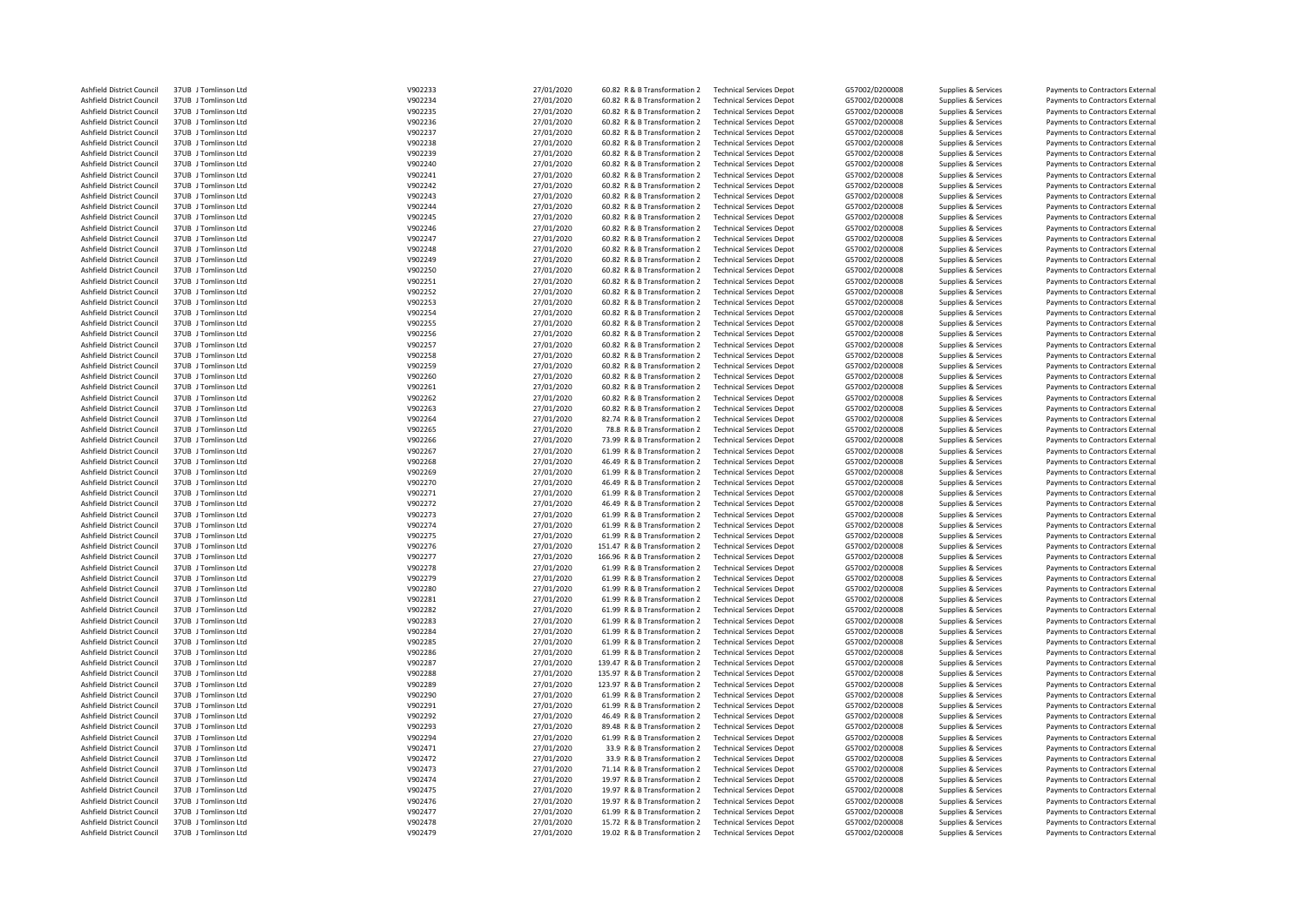| | | | | | | | | | |
|---|---|---|---|---|---|---|---|---|---|
| Ashfield District Council | 37UB J Tomlinson Ltd | V902233 | 27/01/2020 | 60.82 | R & B Transformation 2 | Technical Services Depot | G57002/D200008 | Supplies & Services | Payments to Contractors External |
| Ashfield District Council | 37UB J Tomlinson Ltd | V902234 | 27/01/2020 | 60.82 | R & B Transformation 2 | Technical Services Depot | G57002/D200008 | Supplies & Services | Payments to Contractors External |
| Ashfield District Council | 37UB J Tomlinson Ltd | V902235 | 27/01/2020 | 60.82 | R & B Transformation 2 | Technical Services Depot | G57002/D200008 | Supplies & Services | Payments to Contractors External |
| Ashfield District Council | 37UB J Tomlinson Ltd | V902236 | 27/01/2020 | 60.82 | R & B Transformation 2 | Technical Services Depot | G57002/D200008 | Supplies & Services | Payments to Contractors External |
| Ashfield District Council | 37UB J Tomlinson Ltd | V902237 | 27/01/2020 | 60.82 | R & B Transformation 2 | Technical Services Depot | G57002/D200008 | Supplies & Services | Payments to Contractors External |
| Ashfield District Council | 37UB J Tomlinson Ltd | V902238 | 27/01/2020 | 60.82 | R & B Transformation 2 | Technical Services Depot | G57002/D200008 | Supplies & Services | Payments to Contractors External |
| Ashfield District Council | 37UB J Tomlinson Ltd | V902239 | 27/01/2020 | 60.82 | R & B Transformation 2 | Technical Services Depot | G57002/D200008 | Supplies & Services | Payments to Contractors External |
| Ashfield District Council | 37UB J Tomlinson Ltd | V902240 | 27/01/2020 | 60.82 | R & B Transformation 2 | Technical Services Depot | G57002/D200008 | Supplies & Services | Payments to Contractors External |
| Ashfield District Council | 37UB J Tomlinson Ltd | V902241 | 27/01/2020 | 60.82 | R & B Transformation 2 | Technical Services Depot | G57002/D200008 | Supplies & Services | Payments to Contractors External |
| Ashfield District Council | 37UB J Tomlinson Ltd | V902242 | 27/01/2020 | 60.82 | R & B Transformation 2 | Technical Services Depot | G57002/D200008 | Supplies & Services | Payments to Contractors External |
| Ashfield District Council | 37UB J Tomlinson Ltd | V902243 | 27/01/2020 | 60.82 | R & B Transformation 2 | Technical Services Depot | G57002/D200008 | Supplies & Services | Payments to Contractors External |
| Ashfield District Council | 37UB J Tomlinson Ltd | V902244 | 27/01/2020 | 60.82 | R & B Transformation 2 | Technical Services Depot | G57002/D200008 | Supplies & Services | Payments to Contractors External |
| Ashfield District Council | 37UB J Tomlinson Ltd | V902245 | 27/01/2020 | 60.82 | R & B Transformation 2 | Technical Services Depot | G57002/D200008 | Supplies & Services | Payments to Contractors External |
| Ashfield District Council | 37UB J Tomlinson Ltd | V902246 | 27/01/2020 | 60.82 | R & B Transformation 2 | Technical Services Depot | G57002/D200008 | Supplies & Services | Payments to Contractors External |
| Ashfield District Council | 37UB J Tomlinson Ltd | V902247 | 27/01/2020 | 60.82 | R & B Transformation 2 | Technical Services Depot | G57002/D200008 | Supplies & Services | Payments to Contractors External |
| Ashfield District Council | 37UB J Tomlinson Ltd | V902248 | 27/01/2020 | 60.82 | R & B Transformation 2 | Technical Services Depot | G57002/D200008 | Supplies & Services | Payments to Contractors External |
| Ashfield District Council | 37UB J Tomlinson Ltd | V902249 | 27/01/2020 | 60.82 | R & B Transformation 2 | Technical Services Depot | G57002/D200008 | Supplies & Services | Payments to Contractors External |
| Ashfield District Council | 37UB J Tomlinson Ltd | V902250 | 27/01/2020 | 60.82 | R & B Transformation 2 | Technical Services Depot | G57002/D200008 | Supplies & Services | Payments to Contractors External |
| Ashfield District Council | 37UB J Tomlinson Ltd | V902251 | 27/01/2020 | 60.82 | R & B Transformation 2 | Technical Services Depot | G57002/D200008 | Supplies & Services | Payments to Contractors External |
| Ashfield District Council | 37UB J Tomlinson Ltd | V902252 | 27/01/2020 | 60.82 | R & B Transformation 2 | Technical Services Depot | G57002/D200008 | Supplies & Services | Payments to Contractors External |
| Ashfield District Council | 37UB J Tomlinson Ltd | V902253 | 27/01/2020 | 60.82 | R & B Transformation 2 | Technical Services Depot | G57002/D200008 | Supplies & Services | Payments to Contractors External |
| Ashfield District Council | 37UB J Tomlinson Ltd | V902254 | 27/01/2020 | 60.82 | R & B Transformation 2 | Technical Services Depot | G57002/D200008 | Supplies & Services | Payments to Contractors External |
| Ashfield District Council | 37UB J Tomlinson Ltd | V902255 | 27/01/2020 | 60.82 | R & B Transformation 2 | Technical Services Depot | G57002/D200008 | Supplies & Services | Payments to Contractors External |
| Ashfield District Council | 37UB J Tomlinson Ltd | V902256 | 27/01/2020 | 60.82 | R & B Transformation 2 | Technical Services Depot | G57002/D200008 | Supplies & Services | Payments to Contractors External |
| Ashfield District Council | 37UB J Tomlinson Ltd | V902257 | 27/01/2020 | 60.82 | R & B Transformation 2 | Technical Services Depot | G57002/D200008 | Supplies & Services | Payments to Contractors External |
| Ashfield District Council | 37UB J Tomlinson Ltd | V902258 | 27/01/2020 | 60.82 | R & B Transformation 2 | Technical Services Depot | G57002/D200008 | Supplies & Services | Payments to Contractors External |
| Ashfield District Council | 37UB J Tomlinson Ltd | V902259 | 27/01/2020 | 60.82 | R & B Transformation 2 | Technical Services Depot | G57002/D200008 | Supplies & Services | Payments to Contractors External |
| Ashfield District Council | 37UB J Tomlinson Ltd | V902260 | 27/01/2020 | 60.82 | R & B Transformation 2 | Technical Services Depot | G57002/D200008 | Supplies & Services | Payments to Contractors External |
| Ashfield District Council | 37UB J Tomlinson Ltd | V902261 | 27/01/2020 | 60.82 | R & B Transformation 2 | Technical Services Depot | G57002/D200008 | Supplies & Services | Payments to Contractors External |
| Ashfield District Council | 37UB J Tomlinson Ltd | V902262 | 27/01/2020 | 60.82 | R & B Transformation 2 | Technical Services Depot | G57002/D200008 | Supplies & Services | Payments to Contractors External |
| Ashfield District Council | 37UB J Tomlinson Ltd | V902263 | 27/01/2020 | 60.82 | R & B Transformation 2 | Technical Services Depot | G57002/D200008 | Supplies & Services | Payments to Contractors External |
| Ashfield District Council | 37UB J Tomlinson Ltd | V902264 | 27/01/2020 | 82.74 | R & B Transformation 2 | Technical Services Depot | G57002/D200008 | Supplies & Services | Payments to Contractors External |
| Ashfield District Council | 37UB J Tomlinson Ltd | V902265 | 27/01/2020 | 78.8 | R & B Transformation 2 | Technical Services Depot | G57002/D200008 | Supplies & Services | Payments to Contractors External |
| Ashfield District Council | 37UB J Tomlinson Ltd | V902266 | 27/01/2020 | 73.99 | R & B Transformation 2 | Technical Services Depot | G57002/D200008 | Supplies & Services | Payments to Contractors External |
| Ashfield District Council | 37UB J Tomlinson Ltd | V902267 | 27/01/2020 | 61.99 | R & B Transformation 2 | Technical Services Depot | G57002/D200008 | Supplies & Services | Payments to Contractors External |
| Ashfield District Council | 37UB J Tomlinson Ltd | V902268 | 27/01/2020 | 46.49 | R & B Transformation 2 | Technical Services Depot | G57002/D200008 | Supplies & Services | Payments to Contractors External |
| Ashfield District Council | 37UB J Tomlinson Ltd | V902269 | 27/01/2020 | 61.99 | R & B Transformation 2 | Technical Services Depot | G57002/D200008 | Supplies & Services | Payments to Contractors External |
| Ashfield District Council | 37UB J Tomlinson Ltd | V902270 | 27/01/2020 | 46.49 | R & B Transformation 2 | Technical Services Depot | G57002/D200008 | Supplies & Services | Payments to Contractors External |
| Ashfield District Council | 37UB J Tomlinson Ltd | V902271 | 27/01/2020 | 61.99 | R & B Transformation 2 | Technical Services Depot | G57002/D200008 | Supplies & Services | Payments to Contractors External |
| Ashfield District Council | 37UB J Tomlinson Ltd | V902272 | 27/01/2020 | 46.49 | R & B Transformation 2 | Technical Services Depot | G57002/D200008 | Supplies & Services | Payments to Contractors External |
| Ashfield District Council | 37UB J Tomlinson Ltd | V902273 | 27/01/2020 | 61.99 | R & B Transformation 2 | Technical Services Depot | G57002/D200008 | Supplies & Services | Payments to Contractors External |
| Ashfield District Council | 37UB J Tomlinson Ltd | V902274 | 27/01/2020 | 61.99 | R & B Transformation 2 | Technical Services Depot | G57002/D200008 | Supplies & Services | Payments to Contractors External |
| Ashfield District Council | 37UB J Tomlinson Ltd | V902275 | 27/01/2020 | 61.99 | R & B Transformation 2 | Technical Services Depot | G57002/D200008 | Supplies & Services | Payments to Contractors External |
| Ashfield District Council | 37UB J Tomlinson Ltd | V902276 | 27/01/2020 | 151.47 | R & B Transformation 2 | Technical Services Depot | G57002/D200008 | Supplies & Services | Payments to Contractors External |
| Ashfield District Council | 37UB J Tomlinson Ltd | V902277 | 27/01/2020 | 166.96 | R & B Transformation 2 | Technical Services Depot | G57002/D200008 | Supplies & Services | Payments to Contractors External |
| Ashfield District Council | 37UB J Tomlinson Ltd | V902278 | 27/01/2020 | 61.99 | R & B Transformation 2 | Technical Services Depot | G57002/D200008 | Supplies & Services | Payments to Contractors External |
| Ashfield District Council | 37UB J Tomlinson Ltd | V902279 | 27/01/2020 | 61.99 | R & B Transformation 2 | Technical Services Depot | G57002/D200008 | Supplies & Services | Payments to Contractors External |
| Ashfield District Council | 37UB J Tomlinson Ltd | V902280 | 27/01/2020 | 61.99 | R & B Transformation 2 | Technical Services Depot | G57002/D200008 | Supplies & Services | Payments to Contractors External |
| Ashfield District Council | 37UB J Tomlinson Ltd | V902281 | 27/01/2020 | 61.99 | R & B Transformation 2 | Technical Services Depot | G57002/D200008 | Supplies & Services | Payments to Contractors External |
| Ashfield District Council | 37UB J Tomlinson Ltd | V902282 | 27/01/2020 | 61.99 | R & B Transformation 2 | Technical Services Depot | G57002/D200008 | Supplies & Services | Payments to Contractors External |
| Ashfield District Council | 37UB J Tomlinson Ltd | V902283 | 27/01/2020 | 61.99 | R & B Transformation 2 | Technical Services Depot | G57002/D200008 | Supplies & Services | Payments to Contractors External |
| Ashfield District Council | 37UB J Tomlinson Ltd | V902284 | 27/01/2020 | 61.99 | R & B Transformation 2 | Technical Services Depot | G57002/D200008 | Supplies & Services | Payments to Contractors External |
| Ashfield District Council | 37UB J Tomlinson Ltd | V902285 | 27/01/2020 | 61.99 | R & B Transformation 2 | Technical Services Depot | G57002/D200008 | Supplies & Services | Payments to Contractors External |
| Ashfield District Council | 37UB J Tomlinson Ltd | V902286 | 27/01/2020 | 61.99 | R & B Transformation 2 | Technical Services Depot | G57002/D200008 | Supplies & Services | Payments to Contractors External |
| Ashfield District Council | 37UB J Tomlinson Ltd | V902287 | 27/01/2020 | 139.47 | R & B Transformation 2 | Technical Services Depot | G57002/D200008 | Supplies & Services | Payments to Contractors External |
| Ashfield District Council | 37UB J Tomlinson Ltd | V902288 | 27/01/2020 | 135.97 | R & B Transformation 2 | Technical Services Depot | G57002/D200008 | Supplies & Services | Payments to Contractors External |
| Ashfield District Council | 37UB J Tomlinson Ltd | V902289 | 27/01/2020 | 123.97 | R & B Transformation 2 | Technical Services Depot | G57002/D200008 | Supplies & Services | Payments to Contractors External |
| Ashfield District Council | 37UB J Tomlinson Ltd | V902290 | 27/01/2020 | 61.99 | R & B Transformation 2 | Technical Services Depot | G57002/D200008 | Supplies & Services | Payments to Contractors External |
| Ashfield District Council | 37UB J Tomlinson Ltd | V902291 | 27/01/2020 | 61.99 | R & B Transformation 2 | Technical Services Depot | G57002/D200008 | Supplies & Services | Payments to Contractors External |
| Ashfield District Council | 37UB J Tomlinson Ltd | V902292 | 27/01/2020 | 46.49 | R & B Transformation 2 | Technical Services Depot | G57002/D200008 | Supplies & Services | Payments to Contractors External |
| Ashfield District Council | 37UB J Tomlinson Ltd | V902293 | 27/01/2020 | 89.48 | R & B Transformation 2 | Technical Services Depot | G57002/D200008 | Supplies & Services | Payments to Contractors External |
| Ashfield District Council | 37UB J Tomlinson Ltd | V902294 | 27/01/2020 | 61.99 | R & B Transformation 2 | Technical Services Depot | G57002/D200008 | Supplies & Services | Payments to Contractors External |
| Ashfield District Council | 37UB J Tomlinson Ltd | V902471 | 27/01/2020 | 33.9 | R & B Transformation 2 | Technical Services Depot | G57002/D200008 | Supplies & Services | Payments to Contractors External |
| Ashfield District Council | 37UB J Tomlinson Ltd | V902472 | 27/01/2020 | 33.9 | R & B Transformation 2 | Technical Services Depot | G57002/D200008 | Supplies & Services | Payments to Contractors External |
| Ashfield District Council | 37UB J Tomlinson Ltd | V902473 | 27/01/2020 | 71.14 | R & B Transformation 2 | Technical Services Depot | G57002/D200008 | Supplies & Services | Payments to Contractors External |
| Ashfield District Council | 37UB J Tomlinson Ltd | V902474 | 27/01/2020 | 19.97 | R & B Transformation 2 | Technical Services Depot | G57002/D200008 | Supplies & Services | Payments to Contractors External |
| Ashfield District Council | 37UB J Tomlinson Ltd | V902475 | 27/01/2020 | 19.97 | R & B Transformation 2 | Technical Services Depot | G57002/D200008 | Supplies & Services | Payments to Contractors External |
| Ashfield District Council | 37UB J Tomlinson Ltd | V902476 | 27/01/2020 | 19.97 | R & B Transformation 2 | Technical Services Depot | G57002/D200008 | Supplies & Services | Payments to Contractors External |
| Ashfield District Council | 37UB J Tomlinson Ltd | V902477 | 27/01/2020 | 61.99 | R & B Transformation 2 | Technical Services Depot | G57002/D200008 | Supplies & Services | Payments to Contractors External |
| Ashfield District Council | 37UB J Tomlinson Ltd | V902478 | 27/01/2020 | 15.72 | R & B Transformation 2 | Technical Services Depot | G57002/D200008 | Supplies & Services | Payments to Contractors External |
| Ashfield District Council | 37UB J Tomlinson Ltd | V902479 | 27/01/2020 | 19.02 | R & B Transformation 2 | Technical Services Depot | G57002/D200008 | Supplies & Services | Payments to Contractors External |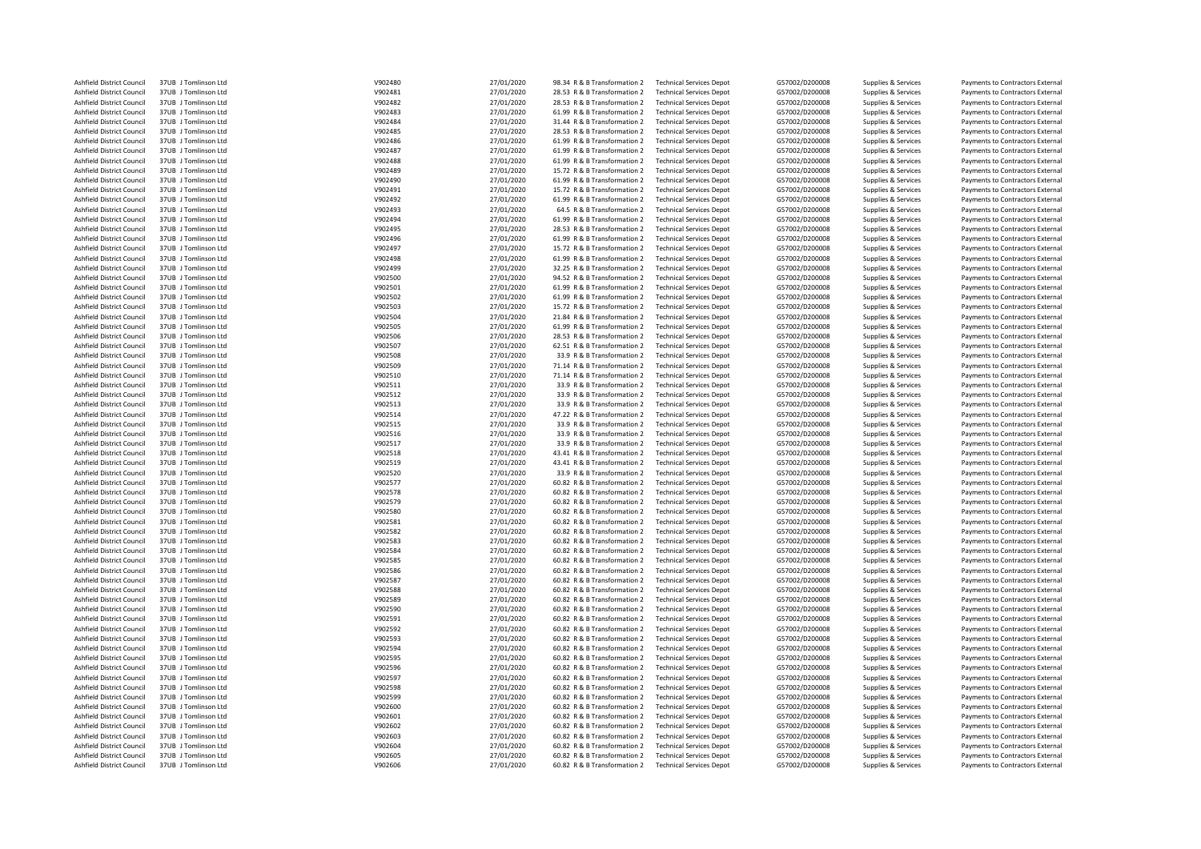| | | | | | | | | | |
|---|---|---|---|---|---|---|---|---|---|
| Ashfield District Council | 37UB J Tomlinson Ltd | V902480 | 27/01/2020 | 98.34 R & B Transformation 2 | Technical Services Depot | G57002/D200008 | Supplies & Services | Payments to Contractors External |
| Ashfield District Council | 37UB J Tomlinson Ltd | V902481 | 27/01/2020 | 28.53 R & B Transformation 2 | Technical Services Depot | G57002/D200008 | Supplies & Services | Payments to Contractors External |
| Ashfield District Council | 37UB J Tomlinson Ltd | V902482 | 27/01/2020 | 28.53 R & B Transformation 2 | Technical Services Depot | G57002/D200008 | Supplies & Services | Payments to Contractors External |
| Ashfield District Council | 37UB J Tomlinson Ltd | V902483 | 27/01/2020 | 61.99 R & B Transformation 2 | Technical Services Depot | G57002/D200008 | Supplies & Services | Payments to Contractors External |
| Ashfield District Council | 37UB J Tomlinson Ltd | V902484 | 27/01/2020 | 31.44 R & B Transformation 2 | Technical Services Depot | G57002/D200008 | Supplies & Services | Payments to Contractors External |
| Ashfield District Council | 37UB J Tomlinson Ltd | V902485 | 27/01/2020 | 28.53 R & B Transformation 2 | Technical Services Depot | G57002/D200008 | Supplies & Services | Payments to Contractors External |
| Ashfield District Council | 37UB J Tomlinson Ltd | V902486 | 27/01/2020 | 61.99 R & B Transformation 2 | Technical Services Depot | G57002/D200008 | Supplies & Services | Payments to Contractors External |
| Ashfield District Council | 37UB J Tomlinson Ltd | V902487 | 27/01/2020 | 61.99 R & B Transformation 2 | Technical Services Depot | G57002/D200008 | Supplies & Services | Payments to Contractors External |
| Ashfield District Council | 37UB J Tomlinson Ltd | V902488 | 27/01/2020 | 61.99 R & B Transformation 2 | Technical Services Depot | G57002/D200008 | Supplies & Services | Payments to Contractors External |
| Ashfield District Council | 37UB J Tomlinson Ltd | V902489 | 27/01/2020 | 15.72 R & B Transformation 2 | Technical Services Depot | G57002/D200008 | Supplies & Services | Payments to Contractors External |
| Ashfield District Council | 37UB J Tomlinson Ltd | V902490 | 27/01/2020 | 61.99 R & B Transformation 2 | Technical Services Depot | G57002/D200008 | Supplies & Services | Payments to Contractors External |
| Ashfield District Council | 37UB J Tomlinson Ltd | V902491 | 27/01/2020 | 15.72 R & B Transformation 2 | Technical Services Depot | G57002/D200008 | Supplies & Services | Payments to Contractors External |
| Ashfield District Council | 37UB J Tomlinson Ltd | V902492 | 27/01/2020 | 61.99 R & B Transformation 2 | Technical Services Depot | G57002/D200008 | Supplies & Services | Payments to Contractors External |
| Ashfield District Council | 37UB J Tomlinson Ltd | V902493 | 27/01/2020 | 64.5 R & B Transformation 2 | Technical Services Depot | G57002/D200008 | Supplies & Services | Payments to Contractors External |
| Ashfield District Council | 37UB J Tomlinson Ltd | V902494 | 27/01/2020 | 61.99 R & B Transformation 2 | Technical Services Depot | G57002/D200008 | Supplies & Services | Payments to Contractors External |
| Ashfield District Council | 37UB J Tomlinson Ltd | V902495 | 27/01/2020 | 28.53 R & B Transformation 2 | Technical Services Depot | G57002/D200008 | Supplies & Services | Payments to Contractors External |
| Ashfield District Council | 37UB J Tomlinson Ltd | V902496 | 27/01/2020 | 61.99 R & B Transformation 2 | Technical Services Depot | G57002/D200008 | Supplies & Services | Payments to Contractors External |
| Ashfield District Council | 37UB J Tomlinson Ltd | V902497 | 27/01/2020 | 15.72 R & B Transformation 2 | Technical Services Depot | G57002/D200008 | Supplies & Services | Payments to Contractors External |
| Ashfield District Council | 37UB J Tomlinson Ltd | V902498 | 27/01/2020 | 61.99 R & B Transformation 2 | Technical Services Depot | G57002/D200008 | Supplies & Services | Payments to Contractors External |
| Ashfield District Council | 37UB J Tomlinson Ltd | V902499 | 27/01/2020 | 32.25 R & B Transformation 2 | Technical Services Depot | G57002/D200008 | Supplies & Services | Payments to Contractors External |
| Ashfield District Council | 37UB J Tomlinson Ltd | V902500 | 27/01/2020 | 94.52 R & B Transformation 2 | Technical Services Depot | G57002/D200008 | Supplies & Services | Payments to Contractors External |
| Ashfield District Council | 37UB J Tomlinson Ltd | V902501 | 27/01/2020 | 61.99 R & B Transformation 2 | Technical Services Depot | G57002/D200008 | Supplies & Services | Payments to Contractors External |
| Ashfield District Council | 37UB J Tomlinson Ltd | V902502 | 27/01/2020 | 61.99 R & B Transformation 2 | Technical Services Depot | G57002/D200008 | Supplies & Services | Payments to Contractors External |
| Ashfield District Council | 37UB J Tomlinson Ltd | V902503 | 27/01/2020 | 15.72 R & B Transformation 2 | Technical Services Depot | G57002/D200008 | Supplies & Services | Payments to Contractors External |
| Ashfield District Council | 37UB J Tomlinson Ltd | V902504 | 27/01/2020 | 21.84 R & B Transformation 2 | Technical Services Depot | G57002/D200008 | Supplies & Services | Payments to Contractors External |
| Ashfield District Council | 37UB J Tomlinson Ltd | V902505 | 27/01/2020 | 61.99 R & B Transformation 2 | Technical Services Depot | G57002/D200008 | Supplies & Services | Payments to Contractors External |
| Ashfield District Council | 37UB J Tomlinson Ltd | V902506 | 27/01/2020 | 28.53 R & B Transformation 2 | Technical Services Depot | G57002/D200008 | Supplies & Services | Payments to Contractors External |
| Ashfield District Council | 37UB J Tomlinson Ltd | V902507 | 27/01/2020 | 62.51 R & B Transformation 2 | Technical Services Depot | G57002/D200008 | Supplies & Services | Payments to Contractors External |
| Ashfield District Council | 37UB J Tomlinson Ltd | V902508 | 27/01/2020 | 33.9 R & B Transformation 2 | Technical Services Depot | G57002/D200008 | Supplies & Services | Payments to Contractors External |
| Ashfield District Council | 37UB J Tomlinson Ltd | V902509 | 27/01/2020 | 71.14 R & B Transformation 2 | Technical Services Depot | G57002/D200008 | Supplies & Services | Payments to Contractors External |
| Ashfield District Council | 37UB J Tomlinson Ltd | V902510 | 27/01/2020 | 71.14 R & B Transformation 2 | Technical Services Depot | G57002/D200008 | Supplies & Services | Payments to Contractors External |
| Ashfield District Council | 37UB J Tomlinson Ltd | V902511 | 27/01/2020 | 33.9 R & B Transformation 2 | Technical Services Depot | G57002/D200008 | Supplies & Services | Payments to Contractors External |
| Ashfield District Council | 37UB J Tomlinson Ltd | V902512 | 27/01/2020 | 33.9 R & B Transformation 2 | Technical Services Depot | G57002/D200008 | Supplies & Services | Payments to Contractors External |
| Ashfield District Council | 37UB J Tomlinson Ltd | V902513 | 27/01/2020 | 33.9 R & B Transformation 2 | Technical Services Depot | G57002/D200008 | Supplies & Services | Payments to Contractors External |
| Ashfield District Council | 37UB J Tomlinson Ltd | V902514 | 27/01/2020 | 47.22 R & B Transformation 2 | Technical Services Depot | G57002/D200008 | Supplies & Services | Payments to Contractors External |
| Ashfield District Council | 37UB J Tomlinson Ltd | V902515 | 27/01/2020 | 33.9 R & B Transformation 2 | Technical Services Depot | G57002/D200008 | Supplies & Services | Payments to Contractors External |
| Ashfield District Council | 37UB J Tomlinson Ltd | V902516 | 27/01/2020 | 33.9 R & B Transformation 2 | Technical Services Depot | G57002/D200008 | Supplies & Services | Payments to Contractors External |
| Ashfield District Council | 37UB J Tomlinson Ltd | V902517 | 27/01/2020 | 33.9 R & B Transformation 2 | Technical Services Depot | G57002/D200008 | Supplies & Services | Payments to Contractors External |
| Ashfield District Council | 37UB J Tomlinson Ltd | V902518 | 27/01/2020 | 43.41 R & B Transformation 2 | Technical Services Depot | G57002/D200008 | Supplies & Services | Payments to Contractors External |
| Ashfield District Council | 37UB J Tomlinson Ltd | V902519 | 27/01/2020 | 43.41 R & B Transformation 2 | Technical Services Depot | G57002/D200008 | Supplies & Services | Payments to Contractors External |
| Ashfield District Council | 37UB J Tomlinson Ltd | V902520 | 27/01/2020 | 33.9 R & B Transformation 2 | Technical Services Depot | G57002/D200008 | Supplies & Services | Payments to Contractors External |
| Ashfield District Council | 37UB J Tomlinson Ltd | V902577 | 27/01/2020 | 60.82 R & B Transformation 2 | Technical Services Depot | G57002/D200008 | Supplies & Services | Payments to Contractors External |
| Ashfield District Council | 37UB J Tomlinson Ltd | V902578 | 27/01/2020 | 60.82 R & B Transformation 2 | Technical Services Depot | G57002/D200008 | Supplies & Services | Payments to Contractors External |
| Ashfield District Council | 37UB J Tomlinson Ltd | V902579 | 27/01/2020 | 60.82 R & B Transformation 2 | Technical Services Depot | G57002/D200008 | Supplies & Services | Payments to Contractors External |
| Ashfield District Council | 37UB J Tomlinson Ltd | V902580 | 27/01/2020 | 60.82 R & B Transformation 2 | Technical Services Depot | G57002/D200008 | Supplies & Services | Payments to Contractors External |
| Ashfield District Council | 37UB J Tomlinson Ltd | V902581 | 27/01/2020 | 60.82 R & B Transformation 2 | Technical Services Depot | G57002/D200008 | Supplies & Services | Payments to Contractors External |
| Ashfield District Council | 37UB J Tomlinson Ltd | V902582 | 27/01/2020 | 60.82 R & B Transformation 2 | Technical Services Depot | G57002/D200008 | Supplies & Services | Payments to Contractors External |
| Ashfield District Council | 37UB J Tomlinson Ltd | V902583 | 27/01/2020 | 60.82 R & B Transformation 2 | Technical Services Depot | G57002/D200008 | Supplies & Services | Payments to Contractors External |
| Ashfield District Council | 37UB J Tomlinson Ltd | V902584 | 27/01/2020 | 60.82 R & B Transformation 2 | Technical Services Depot | G57002/D200008 | Supplies & Services | Payments to Contractors External |
| Ashfield District Council | 37UB J Tomlinson Ltd | V902585 | 27/01/2020 | 60.82 R & B Transformation 2 | Technical Services Depot | G57002/D200008 | Supplies & Services | Payments to Contractors External |
| Ashfield District Council | 37UB J Tomlinson Ltd | V902586 | 27/01/2020 | 60.82 R & B Transformation 2 | Technical Services Depot | G57002/D200008 | Supplies & Services | Payments to Contractors External |
| Ashfield District Council | 37UB J Tomlinson Ltd | V902587 | 27/01/2020 | 60.82 R & B Transformation 2 | Technical Services Depot | G57002/D200008 | Supplies & Services | Payments to Contractors External |
| Ashfield District Council | 37UB J Tomlinson Ltd | V902588 | 27/01/2020 | 60.82 R & B Transformation 2 | Technical Services Depot | G57002/D200008 | Supplies & Services | Payments to Contractors External |
| Ashfield District Council | 37UB J Tomlinson Ltd | V902589 | 27/01/2020 | 60.82 R & B Transformation 2 | Technical Services Depot | G57002/D200008 | Supplies & Services | Payments to Contractors External |
| Ashfield District Council | 37UB J Tomlinson Ltd | V902590 | 27/01/2020 | 60.82 R & B Transformation 2 | Technical Services Depot | G57002/D200008 | Supplies & Services | Payments to Contractors External |
| Ashfield District Council | 37UB J Tomlinson Ltd | V902591 | 27/01/2020 | 60.82 R & B Transformation 2 | Technical Services Depot | G57002/D200008 | Supplies & Services | Payments to Contractors External |
| Ashfield District Council | 37UB J Tomlinson Ltd | V902592 | 27/01/2020 | 60.82 R & B Transformation 2 | Technical Services Depot | G57002/D200008 | Supplies & Services | Payments to Contractors External |
| Ashfield District Council | 37UB J Tomlinson Ltd | V902593 | 27/01/2020 | 60.82 R & B Transformation 2 | Technical Services Depot | G57002/D200008 | Supplies & Services | Payments to Contractors External |
| Ashfield District Council | 37UB J Tomlinson Ltd | V902594 | 27/01/2020 | 60.82 R & B Transformation 2 | Technical Services Depot | G57002/D200008 | Supplies & Services | Payments to Contractors External |
| Ashfield District Council | 37UB J Tomlinson Ltd | V902595 | 27/01/2020 | 60.82 R & B Transformation 2 | Technical Services Depot | G57002/D200008 | Supplies & Services | Payments to Contractors External |
| Ashfield District Council | 37UB J Tomlinson Ltd | V902596 | 27/01/2020 | 60.82 R & B Transformation 2 | Technical Services Depot | G57002/D200008 | Supplies & Services | Payments to Contractors External |
| Ashfield District Council | 37UB J Tomlinson Ltd | V902597 | 27/01/2020 | 60.82 R & B Transformation 2 | Technical Services Depot | G57002/D200008 | Supplies & Services | Payments to Contractors External |
| Ashfield District Council | 37UB J Tomlinson Ltd | V902598 | 27/01/2020 | 60.82 R & B Transformation 2 | Technical Services Depot | G57002/D200008 | Supplies & Services | Payments to Contractors External |
| Ashfield District Council | 37UB J Tomlinson Ltd | V902599 | 27/01/2020 | 60.82 R & B Transformation 2 | Technical Services Depot | G57002/D200008 | Supplies & Services | Payments to Contractors External |
| Ashfield District Council | 37UB J Tomlinson Ltd | V902600 | 27/01/2020 | 60.82 R & B Transformation 2 | Technical Services Depot | G57002/D200008 | Supplies & Services | Payments to Contractors External |
| Ashfield District Council | 37UB J Tomlinson Ltd | V902601 | 27/01/2020 | 60.82 R & B Transformation 2 | Technical Services Depot | G57002/D200008 | Supplies & Services | Payments to Contractors External |
| Ashfield District Council | 37UB J Tomlinson Ltd | V902602 | 27/01/2020 | 60.82 R & B Transformation 2 | Technical Services Depot | G57002/D200008 | Supplies & Services | Payments to Contractors External |
| Ashfield District Council | 37UB J Tomlinson Ltd | V902603 | 27/01/2020 | 60.82 R & B Transformation 2 | Technical Services Depot | G57002/D200008 | Supplies & Services | Payments to Contractors External |
| Ashfield District Council | 37UB J Tomlinson Ltd | V902604 | 27/01/2020 | 60.82 R & B Transformation 2 | Technical Services Depot | G57002/D200008 | Supplies & Services | Payments to Contractors External |
| Ashfield District Council | 37UB J Tomlinson Ltd | V902605 | 27/01/2020 | 60.82 R & B Transformation 2 | Technical Services Depot | G57002/D200008 | Supplies & Services | Payments to Contractors External |
| Ashfield District Council | 37UB J Tomlinson Ltd | V902606 | 27/01/2020 | 60.82 R & B Transformation 2 | Technical Services Depot | G57002/D200008 | Supplies & Services | Payments to Contractors External |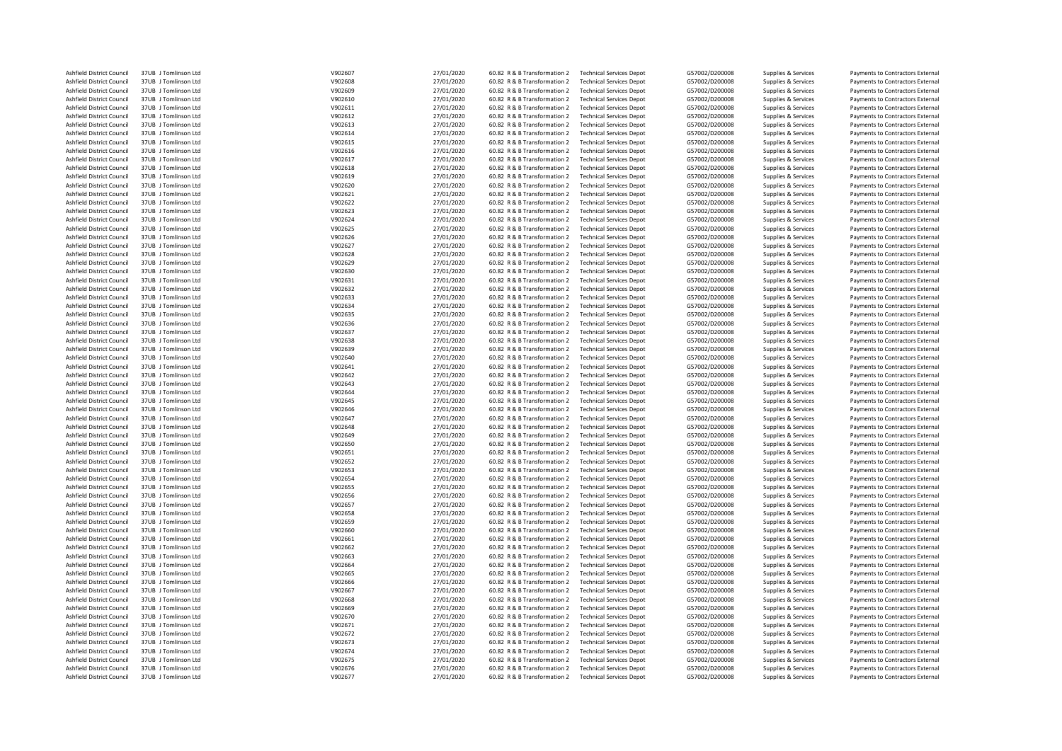| | | | | | | | | | |
|---|---|---|---|---|---|---|---|---|---|
| Ashfield District Council | 37UB J Tomlinson Ltd | V902607 | 27/01/2020 | 60.82 R & B Transformation 2 | Technical Services Depot | G57002/D200008 | Supplies & Services | Payments to Contractors External |
| Ashfield District Council | 37UB J Tomlinson Ltd | V902608 | 27/01/2020 | 60.82 R & B Transformation 2 | Technical Services Depot | G57002/D200008 | Supplies & Services | Payments to Contractors External |
| Ashfield District Council | 37UB J Tomlinson Ltd | V902609 | 27/01/2020 | 60.82 R & B Transformation 2 | Technical Services Depot | G57002/D200008 | Supplies & Services | Payments to Contractors External |
| Ashfield District Council | 37UB J Tomlinson Ltd | V902610 | 27/01/2020 | 60.82 R & B Transformation 2 | Technical Services Depot | G57002/D200008 | Supplies & Services | Payments to Contractors External |
| Ashfield District Council | 37UB J Tomlinson Ltd | V902611 | 27/01/2020 | 60.82 R & B Transformation 2 | Technical Services Depot | G57002/D200008 | Supplies & Services | Payments to Contractors External |
| Ashfield District Council | 37UB J Tomlinson Ltd | V902612 | 27/01/2020 | 60.82 R & B Transformation 2 | Technical Services Depot | G57002/D200008 | Supplies & Services | Payments to Contractors External |
| Ashfield District Council | 37UB J Tomlinson Ltd | V902613 | 27/01/2020 | 60.82 R & B Transformation 2 | Technical Services Depot | G57002/D200008 | Supplies & Services | Payments to Contractors External |
| Ashfield District Council | 37UB J Tomlinson Ltd | V902614 | 27/01/2020 | 60.82 R & B Transformation 2 | Technical Services Depot | G57002/D200008 | Supplies & Services | Payments to Contractors External |
| Ashfield District Council | 37UB J Tomlinson Ltd | V902615 | 27/01/2020 | 60.82 R & B Transformation 2 | Technical Services Depot | G57002/D200008 | Supplies & Services | Payments to Contractors External |
| Ashfield District Council | 37UB J Tomlinson Ltd | V902616 | 27/01/2020 | 60.82 R & B Transformation 2 | Technical Services Depot | G57002/D200008 | Supplies & Services | Payments to Contractors External |
| Ashfield District Council | 37UB J Tomlinson Ltd | V902617 | 27/01/2020 | 60.82 R & B Transformation 2 | Technical Services Depot | G57002/D200008 | Supplies & Services | Payments to Contractors External |
| Ashfield District Council | 37UB J Tomlinson Ltd | V902618 | 27/01/2020 | 60.82 R & B Transformation 2 | Technical Services Depot | G57002/D200008 | Supplies & Services | Payments to Contractors External |
| Ashfield District Council | 37UB J Tomlinson Ltd | V902619 | 27/01/2020 | 60.82 R & B Transformation 2 | Technical Services Depot | G57002/D200008 | Supplies & Services | Payments to Contractors External |
| Ashfield District Council | 37UB J Tomlinson Ltd | V902620 | 27/01/2020 | 60.82 R & B Transformation 2 | Technical Services Depot | G57002/D200008 | Supplies & Services | Payments to Contractors External |
| Ashfield District Council | 37UB J Tomlinson Ltd | V902621 | 27/01/2020 | 60.82 R & B Transformation 2 | Technical Services Depot | G57002/D200008 | Supplies & Services | Payments to Contractors External |
| Ashfield District Council | 37UB J Tomlinson Ltd | V902622 | 27/01/2020 | 60.82 R & B Transformation 2 | Technical Services Depot | G57002/D200008 | Supplies & Services | Payments to Contractors External |
| Ashfield District Council | 37UB J Tomlinson Ltd | V902623 | 27/01/2020 | 60.82 R & B Transformation 2 | Technical Services Depot | G57002/D200008 | Supplies & Services | Payments to Contractors External |
| Ashfield District Council | 37UB J Tomlinson Ltd | V902624 | 27/01/2020 | 60.82 R & B Transformation 2 | Technical Services Depot | G57002/D200008 | Supplies & Services | Payments to Contractors External |
| Ashfield District Council | 37UB J Tomlinson Ltd | V902625 | 27/01/2020 | 60.82 R & B Transformation 2 | Technical Services Depot | G57002/D200008 | Supplies & Services | Payments to Contractors External |
| Ashfield District Council | 37UB J Tomlinson Ltd | V902626 | 27/01/2020 | 60.82 R & B Transformation 2 | Technical Services Depot | G57002/D200008 | Supplies & Services | Payments to Contractors External |
| Ashfield District Council | 37UB J Tomlinson Ltd | V902627 | 27/01/2020 | 60.82 R & B Transformation 2 | Technical Services Depot | G57002/D200008 | Supplies & Services | Payments to Contractors External |
| Ashfield District Council | 37UB J Tomlinson Ltd | V902628 | 27/01/2020 | 60.82 R & B Transformation 2 | Technical Services Depot | G57002/D200008 | Supplies & Services | Payments to Contractors External |
| Ashfield District Council | 37UB J Tomlinson Ltd | V902629 | 27/01/2020 | 60.82 R & B Transformation 2 | Technical Services Depot | G57002/D200008 | Supplies & Services | Payments to Contractors External |
| Ashfield District Council | 37UB J Tomlinson Ltd | V902630 | 27/01/2020 | 60.82 R & B Transformation 2 | Technical Services Depot | G57002/D200008 | Supplies & Services | Payments to Contractors External |
| Ashfield District Council | 37UB J Tomlinson Ltd | V902631 | 27/01/2020 | 60.82 R & B Transformation 2 | Technical Services Depot | G57002/D200008 | Supplies & Services | Payments to Contractors External |
| Ashfield District Council | 37UB J Tomlinson Ltd | V902632 | 27/01/2020 | 60.82 R & B Transformation 2 | Technical Services Depot | G57002/D200008 | Supplies & Services | Payments to Contractors External |
| Ashfield District Council | 37UB J Tomlinson Ltd | V902633 | 27/01/2020 | 60.82 R & B Transformation 2 | Technical Services Depot | G57002/D200008 | Supplies & Services | Payments to Contractors External |
| Ashfield District Council | 37UB J Tomlinson Ltd | V902634 | 27/01/2020 | 60.82 R & B Transformation 2 | Technical Services Depot | G57002/D200008 | Supplies & Services | Payments to Contractors External |
| Ashfield District Council | 37UB J Tomlinson Ltd | V902635 | 27/01/2020 | 60.82 R & B Transformation 2 | Technical Services Depot | G57002/D200008 | Supplies & Services | Payments to Contractors External |
| Ashfield District Council | 37UB J Tomlinson Ltd | V902636 | 27/01/2020 | 60.82 R & B Transformation 2 | Technical Services Depot | G57002/D200008 | Supplies & Services | Payments to Contractors External |
| Ashfield District Council | 37UB J Tomlinson Ltd | V902637 | 27/01/2020 | 60.82 R & B Transformation 2 | Technical Services Depot | G57002/D200008 | Supplies & Services | Payments to Contractors External |
| Ashfield District Council | 37UB J Tomlinson Ltd | V902638 | 27/01/2020 | 60.82 R & B Transformation 2 | Technical Services Depot | G57002/D200008 | Supplies & Services | Payments to Contractors External |
| Ashfield District Council | 37UB J Tomlinson Ltd | V902639 | 27/01/2020 | 60.82 R & B Transformation 2 | Technical Services Depot | G57002/D200008 | Supplies & Services | Payments to Contractors External |
| Ashfield District Council | 37UB J Tomlinson Ltd | V902640 | 27/01/2020 | 60.82 R & B Transformation 2 | Technical Services Depot | G57002/D200008 | Supplies & Services | Payments to Contractors External |
| Ashfield District Council | 37UB J Tomlinson Ltd | V902641 | 27/01/2020 | 60.82 R & B Transformation 2 | Technical Services Depot | G57002/D200008 | Supplies & Services | Payments to Contractors External |
| Ashfield District Council | 37UB J Tomlinson Ltd | V902642 | 27/01/2020 | 60.82 R & B Transformation 2 | Technical Services Depot | G57002/D200008 | Supplies & Services | Payments to Contractors External |
| Ashfield District Council | 37UB J Tomlinson Ltd | V902643 | 27/01/2020 | 60.82 R & B Transformation 2 | Technical Services Depot | G57002/D200008 | Supplies & Services | Payments to Contractors External |
| Ashfield District Council | 37UB J Tomlinson Ltd | V902644 | 27/01/2020 | 60.82 R & B Transformation 2 | Technical Services Depot | G57002/D200008 | Supplies & Services | Payments to Contractors External |
| Ashfield District Council | 37UB J Tomlinson Ltd | V902645 | 27/01/2020 | 60.82 R & B Transformation 2 | Technical Services Depot | G57002/D200008 | Supplies & Services | Payments to Contractors External |
| Ashfield District Council | 37UB J Tomlinson Ltd | V902646 | 27/01/2020 | 60.82 R & B Transformation 2 | Technical Services Depot | G57002/D200008 | Supplies & Services | Payments to Contractors External |
| Ashfield District Council | 37UB J Tomlinson Ltd | V902647 | 27/01/2020 | 60.82 R & B Transformation 2 | Technical Services Depot | G57002/D200008 | Supplies & Services | Payments to Contractors External |
| Ashfield District Council | 37UB J Tomlinson Ltd | V902648 | 27/01/2020 | 60.82 R & B Transformation 2 | Technical Services Depot | G57002/D200008 | Supplies & Services | Payments to Contractors External |
| Ashfield District Council | 37UB J Tomlinson Ltd | V902649 | 27/01/2020 | 60.82 R & B Transformation 2 | Technical Services Depot | G57002/D200008 | Supplies & Services | Payments to Contractors External |
| Ashfield District Council | 37UB J Tomlinson Ltd | V902650 | 27/01/2020 | 60.82 R & B Transformation 2 | Technical Services Depot | G57002/D200008 | Supplies & Services | Payments to Contractors External |
| Ashfield District Council | 37UB J Tomlinson Ltd | V902651 | 27/01/2020 | 60.82 R & B Transformation 2 | Technical Services Depot | G57002/D200008 | Supplies & Services | Payments to Contractors External |
| Ashfield District Council | 37UB J Tomlinson Ltd | V902652 | 27/01/2020 | 60.82 R & B Transformation 2 | Technical Services Depot | G57002/D200008 | Supplies & Services | Payments to Contractors External |
| Ashfield District Council | 37UB J Tomlinson Ltd | V902653 | 27/01/2020 | 60.82 R & B Transformation 2 | Technical Services Depot | G57002/D200008 | Supplies & Services | Payments to Contractors External |
| Ashfield District Council | 37UB J Tomlinson Ltd | V902654 | 27/01/2020 | 60.82 R & B Transformation 2 | Technical Services Depot | G57002/D200008 | Supplies & Services | Payments to Contractors External |
| Ashfield District Council | 37UB J Tomlinson Ltd | V902655 | 27/01/2020 | 60.82 R & B Transformation 2 | Technical Services Depot | G57002/D200008 | Supplies & Services | Payments to Contractors External |
| Ashfield District Council | 37UB J Tomlinson Ltd | V902656 | 27/01/2020 | 60.82 R & B Transformation 2 | Technical Services Depot | G57002/D200008 | Supplies & Services | Payments to Contractors External |
| Ashfield District Council | 37UB J Tomlinson Ltd | V902657 | 27/01/2020 | 60.82 R & B Transformation 2 | Technical Services Depot | G57002/D200008 | Supplies & Services | Payments to Contractors External |
| Ashfield District Council | 37UB J Tomlinson Ltd | V902658 | 27/01/2020 | 60.82 R & B Transformation 2 | Technical Services Depot | G57002/D200008 | Supplies & Services | Payments to Contractors External |
| Ashfield District Council | 37UB J Tomlinson Ltd | V902659 | 27/01/2020 | 60.82 R & B Transformation 2 | Technical Services Depot | G57002/D200008 | Supplies & Services | Payments to Contractors External |
| Ashfield District Council | 37UB J Tomlinson Ltd | V902660 | 27/01/2020 | 60.82 R & B Transformation 2 | Technical Services Depot | G57002/D200008 | Supplies & Services | Payments to Contractors External |
| Ashfield District Council | 37UB J Tomlinson Ltd | V902661 | 27/01/2020 | 60.82 R & B Transformation 2 | Technical Services Depot | G57002/D200008 | Supplies & Services | Payments to Contractors External |
| Ashfield District Council | 37UB J Tomlinson Ltd | V902662 | 27/01/2020 | 60.82 R & B Transformation 2 | Technical Services Depot | G57002/D200008 | Supplies & Services | Payments to Contractors External |
| Ashfield District Council | 37UB J Tomlinson Ltd | V902663 | 27/01/2020 | 60.82 R & B Transformation 2 | Technical Services Depot | G57002/D200008 | Supplies & Services | Payments to Contractors External |
| Ashfield District Council | 37UB J Tomlinson Ltd | V902664 | 27/01/2020 | 60.82 R & B Transformation 2 | Technical Services Depot | G57002/D200008 | Supplies & Services | Payments to Contractors External |
| Ashfield District Council | 37UB J Tomlinson Ltd | V902665 | 27/01/2020 | 60.82 R & B Transformation 2 | Technical Services Depot | G57002/D200008 | Supplies & Services | Payments to Contractors External |
| Ashfield District Council | 37UB J Tomlinson Ltd | V902666 | 27/01/2020 | 60.82 R & B Transformation 2 | Technical Services Depot | G57002/D200008 | Supplies & Services | Payments to Contractors External |
| Ashfield District Council | 37UB J Tomlinson Ltd | V902667 | 27/01/2020 | 60.82 R & B Transformation 2 | Technical Services Depot | G57002/D200008 | Supplies & Services | Payments to Contractors External |
| Ashfield District Council | 37UB J Tomlinson Ltd | V902668 | 27/01/2020 | 60.82 R & B Transformation 2 | Technical Services Depot | G57002/D200008 | Supplies & Services | Payments to Contractors External |
| Ashfield District Council | 37UB J Tomlinson Ltd | V902669 | 27/01/2020 | 60.82 R & B Transformation 2 | Technical Services Depot | G57002/D200008 | Supplies & Services | Payments to Contractors External |
| Ashfield District Council | 37UB J Tomlinson Ltd | V902670 | 27/01/2020 | 60.82 R & B Transformation 2 | Technical Services Depot | G57002/D200008 | Supplies & Services | Payments to Contractors External |
| Ashfield District Council | 37UB J Tomlinson Ltd | V902671 | 27/01/2020 | 60.82 R & B Transformation 2 | Technical Services Depot | G57002/D200008 | Supplies & Services | Payments to Contractors External |
| Ashfield District Council | 37UB J Tomlinson Ltd | V902672 | 27/01/2020 | 60.82 R & B Transformation 2 | Technical Services Depot | G57002/D200008 | Supplies & Services | Payments to Contractors External |
| Ashfield District Council | 37UB J Tomlinson Ltd | V902673 | 27/01/2020 | 60.82 R & B Transformation 2 | Technical Services Depot | G57002/D200008 | Supplies & Services | Payments to Contractors External |
| Ashfield District Council | 37UB J Tomlinson Ltd | V902674 | 27/01/2020 | 60.82 R & B Transformation 2 | Technical Services Depot | G57002/D200008 | Supplies & Services | Payments to Contractors External |
| Ashfield District Council | 37UB J Tomlinson Ltd | V902675 | 27/01/2020 | 60.82 R & B Transformation 2 | Technical Services Depot | G57002/D200008 | Supplies & Services | Payments to Contractors External |
| Ashfield District Council | 37UB J Tomlinson Ltd | V902676 | 27/01/2020 | 60.82 R & B Transformation 2 | Technical Services Depot | G57002/D200008 | Supplies & Services | Payments to Contractors External |
| Ashfield District Council | 37UB J Tomlinson Ltd | V902677 | 27/01/2020 | 60.82 R & B Transformation 2 | Technical Services Depot | G57002/D200008 | Supplies & Services | Payments to Contractors External |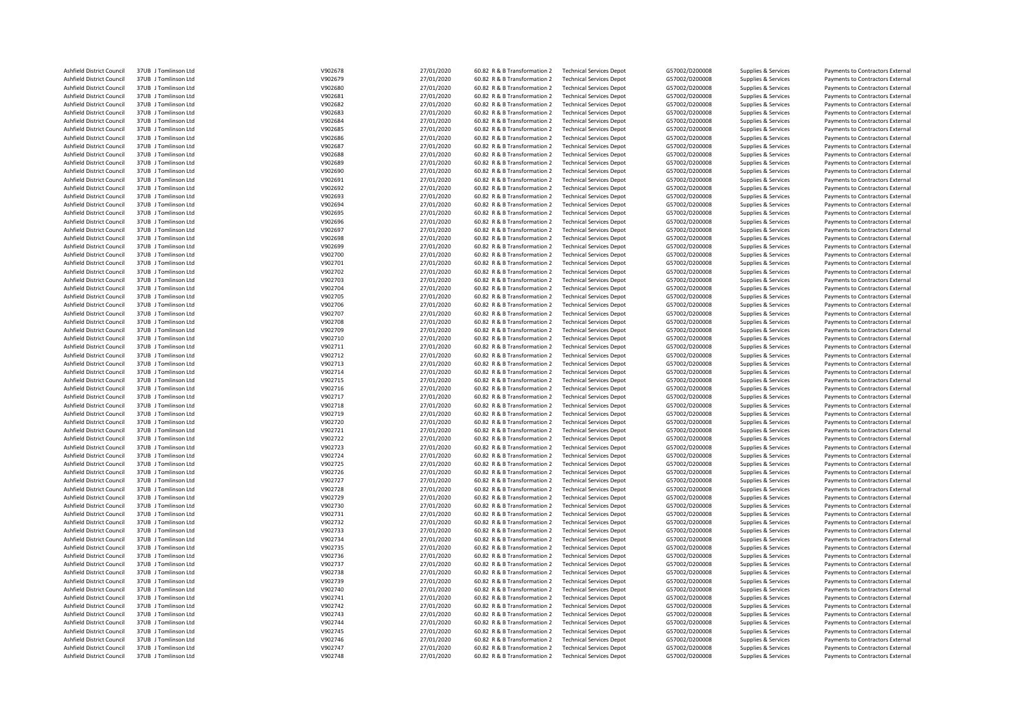| | | | | | | | | | |
|---|---|---|---|---|---|---|---|---|---|
| Ashfield District Council | 37UB J Tomlinson Ltd | V902678 | 27/01/2020 | 60.82 R & B Transformation 2 | Technical Services Depot | G57002/D200008 | Supplies & Services | Payments to Contractors External |
| Ashfield District Council | 37UB J Tomlinson Ltd | V902679 | 27/01/2020 | 60.82 R & B Transformation 2 | Technical Services Depot | G57002/D200008 | Supplies & Services | Payments to Contractors External |
| Ashfield District Council | 37UB J Tomlinson Ltd | V902680 | 27/01/2020 | 60.82 R & B Transformation 2 | Technical Services Depot | G57002/D200008 | Supplies & Services | Payments to Contractors External |
| Ashfield District Council | 37UB J Tomlinson Ltd | V902681 | 27/01/2020 | 60.82 R & B Transformation 2 | Technical Services Depot | G57002/D200008 | Supplies & Services | Payments to Contractors External |
| Ashfield District Council | 37UB J Tomlinson Ltd | V902682 | 27/01/2020 | 60.82 R & B Transformation 2 | Technical Services Depot | G57002/D200008 | Supplies & Services | Payments to Contractors External |
| Ashfield District Council | 37UB J Tomlinson Ltd | V902683 | 27/01/2020 | 60.82 R & B Transformation 2 | Technical Services Depot | G57002/D200008 | Supplies & Services | Payments to Contractors External |
| Ashfield District Council | 37UB J Tomlinson Ltd | V902684 | 27/01/2020 | 60.82 R & B Transformation 2 | Technical Services Depot | G57002/D200008 | Supplies & Services | Payments to Contractors External |
| Ashfield District Council | 37UB J Tomlinson Ltd | V902685 | 27/01/2020 | 60.82 R & B Transformation 2 | Technical Services Depot | G57002/D200008 | Supplies & Services | Payments to Contractors External |
| Ashfield District Council | 37UB J Tomlinson Ltd | V902686 | 27/01/2020 | 60.82 R & B Transformation 2 | Technical Services Depot | G57002/D200008 | Supplies & Services | Payments to Contractors External |
| Ashfield District Council | 37UB J Tomlinson Ltd | V902687 | 27/01/2020 | 60.82 R & B Transformation 2 | Technical Services Depot | G57002/D200008 | Supplies & Services | Payments to Contractors External |
| Ashfield District Council | 37UB J Tomlinson Ltd | V902688 | 27/01/2020 | 60.82 R & B Transformation 2 | Technical Services Depot | G57002/D200008 | Supplies & Services | Payments to Contractors External |
| Ashfield District Council | 37UB J Tomlinson Ltd | V902689 | 27/01/2020 | 60.82 R & B Transformation 2 | Technical Services Depot | G57002/D200008 | Supplies & Services | Payments to Contractors External |
| Ashfield District Council | 37UB J Tomlinson Ltd | V902690 | 27/01/2020 | 60.82 R & B Transformation 2 | Technical Services Depot | G57002/D200008 | Supplies & Services | Payments to Contractors External |
| Ashfield District Council | 37UB J Tomlinson Ltd | V902691 | 27/01/2020 | 60.82 R & B Transformation 2 | Technical Services Depot | G57002/D200008 | Supplies & Services | Payments to Contractors External |
| Ashfield District Council | 37UB J Tomlinson Ltd | V902692 | 27/01/2020 | 60.82 R & B Transformation 2 | Technical Services Depot | G57002/D200008 | Supplies & Services | Payments to Contractors External |
| Ashfield District Council | 37UB J Tomlinson Ltd | V902693 | 27/01/2020 | 60.82 R & B Transformation 2 | Technical Services Depot | G57002/D200008 | Supplies & Services | Payments to Contractors External |
| Ashfield District Council | 37UB J Tomlinson Ltd | V902694 | 27/01/2020 | 60.82 R & B Transformation 2 | Technical Services Depot | G57002/D200008 | Supplies & Services | Payments to Contractors External |
| Ashfield District Council | 37UB J Tomlinson Ltd | V902695 | 27/01/2020 | 60.82 R & B Transformation 2 | Technical Services Depot | G57002/D200008 | Supplies & Services | Payments to Contractors External |
| Ashfield District Council | 37UB J Tomlinson Ltd | V902696 | 27/01/2020 | 60.82 R & B Transformation 2 | Technical Services Depot | G57002/D200008 | Supplies & Services | Payments to Contractors External |
| Ashfield District Council | 37UB J Tomlinson Ltd | V902697 | 27/01/2020 | 60.82 R & B Transformation 2 | Technical Services Depot | G57002/D200008 | Supplies & Services | Payments to Contractors External |
| Ashfield District Council | 37UB J Tomlinson Ltd | V902698 | 27/01/2020 | 60.82 R & B Transformation 2 | Technical Services Depot | G57002/D200008 | Supplies & Services | Payments to Contractors External |
| Ashfield District Council | 37UB J Tomlinson Ltd | V902699 | 27/01/2020 | 60.82 R & B Transformation 2 | Technical Services Depot | G57002/D200008 | Supplies & Services | Payments to Contractors External |
| Ashfield District Council | 37UB J Tomlinson Ltd | V902700 | 27/01/2020 | 60.82 R & B Transformation 2 | Technical Services Depot | G57002/D200008 | Supplies & Services | Payments to Contractors External |
| Ashfield District Council | 37UB J Tomlinson Ltd | V902701 | 27/01/2020 | 60.82 R & B Transformation 2 | Technical Services Depot | G57002/D200008 | Supplies & Services | Payments to Contractors External |
| Ashfield District Council | 37UB J Tomlinson Ltd | V902702 | 27/01/2020 | 60.82 R & B Transformation 2 | Technical Services Depot | G57002/D200008 | Supplies & Services | Payments to Contractors External |
| Ashfield District Council | 37UB J Tomlinson Ltd | V902703 | 27/01/2020 | 60.82 R & B Transformation 2 | Technical Services Depot | G57002/D200008 | Supplies & Services | Payments to Contractors External |
| Ashfield District Council | 37UB J Tomlinson Ltd | V902704 | 27/01/2020 | 60.82 R & B Transformation 2 | Technical Services Depot | G57002/D200008 | Supplies & Services | Payments to Contractors External |
| Ashfield District Council | 37UB J Tomlinson Ltd | V902705 | 27/01/2020 | 60.82 R & B Transformation 2 | Technical Services Depot | G57002/D200008 | Supplies & Services | Payments to Contractors External |
| Ashfield District Council | 37UB J Tomlinson Ltd | V902706 | 27/01/2020 | 60.82 R & B Transformation 2 | Technical Services Depot | G57002/D200008 | Supplies & Services | Payments to Contractors External |
| Ashfield District Council | 37UB J Tomlinson Ltd | V902707 | 27/01/2020 | 60.82 R & B Transformation 2 | Technical Services Depot | G57002/D200008 | Supplies & Services | Payments to Contractors External |
| Ashfield District Council | 37UB J Tomlinson Ltd | V902708 | 27/01/2020 | 60.82 R & B Transformation 2 | Technical Services Depot | G57002/D200008 | Supplies & Services | Payments to Contractors External |
| Ashfield District Council | 37UB J Tomlinson Ltd | V902709 | 27/01/2020 | 60.82 R & B Transformation 2 | Technical Services Depot | G57002/D200008 | Supplies & Services | Payments to Contractors External |
| Ashfield District Council | 37UB J Tomlinson Ltd | V902710 | 27/01/2020 | 60.82 R & B Transformation 2 | Technical Services Depot | G57002/D200008 | Supplies & Services | Payments to Contractors External |
| Ashfield District Council | 37UB J Tomlinson Ltd | V902711 | 27/01/2020 | 60.82 R & B Transformation 2 | Technical Services Depot | G57002/D200008 | Supplies & Services | Payments to Contractors External |
| Ashfield District Council | 37UB J Tomlinson Ltd | V902712 | 27/01/2020 | 60.82 R & B Transformation 2 | Technical Services Depot | G57002/D200008 | Supplies & Services | Payments to Contractors External |
| Ashfield District Council | 37UB J Tomlinson Ltd | V902713 | 27/01/2020 | 60.82 R & B Transformation 2 | Technical Services Depot | G57002/D200008 | Supplies & Services | Payments to Contractors External |
| Ashfield District Council | 37UB J Tomlinson Ltd | V902714 | 27/01/2020 | 60.82 R & B Transformation 2 | Technical Services Depot | G57002/D200008 | Supplies & Services | Payments to Contractors External |
| Ashfield District Council | 37UB J Tomlinson Ltd | V902715 | 27/01/2020 | 60.82 R & B Transformation 2 | Technical Services Depot | G57002/D200008 | Supplies & Services | Payments to Contractors External |
| Ashfield District Council | 37UB J Tomlinson Ltd | V902716 | 27/01/2020 | 60.82 R & B Transformation 2 | Technical Services Depot | G57002/D200008 | Supplies & Services | Payments to Contractors External |
| Ashfield District Council | 37UB J Tomlinson Ltd | V902717 | 27/01/2020 | 60.82 R & B Transformation 2 | Technical Services Depot | G57002/D200008 | Supplies & Services | Payments to Contractors External |
| Ashfield District Council | 37UB J Tomlinson Ltd | V902718 | 27/01/2020 | 60.82 R & B Transformation 2 | Technical Services Depot | G57002/D200008 | Supplies & Services | Payments to Contractors External |
| Ashfield District Council | 37UB J Tomlinson Ltd | V902719 | 27/01/2020 | 60.82 R & B Transformation 2 | Technical Services Depot | G57002/D200008 | Supplies & Services | Payments to Contractors External |
| Ashfield District Council | 37UB J Tomlinson Ltd | V902720 | 27/01/2020 | 60.82 R & B Transformation 2 | Technical Services Depot | G57002/D200008 | Supplies & Services | Payments to Contractors External |
| Ashfield District Council | 37UB J Tomlinson Ltd | V902721 | 27/01/2020 | 60.82 R & B Transformation 2 | Technical Services Depot | G57002/D200008 | Supplies & Services | Payments to Contractors External |
| Ashfield District Council | 37UB J Tomlinson Ltd | V902722 | 27/01/2020 | 60.82 R & B Transformation 2 | Technical Services Depot | G57002/D200008 | Supplies & Services | Payments to Contractors External |
| Ashfield District Council | 37UB J Tomlinson Ltd | V902723 | 27/01/2020 | 60.82 R & B Transformation 2 | Technical Services Depot | G57002/D200008 | Supplies & Services | Payments to Contractors External |
| Ashfield District Council | 37UB J Tomlinson Ltd | V902724 | 27/01/2020 | 60.82 R & B Transformation 2 | Technical Services Depot | G57002/D200008 | Supplies & Services | Payments to Contractors External |
| Ashfield District Council | 37UB J Tomlinson Ltd | V902725 | 27/01/2020 | 60.82 R & B Transformation 2 | Technical Services Depot | G57002/D200008 | Supplies & Services | Payments to Contractors External |
| Ashfield District Council | 37UB J Tomlinson Ltd | V902726 | 27/01/2020 | 60.82 R & B Transformation 2 | Technical Services Depot | G57002/D200008 | Supplies & Services | Payments to Contractors External |
| Ashfield District Council | 37UB J Tomlinson Ltd | V902727 | 27/01/2020 | 60.82 R & B Transformation 2 | Technical Services Depot | G57002/D200008 | Supplies & Services | Payments to Contractors External |
| Ashfield District Council | 37UB J Tomlinson Ltd | V902728 | 27/01/2020 | 60.82 R & B Transformation 2 | Technical Services Depot | G57002/D200008 | Supplies & Services | Payments to Contractors External |
| Ashfield District Council | 37UB J Tomlinson Ltd | V902729 | 27/01/2020 | 60.82 R & B Transformation 2 | Technical Services Depot | G57002/D200008 | Supplies & Services | Payments to Contractors External |
| Ashfield District Council | 37UB J Tomlinson Ltd | V902730 | 27/01/2020 | 60.82 R & B Transformation 2 | Technical Services Depot | G57002/D200008 | Supplies & Services | Payments to Contractors External |
| Ashfield District Council | 37UB J Tomlinson Ltd | V902731 | 27/01/2020 | 60.82 R & B Transformation 2 | Technical Services Depot | G57002/D200008 | Supplies & Services | Payments to Contractors External |
| Ashfield District Council | 37UB J Tomlinson Ltd | V902732 | 27/01/2020 | 60.82 R & B Transformation 2 | Technical Services Depot | G57002/D200008 | Supplies & Services | Payments to Contractors External |
| Ashfield District Council | 37UB J Tomlinson Ltd | V902733 | 27/01/2020 | 60.82 R & B Transformation 2 | Technical Services Depot | G57002/D200008 | Supplies & Services | Payments to Contractors External |
| Ashfield District Council | 37UB J Tomlinson Ltd | V902734 | 27/01/2020 | 60.82 R & B Transformation 2 | Technical Services Depot | G57002/D200008 | Supplies & Services | Payments to Contractors External |
| Ashfield District Council | 37UB J Tomlinson Ltd | V902735 | 27/01/2020 | 60.82 R & B Transformation 2 | Technical Services Depot | G57002/D200008 | Supplies & Services | Payments to Contractors External |
| Ashfield District Council | 37UB J Tomlinson Ltd | V902736 | 27/01/2020 | 60.82 R & B Transformation 2 | Technical Services Depot | G57002/D200008 | Supplies & Services | Payments to Contractors External |
| Ashfield District Council | 37UB J Tomlinson Ltd | V902737 | 27/01/2020 | 60.82 R & B Transformation 2 | Technical Services Depot | G57002/D200008 | Supplies & Services | Payments to Contractors External |
| Ashfield District Council | 37UB J Tomlinson Ltd | V902738 | 27/01/2020 | 60.82 R & B Transformation 2 | Technical Services Depot | G57002/D200008 | Supplies & Services | Payments to Contractors External |
| Ashfield District Council | 37UB J Tomlinson Ltd | V902739 | 27/01/2020 | 60.82 R & B Transformation 2 | Technical Services Depot | G57002/D200008 | Supplies & Services | Payments to Contractors External |
| Ashfield District Council | 37UB J Tomlinson Ltd | V902740 | 27/01/2020 | 60.82 R & B Transformation 2 | Technical Services Depot | G57002/D200008 | Supplies & Services | Payments to Contractors External |
| Ashfield District Council | 37UB J Tomlinson Ltd | V902741 | 27/01/2020 | 60.82 R & B Transformation 2 | Technical Services Depot | G57002/D200008 | Supplies & Services | Payments to Contractors External |
| Ashfield District Council | 37UB J Tomlinson Ltd | V902742 | 27/01/2020 | 60.82 R & B Transformation 2 | Technical Services Depot | G57002/D200008 | Supplies & Services | Payments to Contractors External |
| Ashfield District Council | 37UB J Tomlinson Ltd | V902743 | 27/01/2020 | 60.82 R & B Transformation 2 | Technical Services Depot | G57002/D200008 | Supplies & Services | Payments to Contractors External |
| Ashfield District Council | 37UB J Tomlinson Ltd | V902744 | 27/01/2020 | 60.82 R & B Transformation 2 | Technical Services Depot | G57002/D200008 | Supplies & Services | Payments to Contractors External |
| Ashfield District Council | 37UB J Tomlinson Ltd | V902745 | 27/01/2020 | 60.82 R & B Transformation 2 | Technical Services Depot | G57002/D200008 | Supplies & Services | Payments to Contractors External |
| Ashfield District Council | 37UB J Tomlinson Ltd | V902746 | 27/01/2020 | 60.82 R & B Transformation 2 | Technical Services Depot | G57002/D200008 | Supplies & Services | Payments to Contractors External |
| Ashfield District Council | 37UB J Tomlinson Ltd | V902747 | 27/01/2020 | 60.82 R & B Transformation 2 | Technical Services Depot | G57002/D200008 | Supplies & Services | Payments to Contractors External |
| Ashfield District Council | 37UB J Tomlinson Ltd | V902748 | 27/01/2020 | 60.82 R & B Transformation 2 | Technical Services Depot | G57002/D200008 | Supplies & Services | Payments to Contractors External |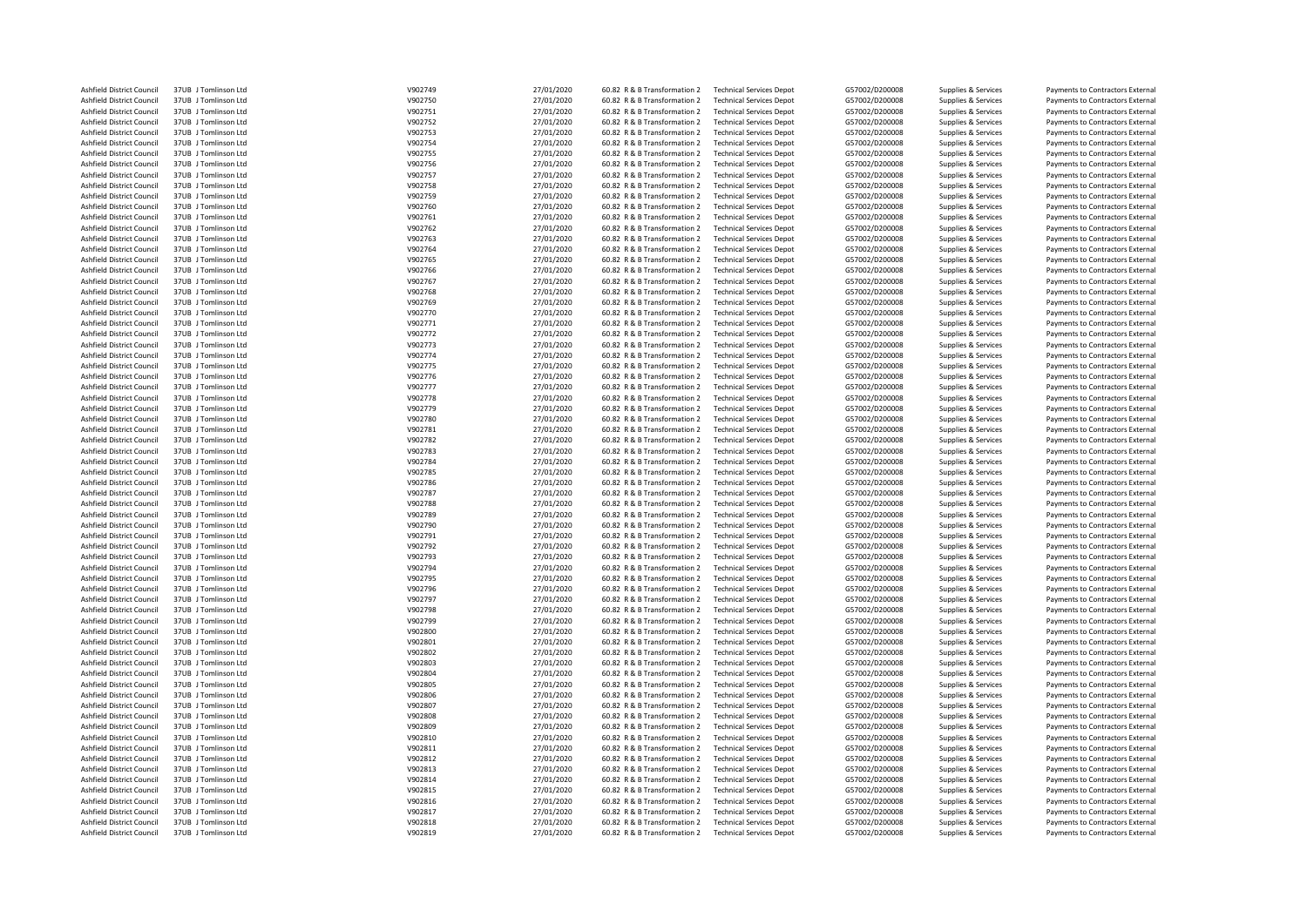| | | | | | | | | | |
|---|---|---|---|---|---|---|---|---|---|
| Ashfield District Council | 37UB J Tomlinson Ltd | V902749 | 27/01/2020 | 60.82 R & B Transformation 2 | Technical Services Depot | G57002/D200008 | Supplies & Services | Payments to Contractors External |
| Ashfield District Council | 37UB J Tomlinson Ltd | V902750 | 27/01/2020 | 60.82 R & B Transformation 2 | Technical Services Depot | G57002/D200008 | Supplies & Services | Payments to Contractors External |
| Ashfield District Council | 37UB J Tomlinson Ltd | V902751 | 27/01/2020 | 60.82 R & B Transformation 2 | Technical Services Depot | G57002/D200008 | Supplies & Services | Payments to Contractors External |
| Ashfield District Council | 37UB J Tomlinson Ltd | V902752 | 27/01/2020 | 60.82 R & B Transformation 2 | Technical Services Depot | G57002/D200008 | Supplies & Services | Payments to Contractors External |
| Ashfield District Council | 37UB J Tomlinson Ltd | V902753 | 27/01/2020 | 60.82 R & B Transformation 2 | Technical Services Depot | G57002/D200008 | Supplies & Services | Payments to Contractors External |
| Ashfield District Council | 37UB J Tomlinson Ltd | V902754 | 27/01/2020 | 60.82 R & B Transformation 2 | Technical Services Depot | G57002/D200008 | Supplies & Services | Payments to Contractors External |
| Ashfield District Council | 37UB J Tomlinson Ltd | V902755 | 27/01/2020 | 60.82 R & B Transformation 2 | Technical Services Depot | G57002/D200008 | Supplies & Services | Payments to Contractors External |
| Ashfield District Council | 37UB J Tomlinson Ltd | V902756 | 27/01/2020 | 60.82 R & B Transformation 2 | Technical Services Depot | G57002/D200008 | Supplies & Services | Payments to Contractors External |
| Ashfield District Council | 37UB J Tomlinson Ltd | V902757 | 27/01/2020 | 60.82 R & B Transformation 2 | Technical Services Depot | G57002/D200008 | Supplies & Services | Payments to Contractors External |
| Ashfield District Council | 37UB J Tomlinson Ltd | V902758 | 27/01/2020 | 60.82 R & B Transformation 2 | Technical Services Depot | G57002/D200008 | Supplies & Services | Payments to Contractors External |
| Ashfield District Council | 37UB J Tomlinson Ltd | V902759 | 27/01/2020 | 60.82 R & B Transformation 2 | Technical Services Depot | G57002/D200008 | Supplies & Services | Payments to Contractors External |
| Ashfield District Council | 37UB J Tomlinson Ltd | V902760 | 27/01/2020 | 60.82 R & B Transformation 2 | Technical Services Depot | G57002/D200008 | Supplies & Services | Payments to Contractors External |
| Ashfield District Council | 37UB J Tomlinson Ltd | V902761 | 27/01/2020 | 60.82 R & B Transformation 2 | Technical Services Depot | G57002/D200008 | Supplies & Services | Payments to Contractors External |
| Ashfield District Council | 37UB J Tomlinson Ltd | V902762 | 27/01/2020 | 60.82 R & B Transformation 2 | Technical Services Depot | G57002/D200008 | Supplies & Services | Payments to Contractors External |
| Ashfield District Council | 37UB J Tomlinson Ltd | V902763 | 27/01/2020 | 60.82 R & B Transformation 2 | Technical Services Depot | G57002/D200008 | Supplies & Services | Payments to Contractors External |
| Ashfield District Council | 37UB J Tomlinson Ltd | V902764 | 27/01/2020 | 60.82 R & B Transformation 2 | Technical Services Depot | G57002/D200008 | Supplies & Services | Payments to Contractors External |
| Ashfield District Council | 37UB J Tomlinson Ltd | V902765 | 27/01/2020 | 60.82 R & B Transformation 2 | Technical Services Depot | G57002/D200008 | Supplies & Services | Payments to Contractors External |
| Ashfield District Council | 37UB J Tomlinson Ltd | V902766 | 27/01/2020 | 60.82 R & B Transformation 2 | Technical Services Depot | G57002/D200008 | Supplies & Services | Payments to Contractors External |
| Ashfield District Council | 37UB J Tomlinson Ltd | V902767 | 27/01/2020 | 60.82 R & B Transformation 2 | Technical Services Depot | G57002/D200008 | Supplies & Services | Payments to Contractors External |
| Ashfield District Council | 37UB J Tomlinson Ltd | V902768 | 27/01/2020 | 60.82 R & B Transformation 2 | Technical Services Depot | G57002/D200008 | Supplies & Services | Payments to Contractors External |
| Ashfield District Council | 37UB J Tomlinson Ltd | V902769 | 27/01/2020 | 60.82 R & B Transformation 2 | Technical Services Depot | G57002/D200008 | Supplies & Services | Payments to Contractors External |
| Ashfield District Council | 37UB J Tomlinson Ltd | V902770 | 27/01/2020 | 60.82 R & B Transformation 2 | Technical Services Depot | G57002/D200008 | Supplies & Services | Payments to Contractors External |
| Ashfield District Council | 37UB J Tomlinson Ltd | V902771 | 27/01/2020 | 60.82 R & B Transformation 2 | Technical Services Depot | G57002/D200008 | Supplies & Services | Payments to Contractors External |
| Ashfield District Council | 37UB J Tomlinson Ltd | V902772 | 27/01/2020 | 60.82 R & B Transformation 2 | Technical Services Depot | G57002/D200008 | Supplies & Services | Payments to Contractors External |
| Ashfield District Council | 37UB J Tomlinson Ltd | V902773 | 27/01/2020 | 60.82 R & B Transformation 2 | Technical Services Depot | G57002/D200008 | Supplies & Services | Payments to Contractors External |
| Ashfield District Council | 37UB J Tomlinson Ltd | V902774 | 27/01/2020 | 60.82 R & B Transformation 2 | Technical Services Depot | G57002/D200008 | Supplies & Services | Payments to Contractors External |
| Ashfield District Council | 37UB J Tomlinson Ltd | V902775 | 27/01/2020 | 60.82 R & B Transformation 2 | Technical Services Depot | G57002/D200008 | Supplies & Services | Payments to Contractors External |
| Ashfield District Council | 37UB J Tomlinson Ltd | V902776 | 27/01/2020 | 60.82 R & B Transformation 2 | Technical Services Depot | G57002/D200008 | Supplies & Services | Payments to Contractors External |
| Ashfield District Council | 37UB J Tomlinson Ltd | V902777 | 27/01/2020 | 60.82 R & B Transformation 2 | Technical Services Depot | G57002/D200008 | Supplies & Services | Payments to Contractors External |
| Ashfield District Council | 37UB J Tomlinson Ltd | V902778 | 27/01/2020 | 60.82 R & B Transformation 2 | Technical Services Depot | G57002/D200008 | Supplies & Services | Payments to Contractors External |
| Ashfield District Council | 37UB J Tomlinson Ltd | V902779 | 27/01/2020 | 60.82 R & B Transformation 2 | Technical Services Depot | G57002/D200008 | Supplies & Services | Payments to Contractors External |
| Ashfield District Council | 37UB J Tomlinson Ltd | V902780 | 27/01/2020 | 60.82 R & B Transformation 2 | Technical Services Depot | G57002/D200008 | Supplies & Services | Payments to Contractors External |
| Ashfield District Council | 37UB J Tomlinson Ltd | V902781 | 27/01/2020 | 60.82 R & B Transformation 2 | Technical Services Depot | G57002/D200008 | Supplies & Services | Payments to Contractors External |
| Ashfield District Council | 37UB J Tomlinson Ltd | V902782 | 27/01/2020 | 60.82 R & B Transformation 2 | Technical Services Depot | G57002/D200008 | Supplies & Services | Payments to Contractors External |
| Ashfield District Council | 37UB J Tomlinson Ltd | V902783 | 27/01/2020 | 60.82 R & B Transformation 2 | Technical Services Depot | G57002/D200008 | Supplies & Services | Payments to Contractors External |
| Ashfield District Council | 37UB J Tomlinson Ltd | V902784 | 27/01/2020 | 60.82 R & B Transformation 2 | Technical Services Depot | G57002/D200008 | Supplies & Services | Payments to Contractors External |
| Ashfield District Council | 37UB J Tomlinson Ltd | V902785 | 27/01/2020 | 60.82 R & B Transformation 2 | Technical Services Depot | G57002/D200008 | Supplies & Services | Payments to Contractors External |
| Ashfield District Council | 37UB J Tomlinson Ltd | V902786 | 27/01/2020 | 60.82 R & B Transformation 2 | Technical Services Depot | G57002/D200008 | Supplies & Services | Payments to Contractors External |
| Ashfield District Council | 37UB J Tomlinson Ltd | V902787 | 27/01/2020 | 60.82 R & B Transformation 2 | Technical Services Depot | G57002/D200008 | Supplies & Services | Payments to Contractors External |
| Ashfield District Council | 37UB J Tomlinson Ltd | V902788 | 27/01/2020 | 60.82 R & B Transformation 2 | Technical Services Depot | G57002/D200008 | Supplies & Services | Payments to Contractors External |
| Ashfield District Council | 37UB J Tomlinson Ltd | V902789 | 27/01/2020 | 60.82 R & B Transformation 2 | Technical Services Depot | G57002/D200008 | Supplies & Services | Payments to Contractors External |
| Ashfield District Council | 37UB J Tomlinson Ltd | V902790 | 27/01/2020 | 60.82 R & B Transformation 2 | Technical Services Depot | G57002/D200008 | Supplies & Services | Payments to Contractors External |
| Ashfield District Council | 37UB J Tomlinson Ltd | V902791 | 27/01/2020 | 60.82 R & B Transformation 2 | Technical Services Depot | G57002/D200008 | Supplies & Services | Payments to Contractors External |
| Ashfield District Council | 37UB J Tomlinson Ltd | V902792 | 27/01/2020 | 60.82 R & B Transformation 2 | Technical Services Depot | G57002/D200008 | Supplies & Services | Payments to Contractors External |
| Ashfield District Council | 37UB J Tomlinson Ltd | V902793 | 27/01/2020 | 60.82 R & B Transformation 2 | Technical Services Depot | G57002/D200008 | Supplies & Services | Payments to Contractors External |
| Ashfield District Council | 37UB J Tomlinson Ltd | V902794 | 27/01/2020 | 60.82 R & B Transformation 2 | Technical Services Depot | G57002/D200008 | Supplies & Services | Payments to Contractors External |
| Ashfield District Council | 37UB J Tomlinson Ltd | V902795 | 27/01/2020 | 60.82 R & B Transformation 2 | Technical Services Depot | G57002/D200008 | Supplies & Services | Payments to Contractors External |
| Ashfield District Council | 37UB J Tomlinson Ltd | V902796 | 27/01/2020 | 60.82 R & B Transformation 2 | Technical Services Depot | G57002/D200008 | Supplies & Services | Payments to Contractors External |
| Ashfield District Council | 37UB J Tomlinson Ltd | V902797 | 27/01/2020 | 60.82 R & B Transformation 2 | Technical Services Depot | G57002/D200008 | Supplies & Services | Payments to Contractors External |
| Ashfield District Council | 37UB J Tomlinson Ltd | V902798 | 27/01/2020 | 60.82 R & B Transformation 2 | Technical Services Depot | G57002/D200008 | Supplies & Services | Payments to Contractors External |
| Ashfield District Council | 37UB J Tomlinson Ltd | V902799 | 27/01/2020 | 60.82 R & B Transformation 2 | Technical Services Depot | G57002/D200008 | Supplies & Services | Payments to Contractors External |
| Ashfield District Council | 37UB J Tomlinson Ltd | V902800 | 27/01/2020 | 60.82 R & B Transformation 2 | Technical Services Depot | G57002/D200008 | Supplies & Services | Payments to Contractors External |
| Ashfield District Council | 37UB J Tomlinson Ltd | V902801 | 27/01/2020 | 60.82 R & B Transformation 2 | Technical Services Depot | G57002/D200008 | Supplies & Services | Payments to Contractors External |
| Ashfield District Council | 37UB J Tomlinson Ltd | V902802 | 27/01/2020 | 60.82 R & B Transformation 2 | Technical Services Depot | G57002/D200008 | Supplies & Services | Payments to Contractors External |
| Ashfield District Council | 37UB J Tomlinson Ltd | V902803 | 27/01/2020 | 60.82 R & B Transformation 2 | Technical Services Depot | G57002/D200008 | Supplies & Services | Payments to Contractors External |
| Ashfield District Council | 37UB J Tomlinson Ltd | V902804 | 27/01/2020 | 60.82 R & B Transformation 2 | Technical Services Depot | G57002/D200008 | Supplies & Services | Payments to Contractors External |
| Ashfield District Council | 37UB J Tomlinson Ltd | V902805 | 27/01/2020 | 60.82 R & B Transformation 2 | Technical Services Depot | G57002/D200008 | Supplies & Services | Payments to Contractors External |
| Ashfield District Council | 37UB J Tomlinson Ltd | V902806 | 27/01/2020 | 60.82 R & B Transformation 2 | Technical Services Depot | G57002/D200008 | Supplies & Services | Payments to Contractors External |
| Ashfield District Council | 37UB J Tomlinson Ltd | V902807 | 27/01/2020 | 60.82 R & B Transformation 2 | Technical Services Depot | G57002/D200008 | Supplies & Services | Payments to Contractors External |
| Ashfield District Council | 37UB J Tomlinson Ltd | V902808 | 27/01/2020 | 60.82 R & B Transformation 2 | Technical Services Depot | G57002/D200008 | Supplies & Services | Payments to Contractors External |
| Ashfield District Council | 37UB J Tomlinson Ltd | V902809 | 27/01/2020 | 60.82 R & B Transformation 2 | Technical Services Depot | G57002/D200008 | Supplies & Services | Payments to Contractors External |
| Ashfield District Council | 37UB J Tomlinson Ltd | V902810 | 27/01/2020 | 60.82 R & B Transformation 2 | Technical Services Depot | G57002/D200008 | Supplies & Services | Payments to Contractors External |
| Ashfield District Council | 37UB J Tomlinson Ltd | V902811 | 27/01/2020 | 60.82 R & B Transformation 2 | Technical Services Depot | G57002/D200008 | Supplies & Services | Payments to Contractors External |
| Ashfield District Council | 37UB J Tomlinson Ltd | V902812 | 27/01/2020 | 60.82 R & B Transformation 2 | Technical Services Depot | G57002/D200008 | Supplies & Services | Payments to Contractors External |
| Ashfield District Council | 37UB J Tomlinson Ltd | V902813 | 27/01/2020 | 60.82 R & B Transformation 2 | Technical Services Depot | G57002/D200008 | Supplies & Services | Payments to Contractors External |
| Ashfield District Council | 37UB J Tomlinson Ltd | V902814 | 27/01/2020 | 60.82 R & B Transformation 2 | Technical Services Depot | G57002/D200008 | Supplies & Services | Payments to Contractors External |
| Ashfield District Council | 37UB J Tomlinson Ltd | V902815 | 27/01/2020 | 60.82 R & B Transformation 2 | Technical Services Depot | G57002/D200008 | Supplies & Services | Payments to Contractors External |
| Ashfield District Council | 37UB J Tomlinson Ltd | V902816 | 27/01/2020 | 60.82 R & B Transformation 2 | Technical Services Depot | G57002/D200008 | Supplies & Services | Payments to Contractors External |
| Ashfield District Council | 37UB J Tomlinson Ltd | V902817 | 27/01/2020 | 60.82 R & B Transformation 2 | Technical Services Depot | G57002/D200008 | Supplies & Services | Payments to Contractors External |
| Ashfield District Council | 37UB J Tomlinson Ltd | V902818 | 27/01/2020 | 60.82 R & B Transformation 2 | Technical Services Depot | G57002/D200008 | Supplies & Services | Payments to Contractors External |
| Ashfield District Council | 37UB J Tomlinson Ltd | V902819 | 27/01/2020 | 60.82 R & B Transformation 2 | Technical Services Depot | G57002/D200008 | Supplies & Services | Payments to Contractors External |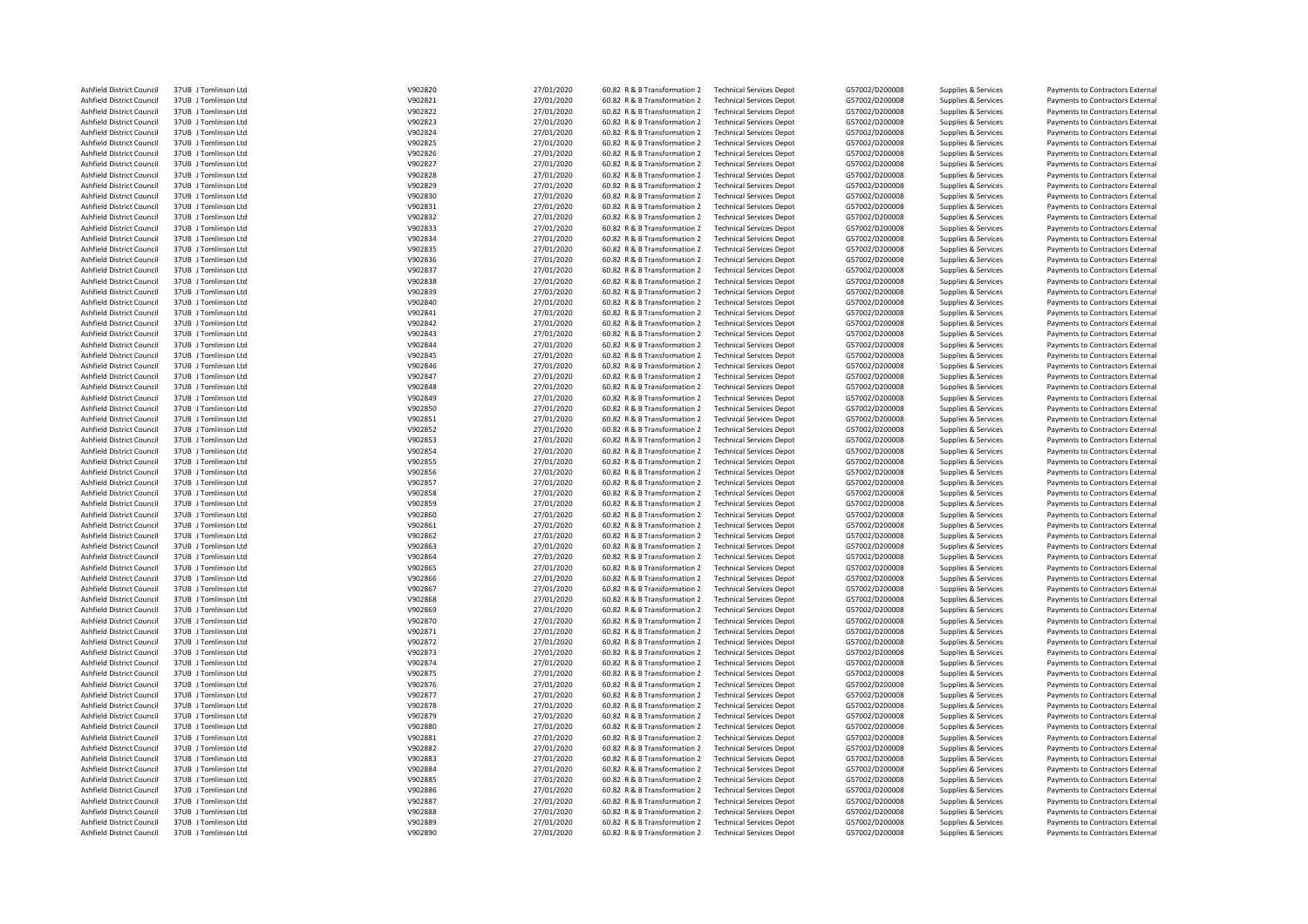| | | | | | | | | | |
|---|---|---|---|---|---|---|---|---|---|
| Ashfield District Council | 37UB J Tomlinson Ltd | V902820 | 27/01/2020 | 60.82 R & B Transformation 2 | Technical Services Depot | G57002/D200008 | Supplies & Services | Payments to Contractors External |
| Ashfield District Council | 37UB J Tomlinson Ltd | V902821 | 27/01/2020 | 60.82 R & B Transformation 2 | Technical Services Depot | G57002/D200008 | Supplies & Services | Payments to Contractors External |
| Ashfield District Council | 37UB J Tomlinson Ltd | V902822 | 27/01/2020 | 60.82 R & B Transformation 2 | Technical Services Depot | G57002/D200008 | Supplies & Services | Payments to Contractors External |
| Ashfield District Council | 37UB J Tomlinson Ltd | V902823 | 27/01/2020 | 60.82 R & B Transformation 2 | Technical Services Depot | G57002/D200008 | Supplies & Services | Payments to Contractors External |
| Ashfield District Council | 37UB J Tomlinson Ltd | V902824 | 27/01/2020 | 60.82 R & B Transformation 2 | Technical Services Depot | G57002/D200008 | Supplies & Services | Payments to Contractors External |
| Ashfield District Council | 37UB J Tomlinson Ltd | V902825 | 27/01/2020 | 60.82 R & B Transformation 2 | Technical Services Depot | G57002/D200008 | Supplies & Services | Payments to Contractors External |
| Ashfield District Council | 37UB J Tomlinson Ltd | V902826 | 27/01/2020 | 60.82 R & B Transformation 2 | Technical Services Depot | G57002/D200008 | Supplies & Services | Payments to Contractors External |
| Ashfield District Council | 37UB J Tomlinson Ltd | V902827 | 27/01/2020 | 60.82 R & B Transformation 2 | Technical Services Depot | G57002/D200008 | Supplies & Services | Payments to Contractors External |
| Ashfield District Council | 37UB J Tomlinson Ltd | V902828 | 27/01/2020 | 60.82 R & B Transformation 2 | Technical Services Depot | G57002/D200008 | Supplies & Services | Payments to Contractors External |
| Ashfield District Council | 37UB J Tomlinson Ltd | V902829 | 27/01/2020 | 60.82 R & B Transformation 2 | Technical Services Depot | G57002/D200008 | Supplies & Services | Payments to Contractors External |
| Ashfield District Council | 37UB J Tomlinson Ltd | V902830 | 27/01/2020 | 60.82 R & B Transformation 2 | Technical Services Depot | G57002/D200008 | Supplies & Services | Payments to Contractors External |
| Ashfield District Council | 37UB J Tomlinson Ltd | V902831 | 27/01/2020 | 60.82 R & B Transformation 2 | Technical Services Depot | G57002/D200008 | Supplies & Services | Payments to Contractors External |
| Ashfield District Council | 37UB J Tomlinson Ltd | V902832 | 27/01/2020 | 60.82 R & B Transformation 2 | Technical Services Depot | G57002/D200008 | Supplies & Services | Payments to Contractors External |
| Ashfield District Council | 37UB J Tomlinson Ltd | V902833 | 27/01/2020 | 60.82 R & B Transformation 2 | Technical Services Depot | G57002/D200008 | Supplies & Services | Payments to Contractors External |
| Ashfield District Council | 37UB J Tomlinson Ltd | V902834 | 27/01/2020 | 60.82 R & B Transformation 2 | Technical Services Depot | G57002/D200008 | Supplies & Services | Payments to Contractors External |
| Ashfield District Council | 37UB J Tomlinson Ltd | V902835 | 27/01/2020 | 60.82 R & B Transformation 2 | Technical Services Depot | G57002/D200008 | Supplies & Services | Payments to Contractors External |
| Ashfield District Council | 37UB J Tomlinson Ltd | V902836 | 27/01/2020 | 60.82 R & B Transformation 2 | Technical Services Depot | G57002/D200008 | Supplies & Services | Payments to Contractors External |
| Ashfield District Council | 37UB J Tomlinson Ltd | V902837 | 27/01/2020 | 60.82 R & B Transformation 2 | Technical Services Depot | G57002/D200008 | Supplies & Services | Payments to Contractors External |
| Ashfield District Council | 37UB J Tomlinson Ltd | V902838 | 27/01/2020 | 60.82 R & B Transformation 2 | Technical Services Depot | G57002/D200008 | Supplies & Services | Payments to Contractors External |
| Ashfield District Council | 37UB J Tomlinson Ltd | V902839 | 27/01/2020 | 60.82 R & B Transformation 2 | Technical Services Depot | G57002/D200008 | Supplies & Services | Payments to Contractors External |
| Ashfield District Council | 37UB J Tomlinson Ltd | V902840 | 27/01/2020 | 60.82 R & B Transformation 2 | Technical Services Depot | G57002/D200008 | Supplies & Services | Payments to Contractors External |
| Ashfield District Council | 37UB J Tomlinson Ltd | V902841 | 27/01/2020 | 60.82 R & B Transformation 2 | Technical Services Depot | G57002/D200008 | Supplies & Services | Payments to Contractors External |
| Ashfield District Council | 37UB J Tomlinson Ltd | V902842 | 27/01/2020 | 60.82 R & B Transformation 2 | Technical Services Depot | G57002/D200008 | Supplies & Services | Payments to Contractors External |
| Ashfield District Council | 37UB J Tomlinson Ltd | V902843 | 27/01/2020 | 60.82 R & B Transformation 2 | Technical Services Depot | G57002/D200008 | Supplies & Services | Payments to Contractors External |
| Ashfield District Council | 37UB J Tomlinson Ltd | V902844 | 27/01/2020 | 60.82 R & B Transformation 2 | Technical Services Depot | G57002/D200008 | Supplies & Services | Payments to Contractors External |
| Ashfield District Council | 37UB J Tomlinson Ltd | V902845 | 27/01/2020 | 60.82 R & B Transformation 2 | Technical Services Depot | G57002/D200008 | Supplies & Services | Payments to Contractors External |
| Ashfield District Council | 37UB J Tomlinson Ltd | V902846 | 27/01/2020 | 60.82 R & B Transformation 2 | Technical Services Depot | G57002/D200008 | Supplies & Services | Payments to Contractors External |
| Ashfield District Council | 37UB J Tomlinson Ltd | V902847 | 27/01/2020 | 60.82 R & B Transformation 2 | Technical Services Depot | G57002/D200008 | Supplies & Services | Payments to Contractors External |
| Ashfield District Council | 37UB J Tomlinson Ltd | V902848 | 27/01/2020 | 60.82 R & B Transformation 2 | Technical Services Depot | G57002/D200008 | Supplies & Services | Payments to Contractors External |
| Ashfield District Council | 37UB J Tomlinson Ltd | V902849 | 27/01/2020 | 60.82 R & B Transformation 2 | Technical Services Depot | G57002/D200008 | Supplies & Services | Payments to Contractors External |
| Ashfield District Council | 37UB J Tomlinson Ltd | V902850 | 27/01/2020 | 60.82 R & B Transformation 2 | Technical Services Depot | G57002/D200008 | Supplies & Services | Payments to Contractors External |
| Ashfield District Council | 37UB J Tomlinson Ltd | V902851 | 27/01/2020 | 60.82 R & B Transformation 2 | Technical Services Depot | G57002/D200008 | Supplies & Services | Payments to Contractors External |
| Ashfield District Council | 37UB J Tomlinson Ltd | V902852 | 27/01/2020 | 60.82 R & B Transformation 2 | Technical Services Depot | G57002/D200008 | Supplies & Services | Payments to Contractors External |
| Ashfield District Council | 37UB J Tomlinson Ltd | V902853 | 27/01/2020 | 60.82 R & B Transformation 2 | Technical Services Depot | G57002/D200008 | Supplies & Services | Payments to Contractors External |
| Ashfield District Council | 37UB J Tomlinson Ltd | V902854 | 27/01/2020 | 60.82 R & B Transformation 2 | Technical Services Depot | G57002/D200008 | Supplies & Services | Payments to Contractors External |
| Ashfield District Council | 37UB J Tomlinson Ltd | V902855 | 27/01/2020 | 60.82 R & B Transformation 2 | Technical Services Depot | G57002/D200008 | Supplies & Services | Payments to Contractors External |
| Ashfield District Council | 37UB J Tomlinson Ltd | V902856 | 27/01/2020 | 60.82 R & B Transformation 2 | Technical Services Depot | G57002/D200008 | Supplies & Services | Payments to Contractors External |
| Ashfield District Council | 37UB J Tomlinson Ltd | V902857 | 27/01/2020 | 60.82 R & B Transformation 2 | Technical Services Depot | G57002/D200008 | Supplies & Services | Payments to Contractors External |
| Ashfield District Council | 37UB J Tomlinson Ltd | V902858 | 27/01/2020 | 60.82 R & B Transformation 2 | Technical Services Depot | G57002/D200008 | Supplies & Services | Payments to Contractors External |
| Ashfield District Council | 37UB J Tomlinson Ltd | V902859 | 27/01/2020 | 60.82 R & B Transformation 2 | Technical Services Depot | G57002/D200008 | Supplies & Services | Payments to Contractors External |
| Ashfield District Council | 37UB J Tomlinson Ltd | V902860 | 27/01/2020 | 60.82 R & B Transformation 2 | Technical Services Depot | G57002/D200008 | Supplies & Services | Payments to Contractors External |
| Ashfield District Council | 37UB J Tomlinson Ltd | V902861 | 27/01/2020 | 60.82 R & B Transformation 2 | Technical Services Depot | G57002/D200008 | Supplies & Services | Payments to Contractors External |
| Ashfield District Council | 37UB J Tomlinson Ltd | V902862 | 27/01/2020 | 60.82 R & B Transformation 2 | Technical Services Depot | G57002/D200008 | Supplies & Services | Payments to Contractors External |
| Ashfield District Council | 37UB J Tomlinson Ltd | V902863 | 27/01/2020 | 60.82 R & B Transformation 2 | Technical Services Depot | G57002/D200008 | Supplies & Services | Payments to Contractors External |
| Ashfield District Council | 37UB J Tomlinson Ltd | V902864 | 27/01/2020 | 60.82 R & B Transformation 2 | Technical Services Depot | G57002/D200008 | Supplies & Services | Payments to Contractors External |
| Ashfield District Council | 37UB J Tomlinson Ltd | V902865 | 27/01/2020 | 60.82 R & B Transformation 2 | Technical Services Depot | G57002/D200008 | Supplies & Services | Payments to Contractors External |
| Ashfield District Council | 37UB J Tomlinson Ltd | V902866 | 27/01/2020 | 60.82 R & B Transformation 2 | Technical Services Depot | G57002/D200008 | Supplies & Services | Payments to Contractors External |
| Ashfield District Council | 37UB J Tomlinson Ltd | V902867 | 27/01/2020 | 60.82 R & B Transformation 2 | Technical Services Depot | G57002/D200008 | Supplies & Services | Payments to Contractors External |
| Ashfield District Council | 37UB J Tomlinson Ltd | V902868 | 27/01/2020 | 60.82 R & B Transformation 2 | Technical Services Depot | G57002/D200008 | Supplies & Services | Payments to Contractors External |
| Ashfield District Council | 37UB J Tomlinson Ltd | V902869 | 27/01/2020 | 60.82 R & B Transformation 2 | Technical Services Depot | G57002/D200008 | Supplies & Services | Payments to Contractors External |
| Ashfield District Council | 37UB J Tomlinson Ltd | V902870 | 27/01/2020 | 60.82 R & B Transformation 2 | Technical Services Depot | G57002/D200008 | Supplies & Services | Payments to Contractors External |
| Ashfield District Council | 37UB J Tomlinson Ltd | V902871 | 27/01/2020 | 60.82 R & B Transformation 2 | Technical Services Depot | G57002/D200008 | Supplies & Services | Payments to Contractors External |
| Ashfield District Council | 37UB J Tomlinson Ltd | V902872 | 27/01/2020 | 60.82 R & B Transformation 2 | Technical Services Depot | G57002/D200008 | Supplies & Services | Payments to Contractors External |
| Ashfield District Council | 37UB J Tomlinson Ltd | V902873 | 27/01/2020 | 60.82 R & B Transformation 2 | Technical Services Depot | G57002/D200008 | Supplies & Services | Payments to Contractors External |
| Ashfield District Council | 37UB J Tomlinson Ltd | V902874 | 27/01/2020 | 60.82 R & B Transformation 2 | Technical Services Depot | G57002/D200008 | Supplies & Services | Payments to Contractors External |
| Ashfield District Council | 37UB J Tomlinson Ltd | V902875 | 27/01/2020 | 60.82 R & B Transformation 2 | Technical Services Depot | G57002/D200008 | Supplies & Services | Payments to Contractors External |
| Ashfield District Council | 37UB J Tomlinson Ltd | V902876 | 27/01/2020 | 60.82 R & B Transformation 2 | Technical Services Depot | G57002/D200008 | Supplies & Services | Payments to Contractors External |
| Ashfield District Council | 37UB J Tomlinson Ltd | V902877 | 27/01/2020 | 60.82 R & B Transformation 2 | Technical Services Depot | G57002/D200008 | Supplies & Services | Payments to Contractors External |
| Ashfield District Council | 37UB J Tomlinson Ltd | V902878 | 27/01/2020 | 60.82 R & B Transformation 2 | Technical Services Depot | G57002/D200008 | Supplies & Services | Payments to Contractors External |
| Ashfield District Council | 37UB J Tomlinson Ltd | V902879 | 27/01/2020 | 60.82 R & B Transformation 2 | Technical Services Depot | G57002/D200008 | Supplies & Services | Payments to Contractors External |
| Ashfield District Council | 37UB J Tomlinson Ltd | V902880 | 27/01/2020 | 60.82 R & B Transformation 2 | Technical Services Depot | G57002/D200008 | Supplies & Services | Payments to Contractors External |
| Ashfield District Council | 37UB J Tomlinson Ltd | V902881 | 27/01/2020 | 60.82 R & B Transformation 2 | Technical Services Depot | G57002/D200008 | Supplies & Services | Payments to Contractors External |
| Ashfield District Council | 37UB J Tomlinson Ltd | V902882 | 27/01/2020 | 60.82 R & B Transformation 2 | Technical Services Depot | G57002/D200008 | Supplies & Services | Payments to Contractors External |
| Ashfield District Council | 37UB J Tomlinson Ltd | V902883 | 27/01/2020 | 60.82 R & B Transformation 2 | Technical Services Depot | G57002/D200008 | Supplies & Services | Payments to Contractors External |
| Ashfield District Council | 37UB J Tomlinson Ltd | V902884 | 27/01/2020 | 60.82 R & B Transformation 2 | Technical Services Depot | G57002/D200008 | Supplies & Services | Payments to Contractors External |
| Ashfield District Council | 37UB J Tomlinson Ltd | V902885 | 27/01/2020 | 60.82 R & B Transformation 2 | Technical Services Depot | G57002/D200008 | Supplies & Services | Payments to Contractors External |
| Ashfield District Council | 37UB J Tomlinson Ltd | V902886 | 27/01/2020 | 60.82 R & B Transformation 2 | Technical Services Depot | G57002/D200008 | Supplies & Services | Payments to Contractors External |
| Ashfield District Council | 37UB J Tomlinson Ltd | V902887 | 27/01/2020 | 60.82 R & B Transformation 2 | Technical Services Depot | G57002/D200008 | Supplies & Services | Payments to Contractors External |
| Ashfield District Council | 37UB J Tomlinson Ltd | V902888 | 27/01/2020 | 60.82 R & B Transformation 2 | Technical Services Depot | G57002/D200008 | Supplies & Services | Payments to Contractors External |
| Ashfield District Council | 37UB J Tomlinson Ltd | V902889 | 27/01/2020 | 60.82 R & B Transformation 2 | Technical Services Depot | G57002/D200008 | Supplies & Services | Payments to Contractors External |
| Ashfield District Council | 37UB J Tomlinson Ltd | V902890 | 27/01/2020 | 60.82 R & B Transformation 2 | Technical Services Depot | G57002/D200008 | Supplies & Services | Payments to Contractors External |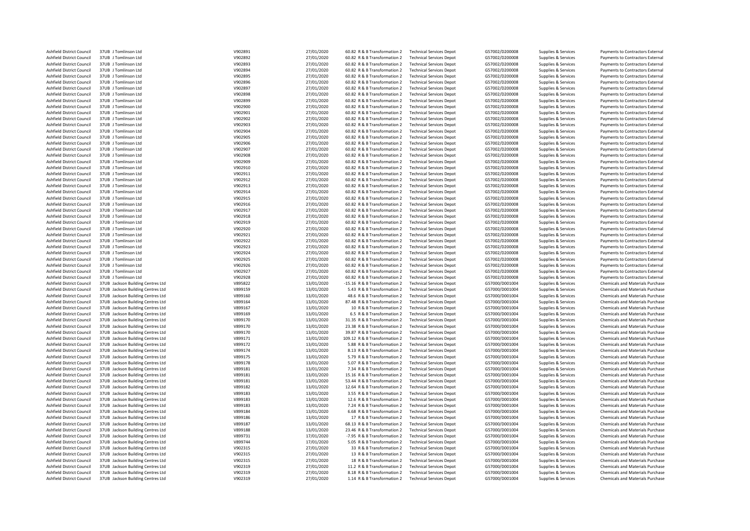| | | | | | | | | | |
|---|---|---|---|---|---|---|---|---|---|
| Ashfield District Council | 37UB J Tomlinson Ltd | V902891 | 27/01/2020 | 60.82 R & B Transformation 2 | Technical Services Depot | G57002/D200008 | Supplies & Services | Payments to Contractors External |
| Ashfield District Council | 37UB J Tomlinson Ltd | V902892 | 27/01/2020 | 60.82 R & B Transformation 2 | Technical Services Depot | G57002/D200008 | Supplies & Services | Payments to Contractors External |
| Ashfield District Council | 37UB J Tomlinson Ltd | V902893 | 27/01/2020 | 60.82 R & B Transformation 2 | Technical Services Depot | G57002/D200008 | Supplies & Services | Payments to Contractors External |
| Ashfield District Council | 37UB J Tomlinson Ltd | V902894 | 27/01/2020 | 60.82 R & B Transformation 2 | Technical Services Depot | G57002/D200008 | Supplies & Services | Payments to Contractors External |
| Ashfield District Council | 37UB J Tomlinson Ltd | V902895 | 27/01/2020 | 60.82 R & B Transformation 2 | Technical Services Depot | G57002/D200008 | Supplies & Services | Payments to Contractors External |
| Ashfield District Council | 37UB J Tomlinson Ltd | V902896 | 27/01/2020 | 60.82 R & B Transformation 2 | Technical Services Depot | G57002/D200008 | Supplies & Services | Payments to Contractors External |
| Ashfield District Council | 37UB J Tomlinson Ltd | V902897 | 27/01/2020 | 60.82 R & B Transformation 2 | Technical Services Depot | G57002/D200008 | Supplies & Services | Payments to Contractors External |
| Ashfield District Council | 37UB J Tomlinson Ltd | V902898 | 27/01/2020 | 60.82 R & B Transformation 2 | Technical Services Depot | G57002/D200008 | Supplies & Services | Payments to Contractors External |
| Ashfield District Council | 37UB J Tomlinson Ltd | V902899 | 27/01/2020 | 60.82 R & B Transformation 2 | Technical Services Depot | G57002/D200008 | Supplies & Services | Payments to Contractors External |
| Ashfield District Council | 37UB J Tomlinson Ltd | V902900 | 27/01/2020 | 60.82 R & B Transformation 2 | Technical Services Depot | G57002/D200008 | Supplies & Services | Payments to Contractors External |
| Ashfield District Council | 37UB J Tomlinson Ltd | V902901 | 27/01/2020 | 60.82 R & B Transformation 2 | Technical Services Depot | G57002/D200008 | Supplies & Services | Payments to Contractors External |
| Ashfield District Council | 37UB J Tomlinson Ltd | V902902 | 27/01/2020 | 60.82 R & B Transformation 2 | Technical Services Depot | G57002/D200008 | Supplies & Services | Payments to Contractors External |
| Ashfield District Council | 37UB J Tomlinson Ltd | V902903 | 27/01/2020 | 60.82 R & B Transformation 2 | Technical Services Depot | G57002/D200008 | Supplies & Services | Payments to Contractors External |
| Ashfield District Council | 37UB J Tomlinson Ltd | V902904 | 27/01/2020 | 60.82 R & B Transformation 2 | Technical Services Depot | G57002/D200008 | Supplies & Services | Payments to Contractors External |
| Ashfield District Council | 37UB J Tomlinson Ltd | V902905 | 27/01/2020 | 60.82 R & B Transformation 2 | Technical Services Depot | G57002/D200008 | Supplies & Services | Payments to Contractors External |
| Ashfield District Council | 37UB J Tomlinson Ltd | V902906 | 27/01/2020 | 60.82 R & B Transformation 2 | Technical Services Depot | G57002/D200008 | Supplies & Services | Payments to Contractors External |
| Ashfield District Council | 37UB J Tomlinson Ltd | V902907 | 27/01/2020 | 60.82 R & B Transformation 2 | Technical Services Depot | G57002/D200008 | Supplies & Services | Payments to Contractors External |
| Ashfield District Council | 37UB J Tomlinson Ltd | V902908 | 27/01/2020 | 60.82 R & B Transformation 2 | Technical Services Depot | G57002/D200008 | Supplies & Services | Payments to Contractors External |
| Ashfield District Council | 37UB J Tomlinson Ltd | V902909 | 27/01/2020 | 60.82 R & B Transformation 2 | Technical Services Depot | G57002/D200008 | Supplies & Services | Payments to Contractors External |
| Ashfield District Council | 37UB J Tomlinson Ltd | V902910 | 27/01/2020 | 60.82 R & B Transformation 2 | Technical Services Depot | G57002/D200008 | Supplies & Services | Payments to Contractors External |
| Ashfield District Council | 37UB J Tomlinson Ltd | V902911 | 27/01/2020 | 60.82 R & B Transformation 2 | Technical Services Depot | G57002/D200008 | Supplies & Services | Payments to Contractors External |
| Ashfield District Council | 37UB J Tomlinson Ltd | V902912 | 27/01/2020 | 60.82 R & B Transformation 2 | Technical Services Depot | G57002/D200008 | Supplies & Services | Payments to Contractors External |
| Ashfield District Council | 37UB J Tomlinson Ltd | V902913 | 27/01/2020 | 60.82 R & B Transformation 2 | Technical Services Depot | G57002/D200008 | Supplies & Services | Payments to Contractors External |
| Ashfield District Council | 37UB J Tomlinson Ltd | V902914 | 27/01/2020 | 60.82 R & B Transformation 2 | Technical Services Depot | G57002/D200008 | Supplies & Services | Payments to Contractors External |
| Ashfield District Council | 37UB J Tomlinson Ltd | V902915 | 27/01/2020 | 60.82 R & B Transformation 2 | Technical Services Depot | G57002/D200008 | Supplies & Services | Payments to Contractors External |
| Ashfield District Council | 37UB J Tomlinson Ltd | V902916 | 27/01/2020 | 60.82 R & B Transformation 2 | Technical Services Depot | G57002/D200008 | Supplies & Services | Payments to Contractors External |
| Ashfield District Council | 37UB J Tomlinson Ltd | V902917 | 27/01/2020 | 60.82 R & B Transformation 2 | Technical Services Depot | G57002/D200008 | Supplies & Services | Payments to Contractors External |
| Ashfield District Council | 37UB J Tomlinson Ltd | V902918 | 27/01/2020 | 60.82 R & B Transformation 2 | Technical Services Depot | G57002/D200008 | Supplies & Services | Payments to Contractors External |
| Ashfield District Council | 37UB J Tomlinson Ltd | V902919 | 27/01/2020 | 60.82 R & B Transformation 2 | Technical Services Depot | G57002/D200008 | Supplies & Services | Payments to Contractors External |
| Ashfield District Council | 37UB J Tomlinson Ltd | V902920 | 27/01/2020 | 60.82 R & B Transformation 2 | Technical Services Depot | G57002/D200008 | Supplies & Services | Payments to Contractors External |
| Ashfield District Council | 37UB J Tomlinson Ltd | V902921 | 27/01/2020 | 60.82 R & B Transformation 2 | Technical Services Depot | G57002/D200008 | Supplies & Services | Payments to Contractors External |
| Ashfield District Council | 37UB J Tomlinson Ltd | V902922 | 27/01/2020 | 60.82 R & B Transformation 2 | Technical Services Depot | G57002/D200008 | Supplies & Services | Payments to Contractors External |
| Ashfield District Council | 37UB J Tomlinson Ltd | V902923 | 27/01/2020 | 60.82 R & B Transformation 2 | Technical Services Depot | G57002/D200008 | Supplies & Services | Payments to Contractors External |
| Ashfield District Council | 37UB J Tomlinson Ltd | V902924 | 27/01/2020 | 60.82 R & B Transformation 2 | Technical Services Depot | G57002/D200008 | Supplies & Services | Payments to Contractors External |
| Ashfield District Council | 37UB J Tomlinson Ltd | V902925 | 27/01/2020 | 60.82 R & B Transformation 2 | Technical Services Depot | G57002/D200008 | Supplies & Services | Payments to Contractors External |
| Ashfield District Council | 37UB J Tomlinson Ltd | V902926 | 27/01/2020 | 60.82 R & B Transformation 2 | Technical Services Depot | G57002/D200008 | Supplies & Services | Payments to Contractors External |
| Ashfield District Council | 37UB J Tomlinson Ltd | V902927 | 27/01/2020 | 60.82 R & B Transformation 2 | Technical Services Depot | G57002/D200008 | Supplies & Services | Payments to Contractors External |
| Ashfield District Council | 37UB J Tomlinson Ltd | V902928 | 27/01/2020 | 60.82 R & B Transformation 2 | Technical Services Depot | G57002/D200008 | Supplies & Services | Payments to Contractors External |
| Ashfield District Council | 37UB Jackson Building Centres Ltd | V895822 | 13/01/2020 | -15.16 R & B Transformation 2 | Technical Services Depot | G57000/D001004 | Supplies & Services | Chemicals and Materials Purchase |
| Ashfield District Council | 37UB Jackson Building Centres Ltd | V899159 | 13/01/2020 | 5.43 R & B Transformation 2 | Technical Services Depot | G57000/D001004 | Supplies & Services | Chemicals and Materials Purchase |
| Ashfield District Council | 37UB Jackson Building Centres Ltd | V899160 | 13/01/2020 | 48.6 R & B Transformation 2 | Technical Services Depot | G57000/D001004 | Supplies & Services | Chemicals and Materials Purchase |
| Ashfield District Council | 37UB Jackson Building Centres Ltd | V899164 | 13/01/2020 | 87.48 R & B Transformation 2 | Technical Services Depot | G57000/D001004 | Supplies & Services | Chemicals and Materials Purchase |
| Ashfield District Council | 37UB Jackson Building Centres Ltd | V899167 | 13/01/2020 | 10 R & B Transformation 2 | Technical Services Depot | G57000/D001004 | Supplies & Services | Chemicals and Materials Purchase |
| Ashfield District Council | 37UB Jackson Building Centres Ltd | V899169 | 13/01/2020 | 6.5 R & B Transformation 2 | Technical Services Depot | G57000/D001004 | Supplies & Services | Chemicals and Materials Purchase |
| Ashfield District Council | 37UB Jackson Building Centres Ltd | V899170 | 13/01/2020 | 31.35 R & B Transformation 2 | Technical Services Depot | G57000/D001004 | Supplies & Services | Chemicals and Materials Purchase |
| Ashfield District Council | 37UB Jackson Building Centres Ltd | V899170 | 13/01/2020 | 23.38 R & B Transformation 2 | Technical Services Depot | G57000/D001004 | Supplies & Services | Chemicals and Materials Purchase |
| Ashfield District Council | 37UB Jackson Building Centres Ltd | V899170 | 13/01/2020 | 39.87 R & B Transformation 2 | Technical Services Depot | G57000/D001004 | Supplies & Services | Chemicals and Materials Purchase |
| Ashfield District Council | 37UB Jackson Building Centres Ltd | V899171 | 13/01/2020 | 109.12 R & B Transformation 2 | Technical Services Depot | G57000/D001004 | Supplies & Services | Chemicals and Materials Purchase |
| Ashfield District Council | 37UB Jackson Building Centres Ltd | V899172 | 13/01/2020 | 5.88 R & B Transformation 2 | Technical Services Depot | G57000/D001004 | Supplies & Services | Chemicals and Materials Purchase |
| Ashfield District Council | 37UB Jackson Building Centres Ltd | V899174 | 13/01/2020 | 8.13 R & B Transformation 2 | Technical Services Depot | G57000/D001004 | Supplies & Services | Chemicals and Materials Purchase |
| Ashfield District Council | 37UB Jackson Building Centres Ltd | V899175 | 13/01/2020 | 5.79 R & B Transformation 2 | Technical Services Depot | G57000/D001004 | Supplies & Services | Chemicals and Materials Purchase |
| Ashfield District Council | 37UB Jackson Building Centres Ltd | V899178 | 13/01/2020 | 5.07 R & B Transformation 2 | Technical Services Depot | G57000/D001004 | Supplies & Services | Chemicals and Materials Purchase |
| Ashfield District Council | 37UB Jackson Building Centres Ltd | V899181 | 13/01/2020 | 7.34 R & B Transformation 2 | Technical Services Depot | G57000/D001004 | Supplies & Services | Chemicals and Materials Purchase |
| Ashfield District Council | 37UB Jackson Building Centres Ltd | V899181 | 13/01/2020 | 15.16 R & B Transformation 2 | Technical Services Depot | G57000/D001004 | Supplies & Services | Chemicals and Materials Purchase |
| Ashfield District Council | 37UB Jackson Building Centres Ltd | V899181 | 13/01/2020 | 53.44 R & B Transformation 2 | Technical Services Depot | G57000/D001004 | Supplies & Services | Chemicals and Materials Purchase |
| Ashfield District Council | 37UB Jackson Building Centres Ltd | V899182 | 13/01/2020 | 12.64 R & B Transformation 2 | Technical Services Depot | G57000/D001004 | Supplies & Services | Chemicals and Materials Purchase |
| Ashfield District Council | 37UB Jackson Building Centres Ltd | V899183 | 13/01/2020 | 3.55 R & B Transformation 2 | Technical Services Depot | G57000/D001004 | Supplies & Services | Chemicals and Materials Purchase |
| Ashfield District Council | 37UB Jackson Building Centres Ltd | V899183 | 13/01/2020 | 12.6 R & B Transformation 2 | Technical Services Depot | G57000/D001004 | Supplies & Services | Chemicals and Materials Purchase |
| Ashfield District Council | 37UB Jackson Building Centres Ltd | V899183 | 13/01/2020 | 7.24 R & B Transformation 2 | Technical Services Depot | G57000/D001004 | Supplies & Services | Chemicals and Materials Purchase |
| Ashfield District Council | 37UB Jackson Building Centres Ltd | V899184 | 13/01/2020 | 6.68 R & B Transformation 2 | Technical Services Depot | G57000/D001004 | Supplies & Services | Chemicals and Materials Purchase |
| Ashfield District Council | 37UB Jackson Building Centres Ltd | V899186 | 13/01/2020 | 17 R & B Transformation 2 | Technical Services Depot | G57000/D001004 | Supplies & Services | Chemicals and Materials Purchase |
| Ashfield District Council | 37UB Jackson Building Centres Ltd | V899187 | 13/01/2020 | 68.13 R & B Transformation 2 | Technical Services Depot | G57000/D001004 | Supplies & Services | Chemicals and Materials Purchase |
| Ashfield District Council | 37UB Jackson Building Centres Ltd | V899188 | 13/01/2020 | 23.46 R & B Transformation 2 | Technical Services Depot | G57000/D001004 | Supplies & Services | Chemicals and Materials Purchase |
| Ashfield District Council | 37UB Jackson Building Centres Ltd | V899731 | 17/01/2020 | -7.95 R & B Transformation 2 | Technical Services Depot | G57000/D001004 | Supplies & Services | Chemicals and Materials Purchase |
| Ashfield District Council | 37UB Jackson Building Centres Ltd | V899744 | 17/01/2020 | 5.05 R & B Transformation 2 | Technical Services Depot | G57000/D001004 | Supplies & Services | Chemicals and Materials Purchase |
| Ashfield District Council | 37UB Jackson Building Centres Ltd | V902315 | 27/01/2020 | 33 R & B Transformation 2 | Technical Services Depot | G57000/D001004 | Supplies & Services | Chemicals and Materials Purchase |
| Ashfield District Council | 37UB Jackson Building Centres Ltd | V902315 | 27/01/2020 | 13 R & B Transformation 2 | Technical Services Depot | G57000/D001004 | Supplies & Services | Chemicals and Materials Purchase |
| Ashfield District Council | 37UB Jackson Building Centres Ltd | V902315 | 27/01/2020 | 18 R & B Transformation 2 | Technical Services Depot | G57000/D001004 | Supplies & Services | Chemicals and Materials Purchase |
| Ashfield District Council | 37UB Jackson Building Centres Ltd | V902319 | 27/01/2020 | 11.2 R & B Transformation 2 | Technical Services Depot | G57000/D001004 | Supplies & Services | Chemicals and Materials Purchase |
| Ashfield District Council | 37UB Jackson Building Centres Ltd | V902319 | 27/01/2020 | 8.18 R & B Transformation 2 | Technical Services Depot | G57000/D001004 | Supplies & Services | Chemicals and Materials Purchase |
| Ashfield District Council | 37UB Jackson Building Centres Ltd | V902319 | 27/01/2020 | 1.14 R & B Transformation 2 | Technical Services Depot | G57000/D001004 | Supplies & Services | Chemicals and Materials Purchase |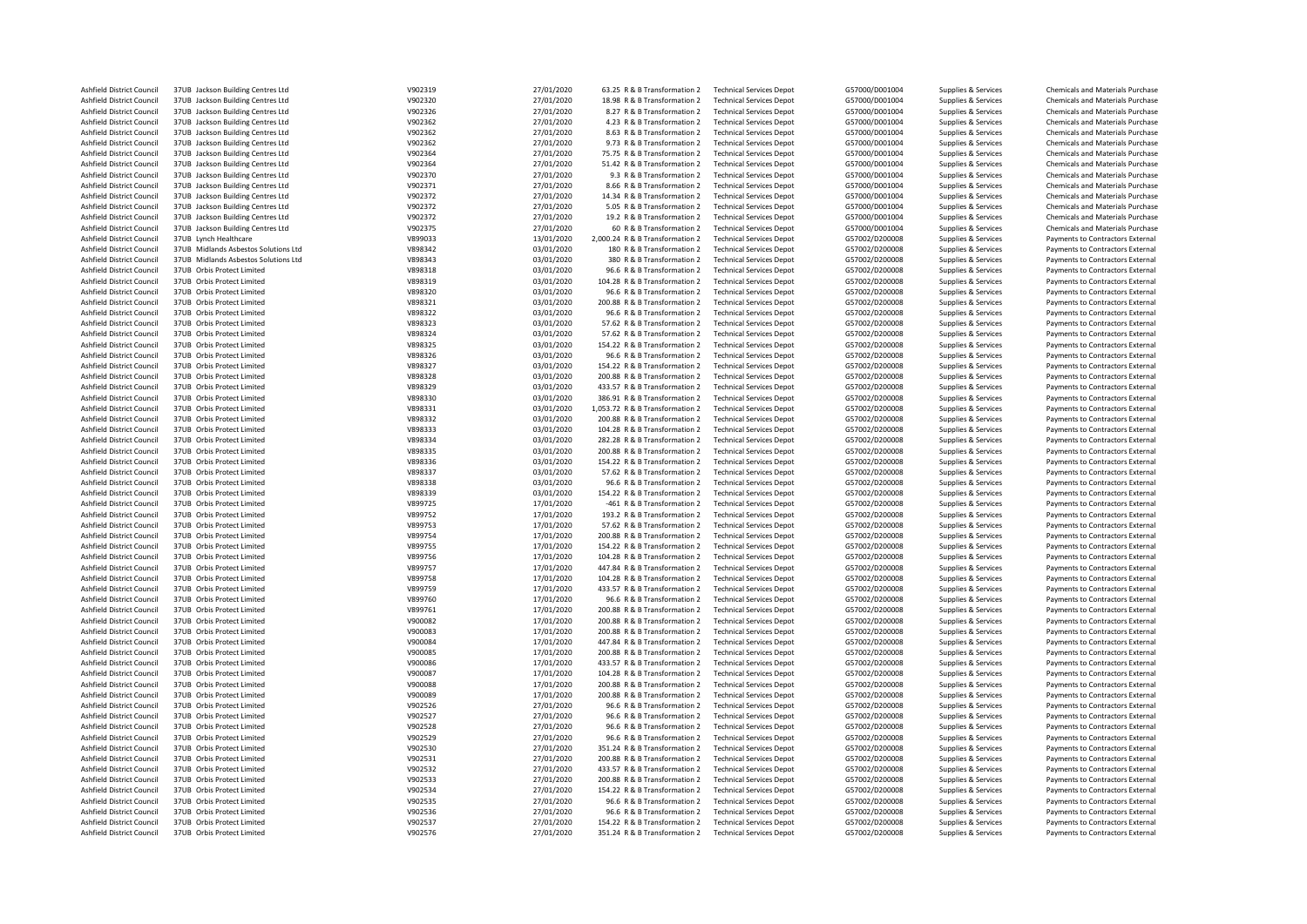| | | | | | | | | | |
|---|---|---|---|---|---|---|---|---|---|
| Ashfield District Council | 37UB Jackson Building Centres Ltd | V902319 | 27/01/2020 | 63.25 R & B Transformation 2 | Technical Services Depot | G57000/D001004 | Supplies & Services | Chemicals and Materials Purchase |
| Ashfield District Council | 37UB Jackson Building Centres Ltd | V902320 | 27/01/2020 | 18.98 R & B Transformation 2 | Technical Services Depot | G57000/D001004 | Supplies & Services | Chemicals and Materials Purchase |
| Ashfield District Council | 37UB Jackson Building Centres Ltd | V902326 | 27/01/2020 | 8.27 R & B Transformation 2 | Technical Services Depot | G57000/D001004 | Supplies & Services | Chemicals and Materials Purchase |
| Ashfield District Council | 37UB Jackson Building Centres Ltd | V902362 | 27/01/2020 | 4.23 R & B Transformation 2 | Technical Services Depot | G57000/D001004 | Supplies & Services | Chemicals and Materials Purchase |
| Ashfield District Council | 37UB Jackson Building Centres Ltd | V902362 | 27/01/2020 | 8.63 R & B Transformation 2 | Technical Services Depot | G57000/D001004 | Supplies & Services | Chemicals and Materials Purchase |
| Ashfield District Council | 37UB Jackson Building Centres Ltd | V902362 | 27/01/2020 | 9.73 R & B Transformation 2 | Technical Services Depot | G57000/D001004 | Supplies & Services | Chemicals and Materials Purchase |
| Ashfield District Council | 37UB Jackson Building Centres Ltd | V902364 | 27/01/2020 | 75.75 R & B Transformation 2 | Technical Services Depot | G57000/D001004 | Supplies & Services | Chemicals and Materials Purchase |
| Ashfield District Council | 37UB Jackson Building Centres Ltd | V902364 | 27/01/2020 | 51.42 R & B Transformation 2 | Technical Services Depot | G57000/D001004 | Supplies & Services | Chemicals and Materials Purchase |
| Ashfield District Council | 37UB Jackson Building Centres Ltd | V902370 | 27/01/2020 | 9.3 R & B Transformation 2 | Technical Services Depot | G57000/D001004 | Supplies & Services | Chemicals and Materials Purchase |
| Ashfield District Council | 37UB Jackson Building Centres Ltd | V902371 | 27/01/2020 | 8.66 R & B Transformation 2 | Technical Services Depot | G57000/D001004 | Supplies & Services | Chemicals and Materials Purchase |
| Ashfield District Council | 37UB Jackson Building Centres Ltd | V902372 | 27/01/2020 | 14.34 R & B Transformation 2 | Technical Services Depot | G57000/D001004 | Supplies & Services | Chemicals and Materials Purchase |
| Ashfield District Council | 37UB Jackson Building Centres Ltd | V902372 | 27/01/2020 | 5.05 R & B Transformation 2 | Technical Services Depot | G57000/D001004 | Supplies & Services | Chemicals and Materials Purchase |
| Ashfield District Council | 37UB Jackson Building Centres Ltd | V902372 | 27/01/2020 | 19.2 R & B Transformation 2 | Technical Services Depot | G57000/D001004 | Supplies & Services | Chemicals and Materials Purchase |
| Ashfield District Council | 37UB Jackson Building Centres Ltd | V902375 | 27/01/2020 | 60 R & B Transformation 2 | Technical Services Depot | G57000/D001004 | Supplies & Services | Chemicals and Materials Purchase |
| Ashfield District Council | 37UB Lynch Healthcare | V899033 | 13/01/2020 | 2,000.24 R & B Transformation 2 | Technical Services Depot | G57002/D200008 | Supplies & Services | Payments to Contractors External |
| Ashfield District Council | 37UB Midlands Asbestos Solutions Ltd | V898342 | 03/01/2020 | 180 R & B Transformation 2 | Technical Services Depot | G57002/D200008 | Supplies & Services | Payments to Contractors External |
| Ashfield District Council | 37UB Midlands Asbestos Solutions Ltd | V898343 | 03/01/2020 | 380 R & B Transformation 2 | Technical Services Depot | G57002/D200008 | Supplies & Services | Payments to Contractors External |
| Ashfield District Council | 37UB Orbis Protect Limited | V898318 | 03/01/2020 | 96.6 R & B Transformation 2 | Technical Services Depot | G57002/D200008 | Supplies & Services | Payments to Contractors External |
| Ashfield District Council | 37UB Orbis Protect Limited | V898319 | 03/01/2020 | 104.28 R & B Transformation 2 | Technical Services Depot | G57002/D200008 | Supplies & Services | Payments to Contractors External |
| Ashfield District Council | 37UB Orbis Protect Limited | V898320 | 03/01/2020 | 96.6 R & B Transformation 2 | Technical Services Depot | G57002/D200008 | Supplies & Services | Payments to Contractors External |
| Ashfield District Council | 37UB Orbis Protect Limited | V898321 | 03/01/2020 | 200.88 R & B Transformation 2 | Technical Services Depot | G57002/D200008 | Supplies & Services | Payments to Contractors External |
| Ashfield District Council | 37UB Orbis Protect Limited | V898322 | 03/01/2020 | 96.6 R & B Transformation 2 | Technical Services Depot | G57002/D200008 | Supplies & Services | Payments to Contractors External |
| Ashfield District Council | 37UB Orbis Protect Limited | V898323 | 03/01/2020 | 57.62 R & B Transformation 2 | Technical Services Depot | G57002/D200008 | Supplies & Services | Payments to Contractors External |
| Ashfield District Council | 37UB Orbis Protect Limited | V898324 | 03/01/2020 | 57.62 R & B Transformation 2 | Technical Services Depot | G57002/D200008 | Supplies & Services | Payments to Contractors External |
| Ashfield District Council | 37UB Orbis Protect Limited | V898325 | 03/01/2020 | 154.22 R & B Transformation 2 | Technical Services Depot | G57002/D200008 | Supplies & Services | Payments to Contractors External |
| Ashfield District Council | 37UB Orbis Protect Limited | V898326 | 03/01/2020 | 96.6 R & B Transformation 2 | Technical Services Depot | G57002/D200008 | Supplies & Services | Payments to Contractors External |
| Ashfield District Council | 37UB Orbis Protect Limited | V898327 | 03/01/2020 | 154.22 R & B Transformation 2 | Technical Services Depot | G57002/D200008 | Supplies & Services | Payments to Contractors External |
| Ashfield District Council | 37UB Orbis Protect Limited | V898328 | 03/01/2020 | 200.88 R & B Transformation 2 | Technical Services Depot | G57002/D200008 | Supplies & Services | Payments to Contractors External |
| Ashfield District Council | 37UB Orbis Protect Limited | V898329 | 03/01/2020 | 433.57 R & B Transformation 2 | Technical Services Depot | G57002/D200008 | Supplies & Services | Payments to Contractors External |
| Ashfield District Council | 37UB Orbis Protect Limited | V898330 | 03/01/2020 | 386.91 R & B Transformation 2 | Technical Services Depot | G57002/D200008 | Supplies & Services | Payments to Contractors External |
| Ashfield District Council | 37UB Orbis Protect Limited | V898331 | 03/01/2020 | 1,053.72 R & B Transformation 2 | Technical Services Depot | G57002/D200008 | Supplies & Services | Payments to Contractors External |
| Ashfield District Council | 37UB Orbis Protect Limited | V898332 | 03/01/2020 | 200.88 R & B Transformation 2 | Technical Services Depot | G57002/D200008 | Supplies & Services | Payments to Contractors External |
| Ashfield District Council | 37UB Orbis Protect Limited | V898333 | 03/01/2020 | 104.28 R & B Transformation 2 | Technical Services Depot | G57002/D200008 | Supplies & Services | Payments to Contractors External |
| Ashfield District Council | 37UB Orbis Protect Limited | V898334 | 03/01/2020 | 282.28 R & B Transformation 2 | Technical Services Depot | G57002/D200008 | Supplies & Services | Payments to Contractors External |
| Ashfield District Council | 37UB Orbis Protect Limited | V898335 | 03/01/2020 | 200.88 R & B Transformation 2 | Technical Services Depot | G57002/D200008 | Supplies & Services | Payments to Contractors External |
| Ashfield District Council | 37UB Orbis Protect Limited | V898336 | 03/01/2020 | 154.22 R & B Transformation 2 | Technical Services Depot | G57002/D200008 | Supplies & Services | Payments to Contractors External |
| Ashfield District Council | 37UB Orbis Protect Limited | V898337 | 03/01/2020 | 57.62 R & B Transformation 2 | Technical Services Depot | G57002/D200008 | Supplies & Services | Payments to Contractors External |
| Ashfield District Council | 37UB Orbis Protect Limited | V898338 | 03/01/2020 | 96.6 R & B Transformation 2 | Technical Services Depot | G57002/D200008 | Supplies & Services | Payments to Contractors External |
| Ashfield District Council | 37UB Orbis Protect Limited | V898339 | 03/01/2020 | 154.22 R & B Transformation 2 | Technical Services Depot | G57002/D200008 | Supplies & Services | Payments to Contractors External |
| Ashfield District Council | 37UB Orbis Protect Limited | V899725 | 17/01/2020 | -461 R & B Transformation 2 | Technical Services Depot | G57002/D200008 | Supplies & Services | Payments to Contractors External |
| Ashfield District Council | 37UB Orbis Protect Limited | V899752 | 17/01/2020 | 193.2 R & B Transformation 2 | Technical Services Depot | G57002/D200008 | Supplies & Services | Payments to Contractors External |
| Ashfield District Council | 37UB Orbis Protect Limited | V899753 | 17/01/2020 | 57.62 R & B Transformation 2 | Technical Services Depot | G57002/D200008 | Supplies & Services | Payments to Contractors External |
| Ashfield District Council | 37UB Orbis Protect Limited | V899754 | 17/01/2020 | 200.88 R & B Transformation 2 | Technical Services Depot | G57002/D200008 | Supplies & Services | Payments to Contractors External |
| Ashfield District Council | 37UB Orbis Protect Limited | V899755 | 17/01/2020 | 154.22 R & B Transformation 2 | Technical Services Depot | G57002/D200008 | Supplies & Services | Payments to Contractors External |
| Ashfield District Council | 37UB Orbis Protect Limited | V899756 | 17/01/2020 | 104.28 R & B Transformation 2 | Technical Services Depot | G57002/D200008 | Supplies & Services | Payments to Contractors External |
| Ashfield District Council | 37UB Orbis Protect Limited | V899757 | 17/01/2020 | 447.84 R & B Transformation 2 | Technical Services Depot | G57002/D200008 | Supplies & Services | Payments to Contractors External |
| Ashfield District Council | 37UB Orbis Protect Limited | V899758 | 17/01/2020 | 104.28 R & B Transformation 2 | Technical Services Depot | G57002/D200008 | Supplies & Services | Payments to Contractors External |
| Ashfield District Council | 37UB Orbis Protect Limited | V899759 | 17/01/2020 | 433.57 R & B Transformation 2 | Technical Services Depot | G57002/D200008 | Supplies & Services | Payments to Contractors External |
| Ashfield District Council | 37UB Orbis Protect Limited | V899760 | 17/01/2020 | 96.6 R & B Transformation 2 | Technical Services Depot | G57002/D200008 | Supplies & Services | Payments to Contractors External |
| Ashfield District Council | 37UB Orbis Protect Limited | V899761 | 17/01/2020 | 200.88 R & B Transformation 2 | Technical Services Depot | G57002/D200008 | Supplies & Services | Payments to Contractors External |
| Ashfield District Council | 37UB Orbis Protect Limited | V900082 | 17/01/2020 | 200.88 R & B Transformation 2 | Technical Services Depot | G57002/D200008 | Supplies & Services | Payments to Contractors External |
| Ashfield District Council | 37UB Orbis Protect Limited | V900083 | 17/01/2020 | 200.88 R & B Transformation 2 | Technical Services Depot | G57002/D200008 | Supplies & Services | Payments to Contractors External |
| Ashfield District Council | 37UB Orbis Protect Limited | V900084 | 17/01/2020 | 447.84 R & B Transformation 2 | Technical Services Depot | G57002/D200008 | Supplies & Services | Payments to Contractors External |
| Ashfield District Council | 37UB Orbis Protect Limited | V900085 | 17/01/2020 | 200.88 R & B Transformation 2 | Technical Services Depot | G57002/D200008 | Supplies & Services | Payments to Contractors External |
| Ashfield District Council | 37UB Orbis Protect Limited | V900086 | 17/01/2020 | 433.57 R & B Transformation 2 | Technical Services Depot | G57002/D200008 | Supplies & Services | Payments to Contractors External |
| Ashfield District Council | 37UB Orbis Protect Limited | V900087 | 17/01/2020 | 104.28 R & B Transformation 2 | Technical Services Depot | G57002/D200008 | Supplies & Services | Payments to Contractors External |
| Ashfield District Council | 37UB Orbis Protect Limited | V900088 | 17/01/2020 | 200.88 R & B Transformation 2 | Technical Services Depot | G57002/D200008 | Supplies & Services | Payments to Contractors External |
| Ashfield District Council | 37UB Orbis Protect Limited | V900089 | 17/01/2020 | 200.88 R & B Transformation 2 | Technical Services Depot | G57002/D200008 | Supplies & Services | Payments to Contractors External |
| Ashfield District Council | 37UB Orbis Protect Limited | V902526 | 27/01/2020 | 96.6 R & B Transformation 2 | Technical Services Depot | G57002/D200008 | Supplies & Services | Payments to Contractors External |
| Ashfield District Council | 37UB Orbis Protect Limited | V902527 | 27/01/2020 | 96.6 R & B Transformation 2 | Technical Services Depot | G57002/D200008 | Supplies & Services | Payments to Contractors External |
| Ashfield District Council | 37UB Orbis Protect Limited | V902528 | 27/01/2020 | 96.6 R & B Transformation 2 | Technical Services Depot | G57002/D200008 | Supplies & Services | Payments to Contractors External |
| Ashfield District Council | 37UB Orbis Protect Limited | V902529 | 27/01/2020 | 96.6 R & B Transformation 2 | Technical Services Depot | G57002/D200008 | Supplies & Services | Payments to Contractors External |
| Ashfield District Council | 37UB Orbis Protect Limited | V902530 | 27/01/2020 | 351.24 R & B Transformation 2 | Technical Services Depot | G57002/D200008 | Supplies & Services | Payments to Contractors External |
| Ashfield District Council | 37UB Orbis Protect Limited | V902531 | 27/01/2020 | 200.88 R & B Transformation 2 | Technical Services Depot | G57002/D200008 | Supplies & Services | Payments to Contractors External |
| Ashfield District Council | 37UB Orbis Protect Limited | V902532 | 27/01/2020 | 433.57 R & B Transformation 2 | Technical Services Depot | G57002/D200008 | Supplies & Services | Payments to Contractors External |
| Ashfield District Council | 37UB Orbis Protect Limited | V902533 | 27/01/2020 | 200.88 R & B Transformation 2 | Technical Services Depot | G57002/D200008 | Supplies & Services | Payments to Contractors External |
| Ashfield District Council | 37UB Orbis Protect Limited | V902534 | 27/01/2020 | 154.22 R & B Transformation 2 | Technical Services Depot | G57002/D200008 | Supplies & Services | Payments to Contractors External |
| Ashfield District Council | 37UB Orbis Protect Limited | V902535 | 27/01/2020 | 96.6 R & B Transformation 2 | Technical Services Depot | G57002/D200008 | Supplies & Services | Payments to Contractors External |
| Ashfield District Council | 37UB Orbis Protect Limited | V902536 | 27/01/2020 | 96.6 R & B Transformation 2 | Technical Services Depot | G57002/D200008 | Supplies & Services | Payments to Contractors External |
| Ashfield District Council | 37UB Orbis Protect Limited | V902537 | 27/01/2020 | 154.22 R & B Transformation 2 | Technical Services Depot | G57002/D200008 | Supplies & Services | Payments to Contractors External |
| Ashfield District Council | 37UB Orbis Protect Limited | V902576 | 27/01/2020 | 351.24 R & B Transformation 2 | Technical Services Depot | G57002/D200008 | Supplies & Services | Payments to Contractors External |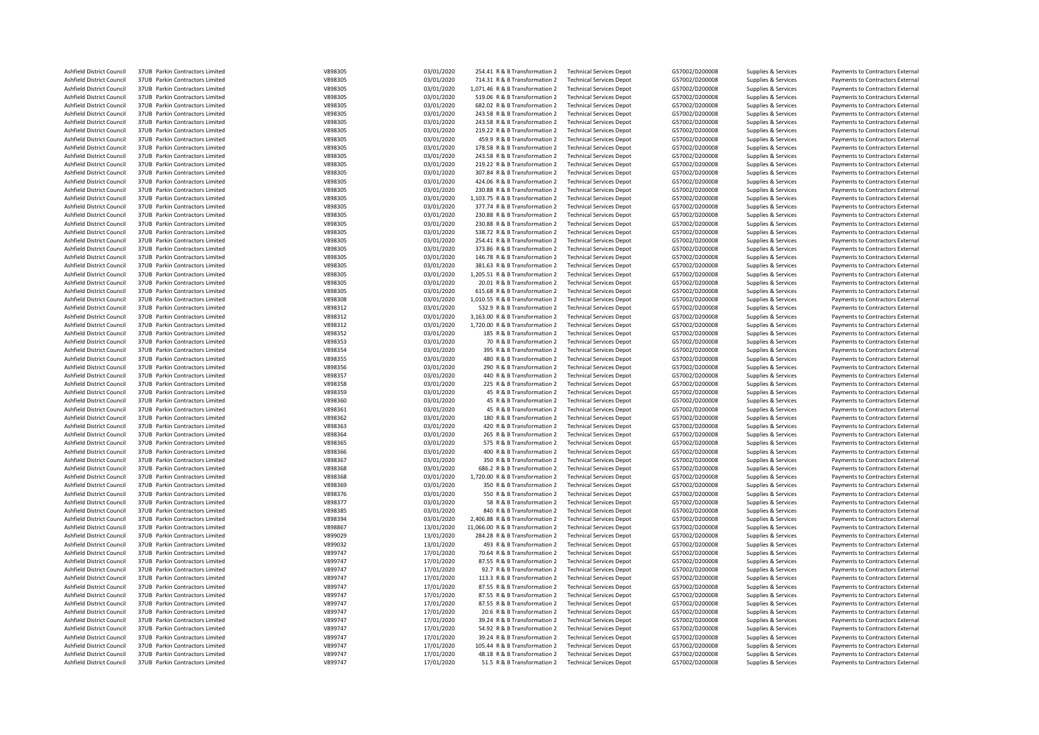| | | | | | | | | | |
|---|---|---|---|---|---|---|---|---|---|
| Ashfield District Council | 37UB Parkin Contractors Limited | V898305 | 03/01/2020 | 254.41 | R & B Transformation 2 | Technical Services Depot | G57002/D200008 | Supplies & Services | Payments to Contractors External |
| Ashfield District Council | 37UB Parkin Contractors Limited | V898305 | 03/01/2020 | 714.31 | R & B Transformation 2 | Technical Services Depot | G57002/D200008 | Supplies & Services | Payments to Contractors External |
| Ashfield District Council | 37UB Parkin Contractors Limited | V898305 | 03/01/2020 | 1,071.46 | R & B Transformation 2 | Technical Services Depot | G57002/D200008 | Supplies & Services | Payments to Contractors External |
| Ashfield District Council | 37UB Parkin Contractors Limited | V898305 | 03/01/2020 | 519.06 | R & B Transformation 2 | Technical Services Depot | G57002/D200008 | Supplies & Services | Payments to Contractors External |
| Ashfield District Council | 37UB Parkin Contractors Limited | V898305 | 03/01/2020 | 682.02 | R & B Transformation 2 | Technical Services Depot | G57002/D200008 | Supplies & Services | Payments to Contractors External |
| Ashfield District Council | 37UB Parkin Contractors Limited | V898305 | 03/01/2020 | 243.58 | R & B Transformation 2 | Technical Services Depot | G57002/D200008 | Supplies & Services | Payments to Contractors External |
| Ashfield District Council | 37UB Parkin Contractors Limited | V898305 | 03/01/2020 | 243.58 | R & B Transformation 2 | Technical Services Depot | G57002/D200008 | Supplies & Services | Payments to Contractors External |
| Ashfield District Council | 37UB Parkin Contractors Limited | V898305 | 03/01/2020 | 219.22 | R & B Transformation 2 | Technical Services Depot | G57002/D200008 | Supplies & Services | Payments to Contractors External |
| Ashfield District Council | 37UB Parkin Contractors Limited | V898305 | 03/01/2020 | 459.9 | R & B Transformation 2 | Technical Services Depot | G57002/D200008 | Supplies & Services | Payments to Contractors External |
| Ashfield District Council | 37UB Parkin Contractors Limited | V898305 | 03/01/2020 | 178.58 | R & B Transformation 2 | Technical Services Depot | G57002/D200008 | Supplies & Services | Payments to Contractors External |
| Ashfield District Council | 37UB Parkin Contractors Limited | V898305 | 03/01/2020 | 243.58 | R & B Transformation 2 | Technical Services Depot | G57002/D200008 | Supplies & Services | Payments to Contractors External |
| Ashfield District Council | 37UB Parkin Contractors Limited | V898305 | 03/01/2020 | 219.22 | R & B Transformation 2 | Technical Services Depot | G57002/D200008 | Supplies & Services | Payments to Contractors External |
| Ashfield District Council | 37UB Parkin Contractors Limited | V898305 | 03/01/2020 | 307.84 | R & B Transformation 2 | Technical Services Depot | G57002/D200008 | Supplies & Services | Payments to Contractors External |
| Ashfield District Council | 37UB Parkin Contractors Limited | V898305 | 03/01/2020 | 424.06 | R & B Transformation 2 | Technical Services Depot | G57002/D200008 | Supplies & Services | Payments to Contractors External |
| Ashfield District Council | 37UB Parkin Contractors Limited | V898305 | 03/01/2020 | 230.88 | R & B Transformation 2 | Technical Services Depot | G57002/D200008 | Supplies & Services | Payments to Contractors External |
| Ashfield District Council | 37UB Parkin Contractors Limited | V898305 | 03/01/2020 | 1,103.75 | R & B Transformation 2 | Technical Services Depot | G57002/D200008 | Supplies & Services | Payments to Contractors External |
| Ashfield District Council | 37UB Parkin Contractors Limited | V898305 | 03/01/2020 | 377.74 | R & B Transformation 2 | Technical Services Depot | G57002/D200008 | Supplies & Services | Payments to Contractors External |
| Ashfield District Council | 37UB Parkin Contractors Limited | V898305 | 03/01/2020 | 230.88 | R & B Transformation 2 | Technical Services Depot | G57002/D200008 | Supplies & Services | Payments to Contractors External |
| Ashfield District Council | 37UB Parkin Contractors Limited | V898305 | 03/01/2020 | 230.88 | R & B Transformation 2 | Technical Services Depot | G57002/D200008 | Supplies & Services | Payments to Contractors External |
| Ashfield District Council | 37UB Parkin Contractors Limited | V898305 | 03/01/2020 | 538.72 | R & B Transformation 2 | Technical Services Depot | G57002/D200008 | Supplies & Services | Payments to Contractors External |
| Ashfield District Council | 37UB Parkin Contractors Limited | V898305 | 03/01/2020 | 254.41 | R & B Transformation 2 | Technical Services Depot | G57002/D200008 | Supplies & Services | Payments to Contractors External |
| Ashfield District Council | 37UB Parkin Contractors Limited | V898305 | 03/01/2020 | 373.86 | R & B Transformation 2 | Technical Services Depot | G57002/D200008 | Supplies & Services | Payments to Contractors External |
| Ashfield District Council | 37UB Parkin Contractors Limited | V898305 | 03/01/2020 | 146.78 | R & B Transformation 2 | Technical Services Depot | G57002/D200008 | Supplies & Services | Payments to Contractors External |
| Ashfield District Council | 37UB Parkin Contractors Limited | V898305 | 03/01/2020 | 381.63 | R & B Transformation 2 | Technical Services Depot | G57002/D200008 | Supplies & Services | Payments to Contractors External |
| Ashfield District Council | 37UB Parkin Contractors Limited | V898305 | 03/01/2020 | 1,205.51 | R & B Transformation 2 | Technical Services Depot | G57002/D200008 | Supplies & Services | Payments to Contractors External |
| Ashfield District Council | 37UB Parkin Contractors Limited | V898305 | 03/01/2020 | 20.01 | R & B Transformation 2 | Technical Services Depot | G57002/D200008 | Supplies & Services | Payments to Contractors External |
| Ashfield District Council | 37UB Parkin Contractors Limited | V898305 | 03/01/2020 | 615.68 | R & B Transformation 2 | Technical Services Depot | G57002/D200008 | Supplies & Services | Payments to Contractors External |
| Ashfield District Council | 37UB Parkin Contractors Limited | V898308 | 03/01/2020 | 1,010.55 | R & B Transformation 2 | Technical Services Depot | G57002/D200008 | Supplies & Services | Payments to Contractors External |
| Ashfield District Council | 37UB Parkin Contractors Limited | V898312 | 03/01/2020 | 532.9 | R & B Transformation 2 | Technical Services Depot | G57002/D200008 | Supplies & Services | Payments to Contractors External |
| Ashfield District Council | 37UB Parkin Contractors Limited | V898312 | 03/01/2020 | 3,163.00 | R & B Transformation 2 | Technical Services Depot | G57002/D200008 | Supplies & Services | Payments to Contractors External |
| Ashfield District Council | 37UB Parkin Contractors Limited | V898312 | 03/01/2020 | 1,720.00 | R & B Transformation 2 | Technical Services Depot | G57002/D200008 | Supplies & Services | Payments to Contractors External |
| Ashfield District Council | 37UB Parkin Contractors Limited | V898352 | 03/01/2020 | 185 | R & B Transformation 2 | Technical Services Depot | G57002/D200008 | Supplies & Services | Payments to Contractors External |
| Ashfield District Council | 37UB Parkin Contractors Limited | V898353 | 03/01/2020 | 70 | R & B Transformation 2 | Technical Services Depot | G57002/D200008 | Supplies & Services | Payments to Contractors External |
| Ashfield District Council | 37UB Parkin Contractors Limited | V898354 | 03/01/2020 | 395 | R & B Transformation 2 | Technical Services Depot | G57002/D200008 | Supplies & Services | Payments to Contractors External |
| Ashfield District Council | 37UB Parkin Contractors Limited | V898355 | 03/01/2020 | 480 | R & B Transformation 2 | Technical Services Depot | G57002/D200008 | Supplies & Services | Payments to Contractors External |
| Ashfield District Council | 37UB Parkin Contractors Limited | V898356 | 03/01/2020 | 290 | R & B Transformation 2 | Technical Services Depot | G57002/D200008 | Supplies & Services | Payments to Contractors External |
| Ashfield District Council | 37UB Parkin Contractors Limited | V898357 | 03/01/2020 | 440 | R & B Transformation 2 | Technical Services Depot | G57002/D200008 | Supplies & Services | Payments to Contractors External |
| Ashfield District Council | 37UB Parkin Contractors Limited | V898358 | 03/01/2020 | 225 | R & B Transformation 2 | Technical Services Depot | G57002/D200008 | Supplies & Services | Payments to Contractors External |
| Ashfield District Council | 37UB Parkin Contractors Limited | V898359 | 03/01/2020 | 45 | R & B Transformation 2 | Technical Services Depot | G57002/D200008 | Supplies & Services | Payments to Contractors External |
| Ashfield District Council | 37UB Parkin Contractors Limited | V898360 | 03/01/2020 | 45 | R & B Transformation 2 | Technical Services Depot | G57002/D200008 | Supplies & Services | Payments to Contractors External |
| Ashfield District Council | 37UB Parkin Contractors Limited | V898361 | 03/01/2020 | 45 | R & B Transformation 2 | Technical Services Depot | G57002/D200008 | Supplies & Services | Payments to Contractors External |
| Ashfield District Council | 37UB Parkin Contractors Limited | V898362 | 03/01/2020 | 180 | R & B Transformation 2 | Technical Services Depot | G57002/D200008 | Supplies & Services | Payments to Contractors External |
| Ashfield District Council | 37UB Parkin Contractors Limited | V898363 | 03/01/2020 | 420 | R & B Transformation 2 | Technical Services Depot | G57002/D200008 | Supplies & Services | Payments to Contractors External |
| Ashfield District Council | 37UB Parkin Contractors Limited | V898364 | 03/01/2020 | 265 | R & B Transformation 2 | Technical Services Depot | G57002/D200008 | Supplies & Services | Payments to Contractors External |
| Ashfield District Council | 37UB Parkin Contractors Limited | V898365 | 03/01/2020 | 575 | R & B Transformation 2 | Technical Services Depot | G57002/D200008 | Supplies & Services | Payments to Contractors External |
| Ashfield District Council | 37UB Parkin Contractors Limited | V898366 | 03/01/2020 | 400 | R & B Transformation 2 | Technical Services Depot | G57002/D200008 | Supplies & Services | Payments to Contractors External |
| Ashfield District Council | 37UB Parkin Contractors Limited | V898367 | 03/01/2020 | 350 | R & B Transformation 2 | Technical Services Depot | G57002/D200008 | Supplies & Services | Payments to Contractors External |
| Ashfield District Council | 37UB Parkin Contractors Limited | V898368 | 03/01/2020 | 686.2 | R & B Transformation 2 | Technical Services Depot | G57002/D200008 | Supplies & Services | Payments to Contractors External |
| Ashfield District Council | 37UB Parkin Contractors Limited | V898368 | 03/01/2020 | 1,720.00 | R & B Transformation 2 | Technical Services Depot | G57002/D200008 | Supplies & Services | Payments to Contractors External |
| Ashfield District Council | 37UB Parkin Contractors Limited | V898369 | 03/01/2020 | 350 | R & B Transformation 2 | Technical Services Depot | G57002/D200008 | Supplies & Services | Payments to Contractors External |
| Ashfield District Council | 37UB Parkin Contractors Limited | V898376 | 03/01/2020 | 550 | R & B Transformation 2 | Technical Services Depot | G57002/D200008 | Supplies & Services | Payments to Contractors External |
| Ashfield District Council | 37UB Parkin Contractors Limited | V898377 | 03/01/2020 | 58 | R & B Transformation 2 | Technical Services Depot | G57002/D200008 | Supplies & Services | Payments to Contractors External |
| Ashfield District Council | 37UB Parkin Contractors Limited | V898385 | 03/01/2020 | 840 | R & B Transformation 2 | Technical Services Depot | G57002/D200008 | Supplies & Services | Payments to Contractors External |
| Ashfield District Council | 37UB Parkin Contractors Limited | V898394 | 03/01/2020 | 2,406.88 | R & B Transformation 2 | Technical Services Depot | G57002/D200008 | Supplies & Services | Payments to Contractors External |
| Ashfield District Council | 37UB Parkin Contractors Limited | V898867 | 13/01/2020 | 11,066.00 | R & B Transformation 2 | Technical Services Depot | G57002/D200008 | Supplies & Services | Payments to Contractors External |
| Ashfield District Council | 37UB Parkin Contractors Limited | V899029 | 13/01/2020 | 284.28 | R & B Transformation 2 | Technical Services Depot | G57002/D200008 | Supplies & Services | Payments to Contractors External |
| Ashfield District Council | 37UB Parkin Contractors Limited | V899032 | 13/01/2020 | 493 | R & B Transformation 2 | Technical Services Depot | G57002/D200008 | Supplies & Services | Payments to Contractors External |
| Ashfield District Council | 37UB Parkin Contractors Limited | V899747 | 17/01/2020 | 70.64 | R & B Transformation 2 | Technical Services Depot | G57002/D200008 | Supplies & Services | Payments to Contractors External |
| Ashfield District Council | 37UB Parkin Contractors Limited | V899747 | 17/01/2020 | 87.55 | R & B Transformation 2 | Technical Services Depot | G57002/D200008 | Supplies & Services | Payments to Contractors External |
| Ashfield District Council | 37UB Parkin Contractors Limited | V899747 | 17/01/2020 | 92.7 | R & B Transformation 2 | Technical Services Depot | G57002/D200008 | Supplies & Services | Payments to Contractors External |
| Ashfield District Council | 37UB Parkin Contractors Limited | V899747 | 17/01/2020 | 113.3 | R & B Transformation 2 | Technical Services Depot | G57002/D200008 | Supplies & Services | Payments to Contractors External |
| Ashfield District Council | 37UB Parkin Contractors Limited | V899747 | 17/01/2020 | 87.55 | R & B Transformation 2 | Technical Services Depot | G57002/D200008 | Supplies & Services | Payments to Contractors External |
| Ashfield District Council | 37UB Parkin Contractors Limited | V899747 | 17/01/2020 | 87.55 | R & B Transformation 2 | Technical Services Depot | G57002/D200008 | Supplies & Services | Payments to Contractors External |
| Ashfield District Council | 37UB Parkin Contractors Limited | V899747 | 17/01/2020 | 87.55 | R & B Transformation 2 | Technical Services Depot | G57002/D200008 | Supplies & Services | Payments to Contractors External |
| Ashfield District Council | 37UB Parkin Contractors Limited | V899747 | 17/01/2020 | 20.6 | R & B Transformation 2 | Technical Services Depot | G57002/D200008 | Supplies & Services | Payments to Contractors External |
| Ashfield District Council | 37UB Parkin Contractors Limited | V899747 | 17/01/2020 | 39.24 | R & B Transformation 2 | Technical Services Depot | G57002/D200008 | Supplies & Services | Payments to Contractors External |
| Ashfield District Council | 37UB Parkin Contractors Limited | V899747 | 17/01/2020 | 54.92 | R & B Transformation 2 | Technical Services Depot | G57002/D200008 | Supplies & Services | Payments to Contractors External |
| Ashfield District Council | 37UB Parkin Contractors Limited | V899747 | 17/01/2020 | 39.24 | R & B Transformation 2 | Technical Services Depot | G57002/D200008 | Supplies & Services | Payments to Contractors External |
| Ashfield District Council | 37UB Parkin Contractors Limited | V899747 | 17/01/2020 | 105.44 | R & B Transformation 2 | Technical Services Depot | G57002/D200008 | Supplies & Services | Payments to Contractors External |
| Ashfield District Council | 37UB Parkin Contractors Limited | V899747 | 17/01/2020 | 48.18 | R & B Transformation 2 | Technical Services Depot | G57002/D200008 | Supplies & Services | Payments to Contractors External |
| Ashfield District Council | 37UB Parkin Contractors Limited | V899747 | 17/01/2020 | 51.5 | R & B Transformation 2 | Technical Services Depot | G57002/D200008 | Supplies & Services | Payments to Contractors External |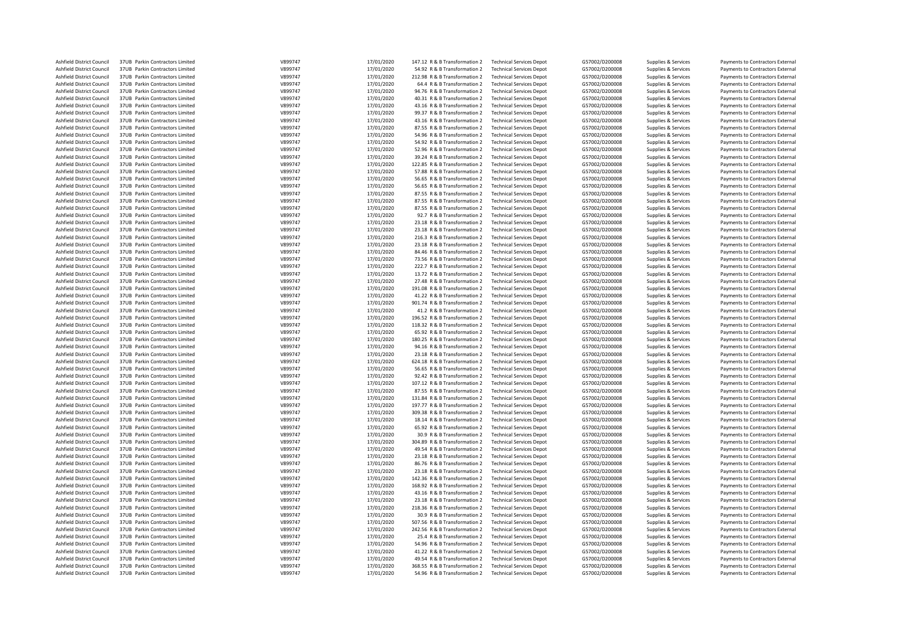| | | | | | | | | | | |
|---|---|---|---|---|---|---|---|---|---|---|
| Ashfield District Council | 37UB | Parkin Contractors Limited | V899747 | 17/01/2020 | 147.12 | R & B Transformation 2 | Technical Services Depot | G57002/D200008 | Supplies & Services | Payments to Contractors External |
| Ashfield District Council | 37UB | Parkin Contractors Limited | V899747 | 17/01/2020 | 54.92 | R & B Transformation 2 | Technical Services Depot | G57002/D200008 | Supplies & Services | Payments to Contractors External |
| Ashfield District Council | 37UB | Parkin Contractors Limited | V899747 | 17/01/2020 | 212.98 | R & B Transformation 2 | Technical Services Depot | G57002/D200008 | Supplies & Services | Payments to Contractors External |
| Ashfield District Council | 37UB | Parkin Contractors Limited | V899747 | 17/01/2020 | 64.4 | R & B Transformation 2 | Technical Services Depot | G57002/D200008 | Supplies & Services | Payments to Contractors External |
| Ashfield District Council | 37UB | Parkin Contractors Limited | V899747 | 17/01/2020 | 94.76 | R & B Transformation 2 | Technical Services Depot | G57002/D200008 | Supplies & Services | Payments to Contractors External |
| Ashfield District Council | 37UB | Parkin Contractors Limited | V899747 | 17/01/2020 | 40.31 | R & B Transformation 2 | Technical Services Depot | G57002/D200008 | Supplies & Services | Payments to Contractors External |
| Ashfield District Council | 37UB | Parkin Contractors Limited | V899747 | 17/01/2020 | 43.16 | R & B Transformation 2 | Technical Services Depot | G57002/D200008 | Supplies & Services | Payments to Contractors External |
| Ashfield District Council | 37UB | Parkin Contractors Limited | V899747 | 17/01/2020 | 99.37 | R & B Transformation 2 | Technical Services Depot | G57002/D200008 | Supplies & Services | Payments to Contractors External |
| Ashfield District Council | 37UB | Parkin Contractors Limited | V899747 | 17/01/2020 | 43.16 | R & B Transformation 2 | Technical Services Depot | G57002/D200008 | Supplies & Services | Payments to Contractors External |
| Ashfield District Council | 37UB | Parkin Contractors Limited | V899747 | 17/01/2020 | 87.55 | R & B Transformation 2 | Technical Services Depot | G57002/D200008 | Supplies & Services | Payments to Contractors External |
| Ashfield District Council | 37UB | Parkin Contractors Limited | V899747 | 17/01/2020 | 54.96 | R & B Transformation 2 | Technical Services Depot | G57002/D200008 | Supplies & Services | Payments to Contractors External |
| Ashfield District Council | 37UB | Parkin Contractors Limited | V899747 | 17/01/2020 | 54.92 | R & B Transformation 2 | Technical Services Depot | G57002/D200008 | Supplies & Services | Payments to Contractors External |
| Ashfield District Council | 37UB | Parkin Contractors Limited | V899747 | 17/01/2020 | 52.96 | R & B Transformation 2 | Technical Services Depot | G57002/D200008 | Supplies & Services | Payments to Contractors External |
| Ashfield District Council | 37UB | Parkin Contractors Limited | V899747 | 17/01/2020 | 39.24 | R & B Transformation 2 | Technical Services Depot | G57002/D200008 | Supplies & Services | Payments to Contractors External |
| Ashfield District Council | 37UB | Parkin Contractors Limited | V899747 | 17/01/2020 | 122.85 | R & B Transformation 2 | Technical Services Depot | G57002/D200008 | Supplies & Services | Payments to Contractors External |
| Ashfield District Council | 37UB | Parkin Contractors Limited | V899747 | 17/01/2020 | 57.88 | R & B Transformation 2 | Technical Services Depot | G57002/D200008 | Supplies & Services | Payments to Contractors External |
| Ashfield District Council | 37UB | Parkin Contractors Limited | V899747 | 17/01/2020 | 56.65 | R & B Transformation 2 | Technical Services Depot | G57002/D200008 | Supplies & Services | Payments to Contractors External |
| Ashfield District Council | 37UB | Parkin Contractors Limited | V899747 | 17/01/2020 | 56.65 | R & B Transformation 2 | Technical Services Depot | G57002/D200008 | Supplies & Services | Payments to Contractors External |
| Ashfield District Council | 37UB | Parkin Contractors Limited | V899747 | 17/01/2020 | 87.55 | R & B Transformation 2 | Technical Services Depot | G57002/D200008 | Supplies & Services | Payments to Contractors External |
| Ashfield District Council | 37UB | Parkin Contractors Limited | V899747 | 17/01/2020 | 87.55 | R & B Transformation 2 | Technical Services Depot | G57002/D200008 | Supplies & Services | Payments to Contractors External |
| Ashfield District Council | 37UB | Parkin Contractors Limited | V899747 | 17/01/2020 | 87.55 | R & B Transformation 2 | Technical Services Depot | G57002/D200008 | Supplies & Services | Payments to Contractors External |
| Ashfield District Council | 37UB | Parkin Contractors Limited | V899747 | 17/01/2020 | 92.7 | R & B Transformation 2 | Technical Services Depot | G57002/D200008 | Supplies & Services | Payments to Contractors External |
| Ashfield District Council | 37UB | Parkin Contractors Limited | V899747 | 17/01/2020 | 23.18 | R & B Transformation 2 | Technical Services Depot | G57002/D200008 | Supplies & Services | Payments to Contractors External |
| Ashfield District Council | 37UB | Parkin Contractors Limited | V899747 | 17/01/2020 | 23.18 | R & B Transformation 2 | Technical Services Depot | G57002/D200008 | Supplies & Services | Payments to Contractors External |
| Ashfield District Council | 37UB | Parkin Contractors Limited | V899747 | 17/01/2020 | 216.3 | R & B Transformation 2 | Technical Services Depot | G57002/D200008 | Supplies & Services | Payments to Contractors External |
| Ashfield District Council | 37UB | Parkin Contractors Limited | V899747 | 17/01/2020 | 23.18 | R & B Transformation 2 | Technical Services Depot | G57002/D200008 | Supplies & Services | Payments to Contractors External |
| Ashfield District Council | 37UB | Parkin Contractors Limited | V899747 | 17/01/2020 | 84.46 | R & B Transformation 2 | Technical Services Depot | G57002/D200008 | Supplies & Services | Payments to Contractors External |
| Ashfield District Council | 37UB | Parkin Contractors Limited | V899747 | 17/01/2020 | 73.56 | R & B Transformation 2 | Technical Services Depot | G57002/D200008 | Supplies & Services | Payments to Contractors External |
| Ashfield District Council | 37UB | Parkin Contractors Limited | V899747 | 17/01/2020 | 222.7 | R & B Transformation 2 | Technical Services Depot | G57002/D200008 | Supplies & Services | Payments to Contractors External |
| Ashfield District Council | 37UB | Parkin Contractors Limited | V899747 | 17/01/2020 | 13.72 | R & B Transformation 2 | Technical Services Depot | G57002/D200008 | Supplies & Services | Payments to Contractors External |
| Ashfield District Council | 37UB | Parkin Contractors Limited | V899747 | 17/01/2020 | 27.48 | R & B Transformation 2 | Technical Services Depot | G57002/D200008 | Supplies & Services | Payments to Contractors External |
| Ashfield District Council | 37UB | Parkin Contractors Limited | V899747 | 17/01/2020 | 191.08 | R & B Transformation 2 | Technical Services Depot | G57002/D200008 | Supplies & Services | Payments to Contractors External |
| Ashfield District Council | 37UB | Parkin Contractors Limited | V899747 | 17/01/2020 | 41.22 | R & B Transformation 2 | Technical Services Depot | G57002/D200008 | Supplies & Services | Payments to Contractors External |
| Ashfield District Council | 37UB | Parkin Contractors Limited | V899747 | 17/01/2020 | 901.74 | R & B Transformation 2 | Technical Services Depot | G57002/D200008 | Supplies & Services | Payments to Contractors External |
| Ashfield District Council | 37UB | Parkin Contractors Limited | V899747 | 17/01/2020 | 41.2 | R & B Transformation 2 | Technical Services Depot | G57002/D200008 | Supplies & Services | Payments to Contractors External |
| Ashfield District Council | 37UB | Parkin Contractors Limited | V899747 | 17/01/2020 | 196.52 | R & B Transformation 2 | Technical Services Depot | G57002/D200008 | Supplies & Services | Payments to Contractors External |
| Ashfield District Council | 37UB | Parkin Contractors Limited | V899747 | 17/01/2020 | 118.32 | R & B Transformation 2 | Technical Services Depot | G57002/D200008 | Supplies & Services | Payments to Contractors External |
| Ashfield District Council | 37UB | Parkin Contractors Limited | V899747 | 17/01/2020 | 65.92 | R & B Transformation 2 | Technical Services Depot | G57002/D200008 | Supplies & Services | Payments to Contractors External |
| Ashfield District Council | 37UB | Parkin Contractors Limited | V899747 | 17/01/2020 | 180.25 | R & B Transformation 2 | Technical Services Depot | G57002/D200008 | Supplies & Services | Payments to Contractors External |
| Ashfield District Council | 37UB | Parkin Contractors Limited | V899747 | 17/01/2020 | 94.16 | R & B Transformation 2 | Technical Services Depot | G57002/D200008 | Supplies & Services | Payments to Contractors External |
| Ashfield District Council | 37UB | Parkin Contractors Limited | V899747 | 17/01/2020 | 23.18 | R & B Transformation 2 | Technical Services Depot | G57002/D200008 | Supplies & Services | Payments to Contractors External |
| Ashfield District Council | 37UB | Parkin Contractors Limited | V899747 | 17/01/2020 | 624.18 | R & B Transformation 2 | Technical Services Depot | G57002/D200008 | Supplies & Services | Payments to Contractors External |
| Ashfield District Council | 37UB | Parkin Contractors Limited | V899747 | 17/01/2020 | 56.65 | R & B Transformation 2 | Technical Services Depot | G57002/D200008 | Supplies & Services | Payments to Contractors External |
| Ashfield District Council | 37UB | Parkin Contractors Limited | V899747 | 17/01/2020 | 92.42 | R & B Transformation 2 | Technical Services Depot | G57002/D200008 | Supplies & Services | Payments to Contractors External |
| Ashfield District Council | 37UB | Parkin Contractors Limited | V899747 | 17/01/2020 | 107.12 | R & B Transformation 2 | Technical Services Depot | G57002/D200008 | Supplies & Services | Payments to Contractors External |
| Ashfield District Council | 37UB | Parkin Contractors Limited | V899747 | 17/01/2020 | 87.55 | R & B Transformation 2 | Technical Services Depot | G57002/D200008 | Supplies & Services | Payments to Contractors External |
| Ashfield District Council | 37UB | Parkin Contractors Limited | V899747 | 17/01/2020 | 131.84 | R & B Transformation 2 | Technical Services Depot | G57002/D200008 | Supplies & Services | Payments to Contractors External |
| Ashfield District Council | 37UB | Parkin Contractors Limited | V899747 | 17/01/2020 | 197.77 | R & B Transformation 2 | Technical Services Depot | G57002/D200008 | Supplies & Services | Payments to Contractors External |
| Ashfield District Council | 37UB | Parkin Contractors Limited | V899747 | 17/01/2020 | 309.38 | R & B Transformation 2 | Technical Services Depot | G57002/D200008 | Supplies & Services | Payments to Contractors External |
| Ashfield District Council | 37UB | Parkin Contractors Limited | V899747 | 17/01/2020 | 18.14 | R & B Transformation 2 | Technical Services Depot | G57002/D200008 | Supplies & Services | Payments to Contractors External |
| Ashfield District Council | 37UB | Parkin Contractors Limited | V899747 | 17/01/2020 | 65.92 | R & B Transformation 2 | Technical Services Depot | G57002/D200008 | Supplies & Services | Payments to Contractors External |
| Ashfield District Council | 37UB | Parkin Contractors Limited | V899747 | 17/01/2020 | 30.9 | R & B Transformation 2 | Technical Services Depot | G57002/D200008 | Supplies & Services | Payments to Contractors External |
| Ashfield District Council | 37UB | Parkin Contractors Limited | V899747 | 17/01/2020 | 304.89 | R & B Transformation 2 | Technical Services Depot | G57002/D200008 | Supplies & Services | Payments to Contractors External |
| Ashfield District Council | 37UB | Parkin Contractors Limited | V899747 | 17/01/2020 | 49.54 | R & B Transformation 2 | Technical Services Depot | G57002/D200008 | Supplies & Services | Payments to Contractors External |
| Ashfield District Council | 37UB | Parkin Contractors Limited | V899747 | 17/01/2020 | 23.18 | R & B Transformation 2 | Technical Services Depot | G57002/D200008 | Supplies & Services | Payments to Contractors External |
| Ashfield District Council | 37UB | Parkin Contractors Limited | V899747 | 17/01/2020 | 86.76 | R & B Transformation 2 | Technical Services Depot | G57002/D200008 | Supplies & Services | Payments to Contractors External |
| Ashfield District Council | 37UB | Parkin Contractors Limited | V899747 | 17/01/2020 | 23.18 | R & B Transformation 2 | Technical Services Depot | G57002/D200008 | Supplies & Services | Payments to Contractors External |
| Ashfield District Council | 37UB | Parkin Contractors Limited | V899747 | 17/01/2020 | 142.36 | R & B Transformation 2 | Technical Services Depot | G57002/D200008 | Supplies & Services | Payments to Contractors External |
| Ashfield District Council | 37UB | Parkin Contractors Limited | V899747 | 17/01/2020 | 168.92 | R & B Transformation 2 | Technical Services Depot | G57002/D200008 | Supplies & Services | Payments to Contractors External |
| Ashfield District Council | 37UB | Parkin Contractors Limited | V899747 | 17/01/2020 | 43.16 | R & B Transformation 2 | Technical Services Depot | G57002/D200008 | Supplies & Services | Payments to Contractors External |
| Ashfield District Council | 37UB | Parkin Contractors Limited | V899747 | 17/01/2020 | 23.18 | R & B Transformation 2 | Technical Services Depot | G57002/D200008 | Supplies & Services | Payments to Contractors External |
| Ashfield District Council | 37UB | Parkin Contractors Limited | V899747 | 17/01/2020 | 218.36 | R & B Transformation 2 | Technical Services Depot | G57002/D200008 | Supplies & Services | Payments to Contractors External |
| Ashfield District Council | 37UB | Parkin Contractors Limited | V899747 | 17/01/2020 | 30.9 | R & B Transformation 2 | Technical Services Depot | G57002/D200008 | Supplies & Services | Payments to Contractors External |
| Ashfield District Council | 37UB | Parkin Contractors Limited | V899747 | 17/01/2020 | 507.56 | R & B Transformation 2 | Technical Services Depot | G57002/D200008 | Supplies & Services | Payments to Contractors External |
| Ashfield District Council | 37UB | Parkin Contractors Limited | V899747 | 17/01/2020 | 242.56 | R & B Transformation 2 | Technical Services Depot | G57002/D200008 | Supplies & Services | Payments to Contractors External |
| Ashfield District Council | 37UB | Parkin Contractors Limited | V899747 | 17/01/2020 | 25.4 | R & B Transformation 2 | Technical Services Depot | G57002/D200008 | Supplies & Services | Payments to Contractors External |
| Ashfield District Council | 37UB | Parkin Contractors Limited | V899747 | 17/01/2020 | 54.96 | R & B Transformation 2 | Technical Services Depot | G57002/D200008 | Supplies & Services | Payments to Contractors External |
| Ashfield District Council | 37UB | Parkin Contractors Limited | V899747 | 17/01/2020 | 41.22 | R & B Transformation 2 | Technical Services Depot | G57002/D200008 | Supplies & Services | Payments to Contractors External |
| Ashfield District Council | 37UB | Parkin Contractors Limited | V899747 | 17/01/2020 | 49.54 | R & B Transformation 2 | Technical Services Depot | G57002/D200008 | Supplies & Services | Payments to Contractors External |
| Ashfield District Council | 37UB | Parkin Contractors Limited | V899747 | 17/01/2020 | 368.55 | R & B Transformation 2 | Technical Services Depot | G57002/D200008 | Supplies & Services | Payments to Contractors External |
| Ashfield District Council | 37UB | Parkin Contractors Limited | V899747 | 17/01/2020 | 54.96 | R & B Transformation 2 | Technical Services Depot | G57002/D200008 | Supplies & Services | Payments to Contractors External |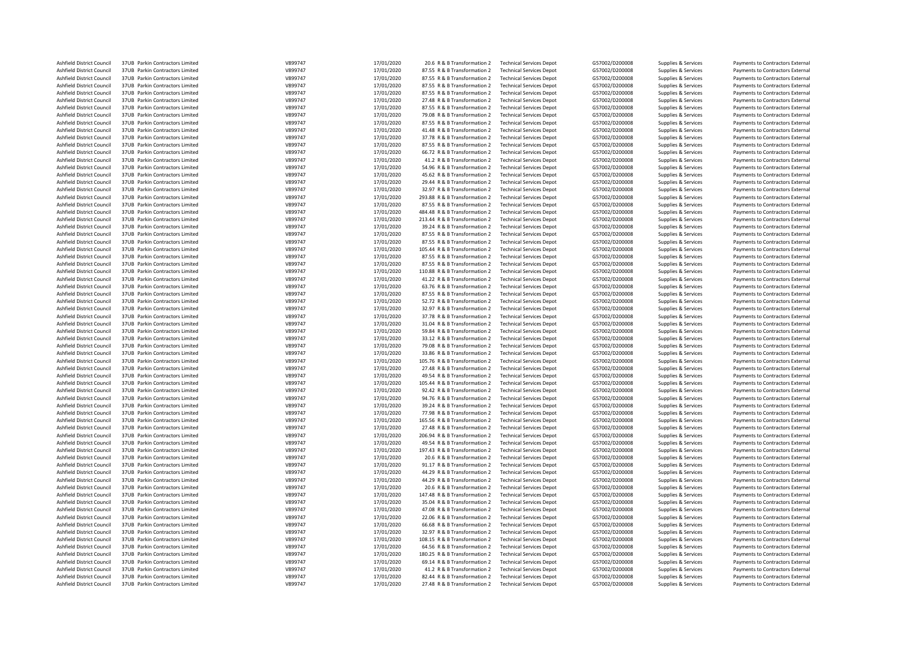| | | | | | | | | | |
|---|---|---|---|---|---|---|---|---|---|
| Ashfield District Council | 37UB Parkin Contractors Limited | V899747 | 17/01/2020 | 20.6 | R & B Transformation 2 | Technical Services Depot | G57002/D200008 | Supplies & Services | Payments to Contractors External |
| Ashfield District Council | 37UB Parkin Contractors Limited | V899747 | 17/01/2020 | 87.55 | R & B Transformation 2 | Technical Services Depot | G57002/D200008 | Supplies & Services | Payments to Contractors External |
| Ashfield District Council | 37UB Parkin Contractors Limited | V899747 | 17/01/2020 | 87.55 | R & B Transformation 2 | Technical Services Depot | G57002/D200008 | Supplies & Services | Payments to Contractors External |
| Ashfield District Council | 37UB Parkin Contractors Limited | V899747 | 17/01/2020 | 87.55 | R & B Transformation 2 | Technical Services Depot | G57002/D200008 | Supplies & Services | Payments to Contractors External |
| Ashfield District Council | 37UB Parkin Contractors Limited | V899747 | 17/01/2020 | 87.55 | R & B Transformation 2 | Technical Services Depot | G57002/D200008 | Supplies & Services | Payments to Contractors External |
| Ashfield District Council | 37UB Parkin Contractors Limited | V899747 | 17/01/2020 | 27.48 | R & B Transformation 2 | Technical Services Depot | G57002/D200008 | Supplies & Services | Payments to Contractors External |
| Ashfield District Council | 37UB Parkin Contractors Limited | V899747 | 17/01/2020 | 87.55 | R & B Transformation 2 | Technical Services Depot | G57002/D200008 | Supplies & Services | Payments to Contractors External |
| Ashfield District Council | 37UB Parkin Contractors Limited | V899747 | 17/01/2020 | 79.08 | R & B Transformation 2 | Technical Services Depot | G57002/D200008 | Supplies & Services | Payments to Contractors External |
| Ashfield District Council | 37UB Parkin Contractors Limited | V899747 | 17/01/2020 | 87.55 | R & B Transformation 2 | Technical Services Depot | G57002/D200008 | Supplies & Services | Payments to Contractors External |
| Ashfield District Council | 37UB Parkin Contractors Limited | V899747 | 17/01/2020 | 41.48 | R & B Transformation 2 | Technical Services Depot | G57002/D200008 | Supplies & Services | Payments to Contractors External |
| Ashfield District Council | 37UB Parkin Contractors Limited | V899747 | 17/01/2020 | 37.78 | R & B Transformation 2 | Technical Services Depot | G57002/D200008 | Supplies & Services | Payments to Contractors External |
| Ashfield District Council | 37UB Parkin Contractors Limited | V899747 | 17/01/2020 | 87.55 | R & B Transformation 2 | Technical Services Depot | G57002/D200008 | Supplies & Services | Payments to Contractors External |
| Ashfield District Council | 37UB Parkin Contractors Limited | V899747 | 17/01/2020 | 66.72 | R & B Transformation 2 | Technical Services Depot | G57002/D200008 | Supplies & Services | Payments to Contractors External |
| Ashfield District Council | 37UB Parkin Contractors Limited | V899747 | 17/01/2020 | 41.2 | R & B Transformation 2 | Technical Services Depot | G57002/D200008 | Supplies & Services | Payments to Contractors External |
| Ashfield District Council | 37UB Parkin Contractors Limited | V899747 | 17/01/2020 | 54.96 | R & B Transformation 2 | Technical Services Depot | G57002/D200008 | Supplies & Services | Payments to Contractors External |
| Ashfield District Council | 37UB Parkin Contractors Limited | V899747 | 17/01/2020 | 45.62 | R & B Transformation 2 | Technical Services Depot | G57002/D200008 | Supplies & Services | Payments to Contractors External |
| Ashfield District Council | 37UB Parkin Contractors Limited | V899747 | 17/01/2020 | 29.44 | R & B Transformation 2 | Technical Services Depot | G57002/D200008 | Supplies & Services | Payments to Contractors External |
| Ashfield District Council | 37UB Parkin Contractors Limited | V899747 | 17/01/2020 | 32.97 | R & B Transformation 2 | Technical Services Depot | G57002/D200008 | Supplies & Services | Payments to Contractors External |
| Ashfield District Council | 37UB Parkin Contractors Limited | V899747 | 17/01/2020 | 293.88 | R & B Transformation 2 | Technical Services Depot | G57002/D200008 | Supplies & Services | Payments to Contractors External |
| Ashfield District Council | 37UB Parkin Contractors Limited | V899747 | 17/01/2020 | 87.55 | R & B Transformation 2 | Technical Services Depot | G57002/D200008 | Supplies & Services | Payments to Contractors External |
| Ashfield District Council | 37UB Parkin Contractors Limited | V899747 | 17/01/2020 | 484.48 | R & B Transformation 2 | Technical Services Depot | G57002/D200008 | Supplies & Services | Payments to Contractors External |
| Ashfield District Council | 37UB Parkin Contractors Limited | V899747 | 17/01/2020 | 213.44 | R & B Transformation 2 | Technical Services Depot | G57002/D200008 | Supplies & Services | Payments to Contractors External |
| Ashfield District Council | 37UB Parkin Contractors Limited | V899747 | 17/01/2020 | 39.24 | R & B Transformation 2 | Technical Services Depot | G57002/D200008 | Supplies & Services | Payments to Contractors External |
| Ashfield District Council | 37UB Parkin Contractors Limited | V899747 | 17/01/2020 | 87.55 | R & B Transformation 2 | Technical Services Depot | G57002/D200008 | Supplies & Services | Payments to Contractors External |
| Ashfield District Council | 37UB Parkin Contractors Limited | V899747 | 17/01/2020 | 87.55 | R & B Transformation 2 | Technical Services Depot | G57002/D200008 | Supplies & Services | Payments to Contractors External |
| Ashfield District Council | 37UB Parkin Contractors Limited | V899747 | 17/01/2020 | 105.44 | R & B Transformation 2 | Technical Services Depot | G57002/D200008 | Supplies & Services | Payments to Contractors External |
| Ashfield District Council | 37UB Parkin Contractors Limited | V899747 | 17/01/2020 | 87.55 | R & B Transformation 2 | Technical Services Depot | G57002/D200008 | Supplies & Services | Payments to Contractors External |
| Ashfield District Council | 37UB Parkin Contractors Limited | V899747 | 17/01/2020 | 87.55 | R & B Transformation 2 | Technical Services Depot | G57002/D200008 | Supplies & Services | Payments to Contractors External |
| Ashfield District Council | 37UB Parkin Contractors Limited | V899747 | 17/01/2020 | 110.88 | R & B Transformation 2 | Technical Services Depot | G57002/D200008 | Supplies & Services | Payments to Contractors External |
| Ashfield District Council | 37UB Parkin Contractors Limited | V899747 | 17/01/2020 | 41.22 | R & B Transformation 2 | Technical Services Depot | G57002/D200008 | Supplies & Services | Payments to Contractors External |
| Ashfield District Council | 37UB Parkin Contractors Limited | V899747 | 17/01/2020 | 63.76 | R & B Transformation 2 | Technical Services Depot | G57002/D200008 | Supplies & Services | Payments to Contractors External |
| Ashfield District Council | 37UB Parkin Contractors Limited | V899747 | 17/01/2020 | 87.55 | R & B Transformation 2 | Technical Services Depot | G57002/D200008 | Supplies & Services | Payments to Contractors External |
| Ashfield District Council | 37UB Parkin Contractors Limited | V899747 | 17/01/2020 | 52.72 | R & B Transformation 2 | Technical Services Depot | G57002/D200008 | Supplies & Services | Payments to Contractors External |
| Ashfield District Council | 37UB Parkin Contractors Limited | V899747 | 17/01/2020 | 32.97 | R & B Transformation 2 | Technical Services Depot | G57002/D200008 | Supplies & Services | Payments to Contractors External |
| Ashfield District Council | 37UB Parkin Contractors Limited | V899747 | 17/01/2020 | 37.78 | R & B Transformation 2 | Technical Services Depot | G57002/D200008 | Supplies & Services | Payments to Contractors External |
| Ashfield District Council | 37UB Parkin Contractors Limited | V899747 | 17/01/2020 | 31.04 | R & B Transformation 2 | Technical Services Depot | G57002/D200008 | Supplies & Services | Payments to Contractors External |
| Ashfield District Council | 37UB Parkin Contractors Limited | V899747 | 17/01/2020 | 59.84 | R & B Transformation 2 | Technical Services Depot | G57002/D200008 | Supplies & Services | Payments to Contractors External |
| Ashfield District Council | 37UB Parkin Contractors Limited | V899747 | 17/01/2020 | 33.12 | R & B Transformation 2 | Technical Services Depot | G57002/D200008 | Supplies & Services | Payments to Contractors External |
| Ashfield District Council | 37UB Parkin Contractors Limited | V899747 | 17/01/2020 | 79.08 | R & B Transformation 2 | Technical Services Depot | G57002/D200008 | Supplies & Services | Payments to Contractors External |
| Ashfield District Council | 37UB Parkin Contractors Limited | V899747 | 17/01/2020 | 33.86 | R & B Transformation 2 | Technical Services Depot | G57002/D200008 | Supplies & Services | Payments to Contractors External |
| Ashfield District Council | 37UB Parkin Contractors Limited | V899747 | 17/01/2020 | 105.76 | R & B Transformation 2 | Technical Services Depot | G57002/D200008 | Supplies & Services | Payments to Contractors External |
| Ashfield District Council | 37UB Parkin Contractors Limited | V899747 | 17/01/2020 | 27.48 | R & B Transformation 2 | Technical Services Depot | G57002/D200008 | Supplies & Services | Payments to Contractors External |
| Ashfield District Council | 37UB Parkin Contractors Limited | V899747 | 17/01/2020 | 49.54 | R & B Transformation 2 | Technical Services Depot | G57002/D200008 | Supplies & Services | Payments to Contractors External |
| Ashfield District Council | 37UB Parkin Contractors Limited | V899747 | 17/01/2020 | 105.44 | R & B Transformation 2 | Technical Services Depot | G57002/D200008 | Supplies & Services | Payments to Contractors External |
| Ashfield District Council | 37UB Parkin Contractors Limited | V899747 | 17/01/2020 | 92.42 | R & B Transformation 2 | Technical Services Depot | G57002/D200008 | Supplies & Services | Payments to Contractors External |
| Ashfield District Council | 37UB Parkin Contractors Limited | V899747 | 17/01/2020 | 94.76 | R & B Transformation 2 | Technical Services Depot | G57002/D200008 | Supplies & Services | Payments to Contractors External |
| Ashfield District Council | 37UB Parkin Contractors Limited | V899747 | 17/01/2020 | 39.24 | R & B Transformation 2 | Technical Services Depot | G57002/D200008 | Supplies & Services | Payments to Contractors External |
| Ashfield District Council | 37UB Parkin Contractors Limited | V899747 | 17/01/2020 | 77.98 | R & B Transformation 2 | Technical Services Depot | G57002/D200008 | Supplies & Services | Payments to Contractors External |
| Ashfield District Council | 37UB Parkin Contractors Limited | V899747 | 17/01/2020 | 165.56 | R & B Transformation 2 | Technical Services Depot | G57002/D200008 | Supplies & Services | Payments to Contractors External |
| Ashfield District Council | 37UB Parkin Contractors Limited | V899747 | 17/01/2020 | 27.48 | R & B Transformation 2 | Technical Services Depot | G57002/D200008 | Supplies & Services | Payments to Contractors External |
| Ashfield District Council | 37UB Parkin Contractors Limited | V899747 | 17/01/2020 | 206.94 | R & B Transformation 2 | Technical Services Depot | G57002/D200008 | Supplies & Services | Payments to Contractors External |
| Ashfield District Council | 37UB Parkin Contractors Limited | V899747 | 17/01/2020 | 49.54 | R & B Transformation 2 | Technical Services Depot | G57002/D200008 | Supplies & Services | Payments to Contractors External |
| Ashfield District Council | 37UB Parkin Contractors Limited | V899747 | 17/01/2020 | 197.43 | R & B Transformation 2 | Technical Services Depot | G57002/D200008 | Supplies & Services | Payments to Contractors External |
| Ashfield District Council | 37UB Parkin Contractors Limited | V899747 | 17/01/2020 | 20.6 | R & B Transformation 2 | Technical Services Depot | G57002/D200008 | Supplies & Services | Payments to Contractors External |
| Ashfield District Council | 37UB Parkin Contractors Limited | V899747 | 17/01/2020 | 91.17 | R & B Transformation 2 | Technical Services Depot | G57002/D200008 | Supplies & Services | Payments to Contractors External |
| Ashfield District Council | 37UB Parkin Contractors Limited | V899747 | 17/01/2020 | 44.29 | R & B Transformation 2 | Technical Services Depot | G57002/D200008 | Supplies & Services | Payments to Contractors External |
| Ashfield District Council | 37UB Parkin Contractors Limited | V899747 | 17/01/2020 | 44.29 | R & B Transformation 2 | Technical Services Depot | G57002/D200008 | Supplies & Services | Payments to Contractors External |
| Ashfield District Council | 37UB Parkin Contractors Limited | V899747 | 17/01/2020 | 20.6 | R & B Transformation 2 | Technical Services Depot | G57002/D200008 | Supplies & Services | Payments to Contractors External |
| Ashfield District Council | 37UB Parkin Contractors Limited | V899747 | 17/01/2020 | 147.48 | R & B Transformation 2 | Technical Services Depot | G57002/D200008 | Supplies & Services | Payments to Contractors External |
| Ashfield District Council | 37UB Parkin Contractors Limited | V899747 | 17/01/2020 | 35.04 | R & B Transformation 2 | Technical Services Depot | G57002/D200008 | Supplies & Services | Payments to Contractors External |
| Ashfield District Council | 37UB Parkin Contractors Limited | V899747 | 17/01/2020 | 47.08 | R & B Transformation 2 | Technical Services Depot | G57002/D200008 | Supplies & Services | Payments to Contractors External |
| Ashfield District Council | 37UB Parkin Contractors Limited | V899747 | 17/01/2020 | 22.06 | R & B Transformation 2 | Technical Services Depot | G57002/D200008 | Supplies & Services | Payments to Contractors External |
| Ashfield District Council | 37UB Parkin Contractors Limited | V899747 | 17/01/2020 | 66.68 | R & B Transformation 2 | Technical Services Depot | G57002/D200008 | Supplies & Services | Payments to Contractors External |
| Ashfield District Council | 37UB Parkin Contractors Limited | V899747 | 17/01/2020 | 32.97 | R & B Transformation 2 | Technical Services Depot | G57002/D200008 | Supplies & Services | Payments to Contractors External |
| Ashfield District Council | 37UB Parkin Contractors Limited | V899747 | 17/01/2020 | 108.15 | R & B Transformation 2 | Technical Services Depot | G57002/D200008 | Supplies & Services | Payments to Contractors External |
| Ashfield District Council | 37UB Parkin Contractors Limited | V899747 | 17/01/2020 | 64.56 | R & B Transformation 2 | Technical Services Depot | G57002/D200008 | Supplies & Services | Payments to Contractors External |
| Ashfield District Council | 37UB Parkin Contractors Limited | V899747 | 17/01/2020 | 180.25 | R & B Transformation 2 | Technical Services Depot | G57002/D200008 | Supplies & Services | Payments to Contractors External |
| Ashfield District Council | 37UB Parkin Contractors Limited | V899747 | 17/01/2020 | 69.14 | R & B Transformation 2 | Technical Services Depot | G57002/D200008 | Supplies & Services | Payments to Contractors External |
| Ashfield District Council | 37UB Parkin Contractors Limited | V899747 | 17/01/2020 | 41.2 | R & B Transformation 2 | Technical Services Depot | G57002/D200008 | Supplies & Services | Payments to Contractors External |
| Ashfield District Council | 37UB Parkin Contractors Limited | V899747 | 17/01/2020 | 82.44 | R & B Transformation 2 | Technical Services Depot | G57002/D200008 | Supplies & Services | Payments to Contractors External |
| Ashfield District Council | 37UB Parkin Contractors Limited | V899747 | 17/01/2020 | 27.48 | R & B Transformation 2 | Technical Services Depot | G57002/D200008 | Supplies & Services | Payments to Contractors External |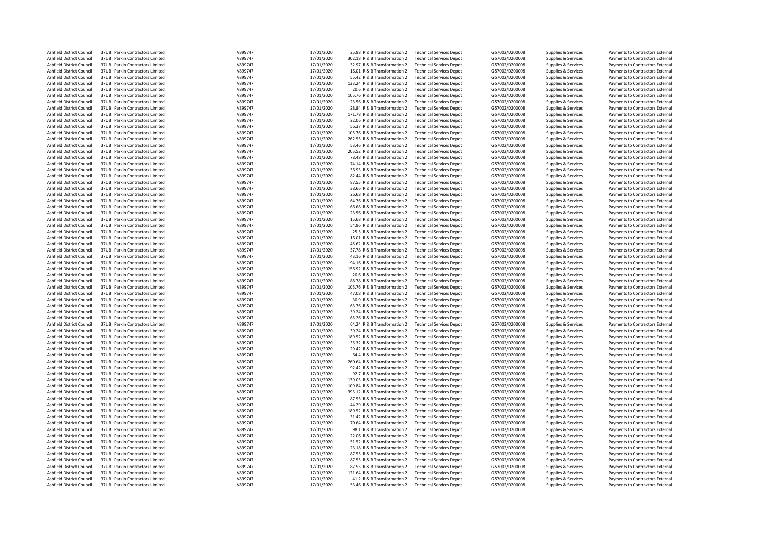| | | | | | | | | | |
|---|---|---|---|---|---|---|---|---|---|
| Ashfield District Council | 37UB Parkin Contractors Limited | V899747 | 17/01/2020 | 25.98 R & B Transformation 2 | Technical Services Depot | G57002/D200008 | Supplies & Services | Payments to Contractors External |
| Ashfield District Council | 37UB Parkin Contractors Limited | V899747 | 17/01/2020 | 302.18 R & B Transformation 2 | Technical Services Depot | G57002/D200008 | Supplies & Services | Payments to Contractors External |
| Ashfield District Council | 37UB Parkin Contractors Limited | V899747 | 17/01/2020 | 32.97 R & B Transformation 2 | Technical Services Depot | G57002/D200008 | Supplies & Services | Payments to Contractors External |
| Ashfield District Council | 37UB Parkin Contractors Limited | V899747 | 17/01/2020 | 16.01 R & B Transformation 2 | Technical Services Depot | G57002/D200008 | Supplies & Services | Payments to Contractors External |
| Ashfield District Council | 37UB Parkin Contractors Limited | V899747 | 17/01/2020 | 55.42 R & B Transformation 2 | Technical Services Depot | G57002/D200008 | Supplies & Services | Payments to Contractors External |
| Ashfield District Council | 37UB Parkin Contractors Limited | V899747 | 17/01/2020 | 133.24 R & B Transformation 2 | Technical Services Depot | G57002/D200008 | Supplies & Services | Payments to Contractors External |
| Ashfield District Council | 37UB Parkin Contractors Limited | V899747 | 17/01/2020 | 20.6 R & B Transformation 2 | Technical Services Depot | G57002/D200008 | Supplies & Services | Payments to Contractors External |
| Ashfield District Council | 37UB Parkin Contractors Limited | V899747 | 17/01/2020 | 105.76 R & B Transformation 2 | Technical Services Depot | G57002/D200008 | Supplies & Services | Payments to Contractors External |
| Ashfield District Council | 37UB Parkin Contractors Limited | V899747 | 17/01/2020 | 23.56 R & B Transformation 2 | Technical Services Depot | G57002/D200008 | Supplies & Services | Payments to Contractors External |
| Ashfield District Council | 37UB Parkin Contractors Limited | V899747 | 17/01/2020 | 28.84 R & B Transformation 2 | Technical Services Depot | G57002/D200008 | Supplies & Services | Payments to Contractors External |
| Ashfield District Council | 37UB Parkin Contractors Limited | V899747 | 17/01/2020 | 171.78 R & B Transformation 2 | Technical Services Depot | G57002/D200008 | Supplies & Services | Payments to Contractors External |
| Ashfield District Council | 37UB Parkin Contractors Limited | V899747 | 17/01/2020 | 22.06 R & B Transformation 2 | Technical Services Depot | G57002/D200008 | Supplies & Services | Payments to Contractors External |
| Ashfield District Council | 37UB Parkin Contractors Limited | V899747 | 17/01/2020 | 56.37 R & B Transformation 2 | Technical Services Depot | G57002/D200008 | Supplies & Services | Payments to Contractors External |
| Ashfield District Council | 37UB Parkin Contractors Limited | V899747 | 17/01/2020 | 105.76 R & B Transformation 2 | Technical Services Depot | G57002/D200008 | Supplies & Services | Payments to Contractors External |
| Ashfield District Council | 37UB Parkin Contractors Limited | V899747 | 17/01/2020 | 262.55 R & B Transformation 2 | Technical Services Depot | G57002/D200008 | Supplies & Services | Payments to Contractors External |
| Ashfield District Council | 37UB Parkin Contractors Limited | V899747 | 17/01/2020 | 53.46 R & B Transformation 2 | Technical Services Depot | G57002/D200008 | Supplies & Services | Payments to Contractors External |
| Ashfield District Council | 37UB Parkin Contractors Limited | V899747 | 17/01/2020 | 205.52 R & B Transformation 2 | Technical Services Depot | G57002/D200008 | Supplies & Services | Payments to Contractors External |
| Ashfield District Council | 37UB Parkin Contractors Limited | V899747 | 17/01/2020 | 78.48 R & B Transformation 2 | Technical Services Depot | G57002/D200008 | Supplies & Services | Payments to Contractors External |
| Ashfield District Council | 37UB Parkin Contractors Limited | V899747 | 17/01/2020 | 74.14 R & B Transformation 2 | Technical Services Depot | G57002/D200008 | Supplies & Services | Payments to Contractors External |
| Ashfield District Council | 37UB Parkin Contractors Limited | V899747 | 17/01/2020 | 36.93 R & B Transformation 2 | Technical Services Depot | G57002/D200008 | Supplies & Services | Payments to Contractors External |
| Ashfield District Council | 37UB Parkin Contractors Limited | V899747 | 17/01/2020 | 82.44 R & B Transformation 2 | Technical Services Depot | G57002/D200008 | Supplies & Services | Payments to Contractors External |
| Ashfield District Council | 37UB Parkin Contractors Limited | V899747 | 17/01/2020 | 87.55 R & B Transformation 2 | Technical Services Depot | G57002/D200008 | Supplies & Services | Payments to Contractors External |
| Ashfield District Council | 37UB Parkin Contractors Limited | V899747 | 17/01/2020 | 38.66 R & B Transformation 2 | Technical Services Depot | G57002/D200008 | Supplies & Services | Payments to Contractors External |
| Ashfield District Council | 37UB Parkin Contractors Limited | V899747 | 17/01/2020 | 26.68 R & B Transformation 2 | Technical Services Depot | G57002/D200008 | Supplies & Services | Payments to Contractors External |
| Ashfield District Council | 37UB Parkin Contractors Limited | V899747 | 17/01/2020 | 64.76 R & B Transformation 2 | Technical Services Depot | G57002/D200008 | Supplies & Services | Payments to Contractors External |
| Ashfield District Council | 37UB Parkin Contractors Limited | V899747 | 17/01/2020 | 66.68 R & B Transformation 2 | Technical Services Depot | G57002/D200008 | Supplies & Services | Payments to Contractors External |
| Ashfield District Council | 37UB Parkin Contractors Limited | V899747 | 17/01/2020 | 23.56 R & B Transformation 2 | Technical Services Depot | G57002/D200008 | Supplies & Services | Payments to Contractors External |
| Ashfield District Council | 37UB Parkin Contractors Limited | V899747 | 17/01/2020 | 15.68 R & B Transformation 2 | Technical Services Depot | G57002/D200008 | Supplies & Services | Payments to Contractors External |
| Ashfield District Council | 37UB Parkin Contractors Limited | V899747 | 17/01/2020 | 54.96 R & B Transformation 2 | Technical Services Depot | G57002/D200008 | Supplies & Services | Payments to Contractors External |
| Ashfield District Council | 37UB Parkin Contractors Limited | V899747 | 17/01/2020 | 25.5 R & B Transformation 2 | Technical Services Depot | G57002/D200008 | Supplies & Services | Payments to Contractors External |
| Ashfield District Council | 37UB Parkin Contractors Limited | V899747 | 17/01/2020 | 16.01 R & B Transformation 2 | Technical Services Depot | G57002/D200008 | Supplies & Services | Payments to Contractors External |
| Ashfield District Council | 37UB Parkin Contractors Limited | V899747 | 17/01/2020 | 45.62 R & B Transformation 2 | Technical Services Depot | G57002/D200008 | Supplies & Services | Payments to Contractors External |
| Ashfield District Council | 37UB Parkin Contractors Limited | V899747 | 17/01/2020 | 37.78 R & B Transformation 2 | Technical Services Depot | G57002/D200008 | Supplies & Services | Payments to Contractors External |
| Ashfield District Council | 37UB Parkin Contractors Limited | V899747 | 17/01/2020 | 43.16 R & B Transformation 2 | Technical Services Depot | G57002/D200008 | Supplies & Services | Payments to Contractors External |
| Ashfield District Council | 37UB Parkin Contractors Limited | V899747 | 17/01/2020 | 94.16 R & B Transformation 2 | Technical Services Depot | G57002/D200008 | Supplies & Services | Payments to Contractors External |
| Ashfield District Council | 37UB Parkin Contractors Limited | V899747 | 17/01/2020 | 156.92 R & B Transformation 2 | Technical Services Depot | G57002/D200008 | Supplies & Services | Payments to Contractors External |
| Ashfield District Council | 37UB Parkin Contractors Limited | V899747 | 17/01/2020 | 20.6 R & B Transformation 2 | Technical Services Depot | G57002/D200008 | Supplies & Services | Payments to Contractors External |
| Ashfield District Council | 37UB Parkin Contractors Limited | V899747 | 17/01/2020 | 88.78 R & B Transformation 2 | Technical Services Depot | G57002/D200008 | Supplies & Services | Payments to Contractors External |
| Ashfield District Council | 37UB Parkin Contractors Limited | V899747 | 17/01/2020 | 105.76 R & B Transformation 2 | Technical Services Depot | G57002/D200008 | Supplies & Services | Payments to Contractors External |
| Ashfield District Council | 37UB Parkin Contractors Limited | V899747 | 17/01/2020 | 47.08 R & B Transformation 2 | Technical Services Depot | G57002/D200008 | Supplies & Services | Payments to Contractors External |
| Ashfield District Council | 37UB Parkin Contractors Limited | V899747 | 17/01/2020 | 30.9 R & B Transformation 2 | Technical Services Depot | G57002/D200008 | Supplies & Services | Payments to Contractors External |
| Ashfield District Council | 37UB Parkin Contractors Limited | V899747 | 17/01/2020 | 63.76 R & B Transformation 2 | Technical Services Depot | G57002/D200008 | Supplies & Services | Payments to Contractors External |
| Ashfield District Council | 37UB Parkin Contractors Limited | V899747 | 17/01/2020 | 39.24 R & B Transformation 2 | Technical Services Depot | G57002/D200008 | Supplies & Services | Payments to Contractors External |
| Ashfield District Council | 37UB Parkin Contractors Limited | V899747 | 17/01/2020 | 65.26 R & B Transformation 2 | Technical Services Depot | G57002/D200008 | Supplies & Services | Payments to Contractors External |
| Ashfield District Council | 37UB Parkin Contractors Limited | V899747 | 17/01/2020 | 64.24 R & B Transformation 2 | Technical Services Depot | G57002/D200008 | Supplies & Services | Payments to Contractors External |
| Ashfield District Council | 37UB Parkin Contractors Limited | V899747 | 17/01/2020 | 39.24 R & B Transformation 2 | Technical Services Depot | G57002/D200008 | Supplies & Services | Payments to Contractors External |
| Ashfield District Council | 37UB Parkin Contractors Limited | V899747 | 17/01/2020 | 189.52 R & B Transformation 2 | Technical Services Depot | G57002/D200008 | Supplies & Services | Payments to Contractors External |
| Ashfield District Council | 37UB Parkin Contractors Limited | V899747 | 17/01/2020 | 35.32 R & B Transformation 2 | Technical Services Depot | G57002/D200008 | Supplies & Services | Payments to Contractors External |
| Ashfield District Council | 37UB Parkin Contractors Limited | V899747 | 17/01/2020 | 29.42 R & B Transformation 2 | Technical Services Depot | G57002/D200008 | Supplies & Services | Payments to Contractors External |
| Ashfield District Council | 37UB Parkin Contractors Limited | V899747 | 17/01/2020 | 64.4 R & B Transformation 2 | Technical Services Depot | G57002/D200008 | Supplies & Services | Payments to Contractors External |
| Ashfield District Council | 37UB Parkin Contractors Limited | V899747 | 17/01/2020 | 260.64 R & B Transformation 2 | Technical Services Depot | G57002/D200008 | Supplies & Services | Payments to Contractors External |
| Ashfield District Council | 37UB Parkin Contractors Limited | V899747 | 17/01/2020 | 92.42 R & B Transformation 2 | Technical Services Depot | G57002/D200008 | Supplies & Services | Payments to Contractors External |
| Ashfield District Council | 37UB Parkin Contractors Limited | V899747 | 17/01/2020 | 92.7 R & B Transformation 2 | Technical Services Depot | G57002/D200008 | Supplies & Services | Payments to Contractors External |
| Ashfield District Council | 37UB Parkin Contractors Limited | V899747 | 17/01/2020 | 139.05 R & B Transformation 2 | Technical Services Depot | G57002/D200008 | Supplies & Services | Payments to Contractors External |
| Ashfield District Council | 37UB Parkin Contractors Limited | V899747 | 17/01/2020 | 109.84 R & B Transformation 2 | Technical Services Depot | G57002/D200008 | Supplies & Services | Payments to Contractors External |
| Ashfield District Council | 37UB Parkin Contractors Limited | V899747 | 17/01/2020 | 393.12 R & B Transformation 2 | Technical Services Depot | G57002/D200008 | Supplies & Services | Payments to Contractors External |
| Ashfield District Council | 37UB Parkin Contractors Limited | V899747 | 17/01/2020 | 87.55 R & B Transformation 2 | Technical Services Depot | G57002/D200008 | Supplies & Services | Payments to Contractors External |
| Ashfield District Council | 37UB Parkin Contractors Limited | V899747 | 17/01/2020 | 44.29 R & B Transformation 2 | Technical Services Depot | G57002/D200008 | Supplies & Services | Payments to Contractors External |
| Ashfield District Council | 37UB Parkin Contractors Limited | V899747 | 17/01/2020 | 189.52 R & B Transformation 2 | Technical Services Depot | G57002/D200008 | Supplies & Services | Payments to Contractors External |
| Ashfield District Council | 37UB Parkin Contractors Limited | V899747 | 17/01/2020 | 31.42 R & B Transformation 2 | Technical Services Depot | G57002/D200008 | Supplies & Services | Payments to Contractors External |
| Ashfield District Council | 37UB Parkin Contractors Limited | V899747 | 17/01/2020 | 70.64 R & B Transformation 2 | Technical Services Depot | G57002/D200008 | Supplies & Services | Payments to Contractors External |
| Ashfield District Council | 37UB Parkin Contractors Limited | V899747 | 17/01/2020 | 98.1 R & B Transformation 2 | Technical Services Depot | G57002/D200008 | Supplies & Services | Payments to Contractors External |
| Ashfield District Council | 37UB Parkin Contractors Limited | V899747 | 17/01/2020 | 22.06 R & B Transformation 2 | Technical Services Depot | G57002/D200008 | Supplies & Services | Payments to Contractors External |
| Ashfield District Council | 37UB Parkin Contractors Limited | V899747 | 17/01/2020 | 51.52 R & B Transformation 2 | Technical Services Depot | G57002/D200008 | Supplies & Services | Payments to Contractors External |
| Ashfield District Council | 37UB Parkin Contractors Limited | V899747 | 17/01/2020 | 23.18 R & B Transformation 2 | Technical Services Depot | G57002/D200008 | Supplies & Services | Payments to Contractors External |
| Ashfield District Council | 37UB Parkin Contractors Limited | V899747 | 17/01/2020 | 87.55 R & B Transformation 2 | Technical Services Depot | G57002/D200008 | Supplies & Services | Payments to Contractors External |
| Ashfield District Council | 37UB Parkin Contractors Limited | V899747 | 17/01/2020 | 87.55 R & B Transformation 2 | Technical Services Depot | G57002/D200008 | Supplies & Services | Payments to Contractors External |
| Ashfield District Council | 37UB Parkin Contractors Limited | V899747 | 17/01/2020 | 87.55 R & B Transformation 2 | Technical Services Depot | G57002/D200008 | Supplies & Services | Payments to Contractors External |
| Ashfield District Council | 37UB Parkin Contractors Limited | V899747 | 17/01/2020 | 121.64 R & B Transformation 2 | Technical Services Depot | G57002/D200008 | Supplies & Services | Payments to Contractors External |
| Ashfield District Council | 37UB Parkin Contractors Limited | V899747 | 17/01/2020 | 41.2 R & B Transformation 2 | Technical Services Depot | G57002/D200008 | Supplies & Services | Payments to Contractors External |
| Ashfield District Council | 37UB Parkin Contractors Limited | V899747 | 17/01/2020 | 53.46 R & B Transformation 2 | Technical Services Depot | G57002/D200008 | Supplies & Services | Payments to Contractors External |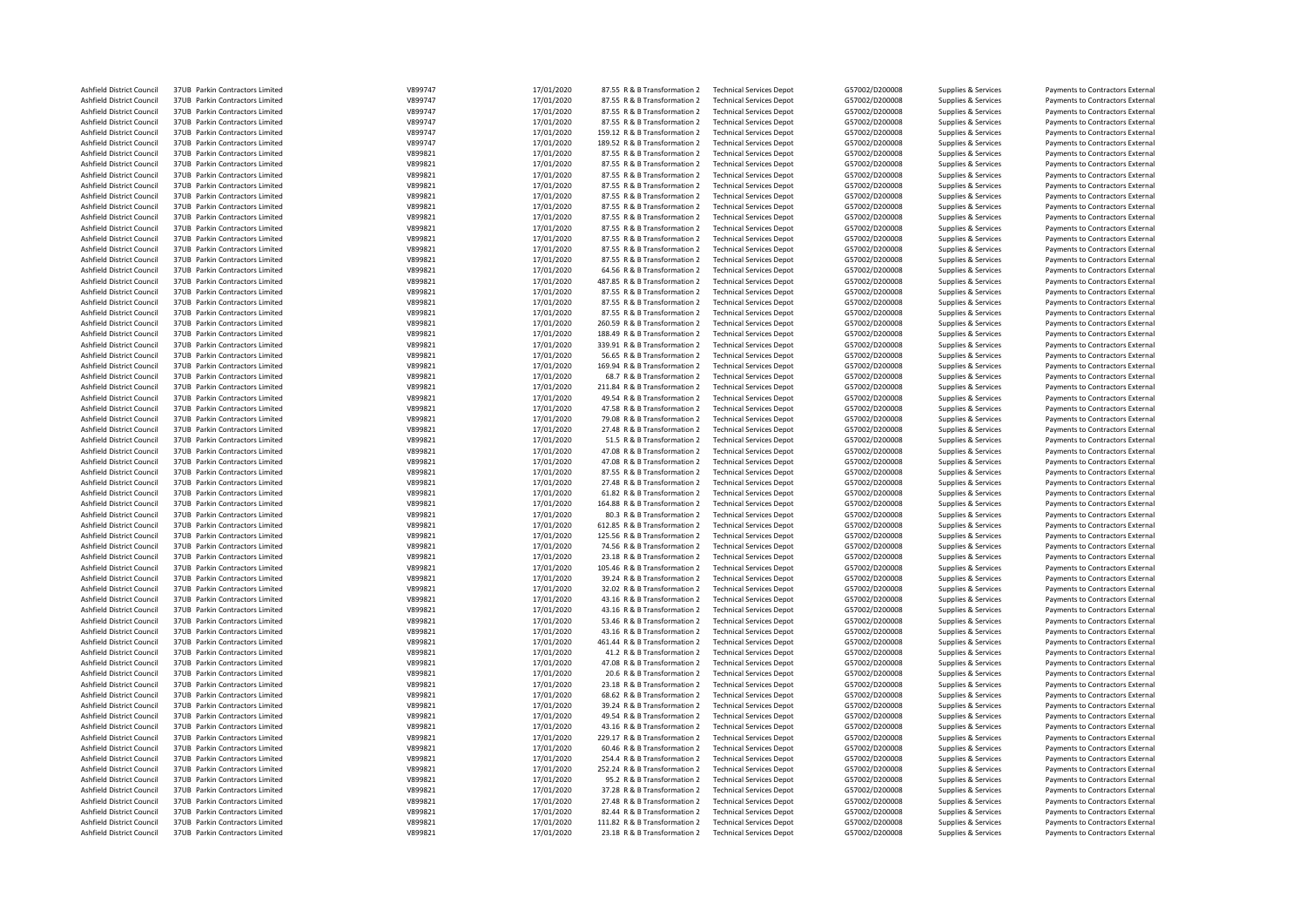| | | | | | | | | | |
|---|---|---|---|---|---|---|---|---|---|
| Ashfield District Council | 37UB | Parkin Contractors Limited | V899747 | 17/01/2020 | 87.55 | R & B Transformation 2 | Technical Services Depot | G57002/D200008 | Supplies & Services | Payments to Contractors External |
| Ashfield District Council | 37UB | Parkin Contractors Limited | V899747 | 17/01/2020 | 87.55 | R & B Transformation 2 | Technical Services Depot | G57002/D200008 | Supplies & Services | Payments to Contractors External |
| Ashfield District Council | 37UB | Parkin Contractors Limited | V899747 | 17/01/2020 | 87.55 | R & B Transformation 2 | Technical Services Depot | G57002/D200008 | Supplies & Services | Payments to Contractors External |
| Ashfield District Council | 37UB | Parkin Contractors Limited | V899747 | 17/01/2020 | 87.55 | R & B Transformation 2 | Technical Services Depot | G57002/D200008 | Supplies & Services | Payments to Contractors External |
| Ashfield District Council | 37UB | Parkin Contractors Limited | V899747 | 17/01/2020 | 159.12 | R & B Transformation 2 | Technical Services Depot | G57002/D200008 | Supplies & Services | Payments to Contractors External |
| Ashfield District Council | 37UB | Parkin Contractors Limited | V899747 | 17/01/2020 | 189.52 | R & B Transformation 2 | Technical Services Depot | G57002/D200008 | Supplies & Services | Payments to Contractors External |
| Ashfield District Council | 37UB | Parkin Contractors Limited | V899821 | 17/01/2020 | 87.55 | R & B Transformation 2 | Technical Services Depot | G57002/D200008 | Supplies & Services | Payments to Contractors External |
| Ashfield District Council | 37UB | Parkin Contractors Limited | V899821 | 17/01/2020 | 87.55 | R & B Transformation 2 | Technical Services Depot | G57002/D200008 | Supplies & Services | Payments to Contractors External |
| Ashfield District Council | 37UB | Parkin Contractors Limited | V899821 | 17/01/2020 | 87.55 | R & B Transformation 2 | Technical Services Depot | G57002/D200008 | Supplies & Services | Payments to Contractors External |
| Ashfield District Council | 37UB | Parkin Contractors Limited | V899821 | 17/01/2020 | 87.55 | R & B Transformation 2 | Technical Services Depot | G57002/D200008 | Supplies & Services | Payments to Contractors External |
| Ashfield District Council | 37UB | Parkin Contractors Limited | V899821 | 17/01/2020 | 87.55 | R & B Transformation 2 | Technical Services Depot | G57002/D200008 | Supplies & Services | Payments to Contractors External |
| Ashfield District Council | 37UB | Parkin Contractors Limited | V899821 | 17/01/2020 | 87.55 | R & B Transformation 2 | Technical Services Depot | G57002/D200008 | Supplies & Services | Payments to Contractors External |
| Ashfield District Council | 37UB | Parkin Contractors Limited | V899821 | 17/01/2020 | 87.55 | R & B Transformation 2 | Technical Services Depot | G57002/D200008 | Supplies & Services | Payments to Contractors External |
| Ashfield District Council | 37UB | Parkin Contractors Limited | V899821 | 17/01/2020 | 87.55 | R & B Transformation 2 | Technical Services Depot | G57002/D200008 | Supplies & Services | Payments to Contractors External |
| Ashfield District Council | 37UB | Parkin Contractors Limited | V899821 | 17/01/2020 | 87.55 | R & B Transformation 2 | Technical Services Depot | G57002/D200008 | Supplies & Services | Payments to Contractors External |
| Ashfield District Council | 37UB | Parkin Contractors Limited | V899821 | 17/01/2020 | 87.55 | R & B Transformation 2 | Technical Services Depot | G57002/D200008 | Supplies & Services | Payments to Contractors External |
| Ashfield District Council | 37UB | Parkin Contractors Limited | V899821 | 17/01/2020 | 87.55 | R & B Transformation 2 | Technical Services Depot | G57002/D200008 | Supplies & Services | Payments to Contractors External |
| Ashfield District Council | 37UB | Parkin Contractors Limited | V899821 | 17/01/2020 | 64.56 | R & B Transformation 2 | Technical Services Depot | G57002/D200008 | Supplies & Services | Payments to Contractors External |
| Ashfield District Council | 37UB | Parkin Contractors Limited | V899821 | 17/01/2020 | 487.85 | R & B Transformation 2 | Technical Services Depot | G57002/D200008 | Supplies & Services | Payments to Contractors External |
| Ashfield District Council | 37UB | Parkin Contractors Limited | V899821 | 17/01/2020 | 87.55 | R & B Transformation 2 | Technical Services Depot | G57002/D200008 | Supplies & Services | Payments to Contractors External |
| Ashfield District Council | 37UB | Parkin Contractors Limited | V899821 | 17/01/2020 | 87.55 | R & B Transformation 2 | Technical Services Depot | G57002/D200008 | Supplies & Services | Payments to Contractors External |
| Ashfield District Council | 37UB | Parkin Contractors Limited | V899821 | 17/01/2020 | 87.55 | R & B Transformation 2 | Technical Services Depot | G57002/D200008 | Supplies & Services | Payments to Contractors External |
| Ashfield District Council | 37UB | Parkin Contractors Limited | V899821 | 17/01/2020 | 260.59 | R & B Transformation 2 | Technical Services Depot | G57002/D200008 | Supplies & Services | Payments to Contractors External |
| Ashfield District Council | 37UB | Parkin Contractors Limited | V899821 | 17/01/2020 | 188.49 | R & B Transformation 2 | Technical Services Depot | G57002/D200008 | Supplies & Services | Payments to Contractors External |
| Ashfield District Council | 37UB | Parkin Contractors Limited | V899821 | 17/01/2020 | 339.91 | R & B Transformation 2 | Technical Services Depot | G57002/D200008 | Supplies & Services | Payments to Contractors External |
| Ashfield District Council | 37UB | Parkin Contractors Limited | V899821 | 17/01/2020 | 56.65 | R & B Transformation 2 | Technical Services Depot | G57002/D200008 | Supplies & Services | Payments to Contractors External |
| Ashfield District Council | 37UB | Parkin Contractors Limited | V899821 | 17/01/2020 | 169.94 | R & B Transformation 2 | Technical Services Depot | G57002/D200008 | Supplies & Services | Payments to Contractors External |
| Ashfield District Council | 37UB | Parkin Contractors Limited | V899821 | 17/01/2020 | 68.7 | R & B Transformation 2 | Technical Services Depot | G57002/D200008 | Supplies & Services | Payments to Contractors External |
| Ashfield District Council | 37UB | Parkin Contractors Limited | V899821 | 17/01/2020 | 211.84 | R & B Transformation 2 | Technical Services Depot | G57002/D200008 | Supplies & Services | Payments to Contractors External |
| Ashfield District Council | 37UB | Parkin Contractors Limited | V899821 | 17/01/2020 | 49.54 | R & B Transformation 2 | Technical Services Depot | G57002/D200008 | Supplies & Services | Payments to Contractors External |
| Ashfield District Council | 37UB | Parkin Contractors Limited | V899821 | 17/01/2020 | 47.58 | R & B Transformation 2 | Technical Services Depot | G57002/D200008 | Supplies & Services | Payments to Contractors External |
| Ashfield District Council | 37UB | Parkin Contractors Limited | V899821 | 17/01/2020 | 79.08 | R & B Transformation 2 | Technical Services Depot | G57002/D200008 | Supplies & Services | Payments to Contractors External |
| Ashfield District Council | 37UB | Parkin Contractors Limited | V899821 | 17/01/2020 | 27.48 | R & B Transformation 2 | Technical Services Depot | G57002/D200008 | Supplies & Services | Payments to Contractors External |
| Ashfield District Council | 37UB | Parkin Contractors Limited | V899821 | 17/01/2020 | 51.5 | R & B Transformation 2 | Technical Services Depot | G57002/D200008 | Supplies & Services | Payments to Contractors External |
| Ashfield District Council | 37UB | Parkin Contractors Limited | V899821 | 17/01/2020 | 47.08 | R & B Transformation 2 | Technical Services Depot | G57002/D200008 | Supplies & Services | Payments to Contractors External |
| Ashfield District Council | 37UB | Parkin Contractors Limited | V899821 | 17/01/2020 | 47.08 | R & B Transformation 2 | Technical Services Depot | G57002/D200008 | Supplies & Services | Payments to Contractors External |
| Ashfield District Council | 37UB | Parkin Contractors Limited | V899821 | 17/01/2020 | 87.55 | R & B Transformation 2 | Technical Services Depot | G57002/D200008 | Supplies & Services | Payments to Contractors External |
| Ashfield District Council | 37UB | Parkin Contractors Limited | V899821 | 17/01/2020 | 27.48 | R & B Transformation 2 | Technical Services Depot | G57002/D200008 | Supplies & Services | Payments to Contractors External |
| Ashfield District Council | 37UB | Parkin Contractors Limited | V899821 | 17/01/2020 | 61.82 | R & B Transformation 2 | Technical Services Depot | G57002/D200008 | Supplies & Services | Payments to Contractors External |
| Ashfield District Council | 37UB | Parkin Contractors Limited | V899821 | 17/01/2020 | 164.88 | R & B Transformation 2 | Technical Services Depot | G57002/D200008 | Supplies & Services | Payments to Contractors External |
| Ashfield District Council | 37UB | Parkin Contractors Limited | V899821 | 17/01/2020 | 80.3 | R & B Transformation 2 | Technical Services Depot | G57002/D200008 | Supplies & Services | Payments to Contractors External |
| Ashfield District Council | 37UB | Parkin Contractors Limited | V899821 | 17/01/2020 | 612.85 | R & B Transformation 2 | Technical Services Depot | G57002/D200008 | Supplies & Services | Payments to Contractors External |
| Ashfield District Council | 37UB | Parkin Contractors Limited | V899821 | 17/01/2020 | 125.56 | R & B Transformation 2 | Technical Services Depot | G57002/D200008 | Supplies & Services | Payments to Contractors External |
| Ashfield District Council | 37UB | Parkin Contractors Limited | V899821 | 17/01/2020 | 74.56 | R & B Transformation 2 | Technical Services Depot | G57002/D200008 | Supplies & Services | Payments to Contractors External |
| Ashfield District Council | 37UB | Parkin Contractors Limited | V899821 | 17/01/2020 | 23.18 | R & B Transformation 2 | Technical Services Depot | G57002/D200008 | Supplies & Services | Payments to Contractors External |
| Ashfield District Council | 37UB | Parkin Contractors Limited | V899821 | 17/01/2020 | 105.46 | R & B Transformation 2 | Technical Services Depot | G57002/D200008 | Supplies & Services | Payments to Contractors External |
| Ashfield District Council | 37UB | Parkin Contractors Limited | V899821 | 17/01/2020 | 39.24 | R & B Transformation 2 | Technical Services Depot | G57002/D200008 | Supplies & Services | Payments to Contractors External |
| Ashfield District Council | 37UB | Parkin Contractors Limited | V899821 | 17/01/2020 | 32.02 | R & B Transformation 2 | Technical Services Depot | G57002/D200008 | Supplies & Services | Payments to Contractors External |
| Ashfield District Council | 37UB | Parkin Contractors Limited | V899821 | 17/01/2020 | 43.16 | R & B Transformation 2 | Technical Services Depot | G57002/D200008 | Supplies & Services | Payments to Contractors External |
| Ashfield District Council | 37UB | Parkin Contractors Limited | V899821 | 17/01/2020 | 43.16 | R & B Transformation 2 | Technical Services Depot | G57002/D200008 | Supplies & Services | Payments to Contractors External |
| Ashfield District Council | 37UB | Parkin Contractors Limited | V899821 | 17/01/2020 | 53.46 | R & B Transformation 2 | Technical Services Depot | G57002/D200008 | Supplies & Services | Payments to Contractors External |
| Ashfield District Council | 37UB | Parkin Contractors Limited | V899821 | 17/01/2020 | 43.16 | R & B Transformation 2 | Technical Services Depot | G57002/D200008 | Supplies & Services | Payments to Contractors External |
| Ashfield District Council | 37UB | Parkin Contractors Limited | V899821 | 17/01/2020 | 461.44 | R & B Transformation 2 | Technical Services Depot | G57002/D200008 | Supplies & Services | Payments to Contractors External |
| Ashfield District Council | 37UB | Parkin Contractors Limited | V899821 | 17/01/2020 | 41.2 | R & B Transformation 2 | Technical Services Depot | G57002/D200008 | Supplies & Services | Payments to Contractors External |
| Ashfield District Council | 37UB | Parkin Contractors Limited | V899821 | 17/01/2020 | 47.08 | R & B Transformation 2 | Technical Services Depot | G57002/D200008 | Supplies & Services | Payments to Contractors External |
| Ashfield District Council | 37UB | Parkin Contractors Limited | V899821 | 17/01/2020 | 20.6 | R & B Transformation 2 | Technical Services Depot | G57002/D200008 | Supplies & Services | Payments to Contractors External |
| Ashfield District Council | 37UB | Parkin Contractors Limited | V899821 | 17/01/2020 | 23.18 | R & B Transformation 2 | Technical Services Depot | G57002/D200008 | Supplies & Services | Payments to Contractors External |
| Ashfield District Council | 37UB | Parkin Contractors Limited | V899821 | 17/01/2020 | 68.62 | R & B Transformation 2 | Technical Services Depot | G57002/D200008 | Supplies & Services | Payments to Contractors External |
| Ashfield District Council | 37UB | Parkin Contractors Limited | V899821 | 17/01/2020 | 39.24 | R & B Transformation 2 | Technical Services Depot | G57002/D200008 | Supplies & Services | Payments to Contractors External |
| Ashfield District Council | 37UB | Parkin Contractors Limited | V899821 | 17/01/2020 | 49.54 | R & B Transformation 2 | Technical Services Depot | G57002/D200008 | Supplies & Services | Payments to Contractors External |
| Ashfield District Council | 37UB | Parkin Contractors Limited | V899821 | 17/01/2020 | 43.16 | R & B Transformation 2 | Technical Services Depot | G57002/D200008 | Supplies & Services | Payments to Contractors External |
| Ashfield District Council | 37UB | Parkin Contractors Limited | V899821 | 17/01/2020 | 229.17 | R & B Transformation 2 | Technical Services Depot | G57002/D200008 | Supplies & Services | Payments to Contractors External |
| Ashfield District Council | 37UB | Parkin Contractors Limited | V899821 | 17/01/2020 | 60.46 | R & B Transformation 2 | Technical Services Depot | G57002/D200008 | Supplies & Services | Payments to Contractors External |
| Ashfield District Council | 37UB | Parkin Contractors Limited | V899821 | 17/01/2020 | 254.4 | R & B Transformation 2 | Technical Services Depot | G57002/D200008 | Supplies & Services | Payments to Contractors External |
| Ashfield District Council | 37UB | Parkin Contractors Limited | V899821 | 17/01/2020 | 252.24 | R & B Transformation 2 | Technical Services Depot | G57002/D200008 | Supplies & Services | Payments to Contractors External |
| Ashfield District Council | 37UB | Parkin Contractors Limited | V899821 | 17/01/2020 | 95.2 | R & B Transformation 2 | Technical Services Depot | G57002/D200008 | Supplies & Services | Payments to Contractors External |
| Ashfield District Council | 37UB | Parkin Contractors Limited | V899821 | 17/01/2020 | 37.28 | R & B Transformation 2 | Technical Services Depot | G57002/D200008 | Supplies & Services | Payments to Contractors External |
| Ashfield District Council | 37UB | Parkin Contractors Limited | V899821 | 17/01/2020 | 27.48 | R & B Transformation 2 | Technical Services Depot | G57002/D200008 | Supplies & Services | Payments to Contractors External |
| Ashfield District Council | 37UB | Parkin Contractors Limited | V899821 | 17/01/2020 | 82.44 | R & B Transformation 2 | Technical Services Depot | G57002/D200008 | Supplies & Services | Payments to Contractors External |
| Ashfield District Council | 37UB | Parkin Contractors Limited | V899821 | 17/01/2020 | 111.82 | R & B Transformation 2 | Technical Services Depot | G57002/D200008 | Supplies & Services | Payments to Contractors External |
| Ashfield District Council | 37UB | Parkin Contractors Limited | V899821 | 17/01/2020 | 23.18 | R & B Transformation 2 | Technical Services Depot | G57002/D200008 | Supplies & Services | Payments to Contractors External |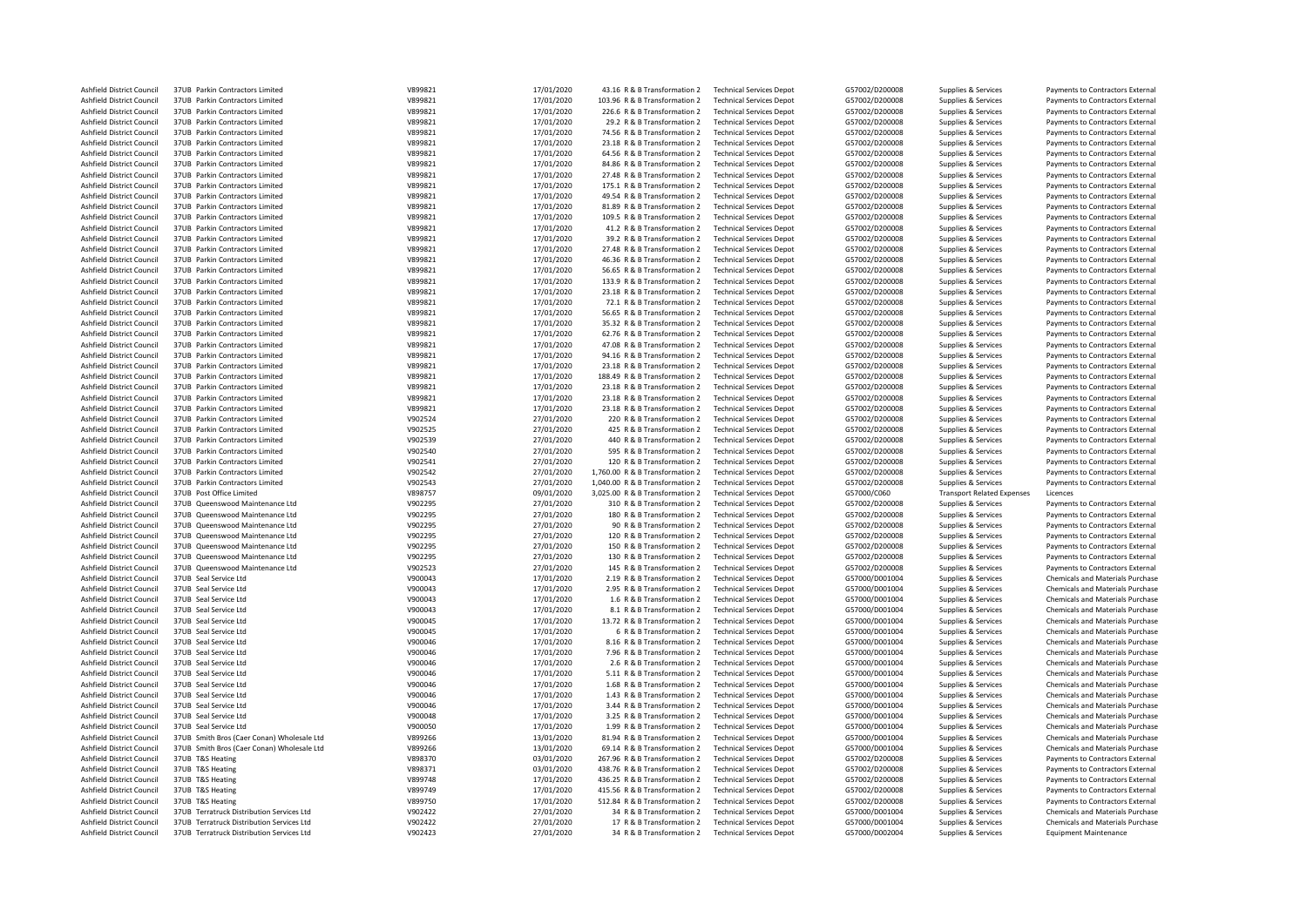| | | | | | | | | | | |
|---|---|---|---|---|---|---|---|---|---|---|
| Ashfield District Council | 37UB | Parkin Contractors Limited | V899821 | 17/01/2020 | 43.16 | R & B Transformation 2 | Technical Services Depot | G57002/D200008 | Supplies & Services | Payments to Contractors External |
| Ashfield District Council | 37UB | Parkin Contractors Limited | V899821 | 17/01/2020 | 103.96 | R & B Transformation 2 | Technical Services Depot | G57002/D200008 | Supplies & Services | Payments to Contractors External |
| Ashfield District Council | 37UB | Parkin Contractors Limited | V899821 | 17/01/2020 | 226.6 | R & B Transformation 2 | Technical Services Depot | G57002/D200008 | Supplies & Services | Payments to Contractors External |
| Ashfield District Council | 37UB | Parkin Contractors Limited | V899821 | 17/01/2020 | 29.2 | R & B Transformation 2 | Technical Services Depot | G57002/D200008 | Supplies & Services | Payments to Contractors External |
| Ashfield District Council | 37UB | Parkin Contractors Limited | V899821 | 17/01/2020 | 74.56 | R & B Transformation 2 | Technical Services Depot | G57002/D200008 | Supplies & Services | Payments to Contractors External |
| Ashfield District Council | 37UB | Parkin Contractors Limited | V899821 | 17/01/2020 | 23.18 | R & B Transformation 2 | Technical Services Depot | G57002/D200008 | Supplies & Services | Payments to Contractors External |
| Ashfield District Council | 37UB | Parkin Contractors Limited | V899821 | 17/01/2020 | 64.56 | R & B Transformation 2 | Technical Services Depot | G57002/D200008 | Supplies & Services | Payments to Contractors External |
| Ashfield District Council | 37UB | Parkin Contractors Limited | V899821 | 17/01/2020 | 84.86 | R & B Transformation 2 | Technical Services Depot | G57002/D200008 | Supplies & Services | Payments to Contractors External |
| Ashfield District Council | 37UB | Parkin Contractors Limited | V899821 | 17/01/2020 | 27.48 | R & B Transformation 2 | Technical Services Depot | G57002/D200008 | Supplies & Services | Payments to Contractors External |
| Ashfield District Council | 37UB | Parkin Contractors Limited | V899821 | 17/01/2020 | 175.1 | R & B Transformation 2 | Technical Services Depot | G57002/D200008 | Supplies & Services | Payments to Contractors External |
| Ashfield District Council | 37UB | Parkin Contractors Limited | V899821 | 17/01/2020 | 49.54 | R & B Transformation 2 | Technical Services Depot | G57002/D200008 | Supplies & Services | Payments to Contractors External |
| Ashfield District Council | 37UB | Parkin Contractors Limited | V899821 | 17/01/2020 | 81.89 | R & B Transformation 2 | Technical Services Depot | G57002/D200008 | Supplies & Services | Payments to Contractors External |
| Ashfield District Council | 37UB | Parkin Contractors Limited | V899821 | 17/01/2020 | 109.5 | R & B Transformation 2 | Technical Services Depot | G57002/D200008 | Supplies & Services | Payments to Contractors External |
| Ashfield District Council | 37UB | Parkin Contractors Limited | V899821 | 17/01/2020 | 41.2 | R & B Transformation 2 | Technical Services Depot | G57002/D200008 | Supplies & Services | Payments to Contractors External |
| Ashfield District Council | 37UB | Parkin Contractors Limited | V899821 | 17/01/2020 | 39.2 | R & B Transformation 2 | Technical Services Depot | G57002/D200008 | Supplies & Services | Payments to Contractors External |
| Ashfield District Council | 37UB | Parkin Contractors Limited | V899821 | 17/01/2020 | 27.48 | R & B Transformation 2 | Technical Services Depot | G57002/D200008 | Supplies & Services | Payments to Contractors External |
| Ashfield District Council | 37UB | Parkin Contractors Limited | V899821 | 17/01/2020 | 46.36 | R & B Transformation 2 | Technical Services Depot | G57002/D200008 | Supplies & Services | Payments to Contractors External |
| Ashfield District Council | 37UB | Parkin Contractors Limited | V899821 | 17/01/2020 | 56.65 | R & B Transformation 2 | Technical Services Depot | G57002/D200008 | Supplies & Services | Payments to Contractors External |
| Ashfield District Council | 37UB | Parkin Contractors Limited | V899821 | 17/01/2020 | 133.9 | R & B Transformation 2 | Technical Services Depot | G57002/D200008 | Supplies & Services | Payments to Contractors External |
| Ashfield District Council | 37UB | Parkin Contractors Limited | V899821 | 17/01/2020 | 23.18 | R & B Transformation 2 | Technical Services Depot | G57002/D200008 | Supplies & Services | Payments to Contractors External |
| Ashfield District Council | 37UB | Parkin Contractors Limited | V899821 | 17/01/2020 | 72.1 | R & B Transformation 2 | Technical Services Depot | G57002/D200008 | Supplies & Services | Payments to Contractors External |
| Ashfield District Council | 37UB | Parkin Contractors Limited | V899821 | 17/01/2020 | 56.65 | R & B Transformation 2 | Technical Services Depot | G57002/D200008 | Supplies & Services | Payments to Contractors External |
| Ashfield District Council | 37UB | Parkin Contractors Limited | V899821 | 17/01/2020 | 35.32 | R & B Transformation 2 | Technical Services Depot | G57002/D200008 | Supplies & Services | Payments to Contractors External |
| Ashfield District Council | 37UB | Parkin Contractors Limited | V899821 | 17/01/2020 | 62.76 | R & B Transformation 2 | Technical Services Depot | G57002/D200008 | Supplies & Services | Payments to Contractors External |
| Ashfield District Council | 37UB | Parkin Contractors Limited | V899821 | 17/01/2020 | 47.08 | R & B Transformation 2 | Technical Services Depot | G57002/D200008 | Supplies & Services | Payments to Contractors External |
| Ashfield District Council | 37UB | Parkin Contractors Limited | V899821 | 17/01/2020 | 94.16 | R & B Transformation 2 | Technical Services Depot | G57002/D200008 | Supplies & Services | Payments to Contractors External |
| Ashfield District Council | 37UB | Parkin Contractors Limited | V899821 | 17/01/2020 | 23.18 | R & B Transformation 2 | Technical Services Depot | G57002/D200008 | Supplies & Services | Payments to Contractors External |
| Ashfield District Council | 37UB | Parkin Contractors Limited | V899821 | 17/01/2020 | 188.49 | R & B Transformation 2 | Technical Services Depot | G57002/D200008 | Supplies & Services | Payments to Contractors External |
| Ashfield District Council | 37UB | Parkin Contractors Limited | V899821 | 17/01/2020 | 23.18 | R & B Transformation 2 | Technical Services Depot | G57002/D200008 | Supplies & Services | Payments to Contractors External |
| Ashfield District Council | 37UB | Parkin Contractors Limited | V899821 | 17/01/2020 | 23.18 | R & B Transformation 2 | Technical Services Depot | G57002/D200008 | Supplies & Services | Payments to Contractors External |
| Ashfield District Council | 37UB | Parkin Contractors Limited | V899821 | 17/01/2020 | 23.18 | R & B Transformation 2 | Technical Services Depot | G57002/D200008 | Supplies & Services | Payments to Contractors External |
| Ashfield District Council | 37UB | Parkin Contractors Limited | V902524 | 27/01/2020 | 220 | R & B Transformation 2 | Technical Services Depot | G57002/D200008 | Supplies & Services | Payments to Contractors External |
| Ashfield District Council | 37UB | Parkin Contractors Limited | V902525 | 27/01/2020 | 425 | R & B Transformation 2 | Technical Services Depot | G57002/D200008 | Supplies & Services | Payments to Contractors External |
| Ashfield District Council | 37UB | Parkin Contractors Limited | V902539 | 27/01/2020 | 440 | R & B Transformation 2 | Technical Services Depot | G57002/D200008 | Supplies & Services | Payments to Contractors External |
| Ashfield District Council | 37UB | Parkin Contractors Limited | V902540 | 27/01/2020 | 595 | R & B Transformation 2 | Technical Services Depot | G57002/D200008 | Supplies & Services | Payments to Contractors External |
| Ashfield District Council | 37UB | Parkin Contractors Limited | V902541 | 27/01/2020 | 120 | R & B Transformation 2 | Technical Services Depot | G57002/D200008 | Supplies & Services | Payments to Contractors External |
| Ashfield District Council | 37UB | Parkin Contractors Limited | V902542 | 27/01/2020 | 1,760.00 | R & B Transformation 2 | Technical Services Depot | G57002/D200008 | Supplies & Services | Payments to Contractors External |
| Ashfield District Council | 37UB | Parkin Contractors Limited | V902543 | 27/01/2020 | 1,040.00 | R & B Transformation 2 | Technical Services Depot | G57002/D200008 | Supplies & Services | Payments to Contractors External |
| Ashfield District Council | 37UB | Post Office Limited | V898757 | 09/01/2020 | 3,025.00 | R & B Transformation 2 | Technical Services Depot | G57000/C060 | Transport Related Expenses | Licences |
| Ashfield District Council | 37UB | Queenswood Maintenance Ltd | V902295 | 27/01/2020 | 310 | R & B Transformation 2 | Technical Services Depot | G57002/D200008 | Supplies & Services | Payments to Contractors External |
| Ashfield District Council | 37UB | Queenswood Maintenance Ltd | V902295 | 27/01/2020 | 180 | R & B Transformation 2 | Technical Services Depot | G57002/D200008 | Supplies & Services | Payments to Contractors External |
| Ashfield District Council | 37UB | Queenswood Maintenance Ltd | V902295 | 27/01/2020 | 90 | R & B Transformation 2 | Technical Services Depot | G57002/D200008 | Supplies & Services | Payments to Contractors External |
| Ashfield District Council | 37UB | Queenswood Maintenance Ltd | V902295 | 27/01/2020 | 120 | R & B Transformation 2 | Technical Services Depot | G57002/D200008 | Supplies & Services | Payments to Contractors External |
| Ashfield District Council | 37UB | Queenswood Maintenance Ltd | V902295 | 27/01/2020 | 150 | R & B Transformation 2 | Technical Services Depot | G57002/D200008 | Supplies & Services | Payments to Contractors External |
| Ashfield District Council | 37UB | Queenswood Maintenance Ltd | V902295 | 27/01/2020 | 130 | R & B Transformation 2 | Technical Services Depot | G57002/D200008 | Supplies & Services | Payments to Contractors External |
| Ashfield District Council | 37UB | Queenswood Maintenance Ltd | V902523 | 27/01/2020 | 145 | R & B Transformation 2 | Technical Services Depot | G57002/D200008 | Supplies & Services | Payments to Contractors External |
| Ashfield District Council | 37UB | Seal Service Ltd | V900043 | 17/01/2020 | 2.19 | R & B Transformation 2 | Technical Services Depot | G57000/D001004 | Supplies & Services | Chemicals and Materials Purchase |
| Ashfield District Council | 37UB | Seal Service Ltd | V900043 | 17/01/2020 | 2.95 | R & B Transformation 2 | Technical Services Depot | G57000/D001004 | Supplies & Services | Chemicals and Materials Purchase |
| Ashfield District Council | 37UB | Seal Service Ltd | V900043 | 17/01/2020 | 1.6 | R & B Transformation 2 | Technical Services Depot | G57000/D001004 | Supplies & Services | Chemicals and Materials Purchase |
| Ashfield District Council | 37UB | Seal Service Ltd | V900043 | 17/01/2020 | 8.1 | R & B Transformation 2 | Technical Services Depot | G57000/D001004 | Supplies & Services | Chemicals and Materials Purchase |
| Ashfield District Council | 37UB | Seal Service Ltd | V900045 | 17/01/2020 | 13.72 | R & B Transformation 2 | Technical Services Depot | G57000/D001004 | Supplies & Services | Chemicals and Materials Purchase |
| Ashfield District Council | 37UB | Seal Service Ltd | V900045 | 17/01/2020 | 6 | R & B Transformation 2 | Technical Services Depot | G57000/D001004 | Supplies & Services | Chemicals and Materials Purchase |
| Ashfield District Council | 37UB | Seal Service Ltd | V900046 | 17/01/2020 | 8.16 | R & B Transformation 2 | Technical Services Depot | G57000/D001004 | Supplies & Services | Chemicals and Materials Purchase |
| Ashfield District Council | 37UB | Seal Service Ltd | V900046 | 17/01/2020 | 7.96 | R & B Transformation 2 | Technical Services Depot | G57000/D001004 | Supplies & Services | Chemicals and Materials Purchase |
| Ashfield District Council | 37UB | Seal Service Ltd | V900046 | 17/01/2020 | 2.6 | R & B Transformation 2 | Technical Services Depot | G57000/D001004 | Supplies & Services | Chemicals and Materials Purchase |
| Ashfield District Council | 37UB | Seal Service Ltd | V900046 | 17/01/2020 | 5.11 | R & B Transformation 2 | Technical Services Depot | G57000/D001004 | Supplies & Services | Chemicals and Materials Purchase |
| Ashfield District Council | 37UB | Seal Service Ltd | V900046 | 17/01/2020 | 1.68 | R & B Transformation 2 | Technical Services Depot | G57000/D001004 | Supplies & Services | Chemicals and Materials Purchase |
| Ashfield District Council | 37UB | Seal Service Ltd | V900046 | 17/01/2020 | 1.43 | R & B Transformation 2 | Technical Services Depot | G57000/D001004 | Supplies & Services | Chemicals and Materials Purchase |
| Ashfield District Council | 37UB | Seal Service Ltd | V900046 | 17/01/2020 | 3.44 | R & B Transformation 2 | Technical Services Depot | G57000/D001004 | Supplies & Services | Chemicals and Materials Purchase |
| Ashfield District Council | 37UB | Seal Service Ltd | V900048 | 17/01/2020 | 3.25 | R & B Transformation 2 | Technical Services Depot | G57000/D001004 | Supplies & Services | Chemicals and Materials Purchase |
| Ashfield District Council | 37UB | Seal Service Ltd | V900050 | 17/01/2020 | 1.99 | R & B Transformation 2 | Technical Services Depot | G57000/D001004 | Supplies & Services | Chemicals and Materials Purchase |
| Ashfield District Council | 37UB | Smith Bros (Caer Conan) Wholesale Ltd | V899266 | 13/01/2020 | 81.94 | R & B Transformation 2 | Technical Services Depot | G57000/D001004 | Supplies & Services | Chemicals and Materials Purchase |
| Ashfield District Council | 37UB | Smith Bros (Caer Conan) Wholesale Ltd | V899266 | 13/01/2020 | 69.14 | R & B Transformation 2 | Technical Services Depot | G57000/D001004 | Supplies & Services | Chemicals and Materials Purchase |
| Ashfield District Council | 37UB | T&S Heating | V898370 | 03/01/2020 | 267.96 | R & B Transformation 2 | Technical Services Depot | G57002/D200008 | Supplies & Services | Payments to Contractors External |
| Ashfield District Council | 37UB | T&S Heating | V898371 | 03/01/2020 | 438.76 | R & B Transformation 2 | Technical Services Depot | G57002/D200008 | Supplies & Services | Payments to Contractors External |
| Ashfield District Council | 37UB | T&S Heating | V899748 | 17/01/2020 | 436.25 | R & B Transformation 2 | Technical Services Depot | G57002/D200008 | Supplies & Services | Payments to Contractors External |
| Ashfield District Council | 37UB | T&S Heating | V899749 | 17/01/2020 | 415.56 | R & B Transformation 2 | Technical Services Depot | G57002/D200008 | Supplies & Services | Payments to Contractors External |
| Ashfield District Council | 37UB | T&S Heating | V899750 | 17/01/2020 | 512.84 | R & B Transformation 2 | Technical Services Depot | G57002/D200008 | Supplies & Services | Payments to Contractors External |
| Ashfield District Council | 37UB | Terratruck Distribution Services Ltd | V902422 | 27/01/2020 | 34 | R & B Transformation 2 | Technical Services Depot | G57000/D001004 | Supplies & Services | Chemicals and Materials Purchase |
| Ashfield District Council | 37UB | Terratruck Distribution Services Ltd | V902422 | 27/01/2020 | 17 | R & B Transformation 2 | Technical Services Depot | G57000/D001004 | Supplies & Services | Chemicals and Materials Purchase |
| Ashfield District Council | 37UB | Terratruck Distribution Services Ltd | V902423 | 27/01/2020 | 34 | R & B Transformation 2 | Technical Services Depot | G57000/D002004 | Supplies & Services | Equipment Maintenance |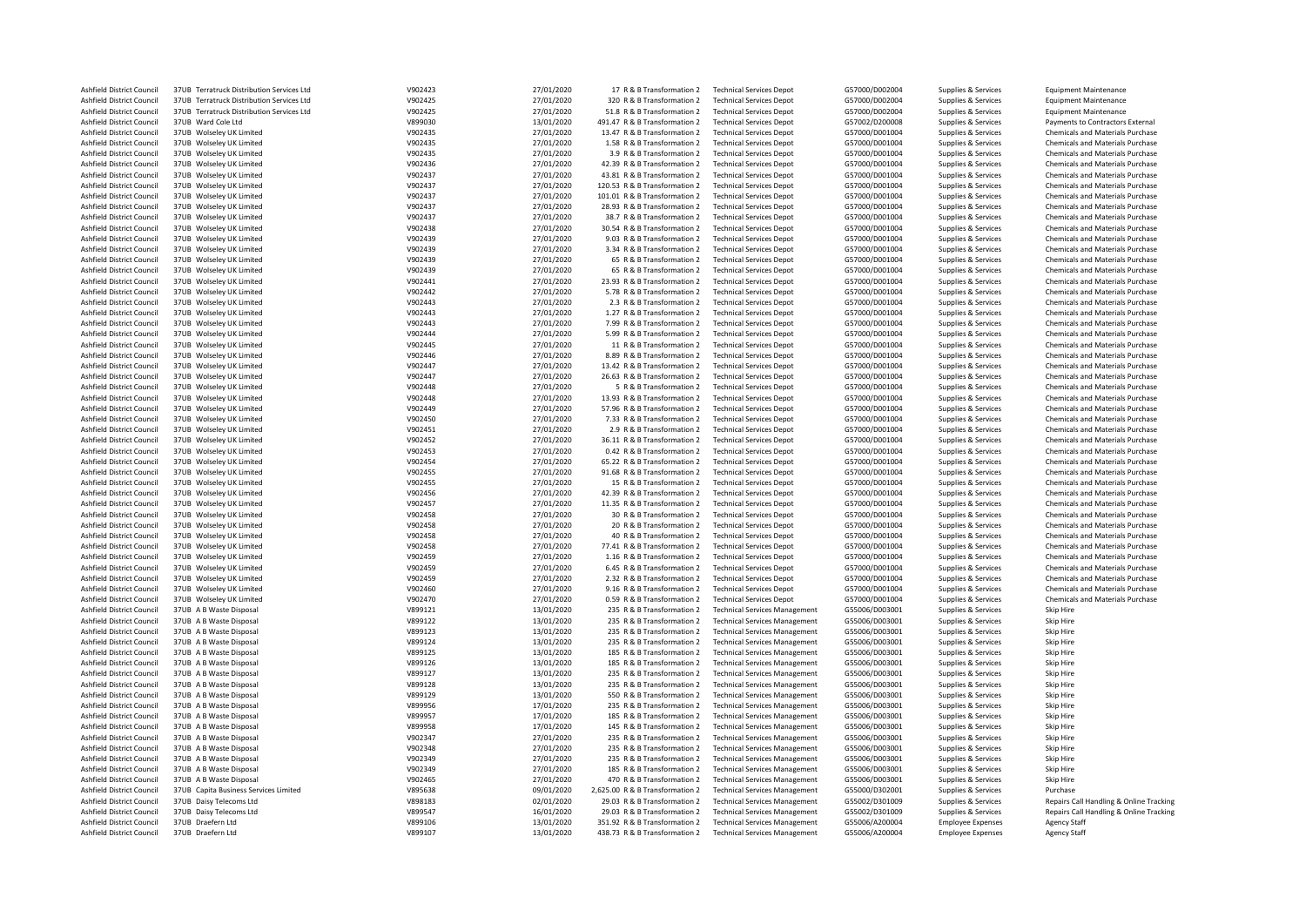| | | | | | | | | | | |
|---|---|---|---|---|---|---|---|---|---|---|
| Ashfield District Council | 37UB Terratruck Distribution Services Ltd | V902423 | 27/01/2020 | 17 R & B Transformation 2 | Technical Services Depot | G57000/D002004 | Supplies & Services | Equipment Maintenance |
| Ashfield District Council | 37UB Terratruck Distribution Services Ltd | V902425 | 27/01/2020 | 320 R & B Transformation 2 | Technical Services Depot | G57000/D002004 | Supplies & Services | Equipment Maintenance |
| Ashfield District Council | 37UB Terratruck Distribution Services Ltd | V902425 | 27/01/2020 | 51.8 R & B Transformation 2 | Technical Services Depot | G57000/D002004 | Supplies & Services | Equipment Maintenance |
| Ashfield District Council | 37UB Ward Cole Ltd | V899030 | 13/01/2020 | 491.47 R & B Transformation 2 | Technical Services Depot | G57002/D200008 | Supplies & Services | Payments to Contractors External |
| Ashfield District Council | 37UB Wolseley UK Limited | V902435 | 27/01/2020 | 13.47 R & B Transformation 2 | Technical Services Depot | G57000/D001004 | Supplies & Services | Chemicals and Materials Purchase |
| Ashfield District Council | 37UB Wolseley UK Limited | V902435 | 27/01/2020 | 1.58 R & B Transformation 2 | Technical Services Depot | G57000/D001004 | Supplies & Services | Chemicals and Materials Purchase |
| Ashfield District Council | 37UB Wolseley UK Limited | V902435 | 27/01/2020 | 3.9 R & B Transformation 2 | Technical Services Depot | G57000/D001004 | Supplies & Services | Chemicals and Materials Purchase |
| Ashfield District Council | 37UB Wolseley UK Limited | V902436 | 27/01/2020 | 42.39 R & B Transformation 2 | Technical Services Depot | G57000/D001004 | Supplies & Services | Chemicals and Materials Purchase |
| Ashfield District Council | 37UB Wolseley UK Limited | V902437 | 27/01/2020 | 43.81 R & B Transformation 2 | Technical Services Depot | G57000/D001004 | Supplies & Services | Chemicals and Materials Purchase |
| Ashfield District Council | 37UB Wolseley UK Limited | V902437 | 27/01/2020 | 120.53 R & B Transformation 2 | Technical Services Depot | G57000/D001004 | Supplies & Services | Chemicals and Materials Purchase |
| Ashfield District Council | 37UB Wolseley UK Limited | V902437 | 27/01/2020 | 101.01 R & B Transformation 2 | Technical Services Depot | G57000/D001004 | Supplies & Services | Chemicals and Materials Purchase |
| Ashfield District Council | 37UB Wolseley UK Limited | V902437 | 27/01/2020 | 28.93 R & B Transformation 2 | Technical Services Depot | G57000/D001004 | Supplies & Services | Chemicals and Materials Purchase |
| Ashfield District Council | 37UB Wolseley UK Limited | V902437 | 27/01/2020 | 38.7 R & B Transformation 2 | Technical Services Depot | G57000/D001004 | Supplies & Services | Chemicals and Materials Purchase |
| Ashfield District Council | 37UB Wolseley UK Limited | V902438 | 27/01/2020 | 30.54 R & B Transformation 2 | Technical Services Depot | G57000/D001004 | Supplies & Services | Chemicals and Materials Purchase |
| Ashfield District Council | 37UB Wolseley UK Limited | V902439 | 27/01/2020 | 9.03 R & B Transformation 2 | Technical Services Depot | G57000/D001004 | Supplies & Services | Chemicals and Materials Purchase |
| Ashfield District Council | 37UB Wolseley UK Limited | V902439 | 27/01/2020 | 3.34 R & B Transformation 2 | Technical Services Depot | G57000/D001004 | Supplies & Services | Chemicals and Materials Purchase |
| Ashfield District Council | 37UB Wolseley UK Limited | V902439 | 27/01/2020 | 65 R & B Transformation 2 | Technical Services Depot | G57000/D001004 | Supplies & Services | Chemicals and Materials Purchase |
| Ashfield District Council | 37UB Wolseley UK Limited | V902439 | 27/01/2020 | 65 R & B Transformation 2 | Technical Services Depot | G57000/D001004 | Supplies & Services | Chemicals and Materials Purchase |
| Ashfield District Council | 37UB Wolseley UK Limited | V902441 | 27/01/2020 | 23.93 R & B Transformation 2 | Technical Services Depot | G57000/D001004 | Supplies & Services | Chemicals and Materials Purchase |
| Ashfield District Council | 37UB Wolseley UK Limited | V902442 | 27/01/2020 | 5.78 R & B Transformation 2 | Technical Services Depot | G57000/D001004 | Supplies & Services | Chemicals and Materials Purchase |
| Ashfield District Council | 37UB Wolseley UK Limited | V902443 | 27/01/2020 | 2.3 R & B Transformation 2 | Technical Services Depot | G57000/D001004 | Supplies & Services | Chemicals and Materials Purchase |
| Ashfield District Council | 37UB Wolseley UK Limited | V902443 | 27/01/2020 | 1.27 R & B Transformation 2 | Technical Services Depot | G57000/D001004 | Supplies & Services | Chemicals and Materials Purchase |
| Ashfield District Council | 37UB Wolseley UK Limited | V902443 | 27/01/2020 | 7.99 R & B Transformation 2 | Technical Services Depot | G57000/D001004 | Supplies & Services | Chemicals and Materials Purchase |
| Ashfield District Council | 37UB Wolseley UK Limited | V902444 | 27/01/2020 | 5.99 R & B Transformation 2 | Technical Services Depot | G57000/D001004 | Supplies & Services | Chemicals and Materials Purchase |
| Ashfield District Council | 37UB Wolseley UK Limited | V902445 | 27/01/2020 | 11 R & B Transformation 2 | Technical Services Depot | G57000/D001004 | Supplies & Services | Chemicals and Materials Purchase |
| Ashfield District Council | 37UB Wolseley UK Limited | V902446 | 27/01/2020 | 8.89 R & B Transformation 2 | Technical Services Depot | G57000/D001004 | Supplies & Services | Chemicals and Materials Purchase |
| Ashfield District Council | 37UB Wolseley UK Limited | V902447 | 27/01/2020 | 13.42 R & B Transformation 2 | Technical Services Depot | G57000/D001004 | Supplies & Services | Chemicals and Materials Purchase |
| Ashfield District Council | 37UB Wolseley UK Limited | V902447 | 27/01/2020 | 26.63 R & B Transformation 2 | Technical Services Depot | G57000/D001004 | Supplies & Services | Chemicals and Materials Purchase |
| Ashfield District Council | 37UB Wolseley UK Limited | V902448 | 27/01/2020 | 5 R & B Transformation 2 | Technical Services Depot | G57000/D001004 | Supplies & Services | Chemicals and Materials Purchase |
| Ashfield District Council | 37UB Wolseley UK Limited | V902448 | 27/01/2020 | 13.93 R & B Transformation 2 | Technical Services Depot | G57000/D001004 | Supplies & Services | Chemicals and Materials Purchase |
| Ashfield District Council | 37UB Wolseley UK Limited | V902449 | 27/01/2020 | 57.96 R & B Transformation 2 | Technical Services Depot | G57000/D001004 | Supplies & Services | Chemicals and Materials Purchase |
| Ashfield District Council | 37UB Wolseley UK Limited | V902450 | 27/01/2020 | 7.33 R & B Transformation 2 | Technical Services Depot | G57000/D001004 | Supplies & Services | Chemicals and Materials Purchase |
| Ashfield District Council | 37UB Wolseley UK Limited | V902451 | 27/01/2020 | 2.9 R & B Transformation 2 | Technical Services Depot | G57000/D001004 | Supplies & Services | Chemicals and Materials Purchase |
| Ashfield District Council | 37UB Wolseley UK Limited | V902452 | 27/01/2020 | 36.11 R & B Transformation 2 | Technical Services Depot | G57000/D001004 | Supplies & Services | Chemicals and Materials Purchase |
| Ashfield District Council | 37UB Wolseley UK Limited | V902453 | 27/01/2020 | 0.42 R & B Transformation 2 | Technical Services Depot | G57000/D001004 | Supplies & Services | Chemicals and Materials Purchase |
| Ashfield District Council | 37UB Wolseley UK Limited | V902454 | 27/01/2020 | 65.22 R & B Transformation 2 | Technical Services Depot | G57000/D001004 | Supplies & Services | Chemicals and Materials Purchase |
| Ashfield District Council | 37UB Wolseley UK Limited | V902455 | 27/01/2020 | 91.68 R & B Transformation 2 | Technical Services Depot | G57000/D001004 | Supplies & Services | Chemicals and Materials Purchase |
| Ashfield District Council | 37UB Wolseley UK Limited | V902455 | 27/01/2020 | 15 R & B Transformation 2 | Technical Services Depot | G57000/D001004 | Supplies & Services | Chemicals and Materials Purchase |
| Ashfield District Council | 37UB Wolseley UK Limited | V902456 | 27/01/2020 | 42.39 R & B Transformation 2 | Technical Services Depot | G57000/D001004 | Supplies & Services | Chemicals and Materials Purchase |
| Ashfield District Council | 37UB Wolseley UK Limited | V902457 | 27/01/2020 | 11.35 R & B Transformation 2 | Technical Services Depot | G57000/D001004 | Supplies & Services | Chemicals and Materials Purchase |
| Ashfield District Council | 37UB Wolseley UK Limited | V902458 | 27/01/2020 | 30 R & B Transformation 2 | Technical Services Depot | G57000/D001004 | Supplies & Services | Chemicals and Materials Purchase |
| Ashfield District Council | 37UB Wolseley UK Limited | V902458 | 27/01/2020 | 20 R & B Transformation 2 | Technical Services Depot | G57000/D001004 | Supplies & Services | Chemicals and Materials Purchase |
| Ashfield District Council | 37UB Wolseley UK Limited | V902458 | 27/01/2020 | 40 R & B Transformation 2 | Technical Services Depot | G57000/D001004 | Supplies & Services | Chemicals and Materials Purchase |
| Ashfield District Council | 37UB Wolseley UK Limited | V902458 | 27/01/2020 | 77.41 R & B Transformation 2 | Technical Services Depot | G57000/D001004 | Supplies & Services | Chemicals and Materials Purchase |
| Ashfield District Council | 37UB Wolseley UK Limited | V902459 | 27/01/2020 | 1.16 R & B Transformation 2 | Technical Services Depot | G57000/D001004 | Supplies & Services | Chemicals and Materials Purchase |
| Ashfield District Council | 37UB Wolseley UK Limited | V902459 | 27/01/2020 | 6.45 R & B Transformation 2 | Technical Services Depot | G57000/D001004 | Supplies & Services | Chemicals and Materials Purchase |
| Ashfield District Council | 37UB Wolseley UK Limited | V902459 | 27/01/2020 | 2.32 R & B Transformation 2 | Technical Services Depot | G57000/D001004 | Supplies & Services | Chemicals and Materials Purchase |
| Ashfield District Council | 37UB Wolseley UK Limited | V902460 | 27/01/2020 | 9.16 R & B Transformation 2 | Technical Services Depot | G57000/D001004 | Supplies & Services | Chemicals and Materials Purchase |
| Ashfield District Council | 37UB Wolseley UK Limited | V902470 | 27/01/2020 | 0.59 R & B Transformation 2 | Technical Services Depot | G57000/D001004 | Supplies & Services | Chemicals and Materials Purchase |
| Ashfield District Council | 37UB A B Waste Disposal | V899121 | 13/01/2020 | 235 R & B Transformation 2 | Technical Services Management | G55006/D003001 | Supplies & Services | Skip Hire |
| Ashfield District Council | 37UB A B Waste Disposal | V899122 | 13/01/2020 | 235 R & B Transformation 2 | Technical Services Management | G55006/D003001 | Supplies & Services | Skip Hire |
| Ashfield District Council | 37UB A B Waste Disposal | V899123 | 13/01/2020 | 235 R & B Transformation 2 | Technical Services Management | G55006/D003001 | Supplies & Services | Skip Hire |
| Ashfield District Council | 37UB A B Waste Disposal | V899124 | 13/01/2020 | 235 R & B Transformation 2 | Technical Services Management | G55006/D003001 | Supplies & Services | Skip Hire |
| Ashfield District Council | 37UB A B Waste Disposal | V899125 | 13/01/2020 | 185 R & B Transformation 2 | Technical Services Management | G55006/D003001 | Supplies & Services | Skip Hire |
| Ashfield District Council | 37UB A B Waste Disposal | V899126 | 13/01/2020 | 185 R & B Transformation 2 | Technical Services Management | G55006/D003001 | Supplies & Services | Skip Hire |
| Ashfield District Council | 37UB A B Waste Disposal | V899127 | 13/01/2020 | 235 R & B Transformation 2 | Technical Services Management | G55006/D003001 | Supplies & Services | Skip Hire |
| Ashfield District Council | 37UB A B Waste Disposal | V899128 | 13/01/2020 | 235 R & B Transformation 2 | Technical Services Management | G55006/D003001 | Supplies & Services | Skip Hire |
| Ashfield District Council | 37UB A B Waste Disposal | V899129 | 13/01/2020 | 550 R & B Transformation 2 | Technical Services Management | G55006/D003001 | Supplies & Services | Skip Hire |
| Ashfield District Council | 37UB A B Waste Disposal | V899956 | 17/01/2020 | 235 R & B Transformation 2 | Technical Services Management | G55006/D003001 | Supplies & Services | Skip Hire |
| Ashfield District Council | 37UB A B Waste Disposal | V899957 | 17/01/2020 | 185 R & B Transformation 2 | Technical Services Management | G55006/D003001 | Supplies & Services | Skip Hire |
| Ashfield District Council | 37UB A B Waste Disposal | V899958 | 17/01/2020 | 145 R & B Transformation 2 | Technical Services Management | G55006/D003001 | Supplies & Services | Skip Hire |
| Ashfield District Council | 37UB A B Waste Disposal | V902347 | 27/01/2020 | 235 R & B Transformation 2 | Technical Services Management | G55006/D003001 | Supplies & Services | Skip Hire |
| Ashfield District Council | 37UB A B Waste Disposal | V902348 | 27/01/2020 | 235 R & B Transformation 2 | Technical Services Management | G55006/D003001 | Supplies & Services | Skip Hire |
| Ashfield District Council | 37UB A B Waste Disposal | V902349 | 27/01/2020 | 235 R & B Transformation 2 | Technical Services Management | G55006/D003001 | Supplies & Services | Skip Hire |
| Ashfield District Council | 37UB A B Waste Disposal | V902349 | 27/01/2020 | 185 R & B Transformation 2 | Technical Services Management | G55006/D003001 | Supplies & Services | Skip Hire |
| Ashfield District Council | 37UB A B Waste Disposal | V902465 | 27/01/2020 | 470 R & B Transformation 2 | Technical Services Management | G55006/D003001 | Supplies & Services | Skip Hire |
| Ashfield District Council | 37UB Capita Business Services Limited | V895638 | 09/01/2020 | 2,625.00 R & B Transformation 2 | Technical Services Management | G55000/D302001 | Supplies & Services | Purchase |
| Ashfield District Council | 37UB Daisy Telecoms Ltd | V898183 | 02/01/2020 | 29.03 R & B Transformation 2 | Technical Services Management | G55002/D301009 | Supplies & Services | Repairs Call Handling & Online Tracking |
| Ashfield District Council | 37UB Daisy Telecoms Ltd | V899547 | 16/01/2020 | 29.03 R & B Transformation 2 | Technical Services Management | G55002/D301009 | Supplies & Services | Repairs Call Handling & Online Tracking |
| Ashfield District Council | 37UB Draefern Ltd | V899106 | 13/01/2020 | 351.92 R & B Transformation 2 | Technical Services Management | G55006/A200004 | Employee Expenses | Agency Staff |
| Ashfield District Council | 37UB Draefern Ltd | V899107 | 13/01/2020 | 438.73 R & B Transformation 2 | Technical Services Management | G55006/A200004 | Employee Expenses | Agency Staff |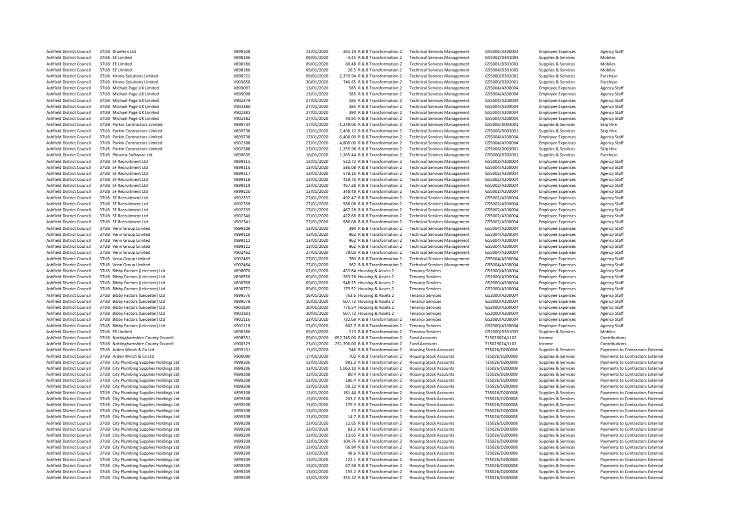| | | | | | | | | | | |
|---|---|---|---|---|---|---|---|---|---|---|
| Ashfield District Council | 37UB | Draefern Ltd | V899108 | 13/01/2020 | 265.19 | R & B Transformation 2 | Technical Services Management | G55006/A200004 | Employee Expenses | Agency Staff |
| Ashfield District Council | 37UB | EE Limited | V898186 | 09/01/2020 | -3.45 | R & B Transformation 2 | Technical Services Management | G55002/D301003 | Supplies & Services | Mobiles |
| Ashfield District Council | 37UB | EE Limited | V898186 | 09/01/2020 | 60.48 | R & B Transformation 2 | Technical Services Management | G55001/D301003 | Supplies & Services | Mobiles |
| Ashfield District Council | 37UB | EE Limited | V898186 | 09/01/2020 | 26.5 | R & B Transformation 2 | Technical Services Management | G55004/D301003 | Supplies & Services | Mobiles |
| Ashfield District Council | 37UB | Kirona Solutions Limited | V898722 | 09/01/2020 | 2,379.94 | R & B Transformation 2 | Technical Services Management | G55000/D302001 | Supplies & Services | Purchase |
| Ashfield District Council | 37UB | Kirona Solutions Limited | V903650 | 30/01/2020 | 746.65 | R & B Transformation 2 | Technical Services Management | G55000/D302001 | Supplies & Services | Purchase |
| Ashfield District Council | 37UB | Michael Page UK Limited | V899097 | 13/01/2020 | 585 | R & B Transformation 2 | Technical Services Management | G55004/A200004 | Employee Expenses | Agency Staff |
| Ashfield District Council | 37UB | Michael Page UK Limited | V899098 | 13/01/2020 | 585 | R & B Transformation 2 | Technical Services Management | G55004/A200004 | Employee Expenses | Agency Staff |
| Ashfield District Council | 37UB | Michael Page UK Limited | V902379 | 27/01/2020 | 585 | R & B Transformation 2 | Technical Services Management | G55004/A200004 | Employee Expenses | Agency Staff |
| Ashfield District Council | 37UB | Michael Page UK Limited | V902380 | 27/01/2020 | 585 | R & B Transformation 2 | Technical Services Management | G55004/A200004 | Employee Expenses | Agency Staff |
| Ashfield District Council | 37UB | Michael Page UK Limited | V902381 | 27/01/2020 | 390 | R & B Transformation 2 | Technical Services Management | G55004/A200004 | Employee Expenses | Agency Staff |
| Ashfield District Council | 37UB | Michael Page UK Limited | V902382 | 27/01/2020 | 40.95 | R & B Transformation 2 | Technical Services Management | G55004/A200004 | Employee Expenses | Agency Staff |
| Ashfield District Council | 37UB | Parkin Contractors Limited | V899734 | 17/01/2020 | -1,249.06 | R & B Transformation 2 | Technical Services Management | G55006/D003001 | Supplies & Services | Skip Hire |
| Ashfield District Council | 37UB | Parkin Contractors Limited | V899738 | 17/01/2020 | 2,498.12 | R & B Transformation 2 | Technical Services Management | G55006/D003001 | Supplies & Services | Skip Hire |
| Ashfield District Council | 37UB | Parkin Contractors Limited | V899738 | 17/01/2020 | 6,400.00 | R & B Transformation 2 | Technical Services Management | G55004/A200004 | Employee Expenses | Agency Staff |
| Ashfield District Council | 37UB | Parkin Contractors Limited | V902388 | 27/01/2020 | 4,800.00 | R & B Transformation 2 | Technical Services Management | G55004/A200004 | Employee Expenses | Agency Staff |
| Ashfield District Council | 37UB | Parkin Contractors Limited | V902388 | 27/01/2020 | 1,255.98 | R & B Transformation 2 | Technical Services Management | G55006/D003001 | Supplies & Services | Skip Hire |
| Ashfield District Council | 37UB | Phoenix Software Ltd | V899635 | 16/01/2020 | 1,265.44 | R & B Transformation 2 | Technical Services Management | G55000/D302001 | Supplies & Services | Purchase |
| Ashfield District Council | 37UB | SF Recruitment Ltd | V899115 | 13/01/2020 | 522.72 | R & B Transformation 2 | Technical Services Management | G55002/A200004 | Employee Expenses | Agency Staff |
| Ashfield District Council | 37UB | SF Recruitment Ltd | V899116 | 13/01/2020 | 586.08 | R & B Transformation 2 | Technical Services Management | G55004/A200004 | Employee Expenses | Agency Staff |
| Ashfield District Council | 37UB | SF Recruitment Ltd | V899117 | 13/01/2020 | 578.16 | R & B Transformation 2 | Technical Services Management | G55002/A200004 | Employee Expenses | Agency Staff |
| Ashfield District Council | 37UB | SF Recruitment Ltd | V899118 | 13/01/2020 | 419.76 | R & B Transformation 2 | Technical Services Management | G55002/A200004 | Employee Expenses | Agency Staff |
| Ashfield District Council | 37UB | SF Recruitment Ltd | V899119 | 13/01/2020 | 467.28 | R & B Transformation 2 | Technical Services Management | G55002/A200004 | Employee Expenses | Agency Staff |
| Ashfield District Council | 37UB | SF Recruitment Ltd | V899120 | 13/01/2020 | 348.48 | R & B Transformation 2 | Technical Services Management | G55002/A200004 | Employee Expenses | Agency Staff |
| Ashfield District Council | 37UB | SF Recruitment Ltd | V902337 | 27/01/2020 | 492.47 | R & B Transformation 2 | Technical Services Management | G55002/A200004 | Employee Expenses | Agency Staff |
| Ashfield District Council | 37UB | SF Recruitment Ltd | V902338 | 27/01/2020 | 586.08 | R & B Transformation 2 | Technical Services Management | G55004/A200004 | Employee Expenses | Agency Staff |
| Ashfield District Council | 37UB | SF Recruitment Ltd | V902339 | 27/01/2020 | 467.28 | R & B Transformation 2 | Technical Services Management | G55002/A200004 | Employee Expenses | Agency Staff |
| Ashfield District Council | 37UB | SF Recruitment Ltd | V902340 | 27/01/2020 | 427.68 | R & B Transformation 2 | Technical Services Management | G55002/A200004 | Employee Expenses | Agency Staff |
| Ashfield District Council | 37UB | SF Recruitment Ltd | V902341 | 27/01/2020 | 586.08 | R & B Transformation 2 | Technical Services Management | G55002/A200004 | Employee Expenses | Agency Staff |
| Ashfield District Council | 37UB | Venn Group Limited | V899109 | 13/01/2020 | 390 | R & B Transformation 2 | Technical Services Management | G55004/A200004 | Employee Expenses | Agency Staff |
| Ashfield District Council | 37UB | Venn Group Limited | V899110 | 13/01/2020 | 962 | R & B Transformation 2 | Technical Services Management | G55004/A200004 | Employee Expenses | Agency Staff |
| Ashfield District Council | 37UB | Venn Group Limited | V899111 | 13/01/2020 | 962 | R & B Transformation 2 | Technical Services Management | G55004/A200004 | Employee Expenses | Agency Staff |
| Ashfield District Council | 37UB | Venn Group Limited | V899112 | 13/01/2020 | 962 | R & B Transformation 2 | Technical Services Management | G55004/A200004 | Employee Expenses | Agency Staff |
| Ashfield District Council | 37UB | Venn Group Limited | V902462 | 27/01/2020 | 78.03 | R & B Transformation 2 | Technical Services Management | G55004/A200004 | Employee Expenses | Agency Staff |
| Ashfield District Council | 37UB | Venn Group Limited | V902463 | 27/01/2020 | 780 | R & B Transformation 2 | Technical Services Management | G55004/A200004 | Employee Expenses | Agency Staff |
| Ashfield District Council | 37UB | Venn Group Limited | V902464 | 27/01/2020 | 962 | R & B Transformation 2 | Technical Services Management | G55004/A200004 | Employee Expenses | Agency Staff |
| Ashfield District Council | 37UB | Bibby Factors (Leicester) Ltd | V898070 | 02/01/2020 | 433.84 | Housing & Assets 2 | Tenancy Services | G52000/A200004 | Employee Expenses | Agency Staff |
| Ashfield District Council | 37UB | Bibby Factors (Leicester) Ltd | V898556 | 09/01/2020 | 269.28 | Housing & Assets 2 | Tenancy Services | G52000/A200004 | Employee Expenses | Agency Staff |
| Ashfield District Council | 37UB | Bibby Factors (Leicester) Ltd | V898768 | 09/01/2020 | 548.25 | Housing & Assets 2 | Tenancy Services | G52000/A200004 | Employee Expenses | Agency Staff |
| Ashfield District Council | 37UB | Bibby Factors (Leicester) Ltd | V898772 | 09/01/2020 | 179.52 | Housing & Assets 2 | Tenancy Services | G52000/A200004 | Employee Expenses | Agency Staff |
| Ashfield District Council | 37UB | Bibby Factors (Leicester) Ltd | V899576 | 16/01/2020 | 763.6 | Housing & Assets 2 | Tenancy Services | G52000/A200004 | Employee Expenses | Agency Staff |
| Ashfield District Council | 37UB | Bibby Factors (Leicester) Ltd | V899578 | 16/01/2020 | 607.72 | Housing & Assets 2 | Tenancy Services | G52000/A200004 | Employee Expenses | Agency Staff |
| Ashfield District Council | 37UB | Bibby Factors (Leicester) Ltd | V903180 | 30/01/2020 | 776.54 | Housing & Assets 2 | Tenancy Services | G52000/A200004 | Employee Expenses | Agency Staff |
| Ashfield District Council | 37UB | Bibby Factors (Leicester) Ltd | V903181 | 30/01/2020 | 607.72 | Housing & Assets 2 | Tenancy Services | G52000/A200004 | Employee Expenses | Agency Staff |
| Ashfield District Council | 37UB | Bibby Factors (Leicester) Ltd | V902116 | 23/01/2020 | 732.68 | R & B Transformation 2 | Tenancy Services | G52000/A200004 | Employee Expenses | Agency Staff |
| Ashfield District Council | 37UB | Bibby Factors (Leicester) Ltd | V902118 | 23/01/2020 | 602.7 | R & B Transformation 2 | Tenancy Services | G52000/A200004 | Employee Expenses | Agency Staff |
| Ashfield District Council | 37UB | EE Limited | V898186 | 09/01/2020 | 213 | R & B Transformation 2 | Tenancy Services | G52000/D301003 | Supplies & Services | Mobiles |
| Ashfield District Council | 37UB | Nottinghamshire County Council | V898551 | 09/01/2020 | 652,745.00 | R & B Transformation 2 | Fund Accounts | T15029024/J102 | Income | Contributions |
| Ashfield District Council | 37UB | Nottinghamshire County Council | V900329 | 23/01/2020 | 231,390.00 | R & B Transformation 2 | Fund Accounts | T15029024/J102 | Income | Contributions |
| Ashfield District Council | 37UB | Arden Winch & Co Ltd | V899131 | 13/01/2020 | 546 | R & B Transformation 2 | Housing Stock Accounts | T35026/D200008 | Supplies & Services | Payments to Contractors External |
| Ashfield District Council | 37UB | Arden Winch & Co Ltd | V900090 | 17/01/2020 | 702 | R & B Transformation 2 | Housing Stock Accounts | T35026/D200008 | Supplies & Services | Payments to Contractors External |
| Ashfield District Council | 37UB | City Plumbing Supplies Holdings Ltd | V899206 | 13/01/2020 | 991.3 | R & B Transformation 2 | Housing Stock Accounts | T35026/D200008 | Supplies & Services | Payments to Contractors External |
| Ashfield District Council | 37UB | City Plumbing Supplies Holdings Ltd | V899206 | 13/01/2020 | 1,063.10 | R & B Transformation 2 | Housing Stock Accounts | T35026/D200008 | Supplies & Services | Payments to Contractors External |
| Ashfield District Council | 37UB | City Plumbing Supplies Holdings Ltd | V899208 | 13/01/2020 | 80.4 | R & B Transformation 2 | Housing Stock Accounts | T35026/D200008 | Supplies & Services | Payments to Contractors External |
| Ashfield District Council | 37UB | City Plumbing Supplies Holdings Ltd | V899208 | 13/01/2020 | 186.4 | R & B Transformation 2 | Housing Stock Accounts | T35026/D200008 | Supplies & Services | Payments to Contractors External |
| Ashfield District Council | 37UB | City Plumbing Supplies Holdings Ltd | V899208 | 13/01/2020 | 50.22 | R & B Transformation 2 | Housing Stock Accounts | T35026/D200008 | Supplies & Services | Payments to Contractors External |
| Ashfield District Council | 37UB | City Plumbing Supplies Holdings Ltd | V899208 | 13/01/2020 | 181.44 | R & B Transformation 2 | Housing Stock Accounts | T35026/D200008 | Supplies & Services | Payments to Contractors External |
| Ashfield District Council | 37UB | City Plumbing Supplies Holdings Ltd | V899208 | 13/01/2020 | 203.2 | R & B Transformation 2 | Housing Stock Accounts | T35026/D200008 | Supplies & Services | Payments to Contractors External |
| Ashfield District Council | 37UB | City Plumbing Supplies Holdings Ltd | V899208 | 13/01/2020 | 279.3 | R & B Transformation 2 | Housing Stock Accounts | T35026/D200008 | Supplies & Services | Payments to Contractors External |
| Ashfield District Council | 37UB | City Plumbing Supplies Holdings Ltd | V899208 | 13/01/2020 | 23 | R & B Transformation 2 | Housing Stock Accounts | T35026/D200008 | Supplies & Services | Payments to Contractors External |
| Ashfield District Council | 37UB | City Plumbing Supplies Holdings Ltd | V899208 | 13/01/2020 | 14.7 | R & B Transformation 2 | Housing Stock Accounts | T35026/D200008 | Supplies & Services | Payments to Contractors External |
| Ashfield District Council | 37UB | City Plumbing Supplies Holdings Ltd | V899208 | 13/01/2020 | 12.65 | R & B Transformation 2 | Housing Stock Accounts | T35026/D200008 | Supplies & Services | Payments to Contractors External |
| Ashfield District Council | 37UB | City Plumbing Supplies Holdings Ltd | V899209 | 13/01/2020 | 83.3 | R & B Transformation 2 | Housing Stock Accounts | T35026/D200008 | Supplies & Services | Payments to Contractors External |
| Ashfield District Council | 37UB | City Plumbing Supplies Holdings Ltd | V899209 | 13/01/2020 | 13.65 | R & B Transformation 2 | Housing Stock Accounts | T35026/D200008 | Supplies & Services | Payments to Contractors External |
| Ashfield District Council | 37UB | City Plumbing Supplies Holdings Ltd | V899209 | 13/01/2020 | 104.76 | R & B Transformation 2 | Housing Stock Accounts | T35026/D200008 | Supplies & Services | Payments to Contractors External |
| Ashfield District Council | 37UB | City Plumbing Supplies Holdings Ltd | V899209 | 13/01/2020 | 66.84 | R & B Transformation 2 | Housing Stock Accounts | T35026/D200008 | Supplies & Services | Payments to Contractors External |
| Ashfield District Council | 37UB | City Plumbing Supplies Holdings Ltd | V899209 | 13/01/2020 | 48.6 | R & B Transformation 2 | Housing Stock Accounts | T35026/D200008 | Supplies & Services | Payments to Contractors External |
| Ashfield District Council | 37UB | City Plumbing Supplies Holdings Ltd | V899209 | 13/01/2020 | 122.1 | R & B Transformation 2 | Housing Stock Accounts | T35026/D200008 | Supplies & Services | Payments to Contractors External |
| Ashfield District Council | 37UB | City Plumbing Supplies Holdings Ltd | V899209 | 13/01/2020 | 67.58 | R & B Transformation 2 | Housing Stock Accounts | T35026/D200008 | Supplies & Services | Payments to Contractors External |
| Ashfield District Council | 37UB | City Plumbing Supplies Holdings Ltd | V899209 | 13/01/2020 | 155.2 | R & B Transformation 2 | Housing Stock Accounts | T35026/D200008 | Supplies & Services | Payments to Contractors External |
| Ashfield District Council | 37UB | City Plumbing Supplies Holdings Ltd | V899209 | 13/01/2020 | 355.22 | R & B Transformation 2 | Housing Stock Accounts | T35026/D200008 | Supplies & Services | Payments to Contractors External |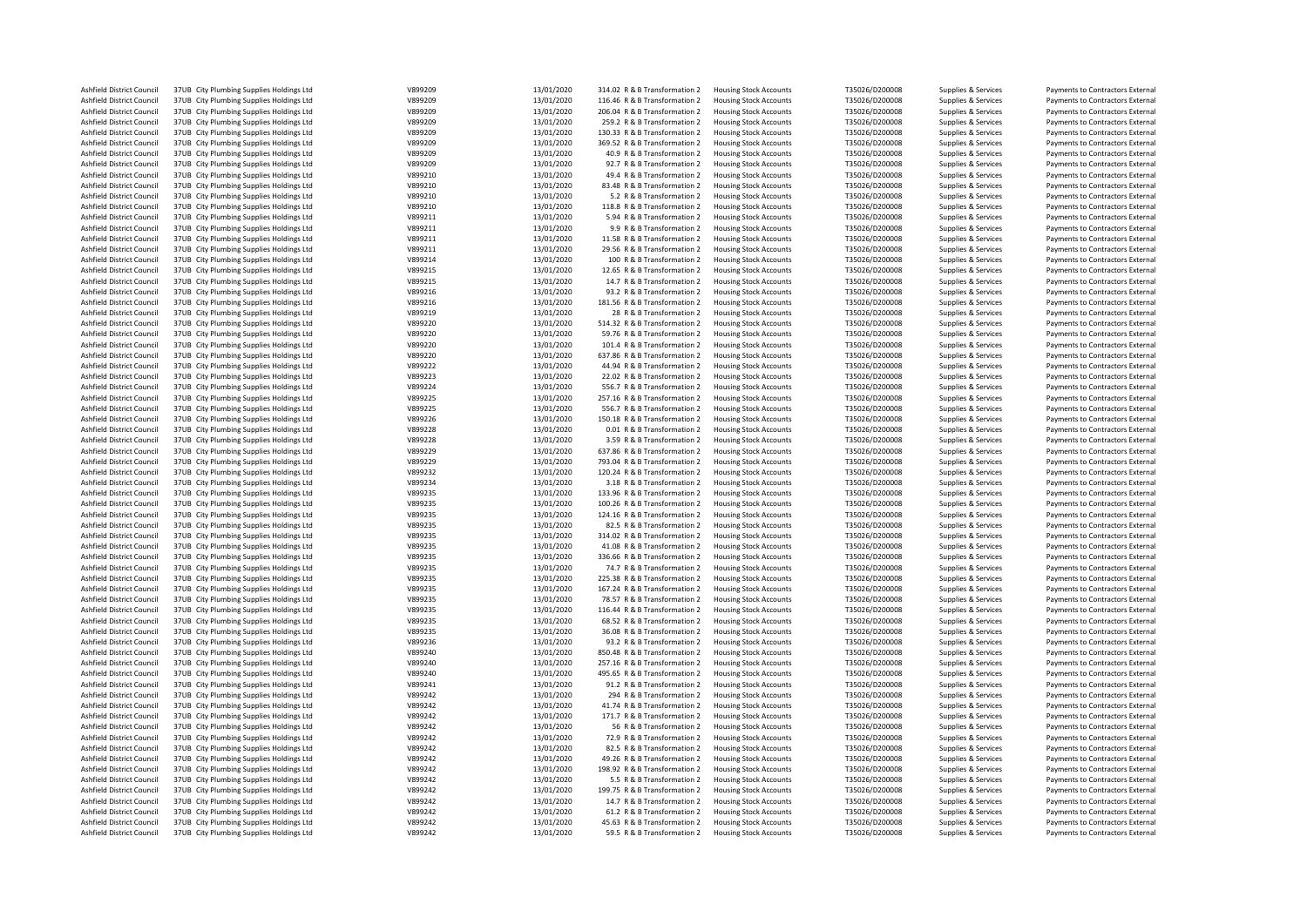| | | | | | | | | | | |
|---|---|---|---|---|---|---|---|---|---|---|
| Ashfield District Council | 37UB City Plumbing Supplies Holdings Ltd | V899209 | 13/01/2020 | 314.02 | R & B Transformation 2 | Housing Stock Accounts | T35026/D200008 | Supplies & Services | Payments to Contractors External |
| Ashfield District Council | 37UB City Plumbing Supplies Holdings Ltd | V899209 | 13/01/2020 | 116.46 | R & B Transformation 2 | Housing Stock Accounts | T35026/D200008 | Supplies & Services | Payments to Contractors External |
| Ashfield District Council | 37UB City Plumbing Supplies Holdings Ltd | V899209 | 13/01/2020 | 206.04 | R & B Transformation 2 | Housing Stock Accounts | T35026/D200008 | Supplies & Services | Payments to Contractors External |
| Ashfield District Council | 37UB City Plumbing Supplies Holdings Ltd | V899209 | 13/01/2020 | 259.2 | R & B Transformation 2 | Housing Stock Accounts | T35026/D200008 | Supplies & Services | Payments to Contractors External |
| Ashfield District Council | 37UB City Plumbing Supplies Holdings Ltd | V899209 | 13/01/2020 | 130.33 | R & B Transformation 2 | Housing Stock Accounts | T35026/D200008 | Supplies & Services | Payments to Contractors External |
| Ashfield District Council | 37UB City Plumbing Supplies Holdings Ltd | V899209 | 13/01/2020 | 369.52 | R & B Transformation 2 | Housing Stock Accounts | T35026/D200008 | Supplies & Services | Payments to Contractors External |
| Ashfield District Council | 37UB City Plumbing Supplies Holdings Ltd | V899209 | 13/01/2020 | 40.9 | R & B Transformation 2 | Housing Stock Accounts | T35026/D200008 | Supplies & Services | Payments to Contractors External |
| Ashfield District Council | 37UB City Plumbing Supplies Holdings Ltd | V899209 | 13/01/2020 | 92.7 | R & B Transformation 2 | Housing Stock Accounts | T35026/D200008 | Supplies & Services | Payments to Contractors External |
| Ashfield District Council | 37UB City Plumbing Supplies Holdings Ltd | V899210 | 13/01/2020 | 49.4 | R & B Transformation 2 | Housing Stock Accounts | T35026/D200008 | Supplies & Services | Payments to Contractors External |
| Ashfield District Council | 37UB City Plumbing Supplies Holdings Ltd | V899210 | 13/01/2020 | 83.48 | R & B Transformation 2 | Housing Stock Accounts | T35026/D200008 | Supplies & Services | Payments to Contractors External |
| Ashfield District Council | 37UB City Plumbing Supplies Holdings Ltd | V899210 | 13/01/2020 | 5.2 | R & B Transformation 2 | Housing Stock Accounts | T35026/D200008 | Supplies & Services | Payments to Contractors External |
| Ashfield District Council | 37UB City Plumbing Supplies Holdings Ltd | V899210 | 13/01/2020 | 118.8 | R & B Transformation 2 | Housing Stock Accounts | T35026/D200008 | Supplies & Services | Payments to Contractors External |
| Ashfield District Council | 37UB City Plumbing Supplies Holdings Ltd | V899211 | 13/01/2020 | 5.94 | R & B Transformation 2 | Housing Stock Accounts | T35026/D200008 | Supplies & Services | Payments to Contractors External |
| Ashfield District Council | 37UB City Plumbing Supplies Holdings Ltd | V899211 | 13/01/2020 | 9.9 | R & B Transformation 2 | Housing Stock Accounts | T35026/D200008 | Supplies & Services | Payments to Contractors External |
| Ashfield District Council | 37UB City Plumbing Supplies Holdings Ltd | V899211 | 13/01/2020 | 11.58 | R & B Transformation 2 | Housing Stock Accounts | T35026/D200008 | Supplies & Services | Payments to Contractors External |
| Ashfield District Council | 37UB City Plumbing Supplies Holdings Ltd | V899211 | 13/01/2020 | 29.56 | R & B Transformation 2 | Housing Stock Accounts | T35026/D200008 | Supplies & Services | Payments to Contractors External |
| Ashfield District Council | 37UB City Plumbing Supplies Holdings Ltd | V899214 | 13/01/2020 | 100 | R & B Transformation 2 | Housing Stock Accounts | T35026/D200008 | Supplies & Services | Payments to Contractors External |
| Ashfield District Council | 37UB City Plumbing Supplies Holdings Ltd | V899215 | 13/01/2020 | 12.65 | R & B Transformation 2 | Housing Stock Accounts | T35026/D200008 | Supplies & Services | Payments to Contractors External |
| Ashfield District Council | 37UB City Plumbing Supplies Holdings Ltd | V899215 | 13/01/2020 | 14.7 | R & B Transformation 2 | Housing Stock Accounts | T35026/D200008 | Supplies & Services | Payments to Contractors External |
| Ashfield District Council | 37UB City Plumbing Supplies Holdings Ltd | V899216 | 13/01/2020 | 93.2 | R & B Transformation 2 | Housing Stock Accounts | T35026/D200008 | Supplies & Services | Payments to Contractors External |
| Ashfield District Council | 37UB City Plumbing Supplies Holdings Ltd | V899216 | 13/01/2020 | 181.56 | R & B Transformation 2 | Housing Stock Accounts | T35026/D200008 | Supplies & Services | Payments to Contractors External |
| Ashfield District Council | 37UB City Plumbing Supplies Holdings Ltd | V899219 | 13/01/2020 | 28 | R & B Transformation 2 | Housing Stock Accounts | T35026/D200008 | Supplies & Services | Payments to Contractors External |
| Ashfield District Council | 37UB City Plumbing Supplies Holdings Ltd | V899220 | 13/01/2020 | 514.32 | R & B Transformation 2 | Housing Stock Accounts | T35026/D200008 | Supplies & Services | Payments to Contractors External |
| Ashfield District Council | 37UB City Plumbing Supplies Holdings Ltd | V899220 | 13/01/2020 | 59.76 | R & B Transformation 2 | Housing Stock Accounts | T35026/D200008 | Supplies & Services | Payments to Contractors External |
| Ashfield District Council | 37UB City Plumbing Supplies Holdings Ltd | V899220 | 13/01/2020 | 101.4 | R & B Transformation 2 | Housing Stock Accounts | T35026/D200008 | Supplies & Services | Payments to Contractors External |
| Ashfield District Council | 37UB City Plumbing Supplies Holdings Ltd | V899220 | 13/01/2020 | 637.86 | R & B Transformation 2 | Housing Stock Accounts | T35026/D200008 | Supplies & Services | Payments to Contractors External |
| Ashfield District Council | 37UB City Plumbing Supplies Holdings Ltd | V899222 | 13/01/2020 | 44.94 | R & B Transformation 2 | Housing Stock Accounts | T35026/D200008 | Supplies & Services | Payments to Contractors External |
| Ashfield District Council | 37UB City Plumbing Supplies Holdings Ltd | V899223 | 13/01/2020 | 22.02 | R & B Transformation 2 | Housing Stock Accounts | T35026/D200008 | Supplies & Services | Payments to Contractors External |
| Ashfield District Council | 37UB City Plumbing Supplies Holdings Ltd | V899224 | 13/01/2020 | 556.7 | R & B Transformation 2 | Housing Stock Accounts | T35026/D200008 | Supplies & Services | Payments to Contractors External |
| Ashfield District Council | 37UB City Plumbing Supplies Holdings Ltd | V899225 | 13/01/2020 | 257.16 | R & B Transformation 2 | Housing Stock Accounts | T35026/D200008 | Supplies & Services | Payments to Contractors External |
| Ashfield District Council | 37UB City Plumbing Supplies Holdings Ltd | V899225 | 13/01/2020 | 556.7 | R & B Transformation 2 | Housing Stock Accounts | T35026/D200008 | Supplies & Services | Payments to Contractors External |
| Ashfield District Council | 37UB City Plumbing Supplies Holdings Ltd | V899226 | 13/01/2020 | 150.18 | R & B Transformation 2 | Housing Stock Accounts | T35026/D200008 | Supplies & Services | Payments to Contractors External |
| Ashfield District Council | 37UB City Plumbing Supplies Holdings Ltd | V899228 | 13/01/2020 | 0.01 | R & B Transformation 2 | Housing Stock Accounts | T35026/D200008 | Supplies & Services | Payments to Contractors External |
| Ashfield District Council | 37UB City Plumbing Supplies Holdings Ltd | V899228 | 13/01/2020 | 3.59 | R & B Transformation 2 | Housing Stock Accounts | T35026/D200008 | Supplies & Services | Payments to Contractors External |
| Ashfield District Council | 37UB City Plumbing Supplies Holdings Ltd | V899229 | 13/01/2020 | 637.86 | R & B Transformation 2 | Housing Stock Accounts | T35026/D200008 | Supplies & Services | Payments to Contractors External |
| Ashfield District Council | 37UB City Plumbing Supplies Holdings Ltd | V899229 | 13/01/2020 | 793.04 | R & B Transformation 2 | Housing Stock Accounts | T35026/D200008 | Supplies & Services | Payments to Contractors External |
| Ashfield District Council | 37UB City Plumbing Supplies Holdings Ltd | V899232 | 13/01/2020 | 120.24 | R & B Transformation 2 | Housing Stock Accounts | T35026/D200008 | Supplies & Services | Payments to Contractors External |
| Ashfield District Council | 37UB City Plumbing Supplies Holdings Ltd | V899234 | 13/01/2020 | 3.18 | R & B Transformation 2 | Housing Stock Accounts | T35026/D200008 | Supplies & Services | Payments to Contractors External |
| Ashfield District Council | 37UB City Plumbing Supplies Holdings Ltd | V899235 | 13/01/2020 | 133.96 | R & B Transformation 2 | Housing Stock Accounts | T35026/D200008 | Supplies & Services | Payments to Contractors External |
| Ashfield District Council | 37UB City Plumbing Supplies Holdings Ltd | V899235 | 13/01/2020 | 100.26 | R & B Transformation 2 | Housing Stock Accounts | T35026/D200008 | Supplies & Services | Payments to Contractors External |
| Ashfield District Council | 37UB City Plumbing Supplies Holdings Ltd | V899235 | 13/01/2020 | 124.16 | R & B Transformation 2 | Housing Stock Accounts | T35026/D200008 | Supplies & Services | Payments to Contractors External |
| Ashfield District Council | 37UB City Plumbing Supplies Holdings Ltd | V899235 | 13/01/2020 | 82.5 | R & B Transformation 2 | Housing Stock Accounts | T35026/D200008 | Supplies & Services | Payments to Contractors External |
| Ashfield District Council | 37UB City Plumbing Supplies Holdings Ltd | V899235 | 13/01/2020 | 314.02 | R & B Transformation 2 | Housing Stock Accounts | T35026/D200008 | Supplies & Services | Payments to Contractors External |
| Ashfield District Council | 37UB City Plumbing Supplies Holdings Ltd | V899235 | 13/01/2020 | 41.08 | R & B Transformation 2 | Housing Stock Accounts | T35026/D200008 | Supplies & Services | Payments to Contractors External |
| Ashfield District Council | 37UB City Plumbing Supplies Holdings Ltd | V899235 | 13/01/2020 | 336.66 | R & B Transformation 2 | Housing Stock Accounts | T35026/D200008 | Supplies & Services | Payments to Contractors External |
| Ashfield District Council | 37UB City Plumbing Supplies Holdings Ltd | V899235 | 13/01/2020 | 74.7 | R & B Transformation 2 | Housing Stock Accounts | T35026/D200008 | Supplies & Services | Payments to Contractors External |
| Ashfield District Council | 37UB City Plumbing Supplies Holdings Ltd | V899235 | 13/01/2020 | 225.38 | R & B Transformation 2 | Housing Stock Accounts | T35026/D200008 | Supplies & Services | Payments to Contractors External |
| Ashfield District Council | 37UB City Plumbing Supplies Holdings Ltd | V899235 | 13/01/2020 | 167.24 | R & B Transformation 2 | Housing Stock Accounts | T35026/D200008 | Supplies & Services | Payments to Contractors External |
| Ashfield District Council | 37UB City Plumbing Supplies Holdings Ltd | V899235 | 13/01/2020 | 78.57 | R & B Transformation 2 | Housing Stock Accounts | T35026/D200008 | Supplies & Services | Payments to Contractors External |
| Ashfield District Council | 37UB City Plumbing Supplies Holdings Ltd | V899235 | 13/01/2020 | 116.44 | R & B Transformation 2 | Housing Stock Accounts | T35026/D200008 | Supplies & Services | Payments to Contractors External |
| Ashfield District Council | 37UB City Plumbing Supplies Holdings Ltd | V899235 | 13/01/2020 | 68.52 | R & B Transformation 2 | Housing Stock Accounts | T35026/D200008 | Supplies & Services | Payments to Contractors External |
| Ashfield District Council | 37UB City Plumbing Supplies Holdings Ltd | V899235 | 13/01/2020 | 36.08 | R & B Transformation 2 | Housing Stock Accounts | T35026/D200008 | Supplies & Services | Payments to Contractors External |
| Ashfield District Council | 37UB City Plumbing Supplies Holdings Ltd | V899236 | 13/01/2020 | 93.2 | R & B Transformation 2 | Housing Stock Accounts | T35026/D200008 | Supplies & Services | Payments to Contractors External |
| Ashfield District Council | 37UB City Plumbing Supplies Holdings Ltd | V899240 | 13/01/2020 | 850.48 | R & B Transformation 2 | Housing Stock Accounts | T35026/D200008 | Supplies & Services | Payments to Contractors External |
| Ashfield District Council | 37UB City Plumbing Supplies Holdings Ltd | V899240 | 13/01/2020 | 257.16 | R & B Transformation 2 | Housing Stock Accounts | T35026/D200008 | Supplies & Services | Payments to Contractors External |
| Ashfield District Council | 37UB City Plumbing Supplies Holdings Ltd | V899240 | 13/01/2020 | 495.65 | R & B Transformation 2 | Housing Stock Accounts | T35026/D200008 | Supplies & Services | Payments to Contractors External |
| Ashfield District Council | 37UB City Plumbing Supplies Holdings Ltd | V899241 | 13/01/2020 | 91.2 | R & B Transformation 2 | Housing Stock Accounts | T35026/D200008 | Supplies & Services | Payments to Contractors External |
| Ashfield District Council | 37UB City Plumbing Supplies Holdings Ltd | V899242 | 13/01/2020 | 294 | R & B Transformation 2 | Housing Stock Accounts | T35026/D200008 | Supplies & Services | Payments to Contractors External |
| Ashfield District Council | 37UB City Plumbing Supplies Holdings Ltd | V899242 | 13/01/2020 | 41.74 | R & B Transformation 2 | Housing Stock Accounts | T35026/D200008 | Supplies & Services | Payments to Contractors External |
| Ashfield District Council | 37UB City Plumbing Supplies Holdings Ltd | V899242 | 13/01/2020 | 171.7 | R & B Transformation 2 | Housing Stock Accounts | T35026/D200008 | Supplies & Services | Payments to Contractors External |
| Ashfield District Council | 37UB City Plumbing Supplies Holdings Ltd | V899242 | 13/01/2020 | 56 | R & B Transformation 2 | Housing Stock Accounts | T35026/D200008 | Supplies & Services | Payments to Contractors External |
| Ashfield District Council | 37UB City Plumbing Supplies Holdings Ltd | V899242 | 13/01/2020 | 72.9 | R & B Transformation 2 | Housing Stock Accounts | T35026/D200008 | Supplies & Services | Payments to Contractors External |
| Ashfield District Council | 37UB City Plumbing Supplies Holdings Ltd | V899242 | 13/01/2020 | 82.5 | R & B Transformation 2 | Housing Stock Accounts | T35026/D200008 | Supplies & Services | Payments to Contractors External |
| Ashfield District Council | 37UB City Plumbing Supplies Holdings Ltd | V899242 | 13/01/2020 | 49.26 | R & B Transformation 2 | Housing Stock Accounts | T35026/D200008 | Supplies & Services | Payments to Contractors External |
| Ashfield District Council | 37UB City Plumbing Supplies Holdings Ltd | V899242 | 13/01/2020 | 198.92 | R & B Transformation 2 | Housing Stock Accounts | T35026/D200008 | Supplies & Services | Payments to Contractors External |
| Ashfield District Council | 37UB City Plumbing Supplies Holdings Ltd | V899242 | 13/01/2020 | 5.5 | R & B Transformation 2 | Housing Stock Accounts | T35026/D200008 | Supplies & Services | Payments to Contractors External |
| Ashfield District Council | 37UB City Plumbing Supplies Holdings Ltd | V899242 | 13/01/2020 | 199.75 | R & B Transformation 2 | Housing Stock Accounts | T35026/D200008 | Supplies & Services | Payments to Contractors External |
| Ashfield District Council | 37UB City Plumbing Supplies Holdings Ltd | V899242 | 13/01/2020 | 14.7 | R & B Transformation 2 | Housing Stock Accounts | T35026/D200008 | Supplies & Services | Payments to Contractors External |
| Ashfield District Council | 37UB City Plumbing Supplies Holdings Ltd | V899242 | 13/01/2020 | 61.2 | R & B Transformation 2 | Housing Stock Accounts | T35026/D200008 | Supplies & Services | Payments to Contractors External |
| Ashfield District Council | 37UB City Plumbing Supplies Holdings Ltd | V899242 | 13/01/2020 | 45.63 | R & B Transformation 2 | Housing Stock Accounts | T35026/D200008 | Supplies & Services | Payments to Contractors External |
| Ashfield District Council | 37UB City Plumbing Supplies Holdings Ltd | V899242 | 13/01/2020 | 59.5 | R & B Transformation 2 | Housing Stock Accounts | T35026/D200008 | Supplies & Services | Payments to Contractors External |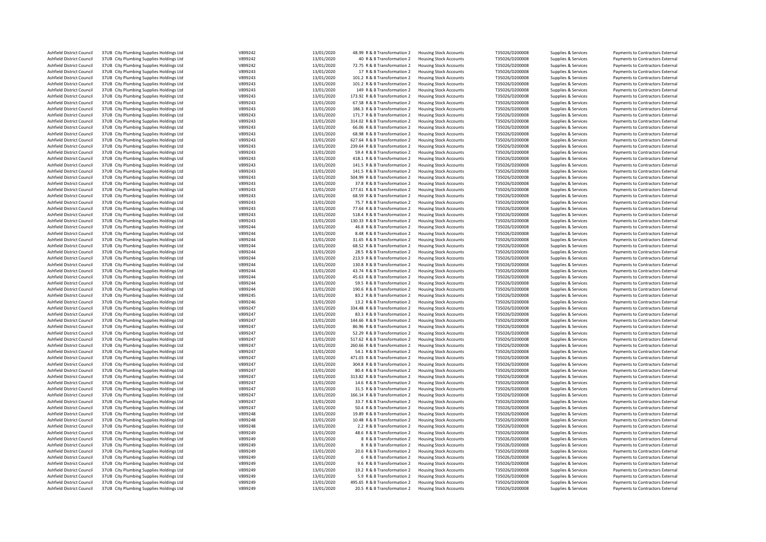| | | | | | | | | | | |
|---|---|---|---|---|---|---|---|---|---|---|
| Ashfield District Council | 37UB City Plumbing Supplies Holdings Ltd | V899242 | 13/01/2020 | 48.99 | R & B Transformation 2 | Housing Stock Accounts | T35026/D200008 | Supplies & Services | Payments to Contractors External |
| Ashfield District Council | 37UB City Plumbing Supplies Holdings Ltd | V899242 | 13/01/2020 | 40 | R & B Transformation 2 | Housing Stock Accounts | T35026/D200008 | Supplies & Services | Payments to Contractors External |
| Ashfield District Council | 37UB City Plumbing Supplies Holdings Ltd | V899242 | 13/01/2020 | 72.75 | R & B Transformation 2 | Housing Stock Accounts | T35026/D200008 | Supplies & Services | Payments to Contractors External |
| Ashfield District Council | 37UB City Plumbing Supplies Holdings Ltd | V899243 | 13/01/2020 | 17 | R & B Transformation 2 | Housing Stock Accounts | T35026/D200008 | Supplies & Services | Payments to Contractors External |
| Ashfield District Council | 37UB City Plumbing Supplies Holdings Ltd | V899243 | 13/01/2020 | 101.2 | R & B Transformation 2 | Housing Stock Accounts | T35026/D200008 | Supplies & Services | Payments to Contractors External |
| Ashfield District Council | 37UB City Plumbing Supplies Holdings Ltd | V899243 | 13/01/2020 | 101.2 | R & B Transformation 2 | Housing Stock Accounts | T35026/D200008 | Supplies & Services | Payments to Contractors External |
| Ashfield District Council | 37UB City Plumbing Supplies Holdings Ltd | V899243 | 13/01/2020 | 149 | R & B Transformation 2 | Housing Stock Accounts | T35026/D200008 | Supplies & Services | Payments to Contractors External |
| Ashfield District Council | 37UB City Plumbing Supplies Holdings Ltd | V899243 | 13/01/2020 | 173.92 | R & B Transformation 2 | Housing Stock Accounts | T35026/D200008 | Supplies & Services | Payments to Contractors External |
| Ashfield District Council | 37UB City Plumbing Supplies Holdings Ltd | V899243 | 13/01/2020 | 67.58 | R & B Transformation 2 | Housing Stock Accounts | T35026/D200008 | Supplies & Services | Payments to Contractors External |
| Ashfield District Council | 37UB City Plumbing Supplies Holdings Ltd | V899243 | 13/01/2020 | 186.3 | R & B Transformation 2 | Housing Stock Accounts | T35026/D200008 | Supplies & Services | Payments to Contractors External |
| Ashfield District Council | 37UB City Plumbing Supplies Holdings Ltd | V899243 | 13/01/2020 | 171.7 | R & B Transformation 2 | Housing Stock Accounts | T35026/D200008 | Supplies & Services | Payments to Contractors External |
| Ashfield District Council | 37UB City Plumbing Supplies Holdings Ltd | V899243 | 13/01/2020 | 314.02 | R & B Transformation 2 | Housing Stock Accounts | T35026/D200008 | Supplies & Services | Payments to Contractors External |
| Ashfield District Council | 37UB City Plumbing Supplies Holdings Ltd | V899243 | 13/01/2020 | 66.06 | R & B Transformation 2 | Housing Stock Accounts | T35026/D200008 | Supplies & Services | Payments to Contractors External |
| Ashfield District Council | 37UB City Plumbing Supplies Holdings Ltd | V899243 | 13/01/2020 | 68.98 | R & B Transformation 2 | Housing Stock Accounts | T35026/D200008 | Supplies & Services | Payments to Contractors External |
| Ashfield District Council | 37UB City Plumbing Supplies Holdings Ltd | V899243 | 13/01/2020 | 627.64 | R & B Transformation 2 | Housing Stock Accounts | T35026/D200008 | Supplies & Services | Payments to Contractors External |
| Ashfield District Council | 37UB City Plumbing Supplies Holdings Ltd | V899243 | 13/01/2020 | 239.64 | R & B Transformation 2 | Housing Stock Accounts | T35026/D200008 | Supplies & Services | Payments to Contractors External |
| Ashfield District Council | 37UB City Plumbing Supplies Holdings Ltd | V899243 | 13/01/2020 | 59.4 | R & B Transformation 2 | Housing Stock Accounts | T35026/D200008 | Supplies & Services | Payments to Contractors External |
| Ashfield District Council | 37UB City Plumbing Supplies Holdings Ltd | V899243 | 13/01/2020 | 418.1 | R & B Transformation 2 | Housing Stock Accounts | T35026/D200008 | Supplies & Services | Payments to Contractors External |
| Ashfield District Council | 37UB City Plumbing Supplies Holdings Ltd | V899243 | 13/01/2020 | 141.5 | R & B Transformation 2 | Housing Stock Accounts | T35026/D200008 | Supplies & Services | Payments to Contractors External |
| Ashfield District Council | 37UB City Plumbing Supplies Holdings Ltd | V899243 | 13/01/2020 | 141.5 | R & B Transformation 2 | Housing Stock Accounts | T35026/D200008 | Supplies & Services | Payments to Contractors External |
| Ashfield District Council | 37UB City Plumbing Supplies Holdings Ltd | V899243 | 13/01/2020 | 504.99 | R & B Transformation 2 | Housing Stock Accounts | T35026/D200008 | Supplies & Services | Payments to Contractors External |
| Ashfield District Council | 37UB City Plumbing Supplies Holdings Ltd | V899243 | 13/01/2020 | 37.8 | R & B Transformation 2 | Housing Stock Accounts | T35026/D200008 | Supplies & Services | Payments to Contractors External |
| Ashfield District Council | 37UB City Plumbing Supplies Holdings Ltd | V899243 | 13/01/2020 | 177.61 | R & B Transformation 2 | Housing Stock Accounts | T35026/D200008 | Supplies & Services | Payments to Contractors External |
| Ashfield District Council | 37UB City Plumbing Supplies Holdings Ltd | V899243 | 13/01/2020 | 68.59 | R & B Transformation 2 | Housing Stock Accounts | T35026/D200008 | Supplies & Services | Payments to Contractors External |
| Ashfield District Council | 37UB City Plumbing Supplies Holdings Ltd | V899243 | 13/01/2020 | 75.7 | R & B Transformation 2 | Housing Stock Accounts | T35026/D200008 | Supplies & Services | Payments to Contractors External |
| Ashfield District Council | 37UB City Plumbing Supplies Holdings Ltd | V899243 | 13/01/2020 | 77.64 | R & B Transformation 2 | Housing Stock Accounts | T35026/D200008 | Supplies & Services | Payments to Contractors External |
| Ashfield District Council | 37UB City Plumbing Supplies Holdings Ltd | V899243 | 13/01/2020 | 518.4 | R & B Transformation 2 | Housing Stock Accounts | T35026/D200008 | Supplies & Services | Payments to Contractors External |
| Ashfield District Council | 37UB City Plumbing Supplies Holdings Ltd | V899243 | 13/01/2020 | 130.33 | R & B Transformation 2 | Housing Stock Accounts | T35026/D200008 | Supplies & Services | Payments to Contractors External |
| Ashfield District Council | 37UB City Plumbing Supplies Holdings Ltd | V899244 | 13/01/2020 | 46.8 | R & B Transformation 2 | Housing Stock Accounts | T35026/D200008 | Supplies & Services | Payments to Contractors External |
| Ashfield District Council | 37UB City Plumbing Supplies Holdings Ltd | V899244 | 13/01/2020 | 8.48 | R & B Transformation 2 | Housing Stock Accounts | T35026/D200008 | Supplies & Services | Payments to Contractors External |
| Ashfield District Council | 37UB City Plumbing Supplies Holdings Ltd | V899244 | 13/01/2020 | 31.65 | R & B Transformation 2 | Housing Stock Accounts | T35026/D200008 | Supplies & Services | Payments to Contractors External |
| Ashfield District Council | 37UB City Plumbing Supplies Holdings Ltd | V899244 | 13/01/2020 | 68.52 | R & B Transformation 2 | Housing Stock Accounts | T35026/D200008 | Supplies & Services | Payments to Contractors External |
| Ashfield District Council | 37UB City Plumbing Supplies Holdings Ltd | V899244 | 13/01/2020 | 28.5 | R & B Transformation 2 | Housing Stock Accounts | T35026/D200008 | Supplies & Services | Payments to Contractors External |
| Ashfield District Council | 37UB City Plumbing Supplies Holdings Ltd | V899244 | 13/01/2020 | 213.9 | R & B Transformation 2 | Housing Stock Accounts | T35026/D200008 | Supplies & Services | Payments to Contractors External |
| Ashfield District Council | 37UB City Plumbing Supplies Holdings Ltd | V899244 | 13/01/2020 | 130.8 | R & B Transformation 2 | Housing Stock Accounts | T35026/D200008 | Supplies & Services | Payments to Contractors External |
| Ashfield District Council | 37UB City Plumbing Supplies Holdings Ltd | V899244 | 13/01/2020 | 43.74 | R & B Transformation 2 | Housing Stock Accounts | T35026/D200008 | Supplies & Services | Payments to Contractors External |
| Ashfield District Council | 37UB City Plumbing Supplies Holdings Ltd | V899244 | 13/01/2020 | 45.63 | R & B Transformation 2 | Housing Stock Accounts | T35026/D200008 | Supplies & Services | Payments to Contractors External |
| Ashfield District Council | 37UB City Plumbing Supplies Holdings Ltd | V899244 | 13/01/2020 | 59.5 | R & B Transformation 2 | Housing Stock Accounts | T35026/D200008 | Supplies & Services | Payments to Contractors External |
| Ashfield District Council | 37UB City Plumbing Supplies Holdings Ltd | V899244 | 13/01/2020 | 190.6 | R & B Transformation 2 | Housing Stock Accounts | T35026/D200008 | Supplies & Services | Payments to Contractors External |
| Ashfield District Council | 37UB City Plumbing Supplies Holdings Ltd | V899245 | 13/01/2020 | 83.2 | R & B Transformation 2 | Housing Stock Accounts | T35026/D200008 | Supplies & Services | Payments to Contractors External |
| Ashfield District Council | 37UB City Plumbing Supplies Holdings Ltd | V899246 | 13/01/2020 | 13.2 | R & B Transformation 2 | Housing Stock Accounts | T35026/D200008 | Supplies & Services | Payments to Contractors External |
| Ashfield District Council | 37UB City Plumbing Supplies Holdings Ltd | V899247 | 13/01/2020 | 334.48 | R & B Transformation 2 | Housing Stock Accounts | T35026/D200008 | Supplies & Services | Payments to Contractors External |
| Ashfield District Council | 37UB City Plumbing Supplies Holdings Ltd | V899247 | 13/01/2020 | 83.3 | R & B Transformation 2 | Housing Stock Accounts | T35026/D200008 | Supplies & Services | Payments to Contractors External |
| Ashfield District Council | 37UB City Plumbing Supplies Holdings Ltd | V899247 | 13/01/2020 | 144.66 | R & B Transformation 2 | Housing Stock Accounts | T35026/D200008 | Supplies & Services | Payments to Contractors External |
| Ashfield District Council | 37UB City Plumbing Supplies Holdings Ltd | V899247 | 13/01/2020 | 86.96 | R & B Transformation 2 | Housing Stock Accounts | T35026/D200008 | Supplies & Services | Payments to Contractors External |
| Ashfield District Council | 37UB City Plumbing Supplies Holdings Ltd | V899247 | 13/01/2020 | 52.29 | R & B Transformation 2 | Housing Stock Accounts | T35026/D200008 | Supplies & Services | Payments to Contractors External |
| Ashfield District Council | 37UB City Plumbing Supplies Holdings Ltd | V899247 | 13/01/2020 | 517.62 | R & B Transformation 2 | Housing Stock Accounts | T35026/D200008 | Supplies & Services | Payments to Contractors External |
| Ashfield District Council | 37UB City Plumbing Supplies Holdings Ltd | V899247 | 13/01/2020 | 260.66 | R & B Transformation 2 | Housing Stock Accounts | T35026/D200008 | Supplies & Services | Payments to Contractors External |
| Ashfield District Council | 37UB City Plumbing Supplies Holdings Ltd | V899247 | 13/01/2020 | 54.1 | R & B Transformation 2 | Housing Stock Accounts | T35026/D200008 | Supplies & Services | Payments to Contractors External |
| Ashfield District Council | 37UB City Plumbing Supplies Holdings Ltd | V899247 | 13/01/2020 | 471.03 | R & B Transformation 2 | Housing Stock Accounts | T35026/D200008 | Supplies & Services | Payments to Contractors External |
| Ashfield District Council | 37UB City Plumbing Supplies Holdings Ltd | V899247 | 13/01/2020 | 304.8 | R & B Transformation 2 | Housing Stock Accounts | T35026/D200008 | Supplies & Services | Payments to Contractors External |
| Ashfield District Council | 37UB City Plumbing Supplies Holdings Ltd | V899247 | 13/01/2020 | 80.4 | R & B Transformation 2 | Housing Stock Accounts | T35026/D200008 | Supplies & Services | Payments to Contractors External |
| Ashfield District Council | 37UB City Plumbing Supplies Holdings Ltd | V899247 | 13/01/2020 | 313.82 | R & B Transformation 2 | Housing Stock Accounts | T35026/D200008 | Supplies & Services | Payments to Contractors External |
| Ashfield District Council | 37UB City Plumbing Supplies Holdings Ltd | V899247 | 13/01/2020 | 14.6 | R & B Transformation 2 | Housing Stock Accounts | T35026/D200008 | Supplies & Services | Payments to Contractors External |
| Ashfield District Council | 37UB City Plumbing Supplies Holdings Ltd | V899247 | 13/01/2020 | 31.5 | R & B Transformation 2 | Housing Stock Accounts | T35026/D200008 | Supplies & Services | Payments to Contractors External |
| Ashfield District Council | 37UB City Plumbing Supplies Holdings Ltd | V899247 | 13/01/2020 | 166.14 | R & B Transformation 2 | Housing Stock Accounts | T35026/D200008 | Supplies & Services | Payments to Contractors External |
| Ashfield District Council | 37UB City Plumbing Supplies Holdings Ltd | V899247 | 13/01/2020 | 33.7 | R & B Transformation 2 | Housing Stock Accounts | T35026/D200008 | Supplies & Services | Payments to Contractors External |
| Ashfield District Council | 37UB City Plumbing Supplies Holdings Ltd | V899247 | 13/01/2020 | 50.4 | R & B Transformation 2 | Housing Stock Accounts | T35026/D200008 | Supplies & Services | Payments to Contractors External |
| Ashfield District Council | 37UB City Plumbing Supplies Holdings Ltd | V899248 | 13/01/2020 | 19.89 | R & B Transformation 2 | Housing Stock Accounts | T35026/D200008 | Supplies & Services | Payments to Contractors External |
| Ashfield District Council | 37UB City Plumbing Supplies Holdings Ltd | V899248 | 13/01/2020 | 10.48 | R & B Transformation 2 | Housing Stock Accounts | T35026/D200008 | Supplies & Services | Payments to Contractors External |
| Ashfield District Council | 37UB City Plumbing Supplies Holdings Ltd | V899248 | 13/01/2020 | 2.2 | R & B Transformation 2 | Housing Stock Accounts | T35026/D200008 | Supplies & Services | Payments to Contractors External |
| Ashfield District Council | 37UB City Plumbing Supplies Holdings Ltd | V899249 | 13/01/2020 | 48.6 | R & B Transformation 2 | Housing Stock Accounts | T35026/D200008 | Supplies & Services | Payments to Contractors External |
| Ashfield District Council | 37UB City Plumbing Supplies Holdings Ltd | V899249 | 13/01/2020 | 8 | R & B Transformation 2 | Housing Stock Accounts | T35026/D200008 | Supplies & Services | Payments to Contractors External |
| Ashfield District Council | 37UB City Plumbing Supplies Holdings Ltd | V899249 | 13/01/2020 | 8 | R & B Transformation 2 | Housing Stock Accounts | T35026/D200008 | Supplies & Services | Payments to Contractors External |
| Ashfield District Council | 37UB City Plumbing Supplies Holdings Ltd | V899249 | 13/01/2020 | 20.6 | R & B Transformation 2 | Housing Stock Accounts | T35026/D200008 | Supplies & Services | Payments to Contractors External |
| Ashfield District Council | 37UB City Plumbing Supplies Holdings Ltd | V899249 | 13/01/2020 | 6 | R & B Transformation 2 | Housing Stock Accounts | T35026/D200008 | Supplies & Services | Payments to Contractors External |
| Ashfield District Council | 37UB City Plumbing Supplies Holdings Ltd | V899249 | 13/01/2020 | 9.6 | R & B Transformation 2 | Housing Stock Accounts | T35026/D200008 | Supplies & Services | Payments to Contractors External |
| Ashfield District Council | 37UB City Plumbing Supplies Holdings Ltd | V899249 | 13/01/2020 | 19.2 | R & B Transformation 2 | Housing Stock Accounts | T35026/D200008 | Supplies & Services | Payments to Contractors External |
| Ashfield District Council | 37UB City Plumbing Supplies Holdings Ltd | V899249 | 13/01/2020 | 5.9 | R & B Transformation 2 | Housing Stock Accounts | T35026/D200008 | Supplies & Services | Payments to Contractors External |
| Ashfield District Council | 37UB City Plumbing Supplies Holdings Ltd | V899249 | 13/01/2020 | 495.65 | R & B Transformation 2 | Housing Stock Accounts | T35026/D200008 | Supplies & Services | Payments to Contractors External |
| Ashfield District Council | 37UB City Plumbing Supplies Holdings Ltd | V899249 | 13/01/2020 | 20.5 | R & B Transformation 2 | Housing Stock Accounts | T35026/D200008 | Supplies & Services | Payments to Contractors External |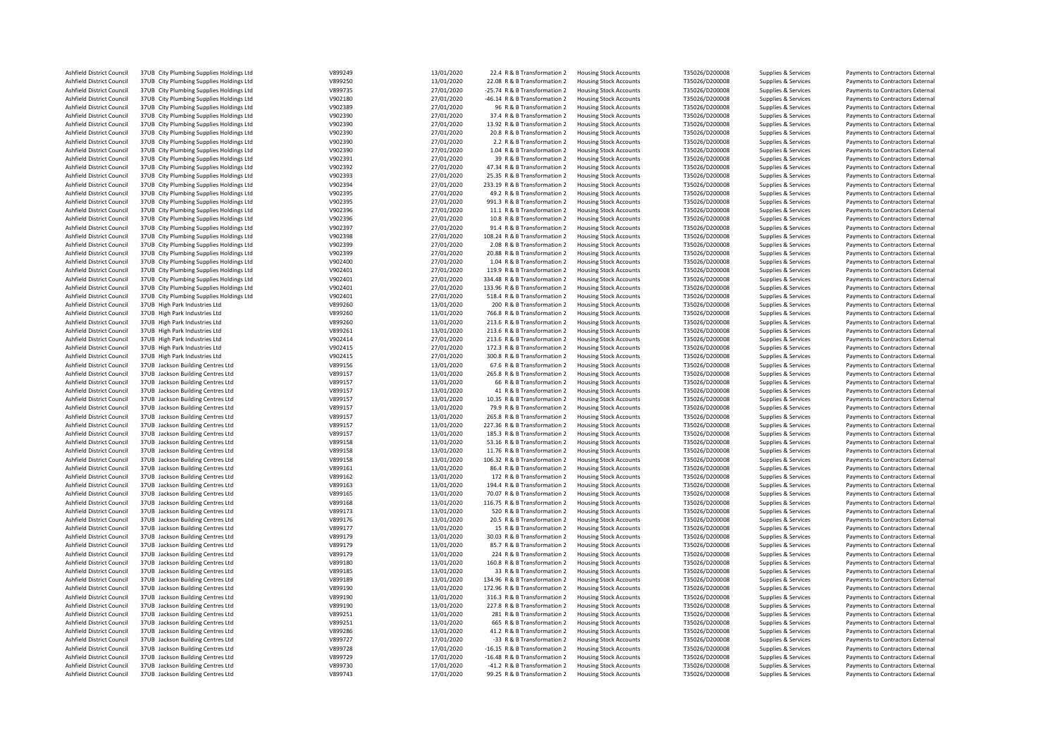| | | | | | | | | | | |
|---|---|---|---|---|---|---|---|---|---|---|
| Ashfield District Council | 37UB | City Plumbing Supplies Holdings Ltd | V899249 | 13/01/2020 | 22.4 | R & B Transformation 2 | Housing Stock Accounts | T35026/D200008 | Supplies & Services | Payments to Contractors External |
| Ashfield District Council | 37UB | City Plumbing Supplies Holdings Ltd | V899250 | 13/01/2020 | 22.08 | R & B Transformation 2 | Housing Stock Accounts | T35026/D200008 | Supplies & Services | Payments to Contractors External |
| Ashfield District Council | 37UB | City Plumbing Supplies Holdings Ltd | V899735 | 27/01/2020 | -25.74 | R & B Transformation 2 | Housing Stock Accounts | T35026/D200008 | Supplies & Services | Payments to Contractors External |
| Ashfield District Council | 37UB | City Plumbing Supplies Holdings Ltd | V902180 | 27/01/2020 | -46.14 | R & B Transformation 2 | Housing Stock Accounts | T35026/D200008 | Supplies & Services | Payments to Contractors External |
| Ashfield District Council | 37UB | City Plumbing Supplies Holdings Ltd | V902389 | 27/01/2020 | 96 | R & B Transformation 2 | Housing Stock Accounts | T35026/D200008 | Supplies & Services | Payments to Contractors External |
| Ashfield District Council | 37UB | City Plumbing Supplies Holdings Ltd | V902390 | 27/01/2020 | 37.4 | R & B Transformation 2 | Housing Stock Accounts | T35026/D200008 | Supplies & Services | Payments to Contractors External |
| Ashfield District Council | 37UB | City Plumbing Supplies Holdings Ltd | V902390 | 27/01/2020 | 13.92 | R & B Transformation 2 | Housing Stock Accounts | T35026/D200008 | Supplies & Services | Payments to Contractors External |
| Ashfield District Council | 37UB | City Plumbing Supplies Holdings Ltd | V902390 | 27/01/2020 | 20.8 | R & B Transformation 2 | Housing Stock Accounts | T35026/D200008 | Supplies & Services | Payments to Contractors External |
| Ashfield District Council | 37UB | City Plumbing Supplies Holdings Ltd | V902390 | 27/01/2020 | 2.2 | R & B Transformation 2 | Housing Stock Accounts | T35026/D200008 | Supplies & Services | Payments to Contractors External |
| Ashfield District Council | 37UB | City Plumbing Supplies Holdings Ltd | V902390 | 27/01/2020 | 1.04 | R & B Transformation 2 | Housing Stock Accounts | T35026/D200008 | Supplies & Services | Payments to Contractors External |
| Ashfield District Council | 37UB | City Plumbing Supplies Holdings Ltd | V902391 | 27/01/2020 | 39 | R & B Transformation 2 | Housing Stock Accounts | T35026/D200008 | Supplies & Services | Payments to Contractors External |
| Ashfield District Council | 37UB | City Plumbing Supplies Holdings Ltd | V902392 | 27/01/2020 | 47.34 | R & B Transformation 2 | Housing Stock Accounts | T35026/D200008 | Supplies & Services | Payments to Contractors External |
| Ashfield District Council | 37UB | City Plumbing Supplies Holdings Ltd | V902393 | 27/01/2020 | 25.35 | R & B Transformation 2 | Housing Stock Accounts | T35026/D200008 | Supplies & Services | Payments to Contractors External |
| Ashfield District Council | 37UB | City Plumbing Supplies Holdings Ltd | V902394 | 27/01/2020 | 233.19 | R & B Transformation 2 | Housing Stock Accounts | T35026/D200008 | Supplies & Services | Payments to Contractors External |
| Ashfield District Council | 37UB | City Plumbing Supplies Holdings Ltd | V902395 | 27/01/2020 | 49.2 | R & B Transformation 2 | Housing Stock Accounts | T35026/D200008 | Supplies & Services | Payments to Contractors External |
| Ashfield District Council | 37UB | City Plumbing Supplies Holdings Ltd | V902395 | 27/01/2020 | 991.3 | R & B Transformation 2 | Housing Stock Accounts | T35026/D200008 | Supplies & Services | Payments to Contractors External |
| Ashfield District Council | 37UB | City Plumbing Supplies Holdings Ltd | V902396 | 27/01/2020 | 11.1 | R & B Transformation 2 | Housing Stock Accounts | T35026/D200008 | Supplies & Services | Payments to Contractors External |
| Ashfield District Council | 37UB | City Plumbing Supplies Holdings Ltd | V902396 | 27/01/2020 | 10.8 | R & B Transformation 2 | Housing Stock Accounts | T35026/D200008 | Supplies & Services | Payments to Contractors External |
| Ashfield District Council | 37UB | City Plumbing Supplies Holdings Ltd | V902397 | 27/01/2020 | 91.4 | R & B Transformation 2 | Housing Stock Accounts | T35026/D200008 | Supplies & Services | Payments to Contractors External |
| Ashfield District Council | 37UB | City Plumbing Supplies Holdings Ltd | V902398 | 27/01/2020 | 108.24 | R & B Transformation 2 | Housing Stock Accounts | T35026/D200008 | Supplies & Services | Payments to Contractors External |
| Ashfield District Council | 37UB | City Plumbing Supplies Holdings Ltd | V902399 | 27/01/2020 | 2.08 | R & B Transformation 2 | Housing Stock Accounts | T35026/D200008 | Supplies & Services | Payments to Contractors External |
| Ashfield District Council | 37UB | City Plumbing Supplies Holdings Ltd | V902399 | 27/01/2020 | 20.88 | R & B Transformation 2 | Housing Stock Accounts | T35026/D200008 | Supplies & Services | Payments to Contractors External |
| Ashfield District Council | 37UB | City Plumbing Supplies Holdings Ltd | V902400 | 27/01/2020 | 1.04 | R & B Transformation 2 | Housing Stock Accounts | T35026/D200008 | Supplies & Services | Payments to Contractors External |
| Ashfield District Council | 37UB | City Plumbing Supplies Holdings Ltd | V902401 | 27/01/2020 | 119.9 | R & B Transformation 2 | Housing Stock Accounts | T35026/D200008 | Supplies & Services | Payments to Contractors External |
| Ashfield District Council | 37UB | City Plumbing Supplies Holdings Ltd | V902401 | 27/01/2020 | 334.48 | R & B Transformation 2 | Housing Stock Accounts | T35026/D200008 | Supplies & Services | Payments to Contractors External |
| Ashfield District Council | 37UB | City Plumbing Supplies Holdings Ltd | V902401 | 27/01/2020 | 133.96 | R & B Transformation 2 | Housing Stock Accounts | T35026/D200008 | Supplies & Services | Payments to Contractors External |
| Ashfield District Council | 37UB | City Plumbing Supplies Holdings Ltd | V902401 | 27/01/2020 | 518.4 | R & B Transformation 2 | Housing Stock Accounts | T35026/D200008 | Supplies & Services | Payments to Contractors External |
| Ashfield District Council | 37UB | High Park Industries Ltd | V899260 | 13/01/2020 | 200 | R & B Transformation 2 | Housing Stock Accounts | T35026/D200008 | Supplies & Services | Payments to Contractors External |
| Ashfield District Council | 37UB | High Park Industries Ltd | V899260 | 13/01/2020 | 766.8 | R & B Transformation 2 | Housing Stock Accounts | T35026/D200008 | Supplies & Services | Payments to Contractors External |
| Ashfield District Council | 37UB | High Park Industries Ltd | V899260 | 13/01/2020 | 213.6 | R & B Transformation 2 | Housing Stock Accounts | T35026/D200008 | Supplies & Services | Payments to Contractors External |
| Ashfield District Council | 37UB | High Park Industries Ltd | V899261 | 13/01/2020 | 213.6 | R & B Transformation 2 | Housing Stock Accounts | T35026/D200008 | Supplies & Services | Payments to Contractors External |
| Ashfield District Council | 37UB | High Park Industries Ltd | V902414 | 27/01/2020 | 213.6 | R & B Transformation 2 | Housing Stock Accounts | T35026/D200008 | Supplies & Services | Payments to Contractors External |
| Ashfield District Council | 37UB | High Park Industries Ltd | V902415 | 27/01/2020 | 172.3 | R & B Transformation 2 | Housing Stock Accounts | T35026/D200008 | Supplies & Services | Payments to Contractors External |
| Ashfield District Council | 37UB | High Park Industries Ltd | V902415 | 27/01/2020 | 300.8 | R & B Transformation 2 | Housing Stock Accounts | T35026/D200008 | Supplies & Services | Payments to Contractors External |
| Ashfield District Council | 37UB | Jackson Building Centres Ltd | V899156 | 13/01/2020 | 67.6 | R & B Transformation 2 | Housing Stock Accounts | T35026/D200008 | Supplies & Services | Payments to Contractors External |
| Ashfield District Council | 37UB | Jackson Building Centres Ltd | V899157 | 13/01/2020 | 265.8 | R & B Transformation 2 | Housing Stock Accounts | T35026/D200008 | Supplies & Services | Payments to Contractors External |
| Ashfield District Council | 37UB | Jackson Building Centres Ltd | V899157 | 13/01/2020 | 66 | R & B Transformation 2 | Housing Stock Accounts | T35026/D200008 | Supplies & Services | Payments to Contractors External |
| Ashfield District Council | 37UB | Jackson Building Centres Ltd | V899157 | 13/01/2020 | 41 | R & B Transformation 2 | Housing Stock Accounts | T35026/D200008 | Supplies & Services | Payments to Contractors External |
| Ashfield District Council | 37UB | Jackson Building Centres Ltd | V899157 | 13/01/2020 | 10.35 | R & B Transformation 2 | Housing Stock Accounts | T35026/D200008 | Supplies & Services | Payments to Contractors External |
| Ashfield District Council | 37UB | Jackson Building Centres Ltd | V899157 | 13/01/2020 | 79.9 | R & B Transformation 2 | Housing Stock Accounts | T35026/D200008 | Supplies & Services | Payments to Contractors External |
| Ashfield District Council | 37UB | Jackson Building Centres Ltd | V899157 | 13/01/2020 | 265.8 | R & B Transformation 2 | Housing Stock Accounts | T35026/D200008 | Supplies & Services | Payments to Contractors External |
| Ashfield District Council | 37UB | Jackson Building Centres Ltd | V899157 | 13/01/2020 | 227.36 | R & B Transformation 2 | Housing Stock Accounts | T35026/D200008 | Supplies & Services | Payments to Contractors External |
| Ashfield District Council | 37UB | Jackson Building Centres Ltd | V899157 | 13/01/2020 | 185.3 | R & B Transformation 2 | Housing Stock Accounts | T35026/D200008 | Supplies & Services | Payments to Contractors External |
| Ashfield District Council | 37UB | Jackson Building Centres Ltd | V899158 | 13/01/2020 | 53.16 | R & B Transformation 2 | Housing Stock Accounts | T35026/D200008 | Supplies & Services | Payments to Contractors External |
| Ashfield District Council | 37UB | Jackson Building Centres Ltd | V899158 | 13/01/2020 | 11.76 | R & B Transformation 2 | Housing Stock Accounts | T35026/D200008 | Supplies & Services | Payments to Contractors External |
| Ashfield District Council | 37UB | Jackson Building Centres Ltd | V899158 | 13/01/2020 | 106.32 | R & B Transformation 2 | Housing Stock Accounts | T35026/D200008 | Supplies & Services | Payments to Contractors External |
| Ashfield District Council | 37UB | Jackson Building Centres Ltd | V899161 | 13/01/2020 | 86.4 | R & B Transformation 2 | Housing Stock Accounts | T35026/D200008 | Supplies & Services | Payments to Contractors External |
| Ashfield District Council | 37UB | Jackson Building Centres Ltd | V899162 | 13/01/2020 | 172 | R & B Transformation 2 | Housing Stock Accounts | T35026/D200008 | Supplies & Services | Payments to Contractors External |
| Ashfield District Council | 37UB | Jackson Building Centres Ltd | V899163 | 13/01/2020 | 194.4 | R & B Transformation 2 | Housing Stock Accounts | T35026/D200008 | Supplies & Services | Payments to Contractors External |
| Ashfield District Council | 37UB | Jackson Building Centres Ltd | V899165 | 13/01/2020 | 70.07 | R & B Transformation 2 | Housing Stock Accounts | T35026/D200008 | Supplies & Services | Payments to Contractors External |
| Ashfield District Council | 37UB | Jackson Building Centres Ltd | V899168 | 13/01/2020 | 116.75 | R & B Transformation 2 | Housing Stock Accounts | T35026/D200008 | Supplies & Services | Payments to Contractors External |
| Ashfield District Council | 37UB | Jackson Building Centres Ltd | V899173 | 13/01/2020 | 520 | R & B Transformation 2 | Housing Stock Accounts | T35026/D200008 | Supplies & Services | Payments to Contractors External |
| Ashfield District Council | 37UB | Jackson Building Centres Ltd | V899176 | 13/01/2020 | 20.5 | R & B Transformation 2 | Housing Stock Accounts | T35026/D200008 | Supplies & Services | Payments to Contractors External |
| Ashfield District Council | 37UB | Jackson Building Centres Ltd | V899177 | 13/01/2020 | 15 | R & B Transformation 2 | Housing Stock Accounts | T35026/D200008 | Supplies & Services | Payments to Contractors External |
| Ashfield District Council | 37UB | Jackson Building Centres Ltd | V899179 | 13/01/2020 | 30.03 | R & B Transformation 2 | Housing Stock Accounts | T35026/D200008 | Supplies & Services | Payments to Contractors External |
| Ashfield District Council | 37UB | Jackson Building Centres Ltd | V899179 | 13/01/2020 | 85.7 | R & B Transformation 2 | Housing Stock Accounts | T35026/D200008 | Supplies & Services | Payments to Contractors External |
| Ashfield District Council | 37UB | Jackson Building Centres Ltd | V899179 | 13/01/2020 | 224 | R & B Transformation 2 | Housing Stock Accounts | T35026/D200008 | Supplies & Services | Payments to Contractors External |
| Ashfield District Council | 37UB | Jackson Building Centres Ltd | V899180 | 13/01/2020 | 160.8 | R & B Transformation 2 | Housing Stock Accounts | T35026/D200008 | Supplies & Services | Payments to Contractors External |
| Ashfield District Council | 37UB | Jackson Building Centres Ltd | V899185 | 13/01/2020 | 33 | R & B Transformation 2 | Housing Stock Accounts | T35026/D200008 | Supplies & Services | Payments to Contractors External |
| Ashfield District Council | 37UB | Jackson Building Centres Ltd | V899189 | 13/01/2020 | 134.96 | R & B Transformation 2 | Housing Stock Accounts | T35026/D200008 | Supplies & Services | Payments to Contractors External |
| Ashfield District Council | 37UB | Jackson Building Centres Ltd | V899190 | 13/01/2020 | 172.96 | R & B Transformation 2 | Housing Stock Accounts | T35026/D200008 | Supplies & Services | Payments to Contractors External |
| Ashfield District Council | 37UB | Jackson Building Centres Ltd | V899190 | 13/01/2020 | 316.3 | R & B Transformation 2 | Housing Stock Accounts | T35026/D200008 | Supplies & Services | Payments to Contractors External |
| Ashfield District Council | 37UB | Jackson Building Centres Ltd | V899190 | 13/01/2020 | 227.8 | R & B Transformation 2 | Housing Stock Accounts | T35026/D200008 | Supplies & Services | Payments to Contractors External |
| Ashfield District Council | 37UB | Jackson Building Centres Ltd | V899251 | 13/01/2020 | 281 | R & B Transformation 2 | Housing Stock Accounts | T35026/D200008 | Supplies & Services | Payments to Contractors External |
| Ashfield District Council | 37UB | Jackson Building Centres Ltd | V899251 | 13/01/2020 | 665 | R & B Transformation 2 | Housing Stock Accounts | T35026/D200008 | Supplies & Services | Payments to Contractors External |
| Ashfield District Council | 37UB | Jackson Building Centres Ltd | V899286 | 13/01/2020 | 41.2 | R & B Transformation 2 | Housing Stock Accounts | T35026/D200008 | Supplies & Services | Payments to Contractors External |
| Ashfield District Council | 37UB | Jackson Building Centres Ltd | V899727 | 17/01/2020 | -33 | R & B Transformation 2 | Housing Stock Accounts | T35026/D200008 | Supplies & Services | Payments to Contractors External |
| Ashfield District Council | 37UB | Jackson Building Centres Ltd | V899728 | 17/01/2020 | -16.15 | R & B Transformation 2 | Housing Stock Accounts | T35026/D200008 | Supplies & Services | Payments to Contractors External |
| Ashfield District Council | 37UB | Jackson Building Centres Ltd | V899729 | 17/01/2020 | -16.48 | R & B Transformation 2 | Housing Stock Accounts | T35026/D200008 | Supplies & Services | Payments to Contractors External |
| Ashfield District Council | 37UB | Jackson Building Centres Ltd | V899730 | 17/01/2020 | -41.2 | R & B Transformation 2 | Housing Stock Accounts | T35026/D200008 | Supplies & Services | Payments to Contractors External |
| Ashfield District Council | 37UB | Jackson Building Centres Ltd | V899743 | 17/01/2020 | 99.25 | R & B Transformation 2 | Housing Stock Accounts | T35026/D200008 | Supplies & Services | Payments to Contractors External |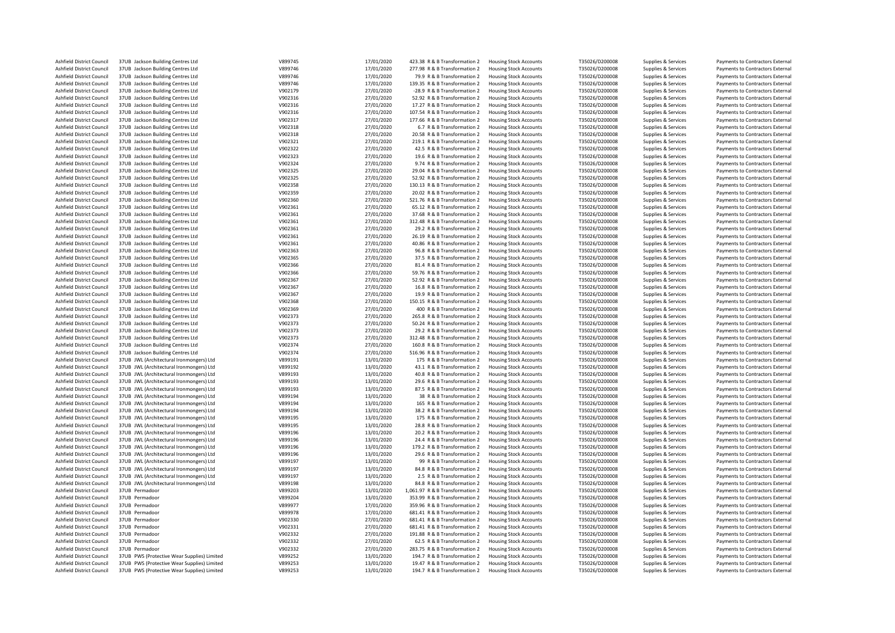| | | | | | | | | | |
|---|---|---|---|---|---|---|---|---|---|
| Ashfield District Council | 37UB Jackson Building Centres Ltd | V899745 | 17/01/2020 | 423.38 R & B Transformation 2 | Housing Stock Accounts | T35026/D200008 | Supplies & Services | Payments to Contractors External |
| Ashfield District Council | 37UB Jackson Building Centres Ltd | V899746 | 17/01/2020 | 277.98 R & B Transformation 2 | Housing Stock Accounts | T35026/D200008 | Supplies & Services | Payments to Contractors External |
| Ashfield District Council | 37UB Jackson Building Centres Ltd | V899746 | 17/01/2020 | 79.9 R & B Transformation 2 | Housing Stock Accounts | T35026/D200008 | Supplies & Services | Payments to Contractors External |
| Ashfield District Council | 37UB Jackson Building Centres Ltd | V899746 | 17/01/2020 | 139.35 R & B Transformation 2 | Housing Stock Accounts | T35026/D200008 | Supplies & Services | Payments to Contractors External |
| Ashfield District Council | 37UB Jackson Building Centres Ltd | V902179 | 27/01/2020 | -28.9 R & B Transformation 2 | Housing Stock Accounts | T35026/D200008 | Supplies & Services | Payments to Contractors External |
| Ashfield District Council | 37UB Jackson Building Centres Ltd | V902316 | 27/01/2020 | 52.92 R & B Transformation 2 | Housing Stock Accounts | T35026/D200008 | Supplies & Services | Payments to Contractors External |
| Ashfield District Council | 37UB Jackson Building Centres Ltd | V902316 | 27/01/2020 | 17.27 R & B Transformation 2 | Housing Stock Accounts | T35026/D200008 | Supplies & Services | Payments to Contractors External |
| Ashfield District Council | 37UB Jackson Building Centres Ltd | V902316 | 27/01/2020 | 107.54 R & B Transformation 2 | Housing Stock Accounts | T35026/D200008 | Supplies & Services | Payments to Contractors External |
| Ashfield District Council | 37UB Jackson Building Centres Ltd | V902317 | 27/01/2020 | 177.66 R & B Transformation 2 | Housing Stock Accounts | T35026/D200008 | Supplies & Services | Payments to Contractors External |
| Ashfield District Council | 37UB Jackson Building Centres Ltd | V902318 | 27/01/2020 | 6.7 R & B Transformation 2 | Housing Stock Accounts | T35026/D200008 | Supplies & Services | Payments to Contractors External |
| Ashfield District Council | 37UB Jackson Building Centres Ltd | V902318 | 27/01/2020 | 20.58 R & B Transformation 2 | Housing Stock Accounts | T35026/D200008 | Supplies & Services | Payments to Contractors External |
| Ashfield District Council | 37UB Jackson Building Centres Ltd | V902321 | 27/01/2020 | 219.1 R & B Transformation 2 | Housing Stock Accounts | T35026/D200008 | Supplies & Services | Payments to Contractors External |
| Ashfield District Council | 37UB Jackson Building Centres Ltd | V902322 | 27/01/2020 | 42.5 R & B Transformation 2 | Housing Stock Accounts | T35026/D200008 | Supplies & Services | Payments to Contractors External |
| Ashfield District Council | 37UB Jackson Building Centres Ltd | V902323 | 27/01/2020 | 19.6 R & B Transformation 2 | Housing Stock Accounts | T35026/D200008 | Supplies & Services | Payments to Contractors External |
| Ashfield District Council | 37UB Jackson Building Centres Ltd | V902324 | 27/01/2020 | 9.74 R & B Transformation 2 | Housing Stock Accounts | T35026/D200008 | Supplies & Services | Payments to Contractors External |
| Ashfield District Council | 37UB Jackson Building Centres Ltd | V902325 | 27/01/2020 | 29.04 R & B Transformation 2 | Housing Stock Accounts | T35026/D200008 | Supplies & Services | Payments to Contractors External |
| Ashfield District Council | 37UB Jackson Building Centres Ltd | V902325 | 27/01/2020 | 52.92 R & B Transformation 2 | Housing Stock Accounts | T35026/D200008 | Supplies & Services | Payments to Contractors External |
| Ashfield District Council | 37UB Jackson Building Centres Ltd | V902358 | 27/01/2020 | 130.13 R & B Transformation 2 | Housing Stock Accounts | T35026/D200008 | Supplies & Services | Payments to Contractors External |
| Ashfield District Council | 37UB Jackson Building Centres Ltd | V902359 | 27/01/2020 | 20.02 R & B Transformation 2 | Housing Stock Accounts | T35026/D200008 | Supplies & Services | Payments to Contractors External |
| Ashfield District Council | 37UB Jackson Building Centres Ltd | V902360 | 27/01/2020 | 521.76 R & B Transformation 2 | Housing Stock Accounts | T35026/D200008 | Supplies & Services | Payments to Contractors External |
| Ashfield District Council | 37UB Jackson Building Centres Ltd | V902361 | 27/01/2020 | 65.12 R & B Transformation 2 | Housing Stock Accounts | T35026/D200008 | Supplies & Services | Payments to Contractors External |
| Ashfield District Council | 37UB Jackson Building Centres Ltd | V902361 | 27/01/2020 | 37.68 R & B Transformation 2 | Housing Stock Accounts | T35026/D200008 | Supplies & Services | Payments to Contractors External |
| Ashfield District Council | 37UB Jackson Building Centres Ltd | V902361 | 27/01/2020 | 312.48 R & B Transformation 2 | Housing Stock Accounts | T35026/D200008 | Supplies & Services | Payments to Contractors External |
| Ashfield District Council | 37UB Jackson Building Centres Ltd | V902361 | 27/01/2020 | 29.2 R & B Transformation 2 | Housing Stock Accounts | T35026/D200008 | Supplies & Services | Payments to Contractors External |
| Ashfield District Council | 37UB Jackson Building Centres Ltd | V902361 | 27/01/2020 | 26.19 R & B Transformation 2 | Housing Stock Accounts | T35026/D200008 | Supplies & Services | Payments to Contractors External |
| Ashfield District Council | 37UB Jackson Building Centres Ltd | V902361 | 27/01/2020 | 40.86 R & B Transformation 2 | Housing Stock Accounts | T35026/D200008 | Supplies & Services | Payments to Contractors External |
| Ashfield District Council | 37UB Jackson Building Centres Ltd | V902363 | 27/01/2020 | 96.8 R & B Transformation 2 | Housing Stock Accounts | T35026/D200008 | Supplies & Services | Payments to Contractors External |
| Ashfield District Council | 37UB Jackson Building Centres Ltd | V902365 | 27/01/2020 | 37.5 R & B Transformation 2 | Housing Stock Accounts | T35026/D200008 | Supplies & Services | Payments to Contractors External |
| Ashfield District Council | 37UB Jackson Building Centres Ltd | V902366 | 27/01/2020 | 81.4 R & B Transformation 2 | Housing Stock Accounts | T35026/D200008 | Supplies & Services | Payments to Contractors External |
| Ashfield District Council | 37UB Jackson Building Centres Ltd | V902366 | 27/01/2020 | 59.76 R & B Transformation 2 | Housing Stock Accounts | T35026/D200008 | Supplies & Services | Payments to Contractors External |
| Ashfield District Council | 37UB Jackson Building Centres Ltd | V902367 | 27/01/2020 | 52.92 R & B Transformation 2 | Housing Stock Accounts | T35026/D200008 | Supplies & Services | Payments to Contractors External |
| Ashfield District Council | 37UB Jackson Building Centres Ltd | V902367 | 27/01/2020 | 16.8 R & B Transformation 2 | Housing Stock Accounts | T35026/D200008 | Supplies & Services | Payments to Contractors External |
| Ashfield District Council | 37UB Jackson Building Centres Ltd | V902367 | 27/01/2020 | 19.9 R & B Transformation 2 | Housing Stock Accounts | T35026/D200008 | Supplies & Services | Payments to Contractors External |
| Ashfield District Council | 37UB Jackson Building Centres Ltd | V902368 | 27/01/2020 | 150.15 R & B Transformation 2 | Housing Stock Accounts | T35026/D200008 | Supplies & Services | Payments to Contractors External |
| Ashfield District Council | 37UB Jackson Building Centres Ltd | V902369 | 27/01/2020 | 400 R & B Transformation 2 | Housing Stock Accounts | T35026/D200008 | Supplies & Services | Payments to Contractors External |
| Ashfield District Council | 37UB Jackson Building Centres Ltd | V902373 | 27/01/2020 | 265.8 R & B Transformation 2 | Housing Stock Accounts | T35026/D200008 | Supplies & Services | Payments to Contractors External |
| Ashfield District Council | 37UB Jackson Building Centres Ltd | V902373 | 27/01/2020 | 50.24 R & B Transformation 2 | Housing Stock Accounts | T35026/D200008 | Supplies & Services | Payments to Contractors External |
| Ashfield District Council | 37UB Jackson Building Centres Ltd | V902373 | 27/01/2020 | 29.2 R & B Transformation 2 | Housing Stock Accounts | T35026/D200008 | Supplies & Services | Payments to Contractors External |
| Ashfield District Council | 37UB Jackson Building Centres Ltd | V902373 | 27/01/2020 | 312.48 R & B Transformation 2 | Housing Stock Accounts | T35026/D200008 | Supplies & Services | Payments to Contractors External |
| Ashfield District Council | 37UB Jackson Building Centres Ltd | V902374 | 27/01/2020 | 160.8 R & B Transformation 2 | Housing Stock Accounts | T35026/D200008 | Supplies & Services | Payments to Contractors External |
| Ashfield District Council | 37UB Jackson Building Centres Ltd | V902374 | 27/01/2020 | 516.96 R & B Transformation 2 | Housing Stock Accounts | T35026/D200008 | Supplies & Services | Payments to Contractors External |
| Ashfield District Council | 37UB JWL (Architectural Ironmongers) Ltd | V899191 | 13/01/2020 | 175 R & B Transformation 2 | Housing Stock Accounts | T35026/D200008 | Supplies & Services | Payments to Contractors External |
| Ashfield District Council | 37UB JWL (Architectural Ironmongers) Ltd | V899192 | 13/01/2020 | 43.1 R & B Transformation 2 | Housing Stock Accounts | T35026/D200008 | Supplies & Services | Payments to Contractors External |
| Ashfield District Council | 37UB JWL (Architectural Ironmongers) Ltd | V899193 | 13/01/2020 | 40.8 R & B Transformation 2 | Housing Stock Accounts | T35026/D200008 | Supplies & Services | Payments to Contractors External |
| Ashfield District Council | 37UB JWL (Architectural Ironmongers) Ltd | V899193 | 13/01/2020 | 29.6 R & B Transformation 2 | Housing Stock Accounts | T35026/D200008 | Supplies & Services | Payments to Contractors External |
| Ashfield District Council | 37UB JWL (Architectural Ironmongers) Ltd | V899193 | 13/01/2020 | 87.5 R & B Transformation 2 | Housing Stock Accounts | T35026/D200008 | Supplies & Services | Payments to Contractors External |
| Ashfield District Council | 37UB JWL (Architectural Ironmongers) Ltd | V899194 | 13/01/2020 | 38 R & B Transformation 2 | Housing Stock Accounts | T35026/D200008 | Supplies & Services | Payments to Contractors External |
| Ashfield District Council | 37UB JWL (Architectural Ironmongers) Ltd | V899194 | 13/01/2020 | 165 R & B Transformation 2 | Housing Stock Accounts | T35026/D200008 | Supplies & Services | Payments to Contractors External |
| Ashfield District Council | 37UB JWL (Architectural Ironmongers) Ltd | V899194 | 13/01/2020 | 38.2 R & B Transformation 2 | Housing Stock Accounts | T35026/D200008 | Supplies & Services | Payments to Contractors External |
| Ashfield District Council | 37UB JWL (Architectural Ironmongers) Ltd | V899195 | 13/01/2020 | 175 R & B Transformation 2 | Housing Stock Accounts | T35026/D200008 | Supplies & Services | Payments to Contractors External |
| Ashfield District Council | 37UB JWL (Architectural Ironmongers) Ltd | V899195 | 13/01/2020 | 28.8 R & B Transformation 2 | Housing Stock Accounts | T35026/D200008 | Supplies & Services | Payments to Contractors External |
| Ashfield District Council | 37UB JWL (Architectural Ironmongers) Ltd | V899196 | 13/01/2020 | 20.2 R & B Transformation 2 | Housing Stock Accounts | T35026/D200008 | Supplies & Services | Payments to Contractors External |
| Ashfield District Council | 37UB JWL (Architectural Ironmongers) Ltd | V899196 | 13/01/2020 | 24.4 R & B Transformation 2 | Housing Stock Accounts | T35026/D200008 | Supplies & Services | Payments to Contractors External |
| Ashfield District Council | 37UB JWL (Architectural Ironmongers) Ltd | V899196 | 13/01/2020 | 179.2 R & B Transformation 2 | Housing Stock Accounts | T35026/D200008 | Supplies & Services | Payments to Contractors External |
| Ashfield District Council | 37UB JWL (Architectural Ironmongers) Ltd | V899196 | 13/01/2020 | 29.6 R & B Transformation 2 | Housing Stock Accounts | T35026/D200008 | Supplies & Services | Payments to Contractors External |
| Ashfield District Council | 37UB JWL (Architectural Ironmongers) Ltd | V899197 | 13/01/2020 | 99 R & B Transformation 2 | Housing Stock Accounts | T35026/D200008 | Supplies & Services | Payments to Contractors External |
| Ashfield District Council | 37UB JWL (Architectural Ironmongers) Ltd | V899197 | 13/01/2020 | 84.8 R & B Transformation 2 | Housing Stock Accounts | T35026/D200008 | Supplies & Services | Payments to Contractors External |
| Ashfield District Council | 37UB JWL (Architectural Ironmongers) Ltd | V899197 | 13/01/2020 | 2.5 R & B Transformation 2 | Housing Stock Accounts | T35026/D200008 | Supplies & Services | Payments to Contractors External |
| Ashfield District Council | 37UB JWL (Architectural Ironmongers) Ltd | V899198 | 13/01/2020 | 84.8 R & B Transformation 2 | Housing Stock Accounts | T35026/D200008 | Supplies & Services | Payments to Contractors External |
| Ashfield District Council | 37UB Permadoor | V899203 | 13/01/2020 | 1,061.97 R & B Transformation 2 | Housing Stock Accounts | T35026/D200008 | Supplies & Services | Payments to Contractors External |
| Ashfield District Council | 37UB Permadoor | V899204 | 13/01/2020 | 353.99 R & B Transformation 2 | Housing Stock Accounts | T35026/D200008 | Supplies & Services | Payments to Contractors External |
| Ashfield District Council | 37UB Permadoor | V899977 | 17/01/2020 | 359.96 R & B Transformation 2 | Housing Stock Accounts | T35026/D200008 | Supplies & Services | Payments to Contractors External |
| Ashfield District Council | 37UB Permadoor | V899978 | 17/01/2020 | 681.41 R & B Transformation 2 | Housing Stock Accounts | T35026/D200008 | Supplies & Services | Payments to Contractors External |
| Ashfield District Council | 37UB Permadoor | V902330 | 27/01/2020 | 681.41 R & B Transformation 2 | Housing Stock Accounts | T35026/D200008 | Supplies & Services | Payments to Contractors External |
| Ashfield District Council | 37UB Permadoor | V902331 | 27/01/2020 | 681.41 R & B Transformation 2 | Housing Stock Accounts | T35026/D200008 | Supplies & Services | Payments to Contractors External |
| Ashfield District Council | 37UB Permadoor | V902332 | 27/01/2020 | 191.88 R & B Transformation 2 | Housing Stock Accounts | T35026/D200008 | Supplies & Services | Payments to Contractors External |
| Ashfield District Council | 37UB Permadoor | V902332 | 27/01/2020 | 62.5 R & B Transformation 2 | Housing Stock Accounts | T35026/D200008 | Supplies & Services | Payments to Contractors External |
| Ashfield District Council | 37UB Permadoor | V902332 | 27/01/2020 | 283.75 R & B Transformation 2 | Housing Stock Accounts | T35026/D200008 | Supplies & Services | Payments to Contractors External |
| Ashfield District Council | 37UB PWS (Protective Wear Supplies) Limited | V899252 | 13/01/2020 | 194.7 R & B Transformation 2 | Housing Stock Accounts | T35026/D200008 | Supplies & Services | Payments to Contractors External |
| Ashfield District Council | 37UB PWS (Protective Wear Supplies) Limited | V899253 | 13/01/2020 | 19.47 R & B Transformation 2 | Housing Stock Accounts | T35026/D200008 | Supplies & Services | Payments to Contractors External |
| Ashfield District Council | 37UB PWS (Protective Wear Supplies) Limited | V899253 | 13/01/2020 | 194.7 R & B Transformation 2 | Housing Stock Accounts | T35026/D200008 | Supplies & Services | Payments to Contractors External |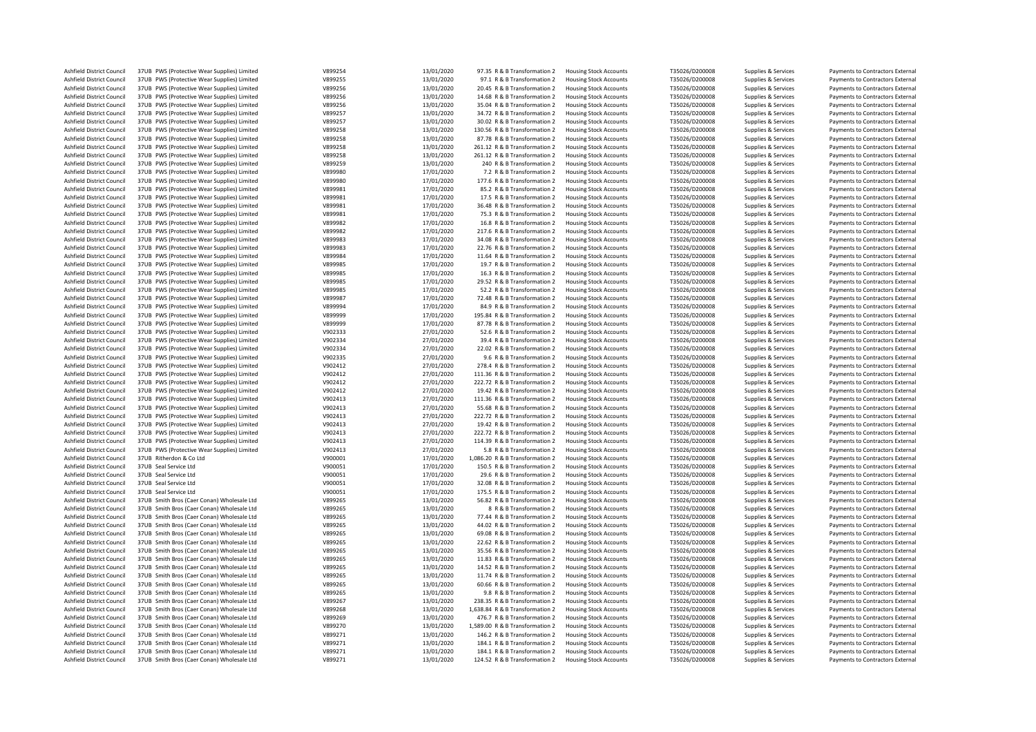| | | | | | | | | | | |
|---|---|---|---|---|---|---|---|---|---|---|
| Ashfield District Council | 37UB | PWS (Protective Wear Supplies) Limited | V899254 | 13/01/2020 | 97.35 | R & B Transformation 2 | Housing Stock Accounts | T35026/D200008 | Supplies & Services | Payments to Contractors External |
| Ashfield District Council | 37UB | PWS (Protective Wear Supplies) Limited | V899255 | 13/01/2020 | 97.1 | R & B Transformation 2 | Housing Stock Accounts | T35026/D200008 | Supplies & Services | Payments to Contractors External |
| Ashfield District Council | 37UB | PWS (Protective Wear Supplies) Limited | V899256 | 13/01/2020 | 20.45 | R & B Transformation 2 | Housing Stock Accounts | T35026/D200008 | Supplies & Services | Payments to Contractors External |
| Ashfield District Council | 37UB | PWS (Protective Wear Supplies) Limited | V899256 | 13/01/2020 | 14.68 | R & B Transformation 2 | Housing Stock Accounts | T35026/D200008 | Supplies & Services | Payments to Contractors External |
| Ashfield District Council | 37UB | PWS (Protective Wear Supplies) Limited | V899256 | 13/01/2020 | 35.04 | R & B Transformation 2 | Housing Stock Accounts | T35026/D200008 | Supplies & Services | Payments to Contractors External |
| Ashfield District Council | 37UB | PWS (Protective Wear Supplies) Limited | V899257 | 13/01/2020 | 34.72 | R & B Transformation 2 | Housing Stock Accounts | T35026/D200008 | Supplies & Services | Payments to Contractors External |
| Ashfield District Council | 37UB | PWS (Protective Wear Supplies) Limited | V899257 | 13/01/2020 | 30.02 | R & B Transformation 2 | Housing Stock Accounts | T35026/D200008 | Supplies & Services | Payments to Contractors External |
| Ashfield District Council | 37UB | PWS (Protective Wear Supplies) Limited | V899258 | 13/01/2020 | 130.56 | R & B Transformation 2 | Housing Stock Accounts | T35026/D200008 | Supplies & Services | Payments to Contractors External |
| Ashfield District Council | 37UB | PWS (Protective Wear Supplies) Limited | V899258 | 13/01/2020 | 87.78 | R & B Transformation 2 | Housing Stock Accounts | T35026/D200008 | Supplies & Services | Payments to Contractors External |
| Ashfield District Council | 37UB | PWS (Protective Wear Supplies) Limited | V899258 | 13/01/2020 | 261.12 | R & B Transformation 2 | Housing Stock Accounts | T35026/D200008 | Supplies & Services | Payments to Contractors External |
| Ashfield District Council | 37UB | PWS (Protective Wear Supplies) Limited | V899258 | 13/01/2020 | 261.12 | R & B Transformation 2 | Housing Stock Accounts | T35026/D200008 | Supplies & Services | Payments to Contractors External |
| Ashfield District Council | 37UB | PWS (Protective Wear Supplies) Limited | V899259 | 13/01/2020 | 240 | R & B Transformation 2 | Housing Stock Accounts | T35026/D200008 | Supplies & Services | Payments to Contractors External |
| Ashfield District Council | 37UB | PWS (Protective Wear Supplies) Limited | V899980 | 17/01/2020 | 7.2 | R & B Transformation 2 | Housing Stock Accounts | T35026/D200008 | Supplies & Services | Payments to Contractors External |
| Ashfield District Council | 37UB | PWS (Protective Wear Supplies) Limited | V899980 | 17/01/2020 | 177.6 | R & B Transformation 2 | Housing Stock Accounts | T35026/D200008 | Supplies & Services | Payments to Contractors External |
| Ashfield District Council | 37UB | PWS (Protective Wear Supplies) Limited | V899981 | 17/01/2020 | 85.2 | R & B Transformation 2 | Housing Stock Accounts | T35026/D200008 | Supplies & Services | Payments to Contractors External |
| Ashfield District Council | 37UB | PWS (Protective Wear Supplies) Limited | V899981 | 17/01/2020 | 17.5 | R & B Transformation 2 | Housing Stock Accounts | T35026/D200008 | Supplies & Services | Payments to Contractors External |
| Ashfield District Council | 37UB | PWS (Protective Wear Supplies) Limited | V899981 | 17/01/2020 | 36.48 | R & B Transformation 2 | Housing Stock Accounts | T35026/D200008 | Supplies & Services | Payments to Contractors External |
| Ashfield District Council | 37UB | PWS (Protective Wear Supplies) Limited | V899981 | 17/01/2020 | 75.3 | R & B Transformation 2 | Housing Stock Accounts | T35026/D200008 | Supplies & Services | Payments to Contractors External |
| Ashfield District Council | 37UB | PWS (Protective Wear Supplies) Limited | V899982 | 17/01/2020 | 16.8 | R & B Transformation 2 | Housing Stock Accounts | T35026/D200008 | Supplies & Services | Payments to Contractors External |
| Ashfield District Council | 37UB | PWS (Protective Wear Supplies) Limited | V899982 | 17/01/2020 | 217.6 | R & B Transformation 2 | Housing Stock Accounts | T35026/D200008 | Supplies & Services | Payments to Contractors External |
| Ashfield District Council | 37UB | PWS (Protective Wear Supplies) Limited | V899983 | 17/01/2020 | 34.08 | R & B Transformation 2 | Housing Stock Accounts | T35026/D200008 | Supplies & Services | Payments to Contractors External |
| Ashfield District Council | 37UB | PWS (Protective Wear Supplies) Limited | V899983 | 17/01/2020 | 22.76 | R & B Transformation 2 | Housing Stock Accounts | T35026/D200008 | Supplies & Services | Payments to Contractors External |
| Ashfield District Council | 37UB | PWS (Protective Wear Supplies) Limited | V899984 | 17/01/2020 | 11.64 | R & B Transformation 2 | Housing Stock Accounts | T35026/D200008 | Supplies & Services | Payments to Contractors External |
| Ashfield District Council | 37UB | PWS (Protective Wear Supplies) Limited | V899985 | 17/01/2020 | 19.7 | R & B Transformation 2 | Housing Stock Accounts | T35026/D200008 | Supplies & Services | Payments to Contractors External |
| Ashfield District Council | 37UB | PWS (Protective Wear Supplies) Limited | V899985 | 17/01/2020 | 16.3 | R & B Transformation 2 | Housing Stock Accounts | T35026/D200008 | Supplies & Services | Payments to Contractors External |
| Ashfield District Council | 37UB | PWS (Protective Wear Supplies) Limited | V899985 | 17/01/2020 | 29.52 | R & B Transformation 2 | Housing Stock Accounts | T35026/D200008 | Supplies & Services | Payments to Contractors External |
| Ashfield District Council | 37UB | PWS (Protective Wear Supplies) Limited | V899985 | 17/01/2020 | 52.2 | R & B Transformation 2 | Housing Stock Accounts | T35026/D200008 | Supplies & Services | Payments to Contractors External |
| Ashfield District Council | 37UB | PWS (Protective Wear Supplies) Limited | V899987 | 17/01/2020 | 72.48 | R & B Transformation 2 | Housing Stock Accounts | T35026/D200008 | Supplies & Services | Payments to Contractors External |
| Ashfield District Council | 37UB | PWS (Protective Wear Supplies) Limited | V899994 | 17/01/2020 | 84.9 | R & B Transformation 2 | Housing Stock Accounts | T35026/D200008 | Supplies & Services | Payments to Contractors External |
| Ashfield District Council | 37UB | PWS (Protective Wear Supplies) Limited | V899999 | 17/01/2020 | 195.84 | R & B Transformation 2 | Housing Stock Accounts | T35026/D200008 | Supplies & Services | Payments to Contractors External |
| Ashfield District Council | 37UB | PWS (Protective Wear Supplies) Limited | V899999 | 17/01/2020 | 87.78 | R & B Transformation 2 | Housing Stock Accounts | T35026/D200008 | Supplies & Services | Payments to Contractors External |
| Ashfield District Council | 37UB | PWS (Protective Wear Supplies) Limited | V902333 | 27/01/2020 | 52.6 | R & B Transformation 2 | Housing Stock Accounts | T35026/D200008 | Supplies & Services | Payments to Contractors External |
| Ashfield District Council | 37UB | PWS (Protective Wear Supplies) Limited | V902334 | 27/01/2020 | 39.4 | R & B Transformation 2 | Housing Stock Accounts | T35026/D200008 | Supplies & Services | Payments to Contractors External |
| Ashfield District Council | 37UB | PWS (Protective Wear Supplies) Limited | V902334 | 27/01/2020 | 22.02 | R & B Transformation 2 | Housing Stock Accounts | T35026/D200008 | Supplies & Services | Payments to Contractors External |
| Ashfield District Council | 37UB | PWS (Protective Wear Supplies) Limited | V902335 | 27/01/2020 | 9.6 | R & B Transformation 2 | Housing Stock Accounts | T35026/D200008 | Supplies & Services | Payments to Contractors External |
| Ashfield District Council | 37UB | PWS (Protective Wear Supplies) Limited | V902412 | 27/01/2020 | 278.4 | R & B Transformation 2 | Housing Stock Accounts | T35026/D200008 | Supplies & Services | Payments to Contractors External |
| Ashfield District Council | 37UB | PWS (Protective Wear Supplies) Limited | V902412 | 27/01/2020 | 111.36 | R & B Transformation 2 | Housing Stock Accounts | T35026/D200008 | Supplies & Services | Payments to Contractors External |
| Ashfield District Council | 37UB | PWS (Protective Wear Supplies) Limited | V902412 | 27/01/2020 | 222.72 | R & B Transformation 2 | Housing Stock Accounts | T35026/D200008 | Supplies & Services | Payments to Contractors External |
| Ashfield District Council | 37UB | PWS (Protective Wear Supplies) Limited | V902412 | 27/01/2020 | 19.42 | R & B Transformation 2 | Housing Stock Accounts | T35026/D200008 | Supplies & Services | Payments to Contractors External |
| Ashfield District Council | 37UB | PWS (Protective Wear Supplies) Limited | V902413 | 27/01/2020 | 111.36 | R & B Transformation 2 | Housing Stock Accounts | T35026/D200008 | Supplies & Services | Payments to Contractors External |
| Ashfield District Council | 37UB | PWS (Protective Wear Supplies) Limited | V902413 | 27/01/2020 | 55.68 | R & B Transformation 2 | Housing Stock Accounts | T35026/D200008 | Supplies & Services | Payments to Contractors External |
| Ashfield District Council | 37UB | PWS (Protective Wear Supplies) Limited | V902413 | 27/01/2020 | 222.72 | R & B Transformation 2 | Housing Stock Accounts | T35026/D200008 | Supplies & Services | Payments to Contractors External |
| Ashfield District Council | 37UB | PWS (Protective Wear Supplies) Limited | V902413 | 27/01/2020 | 19.42 | R & B Transformation 2 | Housing Stock Accounts | T35026/D200008 | Supplies & Services | Payments to Contractors External |
| Ashfield District Council | 37UB | PWS (Protective Wear Supplies) Limited | V902413 | 27/01/2020 | 222.72 | R & B Transformation 2 | Housing Stock Accounts | T35026/D200008 | Supplies & Services | Payments to Contractors External |
| Ashfield District Council | 37UB | PWS (Protective Wear Supplies) Limited | V902413 | 27/01/2020 | 114.39 | R & B Transformation 2 | Housing Stock Accounts | T35026/D200008 | Supplies & Services | Payments to Contractors External |
| Ashfield District Council | 37UB | PWS (Protective Wear Supplies) Limited | V902413 | 27/01/2020 | 5.8 | R & B Transformation 2 | Housing Stock Accounts | T35026/D200008 | Supplies & Services | Payments to Contractors External |
| Ashfield District Council | 37UB | Ritherdon & Co Ltd | V900001 | 17/01/2020 | 1,086.20 | R & B Transformation 2 | Housing Stock Accounts | T35026/D200008 | Supplies & Services | Payments to Contractors External |
| Ashfield District Council | 37UB | Seal Service Ltd | V900051 | 17/01/2020 | 150.5 | R & B Transformation 2 | Housing Stock Accounts | T35026/D200008 | Supplies & Services | Payments to Contractors External |
| Ashfield District Council | 37UB | Seal Service Ltd | V900051 | 17/01/2020 | 29.6 | R & B Transformation 2 | Housing Stock Accounts | T35026/D200008 | Supplies & Services | Payments to Contractors External |
| Ashfield District Council | 37UB | Seal Service Ltd | V900051 | 17/01/2020 | 32.08 | R & B Transformation 2 | Housing Stock Accounts | T35026/D200008 | Supplies & Services | Payments to Contractors External |
| Ashfield District Council | 37UB | Seal Service Ltd | V900051 | 17/01/2020 | 175.5 | R & B Transformation 2 | Housing Stock Accounts | T35026/D200008 | Supplies & Services | Payments to Contractors External |
| Ashfield District Council | 37UB | Smith Bros (Caer Conan) Wholesale Ltd | V899265 | 13/01/2020 | 56.82 | R & B Transformation 2 | Housing Stock Accounts | T35026/D200008 | Supplies & Services | Payments to Contractors External |
| Ashfield District Council | 37UB | Smith Bros (Caer Conan) Wholesale Ltd | V899265 | 13/01/2020 | 8 | R & B Transformation 2 | Housing Stock Accounts | T35026/D200008 | Supplies & Services | Payments to Contractors External |
| Ashfield District Council | 37UB | Smith Bros (Caer Conan) Wholesale Ltd | V899265 | 13/01/2020 | 77.44 | R & B Transformation 2 | Housing Stock Accounts | T35026/D200008 | Supplies & Services | Payments to Contractors External |
| Ashfield District Council | 37UB | Smith Bros (Caer Conan) Wholesale Ltd | V899265 | 13/01/2020 | 44.02 | R & B Transformation 2 | Housing Stock Accounts | T35026/D200008 | Supplies & Services | Payments to Contractors External |
| Ashfield District Council | 37UB | Smith Bros (Caer Conan) Wholesale Ltd | V899265 | 13/01/2020 | 69.08 | R & B Transformation 2 | Housing Stock Accounts | T35026/D200008 | Supplies & Services | Payments to Contractors External |
| Ashfield District Council | 37UB | Smith Bros (Caer Conan) Wholesale Ltd | V899265 | 13/01/2020 | 22.62 | R & B Transformation 2 | Housing Stock Accounts | T35026/D200008 | Supplies & Services | Payments to Contractors External |
| Ashfield District Council | 37UB | Smith Bros (Caer Conan) Wholesale Ltd | V899265 | 13/01/2020 | 35.56 | R & B Transformation 2 | Housing Stock Accounts | T35026/D200008 | Supplies & Services | Payments to Contractors External |
| Ashfield District Council | 37UB | Smith Bros (Caer Conan) Wholesale Ltd | V899265 | 13/01/2020 | 11.83 | R & B Transformation 2 | Housing Stock Accounts | T35026/D200008 | Supplies & Services | Payments to Contractors External |
| Ashfield District Council | 37UB | Smith Bros (Caer Conan) Wholesale Ltd | V899265 | 13/01/2020 | 14.52 | R & B Transformation 2 | Housing Stock Accounts | T35026/D200008 | Supplies & Services | Payments to Contractors External |
| Ashfield District Council | 37UB | Smith Bros (Caer Conan) Wholesale Ltd | V899265 | 13/01/2020 | 11.74 | R & B Transformation 2 | Housing Stock Accounts | T35026/D200008 | Supplies & Services | Payments to Contractors External |
| Ashfield District Council | 37UB | Smith Bros (Caer Conan) Wholesale Ltd | V899265 | 13/01/2020 | 60.66 | R & B Transformation 2 | Housing Stock Accounts | T35026/D200008 | Supplies & Services | Payments to Contractors External |
| Ashfield District Council | 37UB | Smith Bros (Caer Conan) Wholesale Ltd | V899265 | 13/01/2020 | 9.8 | R & B Transformation 2 | Housing Stock Accounts | T35026/D200008 | Supplies & Services | Payments to Contractors External |
| Ashfield District Council | 37UB | Smith Bros (Caer Conan) Wholesale Ltd | V899267 | 13/01/2020 | 238.35 | R & B Transformation 2 | Housing Stock Accounts | T35026/D200008 | Supplies & Services | Payments to Contractors External |
| Ashfield District Council | 37UB | Smith Bros (Caer Conan) Wholesale Ltd | V899268 | 13/01/2020 | 1,638.84 | R & B Transformation 2 | Housing Stock Accounts | T35026/D200008 | Supplies & Services | Payments to Contractors External |
| Ashfield District Council | 37UB | Smith Bros (Caer Conan) Wholesale Ltd | V899269 | 13/01/2020 | 476.7 | R & B Transformation 2 | Housing Stock Accounts | T35026/D200008 | Supplies & Services | Payments to Contractors External |
| Ashfield District Council | 37UB | Smith Bros (Caer Conan) Wholesale Ltd | V899270 | 13/01/2020 | 1,589.00 | R & B Transformation 2 | Housing Stock Accounts | T35026/D200008 | Supplies & Services | Payments to Contractors External |
| Ashfield District Council | 37UB | Smith Bros (Caer Conan) Wholesale Ltd | V899271 | 13/01/2020 | 146.2 | R & B Transformation 2 | Housing Stock Accounts | T35026/D200008 | Supplies & Services | Payments to Contractors External |
| Ashfield District Council | 37UB | Smith Bros (Caer Conan) Wholesale Ltd | V899271 | 13/01/2020 | 184.1 | R & B Transformation 2 | Housing Stock Accounts | T35026/D200008 | Supplies & Services | Payments to Contractors External |
| Ashfield District Council | 37UB | Smith Bros (Caer Conan) Wholesale Ltd | V899271 | 13/01/2020 | 184.1 | R & B Transformation 2 | Housing Stock Accounts | T35026/D200008 | Supplies & Services | Payments to Contractors External |
| Ashfield District Council | 37UB | Smith Bros (Caer Conan) Wholesale Ltd | V899271 | 13/01/2020 | 124.52 | R & B Transformation 2 | Housing Stock Accounts | T35026/D200008 | Supplies & Services | Payments to Contractors External |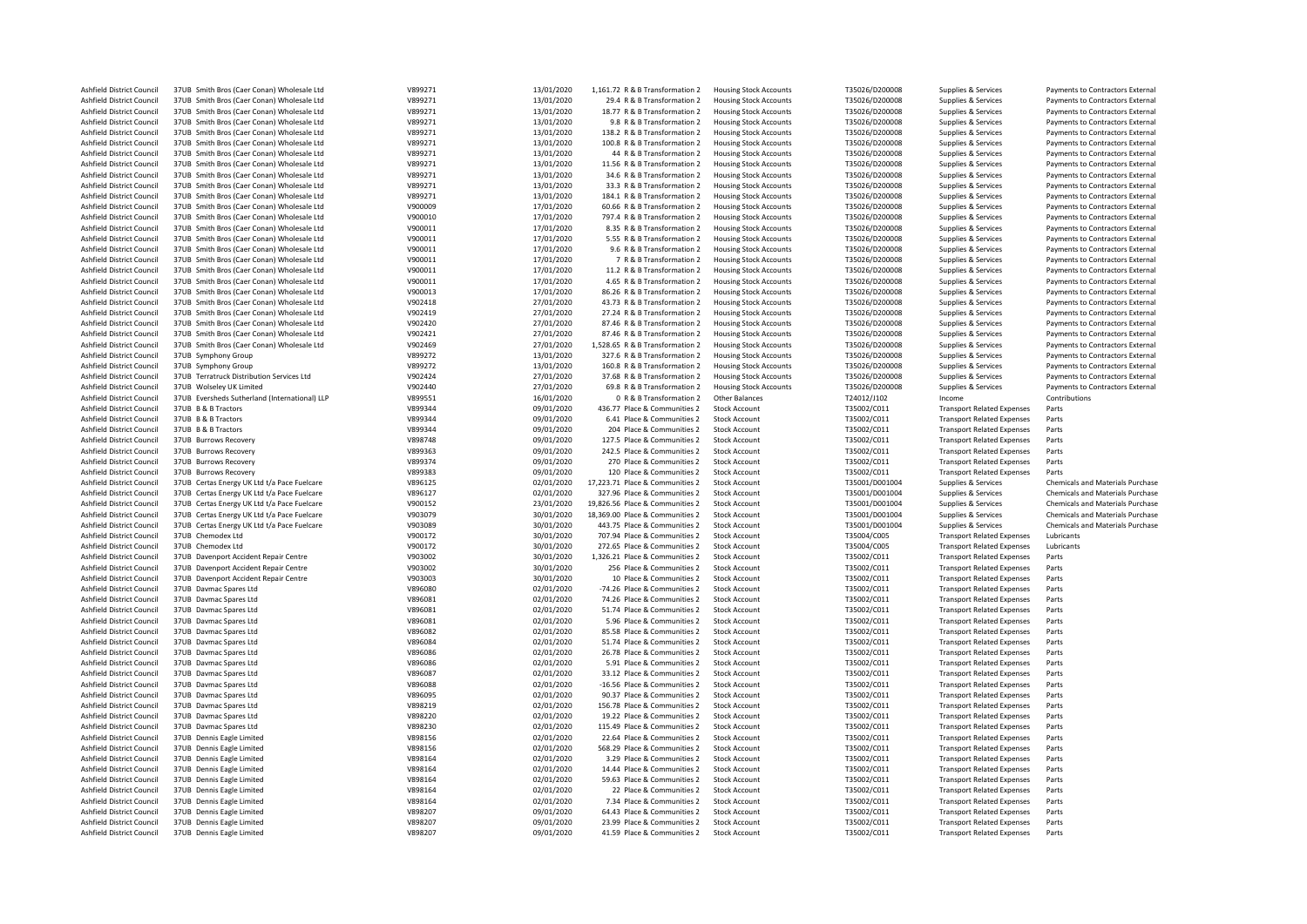| | | | | | | | | | | |
|---|---|---|---|---|---|---|---|---|---|---|
| Ashfield District Council | 37UB Smith Bros (Caer Conan) Wholesale Ltd | V899271 | 13/01/2020 | 1,161.72 R & B Transformation 2 | Housing Stock Accounts | T35026/D200008 | Supplies & Services | Payments to Contractors External |
| Ashfield District Council | 37UB Smith Bros (Caer Conan) Wholesale Ltd | V899271 | 13/01/2020 | 29.4 R & B Transformation 2 | Housing Stock Accounts | T35026/D200008 | Supplies & Services | Payments to Contractors External |
| Ashfield District Council | 37UB Smith Bros (Caer Conan) Wholesale Ltd | V899271 | 13/01/2020 | 18.77 R & B Transformation 2 | Housing Stock Accounts | T35026/D200008 | Supplies & Services | Payments to Contractors External |
| Ashfield District Council | 37UB Smith Bros (Caer Conan) Wholesale Ltd | V899271 | 13/01/2020 | 9.8 R & B Transformation 2 | Housing Stock Accounts | T35026/D200008 | Supplies & Services | Payments to Contractors External |
| Ashfield District Council | 37UB Smith Bros (Caer Conan) Wholesale Ltd | V899271 | 13/01/2020 | 138.2 R & B Transformation 2 | Housing Stock Accounts | T35026/D200008 | Supplies & Services | Payments to Contractors External |
| Ashfield District Council | 37UB Smith Bros (Caer Conan) Wholesale Ltd | V899271 | 13/01/2020 | 100.8 R & B Transformation 2 | Housing Stock Accounts | T35026/D200008 | Supplies & Services | Payments to Contractors External |
| Ashfield District Council | 37UB Smith Bros (Caer Conan) Wholesale Ltd | V899271 | 13/01/2020 | 44 R & B Transformation 2 | Housing Stock Accounts | T35026/D200008 | Supplies & Services | Payments to Contractors External |
| Ashfield District Council | 37UB Smith Bros (Caer Conan) Wholesale Ltd | V899271 | 13/01/2020 | 11.56 R & B Transformation 2 | Housing Stock Accounts | T35026/D200008 | Supplies & Services | Payments to Contractors External |
| Ashfield District Council | 37UB Smith Bros (Caer Conan) Wholesale Ltd | V899271 | 13/01/2020 | 34.6 R & B Transformation 2 | Housing Stock Accounts | T35026/D200008 | Supplies & Services | Payments to Contractors External |
| Ashfield District Council | 37UB Smith Bros (Caer Conan) Wholesale Ltd | V899271 | 13/01/2020 | 33.3 R & B Transformation 2 | Housing Stock Accounts | T35026/D200008 | Supplies & Services | Payments to Contractors External |
| Ashfield District Council | 37UB Smith Bros (Caer Conan) Wholesale Ltd | V899271 | 13/01/2020 | 184.1 R & B Transformation 2 | Housing Stock Accounts | T35026/D200008 | Supplies & Services | Payments to Contractors External |
| Ashfield District Council | 37UB Smith Bros (Caer Conan) Wholesale Ltd | V900009 | 17/01/2020 | 60.66 R & B Transformation 2 | Housing Stock Accounts | T35026/D200008 | Supplies & Services | Payments to Contractors External |
| Ashfield District Council | 37UB Smith Bros (Caer Conan) Wholesale Ltd | V900010 | 17/01/2020 | 797.4 R & B Transformation 2 | Housing Stock Accounts | T35026/D200008 | Supplies & Services | Payments to Contractors External |
| Ashfield District Council | 37UB Smith Bros (Caer Conan) Wholesale Ltd | V900011 | 17/01/2020 | 8.35 R & B Transformation 2 | Housing Stock Accounts | T35026/D200008 | Supplies & Services | Payments to Contractors External |
| Ashfield District Council | 37UB Smith Bros (Caer Conan) Wholesale Ltd | V900011 | 17/01/2020 | 5.55 R & B Transformation 2 | Housing Stock Accounts | T35026/D200008 | Supplies & Services | Payments to Contractors External |
| Ashfield District Council | 37UB Smith Bros (Caer Conan) Wholesale Ltd | V900011 | 17/01/2020 | 9.6 R & B Transformation 2 | Housing Stock Accounts | T35026/D200008 | Supplies & Services | Payments to Contractors External |
| Ashfield District Council | 37UB Smith Bros (Caer Conan) Wholesale Ltd | V900011 | 17/01/2020 | 7 R & B Transformation 2 | Housing Stock Accounts | T35026/D200008 | Supplies & Services | Payments to Contractors External |
| Ashfield District Council | 37UB Smith Bros (Caer Conan) Wholesale Ltd | V900011 | 17/01/2020 | 11.2 R & B Transformation 2 | Housing Stock Accounts | T35026/D200008 | Supplies & Services | Payments to Contractors External |
| Ashfield District Council | 37UB Smith Bros (Caer Conan) Wholesale Ltd | V900011 | 17/01/2020 | 4.65 R & B Transformation 2 | Housing Stock Accounts | T35026/D200008 | Supplies & Services | Payments to Contractors External |
| Ashfield District Council | 37UB Smith Bros (Caer Conan) Wholesale Ltd | V900013 | 17/01/2020 | 86.26 R & B Transformation 2 | Housing Stock Accounts | T35026/D200008 | Supplies & Services | Payments to Contractors External |
| Ashfield District Council | 37UB Smith Bros (Caer Conan) Wholesale Ltd | V902418 | 27/01/2020 | 43.73 R & B Transformation 2 | Housing Stock Accounts | T35026/D200008 | Supplies & Services | Payments to Contractors External |
| Ashfield District Council | 37UB Smith Bros (Caer Conan) Wholesale Ltd | V902419 | 27/01/2020 | 27.24 R & B Transformation 2 | Housing Stock Accounts | T35026/D200008 | Supplies & Services | Payments to Contractors External |
| Ashfield District Council | 37UB Smith Bros (Caer Conan) Wholesale Ltd | V902420 | 27/01/2020 | 87.46 R & B Transformation 2 | Housing Stock Accounts | T35026/D200008 | Supplies & Services | Payments to Contractors External |
| Ashfield District Council | 37UB Smith Bros (Caer Conan) Wholesale Ltd | V902421 | 27/01/2020 | 87.46 R & B Transformation 2 | Housing Stock Accounts | T35026/D200008 | Supplies & Services | Payments to Contractors External |
| Ashfield District Council | 37UB Smith Bros (Caer Conan) Wholesale Ltd | V902469 | 27/01/2020 | 1,528.65 R & B Transformation 2 | Housing Stock Accounts | T35026/D200008 | Supplies & Services | Payments to Contractors External |
| Ashfield District Council | 37UB Symphony Group | V899272 | 13/01/2020 | 327.6 R & B Transformation 2 | Housing Stock Accounts | T35026/D200008 | Supplies & Services | Payments to Contractors External |
| Ashfield District Council | 37UB Symphony Group | V899272 | 13/01/2020 | 160.8 R & B Transformation 2 | Housing Stock Accounts | T35026/D200008 | Supplies & Services | Payments to Contractors External |
| Ashfield District Council | 37UB Terratruck Distribution Services Ltd | V902424 | 27/01/2020 | 37.68 R & B Transformation 2 | Housing Stock Accounts | T35026/D200008 | Supplies & Services | Payments to Contractors External |
| Ashfield District Council | 37UB Wolseley UK Limited | V902440 | 27/01/2020 | 69.8 R & B Transformation 2 | Housing Stock Accounts | T35026/D200008 | Supplies & Services | Payments to Contractors External |
| Ashfield District Council | 37UB Eversheds Sutherland (International) LLP | V899551 | 16/01/2020 | 0 R & B Transformation 2 | Other Balances | T24012/J102 | Income | Contributions |
| Ashfield District Council | 37UB B & B Tractors | V899344 | 09/01/2020 | 436.77 Place & Communities 2 | Stock Account | T35002/C011 | Transport Related Expenses | Parts |
| Ashfield District Council | 37UB B & B Tractors | V899344 | 09/01/2020 | 6.41 Place & Communities 2 | Stock Account | T35002/C011 | Transport Related Expenses | Parts |
| Ashfield District Council | 37UB B & B Tractors | V899344 | 09/01/2020 | 204 Place & Communities 2 | Stock Account | T35002/C011 | Transport Related Expenses | Parts |
| Ashfield District Council | 37UB Burrows Recovery | V898748 | 09/01/2020 | 127.5 Place & Communities 2 | Stock Account | T35002/C011 | Transport Related Expenses | Parts |
| Ashfield District Council | 37UB Burrows Recovery | V899363 | 09/01/2020 | 242.5 Place & Communities 2 | Stock Account | T35002/C011 | Transport Related Expenses | Parts |
| Ashfield District Council | 37UB Burrows Recovery | V899374 | 09/01/2020 | 270 Place & Communities 2 | Stock Account | T35002/C011 | Transport Related Expenses | Parts |
| Ashfield District Council | 37UB Burrows Recovery | V899383 | 09/01/2020 | 120 Place & Communities 2 | Stock Account | T35002/C011 | Transport Related Expenses | Parts |
| Ashfield District Council | 37UB Certas Energy UK Ltd t/a Pace Fuelcare | V896125 | 02/01/2020 | 17,223.71 Place & Communities 2 | Stock Account | T35001/D001004 | Supplies & Services | Chemicals and Materials Purchase |
| Ashfield District Council | 37UB Certas Energy UK Ltd t/a Pace Fuelcare | V896127 | 02/01/2020 | 327.96 Place & Communities 2 | Stock Account | T35001/D001004 | Supplies & Services | Chemicals and Materials Purchase |
| Ashfield District Council | 37UB Certas Energy UK Ltd t/a Pace Fuelcare | V900152 | 23/01/2020 | 19,826.56 Place & Communities 2 | Stock Account | T35001/D001004 | Supplies & Services | Chemicals and Materials Purchase |
| Ashfield District Council | 37UB Certas Energy UK Ltd t/a Pace Fuelcare | V903079 | 30/01/2020 | 18,369.00 Place & Communities 2 | Stock Account | T35001/D001004 | Supplies & Services | Chemicals and Materials Purchase |
| Ashfield District Council | 37UB Certas Energy UK Ltd t/a Pace Fuelcare | V903089 | 30/01/2020 | 443.75 Place & Communities 2 | Stock Account | T35001/D001004 | Supplies & Services | Chemicals and Materials Purchase |
| Ashfield District Council | 37UB Chemodex Ltd | V900172 | 30/01/2020 | 707.94 Place & Communities 2 | Stock Account | T35004/C005 | Transport Related Expenses | Lubricants |
| Ashfield District Council | 37UB Chemodex Ltd | V900172 | 30/01/2020 | 272.65 Place & Communities 2 | Stock Account | T35004/C005 | Transport Related Expenses | Lubricants |
| Ashfield District Council | 37UB Davenport Accident Repair Centre | V903002 | 30/01/2020 | 1,326.21 Place & Communities 2 | Stock Account | T35002/C011 | Transport Related Expenses | Parts |
| Ashfield District Council | 37UB Davenport Accident Repair Centre | V903002 | 30/01/2020 | 256 Place & Communities 2 | Stock Account | T35002/C011 | Transport Related Expenses | Parts |
| Ashfield District Council | 37UB Davenport Accident Repair Centre | V903003 | 30/01/2020 | 10 Place & Communities 2 | Stock Account | T35002/C011 | Transport Related Expenses | Parts |
| Ashfield District Council | 37UB Davmac Spares Ltd | V896080 | 02/01/2020 | -74.26 Place & Communities 2 | Stock Account | T35002/C011 | Transport Related Expenses | Parts |
| Ashfield District Council | 37UB Davmac Spares Ltd | V896081 | 02/01/2020 | 74.26 Place & Communities 2 | Stock Account | T35002/C011 | Transport Related Expenses | Parts |
| Ashfield District Council | 37UB Davmac Spares Ltd | V896081 | 02/01/2020 | 51.74 Place & Communities 2 | Stock Account | T35002/C011 | Transport Related Expenses | Parts |
| Ashfield District Council | 37UB Davmac Spares Ltd | V896081 | 02/01/2020 | 5.96 Place & Communities 2 | Stock Account | T35002/C011 | Transport Related Expenses | Parts |
| Ashfield District Council | 37UB Davmac Spares Ltd | V896082 | 02/01/2020 | 85.58 Place & Communities 2 | Stock Account | T35002/C011 | Transport Related Expenses | Parts |
| Ashfield District Council | 37UB Davmac Spares Ltd | V896084 | 02/01/2020 | 51.74 Place & Communities 2 | Stock Account | T35002/C011 | Transport Related Expenses | Parts |
| Ashfield District Council | 37UB Davmac Spares Ltd | V896086 | 02/01/2020 | 26.78 Place & Communities 2 | Stock Account | T35002/C011 | Transport Related Expenses | Parts |
| Ashfield District Council | 37UB Davmac Spares Ltd | V896086 | 02/01/2020 | 5.91 Place & Communities 2 | Stock Account | T35002/C011 | Transport Related Expenses | Parts |
| Ashfield District Council | 37UB Davmac Spares Ltd | V896087 | 02/01/2020 | 33.12 Place & Communities 2 | Stock Account | T35002/C011 | Transport Related Expenses | Parts |
| Ashfield District Council | 37UB Davmac Spares Ltd | V896088 | 02/01/2020 | -16.56 Place & Communities 2 | Stock Account | T35002/C011 | Transport Related Expenses | Parts |
| Ashfield District Council | 37UB Davmac Spares Ltd | V896095 | 02/01/2020 | 90.37 Place & Communities 2 | Stock Account | T35002/C011 | Transport Related Expenses | Parts |
| Ashfield District Council | 37UB Davmac Spares Ltd | V898219 | 02/01/2020 | 156.78 Place & Communities 2 | Stock Account | T35002/C011 | Transport Related Expenses | Parts |
| Ashfield District Council | 37UB Davmac Spares Ltd | V898220 | 02/01/2020 | 19.22 Place & Communities 2 | Stock Account | T35002/C011 | Transport Related Expenses | Parts |
| Ashfield District Council | 37UB Davmac Spares Ltd | V898230 | 02/01/2020 | 115.49 Place & Communities 2 | Stock Account | T35002/C011 | Transport Related Expenses | Parts |
| Ashfield District Council | 37UB Dennis Eagle Limited | V898156 | 02/01/2020 | 22.64 Place & Communities 2 | Stock Account | T35002/C011 | Transport Related Expenses | Parts |
| Ashfield District Council | 37UB Dennis Eagle Limited | V898156 | 02/01/2020 | 568.29 Place & Communities 2 | Stock Account | T35002/C011 | Transport Related Expenses | Parts |
| Ashfield District Council | 37UB Dennis Eagle Limited | V898164 | 02/01/2020 | 3.29 Place & Communities 2 | Stock Account | T35002/C011 | Transport Related Expenses | Parts |
| Ashfield District Council | 37UB Dennis Eagle Limited | V898164 | 02/01/2020 | 14.44 Place & Communities 2 | Stock Account | T35002/C011 | Transport Related Expenses | Parts |
| Ashfield District Council | 37UB Dennis Eagle Limited | V898164 | 02/01/2020 | 59.63 Place & Communities 2 | Stock Account | T35002/C011 | Transport Related Expenses | Parts |
| Ashfield District Council | 37UB Dennis Eagle Limited | V898164 | 02/01/2020 | 22 Place & Communities 2 | Stock Account | T35002/C011 | Transport Related Expenses | Parts |
| Ashfield District Council | 37UB Dennis Eagle Limited | V898164 | 02/01/2020 | 7.34 Place & Communities 2 | Stock Account | T35002/C011 | Transport Related Expenses | Parts |
| Ashfield District Council | 37UB Dennis Eagle Limited | V898207 | 09/01/2020 | 64.43 Place & Communities 2 | Stock Account | T35002/C011 | Transport Related Expenses | Parts |
| Ashfield District Council | 37UB Dennis Eagle Limited | V898207 | 09/01/2020 | 23.99 Place & Communities 2 | Stock Account | T35002/C011 | Transport Related Expenses | Parts |
| Ashfield District Council | 37UB Dennis Eagle Limited | V898207 | 09/01/2020 | 41.59 Place & Communities 2 | Stock Account | T35002/C011 | Transport Related Expenses | Parts |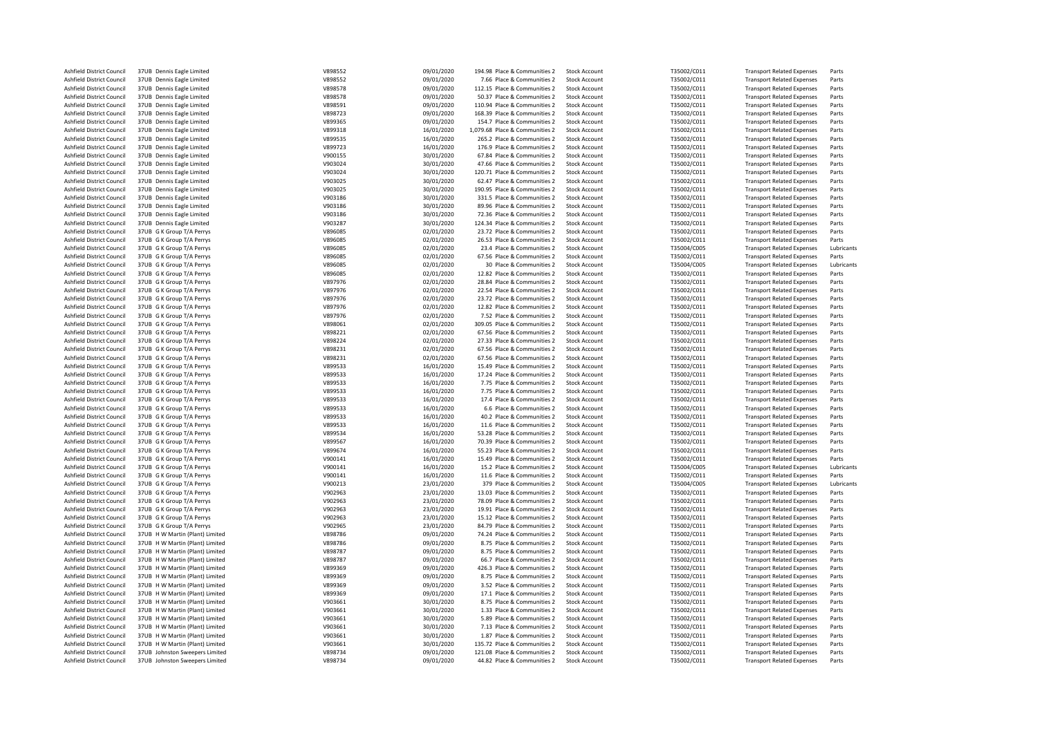| | | | | | | | | | |
|---|---|---|---|---|---|---|---|---|---|
| Ashfield District Council | 37UB Dennis Eagle Limited | V898552 | 09/01/2020 | 194.98 | Place & Communities 2 | Stock Account | T35002/C011 | Transport Related Expenses | Parts |
| Ashfield District Council | 37UB Dennis Eagle Limited | V898552 | 09/01/2020 | 7.66 | Place & Communities 2 | Stock Account | T35002/C011 | Transport Related Expenses | Parts |
| Ashfield District Council | 37UB Dennis Eagle Limited | V898578 | 09/01/2020 | 112.15 | Place & Communities 2 | Stock Account | T35002/C011 | Transport Related Expenses | Parts |
| Ashfield District Council | 37UB Dennis Eagle Limited | V898578 | 09/01/2020 | 50.37 | Place & Communities 2 | Stock Account | T35002/C011 | Transport Related Expenses | Parts |
| Ashfield District Council | 37UB Dennis Eagle Limited | V898591 | 09/01/2020 | 110.94 | Place & Communities 2 | Stock Account | T35002/C011 | Transport Related Expenses | Parts |
| Ashfield District Council | 37UB Dennis Eagle Limited | V898723 | 09/01/2020 | 168.39 | Place & Communities 2 | Stock Account | T35002/C011 | Transport Related Expenses | Parts |
| Ashfield District Council | 37UB Dennis Eagle Limited | V899365 | 09/01/2020 | 154.7 | Place & Communities 2 | Stock Account | T35002/C011 | Transport Related Expenses | Parts |
| Ashfield District Council | 37UB Dennis Eagle Limited | V899318 | 16/01/2020 | 1,079.68 | Place & Communities 2 | Stock Account | T35002/C011 | Transport Related Expenses | Parts |
| Ashfield District Council | 37UB Dennis Eagle Limited | V899535 | 16/01/2020 | 265.2 | Place & Communities 2 | Stock Account | T35002/C011 | Transport Related Expenses | Parts |
| Ashfield District Council | 37UB Dennis Eagle Limited | V899723 | 16/01/2020 | 176.9 | Place & Communities 2 | Stock Account | T35002/C011 | Transport Related Expenses | Parts |
| Ashfield District Council | 37UB Dennis Eagle Limited | V900155 | 30/01/2020 | 67.84 | Place & Communities 2 | Stock Account | T35002/C011 | Transport Related Expenses | Parts |
| Ashfield District Council | 37UB Dennis Eagle Limited | V903024 | 30/01/2020 | 47.66 | Place & Communities 2 | Stock Account | T35002/C011 | Transport Related Expenses | Parts |
| Ashfield District Council | 37UB Dennis Eagle Limited | V903024 | 30/01/2020 | 120.71 | Place & Communities 2 | Stock Account | T35002/C011 | Transport Related Expenses | Parts |
| Ashfield District Council | 37UB Dennis Eagle Limited | V903025 | 30/01/2020 | 62.47 | Place & Communities 2 | Stock Account | T35002/C011 | Transport Related Expenses | Parts |
| Ashfield District Council | 37UB Dennis Eagle Limited | V903025 | 30/01/2020 | 190.95 | Place & Communities 2 | Stock Account | T35002/C011 | Transport Related Expenses | Parts |
| Ashfield District Council | 37UB Dennis Eagle Limited | V903186 | 30/01/2020 | 331.5 | Place & Communities 2 | Stock Account | T35002/C011 | Transport Related Expenses | Parts |
| Ashfield District Council | 37UB Dennis Eagle Limited | V903186 | 30/01/2020 | 89.96 | Place & Communities 2 | Stock Account | T35002/C011 | Transport Related Expenses | Parts |
| Ashfield District Council | 37UB Dennis Eagle Limited | V903186 | 30/01/2020 | 72.36 | Place & Communities 2 | Stock Account | T35002/C011 | Transport Related Expenses | Parts |
| Ashfield District Council | 37UB Dennis Eagle Limited | V903287 | 30/01/2020 | 124.34 | Place & Communities 2 | Stock Account | T35002/C011 | Transport Related Expenses | Parts |
| Ashfield District Council | 37UB G K Group T/A Perrys | V896085 | 02/01/2020 | 23.72 | Place & Communities 2 | Stock Account | T35002/C011 | Transport Related Expenses | Parts |
| Ashfield District Council | 37UB G K Group T/A Perrys | V896085 | 02/01/2020 | 26.53 | Place & Communities 2 | Stock Account | T35002/C011 | Transport Related Expenses | Parts |
| Ashfield District Council | 37UB G K Group T/A Perrys | V896085 | 02/01/2020 | 23.4 | Place & Communities 2 | Stock Account | T35004/C005 | Transport Related Expenses | Lubricants |
| Ashfield District Council | 37UB G K Group T/A Perrys | V896085 | 02/01/2020 | 67.56 | Place & Communities 2 | Stock Account | T35002/C011 | Transport Related Expenses | Parts |
| Ashfield District Council | 37UB G K Group T/A Perrys | V896085 | 02/01/2020 | 30 | Place & Communities 2 | Stock Account | T35004/C005 | Transport Related Expenses | Lubricants |
| Ashfield District Council | 37UB G K Group T/A Perrys | V896085 | 02/01/2020 | 12.82 | Place & Communities 2 | Stock Account | T35002/C011 | Transport Related Expenses | Parts |
| Ashfield District Council | 37UB G K Group T/A Perrys | V897976 | 02/01/2020 | 28.84 | Place & Communities 2 | Stock Account | T35002/C011 | Transport Related Expenses | Parts |
| Ashfield District Council | 37UB G K Group T/A Perrys | V897976 | 02/01/2020 | 22.54 | Place & Communities 2 | Stock Account | T35002/C011 | Transport Related Expenses | Parts |
| Ashfield District Council | 37UB G K Group T/A Perrys | V897976 | 02/01/2020 | 23.72 | Place & Communities 2 | Stock Account | T35002/C011 | Transport Related Expenses | Parts |
| Ashfield District Council | 37UB G K Group T/A Perrys | V897976 | 02/01/2020 | 12.82 | Place & Communities 2 | Stock Account | T35002/C011 | Transport Related Expenses | Parts |
| Ashfield District Council | 37UB G K Group T/A Perrys | V897976 | 02/01/2020 | 7.52 | Place & Communities 2 | Stock Account | T35002/C011 | Transport Related Expenses | Parts |
| Ashfield District Council | 37UB G K Group T/A Perrys | V898061 | 02/01/2020 | 309.05 | Place & Communities 2 | Stock Account | T35002/C011 | Transport Related Expenses | Parts |
| Ashfield District Council | 37UB G K Group T/A Perrys | V898221 | 02/01/2020 | 67.56 | Place & Communities 2 | Stock Account | T35002/C011 | Transport Related Expenses | Parts |
| Ashfield District Council | 37UB G K Group T/A Perrys | V898224 | 02/01/2020 | 27.33 | Place & Communities 2 | Stock Account | T35002/C011 | Transport Related Expenses | Parts |
| Ashfield District Council | 37UB G K Group T/A Perrys | V898231 | 02/01/2020 | 67.56 | Place & Communities 2 | Stock Account | T35002/C011 | Transport Related Expenses | Parts |
| Ashfield District Council | 37UB G K Group T/A Perrys | V898231 | 02/01/2020 | 67.56 | Place & Communities 2 | Stock Account | T35002/C011 | Transport Related Expenses | Parts |
| Ashfield District Council | 37UB G K Group T/A Perrys | V899533 | 16/01/2020 | 15.49 | Place & Communities 2 | Stock Account | T35002/C011 | Transport Related Expenses | Parts |
| Ashfield District Council | 37UB G K Group T/A Perrys | V899533 | 16/01/2020 | 17.24 | Place & Communities 2 | Stock Account | T35002/C011 | Transport Related Expenses | Parts |
| Ashfield District Council | 37UB G K Group T/A Perrys | V899533 | 16/01/2020 | 7.75 | Place & Communities 2 | Stock Account | T35002/C011 | Transport Related Expenses | Parts |
| Ashfield District Council | 37UB G K Group T/A Perrys | V899533 | 16/01/2020 | 7.75 | Place & Communities 2 | Stock Account | T35002/C011 | Transport Related Expenses | Parts |
| Ashfield District Council | 37UB G K Group T/A Perrys | V899533 | 16/01/2020 | 17.4 | Place & Communities 2 | Stock Account | T35002/C011 | Transport Related Expenses | Parts |
| Ashfield District Council | 37UB G K Group T/A Perrys | V899533 | 16/01/2020 | 6.6 | Place & Communities 2 | Stock Account | T35002/C011 | Transport Related Expenses | Parts |
| Ashfield District Council | 37UB G K Group T/A Perrys | V899533 | 16/01/2020 | 40.2 | Place & Communities 2 | Stock Account | T35002/C011 | Transport Related Expenses | Parts |
| Ashfield District Council | 37UB G K Group T/A Perrys | V899533 | 16/01/2020 | 11.6 | Place & Communities 2 | Stock Account | T35002/C011 | Transport Related Expenses | Parts |
| Ashfield District Council | 37UB G K Group T/A Perrys | V899534 | 16/01/2020 | 53.28 | Place & Communities 2 | Stock Account | T35002/C011 | Transport Related Expenses | Parts |
| Ashfield District Council | 37UB G K Group T/A Perrys | V899567 | 16/01/2020 | 70.39 | Place & Communities 2 | Stock Account | T35002/C011 | Transport Related Expenses | Parts |
| Ashfield District Council | 37UB G K Group T/A Perrys | V899674 | 16/01/2020 | 55.23 | Place & Communities 2 | Stock Account | T35002/C011 | Transport Related Expenses | Parts |
| Ashfield District Council | 37UB G K Group T/A Perrys | V900141 | 16/01/2020 | 15.49 | Place & Communities 2 | Stock Account | T35002/C011 | Transport Related Expenses | Parts |
| Ashfield District Council | 37UB G K Group T/A Perrys | V900141 | 16/01/2020 | 15.2 | Place & Communities 2 | Stock Account | T35004/C005 | Transport Related Expenses | Lubricants |
| Ashfield District Council | 37UB G K Group T/A Perrys | V900141 | 16/01/2020 | 11.6 | Place & Communities 2 | Stock Account | T35002/C011 | Transport Related Expenses | Parts |
| Ashfield District Council | 37UB G K Group T/A Perrys | V900213 | 23/01/2020 | 379 | Place & Communities 2 | Stock Account | T35004/C005 | Transport Related Expenses | Lubricants |
| Ashfield District Council | 37UB G K Group T/A Perrys | V902963 | 23/01/2020 | 13.03 | Place & Communities 2 | Stock Account | T35002/C011 | Transport Related Expenses | Parts |
| Ashfield District Council | 37UB G K Group T/A Perrys | V902963 | 23/01/2020 | 78.09 | Place & Communities 2 | Stock Account | T35002/C011 | Transport Related Expenses | Parts |
| Ashfield District Council | 37UB G K Group T/A Perrys | V902963 | 23/01/2020 | 19.91 | Place & Communities 2 | Stock Account | T35002/C011 | Transport Related Expenses | Parts |
| Ashfield District Council | 37UB G K Group T/A Perrys | V902963 | 23/01/2020 | 15.12 | Place & Communities 2 | Stock Account | T35002/C011 | Transport Related Expenses | Parts |
| Ashfield District Council | 37UB G K Group T/A Perrys | V902965 | 23/01/2020 | 84.79 | Place & Communities 2 | Stock Account | T35002/C011 | Transport Related Expenses | Parts |
| Ashfield District Council | 37UB H W Martin (Plant) Limited | V898786 | 09/01/2020 | 74.24 | Place & Communities 2 | Stock Account | T35002/C011 | Transport Related Expenses | Parts |
| Ashfield District Council | 37UB H W Martin (Plant) Limited | V898786 | 09/01/2020 | 8.75 | Place & Communities 2 | Stock Account | T35002/C011 | Transport Related Expenses | Parts |
| Ashfield District Council | 37UB H W Martin (Plant) Limited | V898787 | 09/01/2020 | 8.75 | Place & Communities 2 | Stock Account | T35002/C011 | Transport Related Expenses | Parts |
| Ashfield District Council | 37UB H W Martin (Plant) Limited | V898787 | 09/01/2020 | 66.7 | Place & Communities 2 | Stock Account | T35002/C011 | Transport Related Expenses | Parts |
| Ashfield District Council | 37UB H W Martin (Plant) Limited | V899369 | 09/01/2020 | 426.3 | Place & Communities 2 | Stock Account | T35002/C011 | Transport Related Expenses | Parts |
| Ashfield District Council | 37UB H W Martin (Plant) Limited | V899369 | 09/01/2020 | 8.75 | Place & Communities 2 | Stock Account | T35002/C011 | Transport Related Expenses | Parts |
| Ashfield District Council | 37UB H W Martin (Plant) Limited | V899369 | 09/01/2020 | 3.52 | Place & Communities 2 | Stock Account | T35002/C011 | Transport Related Expenses | Parts |
| Ashfield District Council | 37UB H W Martin (Plant) Limited | V899369 | 09/01/2020 | 17.1 | Place & Communities 2 | Stock Account | T35002/C011 | Transport Related Expenses | Parts |
| Ashfield District Council | 37UB H W Martin (Plant) Limited | V903661 | 30/01/2020 | 8.75 | Place & Communities 2 | Stock Account | T35002/C011 | Transport Related Expenses | Parts |
| Ashfield District Council | 37UB H W Martin (Plant) Limited | V903661 | 30/01/2020 | 1.33 | Place & Communities 2 | Stock Account | T35002/C011 | Transport Related Expenses | Parts |
| Ashfield District Council | 37UB H W Martin (Plant) Limited | V903661 | 30/01/2020 | 5.89 | Place & Communities 2 | Stock Account | T35002/C011 | Transport Related Expenses | Parts |
| Ashfield District Council | 37UB H W Martin (Plant) Limited | V903661 | 30/01/2020 | 7.13 | Place & Communities 2 | Stock Account | T35002/C011 | Transport Related Expenses | Parts |
| Ashfield District Council | 37UB H W Martin (Plant) Limited | V903661 | 30/01/2020 | 1.87 | Place & Communities 2 | Stock Account | T35002/C011 | Transport Related Expenses | Parts |
| Ashfield District Council | 37UB H W Martin (Plant) Limited | V903661 | 30/01/2020 | 135.72 | Place & Communities 2 | Stock Account | T35002/C011 | Transport Related Expenses | Parts |
| Ashfield District Council | 37UB Johnston Sweepers Limited | V898734 | 09/01/2020 | 121.08 | Place & Communities 2 | Stock Account | T35002/C011 | Transport Related Expenses | Parts |
| Ashfield District Council | 37UB Johnston Sweepers Limited | V898734 | 09/01/2020 | 44.82 | Place & Communities 2 | Stock Account | T35002/C011 | Transport Related Expenses | Parts |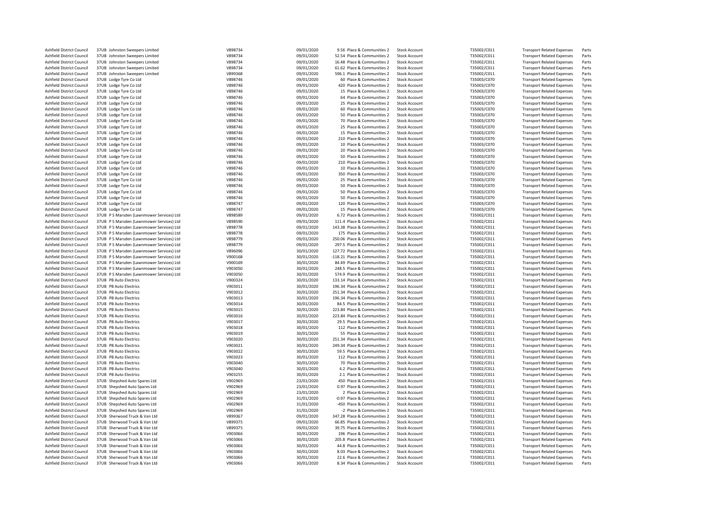| | | | | | | | | | |
|---|---|---|---|---|---|---|---|---|---|
| Ashfield District Council | 37UB Johnston Sweepers Limited | V898734 | 09/01/2020 | 9.56 | Place & Communities 2 | Stock Account | T35002/C011 | Transport Related Expenses | Parts |
| Ashfield District Council | 37UB Johnston Sweepers Limited | V898734 | 09/01/2020 | 52.54 | Place & Communities 2 | Stock Account | T35002/C011 | Transport Related Expenses | Parts |
| Ashfield District Council | 37UB Johnston Sweepers Limited | V898734 | 09/01/2020 | 16.48 | Place & Communities 2 | Stock Account | T35002/C011 | Transport Related Expenses | Parts |
| Ashfield District Council | 37UB Johnston Sweepers Limited | V898734 | 09/01/2020 | 61.62 | Place & Communities 2 | Stock Account | T35002/C011 | Transport Related Expenses | Parts |
| Ashfield District Council | 37UB Johnston Sweepers Limited | V899368 | 09/01/2020 | 596.1 | Place & Communities 2 | Stock Account | T35002/C011 | Transport Related Expenses | Parts |
| Ashfield District Council | 37UB Lodge Tyre Co Ltd | V898746 | 09/01/2020 | 60 | Place & Communities 2 | Stock Account | T35003/C070 | Transport Related Expenses | Tyres |
| Ashfield District Council | 37UB Lodge Tyre Co Ltd | V898746 | 09/01/2020 | 420 | Place & Communities 2 | Stock Account | T35003/C070 | Transport Related Expenses | Tyres |
| Ashfield District Council | 37UB Lodge Tyre Co Ltd | V898746 | 09/01/2020 | 15 | Place & Communities 2 | Stock Account | T35003/C070 | Transport Related Expenses | Tyres |
| Ashfield District Council | 37UB Lodge Tyre Co Ltd | V898746 | 09/01/2020 | 64 | Place & Communities 2 | Stock Account | T35003/C070 | Transport Related Expenses | Tyres |
| Ashfield District Council | 37UB Lodge Tyre Co Ltd | V898746 | 09/01/2020 | 25 | Place & Communities 2 | Stock Account | T35003/C070 | Transport Related Expenses | Tyres |
| Ashfield District Council | 37UB Lodge Tyre Co Ltd | V898746 | 09/01/2020 | 60 | Place & Communities 2 | Stock Account | T35003/C070 | Transport Related Expenses | Tyres |
| Ashfield District Council | 37UB Lodge Tyre Co Ltd | V898746 | 09/01/2020 | 50 | Place & Communities 2 | Stock Account | T35003/C070 | Transport Related Expenses | Tyres |
| Ashfield District Council | 37UB Lodge Tyre Co Ltd | V898746 | 09/01/2020 | 70 | Place & Communities 2 | Stock Account | T35003/C070 | Transport Related Expenses | Tyres |
| Ashfield District Council | 37UB Lodge Tyre Co Ltd | V898746 | 09/01/2020 | 25 | Place & Communities 2 | Stock Account | T35003/C070 | Transport Related Expenses | Tyres |
| Ashfield District Council | 37UB Lodge Tyre Co Ltd | V898746 | 09/01/2020 | 15 | Place & Communities 2 | Stock Account | T35003/C070 | Transport Related Expenses | Tyres |
| Ashfield District Council | 37UB Lodge Tyre Co Ltd | V898746 | 09/01/2020 | 210 | Place & Communities 2 | Stock Account | T35003/C070 | Transport Related Expenses | Tyres |
| Ashfield District Council | 37UB Lodge Tyre Co Ltd | V898746 | 09/01/2020 | 10 | Place & Communities 2 | Stock Account | T35003/C070 | Transport Related Expenses | Tyres |
| Ashfield District Council | 37UB Lodge Tyre Co Ltd | V898746 | 09/01/2020 | 20 | Place & Communities 2 | Stock Account | T35003/C070 | Transport Related Expenses | Tyres |
| Ashfield District Council | 37UB Lodge Tyre Co Ltd | V898746 | 09/01/2020 | 50 | Place & Communities 2 | Stock Account | T35003/C070 | Transport Related Expenses | Tyres |
| Ashfield District Council | 37UB Lodge Tyre Co Ltd | V898746 | 09/01/2020 | 210 | Place & Communities 2 | Stock Account | T35003/C070 | Transport Related Expenses | Tyres |
| Ashfield District Council | 37UB Lodge Tyre Co Ltd | V898746 | 09/01/2020 | 10 | Place & Communities 2 | Stock Account | T35003/C070 | Transport Related Expenses | Tyres |
| Ashfield District Council | 37UB Lodge Tyre Co Ltd | V898746 | 09/01/2020 | 350 | Place & Communities 2 | Stock Account | T35003/C070 | Transport Related Expenses | Tyres |
| Ashfield District Council | 37UB Lodge Tyre Co Ltd | V898746 | 09/01/2020 | 25 | Place & Communities 2 | Stock Account | T35003/C070 | Transport Related Expenses | Tyres |
| Ashfield District Council | 37UB Lodge Tyre Co Ltd | V898746 | 09/01/2020 | 50 | Place & Communities 2 | Stock Account | T35003/C070 | Transport Related Expenses | Tyres |
| Ashfield District Council | 37UB Lodge Tyre Co Ltd | V898746 | 09/01/2020 | 50 | Place & Communities 2 | Stock Account | T35003/C070 | Transport Related Expenses | Tyres |
| Ashfield District Council | 37UB Lodge Tyre Co Ltd | V898746 | 09/01/2020 | 50 | Place & Communities 2 | Stock Account | T35003/C070 | Transport Related Expenses | Tyres |
| Ashfield District Council | 37UB Lodge Tyre Co Ltd | V898747 | 09/01/2020 | 120 | Place & Communities 2 | Stock Account | T35003/C070 | Transport Related Expenses | Tyres |
| Ashfield District Council | 37UB Lodge Tyre Co Ltd | V898747 | 09/01/2020 | 15 | Place & Communities 2 | Stock Account | T35003/C070 | Transport Related Expenses | Tyres |
| Ashfield District Council | 37UB P S Marsden (Lawnmower Services) Ltd | V898589 | 09/01/2020 | 6.72 | Place & Communities 2 | Stock Account | T35002/C011 | Transport Related Expenses | Parts |
| Ashfield District Council | 37UB P S Marsden (Lawnmower Services) Ltd | V898590 | 09/01/2020 | 111.4 | Place & Communities 2 | Stock Account | T35002/C011 | Transport Related Expenses | Parts |
| Ashfield District Council | 37UB P S Marsden (Lawnmower Services) Ltd | V898778 | 09/01/2020 | 143.38 | Place & Communities 2 | Stock Account | T35002/C011 | Transport Related Expenses | Parts |
| Ashfield District Council | 37UB P S Marsden (Lawnmower Services) Ltd | V898778 | 09/01/2020 | 175 | Place & Communities 2 | Stock Account | T35002/C011 | Transport Related Expenses | Parts |
| Ashfield District Council | 37UB P S Marsden (Lawnmower Services) Ltd | V898779 | 09/01/2020 | 250.06 | Place & Communities 2 | Stock Account | T35002/C011 | Transport Related Expenses | Parts |
| Ashfield District Council | 37UB P S Marsden (Lawnmower Services) Ltd | V898779 | 09/01/2020 | 297.5 | Place & Communities 2 | Stock Account | T35002/C011 | Transport Related Expenses | Parts |
| Ashfield District Council | 37UB P S Marsden (Lawnmower Services) Ltd | V896096 | 30/01/2020 | 127.72 | Place & Communities 2 | Stock Account | T35002/C011 | Transport Related Expenses | Parts |
| Ashfield District Council | 37UB P S Marsden (Lawnmower Services) Ltd | V900168 | 30/01/2020 | -118.21 | Place & Communities 2 | Stock Account | T35002/C011 | Transport Related Expenses | Parts |
| Ashfield District Council | 37UB P S Marsden (Lawnmower Services) Ltd | V900169 | 30/01/2020 | 84.49 | Place & Communities 2 | Stock Account | T35002/C011 | Transport Related Expenses | Parts |
| Ashfield District Council | 37UB P S Marsden (Lawnmower Services) Ltd | V903050 | 30/01/2020 | 248.5 | Place & Communities 2 | Stock Account | T35002/C011 | Transport Related Expenses | Parts |
| Ashfield District Council | 37UB P S Marsden (Lawnmower Services) Ltd | V903050 | 30/01/2020 | 574.9 | Place & Communities 2 | Stock Account | T35002/C011 | Transport Related Expenses | Parts |
| Ashfield District Council | 37UB PB Auto Electrics | V900324 | 30/01/2020 | 133.14 | Place & Communities 2 | Stock Account | T35002/C011 | Transport Related Expenses | Parts |
| Ashfield District Council | 37UB PB Auto Electrics | V903011 | 30/01/2020 | 196.34 | Place & Communities 2 | Stock Account | T35002/C011 | Transport Related Expenses | Parts |
| Ashfield District Council | 37UB PB Auto Electrics | V903012 | 30/01/2020 | 251.34 | Place & Communities 2 | Stock Account | T35002/C011 | Transport Related Expenses | Parts |
| Ashfield District Council | 37UB PB Auto Electrics | V903013 | 30/01/2020 | 196.34 | Place & Communities 2 | Stock Account | T35002/C011 | Transport Related Expenses | Parts |
| Ashfield District Council | 37UB PB Auto Electrics | V903014 | 30/01/2020 | 84.5 | Place & Communities 2 | Stock Account | T35002/C011 | Transport Related Expenses | Parts |
| Ashfield District Council | 37UB PB Auto Electrics | V903015 | 30/01/2020 | 223.84 | Place & Communities 2 | Stock Account | T35002/C011 | Transport Related Expenses | Parts |
| Ashfield District Council | 37UB PB Auto Electrics | V903016 | 30/01/2020 | 223.84 | Place & Communities 2 | Stock Account | T35002/C011 | Transport Related Expenses | Parts |
| Ashfield District Council | 37UB PB Auto Electrics | V903017 | 30/01/2020 | 29.5 | Place & Communities 2 | Stock Account | T35002/C011 | Transport Related Expenses | Parts |
| Ashfield District Council | 37UB PB Auto Electrics | V903018 | 30/01/2020 | 112 | Place & Communities 2 | Stock Account | T35002/C011 | Transport Related Expenses | Parts |
| Ashfield District Council | 37UB PB Auto Electrics | V903019 | 30/01/2020 | 55 | Place & Communities 2 | Stock Account | T35002/C011 | Transport Related Expenses | Parts |
| Ashfield District Council | 37UB PB Auto Electrics | V903020 | 30/01/2020 | 251.34 | Place & Communities 2 | Stock Account | T35002/C011 | Transport Related Expenses | Parts |
| Ashfield District Council | 37UB PB Auto Electrics | V903021 | 30/01/2020 | 249.34 | Place & Communities 2 | Stock Account | T35002/C011 | Transport Related Expenses | Parts |
| Ashfield District Council | 37UB PB Auto Electrics | V903022 | 30/01/2020 | 59.5 | Place & Communities 2 | Stock Account | T35002/C011 | Transport Related Expenses | Parts |
| Ashfield District Council | 37UB PB Auto Electrics | V903023 | 30/01/2020 | 112 | Place & Communities 2 | Stock Account | T35002/C011 | Transport Related Expenses | Parts |
| Ashfield District Council | 37UB PB Auto Electrics | V903040 | 30/01/2020 | 70 | Place & Communities 2 | Stock Account | T35002/C011 | Transport Related Expenses | Parts |
| Ashfield District Council | 37UB PB Auto Electrics | V903040 | 30/01/2020 | 4.2 | Place & Communities 2 | Stock Account | T35002/C011 | Transport Related Expenses | Parts |
| Ashfield District Council | 37UB PB Auto Electrics | V903255 | 30/01/2020 | 2.1 | Place & Communities 2 | Stock Account | T35002/C011 | Transport Related Expenses | Parts |
| Ashfield District Council | 37UB Shepshed Auto Spares Ltd | V902969 | 23/01/2020 | 450 | Place & Communities 2 | Stock Account | T35002/C011 | Transport Related Expenses | Parts |
| Ashfield District Council | 37UB Shepshed Auto Spares Ltd | V902969 | 23/01/2020 | 0.97 | Place & Communities 2 | Stock Account | T35002/C011 | Transport Related Expenses | Parts |
| Ashfield District Council | 37UB Shepshed Auto Spares Ltd | V902969 | 23/01/2020 | 2 | Place & Communities 2 | Stock Account | T35002/C011 | Transport Related Expenses | Parts |
| Ashfield District Council | 37UB Shepshed Auto Spares Ltd | V902969 | 31/01/2020 | -0.97 | Place & Communities 2 | Stock Account | T35002/C011 | Transport Related Expenses | Parts |
| Ashfield District Council | 37UB Shepshed Auto Spares Ltd | V902969 | 31/01/2020 | -450 | Place & Communities 2 | Stock Account | T35002/C011 | Transport Related Expenses | Parts |
| Ashfield District Council | 37UB Shepshed Auto Spares Ltd | V902969 | 31/01/2020 | -2 | Place & Communities 2 | Stock Account | T35002/C011 | Transport Related Expenses | Parts |
| Ashfield District Council | 37UB Sherwood Truck & Van Ltd | V899367 | 09/01/2020 | 347.28 | Place & Communities 2 | Stock Account | T35002/C011 | Transport Related Expenses | Parts |
| Ashfield District Council | 37UB Sherwood Truck & Van Ltd | V899375 | 09/01/2020 | 66.85 | Place & Communities 2 | Stock Account | T35002/C011 | Transport Related Expenses | Parts |
| Ashfield District Council | 37UB Sherwood Truck & Van Ltd | V899375 | 09/01/2020 | 39.75 | Place & Communities 2 | Stock Account | T35002/C011 | Transport Related Expenses | Parts |
| Ashfield District Council | 37UB Sherwood Truck & Van Ltd | V903066 | 30/01/2020 | 196 | Place & Communities 2 | Stock Account | T35002/C011 | Transport Related Expenses | Parts |
| Ashfield District Council | 37UB Sherwood Truck & Van Ltd | V903066 | 30/01/2020 | 205.8 | Place & Communities 2 | Stock Account | T35002/C011 | Transport Related Expenses | Parts |
| Ashfield District Council | 37UB Sherwood Truck & Van Ltd | V903066 | 30/01/2020 | 44.8 | Place & Communities 2 | Stock Account | T35002/C011 | Transport Related Expenses | Parts |
| Ashfield District Council | 37UB Sherwood Truck & Van Ltd | V903066 | 30/01/2020 | 8.03 | Place & Communities 2 | Stock Account | T35002/C011 | Transport Related Expenses | Parts |
| Ashfield District Council | 37UB Sherwood Truck & Van Ltd | V903066 | 30/01/2020 | 22.6 | Place & Communities 2 | Stock Account | T35002/C011 | Transport Related Expenses | Parts |
| Ashfield District Council | 37UB Sherwood Truck & Van Ltd | V903066 | 30/01/2020 | 8.34 | Place & Communities 2 | Stock Account | T35002/C011 | Transport Related Expenses | Parts |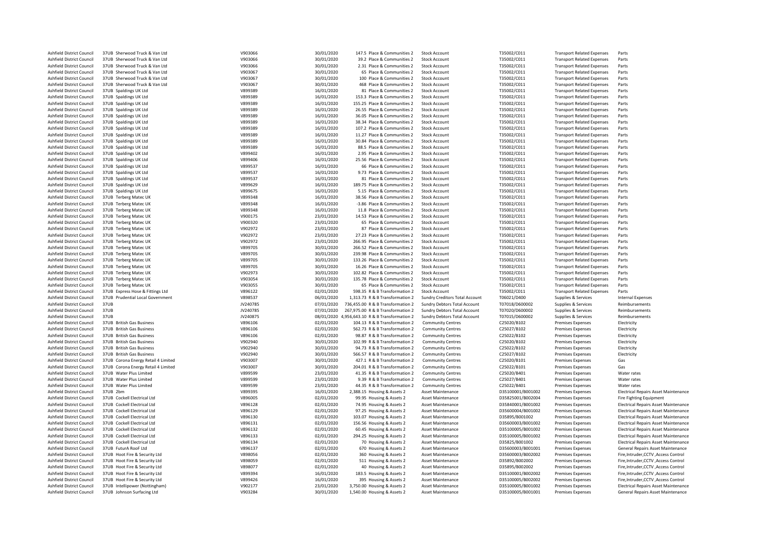| | | | | | | | | | | |
|---|---|---|---|---|---|---|---|---|---|---|
| Ashfield District Council | 37UB | Sherwood Truck & Van Ltd | V903066 | 30/01/2020 | 147.5 | Place & Communities 2 | Stock Account | T35002/C011 | Transport Related Expenses | Parts |
| Ashfield District Council | 37UB | Sherwood Truck & Van Ltd | V903066 | 30/01/2020 | 39.2 | Place & Communities 2 | Stock Account | T35002/C011 | Transport Related Expenses | Parts |
| Ashfield District Council | 37UB | Sherwood Truck & Van Ltd | V903066 | 30/01/2020 | 2.31 | Place & Communities 2 | Stock Account | T35002/C011 | Transport Related Expenses | Parts |
| Ashfield District Council | 37UB | Sherwood Truck & Van Ltd | V903067 | 30/01/2020 | 65 | Place & Communities 2 | Stock Account | T35002/C011 | Transport Related Expenses | Parts |
| Ashfield District Council | 37UB | Sherwood Truck & Van Ltd | V903067 | 30/01/2020 | 100 | Place & Communities 2 | Stock Account | T35002/C011 | Transport Related Expenses | Parts |
| Ashfield District Council | 37UB | Sherwood Truck & Van Ltd | V903067 | 30/01/2020 | 468 | Place & Communities 2 | Stock Account | T35002/C011 | Transport Related Expenses | Parts |
| Ashfield District Council | 37UB | Spaldings UK Ltd | V899389 | 16/01/2020 | 81 | Place & Communities 2 | Stock Account | T35002/C011 | Transport Related Expenses | Parts |
| Ashfield District Council | 37UB | Spaldings UK Ltd | V899389 | 16/01/2020 | 153.3 | Place & Communities 2 | Stock Account | T35002/C011 | Transport Related Expenses | Parts |
| Ashfield District Council | 37UB | Spaldings UK Ltd | V899389 | 16/01/2020 | 155.25 | Place & Communities 2 | Stock Account | T35002/C011 | Transport Related Expenses | Parts |
| Ashfield District Council | 37UB | Spaldings UK Ltd | V899389 | 16/01/2020 | 26.55 | Place & Communities 2 | Stock Account | T35002/C011 | Transport Related Expenses | Parts |
| Ashfield District Council | 37UB | Spaldings UK Ltd | V899389 | 16/01/2020 | 36.05 | Place & Communities 2 | Stock Account | T35002/C011 | Transport Related Expenses | Parts |
| Ashfield District Council | 37UB | Spaldings UK Ltd | V899389 | 16/01/2020 | 38.34 | Place & Communities 2 | Stock Account | T35002/C011 | Transport Related Expenses | Parts |
| Ashfield District Council | 37UB | Spaldings UK Ltd | V899389 | 16/01/2020 | 107.2 | Place & Communities 2 | Stock Account | T35002/C011 | Transport Related Expenses | Parts |
| Ashfield District Council | 37UB | Spaldings UK Ltd | V899389 | 16/01/2020 | 11.27 | Place & Communities 2 | Stock Account | T35002/C011 | Transport Related Expenses | Parts |
| Ashfield District Council | 37UB | Spaldings UK Ltd | V899389 | 16/01/2020 | 30.84 | Place & Communities 2 | Stock Account | T35002/C011 | Transport Related Expenses | Parts |
| Ashfield District Council | 37UB | Spaldings UK Ltd | V899389 | 16/01/2020 | 88.5 | Place & Communities 2 | Stock Account | T35002/C011 | Transport Related Expenses | Parts |
| Ashfield District Council | 37UB | Spaldings UK Ltd | V899402 | 16/01/2020 | 2.95 | Place & Communities 2 | Stock Account | T35002/C011 | Transport Related Expenses | Parts |
| Ashfield District Council | 37UB | Spaldings UK Ltd | V899406 | 16/01/2020 | 25.56 | Place & Communities 2 | Stock Account | T35002/C011 | Transport Related Expenses | Parts |
| Ashfield District Council | 37UB | Spaldings UK Ltd | V899537 | 16/01/2020 | 66 | Place & Communities 2 | Stock Account | T35002/C011 | Transport Related Expenses | Parts |
| Ashfield District Council | 37UB | Spaldings UK Ltd | V899537 | 16/01/2020 | 9.73 | Place & Communities 2 | Stock Account | T35002/C011 | Transport Related Expenses | Parts |
| Ashfield District Council | 37UB | Spaldings UK Ltd | V899537 | 16/01/2020 | 81 | Place & Communities 2 | Stock Account | T35002/C011 | Transport Related Expenses | Parts |
| Ashfield District Council | 37UB | Spaldings UK Ltd | V899629 | 16/01/2020 | 189.75 | Place & Communities 2 | Stock Account | T35002/C011 | Transport Related Expenses | Parts |
| Ashfield District Council | 37UB | Spaldings UK Ltd | V899675 | 16/01/2020 | 5.15 | Place & Communities 2 | Stock Account | T35002/C011 | Transport Related Expenses | Parts |
| Ashfield District Council | 37UB | Terberg Matec UK | V899348 | 16/01/2020 | 38.56 | Place & Communities 2 | Stock Account | T35002/C011 | Transport Related Expenses | Parts |
| Ashfield District Council | 37UB | Terberg Matec UK | V899348 | 16/01/2020 | -3.86 | Place & Communities 2 | Stock Account | T35002/C011 | Transport Related Expenses | Parts |
| Ashfield District Council | 37UB | Terberg Matec UK | V899348 | 16/01/2020 | 11.8 | Place & Communities 2 | Stock Account | T35002/C011 | Transport Related Expenses | Parts |
| Ashfield District Council | 37UB | Terberg Matec UK | V900175 | 23/01/2020 | 14.53 | Place & Communities 2 | Stock Account | T35002/C011 | Transport Related Expenses | Parts |
| Ashfield District Council | 37UB | Terberg Matec UK | V900320 | 23/01/2020 | 65 | Place & Communities 2 | Stock Account | T35002/C011 | Transport Related Expenses | Parts |
| Ashfield District Council | 37UB | Terberg Matec UK | V902972 | 23/01/2020 | 87 | Place & Communities 2 | Stock Account | T35002/C011 | Transport Related Expenses | Parts |
| Ashfield District Council | 37UB | Terberg Matec UK | V902972 | 23/01/2020 | 27.23 | Place & Communities 2 | Stock Account | T35002/C011 | Transport Related Expenses | Parts |
| Ashfield District Council | 37UB | Terberg Matec UK | V902972 | 23/01/2020 | 266.95 | Place & Communities 2 | Stock Account | T35002/C011 | Transport Related Expenses | Parts |
| Ashfield District Council | 37UB | Terberg Matec UK | V899705 | 30/01/2020 | 266.52 | Place & Communities 2 | Stock Account | T35002/C011 | Transport Related Expenses | Parts |
| Ashfield District Council | 37UB | Terberg Matec UK | V899705 | 30/01/2020 | 239.98 | Place & Communities 2 | Stock Account | T35002/C011 | Transport Related Expenses | Parts |
| Ashfield District Council | 37UB | Terberg Matec UK | V899705 | 30/01/2020 | 133.26 | Place & Communities 2 | Stock Account | T35002/C011 | Transport Related Expenses | Parts |
| Ashfield District Council | 37UB | Terberg Matec UK | V899705 | 30/01/2020 | 16.26 | Place & Communities 2 | Stock Account | T35002/C011 | Transport Related Expenses | Parts |
| Ashfield District Council | 37UB | Terberg Matec UK | V902973 | 30/01/2020 | 102.82 | Place & Communities 2 | Stock Account | T35002/C011 | Transport Related Expenses | Parts |
| Ashfield District Council | 37UB | Terberg Matec UK | V903054 | 30/01/2020 | 135.78 | Place & Communities 2 | Stock Account | T35002/C011 | Transport Related Expenses | Parts |
| Ashfield District Council | 37UB | Terberg Matec UK | V903055 | 30/01/2020 | 65 | Place & Communities 2 | Stock Account | T35002/C011 | Transport Related Expenses | Parts |
| Ashfield District Council | 37UB | Express Hose & Fittings Ltd | V896122 | 02/01/2020 | 598.35 | R & B Transformation 2 | Stock Account | T35002/C011 | Transport Related Expenses | Parts |
| Ashfield District Council | 37UB | Prudential Local Government | V898537 | 06/01/2020 | 1,313.73 | R & B Transformation 2 | Sundry Creditors Total Account | T06021/D400 | Supplies & Services | Internal Expenses |
| Ashfield District Council | 37UB | | JV240785 | 07/01/2020 | 736,455.00 | R & B Transformation 2 | Sundry Debtors Total Account | T07018/D600002 | Supplies & Services | Reimbursements |
| Ashfield District Council | 37UB | | JV240785 | 07/01/2020 | 267,975.00 | R & B Transformation 2 | Sundry Debtors Total Account | T07020/D600002 | Supplies & Services | Reimbursements |
| Ashfield District Council | 37UB | | JV240875 | 08/01/2020 | 4,956,643.10 | R & B Transformation 2 | Sundry Debtors Total Account | T07015/D600002 | Supplies & Services | Reimbursements |
| Ashfield District Council | 37UB | British Gas Business | V896106 | 02/01/2020 | 104.13 | R & B Transformation 2 | Community Centres | C25020/B102 | Premises Expenses | Electricity |
| Ashfield District Council | 37UB | British Gas Business | V896106 | 02/01/2020 | 562.73 | R & B Transformation 2 | Community Centres | C25027/B102 | Premises Expenses | Electricity |
| Ashfield District Council | 37UB | British Gas Business | V896106 | 02/01/2020 | 98.87 | R & B Transformation 2 | Community Centres | C25022/B102 | Premises Expenses | Electricity |
| Ashfield District Council | 37UB | British Gas Business | V902940 | 30/01/2020 | 102.99 | R & B Transformation 2 | Community Centres | C25020/B102 | Premises Expenses | Electricity |
| Ashfield District Council | 37UB | British Gas Business | V902940 | 30/01/2020 | 94.73 | R & B Transformation 2 | Community Centres | C25022/B102 | Premises Expenses | Electricity |
| Ashfield District Council | 37UB | British Gas Business | V902940 | 30/01/2020 | 566.57 | R & B Transformation 2 | Community Centres | C25027/B102 | Premises Expenses | Electricity |
| Ashfield District Council | 37UB | Corona Energy Retail 4 Limited | V903007 | 30/01/2020 | 427.1 | R & B Transformation 2 | Community Centres | C25020/B101 | Premises Expenses | Gas |
| Ashfield District Council | 37UB | Corona Energy Retail 4 Limited | V903007 | 30/01/2020 | 204.01 | R & B Transformation 2 | Community Centres | C25022/B101 | Premises Expenses | Gas |
| Ashfield District Council | 37UB | Water Plus Limited | V899599 | 23/01/2020 | 41.35 | R & B Transformation 2 | Community Centres | C25020/B401 | Premises Expenses | Water rates |
| Ashfield District Council | 37UB | Water Plus Limited | V899599 | 23/01/2020 | 9.39 | R & B Transformation 2 | Community Centres | C25027/B401 | Premises Expenses | Water rates |
| Ashfield District Council | 37UB | Water Plus Limited | V899599 | 23/01/2020 | 44.35 | R & B Transformation 2 | Community Centres | C25022/B401 | Premises Expenses | Water rates |
| Ashfield District Council | 37UB | 2bm | V899395 | 16/01/2020 | 2,388.15 | Housing & Assets 2 | Asset Maintenance | D35100001/B001002 | Premises Expenses | Electrical Repairs Asset Maintenance |
| Ashfield District Council | 37UB | Cockell Electrical Ltd | V896005 | 02/01/2020 | 99.95 | Housing & Assets 2 | Asset Maintenance | D35825001/B002004 | Premises Expenses | Fire Fighting Equipment |
| Ashfield District Council | 37UB | Cockell Electrical Ltd | V896128 | 02/01/2020 | 74.95 | Housing & Assets 2 | Asset Maintenance | D35840001/B001002 | Premises Expenses | Electrical Repairs Asset Maintenance |
| Ashfield District Council | 37UB | Cockell Electrical Ltd | V896129 | 02/01/2020 | 97.25 | Housing & Assets 2 | Asset Maintenance | D35600004/B001002 | Premises Expenses | Electrical Repairs Asset Maintenance |
| Ashfield District Council | 37UB | Cockell Electrical Ltd | V896130 | 02/01/2020 | 103.07 | Housing & Assets 2 | Asset Maintenance | D35895/B001002 | Premises Expenses | Electrical Repairs Asset Maintenance |
| Ashfield District Council | 37UB | Cockell Electrical Ltd | V896131 | 02/01/2020 | 156.56 | Housing & Assets 2 | Asset Maintenance | D35600003/B001002 | Premises Expenses | Electrical Repairs Asset Maintenance |
| Ashfield District Council | 37UB | Cockell Electrical Ltd | V896132 | 02/01/2020 | 60.45 | Housing & Assets 2 | Asset Maintenance | D35100005/B001002 | Premises Expenses | Electrical Repairs Asset Maintenance |
| Ashfield District Council | 37UB | Cockell Electrical Ltd | V896133 | 02/01/2020 | 294.25 | Housing & Assets 2 | Asset Maintenance | D35100005/B001002 | Premises Expenses | Electrical Repairs Asset Maintenance |
| Ashfield District Council | 37UB | Cockell Electrical Ltd | V896134 | 02/01/2020 | 70 | Housing & Assets 2 | Asset Maintenance | D35825/B001002 | Premises Expenses | Electrical Repairs Asset Maintenance |
| Ashfield District Council | 37UB | FuturA RooF Ltd | V896137 | 02/01/2020 | 670 | Housing & Assets 2 | Asset Maintenance | D35600003/B001001 | Premises Expenses | General Repairs Asset Maintenance |
| Ashfield District Council | 37UB | Hoot Fire & Security Ltd | V898056 | 02/01/2020 | 360 | Housing & Assets 2 | Asset Maintenance | D35600003/B002002 | Premises Expenses | Fire,Intruder,CCTV ,Access Control |
| Ashfield District Council | 37UB | Hoot Fire & Security Ltd | V898059 | 02/01/2020 | 511 | Housing & Assets 2 | Asset Maintenance | D35892/B002002 | Premises Expenses | Fire,Intruder,CCTV ,Access Control |
| Ashfield District Council | 37UB | Hoot Fire & Security Ltd | V898077 | 02/01/2020 | 40 | Housing & Assets 2 | Asset Maintenance | D35895/B002002 | Premises Expenses | Fire,Intruder,CCTV ,Access Control |
| Ashfield District Council | 37UB | Hoot Fire & Security Ltd | V899394 | 16/01/2020 | 183.5 | Housing & Assets 2 | Asset Maintenance | D35100001/B002002 | Premises Expenses | Fire,Intruder,CCTV ,Access Control |
| Ashfield District Council | 37UB | Hoot Fire & Security Ltd | V899426 | 16/01/2020 | 395 | Housing & Assets 2 | Asset Maintenance | D35100005/B002002 | Premises Expenses | Fire,Intruder,CCTV ,Access Control |
| Ashfield District Council | 37UB | Intellipower (Nottingham) | V902177 | 23/01/2020 | 3,750.00 | Housing & Assets 2 | Asset Maintenance | D35100005/B001002 | Premises Expenses | Electrical Repairs Asset Maintenance |
| Ashfield District Council | 37UB | Johnson Surfacing Ltd | V903284 | 30/01/2020 | 1,540.00 | Housing & Assets 2 | Asset Maintenance | D35100005/B001001 | Premises Expenses | General Repairs Asset Maintenance |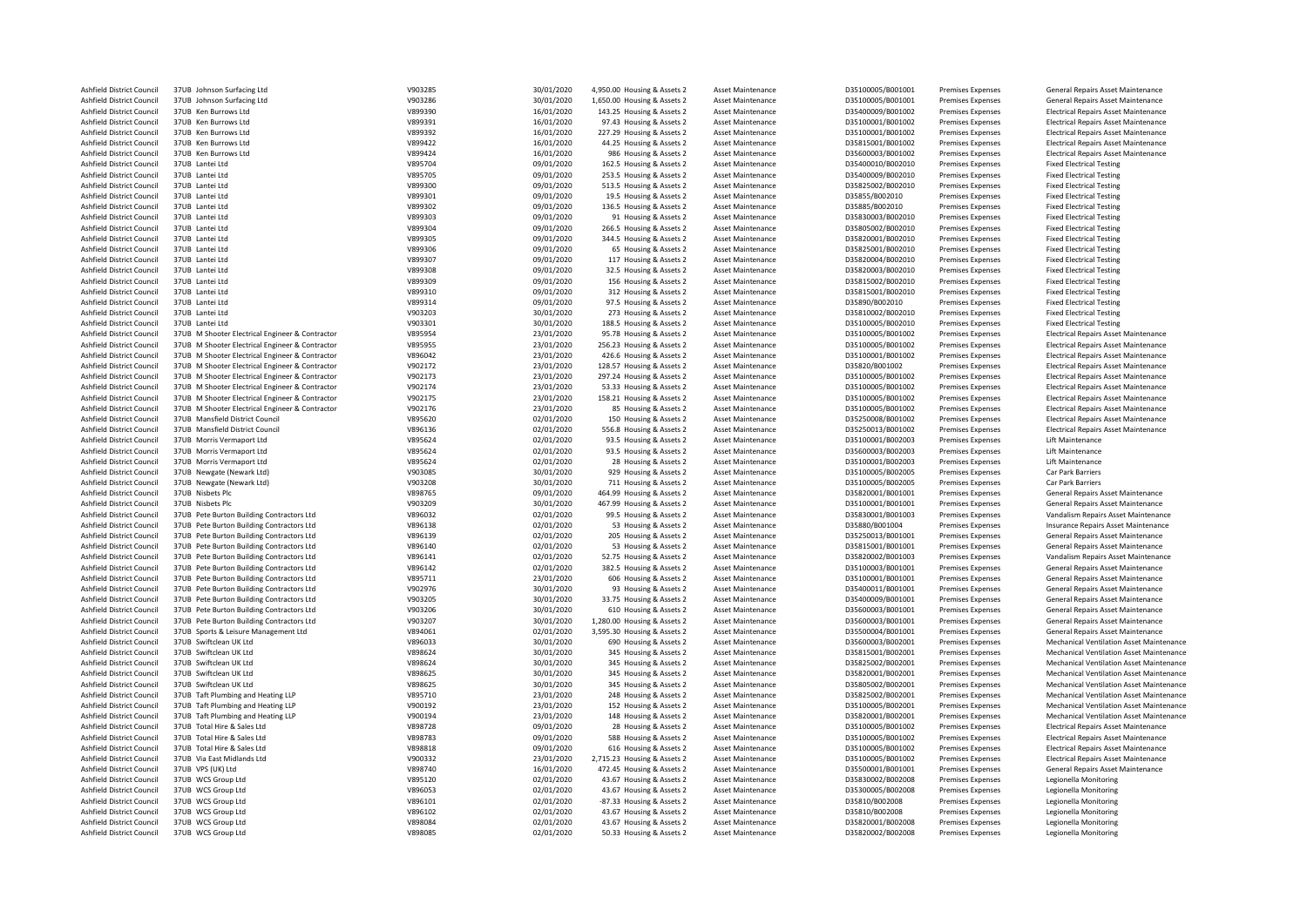| | | | | | | | | | |
|---|---|---|---|---|---|---|---|---|---|
| Ashfield District Council | 37UB Johnson Surfacing Ltd | V903285 | 30/01/2020 | 4,950.00 Housing & Assets 2 | Asset Maintenance | D35100005/B001001 | Premises Expenses | General Repairs Asset Maintenance |
| Ashfield District Council | 37UB Johnson Surfacing Ltd | V903286 | 30/01/2020 | 1,650.00 Housing & Assets 2 | Asset Maintenance | D35100005/B001001 | Premises Expenses | General Repairs Asset Maintenance |
| Ashfield District Council | 37UB Ken Burrows Ltd | V899390 | 16/01/2020 | 143.25 Housing & Assets 2 | Asset Maintenance | D35400009/B001002 | Premises Expenses | Electrical Repairs Asset Maintenance |
| Ashfield District Council | 37UB Ken Burrows Ltd | V899391 | 16/01/2020 | 97.43 Housing & Assets 2 | Asset Maintenance | D35100001/B001002 | Premises Expenses | Electrical Repairs Asset Maintenance |
| Ashfield District Council | 37UB Ken Burrows Ltd | V899392 | 16/01/2020 | 227.29 Housing & Assets 2 | Asset Maintenance | D35100001/B001002 | Premises Expenses | Electrical Repairs Asset Maintenance |
| Ashfield District Council | 37UB Ken Burrows Ltd | V899422 | 16/01/2020 | 44.25 Housing & Assets 2 | Asset Maintenance | D35815001/B001002 | Premises Expenses | Electrical Repairs Asset Maintenance |
| Ashfield District Council | 37UB Ken Burrows Ltd | V899424 | 16/01/2020 | 986 Housing & Assets 2 | Asset Maintenance | D35600003/B001002 | Premises Expenses | Electrical Repairs Asset Maintenance |
| Ashfield District Council | 37UB Lantei Ltd | V895704 | 09/01/2020 | 162.5 Housing & Assets 2 | Asset Maintenance | D35400010/B002010 | Premises Expenses | Fixed Electrical Testing |
| Ashfield District Council | 37UB Lantei Ltd | V895705 | 09/01/2020 | 253.5 Housing & Assets 2 | Asset Maintenance | D35400009/B002010 | Premises Expenses | Fixed Electrical Testing |
| Ashfield District Council | 37UB Lantei Ltd | V899300 | 09/01/2020 | 513.5 Housing & Assets 2 | Asset Maintenance | D35825002/B002010 | Premises Expenses | Fixed Electrical Testing |
| Ashfield District Council | 37UB Lantei Ltd | V899301 | 09/01/2020 | 19.5 Housing & Assets 2 | Asset Maintenance | D35855/B002010 | Premises Expenses | Fixed Electrical Testing |
| Ashfield District Council | 37UB Lantei Ltd | V899302 | 09/01/2020 | 136.5 Housing & Assets 2 | Asset Maintenance | D35885/B002010 | Premises Expenses | Fixed Electrical Testing |
| Ashfield District Council | 37UB Lantei Ltd | V899303 | 09/01/2020 | 91 Housing & Assets 2 | Asset Maintenance | D35830003/B002010 | Premises Expenses | Fixed Electrical Testing |
| Ashfield District Council | 37UB Lantei Ltd | V899304 | 09/01/2020 | 266.5 Housing & Assets 2 | Asset Maintenance | D35805002/B002010 | Premises Expenses | Fixed Electrical Testing |
| Ashfield District Council | 37UB Lantei Ltd | V899305 | 09/01/2020 | 344.5 Housing & Assets 2 | Asset Maintenance | D35820001/B002010 | Premises Expenses | Fixed Electrical Testing |
| Ashfield District Council | 37UB Lantei Ltd | V899306 | 09/01/2020 | 65 Housing & Assets 2 | Asset Maintenance | D35825001/B002010 | Premises Expenses | Fixed Electrical Testing |
| Ashfield District Council | 37UB Lantei Ltd | V899307 | 09/01/2020 | 117 Housing & Assets 2 | Asset Maintenance | D35820004/B002010 | Premises Expenses | Fixed Electrical Testing |
| Ashfield District Council | 37UB Lantei Ltd | V899308 | 09/01/2020 | 32.5 Housing & Assets 2 | Asset Maintenance | D35820003/B002010 | Premises Expenses | Fixed Electrical Testing |
| Ashfield District Council | 37UB Lantei Ltd | V899309 | 09/01/2020 | 156 Housing & Assets 2 | Asset Maintenance | D35815002/B002010 | Premises Expenses | Fixed Electrical Testing |
| Ashfield District Council | 37UB Lantei Ltd | V899310 | 09/01/2020 | 312 Housing & Assets 2 | Asset Maintenance | D35815001/B002010 | Premises Expenses | Fixed Electrical Testing |
| Ashfield District Council | 37UB Lantei Ltd | V899314 | 09/01/2020 | 97.5 Housing & Assets 2 | Asset Maintenance | D35890/B002010 | Premises Expenses | Fixed Electrical Testing |
| Ashfield District Council | 37UB Lantei Ltd | V903203 | 30/01/2020 | 273 Housing & Assets 2 | Asset Maintenance | D35810002/B002010 | Premises Expenses | Fixed Electrical Testing |
| Ashfield District Council | 37UB Lantei Ltd | V903301 | 30/01/2020 | 188.5 Housing & Assets 2 | Asset Maintenance | D35100005/B002010 | Premises Expenses | Fixed Electrical Testing |
| Ashfield District Council | 37UB M Shooter Electrical Engineer & Contractor | V895954 | 23/01/2020 | 95.78 Housing & Assets 2 | Asset Maintenance | D35100005/B001002 | Premises Expenses | Electrical Repairs Asset Maintenance |
| Ashfield District Council | 37UB M Shooter Electrical Engineer & Contractor | V895955 | 23/01/2020 | 256.23 Housing & Assets 2 | Asset Maintenance | D35100005/B001002 | Premises Expenses | Electrical Repairs Asset Maintenance |
| Ashfield District Council | 37UB M Shooter Electrical Engineer & Contractor | V896042 | 23/01/2020 | 426.6 Housing & Assets 2 | Asset Maintenance | D35100001/B001002 | Premises Expenses | Electrical Repairs Asset Maintenance |
| Ashfield District Council | 37UB M Shooter Electrical Engineer & Contractor | V902172 | 23/01/2020 | 128.57 Housing & Assets 2 | Asset Maintenance | D35820/B001002 | Premises Expenses | Electrical Repairs Asset Maintenance |
| Ashfield District Council | 37UB M Shooter Electrical Engineer & Contractor | V902173 | 23/01/2020 | 297.24 Housing & Assets 2 | Asset Maintenance | D35100005/B001002 | Premises Expenses | Electrical Repairs Asset Maintenance |
| Ashfield District Council | 37UB M Shooter Electrical Engineer & Contractor | V902174 | 23/01/2020 | 53.33 Housing & Assets 2 | Asset Maintenance | D35100005/B001002 | Premises Expenses | Electrical Repairs Asset Maintenance |
| Ashfield District Council | 37UB M Shooter Electrical Engineer & Contractor | V902175 | 23/01/2020 | 158.21 Housing & Assets 2 | Asset Maintenance | D35100005/B001002 | Premises Expenses | Electrical Repairs Asset Maintenance |
| Ashfield District Council | 37UB M Shooter Electrical Engineer & Contractor | V902176 | 23/01/2020 | 85 Housing & Assets 2 | Asset Maintenance | D35100005/B001002 | Premises Expenses | Electrical Repairs Asset Maintenance |
| Ashfield District Council | 37UB Mansfield District Council | V895620 | 02/01/2020 | 150 Housing & Assets 2 | Asset Maintenance | D35250008/B001002 | Premises Expenses | Electrical Repairs Asset Maintenance |
| Ashfield District Council | 37UB Mansfield District Council | V896136 | 02/01/2020 | 556.8 Housing & Assets 2 | Asset Maintenance | D35250013/B001002 | Premises Expenses | Electrical Repairs Asset Maintenance |
| Ashfield District Council | 37UB Morris Vermaport Ltd | V895624 | 02/01/2020 | 93.5 Housing & Assets 2 | Asset Maintenance | D35100001/B002003 | Premises Expenses | Lift Maintenance |
| Ashfield District Council | 37UB Morris Vermaport Ltd | V895624 | 02/01/2020 | 93.5 Housing & Assets 2 | Asset Maintenance | D35600003/B002003 | Premises Expenses | Lift Maintenance |
| Ashfield District Council | 37UB Morris Vermaport Ltd | V895624 | 02/01/2020 | 28 Housing & Assets 2 | Asset Maintenance | D35100001/B002003 | Premises Expenses | Lift Maintenance |
| Ashfield District Council | 37UB Newgate (Newark Ltd) | V903085 | 30/01/2020 | 929 Housing & Assets 2 | Asset Maintenance | D35100005/B002005 | Premises Expenses | Car Park Barriers |
| Ashfield District Council | 37UB Newgate (Newark Ltd) | V903208 | 30/01/2020 | 711 Housing & Assets 2 | Asset Maintenance | D35100005/B002005 | Premises Expenses | Car Park Barriers |
| Ashfield District Council | 37UB Nisbets Plc | V898765 | 09/01/2020 | 464.99 Housing & Assets 2 | Asset Maintenance | D35820001/B001001 | Premises Expenses | General Repairs Asset Maintenance |
| Ashfield District Council | 37UB Nisbets Plc | V903209 | 30/01/2020 | 467.99 Housing & Assets 2 | Asset Maintenance | D35100001/B001001 | Premises Expenses | General Repairs Asset Maintenance |
| Ashfield District Council | 37UB Pete Burton Building Contractors Ltd | V896032 | 02/01/2020 | 99.5 Housing & Assets 2 | Asset Maintenance | D35830001/B001003 | Premises Expenses | Vandalism Repairs Asset Maintenance |
| Ashfield District Council | 37UB Pete Burton Building Contractors Ltd | V896138 | 02/01/2020 | 53 Housing & Assets 2 | Asset Maintenance | D35880/B001004 | Premises Expenses | Insurance Repairs Asset Maintenance |
| Ashfield District Council | 37UB Pete Burton Building Contractors Ltd | V896139 | 02/01/2020 | 205 Housing & Assets 2 | Asset Maintenance | D35250013/B001001 | Premises Expenses | General Repairs Asset Maintenance |
| Ashfield District Council | 37UB Pete Burton Building Contractors Ltd | V896140 | 02/01/2020 | 53 Housing & Assets 2 | Asset Maintenance | D35815001/B001001 | Premises Expenses | General Repairs Asset Maintenance |
| Ashfield District Council | 37UB Pete Burton Building Contractors Ltd | V896141 | 02/01/2020 | 52.75 Housing & Assets 2 | Asset Maintenance | D35820002/B001003 | Premises Expenses | Vandalism Repairs Asset Maintenance |
| Ashfield District Council | 37UB Pete Burton Building Contractors Ltd | V896142 | 02/01/2020 | 382.5 Housing & Assets 2 | Asset Maintenance | D35100003/B001001 | Premises Expenses | General Repairs Asset Maintenance |
| Ashfield District Council | 37UB Pete Burton Building Contractors Ltd | V895711 | 23/01/2020 | 606 Housing & Assets 2 | Asset Maintenance | D35100001/B001001 | Premises Expenses | General Repairs Asset Maintenance |
| Ashfield District Council | 37UB Pete Burton Building Contractors Ltd | V902976 | 30/01/2020 | 93 Housing & Assets 2 | Asset Maintenance | D35400011/B001001 | Premises Expenses | General Repairs Asset Maintenance |
| Ashfield District Council | 37UB Pete Burton Building Contractors Ltd | V903205 | 30/01/2020 | 33.75 Housing & Assets 2 | Asset Maintenance | D35400009/B001001 | Premises Expenses | General Repairs Asset Maintenance |
| Ashfield District Council | 37UB Pete Burton Building Contractors Ltd | V903206 | 30/01/2020 | 610 Housing & Assets 2 | Asset Maintenance | D35600003/B001001 | Premises Expenses | General Repairs Asset Maintenance |
| Ashfield District Council | 37UB Pete Burton Building Contractors Ltd | V903207 | 30/01/2020 | 1,280.00 Housing & Assets 2 | Asset Maintenance | D35600003/B001001 | Premises Expenses | General Repairs Asset Maintenance |
| Ashfield District Council | 37UB Sports & Leisure Management Ltd | V894061 | 02/01/2020 | 3,595.30 Housing & Assets 2 | Asset Maintenance | D35500004/B001001 | Premises Expenses | General Repairs Asset Maintenance |
| Ashfield District Council | 37UB Swiftclean UK Ltd | V896033 | 30/01/2020 | 690 Housing & Assets 2 | Asset Maintenance | D35600003/B002001 | Premises Expenses | Mechanical Ventilation Asset Maintenance |
| Ashfield District Council | 37UB Swiftclean UK Ltd | V898624 | 30/01/2020 | 345 Housing & Assets 2 | Asset Maintenance | D35815001/B002001 | Premises Expenses | Mechanical Ventilation Asset Maintenance |
| Ashfield District Council | 37UB Swiftclean UK Ltd | V898624 | 30/01/2020 | 345 Housing & Assets 2 | Asset Maintenance | D35825002/B002001 | Premises Expenses | Mechanical Ventilation Asset Maintenance |
| Ashfield District Council | 37UB Swiftclean UK Ltd | V898625 | 30/01/2020 | 345 Housing & Assets 2 | Asset Maintenance | D35820001/B002001 | Premises Expenses | Mechanical Ventilation Asset Maintenance |
| Ashfield District Council | 37UB Swiftclean UK Ltd | V898625 | 30/01/2020 | 345 Housing & Assets 2 | Asset Maintenance | D35805002/B002001 | Premises Expenses | Mechanical Ventilation Asset Maintenance |
| Ashfield District Council | 37UB Taft Plumbing and Heating LLP | V895710 | 23/01/2020 | 248 Housing & Assets 2 | Asset Maintenance | D35825002/B002001 | Premises Expenses | Mechanical Ventilation Asset Maintenance |
| Ashfield District Council | 37UB Taft Plumbing and Heating LLP | V900192 | 23/01/2020 | 152 Housing & Assets 2 | Asset Maintenance | D35100005/B002001 | Premises Expenses | Mechanical Ventilation Asset Maintenance |
| Ashfield District Council | 37UB Taft Plumbing and Heating LLP | V900194 | 23/01/2020 | 148 Housing & Assets 2 | Asset Maintenance | D35820001/B002001 | Premises Expenses | Mechanical Ventilation Asset Maintenance |
| Ashfield District Council | 37UB Total Hire & Sales Ltd | V898728 | 09/01/2020 | 28 Housing & Assets 2 | Asset Maintenance | D35100005/B001002 | Premises Expenses | Electrical Repairs Asset Maintenance |
| Ashfield District Council | 37UB Total Hire & Sales Ltd | V898783 | 09/01/2020 | 588 Housing & Assets 2 | Asset Maintenance | D35100005/B001002 | Premises Expenses | Electrical Repairs Asset Maintenance |
| Ashfield District Council | 37UB Total Hire & Sales Ltd | V898818 | 09/01/2020 | 616 Housing & Assets 2 | Asset Maintenance | D35100005/B001002 | Premises Expenses | Electrical Repairs Asset Maintenance |
| Ashfield District Council | 37UB Via East Midlands Ltd | V900332 | 23/01/2020 | 2,715.23 Housing & Assets 2 | Asset Maintenance | D35100005/B001002 | Premises Expenses | Electrical Repairs Asset Maintenance |
| Ashfield District Council | 37UB VPS (UK) Ltd | V898740 | 16/01/2020 | 472.45 Housing & Assets 2 | Asset Maintenance | D35500001/B001001 | Premises Expenses | General Repairs Asset Maintenance |
| Ashfield District Council | 37UB WCS Group Ltd | V895120 | 02/01/2020 | 43.67 Housing & Assets 2 | Asset Maintenance | D35830002/B002008 | Premises Expenses | Legionella Monitoring |
| Ashfield District Council | 37UB WCS Group Ltd | V896053 | 02/01/2020 | 43.67 Housing & Assets 2 | Asset Maintenance | D35300005/B002008 | Premises Expenses | Legionella Monitoring |
| Ashfield District Council | 37UB WCS Group Ltd | V896101 | 02/01/2020 | -87.33 Housing & Assets 2 | Asset Maintenance | D35810/B002008 | Premises Expenses | Legionella Monitoring |
| Ashfield District Council | 37UB WCS Group Ltd | V896102 | 02/01/2020 | 43.67 Housing & Assets 2 | Asset Maintenance | D35810/B002008 | Premises Expenses | Legionella Monitoring |
| Ashfield District Council | 37UB WCS Group Ltd | V898084 | 02/01/2020 | 43.67 Housing & Assets 2 | Asset Maintenance | D35820001/B002008 | Premises Expenses | Legionella Monitoring |
| Ashfield District Council | 37UB WCS Group Ltd | V898085 | 02/01/2020 | 50.33 Housing & Assets 2 | Asset Maintenance | D35820002/B002008 | Premises Expenses | Legionella Monitoring |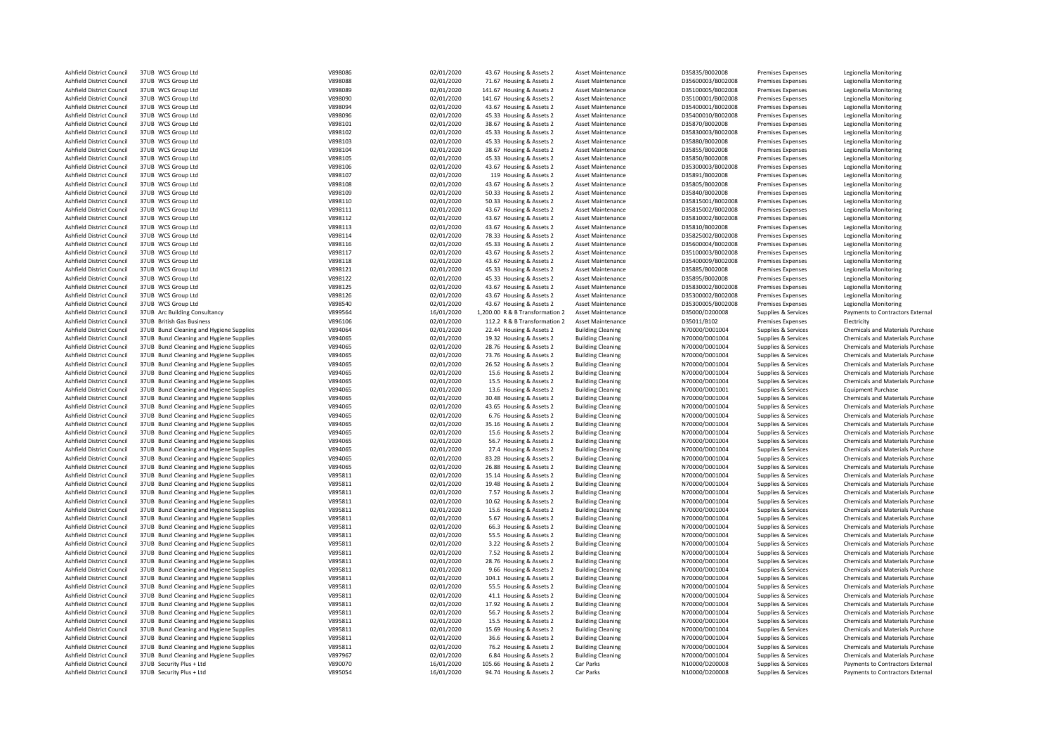| | | | | | | | | | |
|---|---|---|---|---|---|---|---|---|---|
| Ashfield District Council | 37UB WCS Group Ltd | V898086 | 02/01/2020 | 43.67 Housing & Assets 2 | Asset Maintenance | D35835/B002008 | Premises Expenses | Legionella Monitoring |
| Ashfield District Council | 37UB WCS Group Ltd | V898088 | 02/01/2020 | 71.67 Housing & Assets 2 | Asset Maintenance | D35600003/B002008 | Premises Expenses | Legionella Monitoring |
| Ashfield District Council | 37UB WCS Group Ltd | V898089 | 02/01/2020 | 141.67 Housing & Assets 2 | Asset Maintenance | D35100005/B002008 | Premises Expenses | Legionella Monitoring |
| Ashfield District Council | 37UB WCS Group Ltd | V898090 | 02/01/2020 | 141.67 Housing & Assets 2 | Asset Maintenance | D35100001/B002008 | Premises Expenses | Legionella Monitoring |
| Ashfield District Council | 37UB WCS Group Ltd | V898094 | 02/01/2020 | 43.67 Housing & Assets 2 | Asset Maintenance | D35400001/B002008 | Premises Expenses | Legionella Monitoring |
| Ashfield District Council | 37UB WCS Group Ltd | V898096 | 02/01/2020 | 45.33 Housing & Assets 2 | Asset Maintenance | D35400010/B002008 | Premises Expenses | Legionella Monitoring |
| Ashfield District Council | 37UB WCS Group Ltd | V898101 | 02/01/2020 | 38.67 Housing & Assets 2 | Asset Maintenance | D35870/B002008 | Premises Expenses | Legionella Monitoring |
| Ashfield District Council | 37UB WCS Group Ltd | V898102 | 02/01/2020 | 45.33 Housing & Assets 2 | Asset Maintenance | D35830003/B002008 | Premises Expenses | Legionella Monitoring |
| Ashfield District Council | 37UB WCS Group Ltd | V898103 | 02/01/2020 | 45.33 Housing & Assets 2 | Asset Maintenance | D35880/B002008 | Premises Expenses | Legionella Monitoring |
| Ashfield District Council | 37UB WCS Group Ltd | V898104 | 02/01/2020 | 38.67 Housing & Assets 2 | Asset Maintenance | D35855/B002008 | Premises Expenses | Legionella Monitoring |
| Ashfield District Council | 37UB WCS Group Ltd | V898105 | 02/01/2020 | 45.33 Housing & Assets 2 | Asset Maintenance | D35850/B002008 | Premises Expenses | Legionella Monitoring |
| Ashfield District Council | 37UB WCS Group Ltd | V898106 | 02/01/2020 | 43.67 Housing & Assets 2 | Asset Maintenance | D35300003/B002008 | Premises Expenses | Legionella Monitoring |
| Ashfield District Council | 37UB WCS Group Ltd | V898107 | 02/01/2020 | 119 Housing & Assets 2 | Asset Maintenance | D35891/B002008 | Premises Expenses | Legionella Monitoring |
| Ashfield District Council | 37UB WCS Group Ltd | V898108 | 02/01/2020 | 43.67 Housing & Assets 2 | Asset Maintenance | D35805/B002008 | Premises Expenses | Legionella Monitoring |
| Ashfield District Council | 37UB WCS Group Ltd | V898109 | 02/01/2020 | 50.33 Housing & Assets 2 | Asset Maintenance | D35840/B002008 | Premises Expenses | Legionella Monitoring |
| Ashfield District Council | 37UB WCS Group Ltd | V898110 | 02/01/2020 | 50.33 Housing & Assets 2 | Asset Maintenance | D35815001/B002008 | Premises Expenses | Legionella Monitoring |
| Ashfield District Council | 37UB WCS Group Ltd | V898111 | 02/01/2020 | 43.67 Housing & Assets 2 | Asset Maintenance | D35815002/B002008 | Premises Expenses | Legionella Monitoring |
| Ashfield District Council | 37UB WCS Group Ltd | V898112 | 02/01/2020 | 43.67 Housing & Assets 2 | Asset Maintenance | D35810002/B002008 | Premises Expenses | Legionella Monitoring |
| Ashfield District Council | 37UB WCS Group Ltd | V898113 | 02/01/2020 | 43.67 Housing & Assets 2 | Asset Maintenance | D35810/B002008 | Premises Expenses | Legionella Monitoring |
| Ashfield District Council | 37UB WCS Group Ltd | V898114 | 02/01/2020 | 78.33 Housing & Assets 2 | Asset Maintenance | D35825002/B002008 | Premises Expenses | Legionella Monitoring |
| Ashfield District Council | 37UB WCS Group Ltd | V898116 | 02/01/2020 | 45.33 Housing & Assets 2 | Asset Maintenance | D35600004/B002008 | Premises Expenses | Legionella Monitoring |
| Ashfield District Council | 37UB WCS Group Ltd | V898117 | 02/01/2020 | 43.67 Housing & Assets 2 | Asset Maintenance | D35100003/B002008 | Premises Expenses | Legionella Monitoring |
| Ashfield District Council | 37UB WCS Group Ltd | V898118 | 02/01/2020 | 43.67 Housing & Assets 2 | Asset Maintenance | D35400009/B002008 | Premises Expenses | Legionella Monitoring |
| Ashfield District Council | 37UB WCS Group Ltd | V898121 | 02/01/2020 | 45.33 Housing & Assets 2 | Asset Maintenance | D35885/B002008 | Premises Expenses | Legionella Monitoring |
| Ashfield District Council | 37UB WCS Group Ltd | V898122 | 02/01/2020 | 45.33 Housing & Assets 2 | Asset Maintenance | D35895/B002008 | Premises Expenses | Legionella Monitoring |
| Ashfield District Council | 37UB WCS Group Ltd | V898125 | 02/01/2020 | 43.67 Housing & Assets 2 | Asset Maintenance | D35830002/B002008 | Premises Expenses | Legionella Monitoring |
| Ashfield District Council | 37UB WCS Group Ltd | V898126 | 02/01/2020 | 43.67 Housing & Assets 2 | Asset Maintenance | D35300002/B002008 | Premises Expenses | Legionella Monitoring |
| Ashfield District Council | 37UB WCS Group Ltd | V898540 | 02/01/2020 | 43.67 Housing & Assets 2 | Asset Maintenance | D35300005/B002008 | Premises Expenses | Legionella Monitoring |
| Ashfield District Council | 37UB Arc Building Consultancy | V899564 | 16/01/2020 | 1,200.00 R & B Transformation 2 | Asset Maintenance | D35000/D200008 | Supplies & Services | Payments to Contractors External |
| Ashfield District Council | 37UB British Gas Business | V896106 | 02/01/2020 | 112.2 R & B Transformation 2 | Asset Maintenance | D35011/B102 | Premises Expenses | Electricity |
| Ashfield District Council | 37UB Bunzl Cleaning and Hygiene Supplies | V894064 | 02/01/2020 | 22.44 Housing & Assets 2 | Building Cleaning | N70000/D001004 | Supplies & Services | Chemicals and Materials Purchase |
| Ashfield District Council | 37UB Bunzl Cleaning and Hygiene Supplies | V894065 | 02/01/2020 | 19.32 Housing & Assets 2 | Building Cleaning | N70000/D001004 | Supplies & Services | Chemicals and Materials Purchase |
| Ashfield District Council | 37UB Bunzl Cleaning and Hygiene Supplies | V894065 | 02/01/2020 | 28.76 Housing & Assets 2 | Building Cleaning | N70000/D001004 | Supplies & Services | Chemicals and Materials Purchase |
| Ashfield District Council | 37UB Bunzl Cleaning and Hygiene Supplies | V894065 | 02/01/2020 | 73.76 Housing & Assets 2 | Building Cleaning | N70000/D001004 | Supplies & Services | Chemicals and Materials Purchase |
| Ashfield District Council | 37UB Bunzl Cleaning and Hygiene Supplies | V894065 | 02/01/2020 | 26.52 Housing & Assets 2 | Building Cleaning | N70000/D001004 | Supplies & Services | Chemicals and Materials Purchase |
| Ashfield District Council | 37UB Bunzl Cleaning and Hygiene Supplies | V894065 | 02/01/2020 | 15.6 Housing & Assets 2 | Building Cleaning | N70000/D001004 | Supplies & Services | Chemicals and Materials Purchase |
| Ashfield District Council | 37UB Bunzl Cleaning and Hygiene Supplies | V894065 | 02/01/2020 | 15.5 Housing & Assets 2 | Building Cleaning | N70000/D001004 | Supplies & Services | Chemicals and Materials Purchase |
| Ashfield District Council | 37UB Bunzl Cleaning and Hygiene Supplies | V894065 | 02/01/2020 | 13.6 Housing & Assets 2 | Building Cleaning | N70000/D001001 | Supplies & Services | Equipment Purchase |
| Ashfield District Council | 37UB Bunzl Cleaning and Hygiene Supplies | V894065 | 02/01/2020 | 30.48 Housing & Assets 2 | Building Cleaning | N70000/D001004 | Supplies & Services | Chemicals and Materials Purchase |
| Ashfield District Council | 37UB Bunzl Cleaning and Hygiene Supplies | V894065 | 02/01/2020 | 43.65 Housing & Assets 2 | Building Cleaning | N70000/D001004 | Supplies & Services | Chemicals and Materials Purchase |
| Ashfield District Council | 37UB Bunzl Cleaning and Hygiene Supplies | V894065 | 02/01/2020 | 6.76 Housing & Assets 2 | Building Cleaning | N70000/D001004 | Supplies & Services | Chemicals and Materials Purchase |
| Ashfield District Council | 37UB Bunzl Cleaning and Hygiene Supplies | V894065 | 02/01/2020 | 35.16 Housing & Assets 2 | Building Cleaning | N70000/D001004 | Supplies & Services | Chemicals and Materials Purchase |
| Ashfield District Council | 37UB Bunzl Cleaning and Hygiene Supplies | V894065 | 02/01/2020 | 15.6 Housing & Assets 2 | Building Cleaning | N70000/D001004 | Supplies & Services | Chemicals and Materials Purchase |
| Ashfield District Council | 37UB Bunzl Cleaning and Hygiene Supplies | V894065 | 02/01/2020 | 56.7 Housing & Assets 2 | Building Cleaning | N70000/D001004 | Supplies & Services | Chemicals and Materials Purchase |
| Ashfield District Council | 37UB Bunzl Cleaning and Hygiene Supplies | V894065 | 02/01/2020 | 27.4 Housing & Assets 2 | Building Cleaning | N70000/D001004 | Supplies & Services | Chemicals and Materials Purchase |
| Ashfield District Council | 37UB Bunzl Cleaning and Hygiene Supplies | V894065 | 02/01/2020 | 83.28 Housing & Assets 2 | Building Cleaning | N70000/D001004 | Supplies & Services | Chemicals and Materials Purchase |
| Ashfield District Council | 37UB Bunzl Cleaning and Hygiene Supplies | V894065 | 02/01/2020 | 26.88 Housing & Assets 2 | Building Cleaning | N70000/D001004 | Supplies & Services | Chemicals and Materials Purchase |
| Ashfield District Council | 37UB Bunzl Cleaning and Hygiene Supplies | V895811 | 02/01/2020 | 15.14 Housing & Assets 2 | Building Cleaning | N70000/D001004 | Supplies & Services | Chemicals and Materials Purchase |
| Ashfield District Council | 37UB Bunzl Cleaning and Hygiene Supplies | V895811 | 02/01/2020 | 19.48 Housing & Assets 2 | Building Cleaning | N70000/D001004 | Supplies & Services | Chemicals and Materials Purchase |
| Ashfield District Council | 37UB Bunzl Cleaning and Hygiene Supplies | V895811 | 02/01/2020 | 7.57 Housing & Assets 2 | Building Cleaning | N70000/D001004 | Supplies & Services | Chemicals and Materials Purchase |
| Ashfield District Council | 37UB Bunzl Cleaning and Hygiene Supplies | V895811 | 02/01/2020 | 10.62 Housing & Assets 2 | Building Cleaning | N70000/D001004 | Supplies & Services | Chemicals and Materials Purchase |
| Ashfield District Council | 37UB Bunzl Cleaning and Hygiene Supplies | V895811 | 02/01/2020 | 15.6 Housing & Assets 2 | Building Cleaning | N70000/D001004 | Supplies & Services | Chemicals and Materials Purchase |
| Ashfield District Council | 37UB Bunzl Cleaning and Hygiene Supplies | V895811 | 02/01/2020 | 5.67 Housing & Assets 2 | Building Cleaning | N70000/D001004 | Supplies & Services | Chemicals and Materials Purchase |
| Ashfield District Council | 37UB Bunzl Cleaning and Hygiene Supplies | V895811 | 02/01/2020 | 66.3 Housing & Assets 2 | Building Cleaning | N70000/D001004 | Supplies & Services | Chemicals and Materials Purchase |
| Ashfield District Council | 37UB Bunzl Cleaning and Hygiene Supplies | V895811 | 02/01/2020 | 55.5 Housing & Assets 2 | Building Cleaning | N70000/D001004 | Supplies & Services | Chemicals and Materials Purchase |
| Ashfield District Council | 37UB Bunzl Cleaning and Hygiene Supplies | V895811 | 02/01/2020 | 3.22 Housing & Assets 2 | Building Cleaning | N70000/D001004 | Supplies & Services | Chemicals and Materials Purchase |
| Ashfield District Council | 37UB Bunzl Cleaning and Hygiene Supplies | V895811 | 02/01/2020 | 7.52 Housing & Assets 2 | Building Cleaning | N70000/D001004 | Supplies & Services | Chemicals and Materials Purchase |
| Ashfield District Council | 37UB Bunzl Cleaning and Hygiene Supplies | V895811 | 02/01/2020 | 28.76 Housing & Assets 2 | Building Cleaning | N70000/D001004 | Supplies & Services | Chemicals and Materials Purchase |
| Ashfield District Council | 37UB Bunzl Cleaning and Hygiene Supplies | V895811 | 02/01/2020 | 9.66 Housing & Assets 2 | Building Cleaning | N70000/D001004 | Supplies & Services | Chemicals and Materials Purchase |
| Ashfield District Council | 37UB Bunzl Cleaning and Hygiene Supplies | V895811 | 02/01/2020 | 104.1 Housing & Assets 2 | Building Cleaning | N70000/D001004 | Supplies & Services | Chemicals and Materials Purchase |
| Ashfield District Council | 37UB Bunzl Cleaning and Hygiene Supplies | V895811 | 02/01/2020 | 55.5 Housing & Assets 2 | Building Cleaning | N70000/D001004 | Supplies & Services | Chemicals and Materials Purchase |
| Ashfield District Council | 37UB Bunzl Cleaning and Hygiene Supplies | V895811 | 02/01/2020 | 41.1 Housing & Assets 2 | Building Cleaning | N70000/D001004 | Supplies & Services | Chemicals and Materials Purchase |
| Ashfield District Council | 37UB Bunzl Cleaning and Hygiene Supplies | V895811 | 02/01/2020 | 17.92 Housing & Assets 2 | Building Cleaning | N70000/D001004 | Supplies & Services | Chemicals and Materials Purchase |
| Ashfield District Council | 37UB Bunzl Cleaning and Hygiene Supplies | V895811 | 02/01/2020 | 56.7 Housing & Assets 2 | Building Cleaning | N70000/D001004 | Supplies & Services | Chemicals and Materials Purchase |
| Ashfield District Council | 37UB Bunzl Cleaning and Hygiene Supplies | V895811 | 02/01/2020 | 15.5 Housing & Assets 2 | Building Cleaning | N70000/D001004 | Supplies & Services | Chemicals and Materials Purchase |
| Ashfield District Council | 37UB Bunzl Cleaning and Hygiene Supplies | V895811 | 02/01/2020 | 15.69 Housing & Assets 2 | Building Cleaning | N70000/D001004 | Supplies & Services | Chemicals and Materials Purchase |
| Ashfield District Council | 37UB Bunzl Cleaning and Hygiene Supplies | V895811 | 02/01/2020 | 36.6 Housing & Assets 2 | Building Cleaning | N70000/D001004 | Supplies & Services | Chemicals and Materials Purchase |
| Ashfield District Council | 37UB Bunzl Cleaning and Hygiene Supplies | V895811 | 02/01/2020 | 76.2 Housing & Assets 2 | Building Cleaning | N70000/D001004 | Supplies & Services | Chemicals and Materials Purchase |
| Ashfield District Council | 37UB Bunzl Cleaning and Hygiene Supplies | V897967 | 02/01/2020 | 6.84 Housing & Assets 2 | Building Cleaning | N70000/D001004 | Supplies & Services | Chemicals and Materials Purchase |
| Ashfield District Council | 37UB Security Plus + Ltd | V890070 | 16/01/2020 | 105.66 Housing & Assets 2 | Car Parks | N10000/D200008 | Supplies & Services | Payments to Contractors External |
| Ashfield District Council | 37UB Security Plus + Ltd | V895054 | 16/01/2020 | 94.74 Housing & Assets 2 | Car Parks | N10000/D200008 | Supplies & Services | Payments to Contractors External |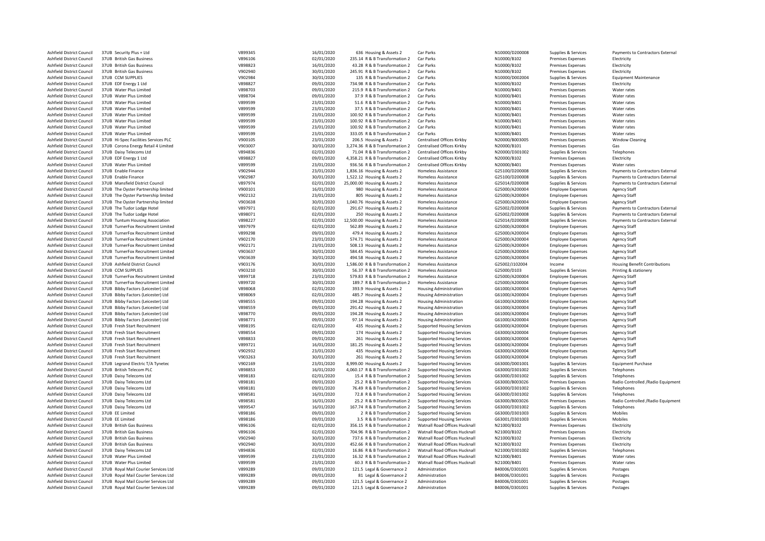| | | | | | | | | | | |
|---|---|---|---|---|---|---|---|---|---|---|
| Ashfield District Council | 37UB | Security Plus + Ltd | V899345 | 16/01/2020 | 636 | Housing & Assets 2 | Car Parks | N10000/D200008 | Supplies & Services | Payments to Contractors External |
| Ashfield District Council | 37UB | British Gas Business | V896106 | 02/01/2020 | 235.14 | R & B Transformation 2 | Car Parks | N10000/B102 | Premises Expenses | Electricity |
| Ashfield District Council | 37UB | British Gas Business | V898823 | 16/01/2020 | 43.28 | R & B Transformation 2 | Car Parks | N10000/B102 | Premises Expenses | Electricity |
| Ashfield District Council | 37UB | British Gas Business | V902940 | 30/01/2020 | 245.91 | R & B Transformation 2 | Car Parks | N10000/B102 | Premises Expenses | Electricity |
| Ashfield District Council | 37UB | CCM SUPPLIES | V902984 | 30/01/2020 | 135 | R & B Transformation 2 | Car Parks | N10000/D002004 | Supplies & Services | Equipment Maintenance |
| Ashfield District Council | 37UB | EDF Energy 1 Ltd | V898827 | 09/01/2020 | 734.98 | R & B Transformation 2 | Car Parks | N10000/B102 | Premises Expenses | Electricity |
| Ashfield District Council | 37UB | Water Plus Limited | V898703 | 09/01/2020 | 215.9 | R & B Transformation 2 | Car Parks | N10000/B401 | Premises Expenses | Water rates |
| Ashfield District Council | 37UB | Water Plus Limited | V898704 | 09/01/2020 | 37.9 | R & B Transformation 2 | Car Parks | N10000/B401 | Premises Expenses | Water rates |
| Ashfield District Council | 37UB | Water Plus Limited | V899599 | 23/01/2020 | 51.6 | R & B Transformation 2 | Car Parks | N10000/B401 | Premises Expenses | Water rates |
| Ashfield District Council | 37UB | Water Plus Limited | V899599 | 23/01/2020 | 37.5 | R & B Transformation 2 | Car Parks | N10000/B401 | Premises Expenses | Water rates |
| Ashfield District Council | 37UB | Water Plus Limited | V899599 | 23/01/2020 | 100.92 | R & B Transformation 2 | Car Parks | N10000/B401 | Premises Expenses | Water rates |
| Ashfield District Council | 37UB | Water Plus Limited | V899599 | 23/01/2020 | 100.92 | R & B Transformation 2 | Car Parks | N10000/B401 | Premises Expenses | Water rates |
| Ashfield District Council | 37UB | Water Plus Limited | V899599 | 23/01/2020 | 100.92 | R & B Transformation 2 | Car Parks | N10000/B401 | Premises Expenses | Water rates |
| Ashfield District Council | 37UB | Water Plus Limited | V899599 | 23/01/2020 | 333.05 | R & B Transformation 2 | Car Parks | N10000/B401 | Premises Expenses | Water rates |
| Ashfield District Council | 37UB | Hi-Spec Facilities Services PLC | V900105 | 23/01/2020 | 206.5 | Housing & Assets 2 | Centralised Offices Kirkby | N20000/B003005 | Premises Expenses | Window Cleaning |
| Ashfield District Council | 37UB | Corona Energy Retail 4 Limited | V903007 | 30/01/2020 | 3,274.36 | R & B Transformation 2 | Centralised Offices Kirkby | N20000/B101 | Premises Expenses | Gas |
| Ashfield District Council | 37UB | Daisy Telecoms Ltd | V894836 | 02/01/2020 | 71.04 | R & B Transformation 2 | Centralised Offices Kirkby | N20000/D301002 | Supplies & Services | Telephones |
| Ashfield District Council | 37UB | EDF Energy 1 Ltd | V898827 | 09/01/2020 | 4,358.21 | R & B Transformation 2 | Centralised Offices Kirkby | N20000/B102 | Premises Expenses | Electricity |
| Ashfield District Council | 37UB | Water Plus Limited | V899599 | 23/01/2020 | 936.56 | R & B Transformation 2 | Centralised Offices Kirkby | N20000/B401 | Premises Expenses | Water rates |
| Ashfield District Council | 37UB | Enable Finance | V902944 | 23/01/2020 | 1,836.16 | Housing & Assets 2 | Homeless Assistance | G25100/D200008 | Supplies & Services | Payments to Contractors External |
| Ashfield District Council | 37UB | Enable Finance | V902987 | 30/01/2020 | 1,522.12 | Housing & Assets 2 | Homeless Assistance | G25100/D200008 | Supplies & Services | Payments to Contractors External |
| Ashfield District Council | 37UB | Mansfield District Council | V897974 | 02/01/2020 | 25,000.00 | Housing & Assets 2 | Homeless Assistance | G25014/D200008 | Supplies & Services | Payments to Contractors External |
| Ashfield District Council | 37UB | The Oyster Partnership limited | V900101 | 16/01/2020 | 980 | Housing & Assets 2 | Homeless Assistance | G25000/A200004 | Employee Expenses | Agency Staff |
| Ashfield District Council | 37UB | The Oyster Partnership limited | V902132 | 23/01/2020 | 805 | Housing & Assets 2 | Homeless Assistance | G25000/A200004 | Employee Expenses | Agency Staff |
| Ashfield District Council | 37UB | The Oyster Partnership limited | V903638 | 30/01/2020 | 1,040.76 | Housing & Assets 2 | Homeless Assistance | G25000/A200004 | Employee Expenses | Agency Staff |
| Ashfield District Council | 37UB | The Tudor Lodge Hotel | V897971 | 02/01/2020 | 291.67 | Housing & Assets 2 | Homeless Assistance | G25002/D200008 | Supplies & Services | Payments to Contractors External |
| Ashfield District Council | 37UB | The Tudor Lodge Hotel | V898071 | 02/01/2020 | 250 | Housing & Assets 2 | Homeless Assistance | G25002/D200008 | Supplies & Services | Payments to Contractors External |
| Ashfield District Council | 37UB | Tuntum Housing Association | V898227 | 02/01/2020 | 12,500.00 | Housing & Assets 2 | Homeless Assistance | G25014/D200008 | Supplies & Services | Payments to Contractors External |
| Ashfield District Council | 37UB | TurnerFox Recruitment Limited | V897979 | 02/01/2020 | 562.89 | Housing & Assets 2 | Homeless Assistance | G25000/A200004 | Employee Expenses | Agency Staff |
| Ashfield District Council | 37UB | TurnerFox Recruitment Limited | V899298 | 09/01/2020 | 479.4 | Housing & Assets 2 | Homeless Assistance | G25000/A200004 | Employee Expenses | Agency Staff |
| Ashfield District Council | 37UB | TurnerFox Recruitment Limited | V902170 | 23/01/2020 | 574.71 | Housing & Assets 2 | Homeless Assistance | G25000/A200004 | Employee Expenses | Agency Staff |
| Ashfield District Council | 37UB | TurnerFox Recruitment Limited | V902171 | 23/01/2020 | 508.13 | Housing & Assets 2 | Homeless Assistance | G25000/A200004 | Employee Expenses | Agency Staff |
| Ashfield District Council | 37UB | TurnerFox Recruitment Limited | V903637 | 30/01/2020 | 584.45 | Housing & Assets 2 | Homeless Assistance | G25000/A200004 | Employee Expenses | Agency Staff |
| Ashfield District Council | 37UB | TurnerFox Recruitment Limited | V903639 | 30/01/2020 | 494.58 | Housing & Assets 2 | Homeless Assistance | G25000/A200004 | Employee Expenses | Agency Staff |
| Ashfield District Council | 37UB | Ashfield District Council | V903176 | 30/01/2020 | 1,586.00 | R & B Transformation 2 | Homeless Assistance | G25002/J102004 | Income | Housing Benefit Contributions |
| Ashfield District Council | 37UB | CCM SUPPLIES | V903210 | 30/01/2020 | 56.37 | R & B Transformation 2 | Homeless Assistance | G25000/D103 | Supplies & Services | Printing & stationery |
| Ashfield District Council | 37UB | TurnerFox Recruitment Limited | V899718 | 23/01/2020 | 579.83 | R & B Transformation 2 | Homeless Assistance | G25000/A200004 | Employee Expenses | Agency Staff |
| Ashfield District Council | 37UB | TurnerFox Recruitment Limited | V899720 | 30/01/2020 | 189.7 | R & B Transformation 2 | Homeless Assistance | G25000/A200004 | Employee Expenses | Agency Staff |
| Ashfield District Council | 37UB | Bibby Factors (Leicester) Ltd | V898068 | 02/01/2020 | 393.9 | Housing & Assets 2 | Housing Administration | G61000/A200004 | Employee Expenses | Agency Staff |
| Ashfield District Council | 37UB | Bibby Factors (Leicester) Ltd | V898069 | 02/01/2020 | 485.7 | Housing & Assets 2 | Housing Administration | G61000/A200004 | Employee Expenses | Agency Staff |
| Ashfield District Council | 37UB | Bibby Factors (Leicester) Ltd | V898555 | 09/01/2020 | 194.28 | Housing & Assets 2 | Housing Administration | G61000/A200004 | Employee Expenses | Agency Staff |
| Ashfield District Council | 37UB | Bibby Factors (Leicester) Ltd | V898559 | 09/01/2020 | 291.42 | Housing & Assets 2 | Housing Administration | G61000/A200004 | Employee Expenses | Agency Staff |
| Ashfield District Council | 37UB | Bibby Factors (Leicester) Ltd | V898770 | 09/01/2020 | 194.28 | Housing & Assets 2 | Housing Administration | G61000/A200004 | Employee Expenses | Agency Staff |
| Ashfield District Council | 37UB | Bibby Factors (Leicester) Ltd | V898771 | 09/01/2020 | 97.14 | Housing & Assets 2 | Housing Administration | G61000/A200004 | Employee Expenses | Agency Staff |
| Ashfield District Council | 37UB | Fresh Start Recruitment | V898195 | 02/01/2020 | 435 | Housing & Assets 2 | Supported Housing Services | G63000/A200004 | Employee Expenses | Agency Staff |
| Ashfield District Council | 37UB | Fresh Start Recruitment | V898554 | 09/01/2020 | 174 | Housing & Assets 2 | Supported Housing Services | G63000/A200004 | Employee Expenses | Agency Staff |
| Ashfield District Council | 37UB | Fresh Start Recruitment | V898833 | 09/01/2020 | 261 | Housing & Assets 2 | Supported Housing Services | G63000/A200004 | Employee Expenses | Agency Staff |
| Ashfield District Council | 37UB | Fresh Start Recruitment | V899721 | 16/01/2020 | 181.25 | Housing & Assets 2 | Supported Housing Services | G63000/A200004 | Employee Expenses | Agency Staff |
| Ashfield District Council | 37UB | Fresh Start Recruitment | V902932 | 23/01/2020 | 435 | Housing & Assets 2 | Supported Housing Services | G63000/A200004 | Employee Expenses | Agency Staff |
| Ashfield District Council | 37UB | Fresh Start Recruitment | V903263 | 30/01/2020 | 261 | Housing & Assets 2 | Supported Housing Services | G63000/A200004 | Employee Expenses | Agency Staff |
| Ashfield District Council | 37UB | Legrand Electric T/A Tynetec | V902169 | 23/01/2020 | 8,999.00 | Housing & Assets 2 | Supported Housing Services | G63000/D001001 | Supplies & Services | Equipment Purchase |
| Ashfield District Council | 37UB | British Telecom PLC | V898853 | 16/01/2020 | 4,060.17 | R & B Transformation 2 | Supported Housing Services | G63000/D301002 | Supplies & Services | Telephones |
| Ashfield District Council | 37UB | Daisy Telecoms Ltd | V898183 | 02/01/2020 | 15.4 | R & B Transformation 2 | Supported Housing Services | G63000/D301002 | Supplies & Services | Telephones |
| Ashfield District Council | 37UB | Daisy Telecoms Ltd | V898181 | 09/01/2020 | 25.2 | R & B Transformation 2 | Supported Housing Services | G63000/B003026 | Premises Expenses | Radio Controlled /Radio Equipment |
| Ashfield District Council | 37UB | Daisy Telecoms Ltd | V898181 | 09/01/2020 | 76.49 | R & B Transformation 2 | Supported Housing Services | G63000/D301002 | Supplies & Services | Telephones |
| Ashfield District Council | 37UB | Daisy Telecoms Ltd | V898581 | 16/01/2020 | 72.8 | R & B Transformation 2 | Supported Housing Services | G63000/D301002 | Supplies & Services | Telephones |
| Ashfield District Council | 37UB | Daisy Telecoms Ltd | V898581 | 16/01/2020 | 25.2 | R & B Transformation 2 | Supported Housing Services | G63000/B003026 | Premises Expenses | Radio Controlled /Radio Equipment |
| Ashfield District Council | 37UB | Daisy Telecoms Ltd | V899547 | 16/01/2020 | 167.74 | R & B Transformation 2 | Supported Housing Services | G63000/D301002 | Supplies & Services | Telephones |
| Ashfield District Council | 37UB | EE Limited | V898186 | 09/01/2020 | 2 | R & B Transformation 2 | Supported Housing Services | G63000/D301003 | Supplies & Services | Mobiles |
| Ashfield District Council | 37UB | EE Limited | V898186 | 09/01/2020 | 3.5 | R & B Transformation 2 | Supported Housing Services | G63001/D301003 | Supplies & Services | Mobiles |
| Ashfield District Council | 37UB | British Gas Business | V896106 | 02/01/2020 | 356.15 | R & B Transformation 2 | Watnall Road Offices Hucknall | N21000/B102 | Premises Expenses | Electricity |
| Ashfield District Council | 37UB | British Gas Business | V896106 | 02/01/2020 | 704.96 | R & B Transformation 2 | Watnall Road Offices Hucknall | N21000/B102 | Premises Expenses | Electricity |
| Ashfield District Council | 37UB | British Gas Business | V902940 | 30/01/2020 | 737.6 | R & B Transformation 2 | Watnall Road Offices Hucknall | N21000/B102 | Premises Expenses | Electricity |
| Ashfield District Council | 37UB | British Gas Business | V902940 | 30/01/2020 | 452.66 | R & B Transformation 2 | Watnall Road Offices Hucknall | N21000/B102 | Premises Expenses | Electricity |
| Ashfield District Council | 37UB | Daisy Telecoms Ltd | V894836 | 02/01/2020 | 16.86 | R & B Transformation 2 | Watnall Road Offices Hucknall | N21000/D301002 | Supplies & Services | Telephones |
| Ashfield District Council | 37UB | Water Plus Limited | V899599 | 23/01/2020 | 16.32 | R & B Transformation 2 | Watnall Road Offices Hucknall | N21000/B401 | Premises Expenses | Water rates |
| Ashfield District Council | 37UB | Water Plus Limited | V899599 | 23/01/2020 | 60.3 | R & B Transformation 2 | Watnall Road Offices Hucknall | N21000/B401 | Premises Expenses | Water rates |
| Ashfield District Council | 37UB | Royal Mail Courier Services Ltd | V899289 | 09/01/2020 | 121.5 | Legal & Governance 2 | Administration | B40006/D301001 | Supplies & Services | Postages |
| Ashfield District Council | 37UB | Royal Mail Courier Services Ltd | V899289 | 09/01/2020 | 81 | Legal & Governance 2 | Administration | B40006/D301001 | Supplies & Services | Postages |
| Ashfield District Council | 37UB | Royal Mail Courier Services Ltd | V899289 | 09/01/2020 | 121.5 | Legal & Governance 2 | Administration | B40006/D301001 | Supplies & Services | Postages |
| Ashfield District Council | 37UB | Royal Mail Courier Services Ltd | V899289 | 09/01/2020 | 121.5 | Legal & Governance 2 | Administration | B40006/D301001 | Supplies & Services | Postages |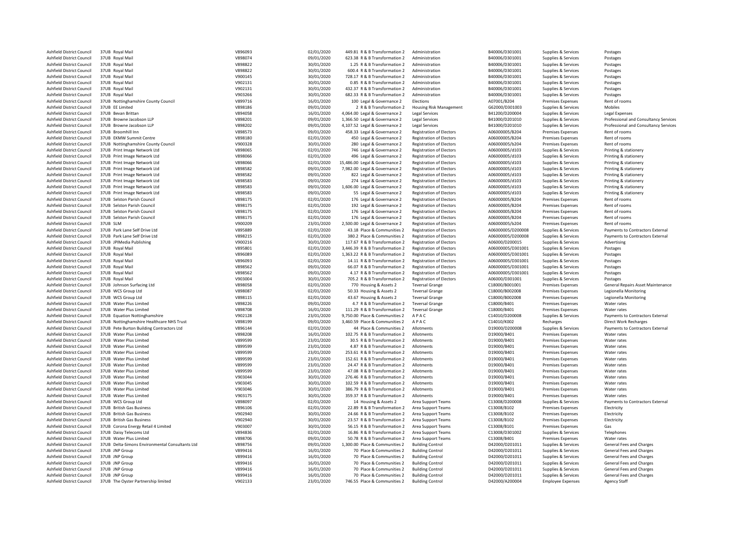| | | | | | | | | | | |
|---|---|---|---|---|---|---|---|---|---|---|
| Ashfield District Council | 37UB | Royal Mail | V896093 | 02/01/2020 | 449.81 | R & B Transformation 2 | Administration | B40006/D301001 | Supplies & Services | Postages |
| Ashfield District Council | 37UB | Royal Mail | V898074 | 09/01/2020 | 623.38 | R & B Transformation 2 | Administration | B40006/D301001 | Supplies & Services | Postages |
| Ashfield District Council | 37UB | Royal Mail | V898822 | 30/01/2020 | 1.25 | R & B Transformation 2 | Administration | B40006/D301001 | Supplies & Services | Postages |
| Ashfield District Council | 37UB | Royal Mail | V898822 | 30/01/2020 | 600.4 | R & B Transformation 2 | Administration | B40006/D301001 | Supplies & Services | Postages |
| Ashfield District Council | 37UB | Royal Mail | V900145 | 30/01/2020 | 728.17 | R & B Transformation 2 | Administration | B40006/D301001 | Supplies & Services | Postages |
| Ashfield District Council | 37UB | Royal Mail | V902131 | 30/01/2020 | 0.85 | R & B Transformation 2 | Administration | B40006/D301001 | Supplies & Services | Postages |
| Ashfield District Council | 37UB | Royal Mail | V902131 | 30/01/2020 | 432.37 | R & B Transformation 2 | Administration | B40006/D301001 | Supplies & Services | Postages |
| Ashfield District Council | 37UB | Royal Mail | V903266 | 30/01/2020 | 682.33 | R & B Transformation 2 | Administration | B40006/D301001 | Supplies & Services | Postages |
| Ashfield District Council | 37UB | Nottinghamshire County Council | V899716 | 16/01/2020 | 100 | Legal & Governance 2 | Elections | A07001/B204 | Premises Expenses | Rent of rooms |
| Ashfield District Council | 37UB | EE Limited | V898186 | 09/01/2020 | 2 | R & B Transformation 2 | Housing Risk Management | G62000/D301003 | Supplies & Services | Mobiles |
| Ashfield District Council | 37UB | Bevan Brittan | V894058 | 16/01/2020 | 4,064.00 | Legal & Governance 2 | Legal Services | B41200/D200004 | Supplies & Services | Legal Expenses |
| Ashfield District Council | 37UB | Browne Jacobson LLP | V898201 | 09/01/2020 | 1,366.50 | Legal & Governance 2 | Legal Services | B41000/D201010 | Supplies & Services | Professional and Consultancy Services |
| Ashfield District Council | 37UB | Browne Jacobson LLP | V898202 | 09/01/2020 | 4,107.52 | Legal & Governance 2 | Legal Services | B41000/D201010 | Supplies & Services | Professional and Consultancy Services |
| Ashfield District Council | 37UB | Broomhill Inn | V898573 | 09/01/2020 | 458.33 | Legal & Governance 2 | Registration of Electors | A06000005/B204 | Premises Expenses | Rent of rooms |
| Ashfield District Council | 37UB | EKMW Summit Centre | V898180 | 02/01/2020 | 450 | Legal & Governance 2 | Registration of Electors | A06000005/B204 | Premises Expenses | Rent of rooms |
| Ashfield District Council | 37UB | Nottinghamshire County Council | V900328 | 30/01/2020 | 280 | Legal & Governance 2 | Registration of Electors | A06000005/b204 | Premises Expenses | Rent of rooms |
| Ashfield District Council | 37UB | Print Image Network Ltd | V898065 | 02/01/2020 | 746 | Legal & Governance 2 | Registration of Electors | A06000005/d103 | Supplies & Services | Printing & stationery |
| Ashfield District Council | 37UB | Print Image Network Ltd | V898066 | 02/01/2020 | 496 | Legal & Governance 2 | Registration of Electors | A06000005/d103 | Supplies & Services | Printing & stationery |
| Ashfield District Council | 37UB | Print Image Network Ltd | V898066 | 02/01/2020 | 15,486.00 | Legal & Governance 2 | Registration of Electors | A06000005/d103 | Supplies & Services | Printing & stationery |
| Ashfield District Council | 37UB | Print Image Network Ltd | V898582 | 09/01/2020 | 7,982.00 | Legal & Governance 2 | Registration of Electors | A06000005/d103 | Supplies & Services | Printing & stationery |
| Ashfield District Council | 37UB | Print Image Network Ltd | V898582 | 09/01/2020 | 822 | Legal & Governance 2 | Registration of Electors | A06000005/d103 | Supplies & Services | Printing & stationery |
| Ashfield District Council | 37UB | Print Image Network Ltd | V898583 | 09/01/2020 | 274 | Legal & Governance 2 | Registration of Electors | A06000005/d103 | Supplies & Services | Printing & stationery |
| Ashfield District Council | 37UB | Print Image Network Ltd | V898583 | 09/01/2020 | 1,606.00 | Legal & Governance 2 | Registration of Electors | A06000005/d103 | Supplies & Services | Printing & stationery |
| Ashfield District Council | 37UB | Print Image Network Ltd | V898583 | 09/01/2020 | 55 | Legal & Governance 2 | Registration of Electors | A06000005/d103 | Supplies & Services | Printing & stationery |
| Ashfield District Council | 37UB | Selston Parish Council | V898175 | 02/01/2020 | 176 | Legal & Governance 2 | Registration of Electors | A06000005/B204 | Premises Expenses | Rent of rooms |
| Ashfield District Council | 37UB | Selston Parish Council | V898175 | 02/01/2020 | 192 | Legal & Governance 2 | Registration of Electors | A06000005/B204 | Premises Expenses | Rent of rooms |
| Ashfield District Council | 37UB | Selston Parish Council | V898175 | 02/01/2020 | 176 | Legal & Governance 2 | Registration of Electors | A06000005/B204 | Premises Expenses | Rent of rooms |
| Ashfield District Council | 37UB | Selston Parish Council | V898175 | 02/01/2020 | 176 | Legal & Governance 2 | Registration of Electors | A06000005/B204 | Premises Expenses | Rent of rooms |
| Ashfield District Council | 37UB | SLM | V900209 | 23/01/2020 | 2,500.00 | Legal & Governance 2 | Registration of Electors | A06000005/b204 | Premises Expenses | Rent of rooms |
| Ashfield District Council | 37UB | Park Lane Self Drive Ltd | V895889 | 02/01/2020 | 43.18 | Place & Communities 2 | Registration of Electors | A06000005/D200008 | Supplies & Services | Payments to Contractors External |
| Ashfield District Council | 37UB | Park Lane Self Drive Ltd | V898215 | 02/01/2020 | 380.2 | Place & Communities 2 | Registration of Electors | A06000005/D200008 | Supplies & Services | Payments to Contractors External |
| Ashfield District Council | 37UB | JPIMedia Publishing | V900216 | 30/01/2020 | 117.67 | R & B Transformation 2 | Registration of Electors | A06000/D200015 | Supplies & Services | Advertising |
| Ashfield District Council | 37UB | Royal Mail | V895801 | 02/01/2020 | 3,446.39 | R & B Transformation 2 | Registration of Electors | A06000005/D301001 | Supplies & Services | Postages |
| Ashfield District Council | 37UB | Royal Mail | V896089 | 02/01/2020 | 1,363.22 | R & B Transformation 2 | Registration of Electors | A06000005/D301001 | Supplies & Services | Postages |
| Ashfield District Council | 37UB | Royal Mail | V896093 | 02/01/2020 | 14.11 | R & B Transformation 2 | Registration of Electors | A06000005/D301001 | Supplies & Services | Postages |
| Ashfield District Council | 37UB | Royal Mail | V898562 | 09/01/2020 | 66.07 | R & B Transformation 2 | Registration of Electors | A06000005/D301001 | Supplies & Services | Postages |
| Ashfield District Council | 37UB | Royal Mail | V898562 | 09/01/2020 | 4.17 | R & B Transformation 2 | Registration of Electors | A06000005/D301001 | Supplies & Services | Postages |
| Ashfield District Council | 37UB | Royal Mail | V903004 | 30/01/2020 | 705.2 | R & B Transformation 2 | Registration of Electors | A06000/D301001 | Supplies & Services | Postages |
| Ashfield District Council | 37UB | Johnson Surfacing Ltd | V898058 | 02/01/2020 | 770 | Housing & Assets 2 | Teversal Grange | C18000/B001001 | Premises Expenses | General Repairs Asset Maintenance |
| Ashfield District Council | 37UB | WCS Group Ltd | V898087 | 02/01/2020 | 50.33 | Housing & Assets 2 | Teversal Grange | C18000/B002008 | Premises Expenses | Legionella Monitoring |
| Ashfield District Council | 37UB | WCS Group Ltd | V898115 | 02/01/2020 | 43.67 | Housing & Assets 2 | Teversal Grange | C18000/B002008 | Premises Expenses | Legionella Monitoring |
| Ashfield District Council | 37UB | Water Plus Limited | V898226 | 09/01/2020 | 4.7 | R & B Transformation 2 | Teversal Grange | C18000/B401 | Premises Expenses | Water rates |
| Ashfield District Council | 37UB | Water Plus Limited | V898708 | 16/01/2020 | 111.29 | R & B Transformation 2 | Teversal Grange | C18000/B401 | Premises Expenses | Water rates |
| Ashfield District Council | 37UB | Equation Nottinghamshire | V902128 | 23/01/2020 | 9,750.00 | Place & Communities 2 | A P A C | C14010/D200008 | Supplies & Services | Payments to Contractors External |
| Ashfield District Council | 37UB | Nottinghamshire Healthcare NHS Trust | V898199 | 09/01/2020 | 3,460.59 | Place & Communities 2 | A P A C | C14010/K002 | Recharges | Direct Work Recharges |
| Ashfield District Council | 37UB | Pete Burton Building Contractors Ltd | V896144 | 02/01/2020 | 44 | Place & Communities 2 | Allotments | D19000/D200008 | Supplies & Services | Payments to Contractors External |
| Ashfield District Council | 37UB | Water Plus Limited | V898208 | 16/01/2020 | 102.75 | R & B Transformation 2 | Allotments | D19000/B401 | Premises Expenses | Water rates |
| Ashfield District Council | 37UB | Water Plus Limited | V899599 | 23/01/2020 | 30.5 | R & B Transformation 2 | Allotments | D19000/B401 | Premises Expenses | Water rates |
| Ashfield District Council | 37UB | Water Plus Limited | V899599 | 23/01/2020 | 4.87 | R & B Transformation 2 | Allotments | D19000/B401 | Premises Expenses | Water rates |
| Ashfield District Council | 37UB | Water Plus Limited | V899599 | 23/01/2020 | 253.61 | R & B Transformation 2 | Allotments | D19000/B401 | Premises Expenses | Water rates |
| Ashfield District Council | 37UB | Water Plus Limited | V899599 | 23/01/2020 | 152.61 | R & B Transformation 2 | Allotments | D19000/B401 | Premises Expenses | Water rates |
| Ashfield District Council | 37UB | Water Plus Limited | V899599 | 23/01/2020 | 24.47 | R & B Transformation 2 | Allotments | D19000/B401 | Premises Expenses | Water rates |
| Ashfield District Council | 37UB | Water Plus Limited | V899599 | 23/01/2020 | 47.08 | R & B Transformation 2 | Allotments | D19000/B401 | Premises Expenses | Water rates |
| Ashfield District Council | 37UB | Water Plus Limited | V903044 | 30/01/2020 | 276.46 | R & B Transformation 2 | Allotments | D19000/B401 | Premises Expenses | Water rates |
| Ashfield District Council | 37UB | Water Plus Limited | V903045 | 30/01/2020 | 102.59 | R & B Transformation 2 | Allotments | D19000/B401 | Premises Expenses | Water rates |
| Ashfield District Council | 37UB | Water Plus Limited | V903046 | 30/01/2020 | 386.79 | R & B Transformation 2 | Allotments | D19000/B401 | Premises Expenses | Water rates |
| Ashfield District Council | 37UB | Water Plus Limited | V903175 | 30/01/2020 | 359.37 | R & B Transformation 2 | Allotments | D19000/B401 | Premises Expenses | Water rates |
| Ashfield District Council | 37UB | WCS Group Ltd | V898097 | 02/01/2020 | 14 | Housing & Assets 2 | Area Support Teams | C13008/D200008 | Supplies & Services | Payments to Contractors External |
| Ashfield District Council | 37UB | British Gas Business | V896106 | 02/01/2020 | 22.89 | R & B Transformation 2 | Area Support Teams | C13008/B102 | Premises Expenses | Electricity |
| Ashfield District Council | 37UB | British Gas Business | V902940 | 30/01/2020 | 24.66 | R & B Transformation 2 | Area Support Teams | C13008/B102 | Premises Expenses | Electricity |
| Ashfield District Council | 37UB | British Gas Business | V902940 | 30/01/2020 | 23.57 | R & B Transformation 2 | Area Support Teams | C13008/B102 | Premises Expenses | Electricity |
| Ashfield District Council | 37UB | Corona Energy Retail 4 Limited | V903007 | 30/01/2020 | 56.15 | R & B Transformation 2 | Area Support Teams | C13008/B101 | Premises Expenses | Gas |
| Ashfield District Council | 37UB | Daisy Telecoms Ltd | V894836 | 02/01/2020 | 16.86 | R & B Transformation 2 | Area Support Teams | C13008/D301002 | Supplies & Services | Telephones |
| Ashfield District Council | 37UB | Water Plus Limited | V898706 | 09/01/2020 | 50.78 | R & B Transformation 2 | Area Support Teams | C13008/B401 | Premises Expenses | Water rates |
| Ashfield District Council | 37UB | Delta-Simons Environmental Consultants Ltd | V898756 | 09/01/2020 | 1,300.00 | Place & Communities 2 | Building Control | D42000/D201011 | Supplies & Services | General Fees and Charges |
| Ashfield District Council | 37UB | JNP Group | V899416 | 16/01/2020 | 70 | Place & Communities 2 | Building Control | D42000/D201011 | Supplies & Services | General Fees and Charges |
| Ashfield District Council | 37UB | JNP Group | V899416 | 16/01/2020 | 70 | Place & Communities 2 | Building Control | D42000/D201011 | Supplies & Services | General Fees and Charges |
| Ashfield District Council | 37UB | JNP Group | V899416 | 16/01/2020 | 70 | Place & Communities 2 | Building Control | D42000/D201011 | Supplies & Services | General Fees and Charges |
| Ashfield District Council | 37UB | JNP Group | V899416 | 16/01/2020 | 70 | Place & Communities 2 | Building Control | D42000/D201011 | Supplies & Services | General Fees and Charges |
| Ashfield District Council | 37UB | JNP Group | V899416 | 16/01/2020 | 70 | Place & Communities 2 | Building Control | D42000/D201011 | Supplies & Services | General Fees and Charges |
| Ashfield District Council | 37UB | The Oyster Partnership limited | V902133 | 23/01/2020 | 746.55 | Place & Communities 2 | Building Control | D42000/A200004 | Employee Expenses | Agency Staff |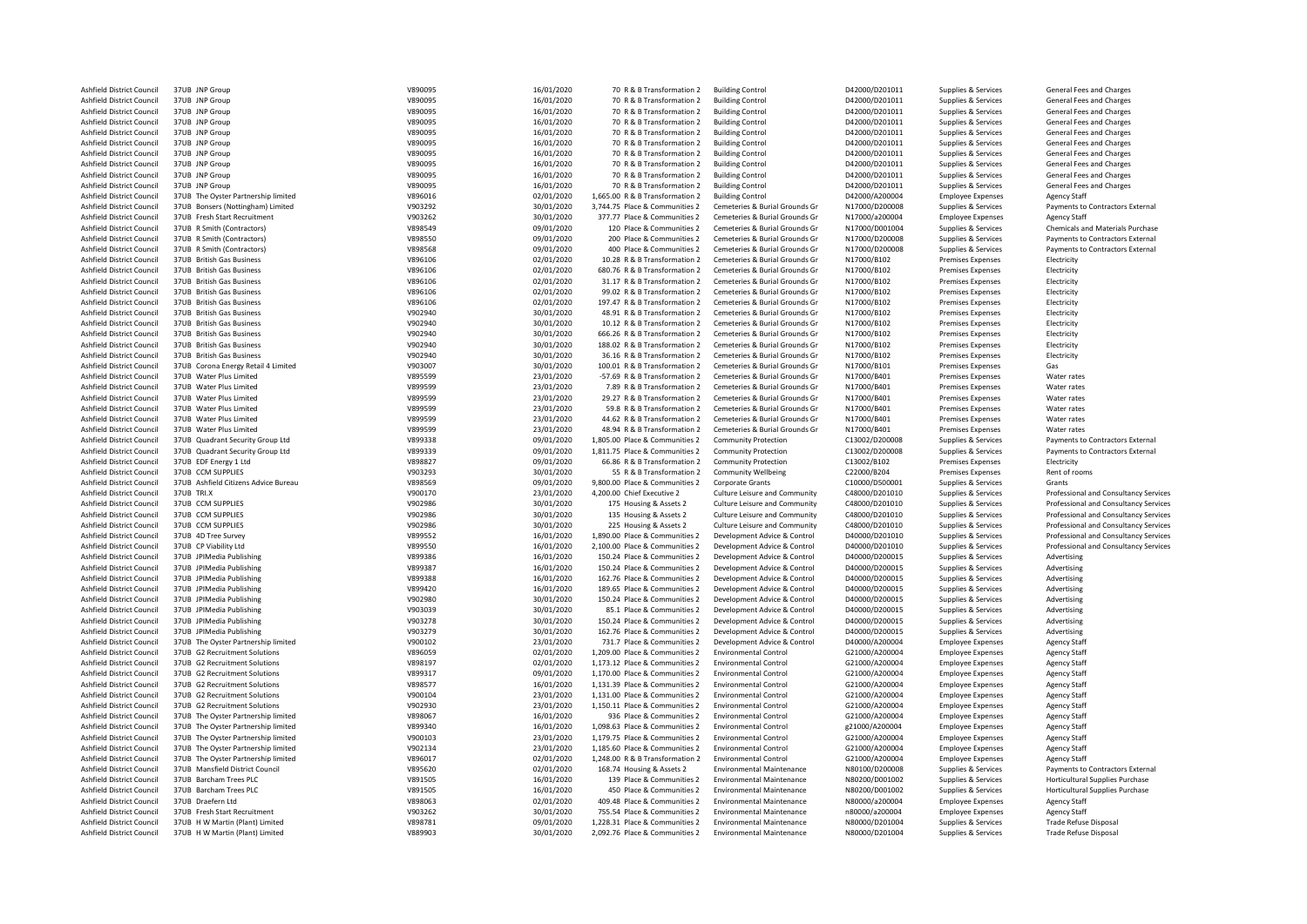| | | | | | | | | | | |
|---|---|---|---|---|---|---|---|---|---|---|
| Ashfield District Council | 37UB | JNP Group | V890095 | 16/01/2020 | 70 | R & B Transformation 2 | Building Control | D42000/D201011 | Supplies & Services | General Fees and Charges |
| Ashfield District Council | 37UB | JNP Group | V890095 | 16/01/2020 | 70 | R & B Transformation 2 | Building Control | D42000/D201011 | Supplies & Services | General Fees and Charges |
| Ashfield District Council | 37UB | JNP Group | V890095 | 16/01/2020 | 70 | R & B Transformation 2 | Building Control | D42000/D201011 | Supplies & Services | General Fees and Charges |
| Ashfield District Council | 37UB | JNP Group | V890095 | 16/01/2020 | 70 | R & B Transformation 2 | Building Control | D42000/D201011 | Supplies & Services | General Fees and Charges |
| Ashfield District Council | 37UB | JNP Group | V890095 | 16/01/2020 | 70 | R & B Transformation 2 | Building Control | D42000/D201011 | Supplies & Services | General Fees and Charges |
| Ashfield District Council | 37UB | JNP Group | V890095 | 16/01/2020 | 70 | R & B Transformation 2 | Building Control | D42000/D201011 | Supplies & Services | General Fees and Charges |
| Ashfield District Council | 37UB | JNP Group | V890095 | 16/01/2020 | 70 | R & B Transformation 2 | Building Control | D42000/D201011 | Supplies & Services | General Fees and Charges |
| Ashfield District Council | 37UB | JNP Group | V890095 | 16/01/2020 | 70 | R & B Transformation 2 | Building Control | D42000/D201011 | Supplies & Services | General Fees and Charges |
| Ashfield District Council | 37UB | JNP Group | V890095 | 16/01/2020 | 70 | R & B Transformation 2 | Building Control | D42000/D201011 | Supplies & Services | General Fees and Charges |
| Ashfield District Council | 37UB | JNP Group | V890095 | 16/01/2020 | 70 | R & B Transformation 2 | Building Control | D42000/D201011 | Supplies & Services | General Fees and Charges |
| Ashfield District Council | 37UB | The Oyster Partnership limited | V896016 | 02/01/2020 | 1,665.00 | R & B Transformation 2 | Building Control | D42000/A200004 | Employee Expenses | Agency Staff |
| Ashfield District Council | 37UB | Bonsers (Nottingham) Limited | V903292 | 30/01/2020 | 3,744.75 | Place & Communities 2 | Cemeteries & Burial Grounds Gr | N17000/D200008 | Supplies & Services | Payments to Contractors External |
| Ashfield District Council | 37UB | Fresh Start Recruitment | V903262 | 30/01/2020 | 377.77 | Place & Communities 2 | Cemeteries & Burial Grounds Gr | N17000/a200004 | Employee Expenses | Agency Staff |
| Ashfield District Council | 37UB | R Smith (Contractors) | V898549 | 09/01/2020 | 120 | Place & Communities 2 | Cemeteries & Burial Grounds Gr | N17000/D001004 | Supplies & Services | Chemicals and Materials Purchase |
| Ashfield District Council | 37UB | R Smith (Contractors) | V898550 | 09/01/2020 | 200 | Place & Communities 2 | Cemeteries & Burial Grounds Gr | N17000/D200008 | Supplies & Services | Payments to Contractors External |
| Ashfield District Council | 37UB | R Smith (Contractors) | V898568 | 09/01/2020 | 400 | Place & Communities 2 | Cemeteries & Burial Grounds Gr | N17000/D200008 | Supplies & Services | Payments to Contractors External |
| Ashfield District Council | 37UB | British Gas Business | V896106 | 02/01/2020 | 10.28 | R & B Transformation 2 | Cemeteries & Burial Grounds Gr | N17000/B102 | Premises Expenses | Electricity |
| Ashfield District Council | 37UB | British Gas Business | V896106 | 02/01/2020 | 680.76 | R & B Transformation 2 | Cemeteries & Burial Grounds Gr | N17000/B102 | Premises Expenses | Electricity |
| Ashfield District Council | 37UB | British Gas Business | V896106 | 02/01/2020 | 31.17 | R & B Transformation 2 | Cemeteries & Burial Grounds Gr | N17000/B102 | Premises Expenses | Electricity |
| Ashfield District Council | 37UB | British Gas Business | V896106 | 02/01/2020 | 99.02 | R & B Transformation 2 | Cemeteries & Burial Grounds Gr | N17000/B102 | Premises Expenses | Electricity |
| Ashfield District Council | 37UB | British Gas Business | V896106 | 02/01/2020 | 197.47 | R & B Transformation 2 | Cemeteries & Burial Grounds Gr | N17000/B102 | Premises Expenses | Electricity |
| Ashfield District Council | 37UB | British Gas Business | V902940 | 30/01/2020 | 48.91 | R & B Transformation 2 | Cemeteries & Burial Grounds Gr | N17000/B102 | Premises Expenses | Electricity |
| Ashfield District Council | 37UB | British Gas Business | V902940 | 30/01/2020 | 10.12 | R & B Transformation 2 | Cemeteries & Burial Grounds Gr | N17000/B102 | Premises Expenses | Electricity |
| Ashfield District Council | 37UB | British Gas Business | V902940 | 30/01/2020 | 666.26 | R & B Transformation 2 | Cemeteries & Burial Grounds Gr | N17000/B102 | Premises Expenses | Electricity |
| Ashfield District Council | 37UB | British Gas Business | V902940 | 30/01/2020 | 188.02 | R & B Transformation 2 | Cemeteries & Burial Grounds Gr | N17000/B102 | Premises Expenses | Electricity |
| Ashfield District Council | 37UB | British Gas Business | V902940 | 30/01/2020 | 36.16 | R & B Transformation 2 | Cemeteries & Burial Grounds Gr | N17000/B102 | Premises Expenses | Electricity |
| Ashfield District Council | 37UB | Corona Energy Retail 4 Limited | V903007 | 30/01/2020 | 100.01 | R & B Transformation 2 | Cemeteries & Burial Grounds Gr | N17000/B101 | Premises Expenses | Gas |
| Ashfield District Council | 37UB | Water Plus Limited | V895599 | 23/01/2020 | -57.69 | R & B Transformation 2 | Cemeteries & Burial Grounds Gr | N17000/B401 | Premises Expenses | Water rates |
| Ashfield District Council | 37UB | Water Plus Limited | V899599 | 23/01/2020 | 7.89 | R & B Transformation 2 | Cemeteries & Burial Grounds Gr | N17000/B401 | Premises Expenses | Water rates |
| Ashfield District Council | 37UB | Water Plus Limited | V899599 | 23/01/2020 | 29.27 | R & B Transformation 2 | Cemeteries & Burial Grounds Gr | N17000/B401 | Premises Expenses | Water rates |
| Ashfield District Council | 37UB | Water Plus Limited | V899599 | 23/01/2020 | 59.8 | R & B Transformation 2 | Cemeteries & Burial Grounds Gr | N17000/B401 | Premises Expenses | Water rates |
| Ashfield District Council | 37UB | Water Plus Limited | V899599 | 23/01/2020 | 44.62 | R & B Transformation 2 | Cemeteries & Burial Grounds Gr | N17000/B401 | Premises Expenses | Water rates |
| Ashfield District Council | 37UB | Water Plus Limited | V899599 | 23/01/2020 | 48.94 | R & B Transformation 2 | Cemeteries & Burial Grounds Gr | N17000/B401 | Premises Expenses | Water rates |
| Ashfield District Council | 37UB | Quadrant Security Group Ltd | V899338 | 09/01/2020 | 1,805.00 | Place & Communities 2 | Community Protection | C13002/D200008 | Supplies & Services | Payments to Contractors External |
| Ashfield District Council | 37UB | Quadrant Security Group Ltd | V899339 | 09/01/2020 | 1,811.75 | Place & Communities 2 | Community Protection | C13002/D200008 | Supplies & Services | Payments to Contractors External |
| Ashfield District Council | 37UB | EDF Energy 1 Ltd | V898827 | 09/01/2020 | 66.86 | R & B Transformation 2 | Community Protection | C13002/B102 | Premises Expenses | Electricity |
| Ashfield District Council | 37UB | CCM SUPPLIES | V903293 | 30/01/2020 | 55 | R & B Transformation 2 | Community Wellbeing | C22000/B204 | Premises Expenses | Rent of rooms |
| Ashfield District Council | 37UB | Ashfield Citizens Advice Bureau | V898569 | 09/01/2020 | 9,800.00 | Place & Communities 2 | Corporate Grants | C10000/D500001 | Supplies & Services | Grants |
| Ashfield District Council | 37UB | TRI.X | V900170 | 23/01/2020 | 4,200.00 | Chief Executive 2 | Culture Leisure and Community | C48000/D201010 | Supplies & Services | Professional and Consultancy Services |
| Ashfield District Council | 37UB | CCM SUPPLIES | V902986 | 30/01/2020 | 175 | Housing & Assets 2 | Culture Leisure and Community | C48000/D201010 | Supplies & Services | Professional and Consultancy Services |
| Ashfield District Council | 37UB | CCM SUPPLIES | V902986 | 30/01/2020 | 135 | Housing & Assets 2 | Culture Leisure and Community | C48000/D201010 | Supplies & Services | Professional and Consultancy Services |
| Ashfield District Council | 37UB | CCM SUPPLIES | V902986 | 30/01/2020 | 225 | Housing & Assets 2 | Culture Leisure and Community | C48000/D201010 | Supplies & Services | Professional and Consultancy Services |
| Ashfield District Council | 37UB | 4D Tree Survey | V899552 | 16/01/2020 | 1,890.00 | Place & Communities 2 | Development Advice & Control | D40000/D201010 | Supplies & Services | Professional and Consultancy Services |
| Ashfield District Council | 37UB | CP Viability Ltd | V899550 | 16/01/2020 | 2,100.00 | Place & Communities 2 | Development Advice & Control | D40000/D201010 | Supplies & Services | Professional and Consultancy Services |
| Ashfield District Council | 37UB | JPIMedia Publishing | V899386 | 16/01/2020 | 150.24 | Place & Communities 2 | Development Advice & Control | D40000/D200015 | Supplies & Services | Advertising |
| Ashfield District Council | 37UB | JPIMedia Publishing | V899387 | 16/01/2020 | 150.24 | Place & Communities 2 | Development Advice & Control | D40000/D200015 | Supplies & Services | Advertising |
| Ashfield District Council | 37UB | JPIMedia Publishing | V899388 | 16/01/2020 | 162.76 | Place & Communities 2 | Development Advice & Control | D40000/D200015 | Supplies & Services | Advertising |
| Ashfield District Council | 37UB | JPIMedia Publishing | V899420 | 16/01/2020 | 189.65 | Place & Communities 2 | Development Advice & Control | D40000/D200015 | Supplies & Services | Advertising |
| Ashfield District Council | 37UB | JPIMedia Publishing | V902980 | 30/01/2020 | 150.24 | Place & Communities 2 | Development Advice & Control | D40000/D200015 | Supplies & Services | Advertising |
| Ashfield District Council | 37UB | JPIMedia Publishing | V903039 | 30/01/2020 | 85.1 | Place & Communities 2 | Development Advice & Control | D40000/D200015 | Supplies & Services | Advertising |
| Ashfield District Council | 37UB | JPIMedia Publishing | V903278 | 30/01/2020 | 150.24 | Place & Communities 2 | Development Advice & Control | D40000/D200015 | Supplies & Services | Advertising |
| Ashfield District Council | 37UB | JPIMedia Publishing | V903279 | 30/01/2020 | 162.76 | Place & Communities 2 | Development Advice & Control | D40000/D200015 | Supplies & Services | Advertising |
| Ashfield District Council | 37UB | The Oyster Partnership limited | V900102 | 23/01/2020 | 731.7 | Place & Communities 2 | Development Advice & Control | D40000/A200004 | Employee Expenses | Agency Staff |
| Ashfield District Council | 37UB | G2 Recruitment Solutions | V896059 | 02/01/2020 | 1,209.00 | Place & Communities 2 | Environmental Control | G21000/A200004 | Employee Expenses | Agency Staff |
| Ashfield District Council | 37UB | G2 Recruitment Solutions | V898197 | 02/01/2020 | 1,173.12 | Place & Communities 2 | Environmental Control | G21000/A200004 | Employee Expenses | Agency Staff |
| Ashfield District Council | 37UB | G2 Recruitment Solutions | V899317 | 09/01/2020 | 1,170.00 | Place & Communities 2 | Environmental Control | G21000/A200004 | Employee Expenses | Agency Staff |
| Ashfield District Council | 37UB | G2 Recruitment Solutions | V898577 | 16/01/2020 | 1,131.39 | Place & Communities 2 | Environmental Control | G21000/A200004 | Employee Expenses | Agency Staff |
| Ashfield District Council | 37UB | G2 Recruitment Solutions | V900104 | 23/01/2020 | 1,131.00 | Place & Communities 2 | Environmental Control | G21000/A200004 | Employee Expenses | Agency Staff |
| Ashfield District Council | 37UB | G2 Recruitment Solutions | V902930 | 23/01/2020 | 1,150.11 | Place & Communities 2 | Environmental Control | G21000/A200004 | Employee Expenses | Agency Staff |
| Ashfield District Council | 37UB | The Oyster Partnership limited | V898067 | 16/01/2020 | 936 | Place & Communities 2 | Environmental Control | G21000/A200004 | Employee Expenses | Agency Staff |
| Ashfield District Council | 37UB | The Oyster Partnership limited | V899340 | 16/01/2020 | 1,098.63 | Place & Communities 2 | Environmental Control | g21000/A200004 | Employee Expenses | Agency Staff |
| Ashfield District Council | 37UB | The Oyster Partnership limited | V900103 | 23/01/2020 | 1,179.75 | Place & Communities 2 | Environmental Control | G21000/A200004 | Employee Expenses | Agency Staff |
| Ashfield District Council | 37UB | The Oyster Partnership limited | V902134 | 23/01/2020 | 1,185.60 | Place & Communities 2 | Environmental Control | G21000/A200004 | Employee Expenses | Agency Staff |
| Ashfield District Council | 37UB | The Oyster Partnership limited | V896017 | 02/01/2020 | 1,248.00 | R & B Transformation 2 | Environmental Control | G21000/A200004 | Employee Expenses | Agency Staff |
| Ashfield District Council | 37UB | Mansfield District Council | V895620 | 02/01/2020 | 168.74 | Housing & Assets 2 | Environmental Maintenance | N80100/D200008 | Supplies & Services | Payments to Contractors External |
| Ashfield District Council | 37UB | Barcham Trees PLC | V891505 | 16/01/2020 | 139 | Place & Communities 2 | Environmental Maintenance | N80200/D001002 | Supplies & Services | Horticultural Supplies Purchase |
| Ashfield District Council | 37UB | Barcham Trees PLC | V891505 | 16/01/2020 | 450 | Place & Communities 2 | Environmental Maintenance | N80200/D001002 | Supplies & Services | Horticultural Supplies Purchase |
| Ashfield District Council | 37UB | Draefern Ltd | V898063 | 02/01/2020 | 409.48 | Place & Communities 2 | Environmental Maintenance | N80000/a200004 | Employee Expenses | Agency Staff |
| Ashfield District Council | 37UB | Fresh Start Recruitment | V903262 | 30/01/2020 | 755.54 | Place & Communities 2 | Environmental Maintenance | n80000/a200004 | Employee Expenses | Agency Staff |
| Ashfield District Council | 37UB | H W Martin (Plant) Limited | V898781 | 09/01/2020 | 1,228.31 | Place & Communities 2 | Environmental Maintenance | N80000/D201004 | Supplies & Services | Trade Refuse Disposal |
| Ashfield District Council | 37UB | H W Martin (Plant) Limited | V889903 | 30/01/2020 | 2,092.76 | Place & Communities 2 | Environmental Maintenance | N80000/D201004 | Supplies & Services | Trade Refuse Disposal |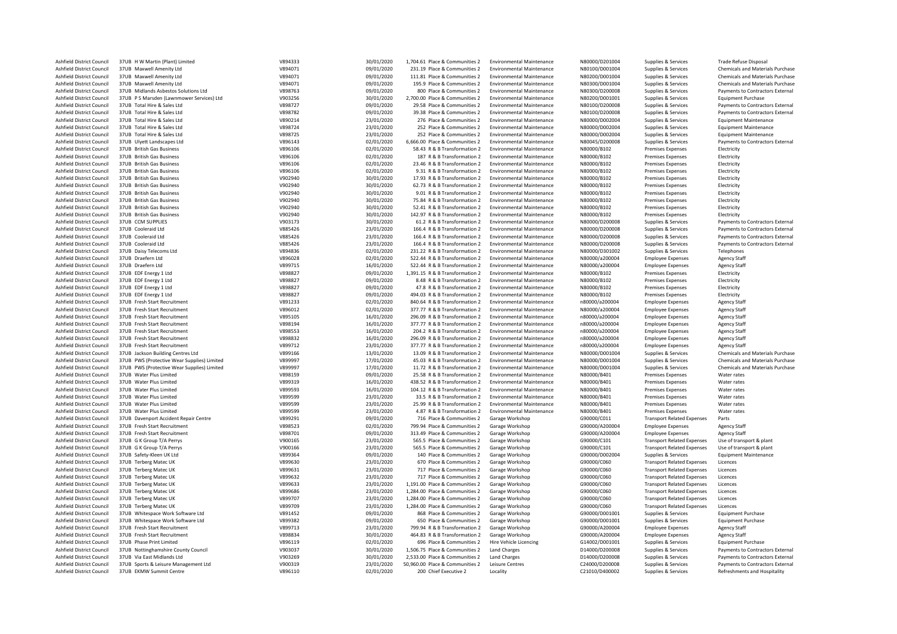| | | | | | | | | | | |
|---|---|---|---|---|---|---|---|---|---|---|
| Ashfield District Council | 37UB | H W Martin (Plant) Limited | V894333 | 30/01/2020 | 1,704.61 | Place & Communities 2 | Environmental Maintenance | N80000/D201004 | Supplies & Services | Trade Refuse Disposal |
| Ashfield District Council | 37UB | Maxwell Amenity Ltd | V894071 | 09/01/2020 | 231.19 | Place & Communities 2 | Environmental Maintenance | N80100/D001004 | Supplies & Services | Chemicals and Materials Purchase |
| Ashfield District Council | 37UB | Maxwell Amenity Ltd | V894071 | 09/01/2020 | 111.81 | Place & Communities 2 | Environmental Maintenance | N80200/D001004 | Supplies & Services | Chemicals and Materials Purchase |
| Ashfield District Council | 37UB | Maxwell Amenity Ltd | V894071 | 09/01/2020 | 195.9 | Place & Communities 2 | Environmental Maintenance | N80300/D001004 | Supplies & Services | Chemicals and Materials Purchase |
| Ashfield District Council | 37UB | Midlands Asbestos Solutions Ltd | V898763 | 09/01/2020 | 800 | Place & Communities 2 | Environmental Maintenance | N80300/D200008 | Supplies & Services | Payments to Contractors External |
| Ashfield District Council | 37UB | P S Marsden (Lawnmower Services) Ltd | V903256 | 30/01/2020 | 2,700.00 | Place & Communities 2 | Environmental Maintenance | N80200/D001001 | Supplies & Services | Equipment Purchase |
| Ashfield District Council | 37UB | Total Hire & Sales Ltd | V898727 | 09/01/2020 | 29.58 | Place & Communities 2 | Environmental Maintenance | N80100/D200008 | Supplies & Services | Payments to Contractors External |
| Ashfield District Council | 37UB | Total Hire & Sales Ltd | V898782 | 09/01/2020 | 39.38 | Place & Communities 2 | Environmental Maintenance | N80100/D200008 | Supplies & Services | Payments to Contractors External |
| Ashfield District Council | 37UB | Total Hire & Sales Ltd | V890214 | 23/01/2020 | 276 | Place & Communities 2 | Environmental Maintenance | N80000/D002004 | Supplies & Services | Equipment Maintenance |
| Ashfield District Council | 37UB | Total Hire & Sales Ltd | V898724 | 23/01/2020 | 252 | Place & Communities 2 | Environmental Maintenance | N80000/D002004 | Supplies & Services | Equipment Maintenance |
| Ashfield District Council | 37UB | Total Hire & Sales Ltd | V898725 | 23/01/2020 | 252 | Place & Communities 2 | Environmental Maintenance | N80000/D002004 | Supplies & Services | Equipment Maintenance |
| Ashfield District Council | 37UB | Ulyett Landscapes Ltd | V896143 | 02/01/2020 | 6,666.00 | Place & Communities 2 | Environmental Maintenance | N80045/D200008 | Supplies & Services | Payments to Contractors External |
| Ashfield District Council | 37UB | British Gas Business | V896106 | 02/01/2020 | 58.43 | R & B Transformation 2 | Environmental Maintenance | N80000/B102 | Premises Expenses | Electricity |
| Ashfield District Council | 37UB | British Gas Business | V896106 | 02/01/2020 | 187 | R & B Transformation 2 | Environmental Maintenance | N80000/B102 | Premises Expenses | Electricity |
| Ashfield District Council | 37UB | British Gas Business | V896106 | 02/01/2020 | 23.46 | R & B Transformation 2 | Environmental Maintenance | N80000/B102 | Premises Expenses | Electricity |
| Ashfield District Council | 37UB | British Gas Business | V896106 | 02/01/2020 | 9.31 | R & B Transformation 2 | Environmental Maintenance | N80000/B102 | Premises Expenses | Electricity |
| Ashfield District Council | 37UB | British Gas Business | V902940 | 30/01/2020 | 17.93 | R & B Transformation 2 | Environmental Maintenance | N80000/B102 | Premises Expenses | Electricity |
| Ashfield District Council | 37UB | British Gas Business | V902940 | 30/01/2020 | 62.73 | R & B Transformation 2 | Environmental Maintenance | N80000/B102 | Premises Expenses | Electricity |
| Ashfield District Council | 37UB | British Gas Business | V902940 | 30/01/2020 | 9.01 | R & B Transformation 2 | Environmental Maintenance | N80000/B102 | Premises Expenses | Electricity |
| Ashfield District Council | 37UB | British Gas Business | V902940 | 30/01/2020 | 75.84 | R & B Transformation 2 | Environmental Maintenance | N80000/B102 | Premises Expenses | Electricity |
| Ashfield District Council | 37UB | British Gas Business | V902940 | 30/01/2020 | 52.41 | R & B Transformation 2 | Environmental Maintenance | N80000/B102 | Premises Expenses | Electricity |
| Ashfield District Council | 37UB | British Gas Business | V902940 | 30/01/2020 | 142.97 | R & B Transformation 2 | Environmental Maintenance | N80000/B102 | Premises Expenses | Electricity |
| Ashfield District Council | 37UB | CCM SUPPLIES | V903173 | 30/01/2020 | 61.2 | R & B Transformation 2 | Environmental Maintenance | N80000/D200008 | Supplies & Services | Payments to Contractors External |
| Ashfield District Council | 37UB | Cooleraid Ltd | V885426 | 23/01/2020 | 166.4 | R & B Transformation 2 | Environmental Maintenance | N80000/D200008 | Supplies & Services | Payments to Contractors External |
| Ashfield District Council | 37UB | Cooleraid Ltd | V885426 | 23/01/2020 | 166.4 | R & B Transformation 2 | Environmental Maintenance | N80000/D200008 | Supplies & Services | Payments to Contractors External |
| Ashfield District Council | 37UB | Cooleraid Ltd | V885426 | 23/01/2020 | 166.4 | R & B Transformation 2 | Environmental Maintenance | N80000/D200008 | Supplies & Services | Payments to Contractors External |
| Ashfield District Council | 37UB | Daisy Telecoms Ltd | V894836 | 02/01/2020 | 231.22 | R & B Transformation 2 | Environmental Maintenance | N80000/D301002 | Supplies & Services | Telephones |
| Ashfield District Council | 37UB | Draefern Ltd | V896028 | 02/01/2020 | 522.44 | R & B Transformation 2 | Environmental Maintenance | N80000/a200004 | Employee Expenses | Agency Staff |
| Ashfield District Council | 37UB | Draefern Ltd | V899715 | 16/01/2020 | 522.44 | R & B Transformation 2 | Environmental Maintenance | N80000/a200004 | Employee Expenses | Agency Staff |
| Ashfield District Council | 37UB | EDF Energy 1 Ltd | V898827 | 09/01/2020 | 1,391.15 | R & B Transformation 2 | Environmental Maintenance | N80000/B102 | Premises Expenses | Electricity |
| Ashfield District Council | 37UB | EDF Energy 1 Ltd | V898827 | 09/01/2020 | 8.48 | R & B Transformation 2 | Environmental Maintenance | N80000/B102 | Premises Expenses | Electricity |
| Ashfield District Council | 37UB | EDF Energy 1 Ltd | V898827 | 09/01/2020 | 47.8 | R & B Transformation 2 | Environmental Maintenance | N80000/B102 | Premises Expenses | Electricity |
| Ashfield District Council | 37UB | EDF Energy 1 Ltd | V898827 | 09/01/2020 | 494.03 | R & B Transformation 2 | Environmental Maintenance | N80000/B102 | Premises Expenses | Electricity |
| Ashfield District Council | 37UB | Fresh Start Recruitment | V891233 | 02/01/2020 | 840.64 | R & B Transformation 2 | Environmental Maintenance | n80000/a200004 | Employee Expenses | Agency Staff |
| Ashfield District Council | 37UB | Fresh Start Recruitment | V896012 | 02/01/2020 | 377.77 | R & B Transformation 2 | Environmental Maintenance | N80000/a200004 | Employee Expenses | Agency Staff |
| Ashfield District Council | 37UB | Fresh Start Recruitment | V895105 | 16/01/2020 | 296.09 | R & B Transformation 2 | Environmental Maintenance | n80000/a200004 | Employee Expenses | Agency Staff |
| Ashfield District Council | 37UB | Fresh Start Recruitment | V898194 | 16/01/2020 | 377.77 | R & B Transformation 2 | Environmental Maintenance | n80000/a200004 | Employee Expenses | Agency Staff |
| Ashfield District Council | 37UB | Fresh Start Recruitment | V898553 | 16/01/2020 | 204.2 | R & B Transformation 2 | Environmental Maintenance | n80000/a200004 | Employee Expenses | Agency Staff |
| Ashfield District Council | 37UB | Fresh Start Recruitment | V898832 | 16/01/2020 | 296.09 | R & B Transformation 2 | Environmental Maintenance | n80000/a200004 | Employee Expenses | Agency Staff |
| Ashfield District Council | 37UB | Fresh Start Recruitment | V899712 | 23/01/2020 | 377.77 | R & B Transformation 2 | Environmental Maintenance | n80000/a200004 | Employee Expenses | Agency Staff |
| Ashfield District Council | 37UB | Jackson Building Centres Ltd | V899166 | 13/01/2020 | 13.09 | R & B Transformation 2 | Environmental Maintenance | N80000/D001004 | Supplies & Services | Chemicals and Materials Purchase |
| Ashfield District Council | 37UB | PWS (Protective Wear Supplies) Limited | V899997 | 17/01/2020 | 45.03 | R & B Transformation 2 | Environmental Maintenance | N80000/D001004 | Supplies & Services | Chemicals and Materials Purchase |
| Ashfield District Council | 37UB | PWS (Protective Wear Supplies) Limited | V899997 | 17/01/2020 | 11.72 | R & B Transformation 2 | Environmental Maintenance | N80000/D001004 | Supplies & Services | Chemicals and Materials Purchase |
| Ashfield District Council | 37UB | Water Plus Limited | V898159 | 09/01/2020 | 25.58 | R & B Transformation 2 | Environmental Maintenance | N80000/B401 | Premises Expenses | Water rates |
| Ashfield District Council | 37UB | Water Plus Limited | V899319 | 16/01/2020 | 438.52 | R & B Transformation 2 | Environmental Maintenance | N80000/B401 | Premises Expenses | Water rates |
| Ashfield District Council | 37UB | Water Plus Limited | V899593 | 16/01/2020 | 104.12 | R & B Transformation 2 | Environmental Maintenance | N80000/B401 | Premises Expenses | Water rates |
| Ashfield District Council | 37UB | Water Plus Limited | V899599 | 23/01/2020 | 33.5 | R & B Transformation 2 | Environmental Maintenance | N80000/B401 | Premises Expenses | Water rates |
| Ashfield District Council | 37UB | Water Plus Limited | V899599 | 23/01/2020 | 25.99 | R & B Transformation 2 | Environmental Maintenance | N80000/B401 | Premises Expenses | Water rates |
| Ashfield District Council | 37UB | Water Plus Limited | V899599 | 23/01/2020 | 4.87 | R & B Transformation 2 | Environmental Maintenance | N80000/B401 | Premises Expenses | Water rates |
| Ashfield District Council | 37UB | Davenport Accident Repair Centre | V899291 | 09/01/2020 | 716 | Place & Communities 2 | Garage Workshop | G90000/C011 | Transport Related Expenses | Parts |
| Ashfield District Council | 37UB | Fresh Start Recruitment | V898523 | 02/01/2020 | 799.94 | Place & Communities 2 | Garage Workshop | G90000/A200004 | Employee Expenses | Agency Staff |
| Ashfield District Council | 37UB | Fresh Start Recruitment | V898701 | 09/01/2020 | 313.49 | Place & Communities 2 | Garage Workshop | G90000/A200004 | Employee Expenses | Agency Staff |
| Ashfield District Council | 37UB | G K Group T/A Perrys | V900165 | 23/01/2020 | 565.5 | Place & Communities 2 | Garage Workshop | G90000/C101 | Transport Related Expenses | Use of transport & plant |
| Ashfield District Council | 37UB | G K Group T/A Perrys | V900166 | 23/01/2020 | 565.5 | Place & Communities 2 | Garage Workshop | G90000/C101 | Transport Related Expenses | Use of transport & plant |
| Ashfield District Council | 37UB | Safety-Kleen UK Ltd | V899364 | 09/01/2020 | 140 | Place & Communities 2 | Garage Workshop | G90000/D002004 | Supplies & Services | Equipment Maintenance |
| Ashfield District Council | 37UB | Terberg Matec UK | V899630 | 23/01/2020 | 670 | Place & Communities 2 | Garage Workshop | G90000/C060 | Transport Related Expenses | Licences |
| Ashfield District Council | 37UB | Terberg Matec UK | V899631 | 23/01/2020 | 717 | Place & Communities 2 | Garage Workshop | G90000/C060 | Transport Related Expenses | Licences |
| Ashfield District Council | 37UB | Terberg Matec UK | V899632 | 23/01/2020 | 717 | Place & Communities 2 | Garage Workshop | G90000/C060 | Transport Related Expenses | Licences |
| Ashfield District Council | 37UB | Terberg Matec UK | V899633 | 23/01/2020 | 1,191.00 | Place & Communities 2 | Garage Workshop | G90000/C060 | Transport Related Expenses | Licences |
| Ashfield District Council | 37UB | Terberg Matec UK | V899686 | 23/01/2020 | 1,284.00 | Place & Communities 2 | Garage Workshop | G90000/C060 | Transport Related Expenses | Licences |
| Ashfield District Council | 37UB | Terberg Matec UK | V899707 | 23/01/2020 | 1,284.00 | Place & Communities 2 | Garage Workshop | G90000/C060 | Transport Related Expenses | Licences |
| Ashfield District Council | 37UB | Terberg Matec UK | V899709 | 23/01/2020 | 1,284.00 | Place & Communities 2 | Garage Workshop | G90000/C060 | Transport Related Expenses | Licences |
| Ashfield District Council | 37UB | Whitespace Work Software Ltd | V891452 | 09/01/2020 | 868 | Place & Communities 2 | Garage Workshop | G90000/D001001 | Supplies & Services | Equipment Purchase |
| Ashfield District Council | 37UB | Whitespace Work Software Ltd | V899382 | 09/01/2020 | 650 | Place & Communities 2 | Garage Workshop | G90000/D001001 | Supplies & Services | Equipment Purchase |
| Ashfield District Council | 37UB | Fresh Start Recruitment | V899713 | 23/01/2020 | 799.94 | R & B Transformation 2 | Garage Workshop | G90000/A200004 | Employee Expenses | Agency Staff |
| Ashfield District Council | 37UB | Fresh Start Recruitment | V898834 | 30/01/2020 | 464.83 | R & B Transformation 2 | Garage Workshop | G90000/A200004 | Employee Expenses | Agency Staff |
| Ashfield District Council | 37UB | Phase Print Limited | V896119 | 02/01/2020 | 696 | Place & Communities 2 | Hire Vehicle Licencing | G14002/D001001 | Supplies & Services | Equipment Purchase |
| Ashfield District Council | 37UB | Nottinghamshire County Council | V903037 | 30/01/2020 | 1,506.75 | Place & Communities 2 | Land Charges | D14000/D200008 | Supplies & Services | Payments to Contractors External |
| Ashfield District Council | 37UB | Via East Midlands Ltd | V903269 | 30/01/2020 | 2,533.00 | Place & Communities 2 | Land Charges | D14000/D200008 | Supplies & Services | Payments to Contractors External |
| Ashfield District Council | 37UB | Sports & Leisure Management Ltd | V900319 | 23/01/2020 | 50,960.00 | Place & Communities 2 | Leisure Centres | C24000/D200008 | Supplies & Services | Payments to Contractors External |
| Ashfield District Council | 37UB | EKMW Summit Centre | V896110 | 02/01/2020 | 200 | Chief Executive 2 | Locality | C21010/D400002 | Supplies & Services | Refreshments and Hospitality |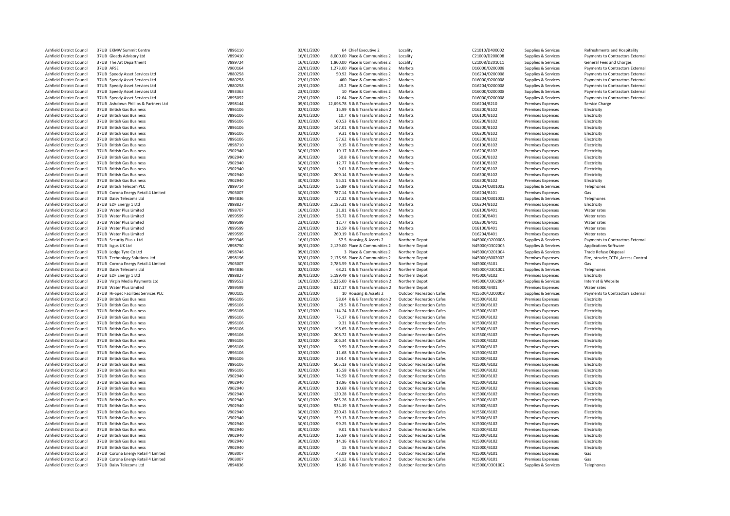| | | | | | | | | | | |
|---|---|---|---|---|---|---|---|---|---|---|
| Ashfield District Council | 37UB | EKMW Summit Centre | V896110 | 02/01/2020 | 64 | Chief Executive 2 | Locality | C21010/D400002 | Supplies & Services | Refreshments and Hospitality |
| Ashfield District Council | 37UB | Gleeds Advisory Ltd | V899410 | 16/01/2020 | 8,000.00 | Place & Communities 2 | Locality | C21009/D200008 | Supplies & Services | Payments to Contractors External |
| Ashfield District Council | 37UB | The Art Department | V899724 | 16/01/2020 | 1,860.00 | Place & Communities 2 | Locality | C21008/D201011 | Supplies & Services | General Fees and Charges |
| Ashfield District Council | 37UB | APSE | V900164 | 23/01/2020 | 1,273.00 | Place & Communities 2 | Markets | D16000/D200008 | Supplies & Services | Payments to Contractors External |
| Ashfield District Council | 37UB | Speedy Asset Services Ltd | V880258 | 23/01/2020 | 50.92 | Place & Communities 2 | Markets | D16204/D200008 | Supplies & Services | Payments to Contractors External |
| Ashfield District Council | 37UB | Speedy Asset Services Ltd | V880258 | 23/01/2020 | 460 | Place & Communities 2 | Markets | D16000/D200008 | Supplies & Services | Payments to Contractors External |
| Ashfield District Council | 37UB | Speedy Asset Services Ltd | V880258 | 23/01/2020 | 49.2 | Place & Communities 2 | Markets | D16204/D200008 | Supplies & Services | Payments to Contractors External |
| Ashfield District Council | 37UB | Speedy Asset Services Ltd | V893363 | 23/01/2020 | 10 | Place & Communities 2 | Markets | D16000/D200008 | Supplies & Services | Payments to Contractors External |
| Ashfield District Council | 37UB | Speedy Asset Services Ltd | V895092 | 23/01/2020 | -12.64 | Place & Communities 2 | Markets | D16000/D200008 | Supplies & Services | Payments to Contractors External |
| Ashfield District Council | 37UB | Ashdown Phillips & Partners Ltd | V898144 | 09/01/2020 | 12,698.78 | R & B Transformation 2 | Markets | D16204/B210 | Premises Expenses | Service Charge |
| Ashfield District Council | 37UB | British Gas Business | V896106 | 02/01/2020 | 15.99 | R & B Transformation 2 | Markets | D16200/B102 | Premises Expenses | Electricity |
| Ashfield District Council | 37UB | British Gas Business | V896106 | 02/01/2020 | 10.7 | R & B Transformation 2 | Markets | D16100/B102 | Premises Expenses | Electricity |
| Ashfield District Council | 37UB | British Gas Business | V896106 | 02/01/2020 | 60.53 | R & B Transformation 2 | Markets | D16200/B102 | Premises Expenses | Electricity |
| Ashfield District Council | 37UB | British Gas Business | V896106 | 02/01/2020 | 147.01 | R & B Transformation 2 | Markets | D16300/B102 | Premises Expenses | Electricity |
| Ashfield District Council | 37UB | British Gas Business | V896106 | 02/01/2020 | 9.31 | R & B Transformation 2 | Markets | D16200/B102 | Premises Expenses | Electricity |
| Ashfield District Council | 37UB | British Gas Business | V896106 | 02/01/2020 | 57.62 | R & B Transformation 2 | Markets | D16300/B102 | Premises Expenses | Electricity |
| Ashfield District Council | 37UB | British Gas Business | V898710 | 09/01/2020 | 9.15 | R & B Transformation 2 | Markets | D16100/B102 | Premises Expenses | Electricity |
| Ashfield District Council | 37UB | British Gas Business | V902940 | 30/01/2020 | 19.17 | R & B Transformation 2 | Markets | D16200/B102 | Premises Expenses | Electricity |
| Ashfield District Council | 37UB | British Gas Business | V902940 | 30/01/2020 | 50.8 | R & B Transformation 2 | Markets | D16200/B102 | Premises Expenses | Electricity |
| Ashfield District Council | 37UB | British Gas Business | V902940 | 30/01/2020 | 12.77 | R & B Transformation 2 | Markets | D16100/B102 | Premises Expenses | Electricity |
| Ashfield District Council | 37UB | British Gas Business | V902940 | 30/01/2020 | 9.01 | R & B Transformation 2 | Markets | D16200/B102 | Premises Expenses | Electricity |
| Ashfield District Council | 37UB | British Gas Business | V902940 | 30/01/2020 | 209.14 | R & B Transformation 2 | Markets | D16300/B102 | Premises Expenses | Electricity |
| Ashfield District Council | 37UB | British Gas Business | V902940 | 30/01/2020 | 55.51 | R & B Transformation 2 | Markets | D16300/B102 | Premises Expenses | Electricity |
| Ashfield District Council | 37UB | British Telecom PLC | V899714 | 16/01/2020 | 55.89 | R & B Transformation 2 | Markets | D16204/D301002 | Supplies & Services | Telephones |
| Ashfield District Council | 37UB | Corona Energy Retail 4 Limited | V903007 | 30/01/2020 | 787.14 | R & B Transformation 2 | Markets | D16204/B101 | Premises Expenses | Gas |
| Ashfield District Council | 37UB | Daisy Telecoms Ltd | V894836 | 02/01/2020 | 37.32 | R & B Transformation 2 | Markets | D16204/D301002 | Supplies & Services | Telephones |
| Ashfield District Council | 37UB | EDF Energy 1 Ltd | V898827 | 09/01/2020 | 2,185.31 | R & B Transformation 2 | Markets | D16204/B102 | Premises Expenses | Electricity |
| Ashfield District Council | 37UB | Water Plus Limited | V898707 | 16/01/2020 | 31.81 | R & B Transformation 2 | Markets | D16100/B401 | Premises Expenses | Water rates |
| Ashfield District Council | 37UB | Water Plus Limited | V899599 | 23/01/2020 | 58.72 | R & B Transformation 2 | Markets | D16200/B401 | Premises Expenses | Water rates |
| Ashfield District Council | 37UB | Water Plus Limited | V899599 | 23/01/2020 | 12.77 | R & B Transformation 2 | Markets | D16300/B401 | Premises Expenses | Water rates |
| Ashfield District Council | 37UB | Water Plus Limited | V899599 | 23/01/2020 | 13.59 | R & B Transformation 2 | Markets | D16100/B401 | Premises Expenses | Water rates |
| Ashfield District Council | 37UB | Water Plus Limited | V899599 | 23/01/2020 | 260.19 | R & B Transformation 2 | Markets | D16204/B401 | Premises Expenses | Water rates |
| Ashfield District Council | 37UB | Security Plus + Ltd | V899346 | 16/01/2020 | 57.5 | Housing & Assets 2 | Northern Depot | N45000/D200008 | Supplies & Services | Payments to Contractors External |
| Ashfield District Council | 37UB | Isgus UK Ltd | V898750 | 09/01/2020 | 2,129.00 | Place & Communities 2 | Northern Depot | N45000/D302005 | Supplies & Services | Applications Software |
| Ashfield District Council | 37UB | Lodge Tyre Co Ltd | V898746 | 09/01/2020 | 3 | Place & Communities 2 | Northern Depot | N45000/D201004 | Supplies & Services | Trade Refuse Disposal |
| Ashfield District Council | 37UB | Technology Solutions Ltd | V898196 | 02/01/2020 | 2,176.96 | Place & Communities 2 | Northern Depot | N45000/B002002 | Premises Expenses | Fire,Intruder,CCTV ,Access Control |
| Ashfield District Council | 37UB | Corona Energy Retail 4 Limited | V903007 | 30/01/2020 | 2,786.59 | R & B Transformation 2 | Northern Depot | N45000/B101 | Premises Expenses | Gas |
| Ashfield District Council | 37UB | Daisy Telecoms Ltd | V894836 | 02/01/2020 | 68.21 | R & B Transformation 2 | Northern Depot | N45000/D301002 | Supplies & Services | Telephones |
| Ashfield District Council | 37UB | EDF Energy 1 Ltd | V898827 | 09/01/2020 | 5,199.49 | R & B Transformation 2 | Northern Depot | N45000/B102 | Premises Expenses | Electricity |
| Ashfield District Council | 37UB | Virgin Media Payments Ltd | V899553 | 16/01/2020 | 5,236.00 | R & B Transformation 2 | Northern Depot | N45000/D302004 | Supplies & Services | Internet & Website |
| Ashfield District Council | 37UB | Water Plus Limited | V899599 | 23/01/2020 | 617.17 | R & B Transformation 2 | Northern Depot | N45000/B401 | Premises Expenses | Water rates |
| Ashfield District Council | 37UB | Hi-Spec Facilities Services PLC | V900105 | 23/01/2020 | 10 | Housing & Assets 2 | Outdoor Recreation Cafes | N15500/D200008 | Supplies & Services | Payments to Contractors External |
| Ashfield District Council | 37UB | British Gas Business | V896106 | 02/01/2020 | 58.04 | R & B Transformation 2 | Outdoor Recreation Cafes | N15000/B102 | Premises Expenses | Electricity |
| Ashfield District Council | 37UB | British Gas Business | V896106 | 02/01/2020 | 29.5 | R & B Transformation 2 | Outdoor Recreation Cafes | N15000/B102 | Premises Expenses | Electricity |
| Ashfield District Council | 37UB | British Gas Business | V896106 | 02/01/2020 | 114.24 | R & B Transformation 2 | Outdoor Recreation Cafes | N15000/B102 | Premises Expenses | Electricity |
| Ashfield District Council | 37UB | British Gas Business | V896106 | 02/01/2020 | 75.17 | R & B Transformation 2 | Outdoor Recreation Cafes | N15000/B102 | Premises Expenses | Electricity |
| Ashfield District Council | 37UB | British Gas Business | V896106 | 02/01/2020 | 9.31 | R & B Transformation 2 | Outdoor Recreation Cafes | N15000/B102 | Premises Expenses | Electricity |
| Ashfield District Council | 37UB | British Gas Business | V896106 | 02/01/2020 | 198.65 | R & B Transformation 2 | Outdoor Recreation Cafes | N15000/B102 | Premises Expenses | Electricity |
| Ashfield District Council | 37UB | British Gas Business | V896106 | 02/01/2020 | 208.72 | R & B Transformation 2 | Outdoor Recreation Cafes | N15500/B102 | Premises Expenses | Electricity |
| Ashfield District Council | 37UB | British Gas Business | V896106 | 02/01/2020 | 106.34 | R & B Transformation 2 | Outdoor Recreation Cafes | N15000/B102 | Premises Expenses | Electricity |
| Ashfield District Council | 37UB | British Gas Business | V896106 | 02/01/2020 | 9.59 | R & B Transformation 2 | Outdoor Recreation Cafes | N15000/B102 | Premises Expenses | Electricity |
| Ashfield District Council | 37UB | British Gas Business | V896106 | 02/01/2020 | 11.68 | R & B Transformation 2 | Outdoor Recreation Cafes | N15000/B102 | Premises Expenses | Electricity |
| Ashfield District Council | 37UB | British Gas Business | V896106 | 02/01/2020 | 234.4 | R & B Transformation 2 | Outdoor Recreation Cafes | N15000/B102 | Premises Expenses | Electricity |
| Ashfield District Council | 37UB | British Gas Business | V896106 | 02/01/2020 | 505.13 | R & B Transformation 2 | Outdoor Recreation Cafes | N15000/B102 | Premises Expenses | Electricity |
| Ashfield District Council | 37UB | British Gas Business | V896106 | 02/01/2020 | 15.58 | R & B Transformation 2 | Outdoor Recreation Cafes | N15000/B102 | Premises Expenses | Electricity |
| Ashfield District Council | 37UB | British Gas Business | V902940 | 30/01/2020 | 74.59 | R & B Transformation 2 | Outdoor Recreation Cafes | N15000/B102 | Premises Expenses | Electricity |
| Ashfield District Council | 37UB | British Gas Business | V902940 | 30/01/2020 | 18.96 | R & B Transformation 2 | Outdoor Recreation Cafes | N15000/B102 | Premises Expenses | Electricity |
| Ashfield District Council | 37UB | British Gas Business | V902940 | 30/01/2020 | 10.68 | R & B Transformation 2 | Outdoor Recreation Cafes | N15000/B102 | Premises Expenses | Electricity |
| Ashfield District Council | 37UB | British Gas Business | V902940 | 30/01/2020 | 120.28 | R & B Transformation 2 | Outdoor Recreation Cafes | N15000/B102 | Premises Expenses | Electricity |
| Ashfield District Council | 37UB | British Gas Business | V902940 | 30/01/2020 | 265.26 | R & B Transformation 2 | Outdoor Recreation Cafes | N15000/B102 | Premises Expenses | Electricity |
| Ashfield District Council | 37UB | British Gas Business | V902940 | 30/01/2020 | 534.19 | R & B Transformation 2 | Outdoor Recreation Cafes | N15000/B102 | Premises Expenses | Electricity |
| Ashfield District Council | 37UB | British Gas Business | V902940 | 30/01/2020 | 220.43 | R & B Transformation 2 | Outdoor Recreation Cafes | N15500/B102 | Premises Expenses | Electricity |
| Ashfield District Council | 37UB | British Gas Business | V902940 | 30/01/2020 | 59.13 | R & B Transformation 2 | Outdoor Recreation Cafes | N15000/B102 | Premises Expenses | Electricity |
| Ashfield District Council | 37UB | British Gas Business | V902940 | 30/01/2020 | 99.25 | R & B Transformation 2 | Outdoor Recreation Cafes | N15000/B102 | Premises Expenses | Electricity |
| Ashfield District Council | 37UB | British Gas Business | V902940 | 30/01/2020 | 9.01 | R & B Transformation 2 | Outdoor Recreation Cafes | N15000/B102 | Premises Expenses | Electricity |
| Ashfield District Council | 37UB | British Gas Business | V902940 | 30/01/2020 | 15.69 | R & B Transformation 2 | Outdoor Recreation Cafes | N15000/B102 | Premises Expenses | Electricity |
| Ashfield District Council | 37UB | British Gas Business | V902940 | 30/01/2020 | 14.16 | R & B Transformation 2 | Outdoor Recreation Cafes | N15000/B102 | Premises Expenses | Electricity |
| Ashfield District Council | 37UB | British Gas Business | V902940 | 30/01/2020 | 15 | R & B Transformation 2 | Outdoor Recreation Cafes | N15000/B102 | Premises Expenses | Electricity |
| Ashfield District Council | 37UB | Corona Energy Retail 4 Limited | V903007 | 30/01/2020 | 43.09 | R & B Transformation 2 | Outdoor Recreation Cafes | N15000/B101 | Premises Expenses | Gas |
| Ashfield District Council | 37UB | Corona Energy Retail 4 Limited | V903007 | 30/01/2020 | 103.12 | R & B Transformation 2 | Outdoor Recreation Cafes | N15000/B101 | Premises Expenses | Gas |
| Ashfield District Council | 37UB | Daisy Telecoms Ltd | V894836 | 02/01/2020 | 16.86 | R & B Transformation 2 | Outdoor Recreation Cafes | N15000/D301002 | Supplies & Services | Telephones |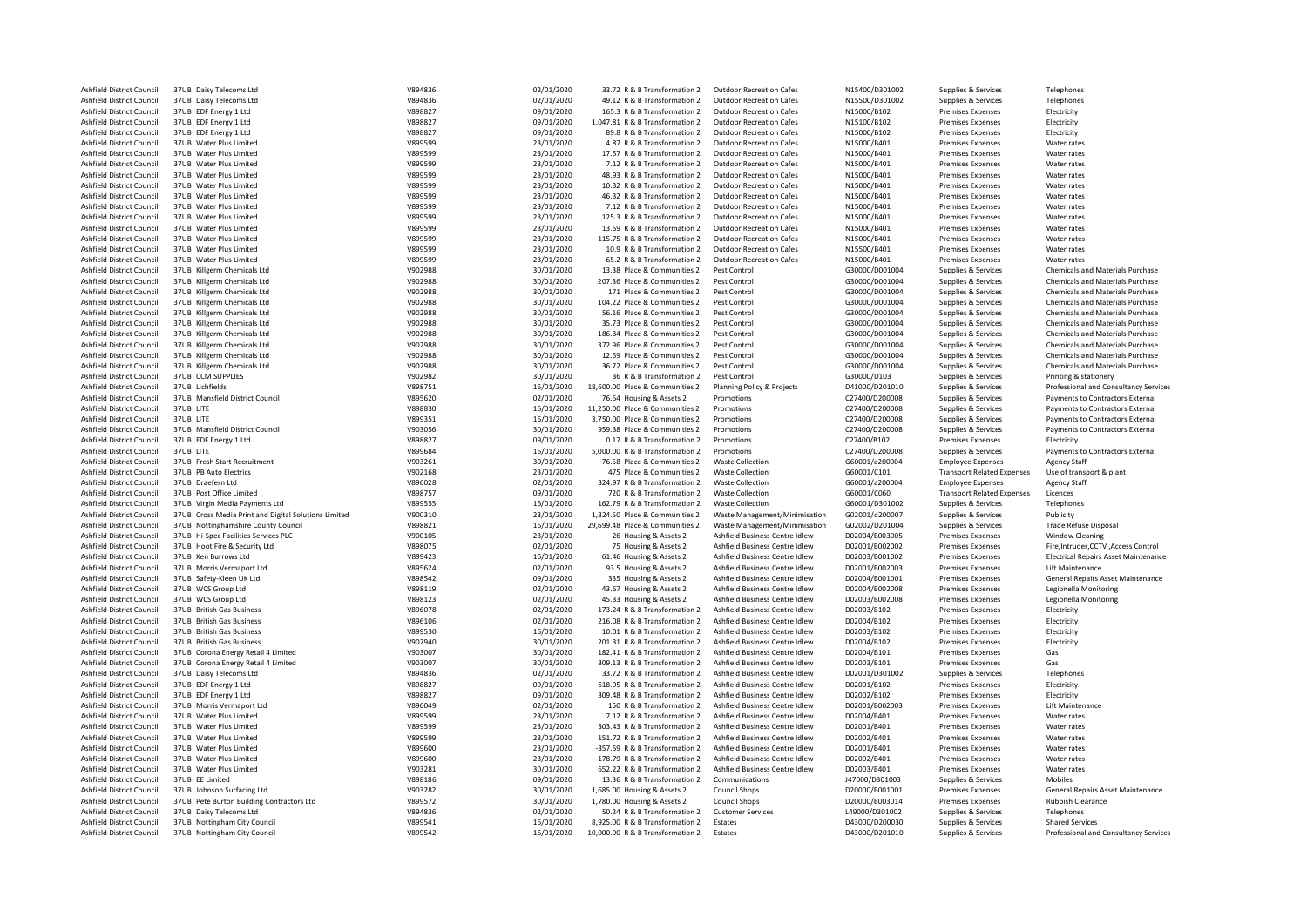| | | | | | | | | | | |
|---|---|---|---|---|---|---|---|---|---|---|
| Ashfield District Council | 37UB | Daisy Telecoms Ltd | V894836 | 02/01/2020 | 33.72 | R & B Transformation 2 | Outdoor Recreation Cafes | N15400/D301002 | Supplies & Services | Telephones |
| Ashfield District Council | 37UB | Daisy Telecoms Ltd | V894836 | 02/01/2020 | 49.12 | R & B Transformation 2 | Outdoor Recreation Cafes | N15500/D301002 | Supplies & Services | Telephones |
| Ashfield District Council | 37UB | EDF Energy 1 Ltd | V898827 | 09/01/2020 | 165.3 | R & B Transformation 2 | Outdoor Recreation Cafes | N15000/B102 | Premises Expenses | Electricity |
| Ashfield District Council | 37UB | EDF Energy 1 Ltd | V898827 | 09/01/2020 | 1,047.81 | R & B Transformation 2 | Outdoor Recreation Cafes | N15100/B102 | Premises Expenses | Electricity |
| Ashfield District Council | 37UB | EDF Energy 1 Ltd | V898827 | 09/01/2020 | 89.8 | R & B Transformation 2 | Outdoor Recreation Cafes | N15000/B102 | Premises Expenses | Electricity |
| Ashfield District Council | 37UB | Water Plus Limited | V899599 | 23/01/2020 | 4.87 | R & B Transformation 2 | Outdoor Recreation Cafes | N15000/B401 | Premises Expenses | Water rates |
| Ashfield District Council | 37UB | Water Plus Limited | V899599 | 23/01/2020 | 17.57 | R & B Transformation 2 | Outdoor Recreation Cafes | N15000/B401 | Premises Expenses | Water rates |
| Ashfield District Council | 37UB | Water Plus Limited | V899599 | 23/01/2020 | 7.12 | R & B Transformation 2 | Outdoor Recreation Cafes | N15000/B401 | Premises Expenses | Water rates |
| Ashfield District Council | 37UB | Water Plus Limited | V899599 | 23/01/2020 | 48.93 | R & B Transformation 2 | Outdoor Recreation Cafes | N15000/B401 | Premises Expenses | Water rates |
| Ashfield District Council | 37UB | Water Plus Limited | V899599 | 23/01/2020 | 10.32 | R & B Transformation 2 | Outdoor Recreation Cafes | N15000/B401 | Premises Expenses | Water rates |
| Ashfield District Council | 37UB | Water Plus Limited | V899599 | 23/01/2020 | 46.32 | R & B Transformation 2 | Outdoor Recreation Cafes | N15000/B401 | Premises Expenses | Water rates |
| Ashfield District Council | 37UB | Water Plus Limited | V899599 | 23/01/2020 | 7.12 | R & B Transformation 2 | Outdoor Recreation Cafes | N15000/B401 | Premises Expenses | Water rates |
| Ashfield District Council | 37UB | Water Plus Limited | V899599 | 23/01/2020 | 125.3 | R & B Transformation 2 | Outdoor Recreation Cafes | N15000/B401 | Premises Expenses | Water rates |
| Ashfield District Council | 37UB | Water Plus Limited | V899599 | 23/01/2020 | 13.59 | R & B Transformation 2 | Outdoor Recreation Cafes | N15000/B401 | Premises Expenses | Water rates |
| Ashfield District Council | 37UB | Water Plus Limited | V899599 | 23/01/2020 | 115.75 | R & B Transformation 2 | Outdoor Recreation Cafes | N15000/B401 | Premises Expenses | Water rates |
| Ashfield District Council | 37UB | Water Plus Limited | V899599 | 23/01/2020 | 10.9 | R & B Transformation 2 | Outdoor Recreation Cafes | N15500/B401 | Premises Expenses | Water rates |
| Ashfield District Council | 37UB | Water Plus Limited | V899599 | 23/01/2020 | 65.2 | R & B Transformation 2 | Outdoor Recreation Cafes | N15000/B401 | Premises Expenses | Water rates |
| Ashfield District Council | 37UB | Killgerm Chemicals Ltd | V902988 | 30/01/2020 | 13.38 | Place & Communities 2 | Pest Control | G30000/D001004 | Supplies & Services | Chemicals and Materials Purchase |
| Ashfield District Council | 37UB | Killgerm Chemicals Ltd | V902988 | 30/01/2020 | 207.36 | Place & Communities 2 | Pest Control | G30000/D001004 | Supplies & Services | Chemicals and Materials Purchase |
| Ashfield District Council | 37UB | Killgerm Chemicals Ltd | V902988 | 30/01/2020 | 171 | Place & Communities 2 | Pest Control | G30000/D001004 | Supplies & Services | Chemicals and Materials Purchase |
| Ashfield District Council | 37UB | Killgerm Chemicals Ltd | V902988 | 30/01/2020 | 104.22 | Place & Communities 2 | Pest Control | G30000/D001004 | Supplies & Services | Chemicals and Materials Purchase |
| Ashfield District Council | 37UB | Killgerm Chemicals Ltd | V902988 | 30/01/2020 | 56.16 | Place & Communities 2 | Pest Control | G30000/D001004 | Supplies & Services | Chemicals and Materials Purchase |
| Ashfield District Council | 37UB | Killgerm Chemicals Ltd | V902988 | 30/01/2020 | 35.73 | Place & Communities 2 | Pest Control | G30000/D001004 | Supplies & Services | Chemicals and Materials Purchase |
| Ashfield District Council | 37UB | Killgerm Chemicals Ltd | V902988 | 30/01/2020 | 186.84 | Place & Communities 2 | Pest Control | G30000/D001004 | Supplies & Services | Chemicals and Materials Purchase |
| Ashfield District Council | 37UB | Killgerm Chemicals Ltd | V902988 | 30/01/2020 | 372.96 | Place & Communities 2 | Pest Control | G30000/D001004 | Supplies & Services | Chemicals and Materials Purchase |
| Ashfield District Council | 37UB | Killgerm Chemicals Ltd | V902988 | 30/01/2020 | 12.69 | Place & Communities 2 | Pest Control | G30000/D001004 | Supplies & Services | Chemicals and Materials Purchase |
| Ashfield District Council | 37UB | Killgerm Chemicals Ltd | V902988 | 30/01/2020 | 36.72 | Place & Communities 2 | Pest Control | G30000/D001004 | Supplies & Services | Chemicals and Materials Purchase |
| Ashfield District Council | 37UB | CCM SUPPLIES | V902982 | 30/01/2020 | 36 | R & B Transformation 2 | Pest Control | G30000/D103 | Supplies & Services | Printing & stationery |
| Ashfield District Council | 37UB | Lichfields | V898751 | 16/01/2020 | 18,600.00 | Place & Communities 2 | Planning Policy & Projects | D41000/D201010 | Supplies & Services | Professional and Consultancy Services |
| Ashfield District Council | 37UB | Mansfield District Council | V895620 | 02/01/2020 | 76.64 | Housing & Assets 2 | Promotions | C27400/D200008 | Supplies & Services | Payments to Contractors External |
| Ashfield District Council | 37UB | LITE | V898830 | 16/01/2020 | 11,250.00 | Place & Communities 2 | Promotions | C27400/D200008 | Supplies & Services | Payments to Contractors External |
| Ashfield District Council | 37UB | LITE | V899351 | 16/01/2020 | 3,750.00 | Place & Communities 2 | Promotions | C27400/D200008 | Supplies & Services | Payments to Contractors External |
| Ashfield District Council | 37UB | Mansfield District Council | V903056 | 30/01/2020 | 959.38 | Place & Communities 2 | Promotions | C27400/D200008 | Supplies & Services | Payments to Contractors External |
| Ashfield District Council | 37UB | EDF Energy 1 Ltd | V898827 | 09/01/2020 | 0.17 | R & B Transformation 2 | Promotions | C27400/B102 | Premises Expenses | Electricity |
| Ashfield District Council | 37UB | LITE | V899684 | 16/01/2020 | 5,000.00 | R & B Transformation 2 | Promotions | C27400/D200008 | Supplies & Services | Payments to Contractors External |
| Ashfield District Council | 37UB | Fresh Start Recruitment | V903261 | 30/01/2020 | 76.58 | Place & Communities 2 | Waste Collection | G60001/A200004 | Employee Expenses | Agency Staff |
| Ashfield District Council | 37UB | PB Auto Electrics | V902168 | 23/01/2020 | 475 | Place & Communities 2 | Waste Collection | G60001/C101 | Transport Related Expenses | Use of transport & plant |
| Ashfield District Council | 37UB | Draefern Ltd | V896028 | 02/01/2020 | 324.97 | R & B Transformation 2 | Waste Collection | G60001/A200004 | Employee Expenses | Agency Staff |
| Ashfield District Council | 37UB | Post Office Limited | V898757 | 09/01/2020 | 720 | R & B Transformation 2 | Waste Collection | G60001/C060 | Transport Related Expenses | Licences |
| Ashfield District Council | 37UB | Virgin Media Payments Ltd | V899555 | 16/01/2020 | 162.79 | R & B Transformation 2 | Waste Collection | G60001/D301002 | Supplies & Services | Telephones |
| Ashfield District Council | 37UB | Cross Media Print and Digital Solutions Limited | V900310 | 23/01/2020 | 1,324.50 | Place & Communities 2 | Waste Management/Minimisation | G02001/D200007 | Supplies & Services | Publicity |
| Ashfield District Council | 37UB | Nottinghamshire County Council | V898821 | 16/01/2020 | 29,699.48 | Place & Communities 2 | Waste Management/Minimisation | G02002/D201004 | Supplies & Services | Trade Refuse Disposal |
| Ashfield District Council | 37UB | Hi-Spec Facilities Services PLC | V900105 | 23/01/2020 | 26 | Housing & Assets 2 | Ashfield Business Centre Idlew | D02004/B003005 | Premises Expenses | Window Cleaning |
| Ashfield District Council | 37UB | Hoot Fire & Security Ltd | V898075 | 02/01/2020 | 75 | Housing & Assets 2 | Ashfield Business Centre Idlew | D02001/B002002 | Premises Expenses | Fire,Intruder,CCTV ,Access Control |
| Ashfield District Council | 37UB | Ken Burrows Ltd | V899423 | 16/01/2020 | 61.46 | Housing & Assets 2 | Ashfield Business Centre Idlew | D02003/B001002 | Premises Expenses | Electrical Repairs Asset Maintenance |
| Ashfield District Council | 37UB | Morris Vermaport Ltd | V895624 | 02/01/2020 | 93.5 | Housing & Assets 2 | Ashfield Business Centre Idlew | D02001/B002003 | Premises Expenses | Lift Maintenance |
| Ashfield District Council | 37UB | Safety-Kleen UK Ltd | V898542 | 09/01/2020 | 335 | Housing & Assets 2 | Ashfield Business Centre Idlew | D02004/B001001 | Premises Expenses | General Repairs Asset Maintenance |
| Ashfield District Council | 37UB | WCS Group Ltd | V898119 | 02/01/2020 | 43.67 | Housing & Assets 2 | Ashfield Business Centre Idlew | D02004/B002008 | Premises Expenses | Legionella Monitoring |
| Ashfield District Council | 37UB | WCS Group Ltd | V898123 | 02/01/2020 | 45.33 | Housing & Assets 2 | Ashfield Business Centre Idlew | D02003/B002008 | Premises Expenses | Legionella Monitoring |
| Ashfield District Council | 37UB | British Gas Business | V896078 | 02/01/2020 | 173.24 | R & B Transformation 2 | Ashfield Business Centre Idlew | D02003/B102 | Premises Expenses | Electricity |
| Ashfield District Council | 37UB | British Gas Business | V896106 | 02/01/2020 | 216.08 | R & B Transformation 2 | Ashfield Business Centre Idlew | D02004/B102 | Premises Expenses | Electricity |
| Ashfield District Council | 37UB | British Gas Business | V899530 | 16/01/2020 | 10.01 | R & B Transformation 2 | Ashfield Business Centre Idlew | D02003/B102 | Premises Expenses | Electricity |
| Ashfield District Council | 37UB | British Gas Business | V902940 | 30/01/2020 | 201.31 | R & B Transformation 2 | Ashfield Business Centre Idlew | D02004/B102 | Premises Expenses | Electricity |
| Ashfield District Council | 37UB | Corona Energy Retail 4 Limited | V903007 | 30/01/2020 | 182.41 | R & B Transformation 2 | Ashfield Business Centre Idlew | D02004/B101 | Premises Expenses | Gas |
| Ashfield District Council | 37UB | Corona Energy Retail 4 Limited | V903007 | 30/01/2020 | 309.13 | R & B Transformation 2 | Ashfield Business Centre Idlew | D02003/B101 | Premises Expenses | Gas |
| Ashfield District Council | 37UB | Daisy Telecoms Ltd | V894836 | 02/01/2020 | 33.72 | R & B Transformation 2 | Ashfield Business Centre Idlew | D02001/D301002 | Supplies & Services | Telephones |
| Ashfield District Council | 37UB | EDF Energy 1 Ltd | V898827 | 09/01/2020 | 618.95 | R & B Transformation 2 | Ashfield Business Centre Idlew | D02001/B102 | Premises Expenses | Electricity |
| Ashfield District Council | 37UB | EDF Energy 1 Ltd | V898827 | 09/01/2020 | 309.48 | R & B Transformation 2 | Ashfield Business Centre Idlew | D02002/B102 | Premises Expenses | Electricity |
| Ashfield District Council | 37UB | Morris Vermaport Ltd | V896049 | 02/01/2020 | 150 | R & B Transformation 2 | Ashfield Business Centre Idlew | D02001/B002003 | Premises Expenses | Lift Maintenance |
| Ashfield District Council | 37UB | Water Plus Limited | V899599 | 23/01/2020 | 7.12 | R & B Transformation 2 | Ashfield Business Centre Idlew | D02004/B401 | Premises Expenses | Water rates |
| Ashfield District Council | 37UB | Water Plus Limited | V899599 | 23/01/2020 | 303.43 | R & B Transformation 2 | Ashfield Business Centre Idlew | D02001/B401 | Premises Expenses | Water rates |
| Ashfield District Council | 37UB | Water Plus Limited | V899599 | 23/01/2020 | 151.72 | R & B Transformation 2 | Ashfield Business Centre Idlew | D02002/B401 | Premises Expenses | Water rates |
| Ashfield District Council | 37UB | Water Plus Limited | V899600 | 23/01/2020 | -357.59 | R & B Transformation 2 | Ashfield Business Centre Idlew | D02001/B401 | Premises Expenses | Water rates |
| Ashfield District Council | 37UB | Water Plus Limited | V899600 | 23/01/2020 | -178.79 | R & B Transformation 2 | Ashfield Business Centre Idlew | D02002/B401 | Premises Expenses | Water rates |
| Ashfield District Council | 37UB | Water Plus Limited | V903281 | 30/01/2020 | 652.22 | R & B Transformation 2 | Ashfield Business Centre Idlew | D02003/B401 | Premises Expenses | Water rates |
| Ashfield District Council | 37UB | EE Limited | V898186 | 09/01/2020 | 13.36 | R & B Transformation 2 | Communications | J47000/D301003 | Supplies & Services | Mobiles |
| Ashfield District Council | 37UB | Johnson Surfacing Ltd | V903282 | 30/01/2020 | 1,685.00 | Housing & Assets 2 | Council Shops | D20000/B001001 | Premises Expenses | General Repairs Asset Maintenance |
| Ashfield District Council | 37UB | Pete Burton Building Contractors Ltd | V899572 | 30/01/2020 | 1,780.00 | Housing & Assets 2 | Council Shops | D20000/B003014 | Premises Expenses | Rubbish Clearance |
| Ashfield District Council | 37UB | Daisy Telecoms Ltd | V894836 | 02/01/2020 | 50.24 | R & B Transformation 2 | Customer Services | L49000/D301002 | Supplies & Services | Telephones |
| Ashfield District Council | 37UB | Nottingham City Council | V899541 | 16/01/2020 | 8,925.00 | R & B Transformation 2 | Estates | D43000/D200030 | Supplies & Services | Shared Services |
| Ashfield District Council | 37UB | Nottingham City Council | V899542 | 16/01/2020 | 10,000.00 | R & B Transformation 2 | Estates | D43000/D201010 | Supplies & Services | Professional and Consultancy Services |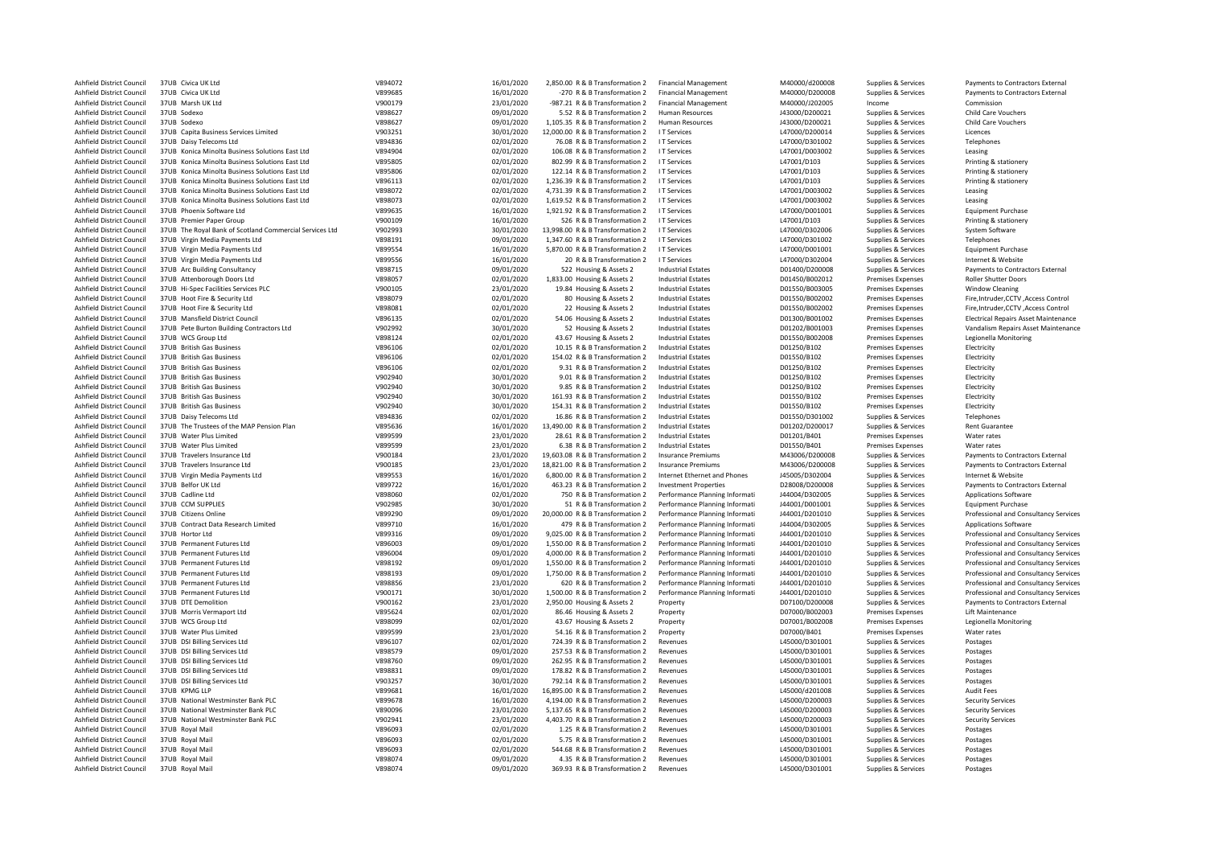| | | | | | | | | | |
|---|---|---|---|---|---|---|---|---|---|
| Ashfield District Council | 37UB Civica UK Ltd | V894072 | 16/01/2020 | 2,850.00 R & B Transformation 2 | Financial Management | M40000/d200008 | Supplies & Services | Payments to Contractors External |
| Ashfield District Council | 37UB Civica UK Ltd | V899685 | 16/01/2020 | -270 R & B Transformation 2 | Financial Management | M40000/D200008 | Supplies & Services | Payments to Contractors External |
| Ashfield District Council | 37UB Marsh UK Ltd | V900179 | 23/01/2020 | -987.21 R & B Transformation 2 | Financial Management | M40000/J202005 | Income | Commission |
| Ashfield District Council | 37UB Sodexo | V898627 | 09/01/2020 | 5.52 R & B Transformation 2 | Human Resources | J43000/D200021 | Supplies & Services | Child Care Vouchers |
| Ashfield District Council | 37UB Sodexo | V898627 | 09/01/2020 | 1,105.35 R & B Transformation 2 | Human Resources | J43000/D200021 | Supplies & Services | Child Care Vouchers |
| Ashfield District Council | 37UB Capita Business Services Limited | V903251 | 30/01/2020 | 12,000.00 R & B Transformation 2 | I T Services | L47000/D200014 | Supplies & Services | Licences |
| Ashfield District Council | 37UB Daisy Telecoms Ltd | V894836 | 02/01/2020 | 76.08 R & B Transformation 2 | I T Services | L47000/D301002 | Supplies & Services | Telephones |
| Ashfield District Council | 37UB Konica Minolta Business Solutions East Ltd | V894904 | 02/01/2020 | 106.08 R & B Transformation 2 | I T Services | L47001/D003002 | Supplies & Services | Leasing |
| Ashfield District Council | 37UB Konica Minolta Business Solutions East Ltd | V895805 | 02/01/2020 | 802.99 R & B Transformation 2 | I T Services | L47001/D103 | Supplies & Services | Printing & stationery |
| Ashfield District Council | 37UB Konica Minolta Business Solutions East Ltd | V895806 | 02/01/2020 | 122.14 R & B Transformation 2 | I T Services | L47001/D103 | Supplies & Services | Printing & stationery |
| Ashfield District Council | 37UB Konica Minolta Business Solutions East Ltd | V896113 | 02/01/2020 | 1,236.39 R & B Transformation 2 | I T Services | L47001/D103 | Supplies & Services | Printing & stationery |
| Ashfield District Council | 37UB Konica Minolta Business Solutions East Ltd | V898072 | 02/01/2020 | 4,731.39 R & B Transformation 2 | I T Services | L47001/D003002 | Supplies & Services | Leasing |
| Ashfield District Council | 37UB Konica Minolta Business Solutions East Ltd | V898073 | 02/01/2020 | 1,619.52 R & B Transformation 2 | I T Services | L47001/D003002 | Supplies & Services | Leasing |
| Ashfield District Council | 37UB Phoenix Software Ltd | V899635 | 16/01/2020 | 1,921.92 R & B Transformation 2 | I T Services | L47000/D001001 | Supplies & Services | Equipment Purchase |
| Ashfield District Council | 37UB Premier Paper Group | V900109 | 16/01/2020 | 526 R & B Transformation 2 | I T Services | L47001/D103 | Supplies & Services | Printing & stationery |
| Ashfield District Council | 37UB The Royal Bank of Scotland Commercial Services Ltd | V902993 | 30/01/2020 | 13,998.00 R & B Transformation 2 | I T Services | L47000/D302006 | Supplies & Services | System Software |
| Ashfield District Council | 37UB Virgin Media Payments Ltd | V898191 | 09/01/2020 | 1,347.60 R & B Transformation 2 | I T Services | L47000/D301002 | Supplies & Services | Telephones |
| Ashfield District Council | 37UB Virgin Media Payments Ltd | V899554 | 16/01/2020 | 5,870.00 R & B Transformation 2 | I T Services | L47000/D001001 | Supplies & Services | Equipment Purchase |
| Ashfield District Council | 37UB Virgin Media Payments Ltd | V899556 | 16/01/2020 | 20 R & B Transformation 2 | I T Services | L47000/D302004 | Supplies & Services | Internet & Website |
| Ashfield District Council | 37UB Arc Building Consultancy | V898715 | 09/01/2020 | 522 Housing & Assets 2 | Industrial Estates | D01400/D200008 | Supplies & Services | Payments to Contractors External |
| Ashfield District Council | 37UB Attenborough Doors Ltd | V898057 | 02/01/2020 | 1,833.00 Housing & Assets 2 | Industrial Estates | D01450/B002012 | Premises Expenses | Roller Shutter Doors |
| Ashfield District Council | 37UB Hi-Spec Facilities Services PLC | V900105 | 23/01/2020 | 19.84 Housing & Assets 2 | Industrial Estates | D01550/B003005 | Premises Expenses | Window Cleaning |
| Ashfield District Council | 37UB Hoot Fire & Security Ltd | V898079 | 02/01/2020 | 80 Housing & Assets 2 | Industrial Estates | D01550/B002002 | Premises Expenses | Fire,Intruder,CCTV ,Access Control |
| Ashfield District Council | 37UB Hoot Fire & Security Ltd | V898081 | 02/01/2020 | 22 Housing & Assets 2 | Industrial Estates | D01550/B002002 | Premises Expenses | Fire,Intruder,CCTV ,Access Control |
| Ashfield District Council | 37UB Mansfield District Council | V896135 | 02/01/2020 | 54.06 Housing & Assets 2 | Industrial Estates | D01300/B001002 | Premises Expenses | Electrical Repairs Asset Maintenance |
| Ashfield District Council | 37UB Pete Burton Building Contractors Ltd | V902992 | 30/01/2020 | 52 Housing & Assets 2 | Industrial Estates | D01202/B001003 | Premises Expenses | Vandalism Repairs Asset Maintenance |
| Ashfield District Council | 37UB WCS Group Ltd | V898124 | 02/01/2020 | 43.67 Housing & Assets 2 | Industrial Estates | D01550/B002008 | Premises Expenses | Legionella Monitoring |
| Ashfield District Council | 37UB British Gas Business | V896106 | 02/01/2020 | 10.15 R & B Transformation 2 | Industrial Estates | D01250/B102 | Premises Expenses | Electricity |
| Ashfield District Council | 37UB British Gas Business | V896106 | 02/01/2020 | 154.02 R & B Transformation 2 | Industrial Estates | D01550/B102 | Premises Expenses | Electricity |
| Ashfield District Council | 37UB British Gas Business | V896106 | 02/01/2020 | 9.31 R & B Transformation 2 | Industrial Estates | D01250/B102 | Premises Expenses | Electricity |
| Ashfield District Council | 37UB British Gas Business | V902940 | 30/01/2020 | 9.01 R & B Transformation 2 | Industrial Estates | D01250/B102 | Premises Expenses | Electricity |
| Ashfield District Council | 37UB British Gas Business | V902940 | 30/01/2020 | 9.85 R & B Transformation 2 | Industrial Estates | D01250/B102 | Premises Expenses | Electricity |
| Ashfield District Council | 37UB British Gas Business | V902940 | 30/01/2020 | 161.93 R & B Transformation 2 | Industrial Estates | D01550/B102 | Premises Expenses | Electricity |
| Ashfield District Council | 37UB British Gas Business | V902940 | 30/01/2020 | 154.31 R & B Transformation 2 | Industrial Estates | D01550/B102 | Premises Expenses | Electricity |
| Ashfield District Council | 37UB Daisy Telecoms Ltd | V894836 | 02/01/2020 | 16.86 R & B Transformation 2 | Industrial Estates | D01550/D301002 | Supplies & Services | Telephones |
| Ashfield District Council | 37UB The Trustees of the MAP Pension Plan | V895636 | 16/01/2020 | 13,490.00 R & B Transformation 2 | Industrial Estates | D01202/D200017 | Supplies & Services | Rent Guarantee |
| Ashfield District Council | 37UB Water Plus Limited | V899599 | 23/01/2020 | 28.61 R & B Transformation 2 | Industrial Estates | D01201/B401 | Premises Expenses | Water rates |
| Ashfield District Council | 37UB Water Plus Limited | V899599 | 23/01/2020 | 6.38 R & B Transformation 2 | Industrial Estates | D01550/B401 | Premises Expenses | Water rates |
| Ashfield District Council | 37UB Travelers Insurance Ltd | V900184 | 23/01/2020 | 19,603.08 R & B Transformation 2 | Insurance Premiums | M43006/D200008 | Supplies & Services | Payments to Contractors External |
| Ashfield District Council | 37UB Travelers Insurance Ltd | V900185 | 23/01/2020 | 18,821.00 R & B Transformation 2 | Insurance Premiums | M43006/D200008 | Supplies & Services | Payments to Contractors External |
| Ashfield District Council | 37UB Virgin Media Payments Ltd | V899553 | 16/01/2020 | 6,800.00 R & B Transformation 2 | Internet Ethernet and Phones | J45005/D302004 | Supplies & Services | Internet & Website |
| Ashfield District Council | 37UB Belfor UK Ltd | V899722 | 16/01/2020 | 463.23 R & B Transformation 2 | Investment Properties | D28008/D200008 | Supplies & Services | Payments to Contractors External |
| Ashfield District Council | 37UB Cadline Ltd | V898060 | 02/01/2020 | 750 R & B Transformation 2 | Performance Planning Informati | J44004/D302005 | Supplies & Services | Applications Software |
| Ashfield District Council | 37UB CCM SUPPLIES | V902985 | 30/01/2020 | 51 R & B Transformation 2 | Performance Planning Informati | J44001/D001001 | Supplies & Services | Equipment Purchase |
| Ashfield District Council | 37UB Citizens Online | V899290 | 09/01/2020 | 20,000.00 R & B Transformation 2 | Performance Planning Informati | J44001/D201010 | Supplies & Services | Professional and Consultancy Services |
| Ashfield District Council | 37UB Contract Data Research Limited | V899710 | 16/01/2020 | 479 R & B Transformation 2 | Performance Planning Informati | J44004/D302005 | Supplies & Services | Applications Software |
| Ashfield District Council | 37UB Hortor Ltd | V899316 | 09/01/2020 | 9,025.00 R & B Transformation 2 | Performance Planning Informati | J44001/D201010 | Supplies & Services | Professional and Consultancy Services |
| Ashfield District Council | 37UB Permanent Futures Ltd | V896003 | 09/01/2020 | 1,550.00 R & B Transformation 2 | Performance Planning Informati | J44001/D201010 | Supplies & Services | Professional and Consultancy Services |
| Ashfield District Council | 37UB Permanent Futures Ltd | V896004 | 09/01/2020 | 4,000.00 R & B Transformation 2 | Performance Planning Informati | J44001/D201010 | Supplies & Services | Professional and Consultancy Services |
| Ashfield District Council | 37UB Permanent Futures Ltd | V898192 | 09/01/2020 | 1,550.00 R & B Transformation 2 | Performance Planning Informati | J44001/D201010 | Supplies & Services | Professional and Consultancy Services |
| Ashfield District Council | 37UB Permanent Futures Ltd | V898193 | 09/01/2020 | 1,750.00 R & B Transformation 2 | Performance Planning Informati | J44001/D201010 | Supplies & Services | Professional and Consultancy Services |
| Ashfield District Council | 37UB Permanent Futures Ltd | V898856 | 23/01/2020 | 620 R & B Transformation 2 | Performance Planning Informati | J44001/D201010 | Supplies & Services | Professional and Consultancy Services |
| Ashfield District Council | 37UB Permanent Futures Ltd | V900171 | 30/01/2020 | 1,500.00 R & B Transformation 2 | Performance Planning Informati | J44001/D201010 | Supplies & Services | Professional and Consultancy Services |
| Ashfield District Council | 37UB DTE Demolition | V900162 | 23/01/2020 | 2,950.00 Housing & Assets 2 | Property | D07100/D200008 | Supplies & Services | Payments to Contractors External |
| Ashfield District Council | 37UB Morris Vermaport Ltd | V895624 | 02/01/2020 | 86.46 Housing & Assets 2 | Property | D07000/B002003 | Premises Expenses | Lift Maintenance |
| Ashfield District Council | 37UB WCS Group Ltd | V898099 | 02/01/2020 | 43.67 Housing & Assets 2 | Property | D07001/B002008 | Premises Expenses | Legionella Monitoring |
| Ashfield District Council | 37UB Water Plus Limited | V899599 | 23/01/2020 | 54.16 R & B Transformation 2 | Property | D07000/B401 | Premises Expenses | Water rates |
| Ashfield District Council | 37UB DSI Billing Services Ltd | V896107 | 02/01/2020 | 724.39 R & B Transformation 2 | Revenues | L45000/D301001 | Supplies & Services | Postages |
| Ashfield District Council | 37UB DSI Billing Services Ltd | V898579 | 09/01/2020 | 257.53 R & B Transformation 2 | Revenues | L45000/D301001 | Supplies & Services | Postages |
| Ashfield District Council | 37UB DSI Billing Services Ltd | V898760 | 09/01/2020 | 262.95 R & B Transformation 2 | Revenues | L45000/D301001 | Supplies & Services | Postages |
| Ashfield District Council | 37UB DSI Billing Services Ltd | V898831 | 09/01/2020 | 178.82 R & B Transformation 2 | Revenues | L45000/D301001 | Supplies & Services | Postages |
| Ashfield District Council | 37UB DSI Billing Services Ltd | V903257 | 30/01/2020 | 792.14 R & B Transformation 2 | Revenues | L45000/D301001 | Supplies & Services | Postages |
| Ashfield District Council | 37UB KPMG LLP | V899681 | 16/01/2020 | 16,895.00 R & B Transformation 2 | Revenues | L45000/d201008 | Supplies & Services | Audit Fees |
| Ashfield District Council | 37UB National Westminster Bank PLC | V899678 | 16/01/2020 | 4,194.00 R & B Transformation 2 | Revenues | L45000/D200003 | Supplies & Services | Security Services |
| Ashfield District Council | 37UB National Westminster Bank PLC | V890096 | 23/01/2020 | 5,137.65 R & B Transformation 2 | Revenues | L45000/D200003 | Supplies & Services | Security Services |
| Ashfield District Council | 37UB National Westminster Bank PLC | V902941 | 23/01/2020 | 4,403.70 R & B Transformation 2 | Revenues | L45000/D200003 | Supplies & Services | Security Services |
| Ashfield District Council | 37UB Royal Mail | V896093 | 02/01/2020 | 1.25 R & B Transformation 2 | Revenues | L45000/D301001 | Supplies & Services | Postages |
| Ashfield District Council | 37UB Royal Mail | V896093 | 02/01/2020 | 5.75 R & B Transformation 2 | Revenues | L45000/D301001 | Supplies & Services | Postages |
| Ashfield District Council | 37UB Royal Mail | V896093 | 02/01/2020 | 544.68 R & B Transformation 2 | Revenues | L45000/D301001 | Supplies & Services | Postages |
| Ashfield District Council | 37UB Royal Mail | V898074 | 09/01/2020 | 4.35 R & B Transformation 2 | Revenues | L45000/D301001 | Supplies & Services | Postages |
| Ashfield District Council | 37UB Royal Mail | V898074 | 09/01/2020 | 369.93 R & B Transformation 2 | Revenues | L45000/D301001 | Supplies & Services | Postages |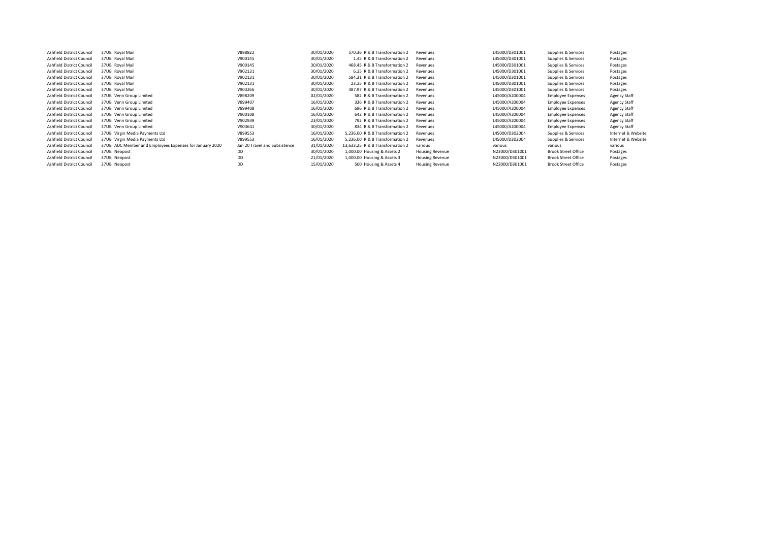| | | | | | | | | | | |
|---|---|---|---|---|---|---|---|---|---|---|
| Ashfield District Council | 37UB | Royal Mail | V898822 | 30/01/2020 | 570.36 | R & B Transformation 2 | Revenues | L45000/D301001 | Supplies & Services | Postages |
| Ashfield District Council | 37UB | Royal Mail | V900145 | 30/01/2020 | 1.45 | R & B Transformation 2 | Revenues | L45000/D301001 | Supplies & Services | Postages |
| Ashfield District Council | 37UB | Royal Mail | V900145 | 30/01/2020 | 468.45 | R & B Transformation 2 | Revenues | L45000/D301001 | Supplies & Services | Postages |
| Ashfield District Council | 37UB | Royal Mail | V902131 | 30/01/2020 | 6.25 | R & B Transformation 2 | Revenues | L45000/D301001 | Supplies & Services | Postages |
| Ashfield District Council | 37UB | Royal Mail | V902131 | 30/01/2020 | 584.31 | R & B Transformation 2 | Revenues | L45000/D301001 | Supplies & Services | Postages |
| Ashfield District Council | 37UB | Royal Mail | V902131 | 30/01/2020 | 23.25 | R & B Transformation 2 | Revenues | L45000/D301001 | Supplies & Services | Postages |
| Ashfield District Council | 37UB | Royal Mail | V903266 | 30/01/2020 | 487.97 | R & B Transformation 2 | Revenues | L45000/D301001 | Supplies & Services | Postages |
| Ashfield District Council | 37UB | Venn Group Limited | V898209 | 02/01/2020 | 582 | R & B Transformation 2 | Revenues | L45000/A200004 | Employee Expenses | Agency Staff |
| Ashfield District Council | 37UB | Venn Group Limited | V899407 | 16/01/2020 | 336 | R & B Transformation 2 | Revenues | L45000/A200004 | Employee Expenses | Agency Staff |
| Ashfield District Council | 37UB | Venn Group Limited | V899408 | 16/01/2020 | 696 | R & B Transformation 2 | Revenues | L45000/A200004 | Employee Expenses | Agency Staff |
| Ashfield District Council | 37UB | Venn Group Limited | V900108 | 16/01/2020 | 642 | R & B Transformation 2 | Revenues | L45000/A200004 | Employee Expenses | Agency Staff |
| Ashfield District Council | 37UB | Venn Group Limited | V902939 | 23/01/2020 | 792 | R & B Transformation 2 | Revenues | L45000/A200004 | Employee Expenses | Agency Staff |
| Ashfield District Council | 37UB | Venn Group Limited | V903641 | 30/01/2020 | 834 | R & B Transformation 2 | Revenues | L45000/A200004 | Employee Expenses | Agency Staff |
| Ashfield District Council | 37UB | Virgin Media Payments Ltd | V899553 | 16/01/2020 | 5,236.00 | R & B Transformation 2 | Revenues | L45000/D302004 | Supplies & Services | Internet & Website |
| Ashfield District Council | 37UB | Virgin Media Payments Ltd | V899553 | 16/01/2020 | 5,236.00 | R & B Transformation 2 | Revenues | L45000/D302004 | Supplies & Services | Internet & Website |
| Ashfield District Council | 37UB | ADC Member and Employees Expenses for January 2020 | Jan 20 Travel and Subsistence | 31/01/2020 | 13,633.25 | R & B Transformation 2 | various | various | various | various |
| Ashfield District Council | 37UB | Neopost | DD | 30/01/2020 | 1,000.00 | Housing & Assets 2 | Housing Revenue | N23000/D301001 | Brook Street Office | Postages |
| Ashfield District Council | 37UB | Neopost | DD | 21/01/2020 | 1,000.00 | Housing & Assets 3 | Housing Revenue | N23000/D301001 | Brook Street Office | Postages |
| Ashfield District Council | 37UB | Neopost | DD | 15/01/2020 | 500 | Housing & Assets 4 | Housing Revenue | N23000/D301001 | Brook Street Office | Postages |